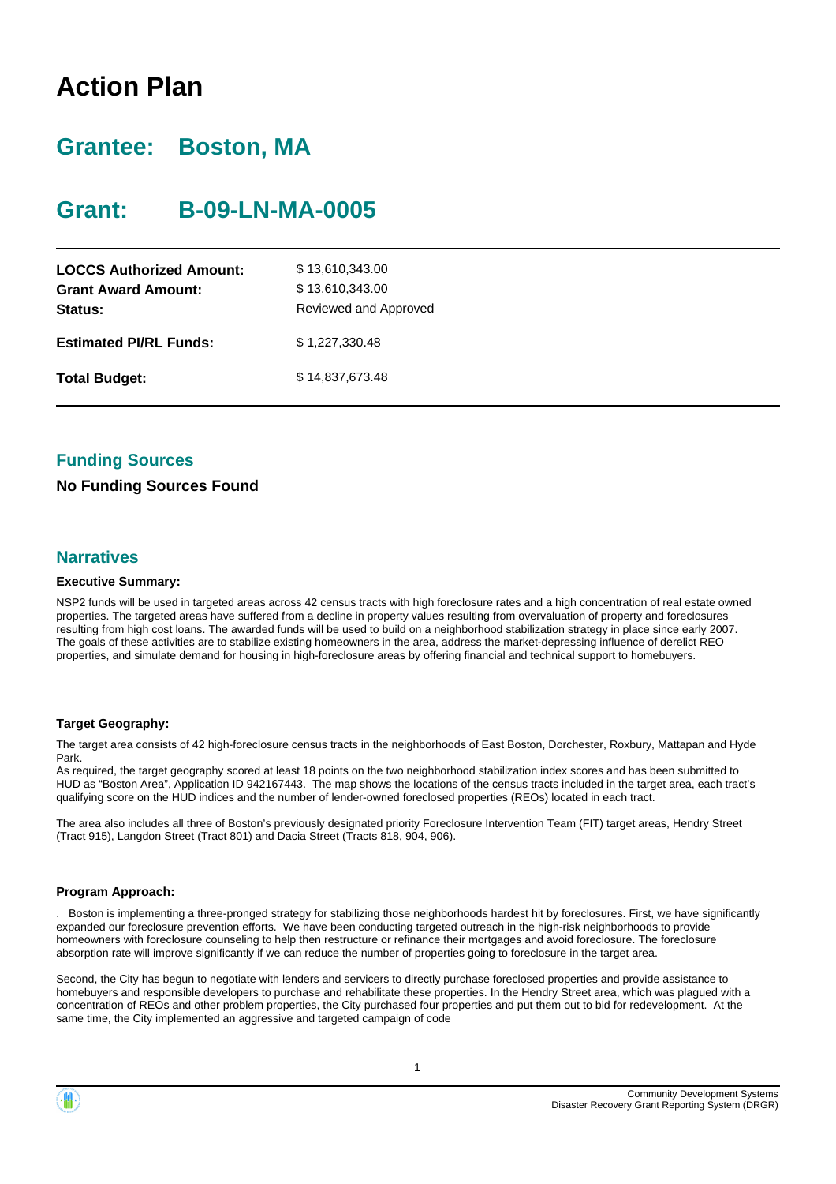# Action Plan

## Grantee: Boston, MA

## Grant: B-09-LN-MA-0005

| | |
|---|---|
| **LOCCS Authorized Amount:** | $ 13,610,343.00 |
| **Grant Award Amount:** | $ 13,610,343.00 |
| **Status:** | Reviewed and Approved |
| **Estimated PI/RL Funds:** | $ 1,227,330.48 |
| **Total Budget:** | $ 14,837,673.48 |

### Funding Sources

**No Funding Sources Found**

### Narratives

**Executive Summary:**

NSP2 funds will be used in targeted areas across 42 census tracts with high foreclosure rates and a high concentration of real estate owned properties. The targeted areas have suffered from a decline in property values resulting from overvaluation of property and foreclosures resulting from high cost loans. The awarded funds will be used to build on a neighborhood stabilization strategy in place since early 2007. The goals of these activities are to stabilize existing homeowners in the area, address the market-depressing influence of derelict REO properties, and simulate demand for housing in high-foreclosure areas by offering financial and technical support to homebuyers.

**Target Geography:**

The target area consists of 42 high-foreclosure census tracts in the neighborhoods of East Boston, Dorchester, Roxbury, Mattapan and Hyde Park.
As required, the target geography scored at least 18 points on the two neighborhood stabilization index scores and has been submitted to HUD as "Boston Area", Application ID 942167443. The map shows the locations of the census tracts included in the target area, each tract's qualifying score on the HUD indices and the number of lender-owned foreclosed properties (REOs) located in each tract.

The area also includes all three of Boston's previously designated priority Foreclosure Intervention Team (FIT) target areas, Hendry Street (Tract 915), Langdon Street (Tract 801) and Dacia Street (Tracts 818, 904, 906).

**Program Approach:**

. Boston is implementing a three-pronged strategy for stabilizing those neighborhoods hardest hit by foreclosures. First, we have significantly expanded our foreclosure prevention efforts. We have been conducting targeted outreach in the high-risk neighborhoods to provide homeowners with foreclosure counseling to help then restructure or refinance their mortgages and avoid foreclosure. The foreclosure absorption rate will improve significantly if we can reduce the number of properties going to foreclosure in the target area.

Second, the City has begun to negotiate with lenders and servicers to directly purchase foreclosed properties and provide assistance to homebuyers and responsible developers to purchase and rehabilitate these properties. In the Hendry Street area, which was plagued with a concentration of REOs and other problem properties, the City purchased four properties and put them out to bid for redevelopment. At the same time, the City implemented an aggressive and targeted campaign of code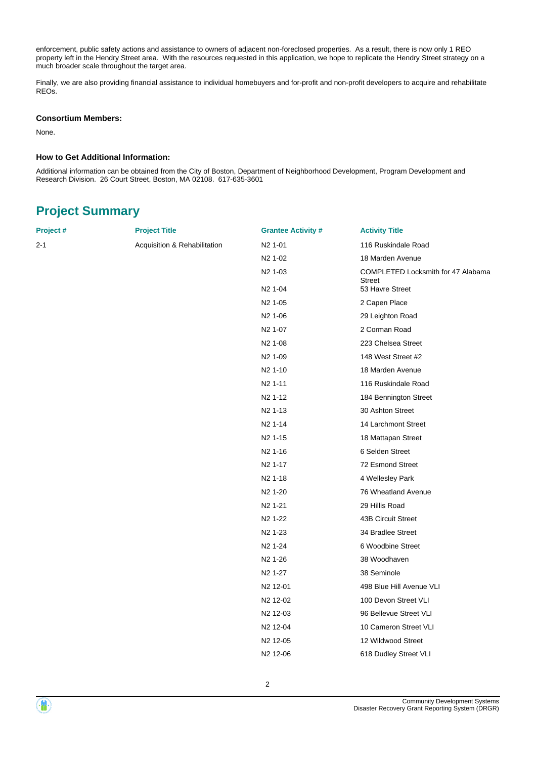enforcement, public safety actions and assistance to owners of adjacent non-foreclosed properties. As a result, there is now only 1 REO property left in the Hendry Street area. With the resources requested in this application, we hope to replicate the Hendry Street strategy on a much broader scale throughout the target area.

Finally, we are also providing financial assistance to individual homebuyers and for-profit and non-profit developers to acquire and rehabilitate REOs.

### Consortium Members:

None.

### How to Get Additional Information:

Additional information can be obtained from the City of Boston, Department of Neighborhood Development, Program Development and Research Division. 26 Court Street, Boston, MA 02108. 617-635-3601

## Project Summary

| Project # | Project Title | Grantee Activity # | Activity Title |
|---|---|---|---|
| 2-1 | Acquisition & Rehabilitation | N2 1-01 | 116 Ruskindale Road |
| | | N2 1-02 | 18 Marden Avenue |
| | | N2 1-03 | COMPLETED Locksmith for 47 Alabama Street |
| | | N2 1-04 | 53 Havre Street |
| | | N2 1-05 | 2 Capen Place |
| | | N2 1-06 | 29 Leighton Road |
| | | N2 1-07 | 2 Corman Road |
| | | N2 1-08 | 223 Chelsea Street |
| | | N2 1-09 | 148 West Street #2 |
| | | N2 1-10 | 18 Marden Avenue |
| | | N2 1-11 | 116 Ruskindale Road |
| | | N2 1-12 | 184 Bennington Street |
| | | N2 1-13 | 30 Ashton Street |
| | | N2 1-14 | 14 Larchmont Street |
| | | N2 1-15 | 18 Mattapan Street |
| | | N2 1-16 | 6 Selden Street |
| | | N2 1-17 | 72 Esmond Street |
| | | N2 1-18 | 4 Wellesley Park |
| | | N2 1-20 | 76 Wheatland Avenue |
| | | N2 1-21 | 29 Hillis Road |
| | | N2 1-22 | 43B Circuit Street |
| | | N2 1-23 | 34 Bradlee Street |
| | | N2 1-24 | 6 Woodbine Street |
| | | N2 1-26 | 38 Woodhaven |
| | | N2 1-27 | 38 Seminole |
| | | N2 12-01 | 498 Blue Hill Avenue VLI |
| | | N2 12-02 | 100 Devon Street VLI |
| | | N2 12-03 | 96 Bellevue Street VLI |
| | | N2 12-04 | 10 Cameron Street VLI |
| | | N2 12-05 | 12 Wildwood Street |
| | | N2 12-06 | 618 Dudley Street VLI |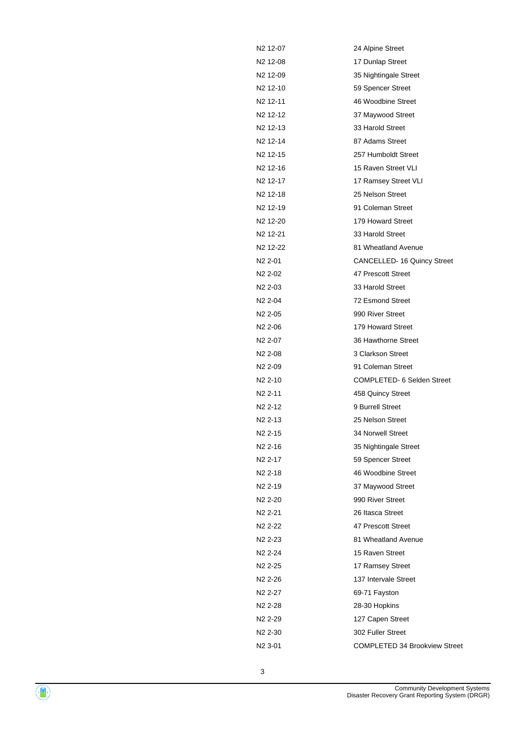| | |
|---|---|
| N2 12-07 | 24 Alpine Street |
| N2 12-08 | 17 Dunlap Street |
| N2 12-09 | 35 Nightingale Street |
| N2 12-10 | 59 Spencer Street |
| N2 12-11 | 46 Woodbine Street |
| N2 12-12 | 37 Maywood Street |
| N2 12-13 | 33 Harold Street |
| N2 12-14 | 87 Adams Street |
| N2 12-15 | 257 Humboldt Street |
| N2 12-16 | 15 Raven Street VLI |
| N2 12-17 | 17 Ramsey Street VLI |
| N2 12-18 | 25 Nelson Street |
| N2 12-19 | 91 Coleman Street |
| N2 12-20 | 179 Howard Street |
| N2 12-21 | 33 Harold Street |
| N2 12-22 | 81 Wheatland Avenue |
| N2 2-01 | CANCELLED- 16 Quincy Street |
| N2 2-02 | 47 Prescott Street |
| N2 2-03 | 33 Harold Street |
| N2 2-04 | 72 Esmond Street |
| N2 2-05 | 990 River Street |
| N2 2-06 | 179 Howard Street |
| N2 2-07 | 36 Hawthorne Street |
| N2 2-08 | 3 Clarkson Street |
| N2 2-09 | 91 Coleman Street |
| N2 2-10 | COMPLETED- 6 Selden Street |
| N2 2-11 | 458 Quincy Street |
| N2 2-12 | 9 Burrell Street |
| N2 2-13 | 25 Nelson Street |
| N2 2-15 | 34 Norwell Street |
| N2 2-16 | 35 Nightingale Street |
| N2 2-17 | 59 Spencer Street |
| N2 2-18 | 46 Woodbine Street |
| N2 2-19 | 37 Maywood Street |
| N2 2-20 | 990 River Street |
| N2 2-21 | 26 Itasca Street |
| N2 2-22 | 47 Prescott Street |
| N2 2-23 | 81 Wheatland Avenue |
| N2 2-24 | 15 Raven Street |
| N2 2-25 | 17 Ramsey Street |
| N2 2-26 | 137 Intervale Street |
| N2 2-27 | 69-71 Fayston |
| N2 2-28 | 28-30 Hopkins |
| N2 2-29 | 127 Capen Street |
| N2 2-30 | 302 Fuller Street |
| N2 3-01 | COMPLETED 34 Brookview Street |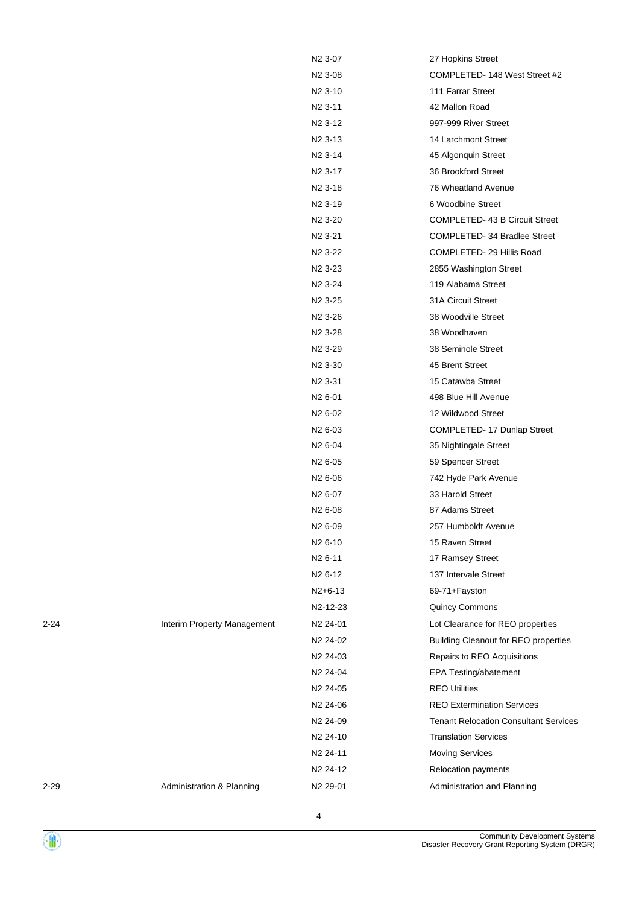| | | | |
|---|---|---|---|
| | | N2 3-07 | 27 Hopkins Street |
| | | N2 3-08 | COMPLETED- 148 West Street #2 |
| | | N2 3-10 | 111 Farrar Street |
| | | N2 3-11 | 42 Mallon Road |
| | | N2 3-12 | 997-999 River Street |
| | | N2 3-13 | 14 Larchmont Street |
| | | N2 3-14 | 45 Algonquin Street |
| | | N2 3-17 | 36 Brookford Street |
| | | N2 3-18 | 76 Wheatland Avenue |
| | | N2 3-19 | 6 Woodbine Street |
| | | N2 3-20 | COMPLETED- 43 B Circuit Street |
| | | N2 3-21 | COMPLETED- 34 Bradlee Street |
| | | N2 3-22 | COMPLETED- 29 Hillis Road |
| | | N2 3-23 | 2855 Washington Street |
| | | N2 3-24 | 119 Alabama Street |
| | | N2 3-25 | 31A Circuit Street |
| | | N2 3-26 | 38 Woodville Street |
| | | N2 3-28 | 38 Woodhaven |
| | | N2 3-29 | 38 Seminole Street |
| | | N2 3-30 | 45 Brent Street |
| | | N2 3-31 | 15 Catawba Street |
| | | N2 6-01 | 498 Blue Hill Avenue |
| | | N2 6-02 | 12 Wildwood Street |
| | | N2 6-03 | COMPLETED- 17 Dunlap Street |
| | | N2 6-04 | 35 Nightingale Street |
| | | N2 6-05 | 59 Spencer Street |
| | | N2 6-06 | 742 Hyde Park Avenue |
| | | N2 6-07 | 33 Harold Street |
| | | N2 6-08 | 87 Adams Street |
| | | N2 6-09 | 257 Humboldt Avenue |
| | | N2 6-10 | 15 Raven Street |
| | | N2 6-11 | 17 Ramsey Street |
| | | N2 6-12 | 137 Intervale Street |
| | | N2+6-13 | 69-71+Fayston |
| | | N2-12-23 | Quincy Commons |
| 2-24 | Interim Property Management | N2 24-01 | Lot Clearance for REO properties |
| | | N2 24-02 | Building Cleanout for REO properties |
| | | N2 24-03 | Repairs to REO Acquisitions |
| | | N2 24-04 | EPA Testing/abatement |
| | | N2 24-05 | REO Utilities |
| | | N2 24-06 | REO Extermination Services |
| | | N2 24-09 | Tenant Relocation Consultant Services |
| | | N2 24-10 | Translation Services |
| | | N2 24-11 | Moving Services |
| | | N2 24-12 | Relocation payments |
| 2-29 | Administration & Planning | N2 29-01 | Administration and Planning |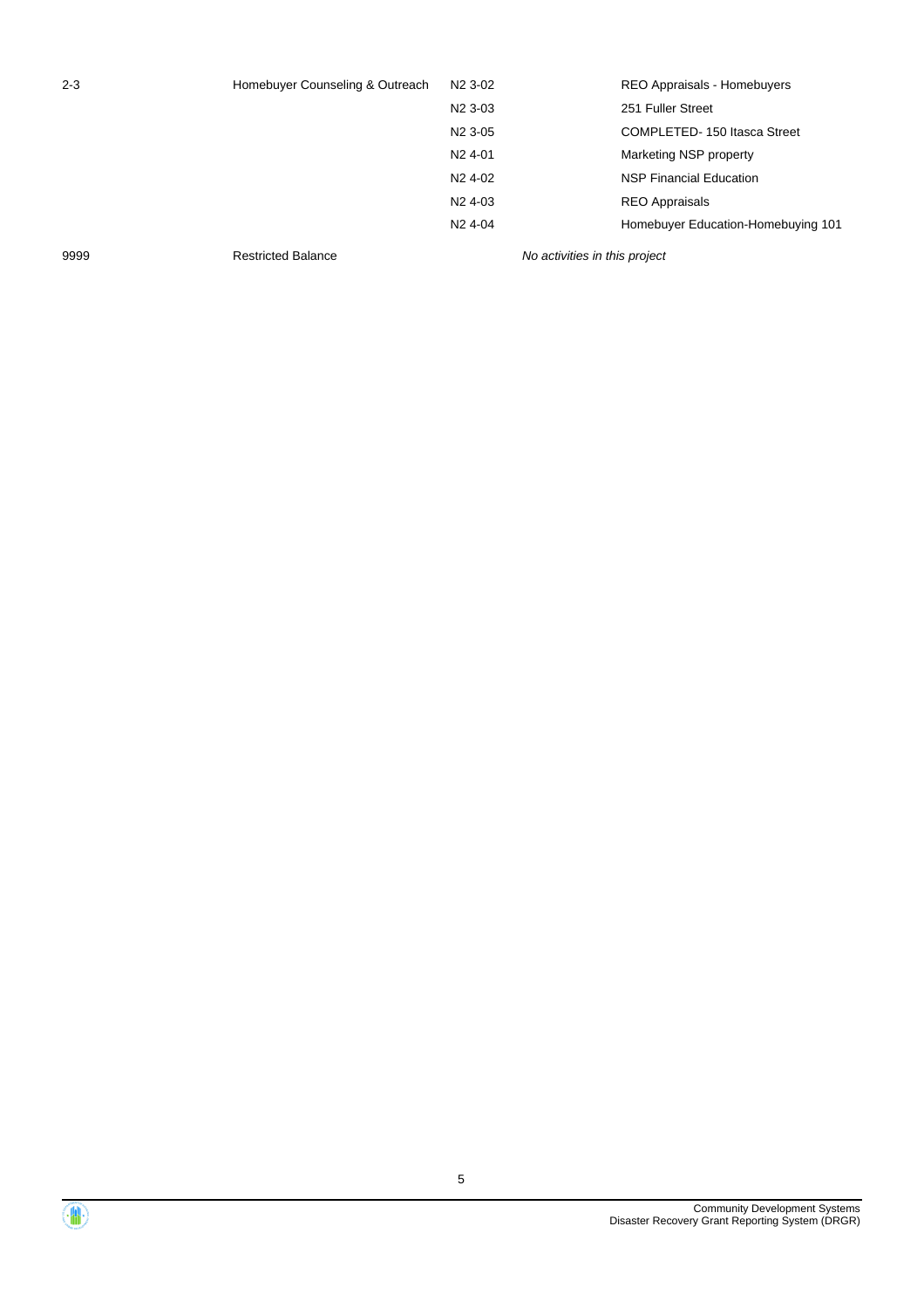| | | | |
|---|---|---|---|
| 2-3 | Homebuyer Counseling & Outreach | N2 3-02 | REO Appraisals - Homebuyers |
| | | N2 3-03 | 251 Fuller Street |
| | | N2 3-05 | COMPLETED- 150 Itasca Street |
| | | N2 4-01 | Marketing NSP property |
| | | N2 4-02 | NSP Financial Education |
| | | N2 4-03 | REO Appraisals |
| | | N2 4-04 | Homebuyer Education-Homebuying 101 |
| 9999 | Restricted Balance | *No activities in this project* | |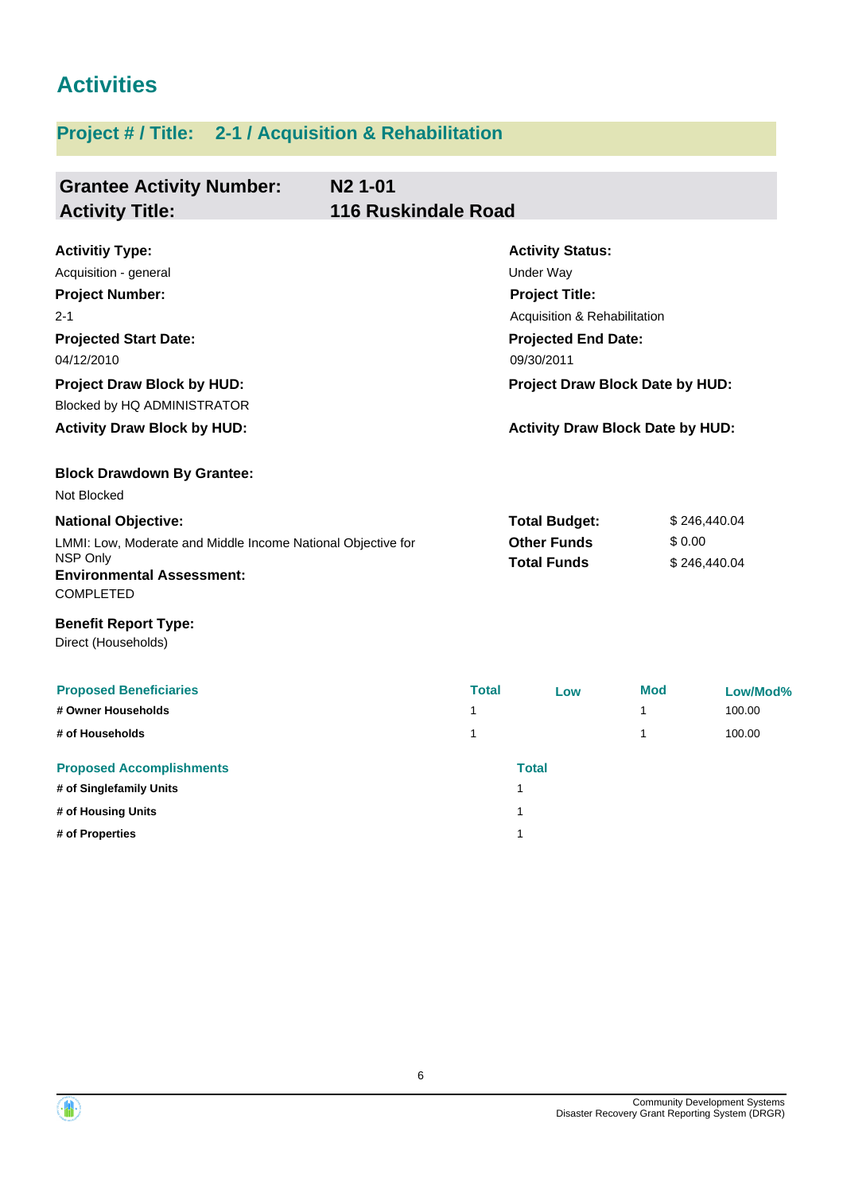# Activities

## Project # / Title: 2-1 / Acquisition & Rehabilitation

**Grantee Activity Number:** N2 1-01
**Activity Title:** 116 Ruskindale Road

**Activitiy Type:**
Acquisition - general

**Activity Status:**
Under Way

**Project Number:**
2-1

**Project Title:**
Acquisition & Rehabilitation

**Projected Start Date:**
04/12/2010

**Projected End Date:**
09/30/2011

**Project Draw Block by HUD:**
Blocked by HQ ADMINISTRATOR

**Project Draw Block Date by HUD:**

**Activity Draw Block by HUD:**

**Activity Draw Block Date by HUD:**

**Block Drawdown By Grantee:**
Not Blocked

**National Objective:**
LMMI: Low, Moderate and Middle Income National Objective for NSP Only

**Total Budget:** $ 246,440.04
**Other Funds** $ 0.00
**Total Funds** $ 246,440.04

**Environmental Assessment:**
COMPLETED

**Benefit Report Type:**
Direct (Households)

| Proposed Beneficiaries | Total | Low | Mod | Low/Mod% |
|---|---|---|---|---|
| # Owner Households | 1 | | 1 | 100.00 |
| # of Households | 1 | | 1 | 100.00 |

| Proposed Accomplishments | Total |
|---|---|
| # of Singlefamily Units | 1 |
| # of Housing Units | 1 |
| # of Properties | 1 |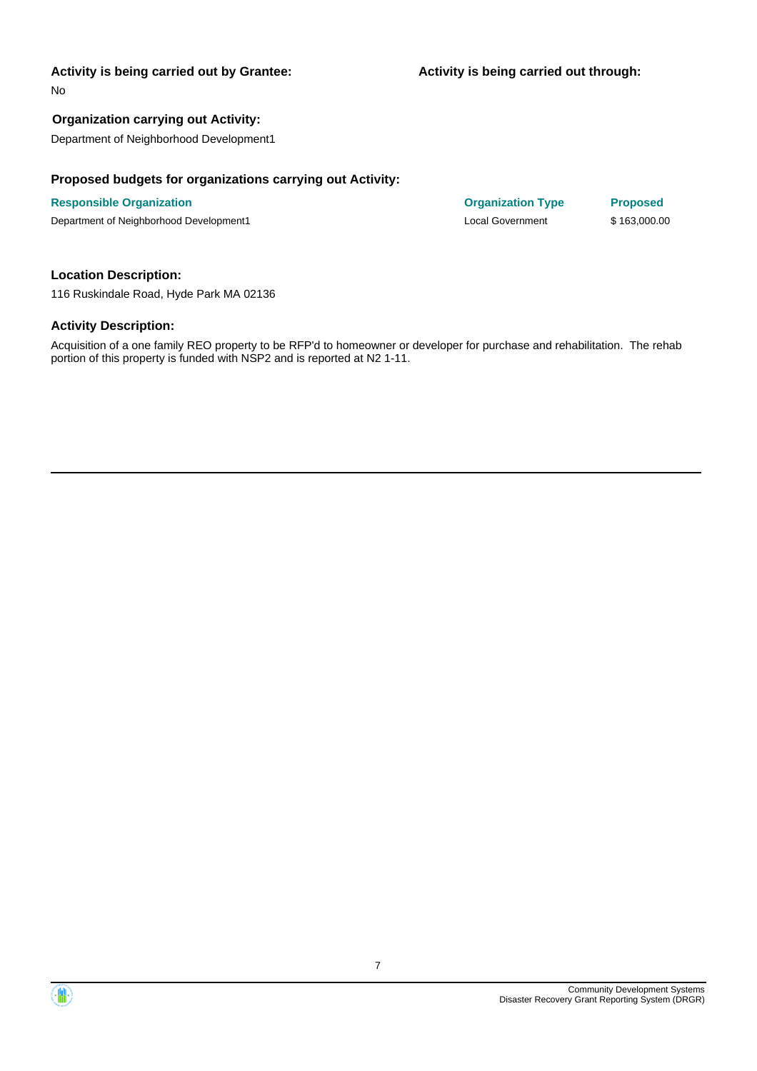**Activity is being carried out by Grantee:**

No

**Activity is being carried out through:**

**Organization carrying out Activity:**

Department of Neighborhood Development1

**Proposed budgets for organizations carrying out Activity:**

| Responsible Organization | Organization Type | Proposed |
| --- | --- | --- |
| Department of Neighborhood Development1 | Local Government | $ 163,000.00 |

**Location Description:**

116 Ruskindale Road, Hyde Park MA 02136

**Activity Description:**

Acquisition of a one family REO property to be RFP'd to homeowner or developer for purchase and rehabilitation. The rehab portion of this property is funded with NSP2 and is reported at N2 1-11.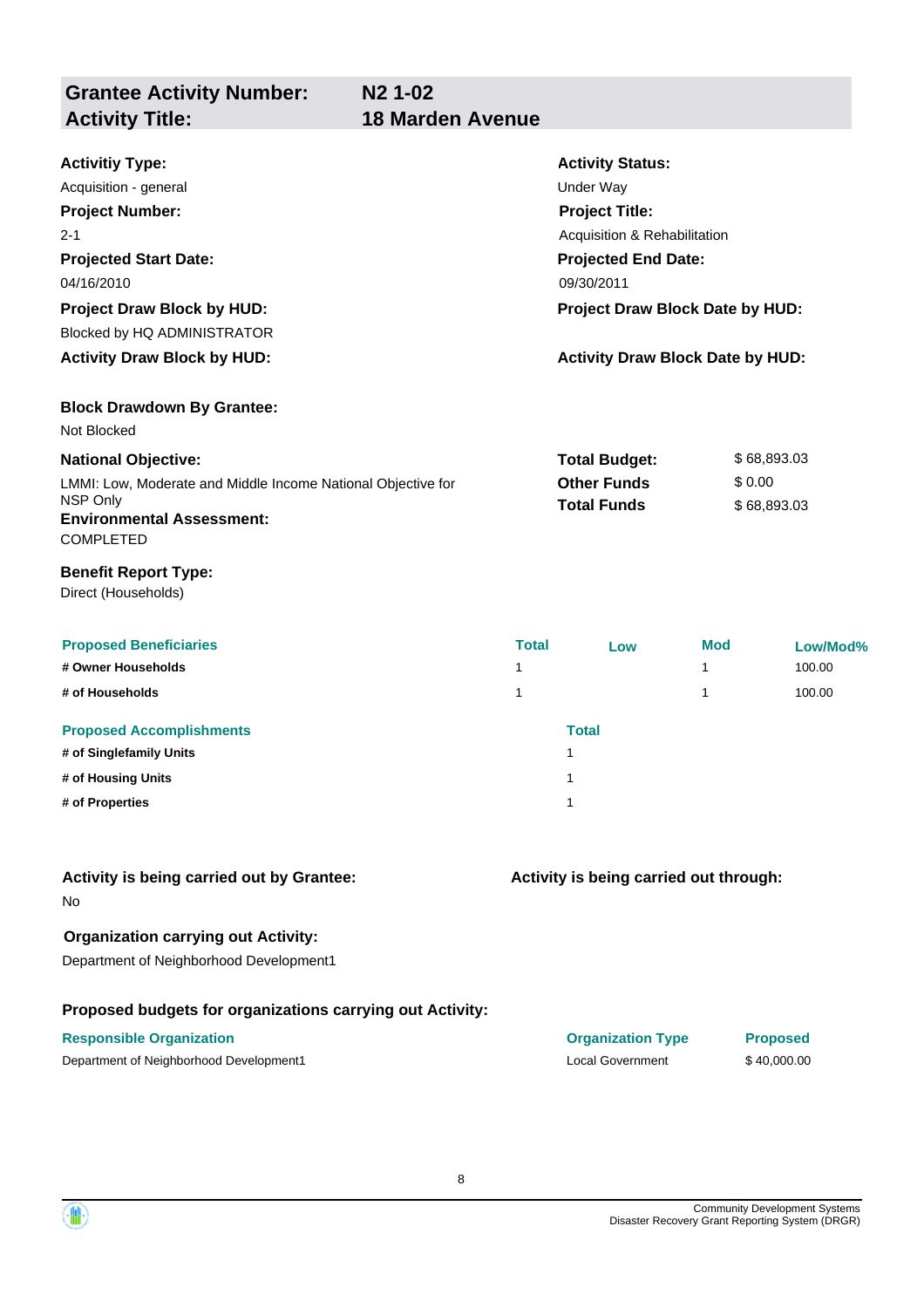## Grantee Activity Number: N2 1-02
## Activity Title: 18 Marden Avenue

**Activitiy Type:**
Acquisition - general

**Activity Status:**
Under Way

**Project Number:**
2-1

**Project Title:**
Acquisition & Rehabilitation

**Projected Start Date:**
04/16/2010

**Projected End Date:**
09/30/2011

**Project Draw Block by HUD:**
Blocked by HQ ADMINISTRATOR

**Project Draw Block Date by HUD:**

**Activity Draw Block by HUD:**

**Activity Draw Block Date by HUD:**

**Block Drawdown By Grantee:**
Not Blocked

**National Objective:**
LMMI: Low, Moderate and Middle Income National Objective for NSP Only

| | |
|---|---|
| **Total Budget:** | $ 68,893.03 |
| **Other Funds** | $ 0.00 |
| **Total Funds** | $ 68,893.03 |

**Environmental Assessment:**
COMPLETED

**Benefit Report Type:**
Direct (Households)

| Proposed Beneficiaries | Total | Low | Mod | Low/Mod% |
|---|---|---|---|---|
| # Owner Households | 1 | | 1 | 100.00 |
| # of Households | 1 | | 1 | 100.00 |

| Proposed Accomplishments | Total |
|---|---|
| # of Singlefamily Units | 1 |
| # of Housing Units | 1 |
| # of Properties | 1 |

**Activity is being carried out by Grantee:**
No

**Activity is being carried out through:**

**Organization carrying out Activity:**
Department of Neighborhood Development1

**Proposed budgets for organizations carrying out Activity:**

| Responsible Organization | Organization Type | Proposed |
|---|---|---|
| Department of Neighborhood Development1 | Local Government | $ 40,000.00 |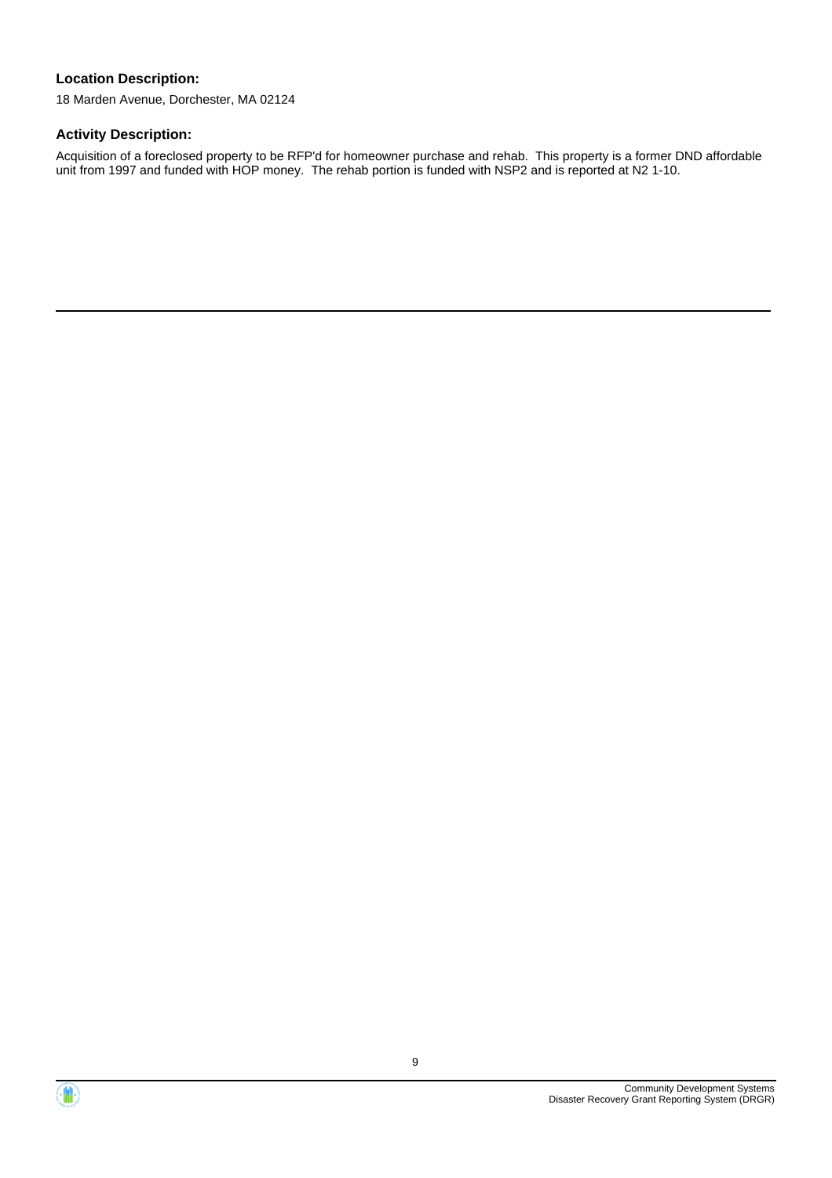### Location Description:

18 Marden Avenue, Dorchester, MA 02124

### Activity Description:

Acquisition of a foreclosed property to be RFP'd for homeowner purchase and rehab. This property is a former DND affordable unit from 1997 and funded with HOP money. The rehab portion is funded with NSP2 and is reported at N2 1-10.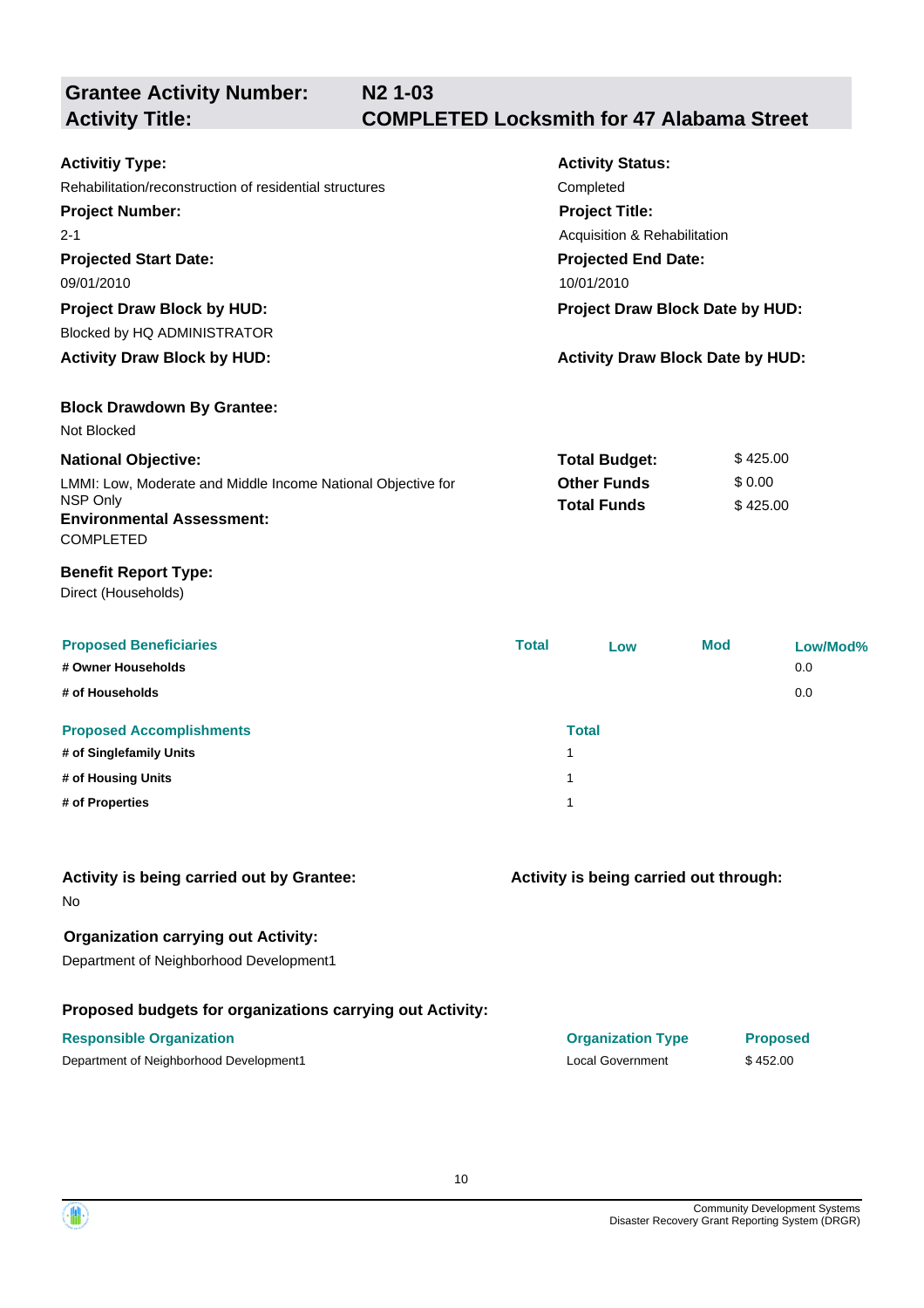## Grantee Activity Number: N2 1-03
## Activity Title: COMPLETED Locksmith for 47 Alabama Street

**Activitiy Type:**
Rehabilitation/reconstruction of residential structures

**Activity Status:**
Completed

**Project Number:**
2-1

**Project Title:**
Acquisition & Rehabilitation

**Projected Start Date:**
09/01/2010

**Projected End Date:**
10/01/2010

**Project Draw Block by HUD:**
Blocked by HQ ADMINISTRATOR

**Project Draw Block Date by HUD:**

**Activity Draw Block by HUD:**

**Activity Draw Block Date by HUD:**

**Block Drawdown By Grantee:**
Not Blocked

**National Objective:**
LMMI: Low, Moderate and Middle Income National Objective for NSP Only

| | |
|---|---|
| **Total Budget:** | $ 425.00 |
| **Other Funds** | $ 0.00 |
| **Total Funds** | $ 425.00 |

**Environmental Assessment:**
COMPLETED

**Benefit Report Type:**
Direct (Households)

| Proposed Beneficiaries | Total | Low | Mod | Low/Mod% |
|---|---|---|---|---|
| # Owner Households | | | | 0.0 |
| # of Households | | | | 0.0 |

| Proposed Accomplishments | Total |
|---|---|
| # of Singlefamily Units | 1 |
| # of Housing Units | 1 |
| # of Properties | 1 |

**Activity is being carried out by Grantee:**
No

**Activity is being carried out through:**

**Organization carrying out Activity:**
Department of Neighborhood Development1

**Proposed budgets for organizations carrying out Activity:**

| Responsible Organization | Organization Type | Proposed |
|---|---|---|
| Department of Neighborhood Development1 | Local Government | $ 452.00 |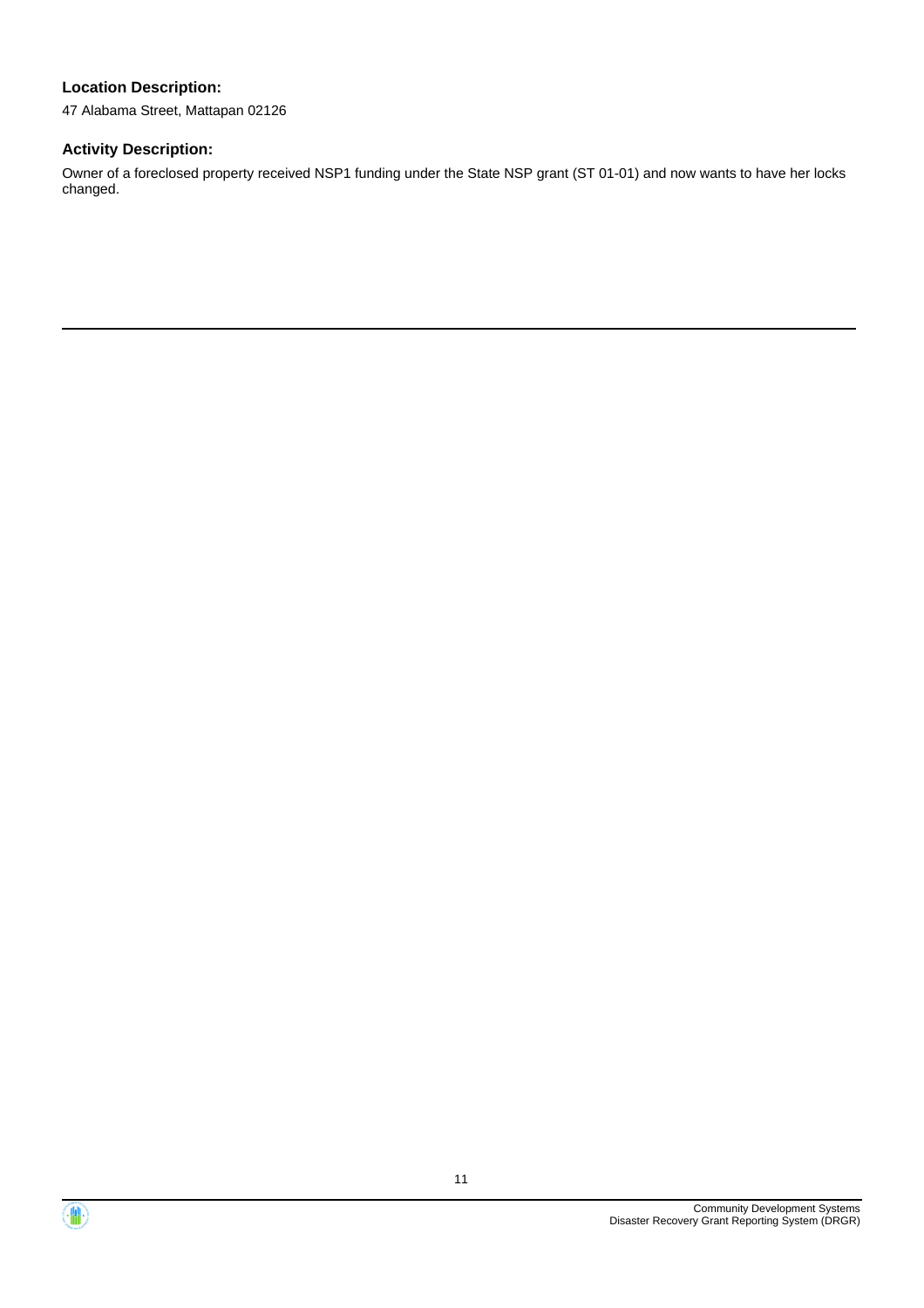**Location Description:**

47 Alabama Street, Mattapan 02126

**Activity Description:**

Owner of a foreclosed property received NSP1 funding under the State NSP grant (ST 01-01) and now wants to have her locks changed.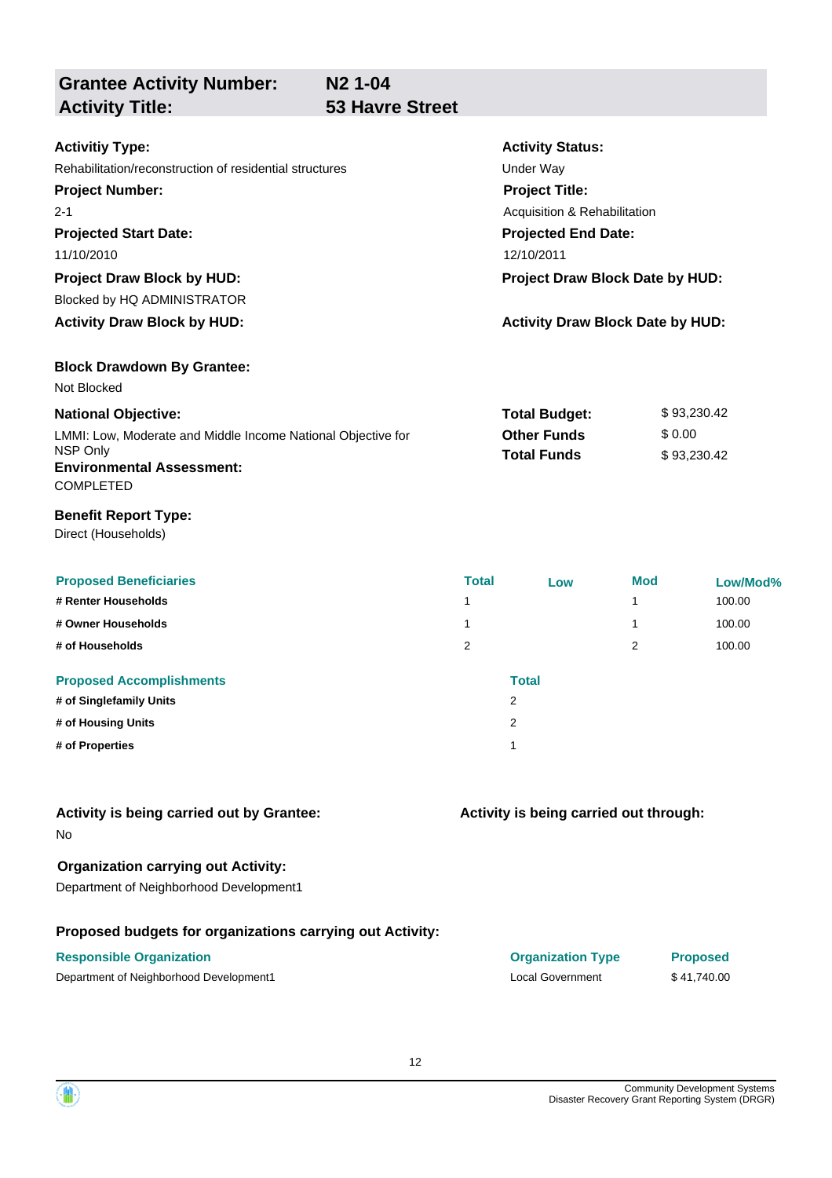## Grantee Activity Number: N2 1-04
## Activity Title: 53 Havre Street

**Activitiy Type:**
Rehabilitation/reconstruction of residential structures

**Activity Status:**
Under Way

**Project Number:**
2-1

**Project Title:**
Acquisition & Rehabilitation

**Projected Start Date:**
11/10/2010

**Projected End Date:**
12/10/2011

**Project Draw Block by HUD:**
Blocked by HQ ADMINISTRATOR

**Project Draw Block Date by HUD:**

**Activity Draw Block by HUD:**

**Activity Draw Block Date by HUD:**

**Block Drawdown By Grantee:**
Not Blocked

**National Objective:**
LMMI: Low, Moderate and Middle Income National Objective for NSP Only

**Total Budget:** $ 93,230.42
**Other Funds** $ 0.00
**Total Funds** $ 93,230.42

**Environmental Assessment:**
COMPLETED

**Benefit Report Type:**
Direct (Households)

| Proposed Beneficiaries | Total | Low | Mod | Low/Mod% |
|---|---|---|---|---|
| # Renter Households | 1 | | 1 | 100.00 |
| # Owner Households | 1 | | 1 | 100.00 |
| # of Households | 2 | | 2 | 100.00 |

| Proposed Accomplishments | Total |
|---|---|
| # of Singlefamily Units | 2 |
| # of Housing Units | 2 |
| # of Properties | 1 |

**Activity is being carried out by Grantee:**
No

**Activity is being carried out through:**

**Organization carrying out Activity:**
Department of Neighborhood Development1

**Proposed budgets for organizations carrying out Activity:**

| Responsible Organization | Organization Type | Proposed |
|---|---|---|
| Department of Neighborhood Development1 | Local Government | $ 41,740.00 |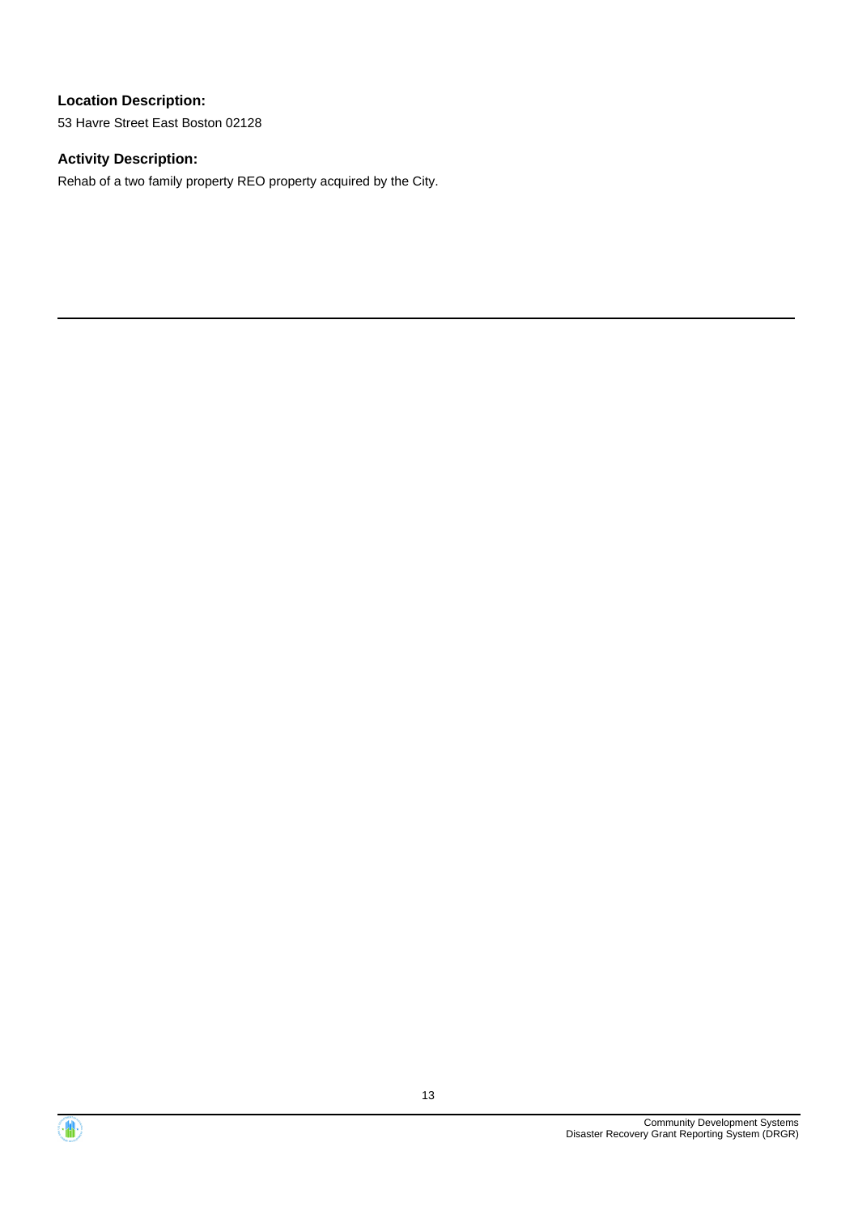### Location Description:

53 Havre Street East Boston 02128

### Activity Description:

Rehab of a two family property REO property acquired by the City.

---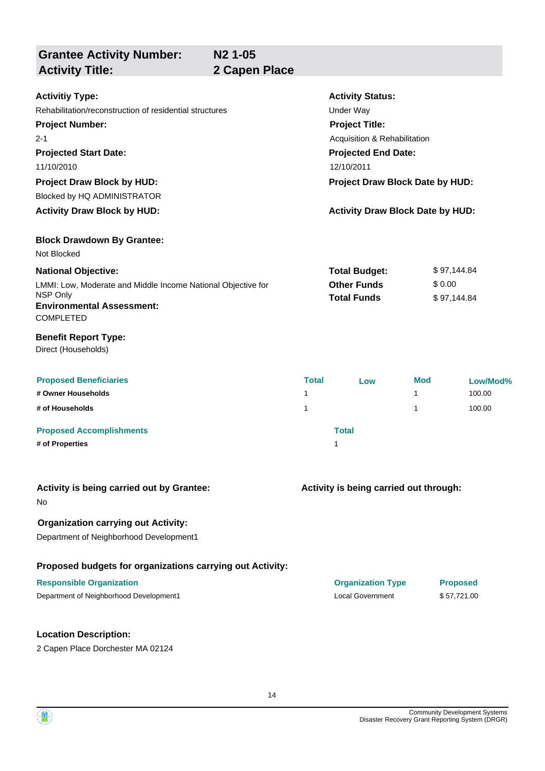| **Grantee Activity Number:** | **N2 1-05** |
|---|---|
| **Activity Title:** | **2 Capen Place** |

**Activitiy Type:**
Rehabilitation/reconstruction of residential structures

**Activity Status:**
Under Way

**Project Number:**
2-1

**Project Title:**
Acquisition & Rehabilitation

**Projected Start Date:**
11/10/2010

**Projected End Date:**
12/10/2011

**Project Draw Block by HUD:**
Blocked by HQ ADMINISTRATOR

**Project Draw Block Date by HUD:**

**Activity Draw Block by HUD:**

**Activity Draw Block Date by HUD:**

**Block Drawdown By Grantee:**
Not Blocked

**National Objective:**
LMMI: Low, Moderate and Middle Income National Objective for NSP Only

| | |
|---|---|
| **Total Budget:** | $ 97,144.84 |
| **Other Funds** | $ 0.00 |
| **Total Funds** | $ 97,144.84 |

**Environmental Assessment:**
COMPLETED

**Benefit Report Type:**
Direct (Households)

| Proposed Beneficiaries | Total | Low | Mod | Low/Mod% |
|---|---|---|---|---|
| # Owner Households | 1 | | 1 | 100.00 |
| # of Households | 1 | | 1 | 100.00 |

| Proposed Accomplishments | Total |
|---|---|
| # of Properties | 1 |

**Activity is being carried out by Grantee:**
No

**Activity is being carried out through:**

**Organization carrying out Activity:**
Department of Neighborhood Development1

**Proposed budgets for organizations carrying out Activity:**

| Responsible Organization | Organization Type | Proposed |
|---|---|---|
| Department of Neighborhood Development1 | Local Government | $ 57,721.00 |

**Location Description:**
2 Capen Place Dorchester MA 02124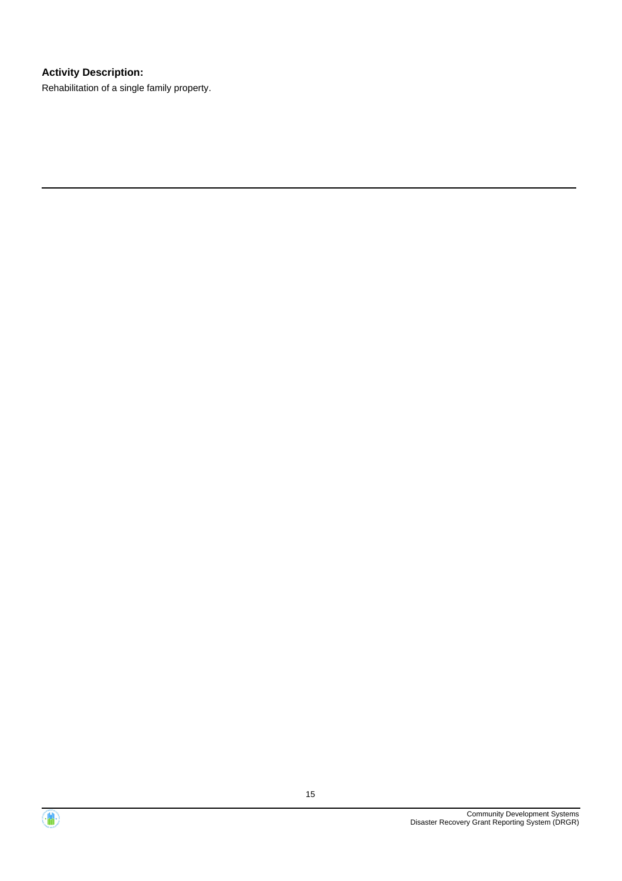**Activity Description:**

Rehabilitation of a single family property.

---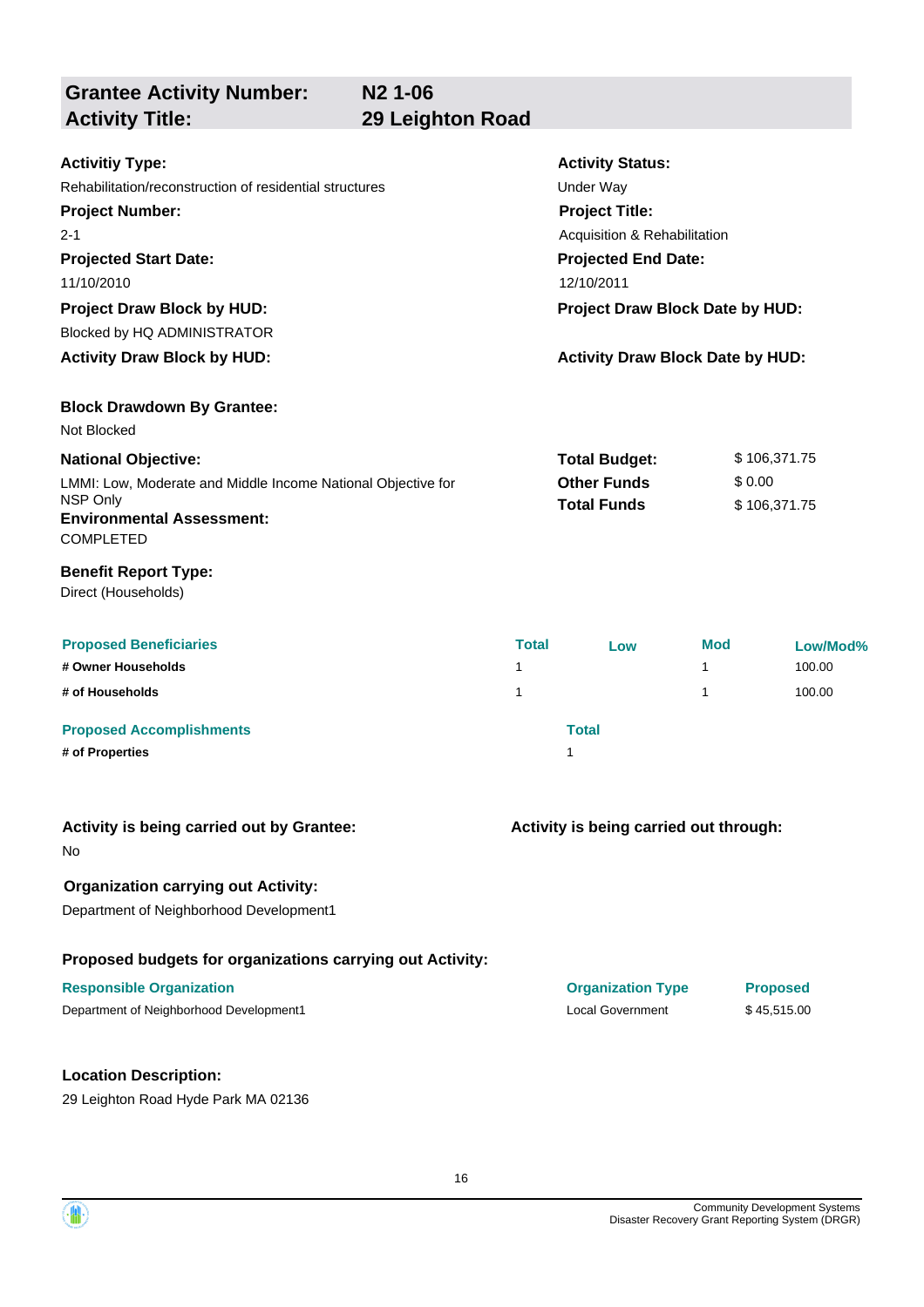## Grantee Activity Number: N2 1-06
## Activity Title: 29 Leighton Road

**Activitiy Type:**
Rehabilitation/reconstruction of residential structures

**Activity Status:**
Under Way

**Project Number:**
2-1

**Project Title:**
Acquisition & Rehabilitation

**Projected Start Date:**
11/10/2010

**Projected End Date:**
12/10/2011

**Project Draw Block by HUD:**
Blocked by HQ ADMINISTRATOR

**Project Draw Block Date by HUD:**

**Activity Draw Block by HUD:**

**Activity Draw Block Date by HUD:**

**Block Drawdown By Grantee:**
Not Blocked

**National Objective:**
LMMI: Low, Moderate and Middle Income National Objective for NSP Only

| | |
|---|---|
| **Total Budget:** | $ 106,371.75 |
| **Other Funds** | $ 0.00 |
| **Total Funds** | $ 106,371.75 |

**Environmental Assessment:**
COMPLETED

**Benefit Report Type:**
Direct (Households)

| Proposed Beneficiaries | Total | Low | Mod | Low/Mod% |
|---|---|---|---|---|
| # Owner Households | 1 | | 1 | 100.00 |
| # of Households | 1 | | 1 | 100.00 |

| Proposed Accomplishments | Total |
|---|---|
| # of Properties | 1 |

**Activity is being carried out by Grantee:**
No

**Activity is being carried out through:**

**Organization carrying out Activity:**
Department of Neighborhood Development1

**Proposed budgets for organizations carrying out Activity:**

| Responsible Organization | Organization Type | Proposed |
|---|---|---|
| Department of Neighborhood Development1 | Local Government | $ 45,515.00 |

**Location Description:**
29 Leighton Road Hyde Park MA 02136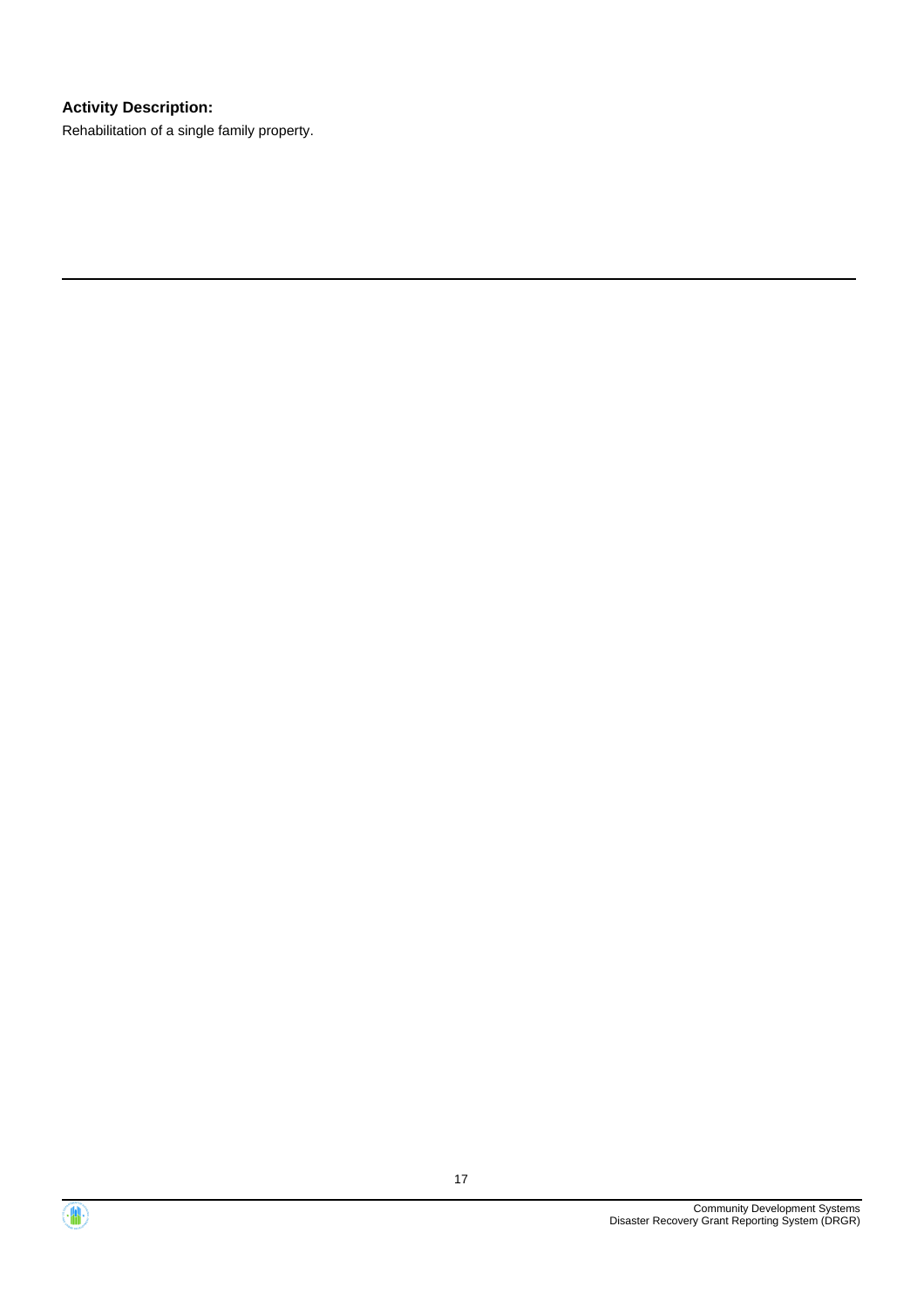**Activity Description:**

Rehabilitation of a single family property.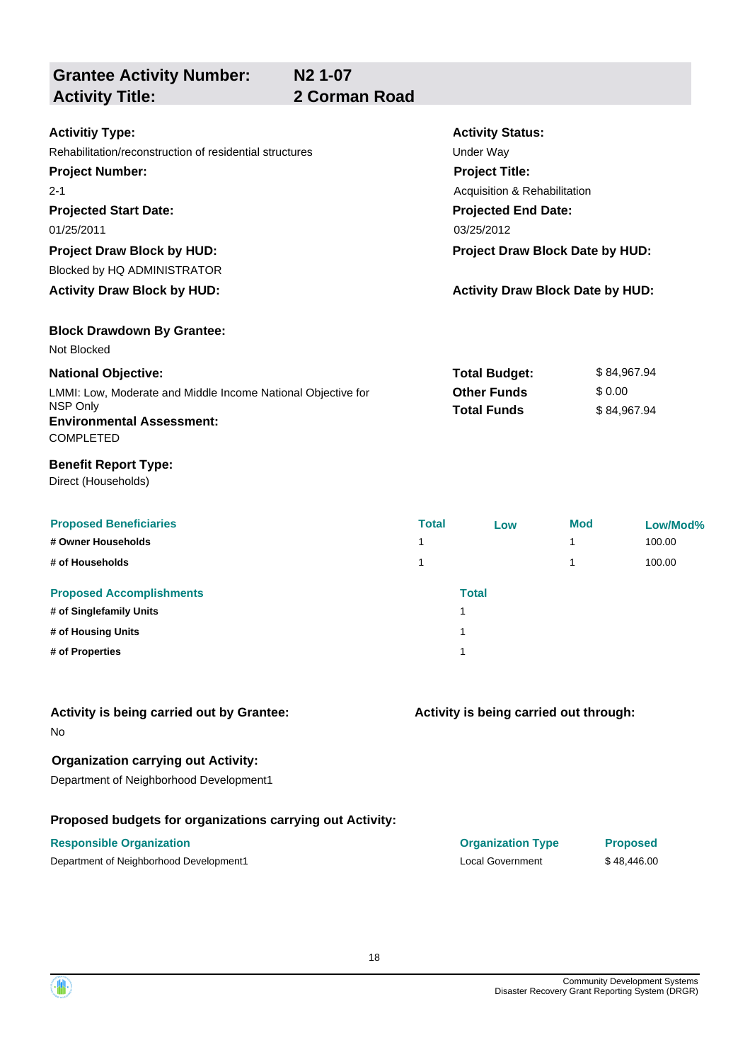| **Grantee Activity Number:** | **N2 1-07** |
|---|---|
| **Activity Title:** | **2 Corman Road** |

**Activitiy Type:**
Rehabilitation/reconstruction of residential structures

**Activity Status:**
Under Way

**Project Number:**
2-1

**Project Title:**
Acquisition & Rehabilitation

**Projected Start Date:**
01/25/2011

**Projected End Date:**
03/25/2012

**Project Draw Block by HUD:**
Blocked by HQ ADMINISTRATOR

**Project Draw Block Date by HUD:**

**Activity Draw Block by HUD:**

**Activity Draw Block Date by HUD:**

**Block Drawdown By Grantee:**
Not Blocked

**National Objective:**
LMMI: Low, Moderate and Middle Income National Objective for NSP Only

| | |
|---|---|
| **Total Budget:** | $ 84,967.94 |
| **Other Funds** | $ 0.00 |
| **Total Funds** | $ 84,967.94 |

**Environmental Assessment:**
COMPLETED

**Benefit Report Type:**
Direct (Households)

| Proposed Beneficiaries | Total | Low | Mod | Low/Mod% |
|---|---|---|---|---|
| # Owner Households | 1 | | 1 | 100.00 |
| # of Households | 1 | | 1 | 100.00 |

| Proposed Accomplishments | Total |
|---|---|
| # of Singlefamily Units | 1 |
| # of Housing Units | 1 |
| # of Properties | 1 |

**Activity is being carried out by Grantee:**
No

**Activity is being carried out through:**

**Organization carrying out Activity:**
Department of Neighborhood Development1

**Proposed budgets for organizations carrying out Activity:**

| Responsible Organization | Organization Type | Proposed |
|---|---|---|
| Department of Neighborhood Development1 | Local Government | $ 48,446.00 |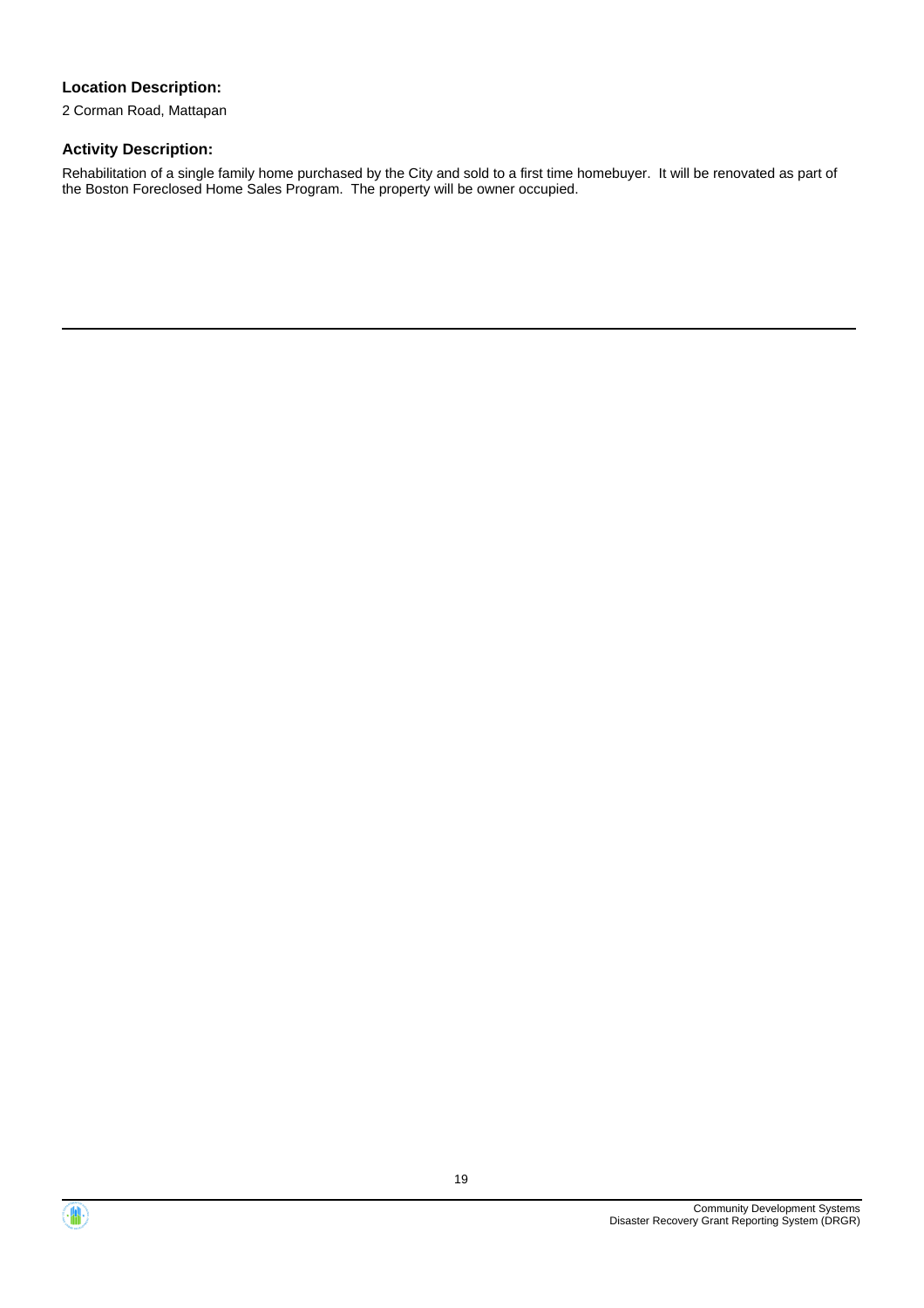**Location Description:**

2 Corman Road, Mattapan

**Activity Description:**

Rehabilitation of a single family home purchased by the City and sold to a first time homebuyer. It will be renovated as part of the Boston Foreclosed Home Sales Program. The property will be owner occupied.

---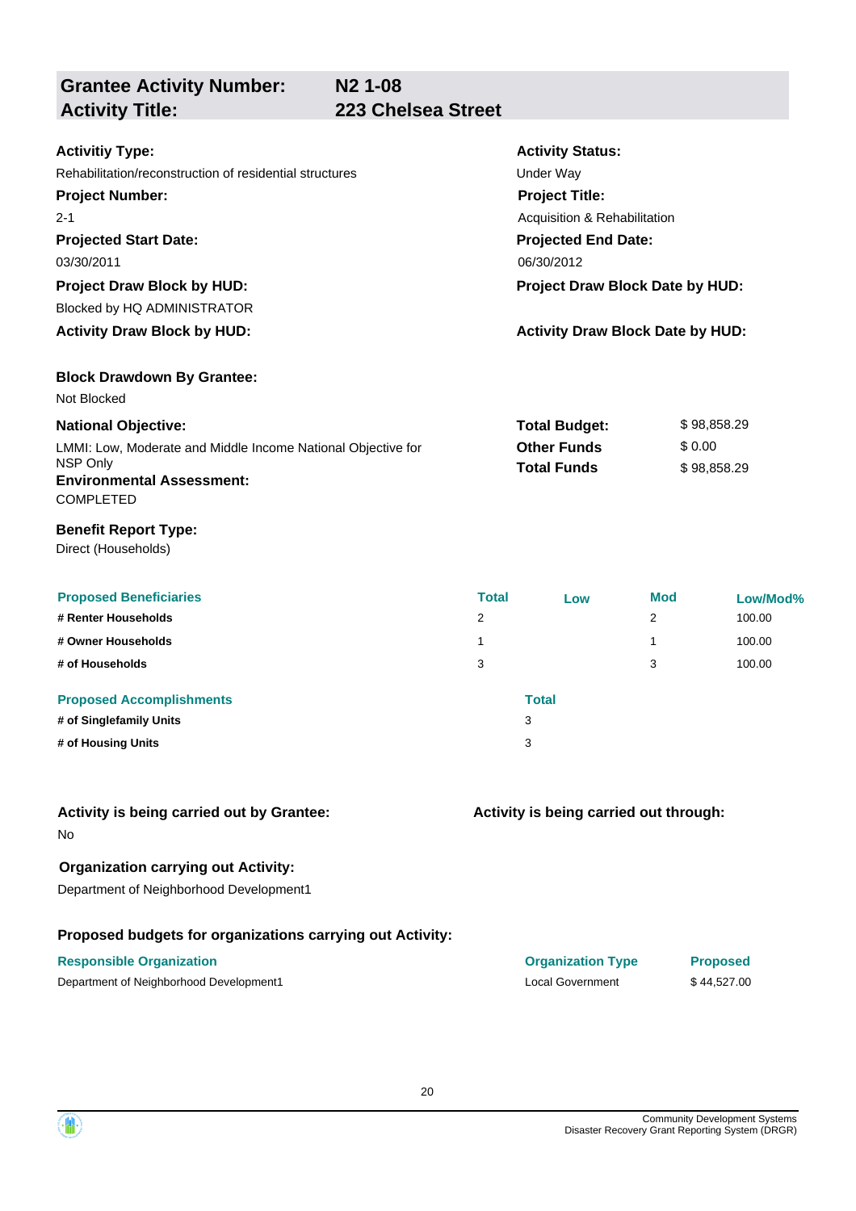## Grantee Activity Number: N2 1-08
## Activity Title: 223 Chelsea Street

**Activitiy Type:**
Rehabilitation/reconstruction of residential structures

**Activity Status:**
Under Way

**Project Number:**
2-1

**Project Title:**
Acquisition & Rehabilitation

**Projected Start Date:**
03/30/2011

**Projected End Date:**
06/30/2012

**Project Draw Block by HUD:**
Blocked by HQ ADMINISTRATOR

**Project Draw Block Date by HUD:**

**Activity Draw Block by HUD:**

**Activity Draw Block Date by HUD:**

**Block Drawdown By Grantee:**
Not Blocked

**National Objective:**
LMMI: Low, Moderate and Middle Income National Objective for NSP Only

| | |
|---|---|
| **Total Budget:** | $ 98,858.29 |
| **Other Funds** | $ 0.00 |
| **Total Funds** | $ 98,858.29 |

**Environmental Assessment:**
COMPLETED

**Benefit Report Type:**
Direct (Households)

| Proposed Beneficiaries | Total | Low | Mod | Low/Mod% |
|---|---|---|---|---|
| # Renter Households | 2 | | 2 | 100.00 |
| # Owner Households | 1 | | 1 | 100.00 |
| # of Households | 3 | | 3 | 100.00 |

| Proposed Accomplishments | Total |
|---|---|
| # of Singlefamily Units | 3 |
| # of Housing Units | 3 |

**Activity is being carried out by Grantee:**
No

**Activity is being carried out through:**

**Organization carrying out Activity:**
Department of Neighborhood Development1

**Proposed budgets for organizations carrying out Activity:**

| Responsible Organization | Organization Type | Proposed |
|---|---|---|
| Department of Neighborhood Development1 | Local Government | $ 44,527.00 |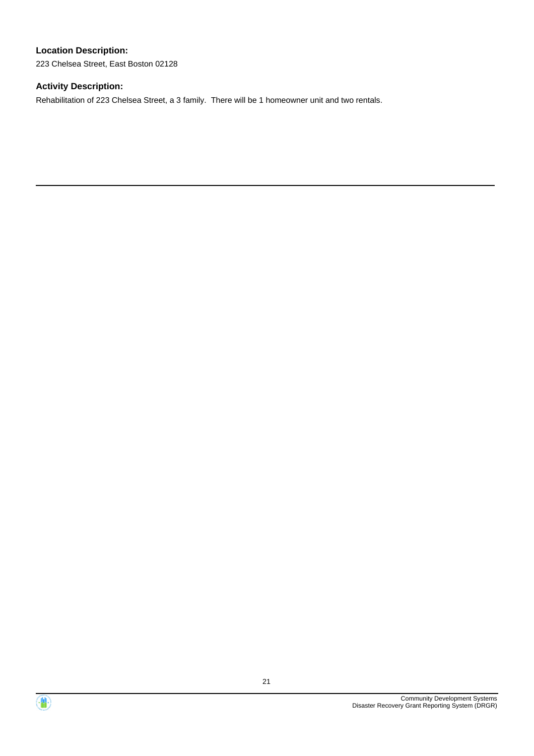**Location Description:**

223 Chelsea Street, East Boston 02128

**Activity Description:**

Rehabilitation of 223 Chelsea Street, a 3 family.  There will be 1 homeowner unit and two rentals.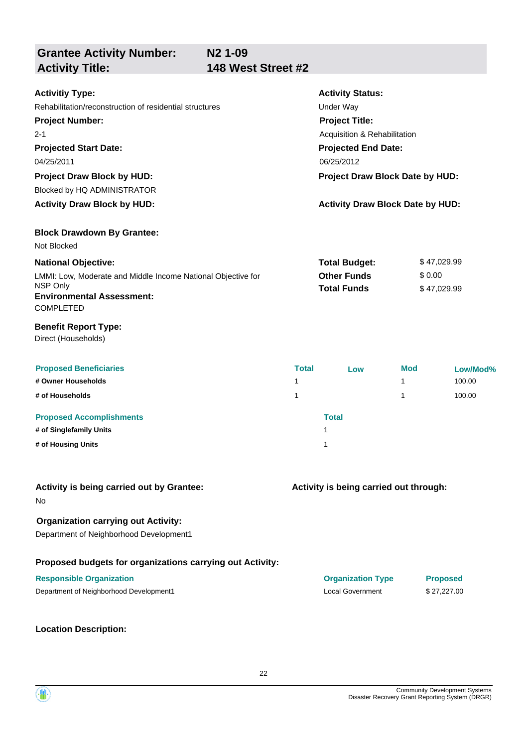## Grantee Activity Number: N2 1-09
## Activity Title: 148 West Street #2

**Activitiy Type:**
Rehabilitation/reconstruction of residential structures

**Activity Status:**
Under Way

**Project Number:**
2-1

**Project Title:**
Acquisition & Rehabilitation

**Projected Start Date:**
04/25/2011

**Projected End Date:**
06/25/2012

**Project Draw Block by HUD:**
Blocked by HQ ADMINISTRATOR

**Project Draw Block Date by HUD:**

**Activity Draw Block by HUD:**

**Activity Draw Block Date by HUD:**

**Block Drawdown By Grantee:**
Not Blocked

**National Objective:**
LMMI: Low, Moderate and Middle Income National Objective for NSP Only

| | |
|---|---|
| **Total Budget:** | $ 47,029.99 |
| **Other Funds** | $ 0.00 |
| **Total Funds** | $ 47,029.99 |

**Environmental Assessment:**
COMPLETED

**Benefit Report Type:**
Direct (Households)

| Proposed Beneficiaries | Total | Low | Mod | Low/Mod% |
|---|---|---|---|---|
| # Owner Households | 1 | | 1 | 100.00 |
| # of Households | 1 | | 1 | 100.00 |

| Proposed Accomplishments | Total |
|---|---|
| # of Singlefamily Units | 1 |
| # of Housing Units | 1 |

**Activity is being carried out by Grantee:**
No

**Activity is being carried out through:**

**Organization carrying out Activity:**
Department of Neighborhood Development1

**Proposed budgets for organizations carrying out Activity:**

| Responsible Organization | Organization Type | Proposed |
|---|---|---|
| Department of Neighborhood Development1 | Local Government | $ 27,227.00 |

**Location Description:**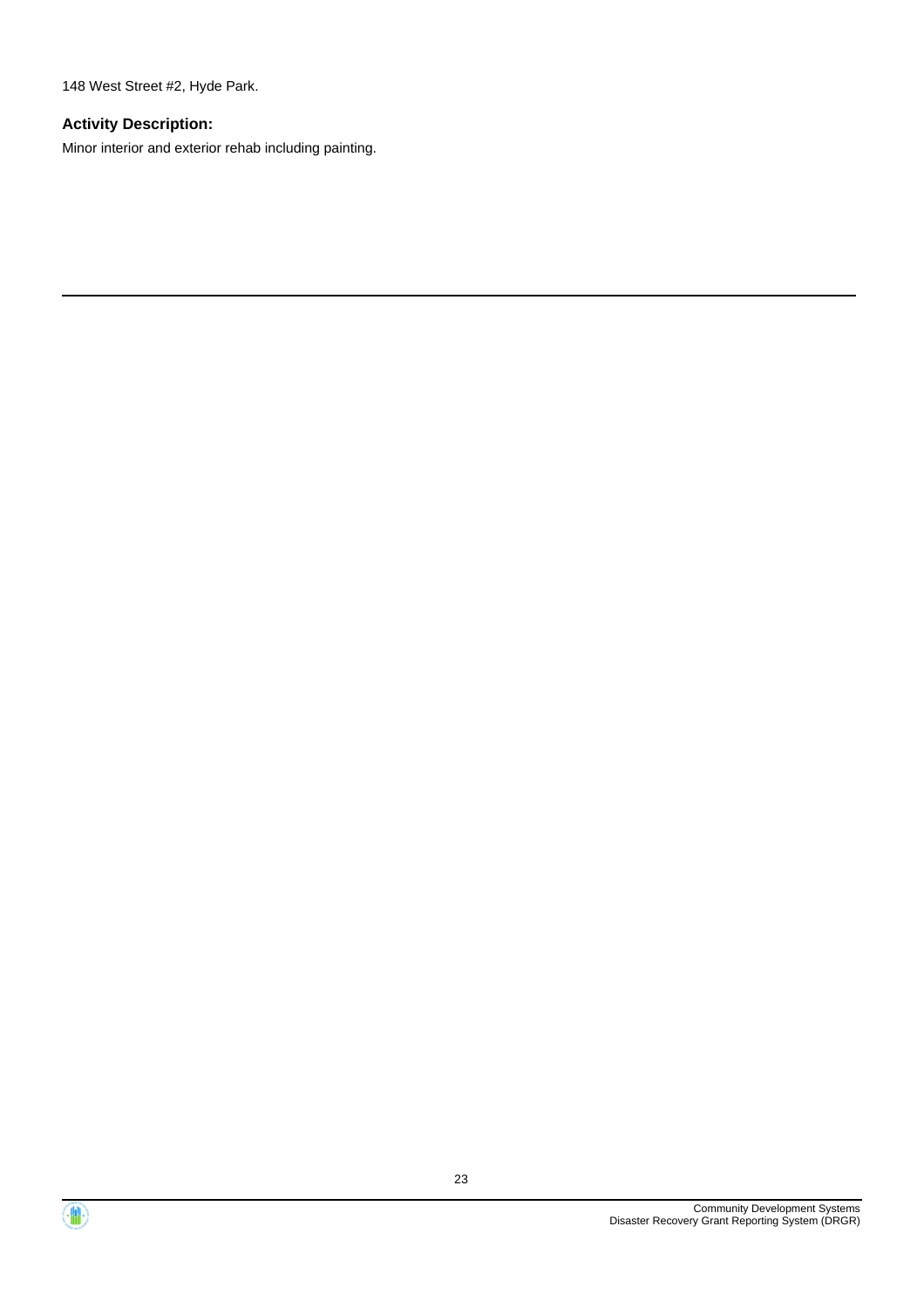148 West Street #2, Hyde Park.

**Activity Description:**

Minor interior and exterior rehab including painting.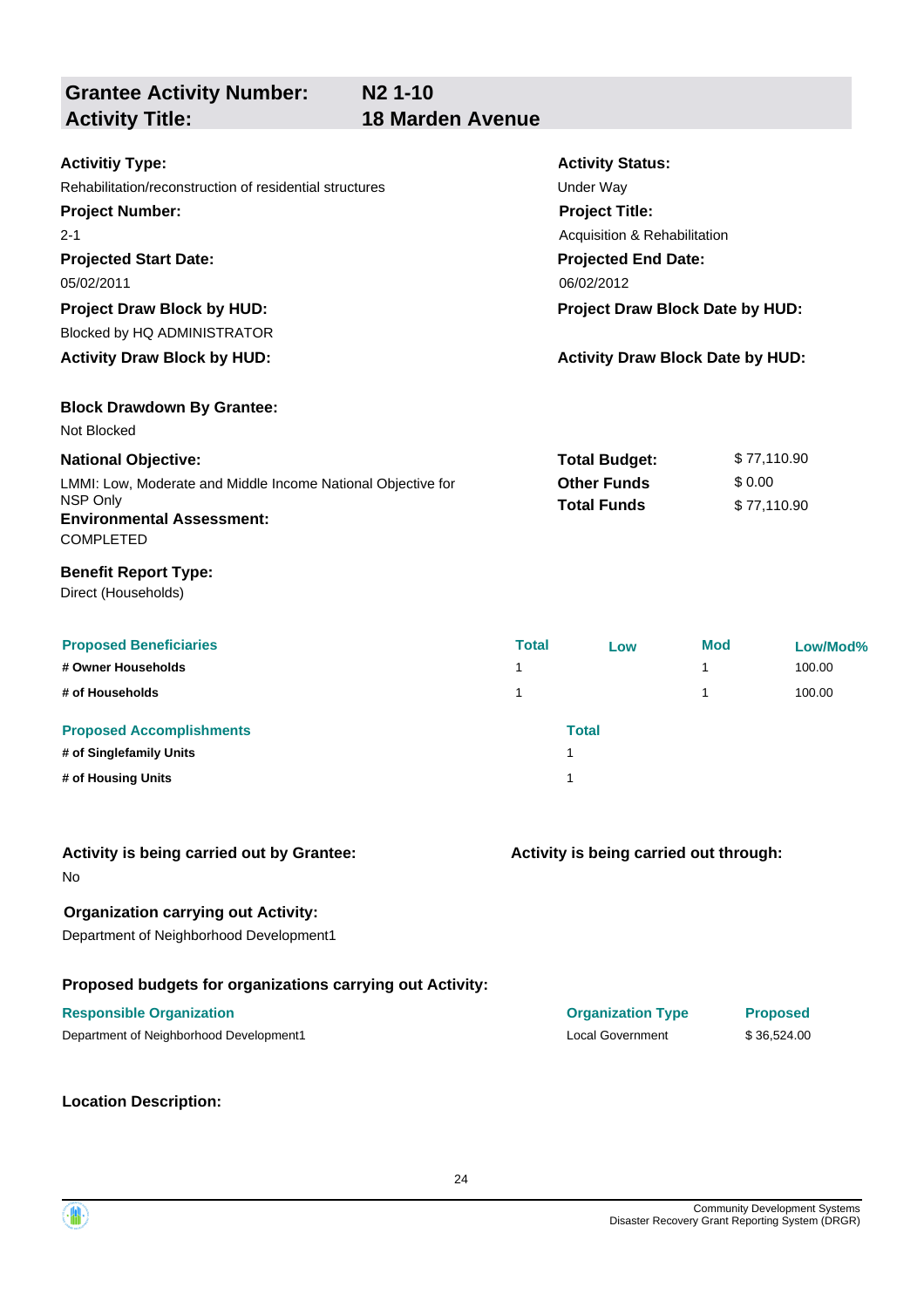## Grantee Activity Number: N2 1-10
## Activity Title: 18 Marden Avenue

**Activitiy Type:**
Rehabilitation/reconstruction of residential structures

**Activity Status:**
Under Way

**Project Number:**
2-1

**Project Title:**
Acquisition & Rehabilitation

**Projected Start Date:**
05/02/2011

**Projected End Date:**
06/02/2012

**Project Draw Block by HUD:**
Blocked by HQ ADMINISTRATOR

**Project Draw Block Date by HUD:**

**Activity Draw Block by HUD:**

**Activity Draw Block Date by HUD:**

**Block Drawdown By Grantee:**
Not Blocked

**National Objective:**
LMMI: Low, Moderate and Middle Income National Objective for NSP Only

| | |
|---|---|
| **Total Budget:** | $ 77,110.90 |
| **Other Funds** | $ 0.00 |
| **Total Funds** | $ 77,110.90 |

**Environmental Assessment:**
COMPLETED

**Benefit Report Type:**
Direct (Households)

| Proposed Beneficiaries | Total | Low | Mod | Low/Mod% |
|---|---|---|---|---|
| # Owner Households | 1 | | 1 | 100.00 |
| # of Households | 1 | | 1 | 100.00 |

| Proposed Accomplishments | Total |
|---|---|
| # of Singlefamily Units | 1 |
| # of Housing Units | 1 |

**Activity is being carried out by Grantee:**
No

**Activity is being carried out through:**

**Organization carrying out Activity:**
Department of Neighborhood Development1

**Proposed budgets for organizations carrying out Activity:**

| Responsible Organization | Organization Type | Proposed |
|---|---|---|
| Department of Neighborhood Development1 | Local Government | $ 36,524.00 |

**Location Description:**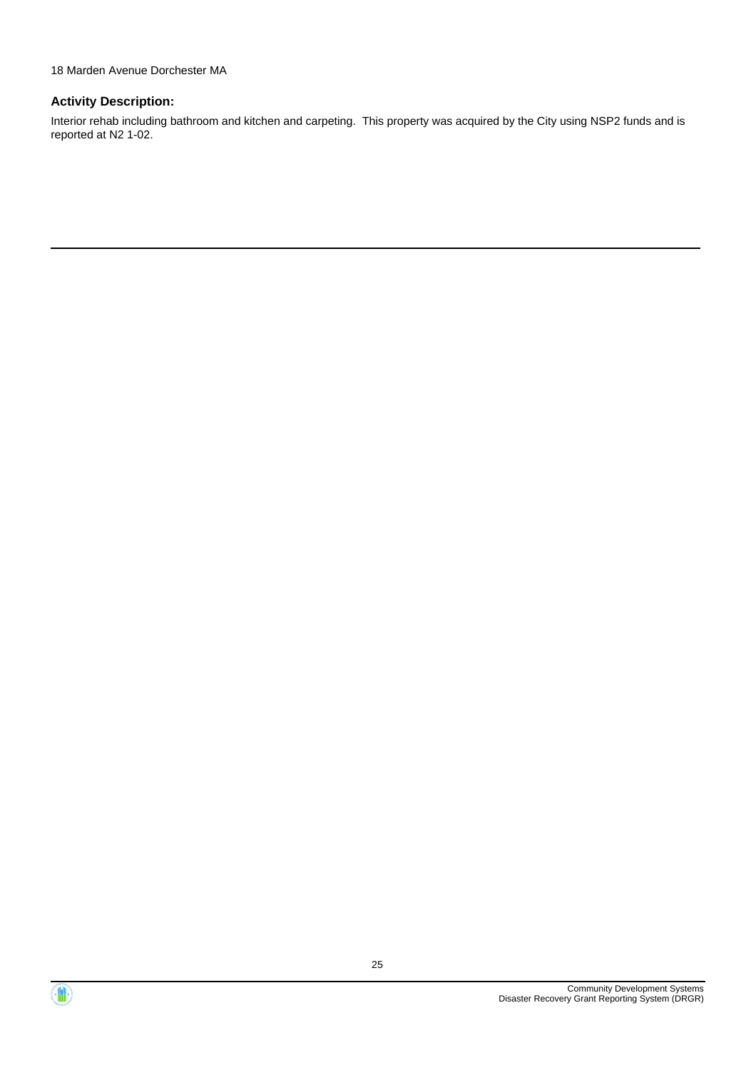18 Marden Avenue Dorchester MA

**Activity Description:**

Interior rehab including bathroom and kitchen and carpeting. This property was acquired by the City using NSP2 funds and is reported at N2 1-02.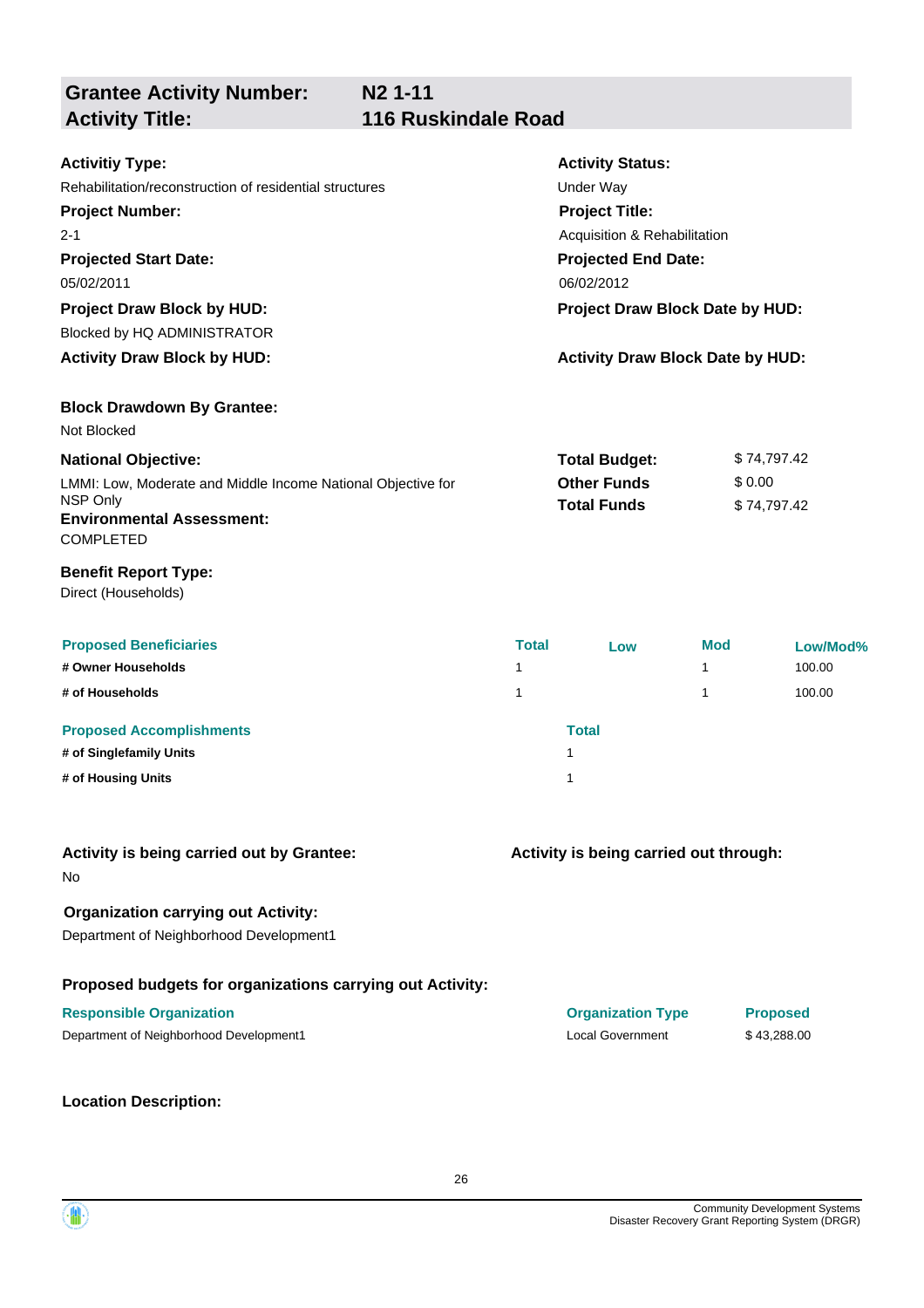## Grantee Activity Number: N2 1-11
## Activity Title: 116 Ruskindale Road

**Activitiy Type:**
Rehabilitation/reconstruction of residential structures

**Activity Status:**
Under Way

**Project Number:**
2-1

**Project Title:**
Acquisition & Rehabilitation

**Projected Start Date:**
05/02/2011

**Projected End Date:**
06/02/2012

**Project Draw Block by HUD:**
Blocked by HQ ADMINISTRATOR

**Project Draw Block Date by HUD:**

**Activity Draw Block by HUD:**

**Activity Draw Block Date by HUD:**

**Block Drawdown By Grantee:**
Not Blocked

**National Objective:**
LMMI: Low, Moderate and Middle Income National Objective for NSP Only

**Total Budget:** $ 74,797.42
**Other Funds** $ 0.00
**Total Funds** $ 74,797.42

**Environmental Assessment:**
COMPLETED

**Benefit Report Type:**
Direct (Households)

| Proposed Beneficiaries | Total | Low | Mod | Low/Mod% |
|---|---|---|---|---|
| # Owner Households | 1 | | 1 | 100.00 |
| # of Households | 1 | | 1 | 100.00 |

| Proposed Accomplishments | Total |
|---|---|
| # of Singlefamily Units | 1 |
| # of Housing Units | 1 |

**Activity is being carried out by Grantee:**
No

**Activity is being carried out through:**

**Organization carrying out Activity:**
Department of Neighborhood Development1

**Proposed budgets for organizations carrying out Activity:**

| Responsible Organization | Organization Type | Proposed |
|---|---|---|
| Department of Neighborhood Development1 | Local Government | $ 43,288.00 |

**Location Description:**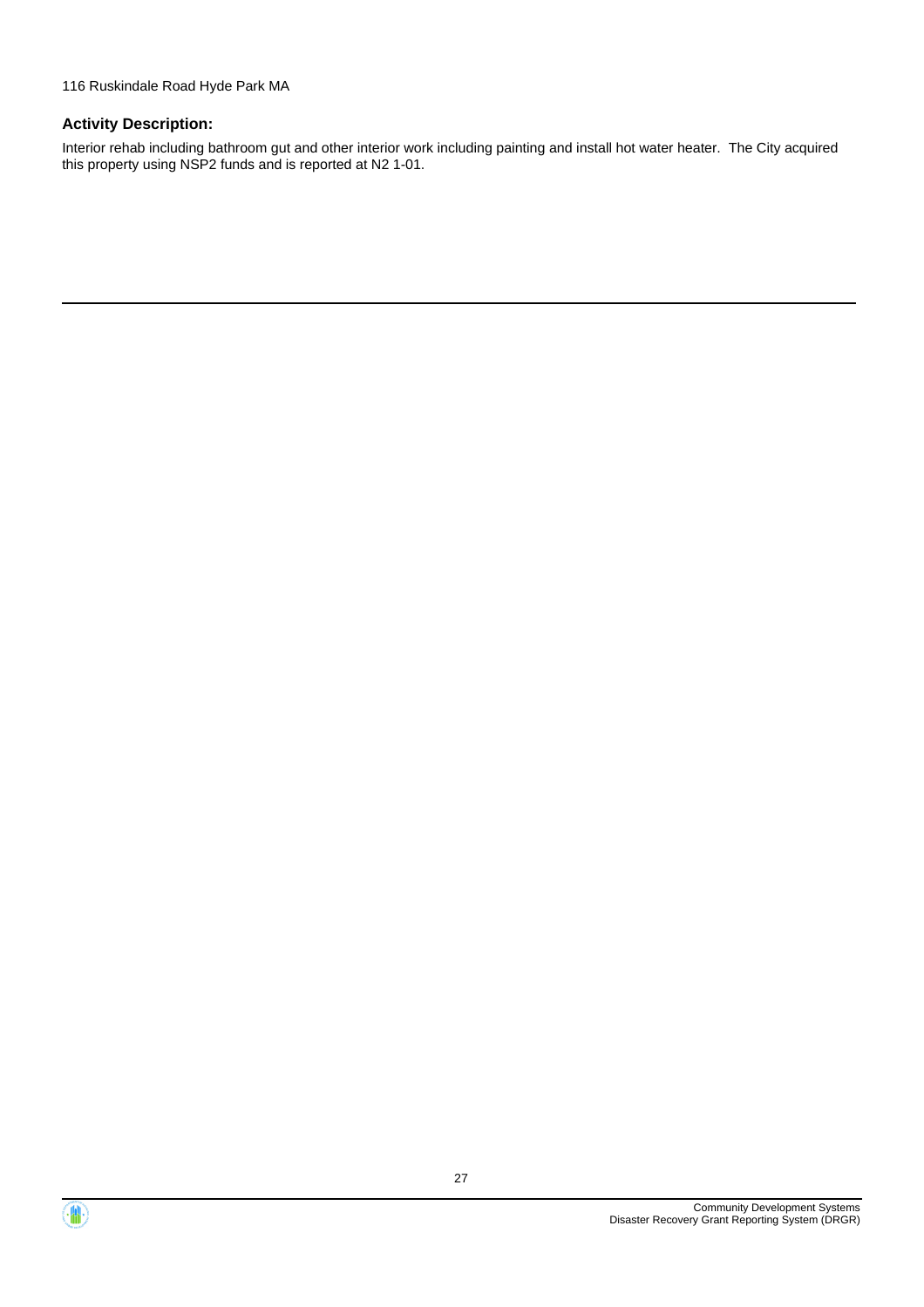116 Ruskindale Road Hyde Park MA

**Activity Description:**

Interior rehab including bathroom gut and other interior work including painting and install hot water heater. The City acquired this property using NSP2 funds and is reported at N2 1-01.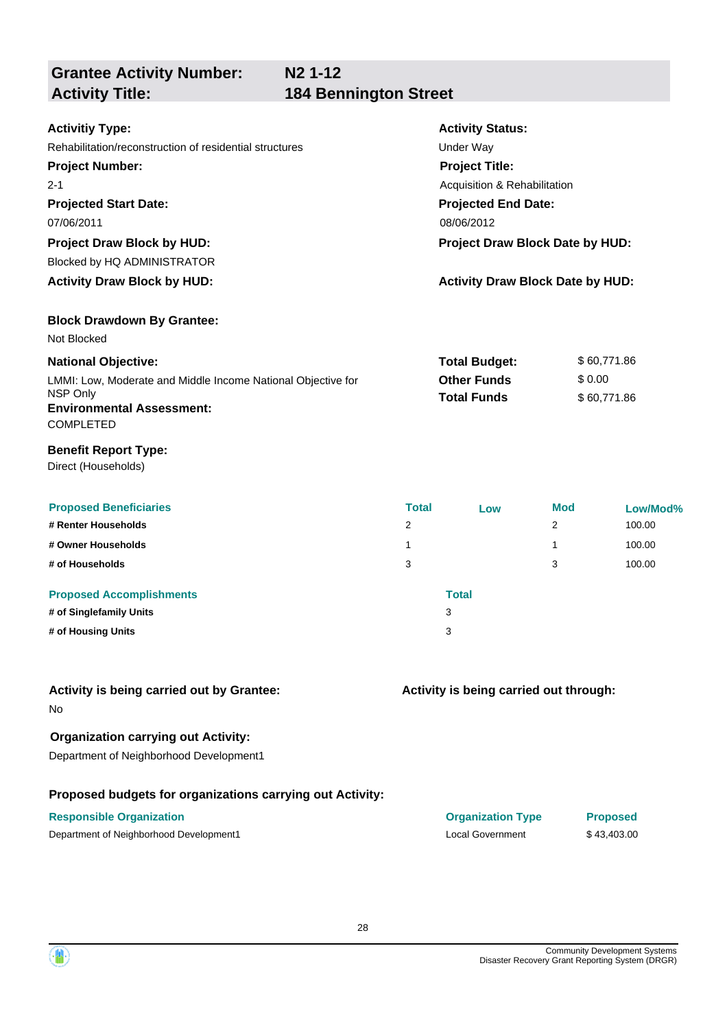## Grantee Activity Number: N2 1-12
## Activity Title: 184 Bennington Street

**Activitiy Type:**
Rehabilitation/reconstruction of residential structures

**Activity Status:**
Under Way

**Project Number:**
2-1

**Project Title:**
Acquisition & Rehabilitation

**Projected Start Date:**
07/06/2011

**Projected End Date:**
08/06/2012

**Project Draw Block by HUD:**
Blocked by HQ ADMINISTRATOR

**Project Draw Block Date by HUD:**

**Activity Draw Block by HUD:**

**Activity Draw Block Date by HUD:**

**Block Drawdown By Grantee:**
Not Blocked

**National Objective:**
LMMI: Low, Moderate and Middle Income National Objective for NSP Only

| | |
|---|---|
| **Total Budget:** | $ 60,771.86 |
| **Other Funds** | $ 0.00 |
| **Total Funds** | $ 60,771.86 |

**Environmental Assessment:**
COMPLETED

**Benefit Report Type:**
Direct (Households)

| Proposed Beneficiaries | Total | Low | Mod | Low/Mod% |
|---|---|---|---|---|
| # Renter Households | 2 | | 2 | 100.00 |
| # Owner Households | 1 | | 1 | 100.00 |
| # of Households | 3 | | 3 | 100.00 |

| Proposed Accomplishments | Total |
|---|---|
| # of Singlefamily Units | 3 |
| # of Housing Units | 3 |

**Activity is being carried out by Grantee:**
No

**Activity is being carried out through:**

**Organization carrying out Activity:**
Department of Neighborhood Development1

**Proposed budgets for organizations carrying out Activity:**

| Responsible Organization | Organization Type | Proposed |
|---|---|---|
| Department of Neighborhood Development1 | Local Government | $ 43,403.00 |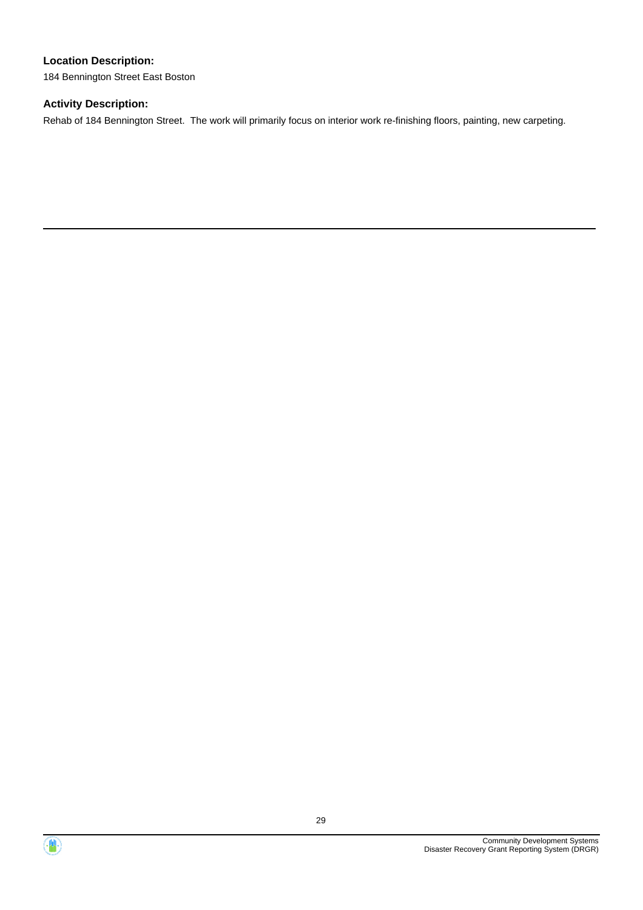**Location Description:**

184 Bennington Street East Boston

**Activity Description:**

Rehab of 184 Bennington Street. The work will primarily focus on interior work re-finishing floors, painting, new carpeting.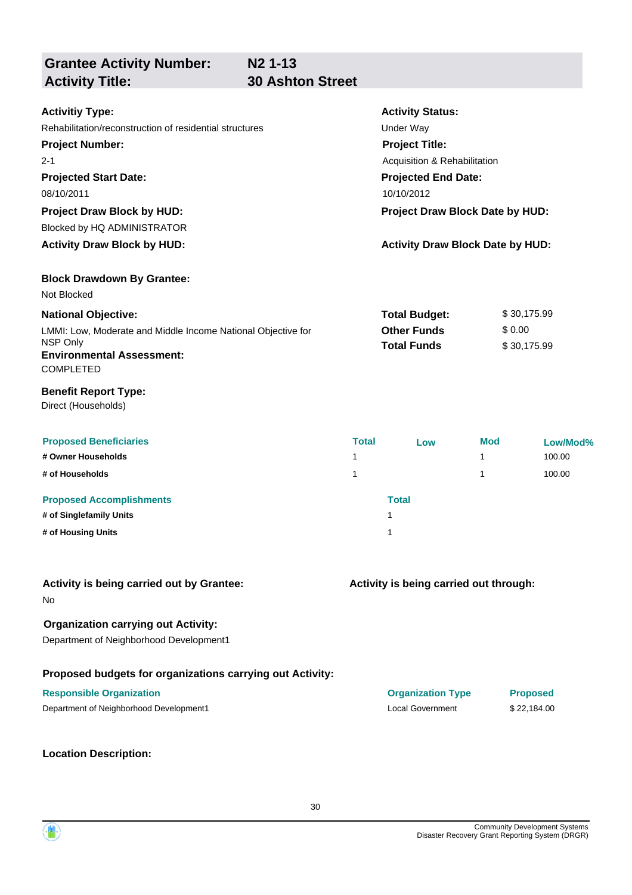| **Grantee Activity Number:** | **N2 1-13** |
|---|---|
| **Activity Title:** | **30 Ashton Street** |

**Activitiy Type:**
Rehabilitation/reconstruction of residential structures

**Activity Status:**
Under Way

**Project Number:**
2-1

**Project Title:**
Acquisition & Rehabilitation

**Projected Start Date:**
08/10/2011

**Projected End Date:**
10/10/2012

**Project Draw Block by HUD:**
Blocked by HQ ADMINISTRATOR

**Project Draw Block Date by HUD:**

**Activity Draw Block by HUD:**

**Activity Draw Block Date by HUD:**

**Block Drawdown By Grantee:**
Not Blocked

**National Objective:**
LMMI: Low, Moderate and Middle Income National Objective for NSP Only

| | |
|---|---|
| **Total Budget:** | $ 30,175.99 |
| **Other Funds** | $ 0.00 |
| **Total Funds** | $ 30,175.99 |

**Environmental Assessment:**
COMPLETED

**Benefit Report Type:**
Direct (Households)

| Proposed Beneficiaries | Total | Low | Mod | Low/Mod% |
|---|---|---|---|---|
| # Owner Households | 1 | | 1 | 100.00 |
| # of Households | 1 | | 1 | 100.00 |

| Proposed Accomplishments | Total |
|---|---|
| # of Singlefamily Units | 1 |
| # of Housing Units | 1 |

**Activity is being carried out by Grantee:**
No

**Activity is being carried out through:**

**Organization carrying out Activity:**
Department of Neighborhood Development1

**Proposed budgets for organizations carrying out Activity:**

| Responsible Organization | Organization Type | Proposed |
|---|---|---|
| Department of Neighborhood Development1 | Local Government | $ 22,184.00 |

**Location Description:**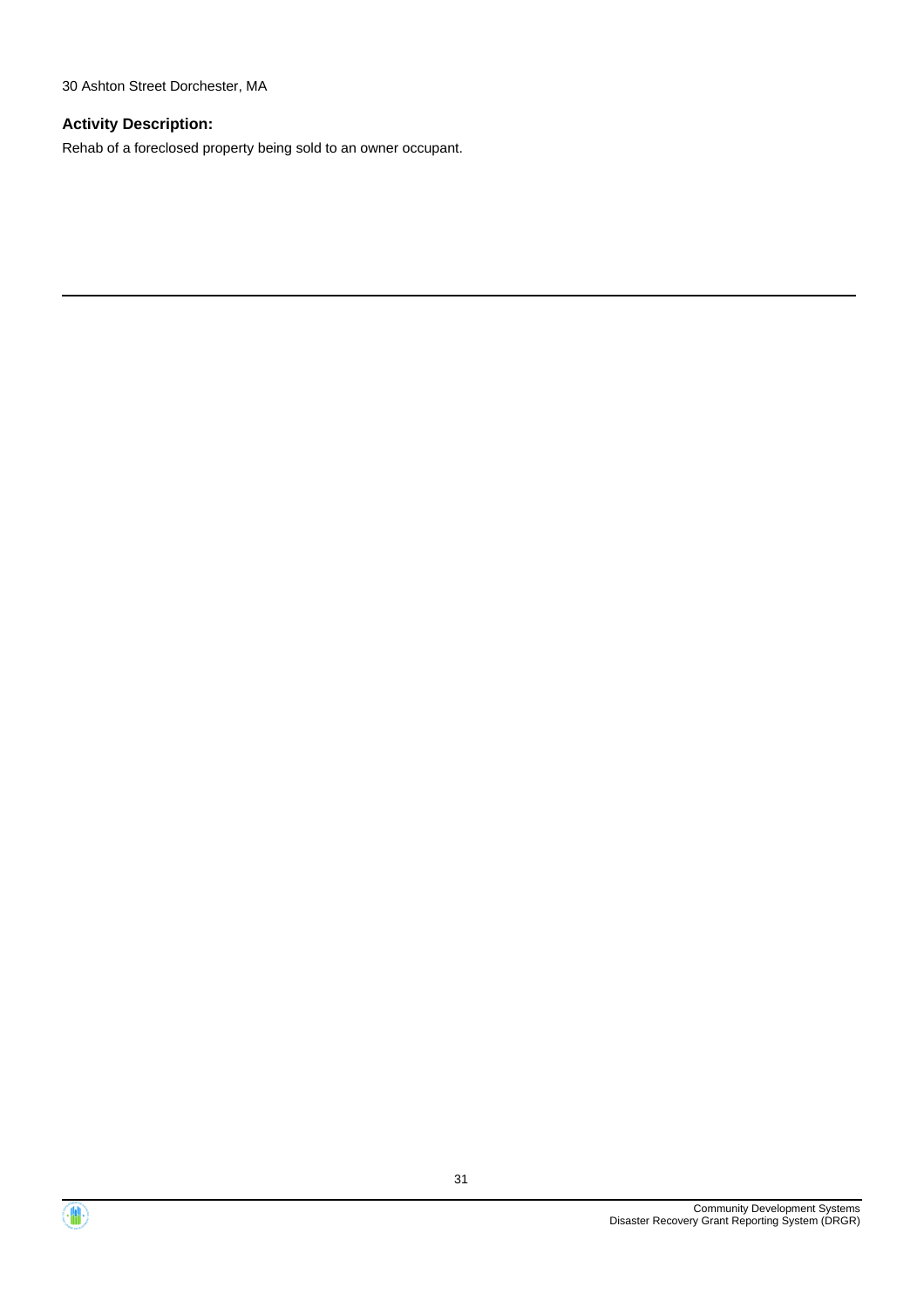30 Ashton Street Dorchester, MA

### Activity Description:

Rehab of a foreclosed property being sold to an owner occupant.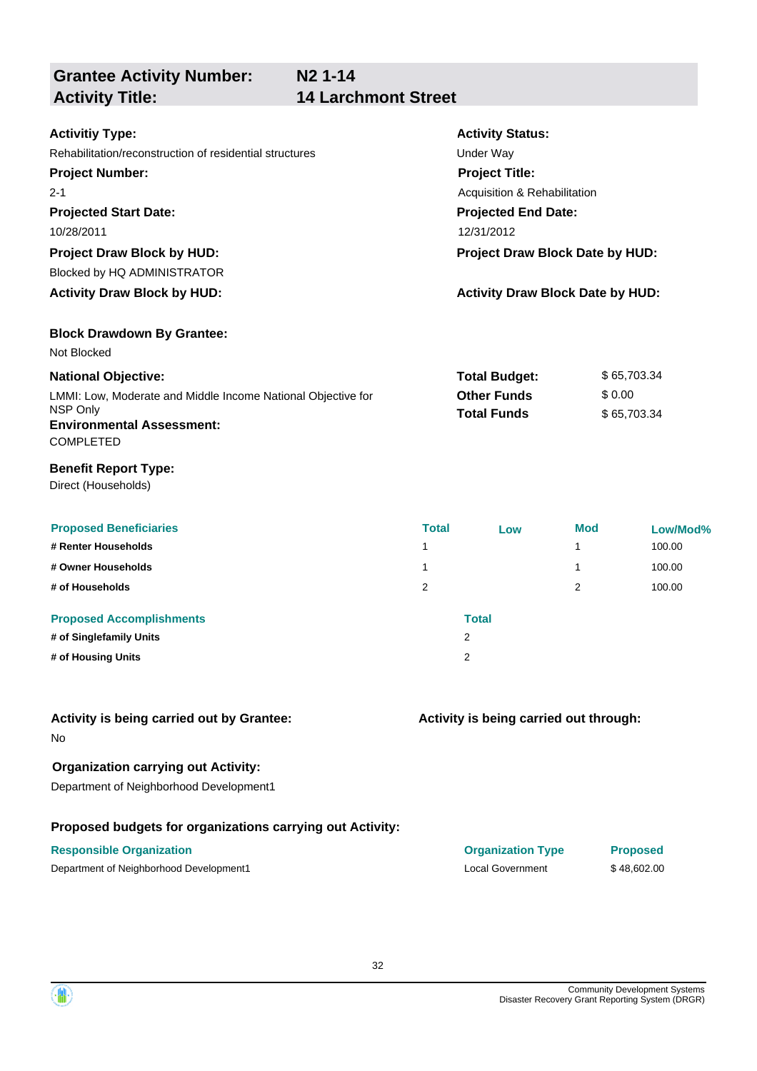| **Grantee Activity Number:** | **N2 1-14** |
|---|---|
| **Activity Title:** | **14 Larchmont Street** |

**Activitiy Type:**
Rehabilitation/reconstruction of residential structures

**Activity Status:**
Under Way

**Project Number:**
2-1

**Project Title:**
Acquisition & Rehabilitation

**Projected Start Date:**
10/28/2011

**Projected End Date:**
12/31/2012

**Project Draw Block by HUD:**
Blocked by HQ ADMINISTRATOR

**Project Draw Block Date by HUD:**

**Activity Draw Block by HUD:**

**Activity Draw Block Date by HUD:**

**Block Drawdown By Grantee:**
Not Blocked

**National Objective:**
LMMI: Low, Moderate and Middle Income National Objective for NSP Only

| | |
|---|---|
| **Total Budget:** | $ 65,703.34 |
| **Other Funds** | $ 0.00 |
| **Total Funds** | $ 65,703.34 |

**Environmental Assessment:**
COMPLETED

**Benefit Report Type:**
Direct (Households)

| Proposed Beneficiaries | Total | Low | Mod | Low/Mod% |
|---|---|---|---|---|
| # Renter Households | 1 | | 1 | 100.00 |
| # Owner Households | 1 | | 1 | 100.00 |
| # of Households | 2 | | 2 | 100.00 |

| Proposed Accomplishments | Total |
|---|---|
| # of Singlefamily Units | 2 |
| # of Housing Units | 2 |

**Activity is being carried out by Grantee:**
No

**Activity is being carried out through:**

**Organization carrying out Activity:**
Department of Neighborhood Development1

**Proposed budgets for organizations carrying out Activity:**

| Responsible Organization | Organization Type | Proposed |
|---|---|---|
| Department of Neighborhood Development1 | Local Government | $ 48,602.00 |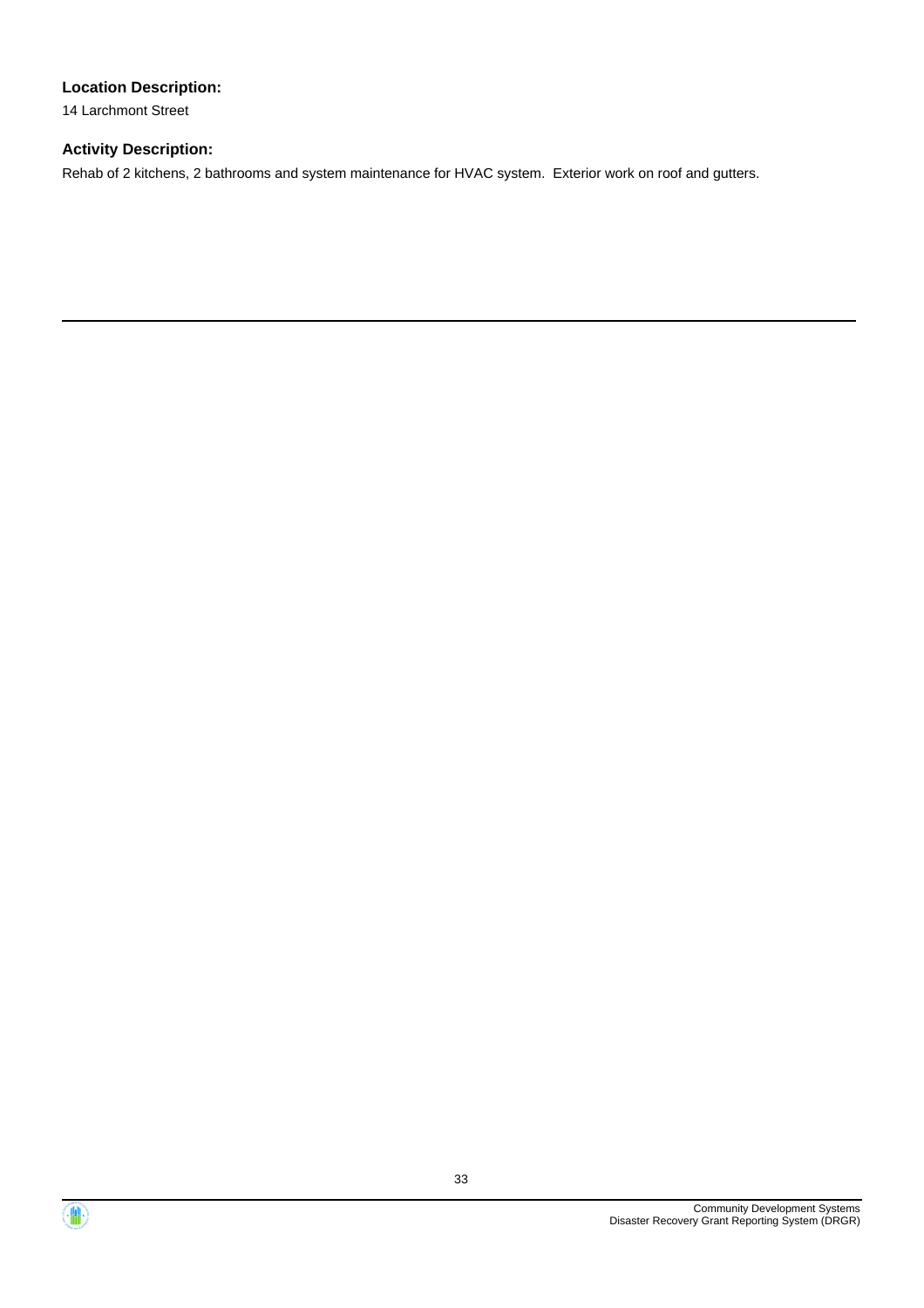**Location Description:**

14 Larchmont Street

**Activity Description:**

Rehab of 2 kitchens, 2 bathrooms and system maintenance for HVAC system.  Exterior work on roof and gutters.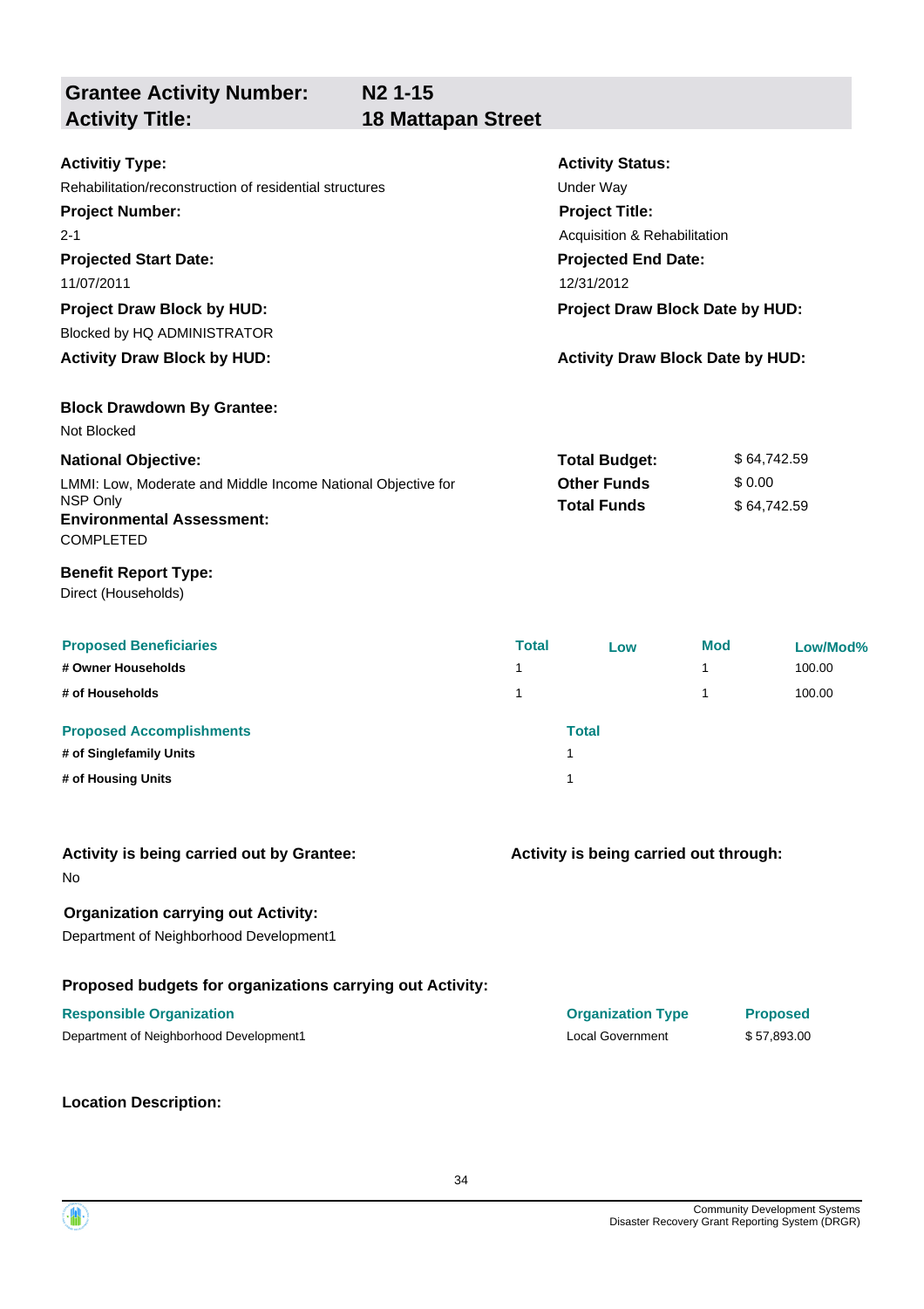## Grantee Activity Number: N2 1-15
## Activity Title: 18 Mattapan Street

**Activitiy Type:**
Rehabilitation/reconstruction of residential structures

**Activity Status:**
Under Way

**Project Number:**
2-1

**Project Title:**
Acquisition & Rehabilitation

**Projected Start Date:**
11/07/2011

**Projected End Date:**
12/31/2012

**Project Draw Block by HUD:**
Blocked by HQ ADMINISTRATOR

**Project Draw Block Date by HUD:**

**Activity Draw Block by HUD:**

**Activity Draw Block Date by HUD:**

**Block Drawdown By Grantee:**
Not Blocked

**National Objective:**
LMMI: Low, Moderate and Middle Income National Objective for NSP Only

| | |
|---|---|
| **Total Budget:** | $ 64,742.59 |
| **Other Funds** | $ 0.00 |
| **Total Funds** | $ 64,742.59 |

**Environmental Assessment:**
COMPLETED

**Benefit Report Type:**
Direct (Households)

| Proposed Beneficiaries | Total | Low | Mod | Low/Mod% |
|---|---|---|---|---|
| # Owner Households | 1 | | 1 | 100.00 |
| # of Households | 1 | | 1 | 100.00 |

| Proposed Accomplishments | Total |
|---|---|
| # of Singlefamily Units | 1 |
| # of Housing Units | 1 |

**Activity is being carried out by Grantee:**
No

**Activity is being carried out through:**

**Organization carrying out Activity:**
Department of Neighborhood Development1

**Proposed budgets for organizations carrying out Activity:**

| Responsible Organization | Organization Type | Proposed |
|---|---|---|
| Department of Neighborhood Development1 | Local Government | $ 57,893.00 |

**Location Description:**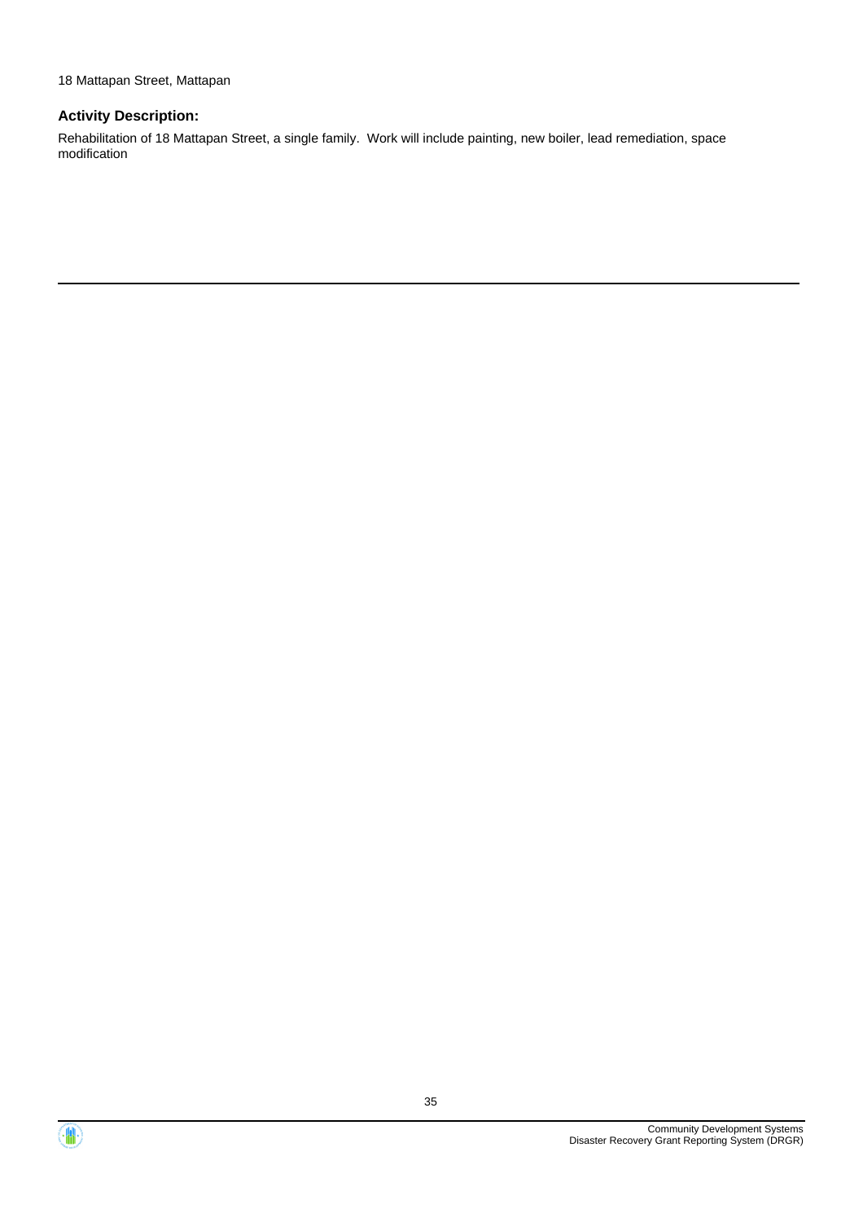18 Mattapan Street, Mattapan

### Activity Description:

Rehabilitation of 18 Mattapan Street, a single family.  Work will include painting, new boiler, lead remediation, space modification

---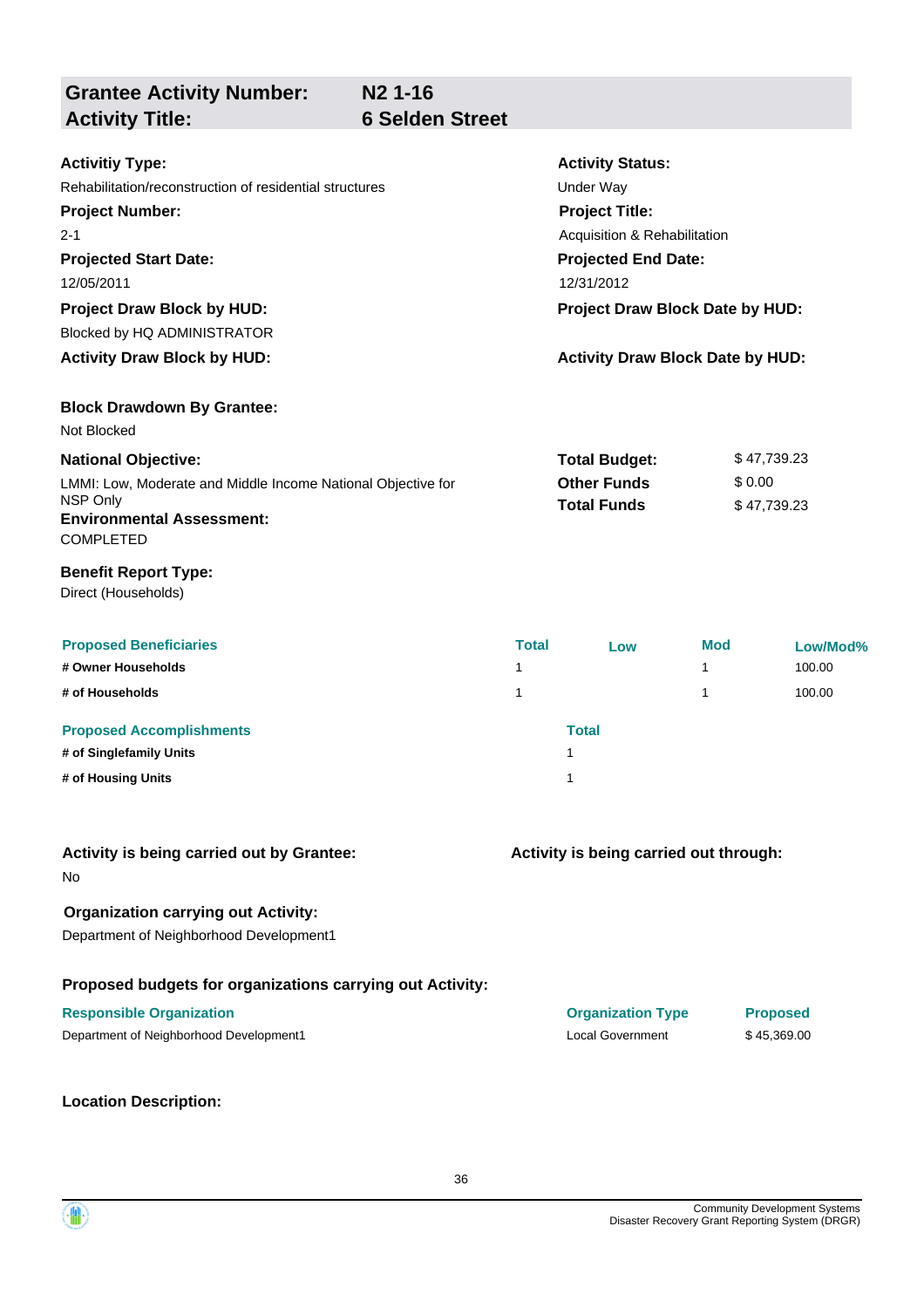## Grantee Activity Number: N2 1-16
## Activity Title: 6 Selden Street

**Activitiy Type:**
Rehabilitation/reconstruction of residential structures

**Activity Status:**
Under Way

**Project Number:**
2-1

**Project Title:**
Acquisition & Rehabilitation

**Projected Start Date:**
12/05/2011

**Projected End Date:**
12/31/2012

**Project Draw Block by HUD:**
Blocked by HQ ADMINISTRATOR

**Project Draw Block Date by HUD:**

**Activity Draw Block by HUD:**

**Activity Draw Block Date by HUD:**

**Block Drawdown By Grantee:**
Not Blocked

**National Objective:**
LMMI: Low, Moderate and Middle Income National Objective for NSP Only

**Total Budget:** $ 47,739.23
**Other Funds** $ 0.00
**Total Funds** $ 47,739.23

**Environmental Assessment:**
COMPLETED

**Benefit Report Type:**
Direct (Households)

| Proposed Beneficiaries | Total | Low | Mod | Low/Mod% |
|---|---|---|---|---|
| # Owner Households | 1 | | 1 | 100.00 |
| # of Households | 1 | | 1 | 100.00 |

| Proposed Accomplishments | Total |
|---|---|
| # of Singlefamily Units | 1 |
| # of Housing Units | 1 |

**Activity is being carried out by Grantee:**
No

**Activity is being carried out through:**

**Organization carrying out Activity:**
Department of Neighborhood Development1

**Proposed budgets for organizations carrying out Activity:**

| Responsible Organization | Organization Type | Proposed |
|---|---|---|
| Department of Neighborhood Development1 | Local Government | $ 45,369.00 |

**Location Description:**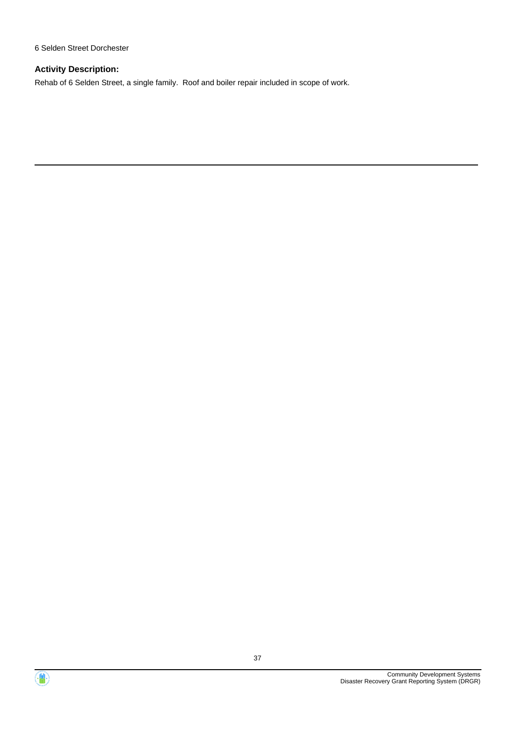6 Selden Street Dorchester

**Activity Description:**

Rehab of 6 Selden Street, a single family. Roof and boiler repair included in scope of work.

---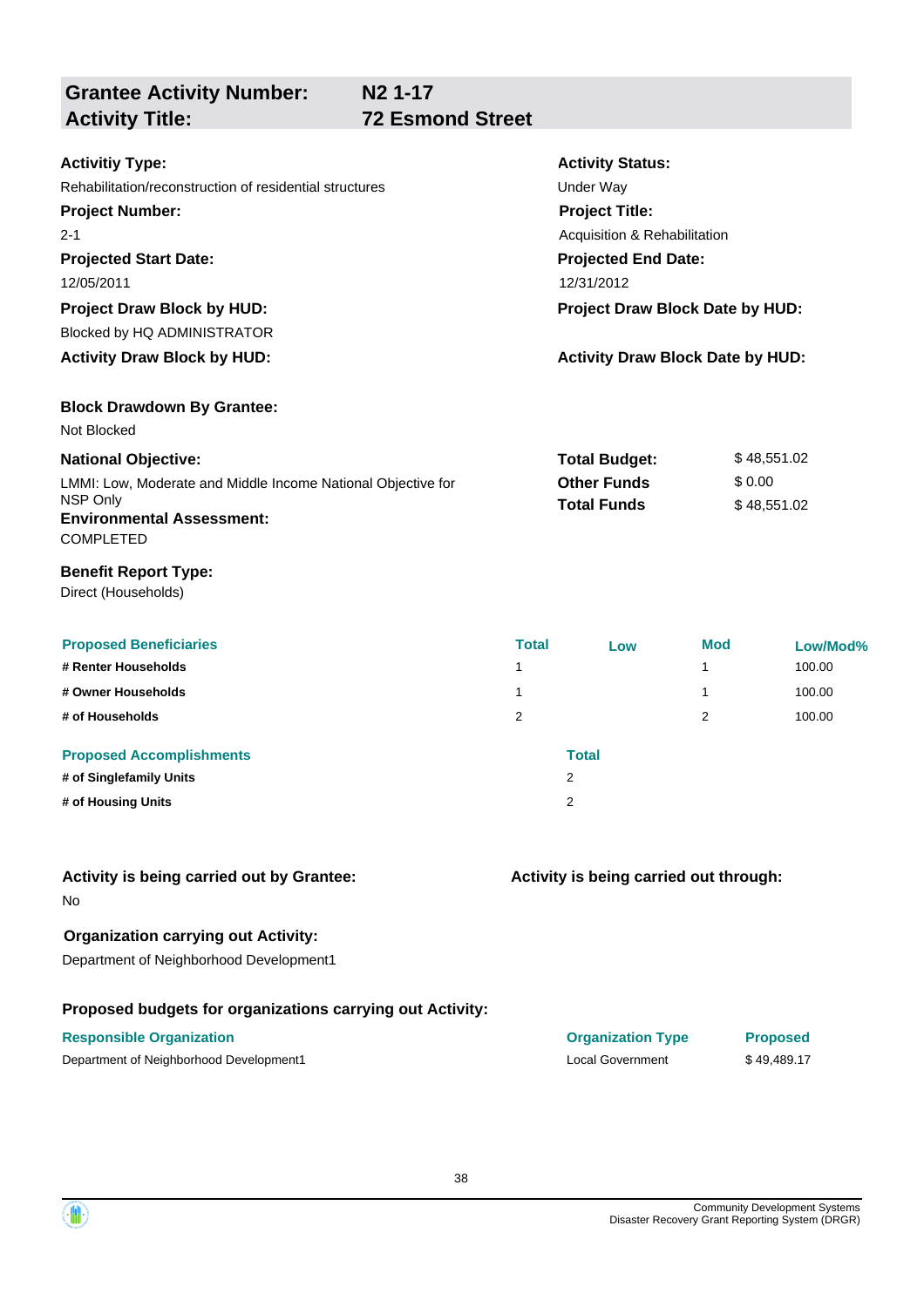## Grantee Activity Number: N2 1-17
## Activity Title: 72 Esmond Street

**Activitiy Type:**
Rehabilitation/reconstruction of residential structures

**Activity Status:**
Under Way

**Project Number:**
2-1

**Project Title:**
Acquisition & Rehabilitation

**Projected Start Date:**
12/05/2011

**Projected End Date:**
12/31/2012

**Project Draw Block by HUD:**
Blocked by HQ ADMINISTRATOR

**Project Draw Block Date by HUD:**

**Activity Draw Block by HUD:**

**Activity Draw Block Date by HUD:**

**Block Drawdown By Grantee:**
Not Blocked

**National Objective:**
LMMI: Low, Moderate and Middle Income National Objective for NSP Only

**Total Budget:** $ 48,551.02
**Other Funds** $ 0.00
**Total Funds** $ 48,551.02

**Environmental Assessment:**
COMPLETED

**Benefit Report Type:**
Direct (Households)

| Proposed Beneficiaries | Total | Low | Mod | Low/Mod% |
|---|---|---|---|---|
| # Renter Households | 1 | | 1 | 100.00 |
| # Owner Households | 1 | | 1 | 100.00 |
| # of Households | 2 | | 2 | 100.00 |

| Proposed Accomplishments | Total |
|---|---|
| # of Singlefamily Units | 2 |
| # of Housing Units | 2 |

**Activity is being carried out by Grantee:**
No

**Activity is being carried out through:**

**Organization carrying out Activity:**
Department of Neighborhood Development1

**Proposed budgets for organizations carrying out Activity:**

| Responsible Organization | Organization Type | Proposed |
|---|---|---|
| Department of Neighborhood Development1 | Local Government | $ 49,489.17 |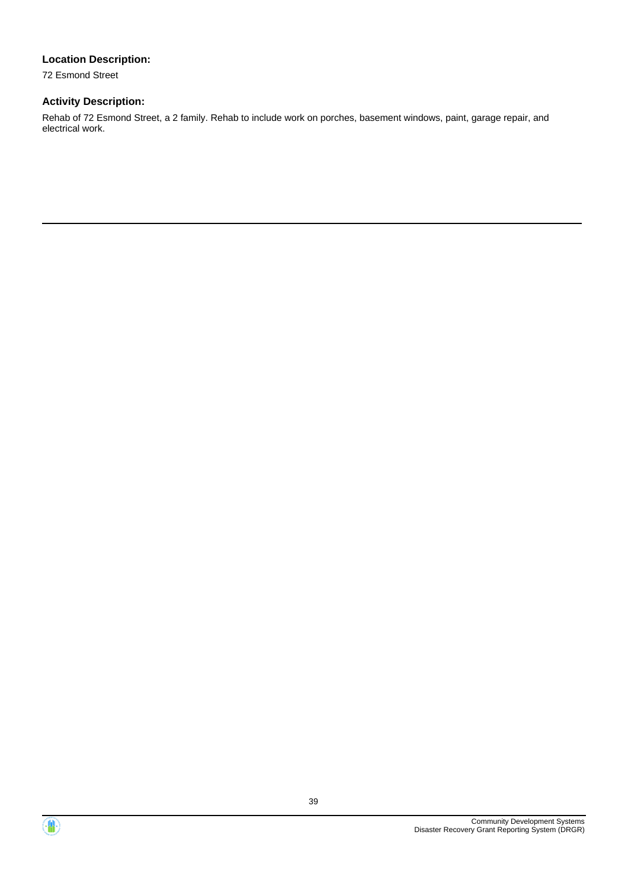**Location Description:**

72 Esmond Street

**Activity Description:**

Rehab of 72 Esmond Street, a 2 family. Rehab to include work on porches, basement windows, paint, garage repair, and electrical work.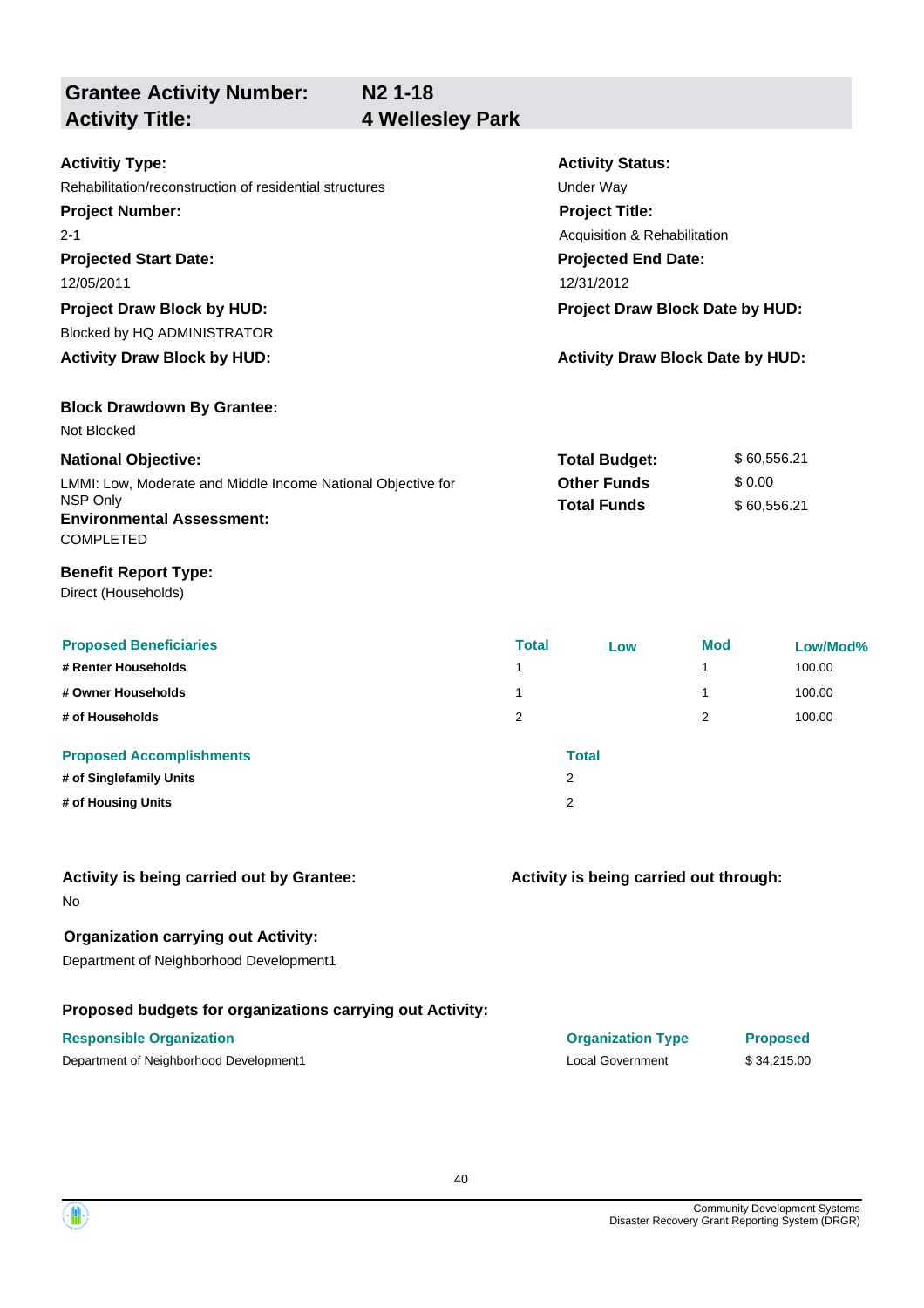| **Grantee Activity Number:** | **N2 1-18** |
|---|---|
| **Activity Title:** | **4 Wellesley Park** |

**Activitiy Type:**
Rehabilitation/reconstruction of residential structures

**Activity Status:**
Under Way

**Project Number:**
2-1

**Project Title:**
Acquisition & Rehabilitation

**Projected Start Date:**
12/05/2011

**Projected End Date:**
12/31/2012

**Project Draw Block by HUD:**
Blocked by HQ ADMINISTRATOR

**Project Draw Block Date by HUD:**

**Activity Draw Block by HUD:**

**Activity Draw Block Date by HUD:**

**Block Drawdown By Grantee:**
Not Blocked

**National Objective:**
LMMI: Low, Moderate and Middle Income National Objective for NSP Only

| | |
|---|---|
| **Total Budget:** | $ 60,556.21 |
| **Other Funds** | $ 0.00 |
| **Total Funds** | $ 60,556.21 |

**Environmental Assessment:**
COMPLETED

**Benefit Report Type:**
Direct (Households)

| Proposed Beneficiaries | Total | Low | Mod | Low/Mod% |
|---|---|---|---|---|
| # Renter Households | 1 | | 1 | 100.00 |
| # Owner Households | 1 | | 1 | 100.00 |
| # of Households | 2 | | 2 | 100.00 |

| Proposed Accomplishments | Total |
|---|---|
| # of Singlefamily Units | 2 |
| # of Housing Units | 2 |

**Activity is being carried out by Grantee:**
No

**Activity is being carried out through:**

**Organization carrying out Activity:**
Department of Neighborhood Development1

**Proposed budgets for organizations carrying out Activity:**

| Responsible Organization | Organization Type | Proposed |
|---|---|---|
| Department of Neighborhood Development1 | Local Government | $ 34,215.00 |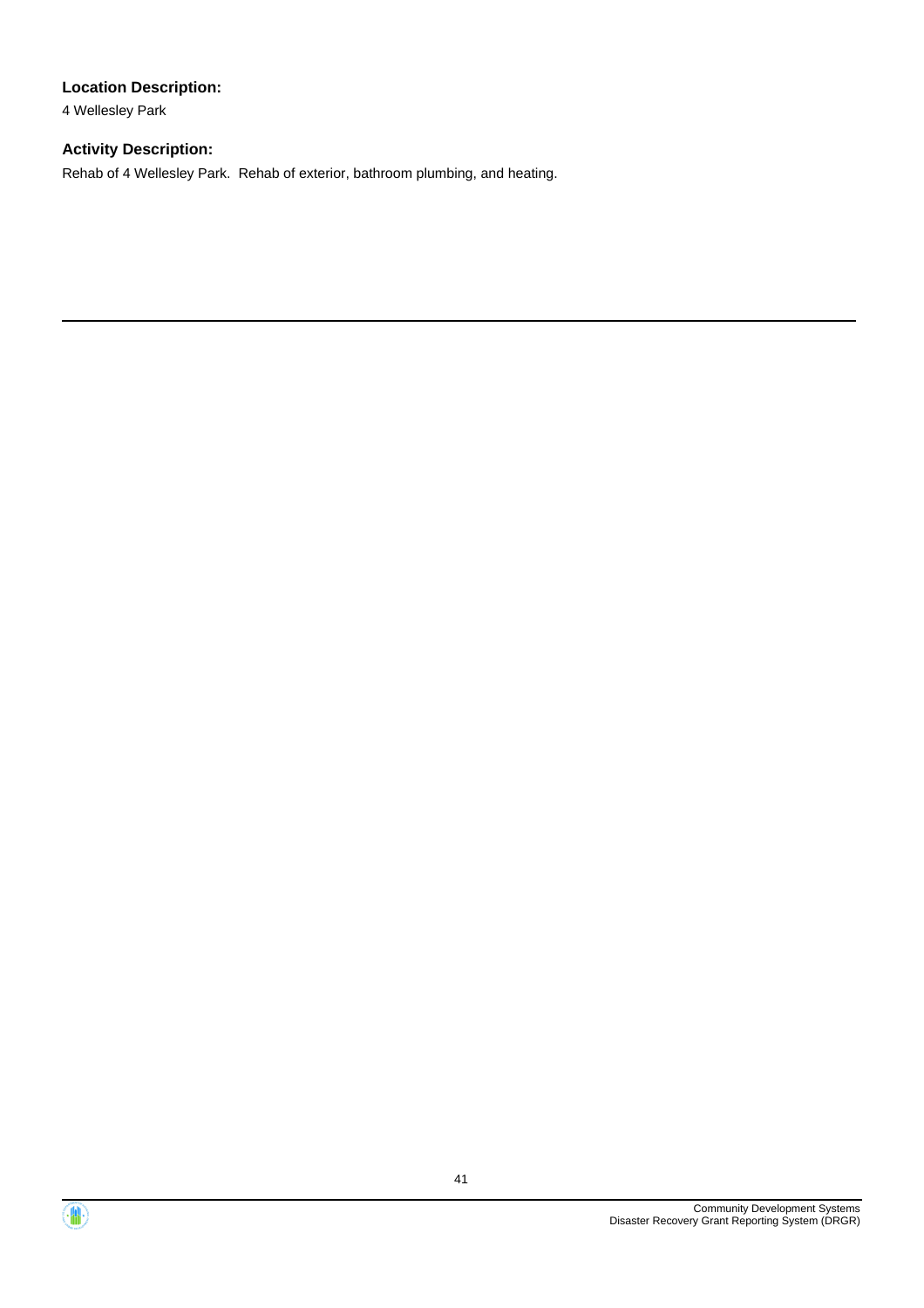**Location Description:**

4 Wellesley Park

**Activity Description:**

Rehab of 4 Wellesley Park. Rehab of exterior, bathroom plumbing, and heating.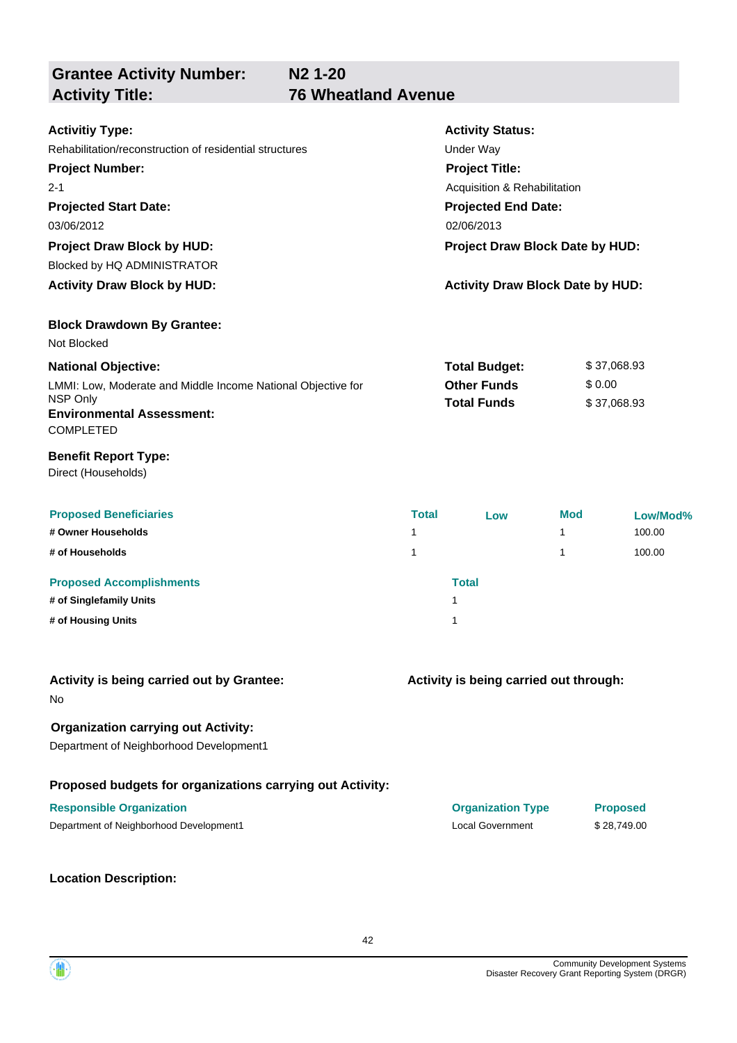| **Grantee Activity Number:** | **N2 1-20** |
|---|---|
| **Activity Title:** | **76 Wheatland Avenue** |

**Activitiy Type:**
Rehabilitation/reconstruction of residential structures

**Activity Status:**
Under Way

**Project Number:**
2-1

**Project Title:**
Acquisition & Rehabilitation

**Projected Start Date:**
03/06/2012

**Projected End Date:**
02/06/2013

**Project Draw Block by HUD:**
Blocked by HQ ADMINISTRATOR

**Project Draw Block Date by HUD:**

**Activity Draw Block by HUD:**

**Activity Draw Block Date by HUD:**

**Block Drawdown By Grantee:**
Not Blocked

**National Objective:**
LMMI: Low, Moderate and Middle Income National Objective for NSP Only

| | |
|---|---|
| **Total Budget:** | $ 37,068.93 |
| **Other Funds** | $ 0.00 |
| **Total Funds** | $ 37,068.93 |

**Environmental Assessment:**
COMPLETED

**Benefit Report Type:**
Direct (Households)

| Proposed Beneficiaries | Total | Low | Mod | Low/Mod% |
|---|---|---|---|---|
| # Owner Households | 1 | | 1 | 100.00 |
| # of Households | 1 | | 1 | 100.00 |

| Proposed Accomplishments | Total |
|---|---|
| # of Singlefamily Units | 1 |
| # of Housing Units | 1 |

**Activity is being carried out by Grantee:**
No

**Activity is being carried out through:**

**Organization carrying out Activity:**
Department of Neighborhood Development1

**Proposed budgets for organizations carrying out Activity:**

| Responsible Organization | Organization Type | Proposed |
|---|---|---|
| Department of Neighborhood Development1 | Local Government | $ 28,749.00 |

**Location Description:**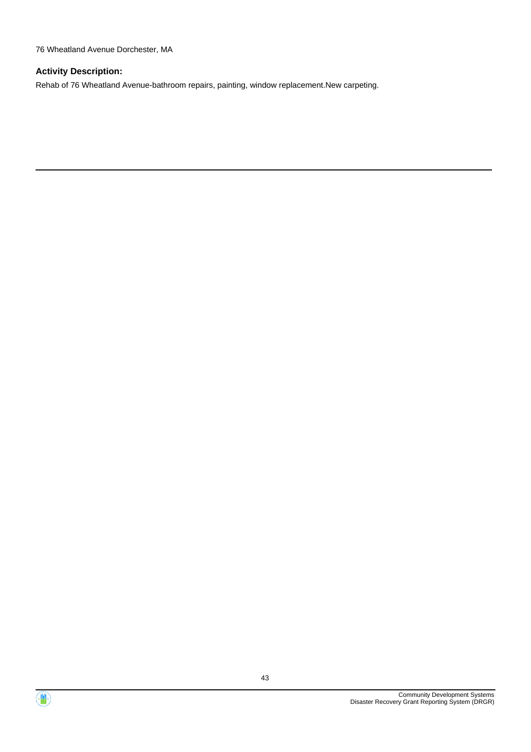76 Wheatland Avenue Dorchester, MA

### Activity Description:

Rehab of 76 Wheatland Avenue-bathroom repairs, painting, window replacement.New carpeting.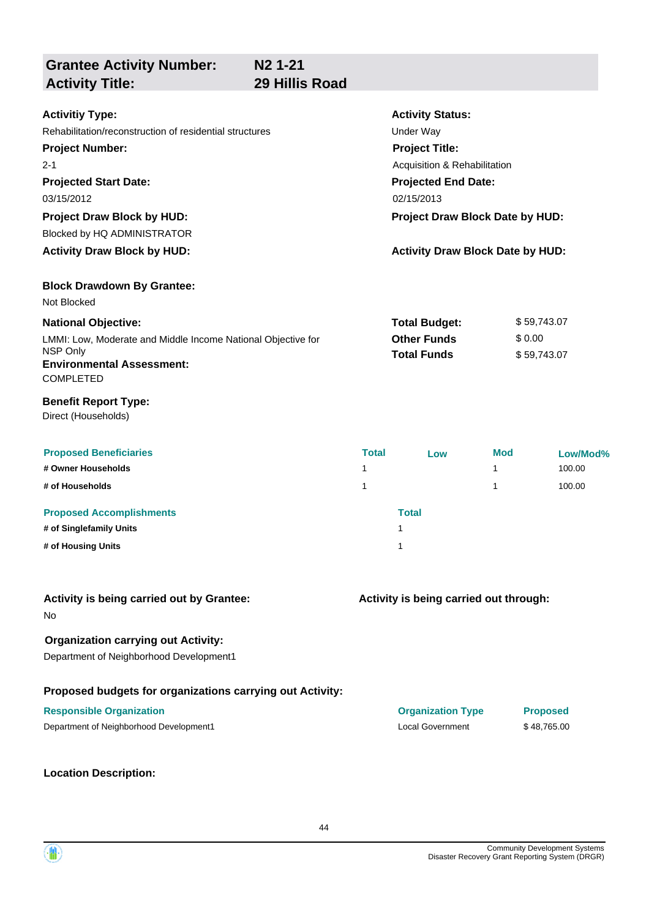## Grantee Activity Number: N2 1-21
## Activity Title: 29 Hillis Road

**Activitiy Type:**
Rehabilitation/reconstruction of residential structures

**Activity Status:**
Under Way

**Project Number:**
2-1

**Project Title:**
Acquisition & Rehabilitation

**Projected Start Date:**
03/15/2012

**Projected End Date:**
02/15/2013

**Project Draw Block by HUD:**
Blocked by HQ ADMINISTRATOR

**Project Draw Block Date by HUD:**

**Activity Draw Block by HUD:**

**Activity Draw Block Date by HUD:**

**Block Drawdown By Grantee:**
Not Blocked

**National Objective:**
LMMI: Low, Moderate and Middle Income National Objective for NSP Only

| | |
|---|---|
| **Total Budget:** | $ 59,743.07 |
| **Other Funds** | $ 0.00 |
| **Total Funds** | $ 59,743.07 |

**Environmental Assessment:**
COMPLETED

**Benefit Report Type:**
Direct (Households)

| Proposed Beneficiaries | Total | Low | Mod | Low/Mod% |
|---|---|---|---|---|
| # Owner Households | 1 | | 1 | 100.00 |
| # of Households | 1 | | 1 | 100.00 |

| Proposed Accomplishments | Total |
|---|---|
| # of Singlefamily Units | 1 |
| # of Housing Units | 1 |

**Activity is being carried out by Grantee:**
No

**Activity is being carried out through:**

**Organization carrying out Activity:**
Department of Neighborhood Development1

**Proposed budgets for organizations carrying out Activity:**

| Responsible Organization | Organization Type | Proposed |
|---|---|---|
| Department of Neighborhood Development1 | Local Government | $ 48,765.00 |

**Location Description:**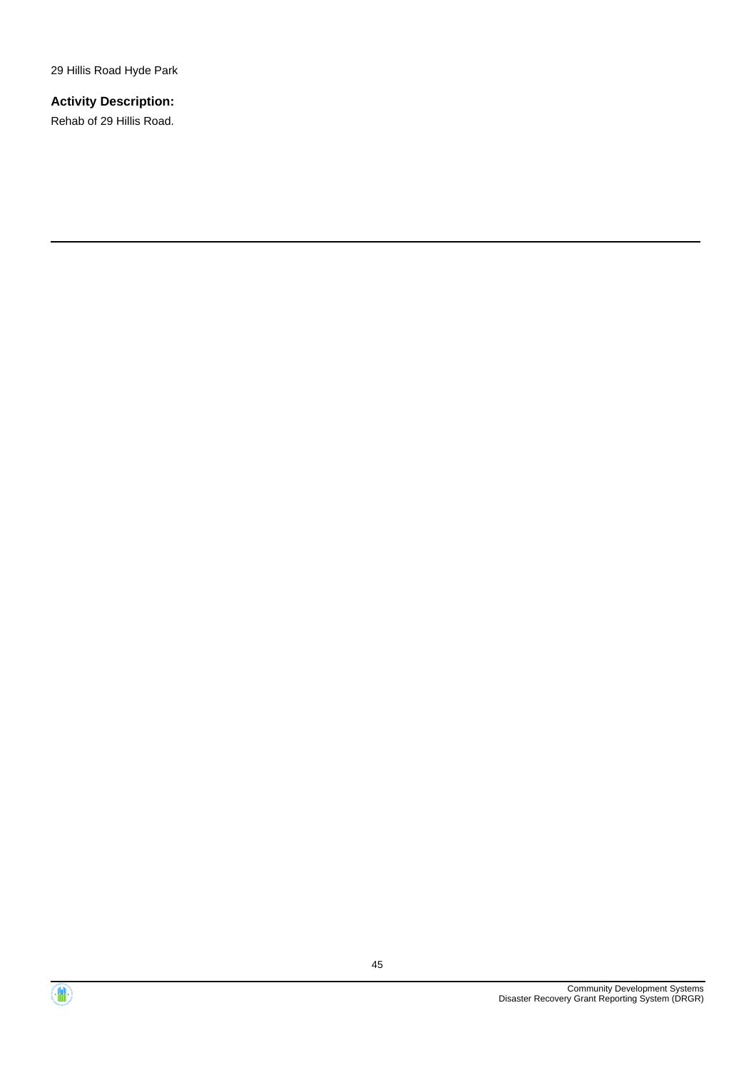29 Hillis Road Hyde Park

**Activity Description:**

Rehab of 29 Hillis Road.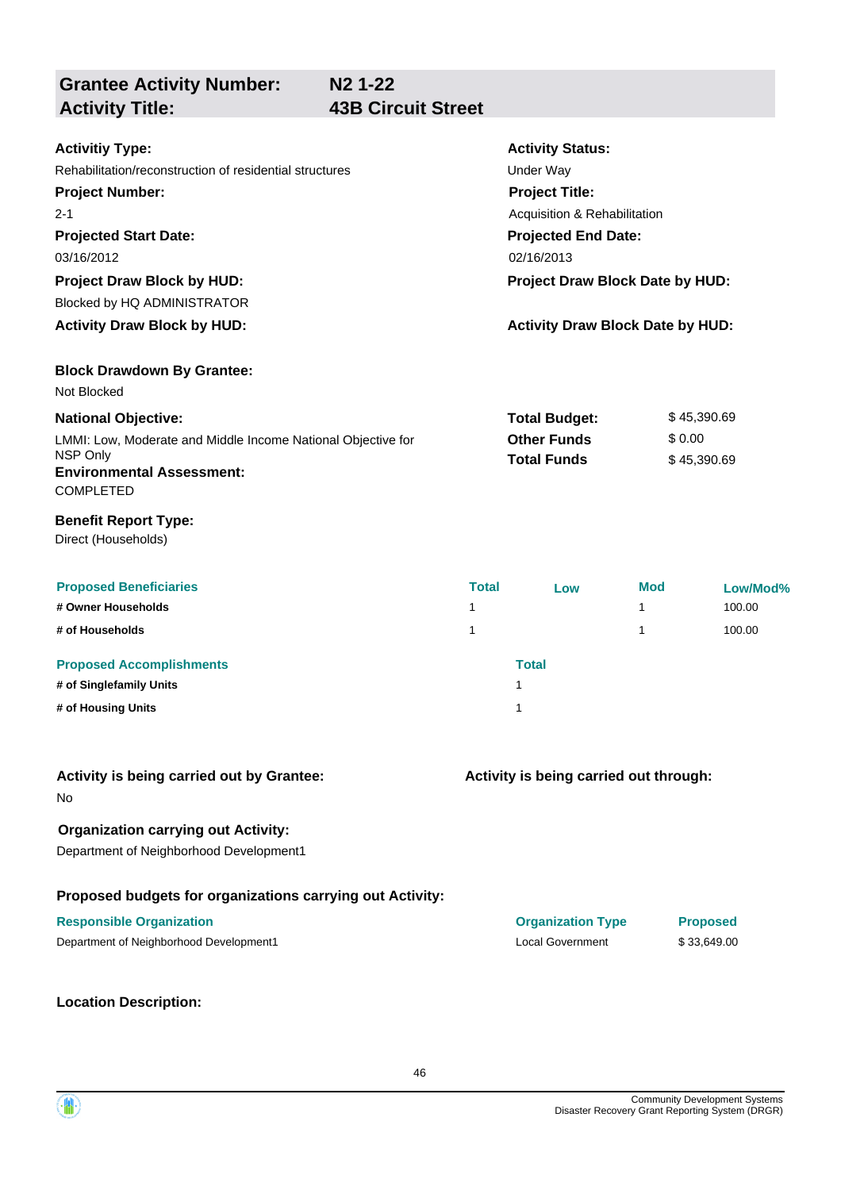## Grantee Activity Number: N2 1-22
## Activity Title: 43B Circuit Street

**Activitiy Type:**
Rehabilitation/reconstruction of residential structures

**Activity Status:**
Under Way

**Project Number:**
2-1

**Project Title:**
Acquisition & Rehabilitation

**Projected Start Date:**
03/16/2012

**Projected End Date:**
02/16/2013

**Project Draw Block by HUD:**
Blocked by HQ ADMINISTRATOR

**Project Draw Block Date by HUD:**

**Activity Draw Block by HUD:**

**Activity Draw Block Date by HUD:**

**Block Drawdown By Grantee:**
Not Blocked

**National Objective:**
LMMI: Low, Moderate and Middle Income National Objective for NSP Only

| | |
|---|---|
| **Total Budget:** | $ 45,390.69 |
| **Other Funds** | $ 0.00 |
| **Total Funds** | $ 45,390.69 |

**Environmental Assessment:**
COMPLETED

**Benefit Report Type:**
Direct (Households)

| Proposed Beneficiaries | Total | Low | Mod | Low/Mod% |
|---|---|---|---|---|
| # Owner Households | 1 | | 1 | 100.00 |
| # of Households | 1 | | 1 | 100.00 |

| Proposed Accomplishments | Total |
|---|---|
| # of Singlefamily Units | 1 |
| # of Housing Units | 1 |

**Activity is being carried out by Grantee:**
No

**Activity is being carried out through:**

**Organization carrying out Activity:**
Department of Neighborhood Development1

**Proposed budgets for organizations carrying out Activity:**

| Responsible Organization | Organization Type | Proposed |
|---|---|---|
| Department of Neighborhood Development1 | Local Government | $ 33,649.00 |

**Location Description:**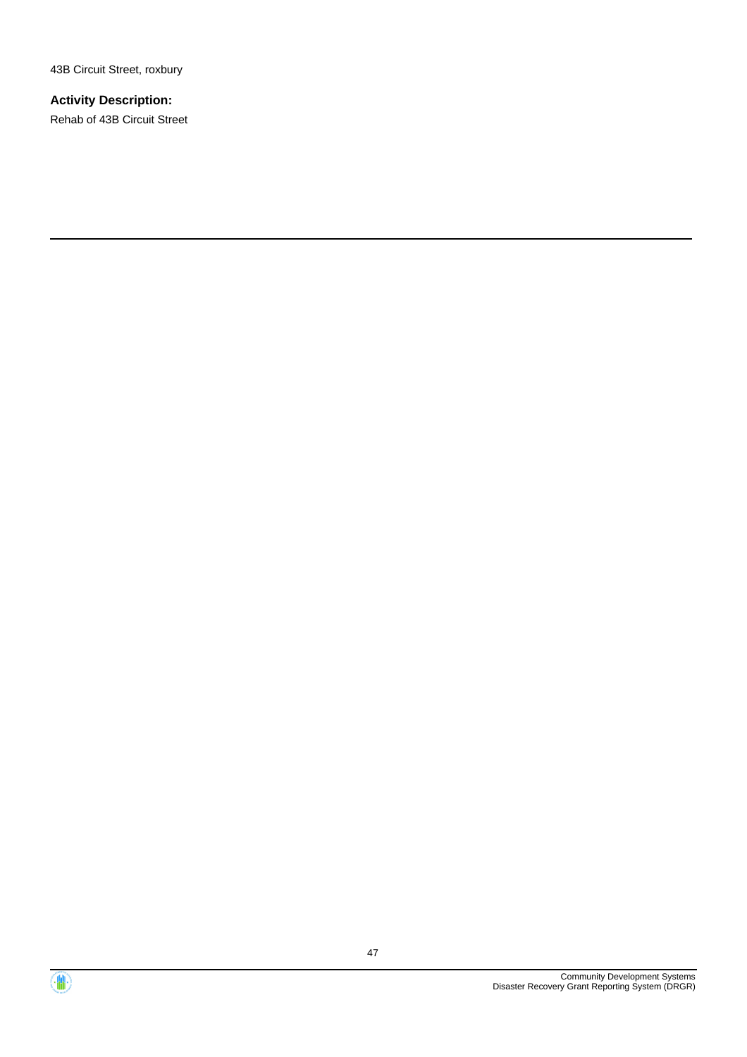43B Circuit Street, roxbury

**Activity Description:**

Rehab of 43B Circuit Street

---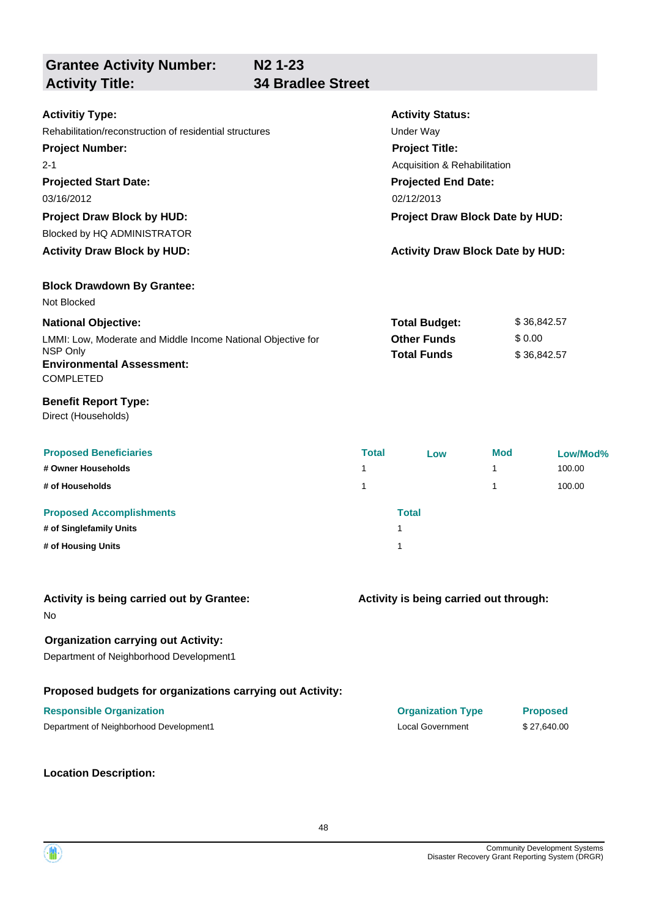## Grantee Activity Number: N2 1-23
## Activity Title: 34 Bradlee Street

**Activitiy Type:**
Rehabilitation/reconstruction of residential structures

**Activity Status:**
Under Way

**Project Number:**
2-1

**Project Title:**
Acquisition & Rehabilitation

**Projected Start Date:**
03/16/2012

**Projected End Date:**
02/12/2013

**Project Draw Block by HUD:**
Blocked by HQ ADMINISTRATOR

**Project Draw Block Date by HUD:**

**Activity Draw Block by HUD:**

**Activity Draw Block Date by HUD:**

**Block Drawdown By Grantee:**
Not Blocked

**National Objective:**
LMMI: Low, Moderate and Middle Income National Objective for NSP Only

**Environmental Assessment:**
COMPLETED

| | |
|---|---|
| **Total Budget:** | $ 36,842.57 |
| **Other Funds** | $ 0.00 |
| **Total Funds** | $ 36,842.57 |

**Benefit Report Type:**
Direct (Households)

| Proposed Beneficiaries | Total | Low | Mod | Low/Mod% |
|---|---|---|---|---|
| # Owner Households | 1 | | 1 | 100.00 |
| # of Households | 1 | | 1 | 100.00 |

| Proposed Accomplishments | Total |
|---|---|
| # of Singlefamily Units | 1 |
| # of Housing Units | 1 |

**Activity is being carried out by Grantee:**
No

**Activity is being carried out through:**

**Organization carrying out Activity:**
Department of Neighborhood Development1

**Proposed budgets for organizations carrying out Activity:**

| Responsible Organization | Organization Type | Proposed |
|---|---|---|
| Department of Neighborhood Development1 | Local Government | $ 27,640.00 |

**Location Description:**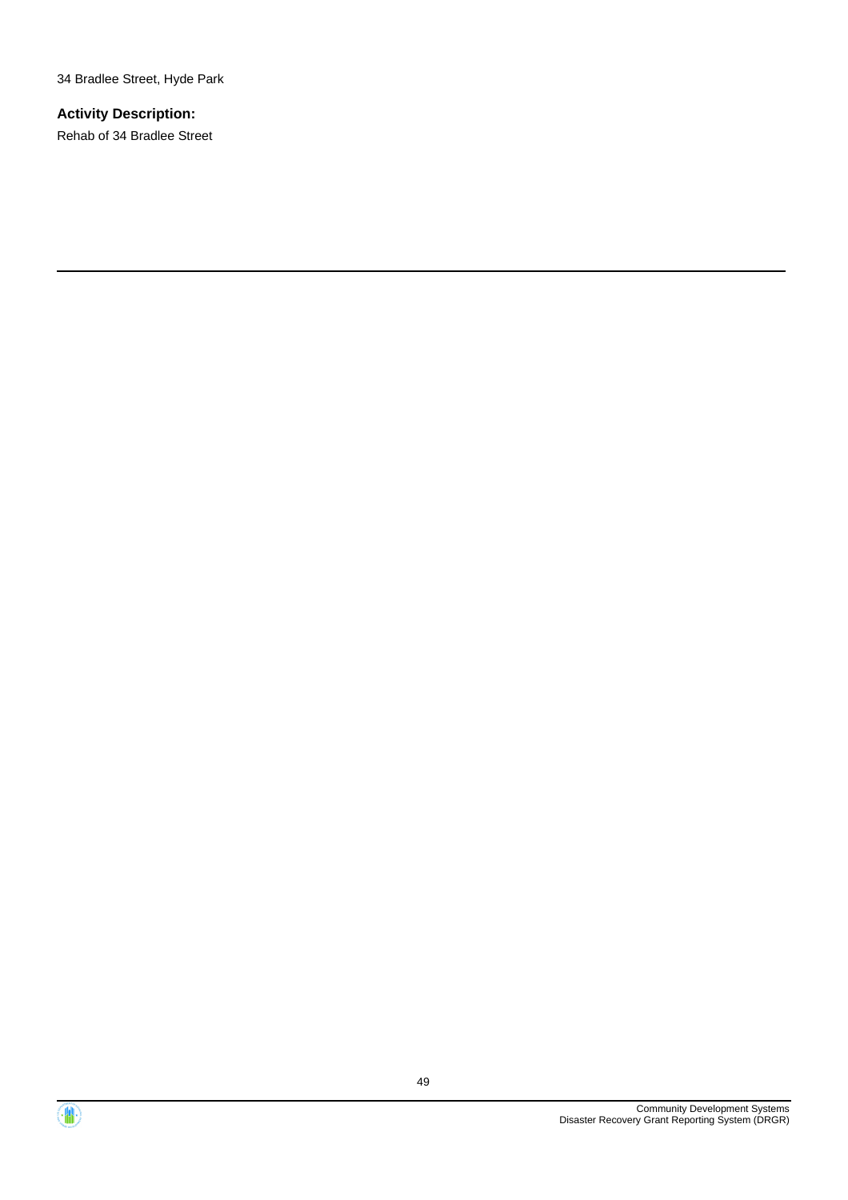34 Bradlee Street, Hyde Park

**Activity Description:**

Rehab of 34 Bradlee Street

---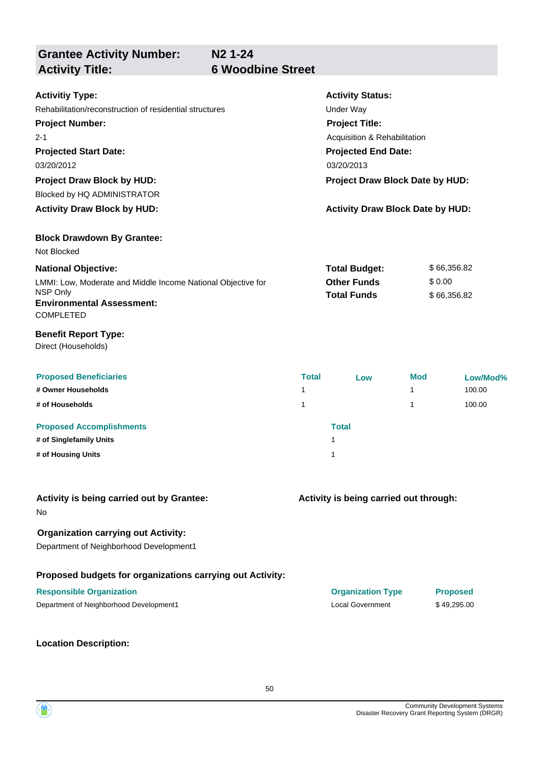| **Grantee Activity Number:** | **N2 1-24** |
|---|---|
| **Activity Title:** | **6 Woodbine Street** |

**Activitiy Type:**
Rehabilitation/reconstruction of residential structures

**Activity Status:**
Under Way

**Project Number:**
2-1

**Project Title:**
Acquisition & Rehabilitation

**Projected Start Date:**
03/20/2012

**Projected End Date:**
03/20/2013

**Project Draw Block by HUD:**
Blocked by HQ ADMINISTRATOR

**Project Draw Block Date by HUD:**

**Activity Draw Block by HUD:**

**Activity Draw Block Date by HUD:**

**Block Drawdown By Grantee:**
Not Blocked

**National Objective:**
LMMI: Low, Moderate and Middle Income National Objective for NSP Only

| | |
|---|---|
| **Total Budget:** | $ 66,356.82 |
| **Other Funds** | $ 0.00 |
| **Total Funds** | $ 66,356.82 |

**Environmental Assessment:**
COMPLETED

**Benefit Report Type:**
Direct (Households)

| Proposed Beneficiaries | Total | Low | Mod | Low/Mod% |
|---|---|---|---|---|
| # Owner Households | 1 | | 1 | 100.00 |
| # of Households | 1 | | 1 | 100.00 |

| Proposed Accomplishments | Total |
|---|---|
| # of Singlefamily Units | 1 |
| # of Housing Units | 1 |

**Activity is being carried out by Grantee:**
No

**Activity is being carried out through:**

**Organization carrying out Activity:**
Department of Neighborhood Development1

**Proposed budgets for organizations carrying out Activity:**

| Responsible Organization | Organization Type | Proposed |
|---|---|---|
| Department of Neighborhood Development1 | Local Government | $ 49,295.00 |

**Location Description:**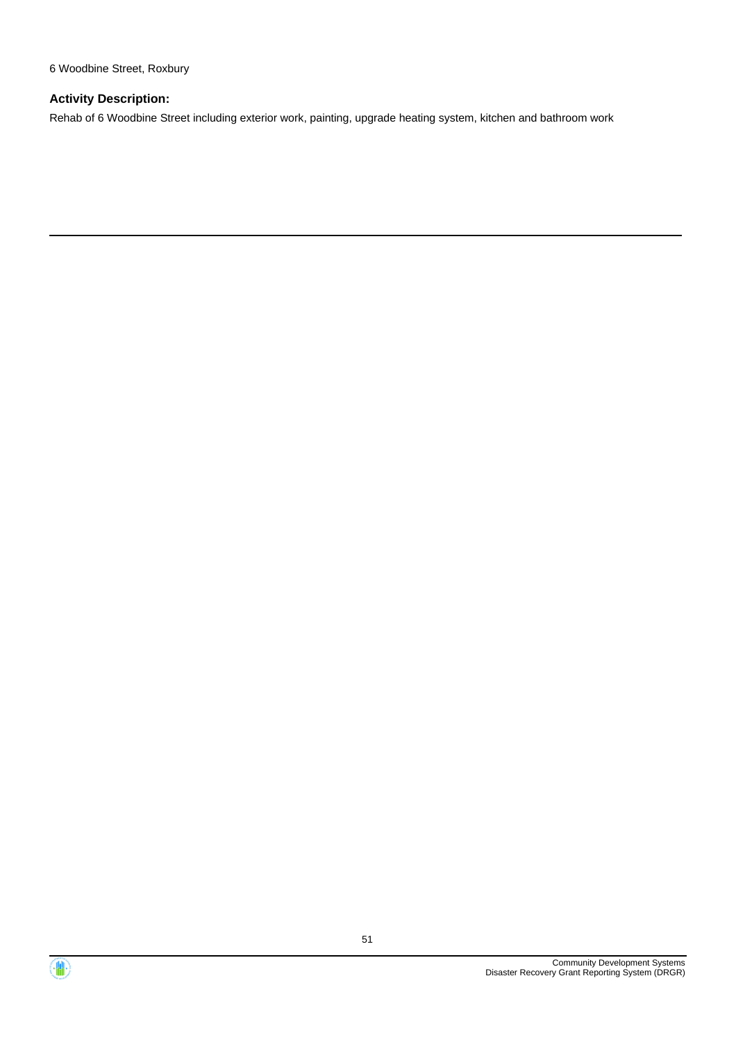6 Woodbine Street, Roxbury

**Activity Description:**

Rehab of 6 Woodbine Street including exterior work, painting, upgrade heating system, kitchen and bathroom work

---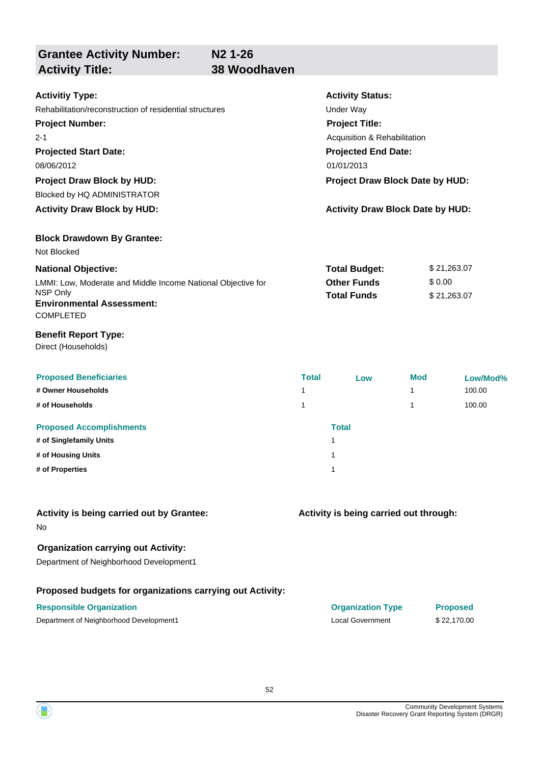## Grantee Activity Number: N2 1-26
## Activity Title: 38 Woodhaven

**Activitiy Type:**
Rehabilitation/reconstruction of residential structures

**Activity Status:**
Under Way

**Project Number:**
2-1

**Project Title:**
Acquisition & Rehabilitation

**Projected Start Date:**
08/06/2012

**Projected End Date:**
01/01/2013

**Project Draw Block by HUD:**
Blocked by HQ ADMINISTRATOR

**Project Draw Block Date by HUD:**

**Activity Draw Block by HUD:**

**Activity Draw Block Date by HUD:**

**Block Drawdown By Grantee:**
Not Blocked

**National Objective:**
LMMI: Low, Moderate and Middle Income National Objective for NSP Only

| | |
|---|---|
| **Total Budget:** | $ 21,263.07 |
| **Other Funds** | $ 0.00 |
| **Total Funds** | $ 21,263.07 |

**Environmental Assessment:**
COMPLETED

**Benefit Report Type:**
Direct (Households)

| Proposed Beneficiaries | Total | Low | Mod | Low/Mod% |
|---|---|---|---|---|
| # Owner Households | 1 | | 1 | 100.00 |
| # of Households | 1 | | 1 | 100.00 |

| Proposed Accomplishments | Total |
|---|---|
| # of Singlefamily Units | 1 |
| # of Housing Units | 1 |
| # of Properties | 1 |

**Activity is being carried out by Grantee:**
No

**Activity is being carried out through:**

**Organization carrying out Activity:**
Department of Neighborhood Development1

**Proposed budgets for organizations carrying out Activity:**

| Responsible Organization | Organization Type | Proposed |
|---|---|---|
| Department of Neighborhood Development1 | Local Government | $ 22,170.00 |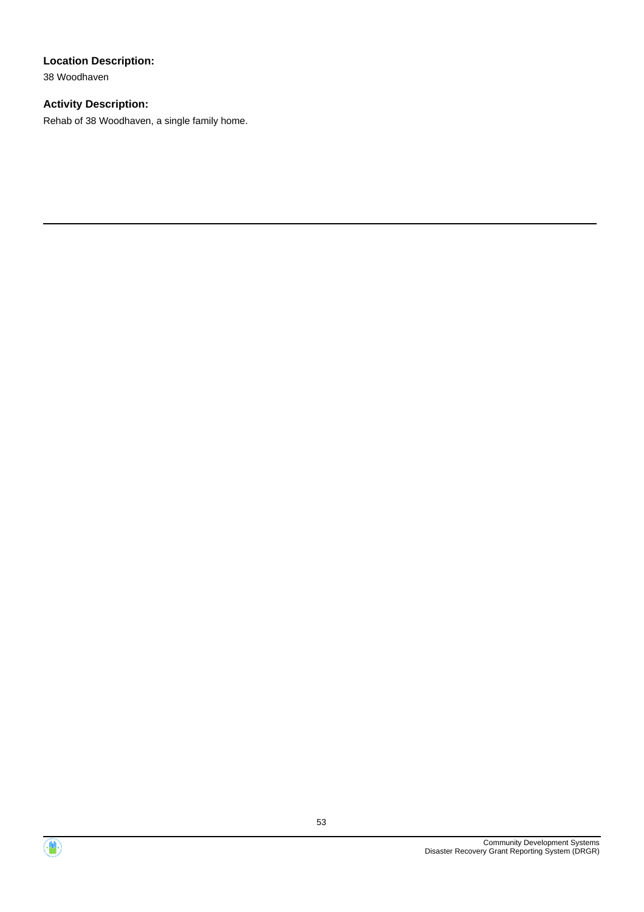**Location Description:**

38 Woodhaven

**Activity Description:**

Rehab of 38 Woodhaven, a single family home.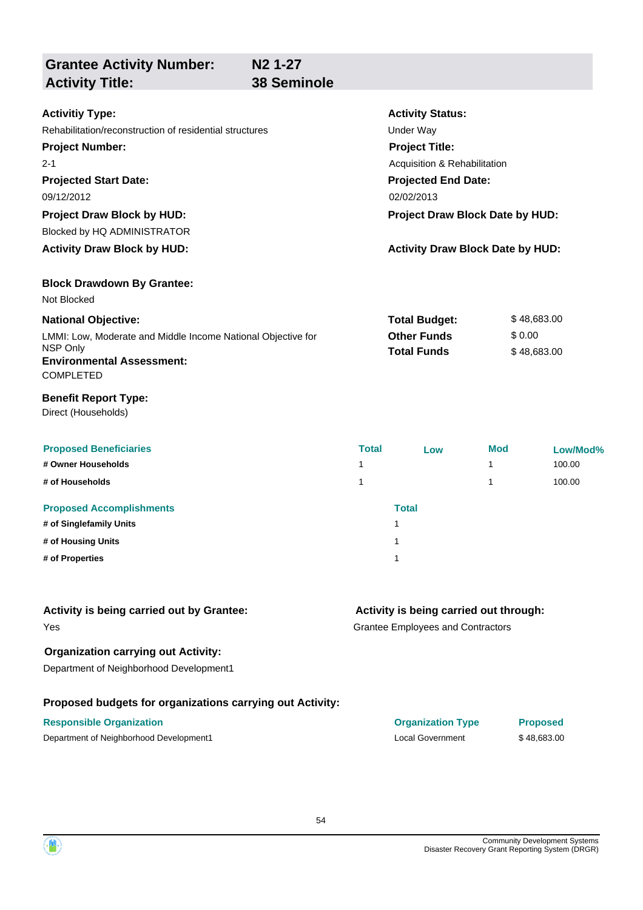## Grantee Activity Number: N2 1-27
## Activity Title: 38 Seminole

**Activitiy Type:**
Rehabilitation/reconstruction of residential structures

**Activity Status:**
Under Way

**Project Number:**
2-1

**Project Title:**
Acquisition & Rehabilitation

**Projected Start Date:**
09/12/2012

**Projected End Date:**
02/02/2013

**Project Draw Block by HUD:**
Blocked by HQ ADMINISTRATOR

**Project Draw Block Date by HUD:**

**Activity Draw Block by HUD:**

**Activity Draw Block Date by HUD:**

**Block Drawdown By Grantee:**
Not Blocked

**National Objective:**
LMMI: Low, Moderate and Middle Income National Objective for NSP Only

| | |
|---|---|
| **Total Budget:** | $ 48,683.00 |
| **Other Funds** | $ 0.00 |
| **Total Funds** | $ 48,683.00 |

**Environmental Assessment:**
COMPLETED

**Benefit Report Type:**
Direct (Households)

| Proposed Beneficiaries | Total | Low | Mod | Low/Mod% |
|---|---|---|---|---|
| # Owner Households | 1 | | 1 | 100.00 |
| # of Households | 1 | | 1 | 100.00 |

| Proposed Accomplishments | Total |
|---|---|
| # of Singlefamily Units | 1 |
| # of Housing Units | 1 |
| # of Properties | 1 |

**Activity is being carried out by Grantee:**
Yes

**Activity is being carried out through:**
Grantee Employees and Contractors

**Organization carrying out Activity:**
Department of Neighborhood Development1

**Proposed budgets for organizations carrying out Activity:**

| Responsible Organization | Organization Type | Proposed |
|---|---|---|
| Department of Neighborhood Development1 | Local Government | $ 48,683.00 |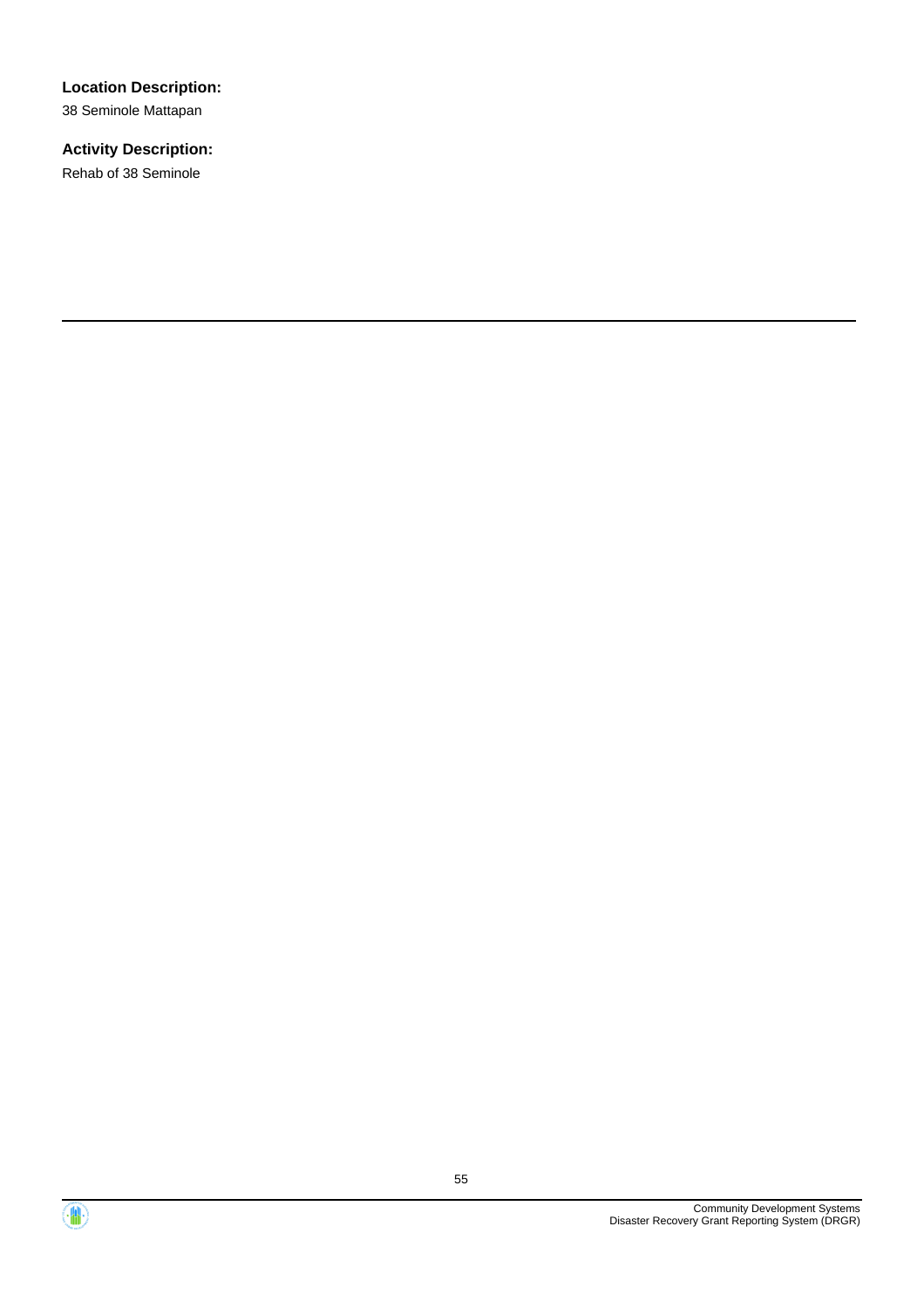**Location Description:**

38 Seminole Mattapan

**Activity Description:**

Rehab of 38 Seminole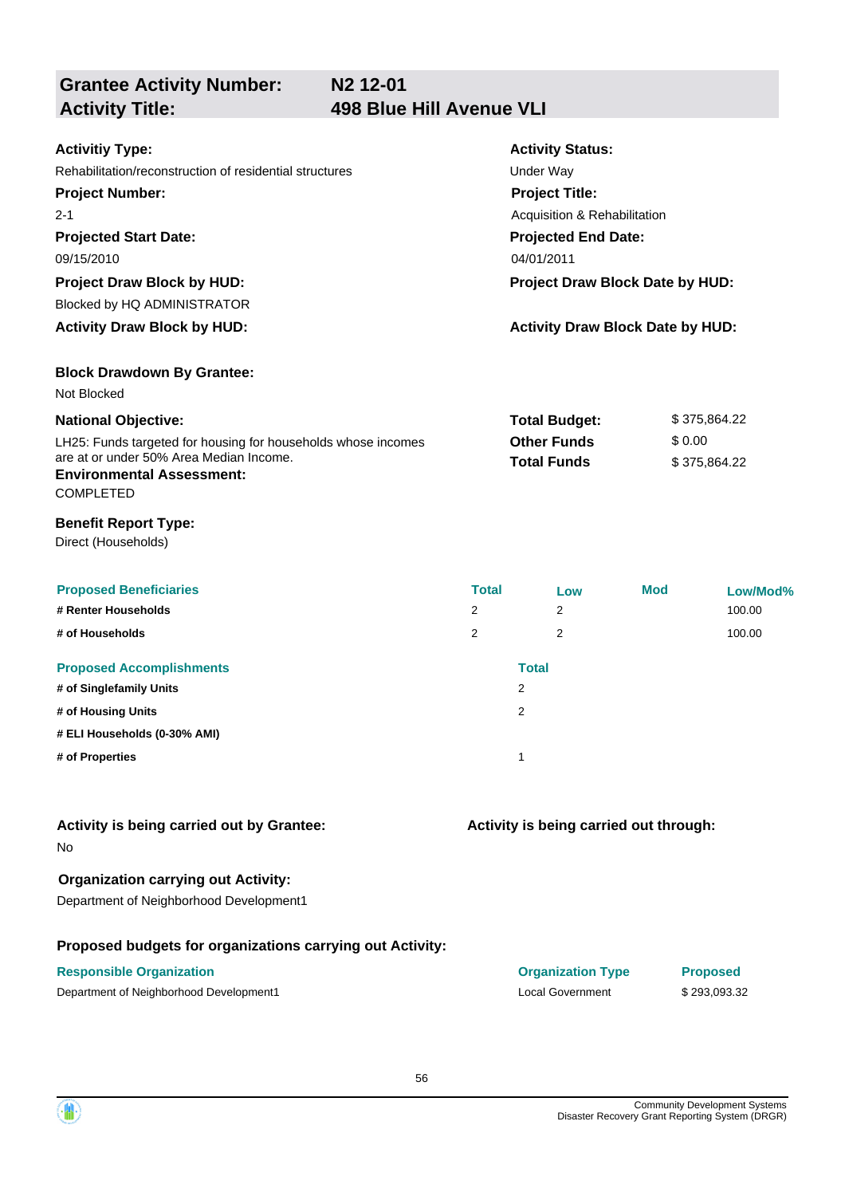| **Grantee Activity Number:** | **N2 12-01** |
|---|---|
| **Activity Title:** | **498 Blue Hill Avenue VLI** |

**Activitiy Type:**
Rehabilitation/reconstruction of residential structures

**Activity Status:**
Under Way

**Project Number:**
2-1

**Project Title:**
Acquisition & Rehabilitation

**Projected Start Date:**
09/15/2010

**Projected End Date:**
04/01/2011

**Project Draw Block by HUD:**
Blocked by HQ ADMINISTRATOR

**Project Draw Block Date by HUD:**

**Activity Draw Block by HUD:**

**Activity Draw Block Date by HUD:**

**Block Drawdown By Grantee:**
Not Blocked

**National Objective:**
LH25: Funds targeted for housing for households whose incomes are at or under 50% Area Median Income.

| | |
|---|---|
| **Total Budget:** | $ 375,864.22 |
| **Other Funds** | $ 0.00 |
| **Total Funds** | $ 375,864.22 |

**Environmental Assessment:**
COMPLETED

**Benefit Report Type:**
Direct (Households)

| Proposed Beneficiaries | Total | Low | Mod | Low/Mod% |
|---|---|---|---|---|
| # Renter Households | 2 | 2 | | 100.00 |
| # of Households | 2 | 2 | | 100.00 |

| Proposed Accomplishments | Total |
|---|---|
| # of Singlefamily Units | 2 |
| # of Housing Units | 2 |
| # ELI Households (0-30% AMI) | |
| # of Properties | 1 |

**Activity is being carried out by Grantee:**
No

**Activity is being carried out through:**

**Organization carrying out Activity:**
Department of Neighborhood Development1

**Proposed budgets for organizations carrying out Activity:**

| Responsible Organization | Organization Type | Proposed |
|---|---|---|
| Department of Neighborhood Development1 | Local Government | $ 293,093.32 |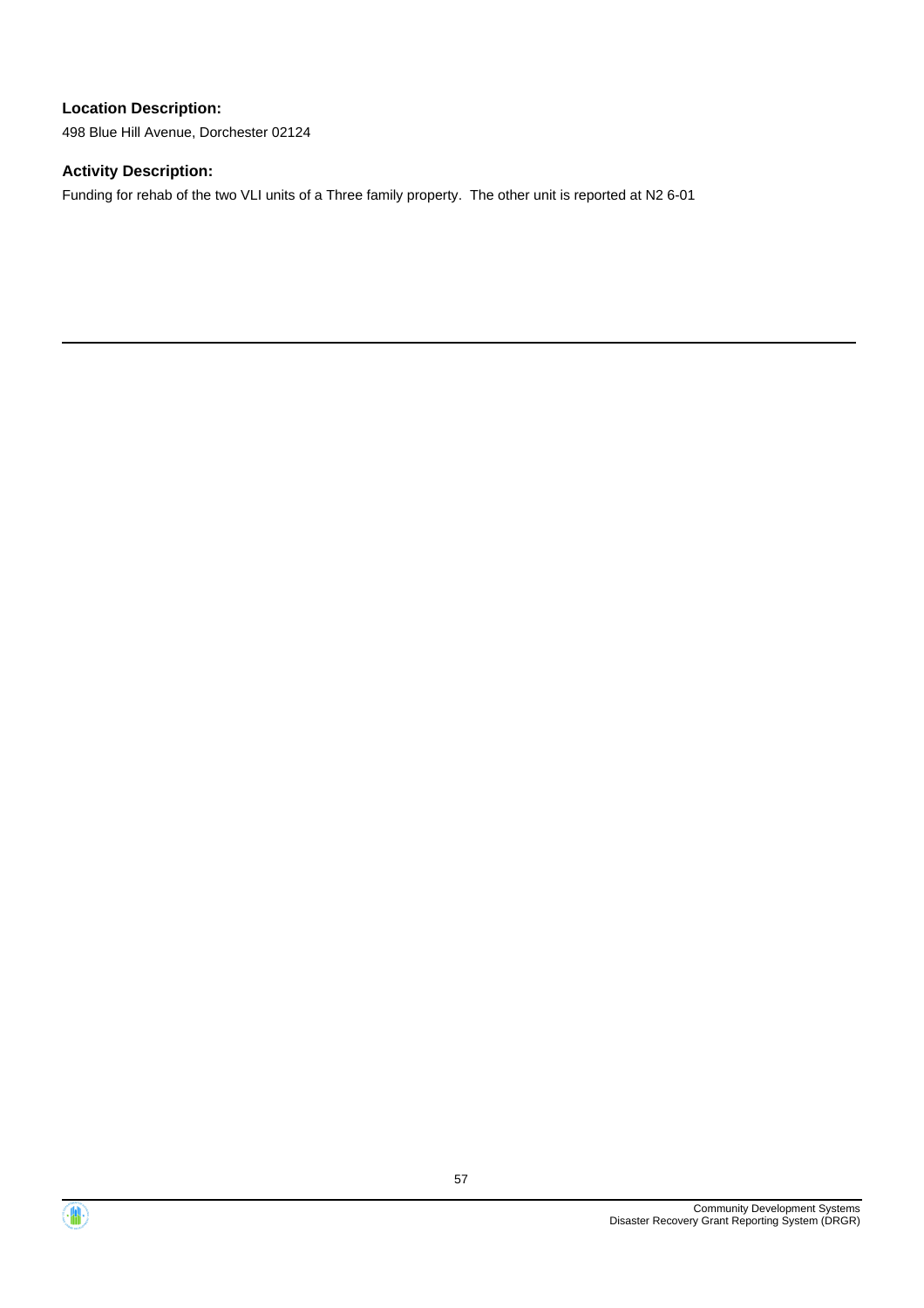**Location Description:**

498 Blue Hill Avenue, Dorchester 02124

**Activity Description:**

Funding for rehab of the two VLI units of a Three family property.  The other unit is reported at N2 6-01

---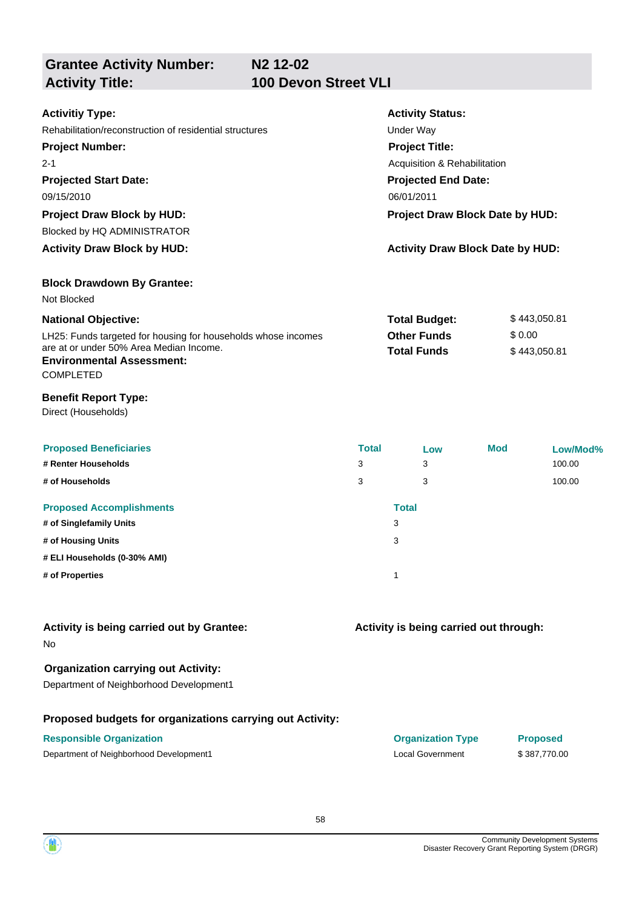## Grantee Activity Number: N2 12-02
## Activity Title: 100 Devon Street VLI

**Activitiy Type:**
Rehabilitation/reconstruction of residential structures

**Activity Status:**
Under Way

**Project Number:**
2-1

**Project Title:**
Acquisition & Rehabilitation

**Projected Start Date:**
09/15/2010

**Projected End Date:**
06/01/2011

**Project Draw Block by HUD:**
Blocked by HQ ADMINISTRATOR

**Project Draw Block Date by HUD:**

**Activity Draw Block by HUD:**

**Activity Draw Block Date by HUD:**

**Block Drawdown By Grantee:**
Not Blocked

**National Objective:**
LH25: Funds targeted for housing for households whose incomes are at or under 50% Area Median Income.

| | |
|---|---|
| **Total Budget:** | $ 443,050.81 |
| **Other Funds** | $ 0.00 |
| **Total Funds** | $ 443,050.81 |

**Environmental Assessment:**
COMPLETED

**Benefit Report Type:**
Direct (Households)

| Proposed Beneficiaries | Total | Low | Mod | Low/Mod% |
|---|---|---|---|---|
| # Renter Households | 3 | 3 | | 100.00 |
| # of Households | 3 | 3 | | 100.00 |

| Proposed Accomplishments | Total |
|---|---|
| # of Singlefamily Units | 3 |
| # of Housing Units | 3 |
| # ELI Households (0-30% AMI) | |
| # of Properties | 1 |

**Activity is being carried out by Grantee:**
No

**Activity is being carried out through:**

**Organization carrying out Activity:**
Department of Neighborhood Development1

**Proposed budgets for organizations carrying out Activity:**

| Responsible Organization | Organization Type | Proposed |
|---|---|---|
| Department of Neighborhood Development1 | Local Government | $ 387,770.00 |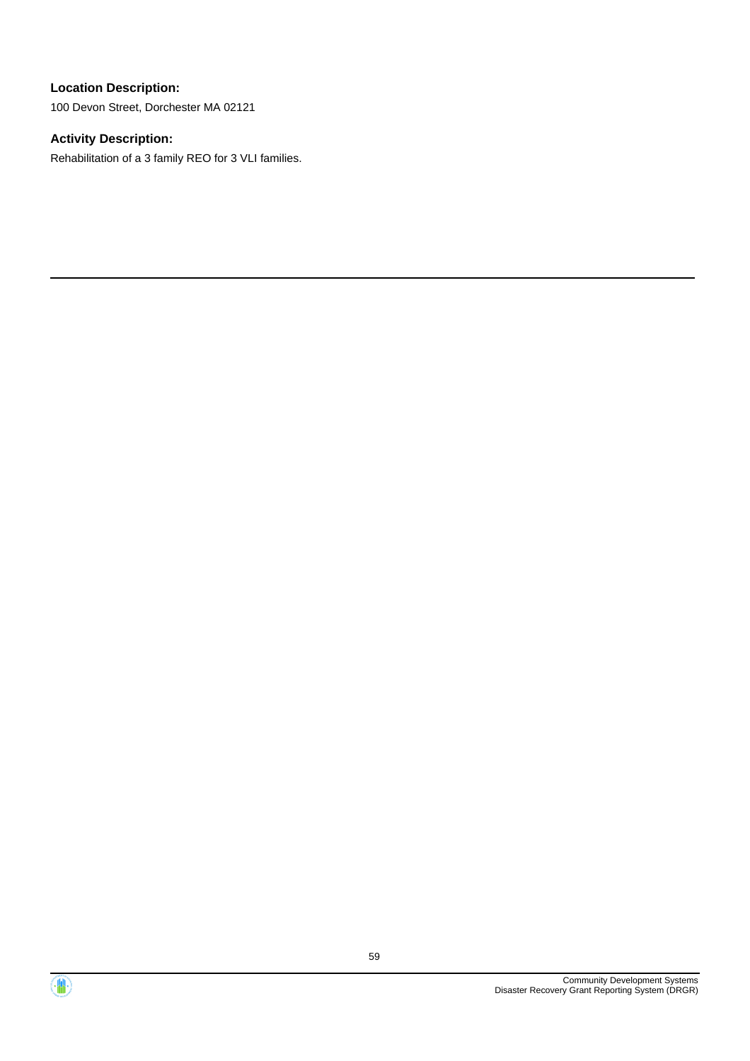**Location Description:**

100 Devon Street, Dorchester MA 02121

**Activity Description:**

Rehabilitation of a 3 family REO for 3 VLI families.

---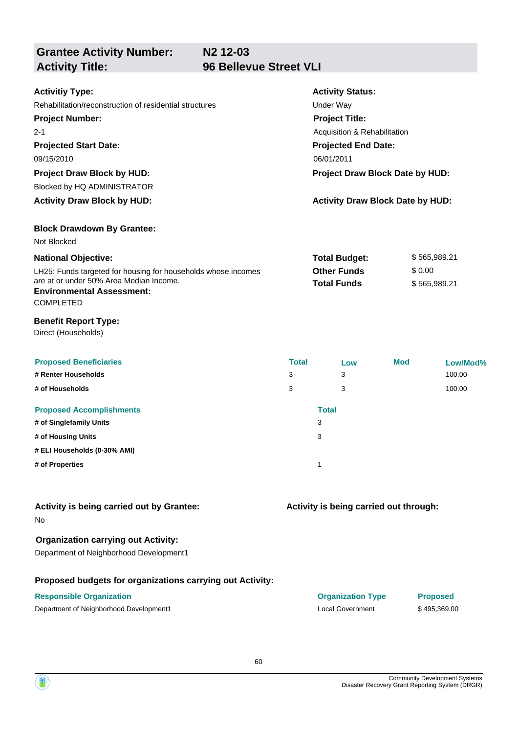## Grantee Activity Number: N2 12-03
## Activity Title: 96 Bellevue Street VLI

**Activitiy Type:**
Rehabilitation/reconstruction of residential structures

**Activity Status:**
Under Way

**Project Number:**
2-1

**Project Title:**
Acquisition & Rehabilitation

**Projected Start Date:**
09/15/2010

**Projected End Date:**
06/01/2011

**Project Draw Block by HUD:**
Blocked by HQ ADMINISTRATOR

**Project Draw Block Date by HUD:**

**Activity Draw Block by HUD:**

**Activity Draw Block Date by HUD:**

**Block Drawdown By Grantee:**
Not Blocked

**National Objective:**
LH25: Funds targeted for housing for households whose incomes are at or under 50% Area Median Income.

| | |
|---|---|
| **Total Budget:** | $ 565,989.21 |
| **Other Funds** | $ 0.00 |
| **Total Funds** | $ 565,989.21 |

**Environmental Assessment:**
COMPLETED

**Benefit Report Type:**
Direct (Households)

| Proposed Beneficiaries | Total | Low | Mod | Low/Mod% |
|---|---|---|---|---|
| # Renter Households | 3 | 3 | | 100.00 |
| # of Households | 3 | 3 | | 100.00 |

| Proposed Accomplishments | Total |
|---|---|
| # of Singlefamily Units | 3 |
| # of Housing Units | 3 |
| # ELI Households (0-30% AMI) | |
| # of Properties | 1 |

**Activity is being carried out by Grantee:**
No

**Activity is being carried out through:**

**Organization carrying out Activity:**
Department of Neighborhood Development1

**Proposed budgets for organizations carrying out Activity:**

| Responsible Organization | Organization Type | Proposed |
|---|---|---|
| Department of Neighborhood Development1 | Local Government | $ 495,369.00 |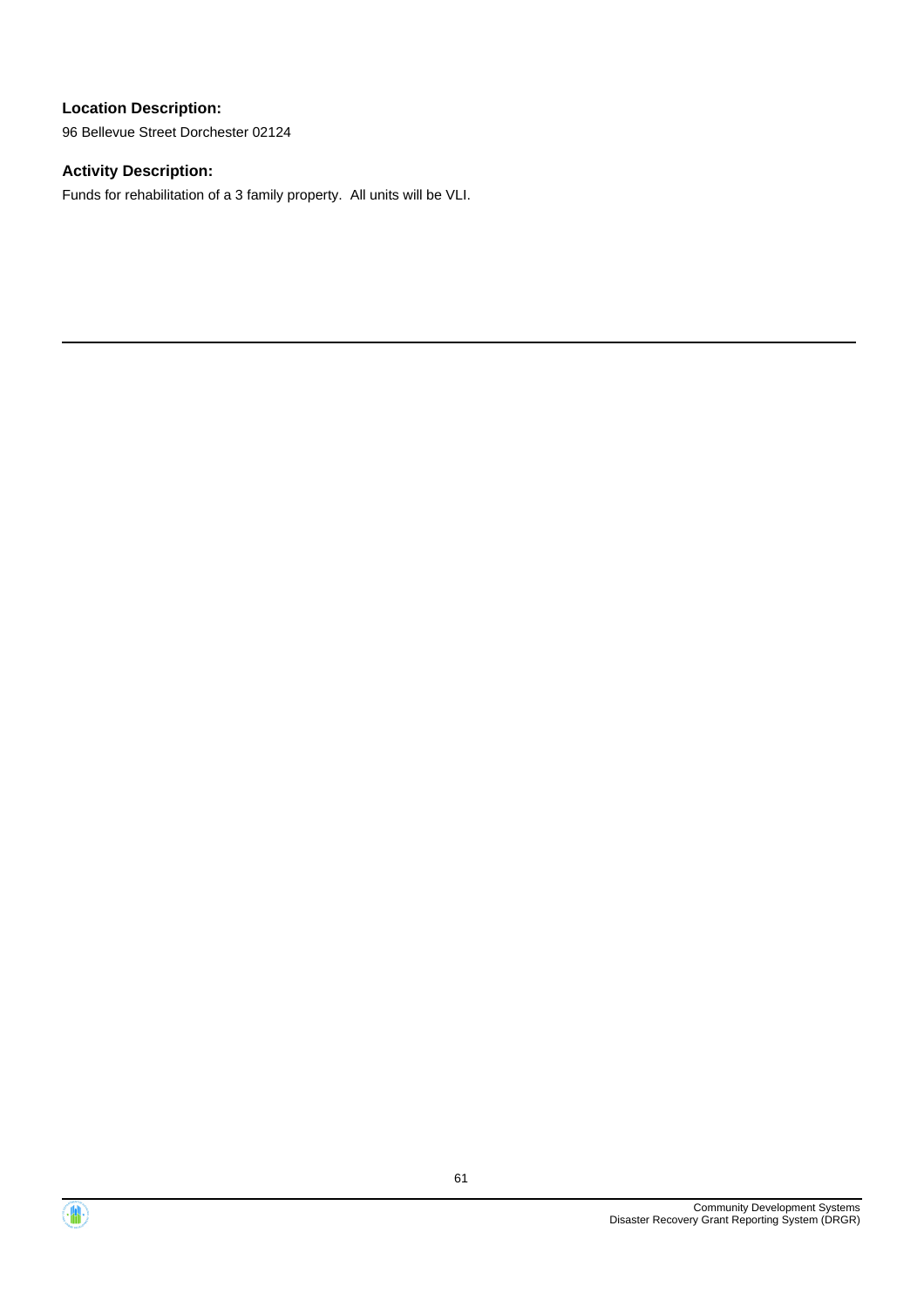**Location Description:**

96 Bellevue Street Dorchester 02124

**Activity Description:**

Funds for rehabilitation of a 3 family property. All units will be VLI.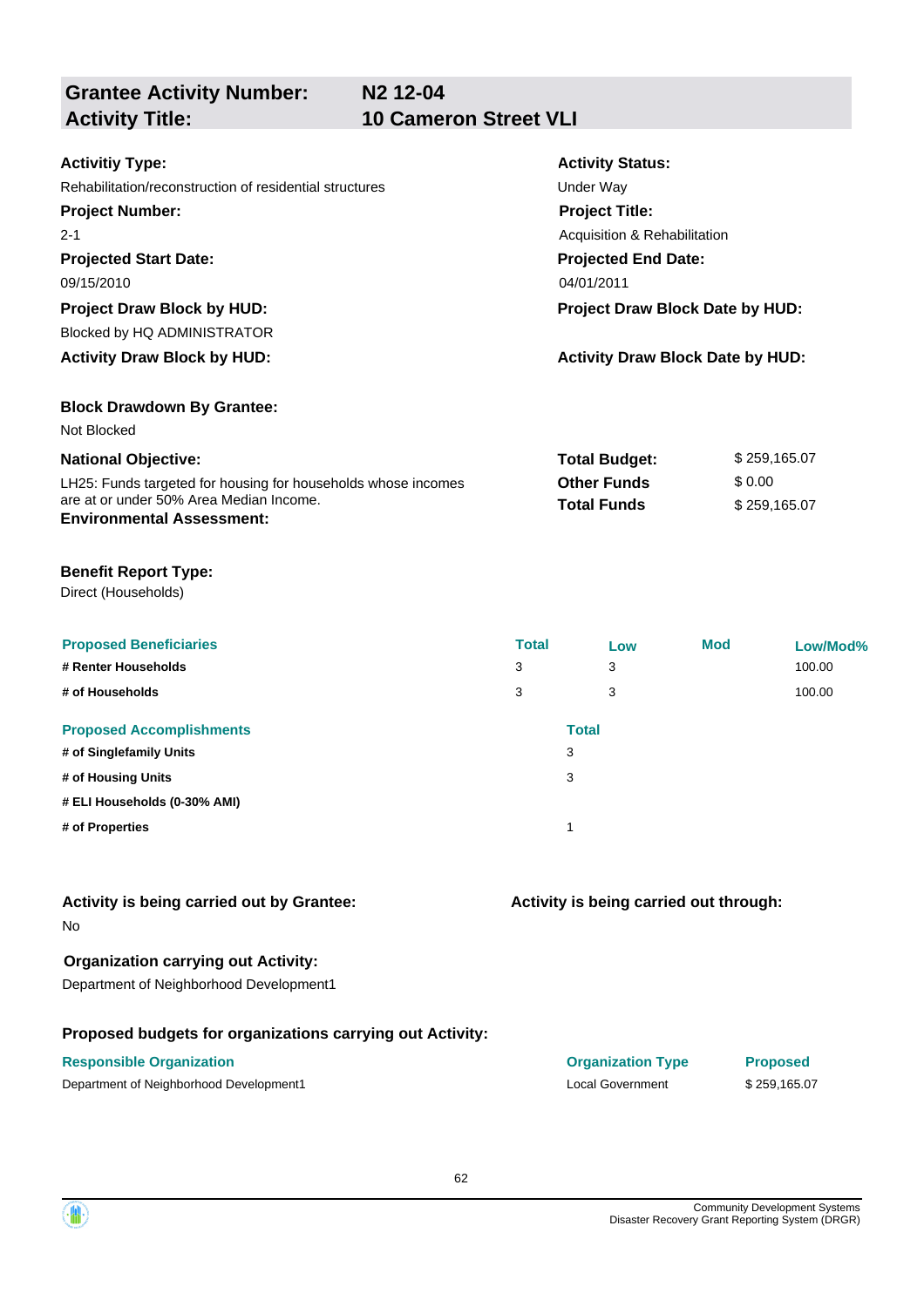## Grantee Activity Number: N2 12-04
## Activity Title: 10 Cameron Street VLI

**Activitiy Type:**
Rehabilitation/reconstruction of residential structures

**Activity Status:**
Under Way

**Project Number:**
2-1

**Project Title:**
Acquisition & Rehabilitation

**Projected Start Date:**
09/15/2010

**Projected End Date:**
04/01/2011

**Project Draw Block by HUD:**
Blocked by HQ ADMINISTRATOR

**Project Draw Block Date by HUD:**

**Activity Draw Block by HUD:**

**Activity Draw Block Date by HUD:**

**Block Drawdown By Grantee:**
Not Blocked

**National Objective:**
LH25: Funds targeted for housing for households whose incomes are at or under 50% Area Median Income.

| | |
|---|---|
| **Total Budget:** | $ 259,165.07 |
| **Other Funds** | $ 0.00 |
| **Total Funds** | $ 259,165.07 |

**Environmental Assessment:**

**Benefit Report Type:**
Direct (Households)

| Proposed Beneficiaries | Total | Low | Mod | Low/Mod% |
|---|---|---|---|---|
| # Renter Households | 3 | 3 | | 100.00 |
| # of Households | 3 | 3 | | 100.00 |

| Proposed Accomplishments | Total |
|---|---|
| # of Singlefamily Units | 3 |
| # of Housing Units | 3 |
| # ELI Households (0-30% AMI) | |
| # of Properties | 1 |

**Activity is being carried out by Grantee:**
No

**Activity is being carried out through:**

**Organization carrying out Activity:**
Department of Neighborhood Development1

**Proposed budgets for organizations carrying out Activity:**

| Responsible Organization | Organization Type | Proposed |
|---|---|---|
| Department of Neighborhood Development1 | Local Government | $ 259,165.07 |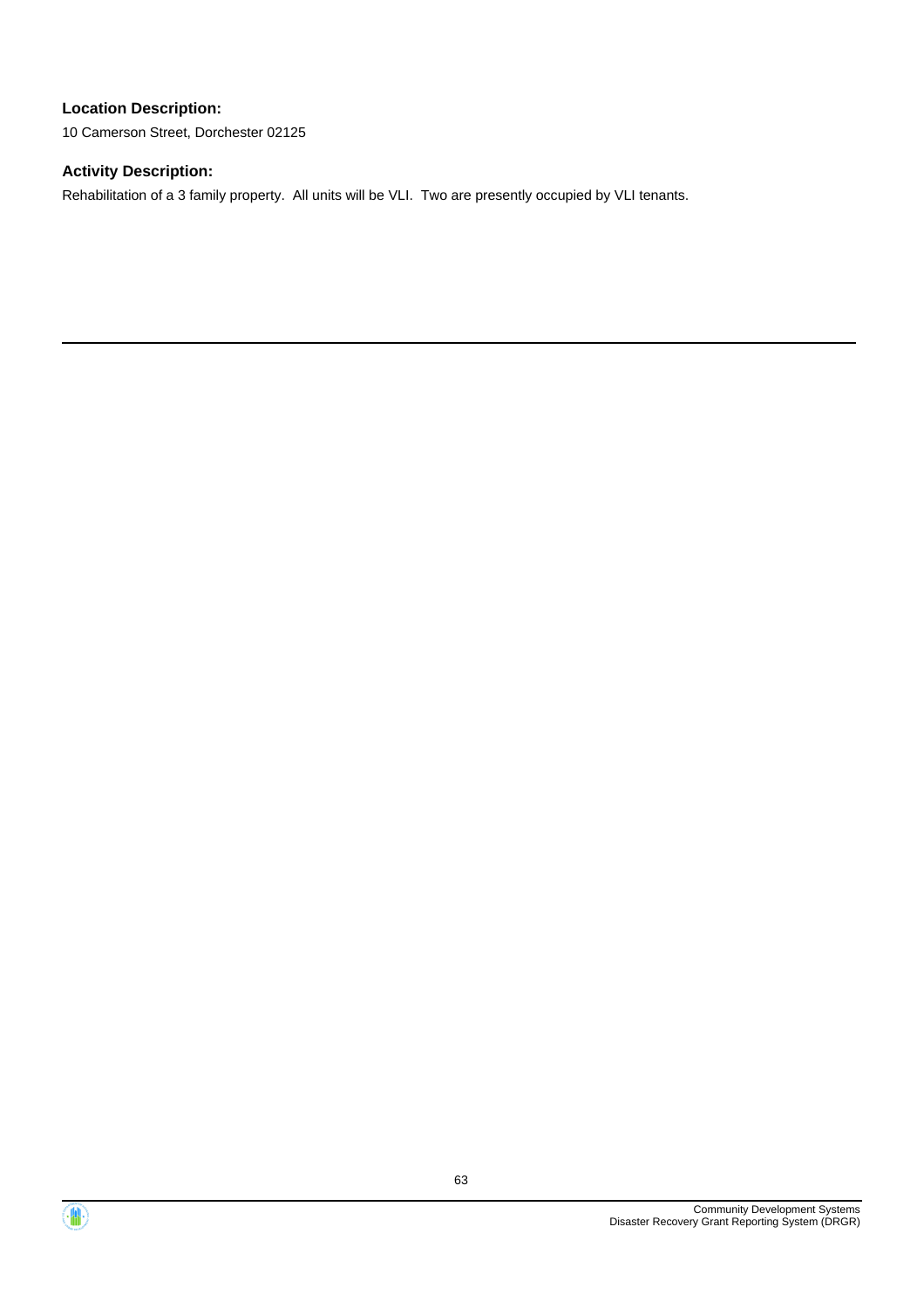**Location Description:**

10 Camerson Street, Dorchester 02125

**Activity Description:**

Rehabilitation of a 3 family property. All units will be VLI. Two are presently occupied by VLI tenants.

---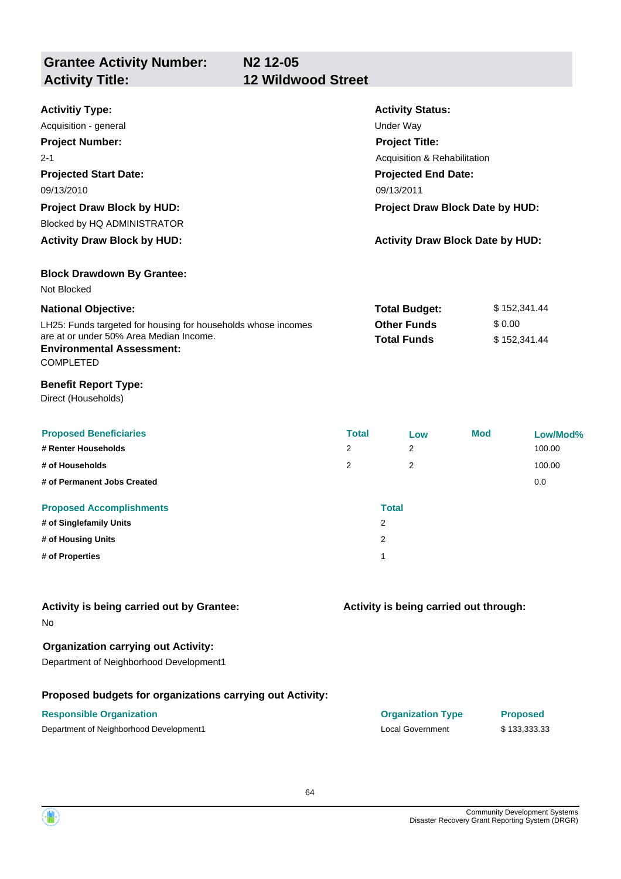| **Grantee Activity Number:** | **N2 12-05** |
|---|---|
| **Activity Title:** | **12 Wildwood Street** |

**Activitiy Type:**
Acquisition - general

**Activity Status:**
Under Way

**Project Number:**
2-1

**Project Title:**
Acquisition & Rehabilitation

**Projected Start Date:**
09/13/2010

**Projected End Date:**
09/13/2011

**Project Draw Block by HUD:**
Blocked by HQ ADMINISTRATOR

**Project Draw Block Date by HUD:**

**Activity Draw Block by HUD:**

**Activity Draw Block Date by HUD:**

**Block Drawdown By Grantee:**
Not Blocked

**National Objective:**
LH25: Funds targeted for housing for households whose incomes are at or under 50% Area Median Income.

| | |
|---|---|
| **Total Budget:** | $ 152,341.44 |
| **Other Funds** | $ 0.00 |
| **Total Funds** | $ 152,341.44 |

**Environmental Assessment:**
COMPLETED

**Benefit Report Type:**
Direct (Households)

| Proposed Beneficiaries | Total | Low | Mod | Low/Mod% |
|---|---|---|---|---|
| # Renter Households | 2 | 2 | | 100.00 |
| # of Households | 2 | 2 | | 100.00 |
| # of Permanent Jobs Created | | | | 0.0 |

| Proposed Accomplishments | Total |
|---|---|
| # of Singlefamily Units | 2 |
| # of Housing Units | 2 |
| # of Properties | 1 |

**Activity is being carried out by Grantee:**
No

**Activity is being carried out through:**

**Organization carrying out Activity:**
Department of Neighborhood Development1

**Proposed budgets for organizations carrying out Activity:**

| Responsible Organization | Organization Type | Proposed |
|---|---|---|
| Department of Neighborhood Development1 | Local Government | $ 133,333.33 |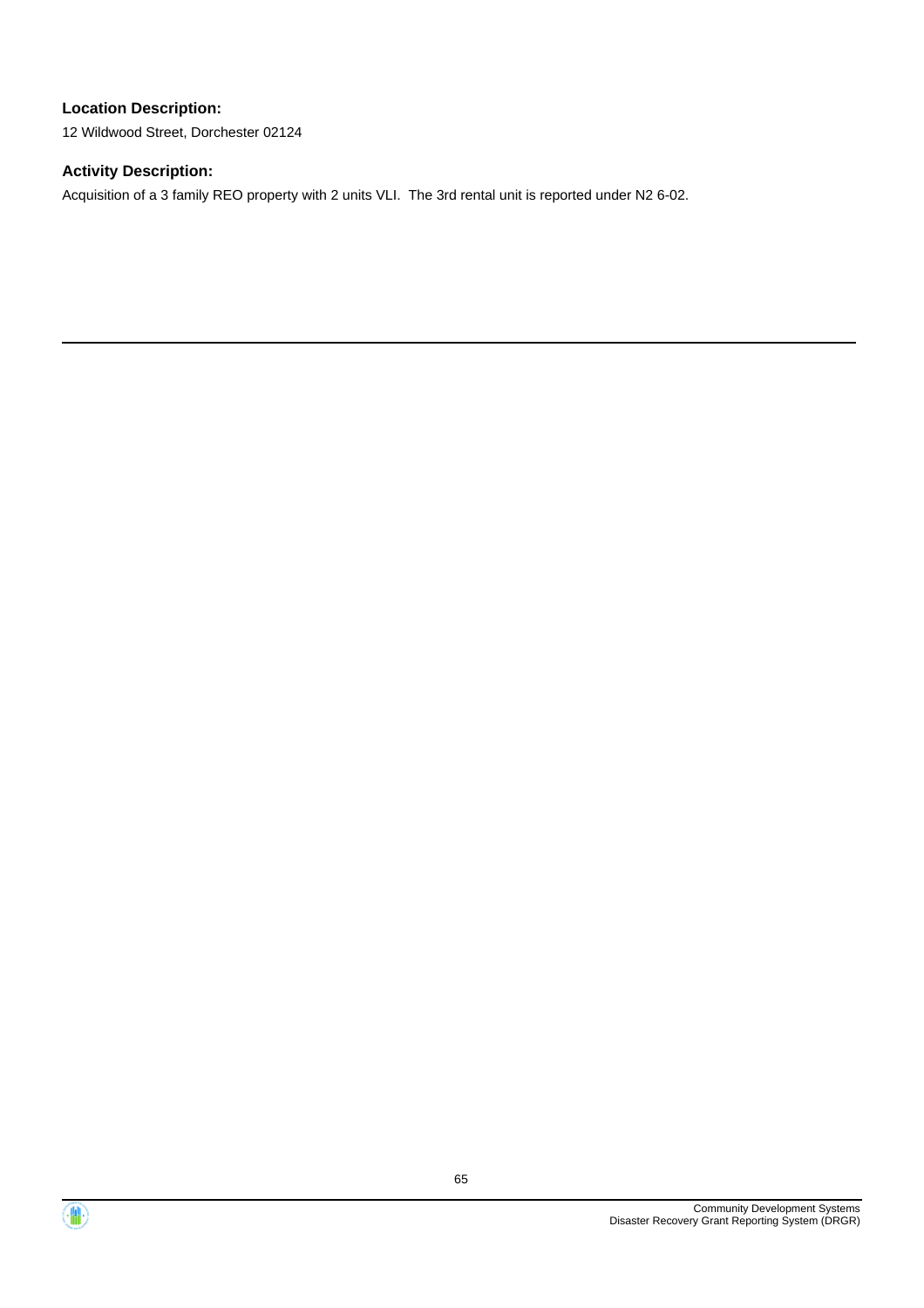**Location Description:**

12 Wildwood Street, Dorchester 02124

**Activity Description:**

Acquisition of a 3 family REO property with 2 units VLI. The 3rd rental unit is reported under N2 6-02.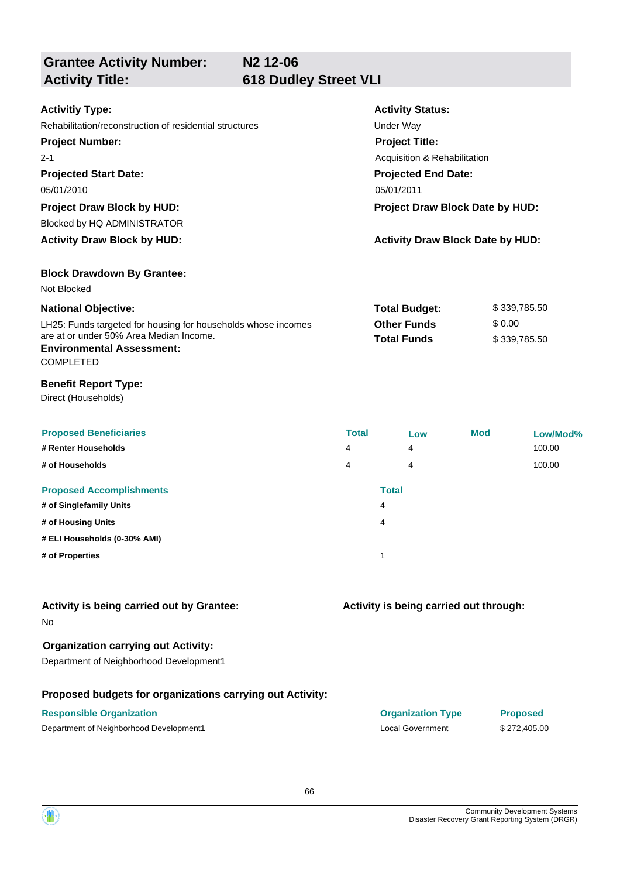## Grantee Activity Number: N2 12-06
## Activity Title: 618 Dudley Street VLI

**Activitiy Type:**
Rehabilitation/reconstruction of residential structures

**Activity Status:**
Under Way

**Project Number:**
2-1

**Project Title:**
Acquisition & Rehabilitation

**Projected Start Date:**
05/01/2010

**Projected End Date:**
05/01/2011

**Project Draw Block by HUD:**
Blocked by HQ ADMINISTRATOR

**Project Draw Block Date by HUD:**

**Activity Draw Block by HUD:**

**Activity Draw Block Date by HUD:**

**Block Drawdown By Grantee:**
Not Blocked

**National Objective:**
LH25: Funds targeted for housing for households whose incomes are at or under 50% Area Median Income.

| | |
|---|---|
| **Total Budget:** | $ 339,785.50 |
| **Other Funds** | $ 0.00 |
| **Total Funds** | $ 339,785.50 |

**Environmental Assessment:**
COMPLETED

**Benefit Report Type:**
Direct (Households)

| Proposed Beneficiaries | Total | Low | Mod | Low/Mod% |
|---|---|---|---|---|
| # Renter Households | 4 | 4 | | 100.00 |
| # of Households | 4 | 4 | | 100.00 |

| Proposed Accomplishments | Total |
|---|---|
| # of Singlefamily Units | 4 |
| # of Housing Units | 4 |
| # ELI Households (0-30% AMI) | |
| # of Properties | 1 |

**Activity is being carried out by Grantee:**
No

**Activity is being carried out through:**

**Organization carrying out Activity:**
Department of Neighborhood Development1

**Proposed budgets for organizations carrying out Activity:**

| Responsible Organization | Organization Type | Proposed |
|---|---|---|
| Department of Neighborhood Development1 | Local Government | $ 272,405.00 |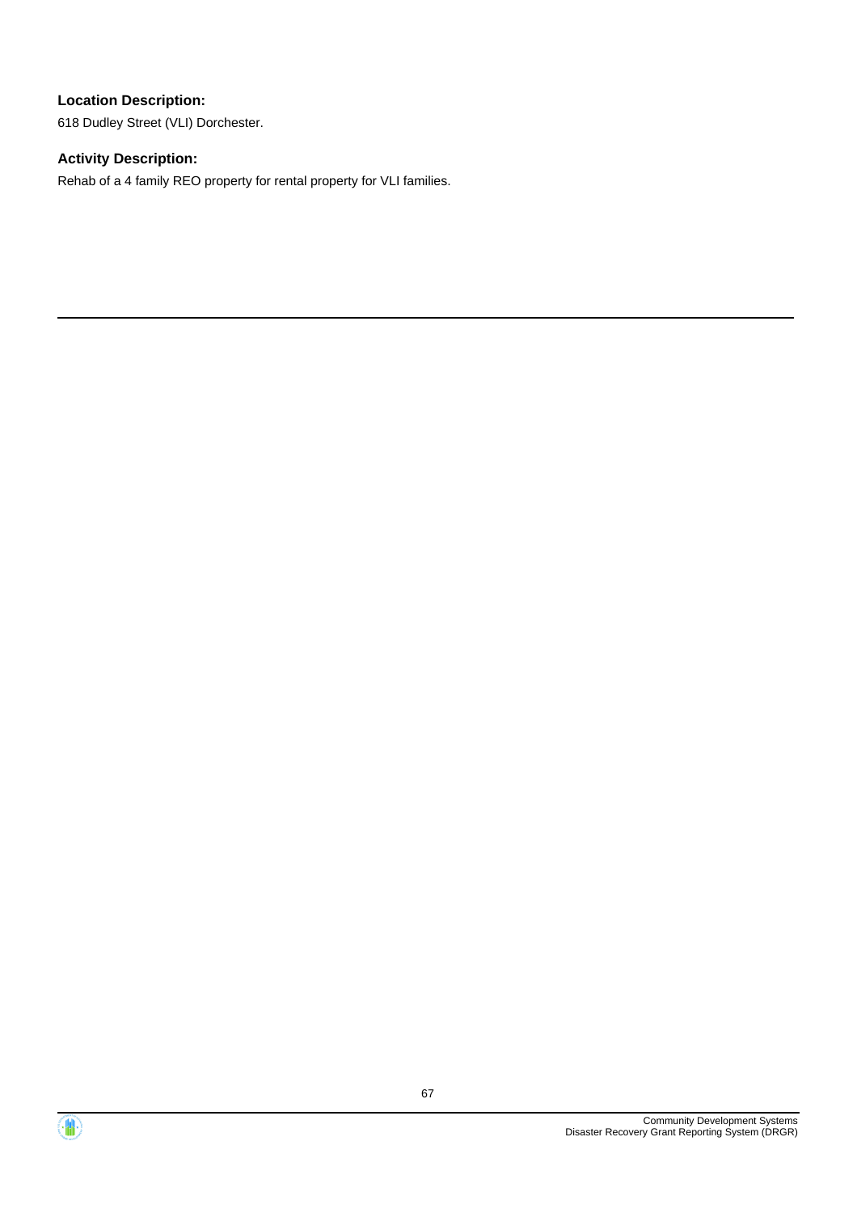**Location Description:**

618 Dudley Street (VLI) Dorchester.

**Activity Description:**

Rehab of a 4 family REO property for rental property for VLI families.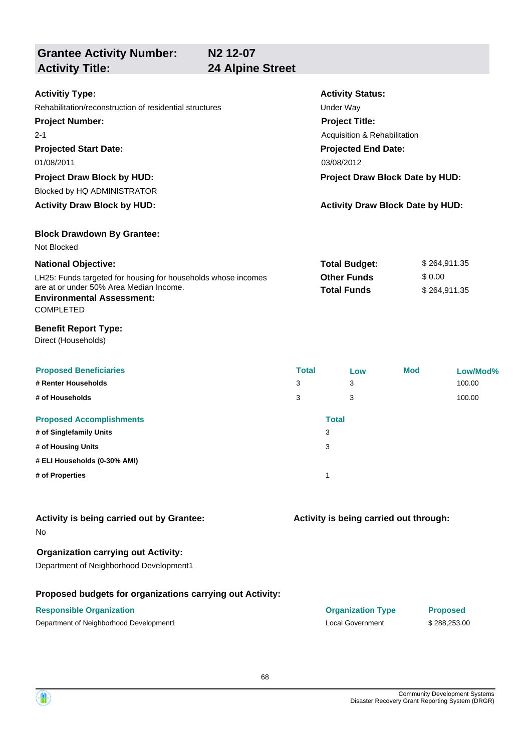## Grantee Activity Number: N2 12-07
## Activity Title: 24 Alpine Street

**Activitiy Type:**
Rehabilitation/reconstruction of residential structures

**Activity Status:**
Under Way

**Project Number:**
2-1

**Project Title:**
Acquisition & Rehabilitation

**Projected Start Date:**
01/08/2011

**Projected End Date:**
03/08/2012

**Project Draw Block by HUD:**
Blocked by HQ ADMINISTRATOR

**Project Draw Block Date by HUD:**

**Activity Draw Block by HUD:**

**Activity Draw Block Date by HUD:**

**Block Drawdown By Grantee:**
Not Blocked

**National Objective:**
LH25: Funds targeted for housing for households whose incomes are at or under 50% Area Median Income.

| | |
|---|---|
| **Total Budget:** | $ 264,911.35 |
| **Other Funds** | $ 0.00 |
| **Total Funds** | $ 264,911.35 |

**Environmental Assessment:**
COMPLETED

**Benefit Report Type:**
Direct (Households)

| Proposed Beneficiaries | Total | Low | Mod | Low/Mod% |
|---|---|---|---|---|
| # Renter Households | 3 | 3 | | 100.00 |
| # of Households | 3 | 3 | | 100.00 |

| Proposed Accomplishments | Total |
|---|---|
| # of Singlefamily Units | 3 |
| # of Housing Units | 3 |
| # ELI Households (0-30% AMI) | |
| # of Properties | 1 |

**Activity is being carried out by Grantee:**
No

**Activity is being carried out through:**

**Organization carrying out Activity:**
Department of Neighborhood Development1

**Proposed budgets for organizations carrying out Activity:**

| Responsible Organization | Organization Type | Proposed |
|---|---|---|
| Department of Neighborhood Development1 | Local Government | $ 288,253.00 |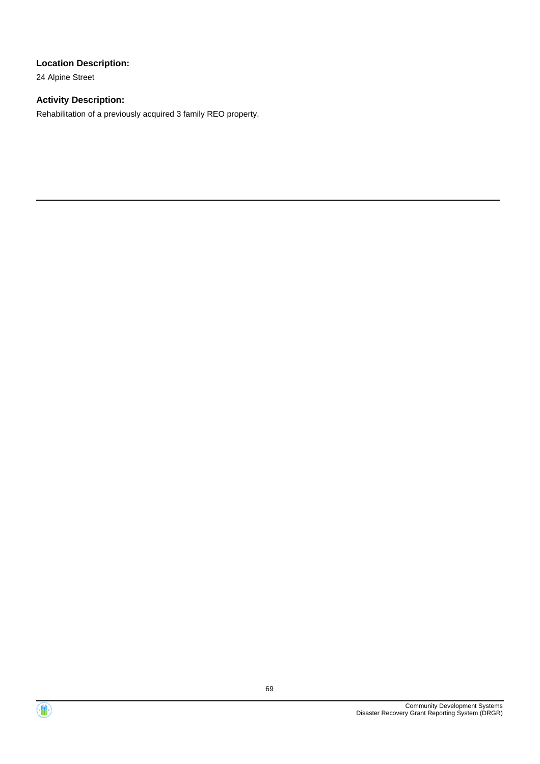**Location Description:**

24 Alpine Street

**Activity Description:**

Rehabilitation of a previously acquired 3 family REO property.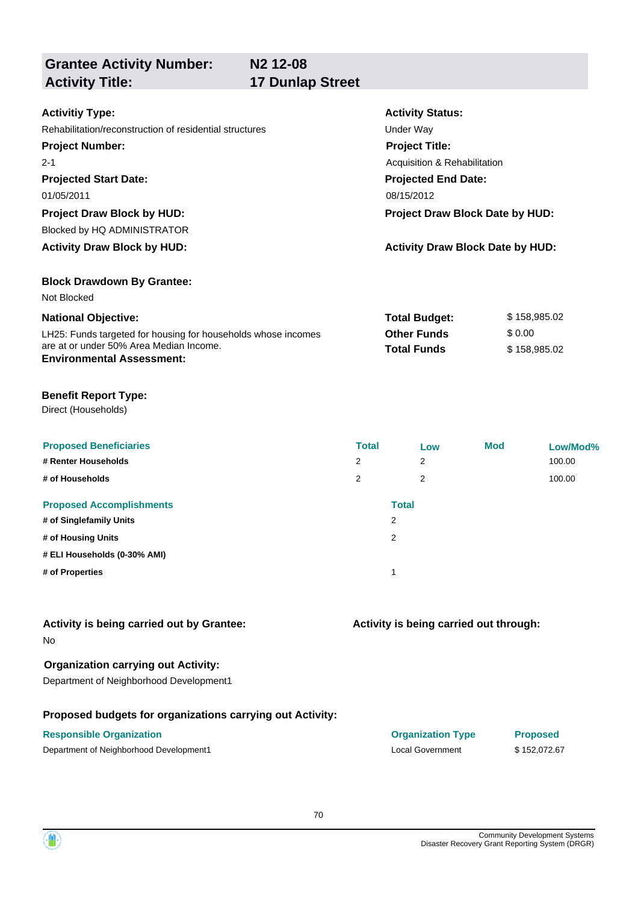## Grantee Activity Number: N2 12-08
## Activity Title: 17 Dunlap Street

**Activitiy Type:**
Rehabilitation/reconstruction of residential structures

**Activity Status:**
Under Way

**Project Number:**
2-1

**Project Title:**
Acquisition & Rehabilitation

**Projected Start Date:**
01/05/2011

**Projected End Date:**
08/15/2012

**Project Draw Block by HUD:**
Blocked by HQ ADMINISTRATOR

**Project Draw Block Date by HUD:**

**Activity Draw Block by HUD:**

**Activity Draw Block Date by HUD:**

**Block Drawdown By Grantee:**
Not Blocked

**National Objective:**
LH25: Funds targeted for housing for households whose incomes are at or under 50% Area Median Income.

| | |
|---|---|
| **Total Budget:** | $ 158,985.02 |
| **Other Funds** | $ 0.00 |
| **Total Funds** | $ 158,985.02 |

**Environmental Assessment:**

**Benefit Report Type:**
Direct (Households)

| Proposed Beneficiaries | Total | Low | Mod | Low/Mod% |
|---|---|---|---|---|
| # Renter Households | 2 | 2 | | 100.00 |
| # of Households | 2 | 2 | | 100.00 |

| Proposed Accomplishments | Total |
|---|---|
| # of Singlefamily Units | 2 |
| # of Housing Units | 2 |
| # ELI Households (0-30% AMI) | |
| # of Properties | 1 |

**Activity is being carried out by Grantee:**
No

**Activity is being carried out through:**

**Organization carrying out Activity:**
Department of Neighborhood Development1

**Proposed budgets for organizations carrying out Activity:**

| Responsible Organization | Organization Type | Proposed |
|---|---|---|
| Department of Neighborhood Development1 | Local Government | $ 152,072.67 |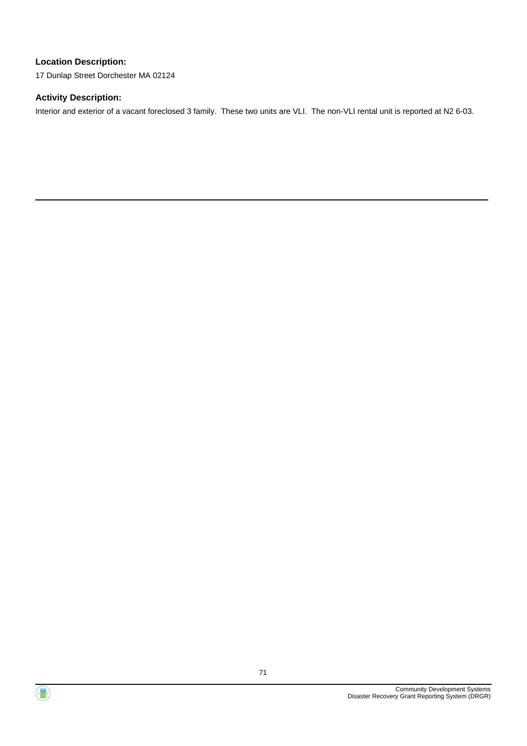**Location Description:**

17 Dunlap Street Dorchester MA 02124

**Activity Description:**

Interior and exterior of a vacant foreclosed 3 family.  These two units are VLI.  The non-VLI rental unit is reported at N2 6-03.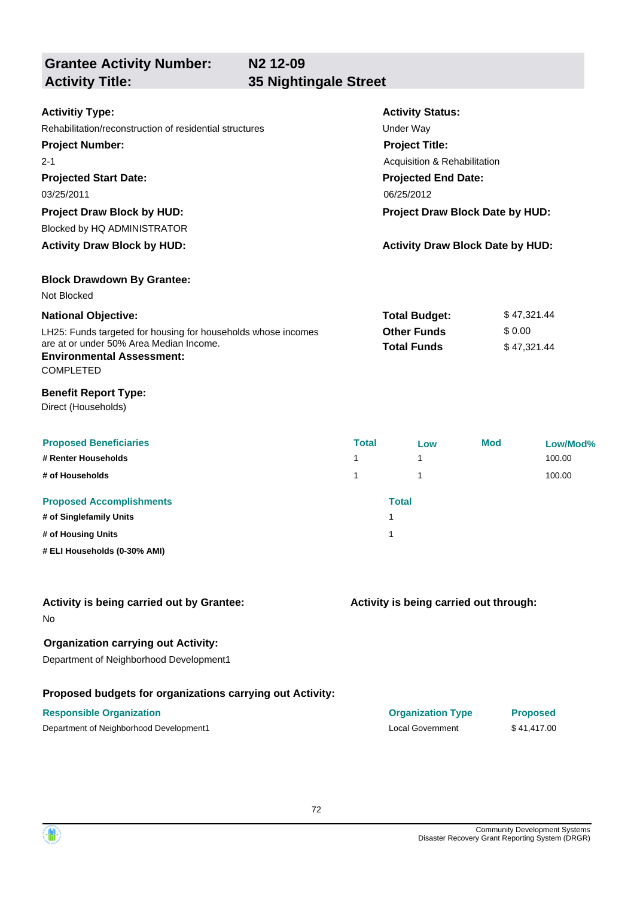| **Grantee Activity Number:** | **N2 12-09** |
|---|---|
| **Activity Title:** | **35 Nightingale Street** |

**Activitiy Type:**
Rehabilitation/reconstruction of residential structures

**Activity Status:**
Under Way

**Project Number:**
2-1

**Project Title:**
Acquisition & Rehabilitation

**Projected Start Date:**
03/25/2011

**Projected End Date:**
06/25/2012

**Project Draw Block by HUD:**
Blocked by HQ ADMINISTRATOR

**Project Draw Block Date by HUD:**

**Activity Draw Block by HUD:**

**Activity Draw Block Date by HUD:**

**Block Drawdown By Grantee:**
Not Blocked

**National Objective:**
LH25: Funds targeted for housing for households whose incomes are at or under 50% Area Median Income.

| | |
|---|---|
| **Total Budget:** | $ 47,321.44 |
| **Other Funds** | $ 0.00 |
| **Total Funds** | $ 47,321.44 |

**Environmental Assessment:**
COMPLETED

**Benefit Report Type:**
Direct (Households)

| Proposed Beneficiaries | Total | Low | Mod | Low/Mod% |
|---|---|---|---|---|
| # Renter Households | 1 | 1 | | 100.00 |
| # of Households | 1 | 1 | | 100.00 |

| Proposed Accomplishments | Total |
|---|---|
| # of Singlefamily Units | 1 |
| # of Housing Units | 1 |
| # ELI Households (0-30% AMI) | |

**Activity is being carried out by Grantee:**
No

**Activity is being carried out through:**

**Organization carrying out Activity:**
Department of Neighborhood Development1

**Proposed budgets for organizations carrying out Activity:**

| Responsible Organization | Organization Type | Proposed |
|---|---|---|
| Department of Neighborhood Development1 | Local Government | $ 41,417.00 |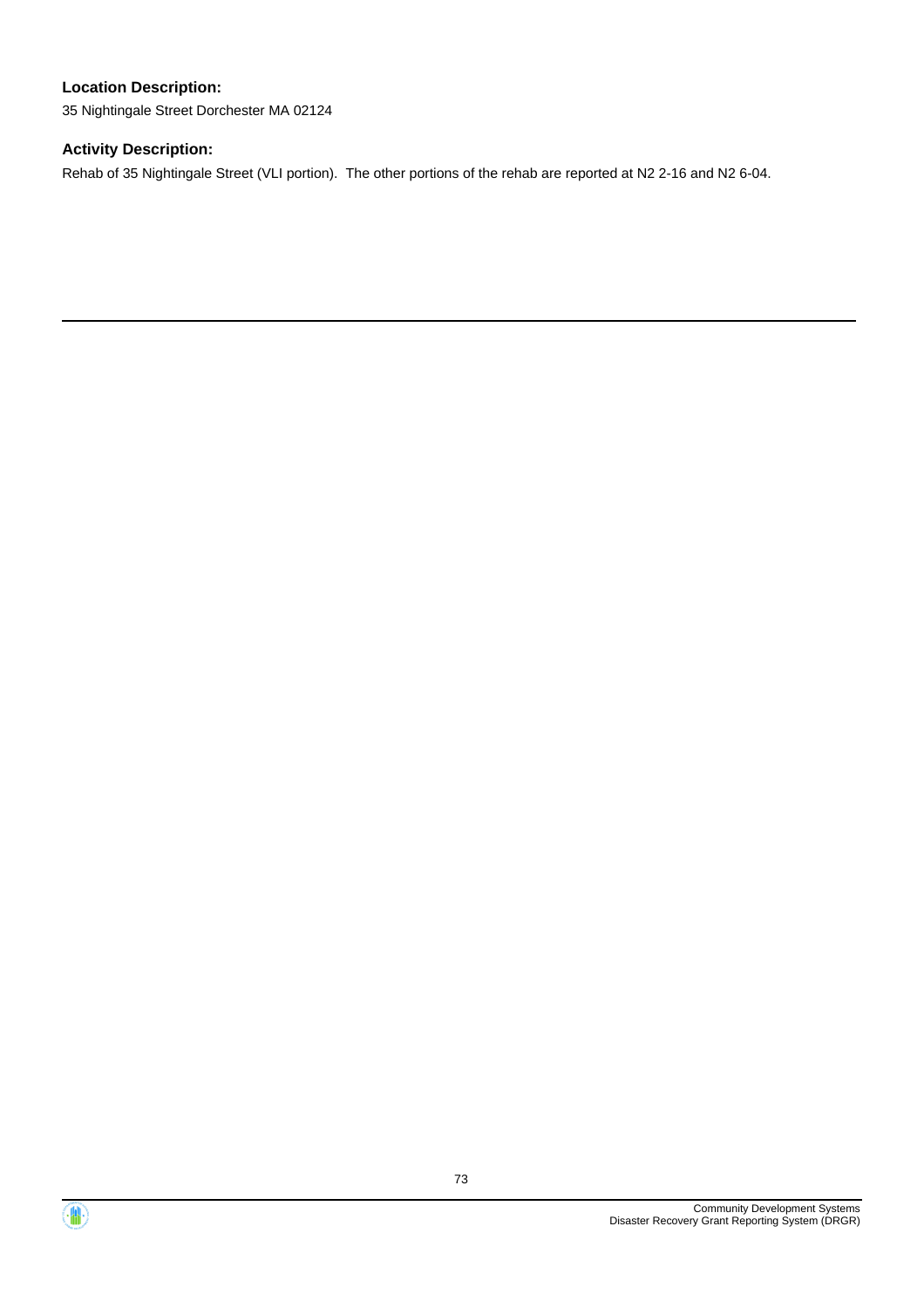**Location Description:**

35 Nightingale Street Dorchester MA 02124

**Activity Description:**

Rehab of 35 Nightingale Street (VLI portion). The other portions of the rehab are reported at N2 2-16 and N2 6-04.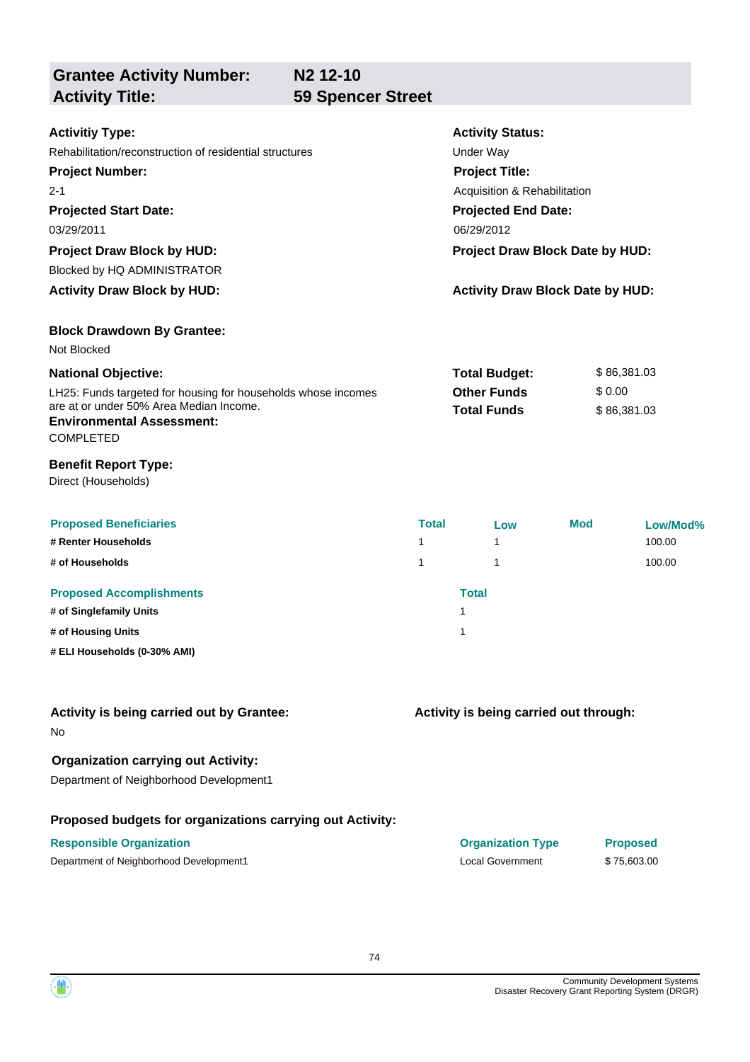## Grantee Activity Number: N2 12-10
## Activity Title: 59 Spencer Street

**Activitiy Type:**
Rehabilitation/reconstruction of residential structures

**Activity Status:**
Under Way

**Project Number:**
2-1

**Project Title:**
Acquisition & Rehabilitation

**Projected Start Date:**
03/29/2011

**Projected End Date:**
06/29/2012

**Project Draw Block by HUD:**
Blocked by HQ ADMINISTRATOR

**Project Draw Block Date by HUD:**

**Activity Draw Block by HUD:**

**Activity Draw Block Date by HUD:**

**Block Drawdown By Grantee:**
Not Blocked

**National Objective:**
LH25: Funds targeted for housing for households whose incomes are at or under 50% Area Median Income.

| | |
|---|---|
| **Total Budget:** | $ 86,381.03 |
| **Other Funds** | $ 0.00 |
| **Total Funds** | $ 86,381.03 |

**Environmental Assessment:**
COMPLETED

**Benefit Report Type:**
Direct (Households)

| Proposed Beneficiaries | Total | Low | Mod | Low/Mod% |
|---|---|---|---|---|
| # Renter Households | 1 | 1 | | 100.00 |
| # of Households | 1 | 1 | | 100.00 |

| Proposed Accomplishments | Total |
|---|---|
| # of Singlefamily Units | 1 |
| # of Housing Units | 1 |
| # ELI Households (0-30% AMI) | |

**Activity is being carried out by Grantee:**
No

**Activity is being carried out through:**

**Organization carrying out Activity:**
Department of Neighborhood Development1

**Proposed budgets for organizations carrying out Activity:**

| Responsible Organization | Organization Type | Proposed |
|---|---|---|
| Department of Neighborhood Development1 | Local Government | $ 75,603.00 |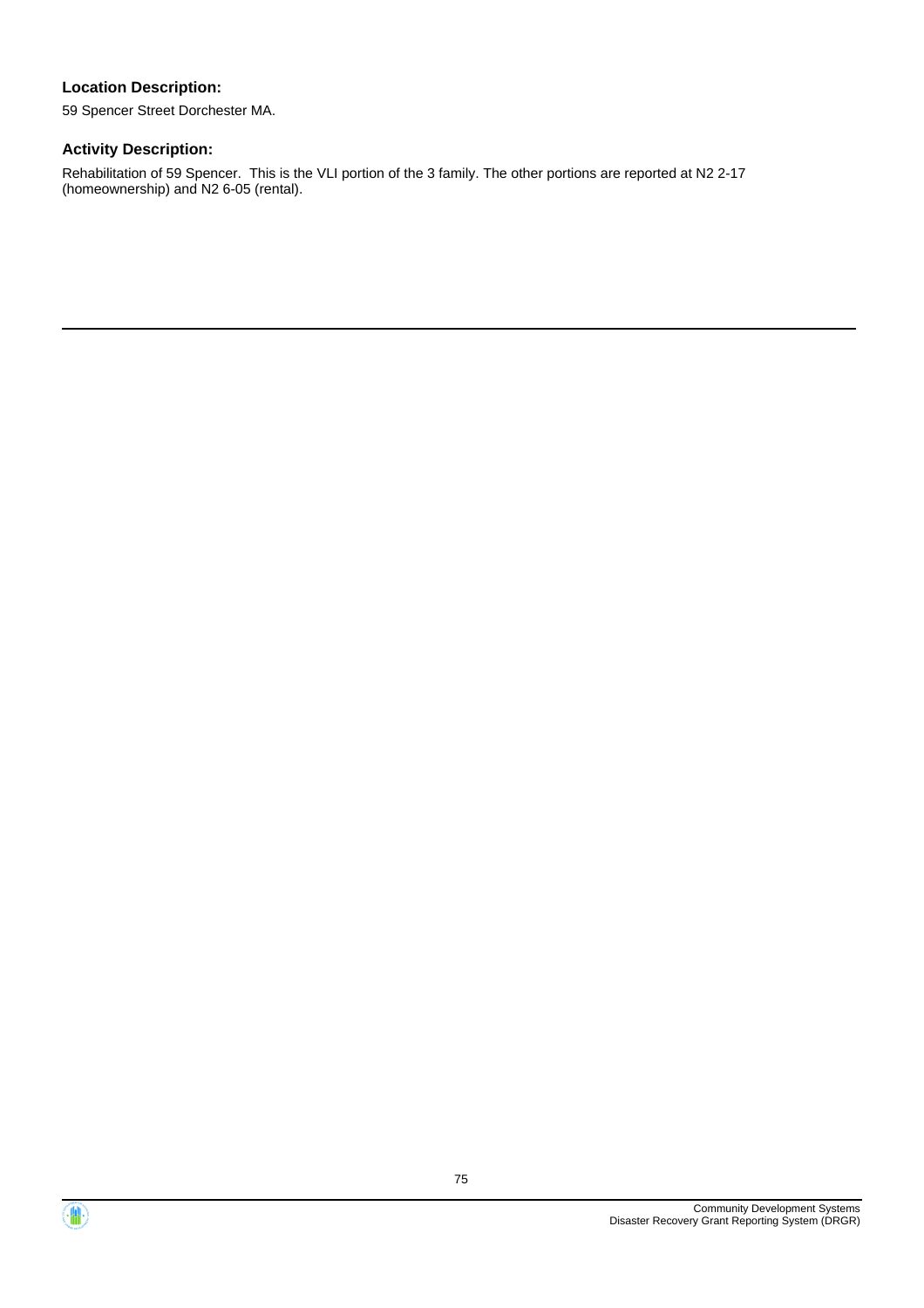**Location Description:**

59 Spencer Street Dorchester MA.

**Activity Description:**

Rehabilitation of 59 Spencer.  This is the VLI portion of the 3 family. The other portions are reported at N2 2-17 (homeownership) and N2 6-05 (rental).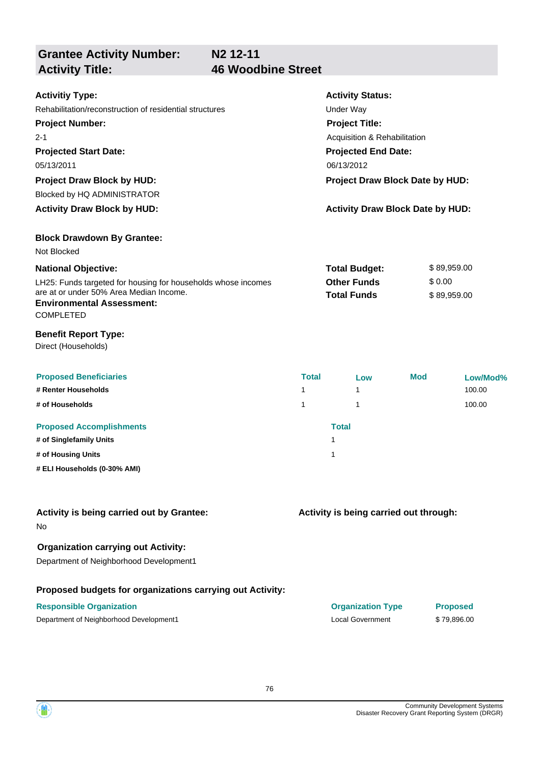## Grantee Activity Number: N2 12-11
## Activity Title: 46 Woodbine Street

**Activitiy Type:**
Rehabilitation/reconstruction of residential structures

**Activity Status:**
Under Way

**Project Number:**
2-1

**Project Title:**
Acquisition & Rehabilitation

**Projected Start Date:**
05/13/2011

**Projected End Date:**
06/13/2012

**Project Draw Block by HUD:**
Blocked by HQ ADMINISTRATOR

**Project Draw Block Date by HUD:**

**Activity Draw Block by HUD:**

**Activity Draw Block Date by HUD:**

**Block Drawdown By Grantee:**
Not Blocked

**National Objective:**
LH25: Funds targeted for housing for households whose incomes are at or under 50% Area Median Income.

| | |
|---|---|
| **Total Budget:** | $ 89,959.00 |
| **Other Funds** | $ 0.00 |
| **Total Funds** | $ 89,959.00 |

**Environmental Assessment:**
COMPLETED

**Benefit Report Type:**
Direct (Households)

| Proposed Beneficiaries | Total | Low | Mod | Low/Mod% |
|---|---|---|---|---|
| # Renter Households | 1 | 1 | | 100.00 |
| # of Households | 1 | 1 | | 100.00 |

| Proposed Accomplishments | Total |
|---|---|
| # of Singlefamily Units | 1 |
| # of Housing Units | 1 |
| # ELI Households (0-30% AMI) | |

**Activity is being carried out by Grantee:**
No

**Activity is being carried out through:**

**Organization carrying out Activity:**
Department of Neighborhood Development1

**Proposed budgets for organizations carrying out Activity:**

| Responsible Organization | Organization Type | Proposed |
|---|---|---|
| Department of Neighborhood Development1 | Local Government | $ 79,896.00 |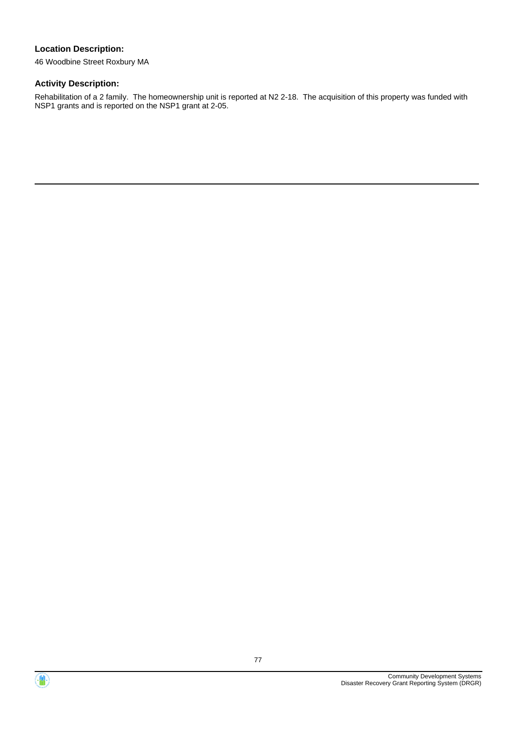**Location Description:**

46 Woodbine Street Roxbury MA

**Activity Description:**

Rehabilitation of a 2 family. The homeownership unit is reported at N2 2-18. The acquisition of this property was funded with NSP1 grants and is reported on the NSP1 grant at 2-05.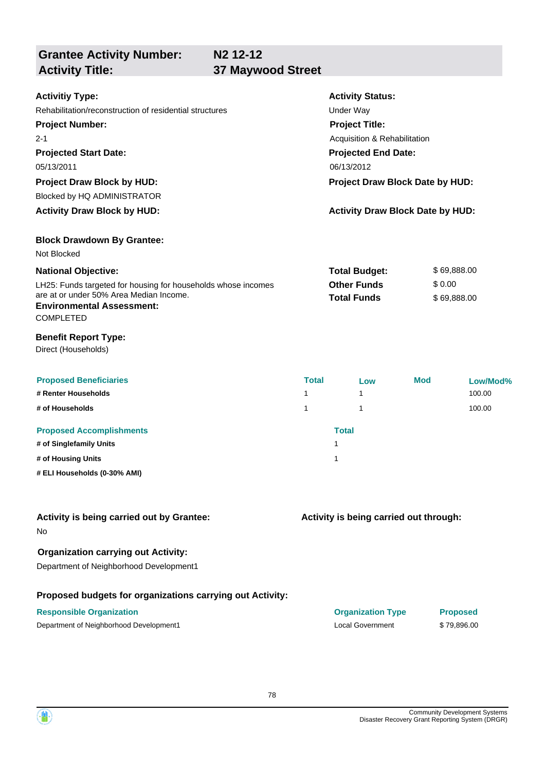## Grantee Activity Number: N2 12-12
## Activity Title: 37 Maywood Street

**Activitiy Type:**
Rehabilitation/reconstruction of residential structures

**Activity Status:**
Under Way

**Project Number:**
2-1

**Project Title:**
Acquisition & Rehabilitation

**Projected Start Date:**
05/13/2011

**Projected End Date:**
06/13/2012

**Project Draw Block by HUD:**
Blocked by HQ ADMINISTRATOR

**Project Draw Block Date by HUD:**

**Activity Draw Block by HUD:**

**Activity Draw Block Date by HUD:**

**Block Drawdown By Grantee:**
Not Blocked

**National Objective:**
LH25: Funds targeted for housing for households whose incomes are at or under 50% Area Median Income.

**Total Budget:** $ 69,888.00
**Other Funds** $ 0.00
**Total Funds** $ 69,888.00

**Environmental Assessment:**
COMPLETED

**Benefit Report Type:**
Direct (Households)

| Proposed Beneficiaries | Total | Low | Mod | Low/Mod% |
|---|---|---|---|---|
| # Renter Households | 1 | 1 | | 100.00 |
| # of Households | 1 | 1 | | 100.00 |

| Proposed Accomplishments | Total |
|---|---|
| # of Singlefamily Units | 1 |
| # of Housing Units | 1 |
| # ELI Households (0-30% AMI) | |

**Activity is being carried out by Grantee:**
No

**Activity is being carried out through:**

**Organization carrying out Activity:**
Department of Neighborhood Development1

**Proposed budgets for organizations carrying out Activity:**

| Responsible Organization | Organization Type | Proposed |
|---|---|---|
| Department of Neighborhood Development1 | Local Government | $ 79,896.00 |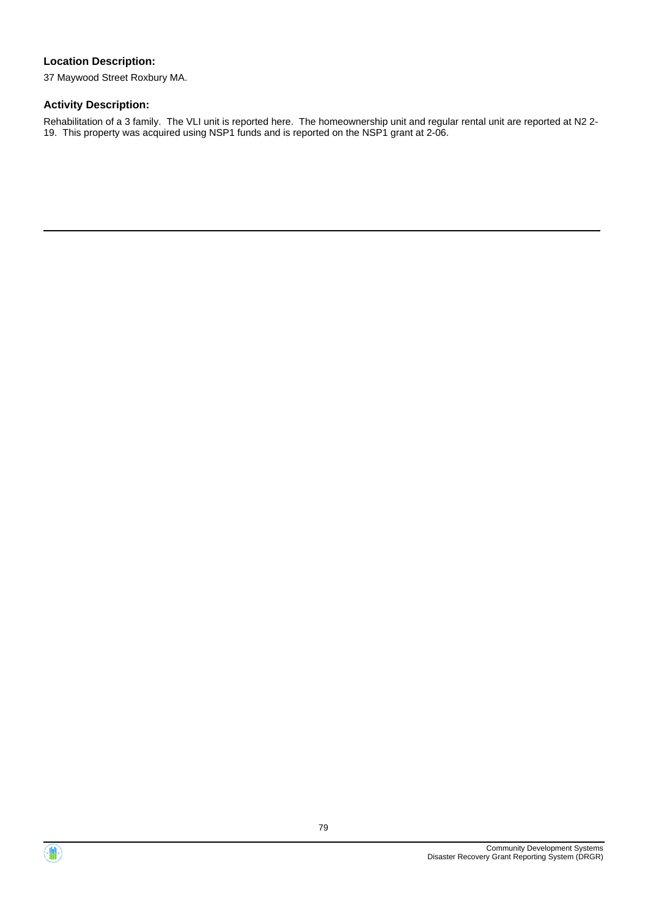**Location Description:**

37 Maywood Street Roxbury MA.

**Activity Description:**

Rehabilitation of a 3 family. The VLI unit is reported here. The homeownership unit and regular rental unit are reported at N2 2-19. This property was acquired using NSP1 funds and is reported on the NSP1 grant at 2-06.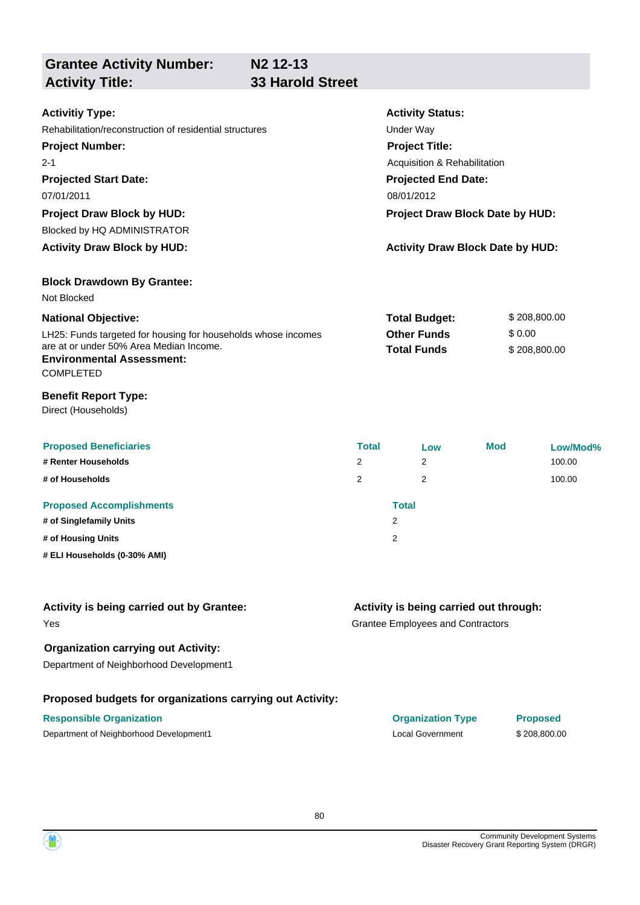## Grantee Activity Number: N2 12-13
## Activity Title: 33 Harold Street

**Activitiy Type:**
Rehabilitation/reconstruction of residential structures

**Activity Status:**
Under Way

**Project Number:**
2-1

**Project Title:**
Acquisition & Rehabilitation

**Projected Start Date:**
07/01/2011

**Projected End Date:**
08/01/2012

**Project Draw Block by HUD:**
Blocked by HQ ADMINISTRATOR

**Project Draw Block Date by HUD:**

**Activity Draw Block by HUD:**

**Activity Draw Block Date by HUD:**

**Block Drawdown By Grantee:**
Not Blocked

**National Objective:**
LH25: Funds targeted for housing for households whose incomes are at or under 50% Area Median Income.

| | |
|---|---|
| **Total Budget:** | $ 208,800.00 |
| **Other Funds** | $ 0.00 |
| **Total Funds** | $ 208,800.00 |

**Environmental Assessment:**
COMPLETED

**Benefit Report Type:**
Direct (Households)

| Proposed Beneficiaries | Total | Low | Mod | Low/Mod% |
|---|---|---|---|---|
| # Renter Households | 2 | 2 | | 100.00 |
| # of Households | 2 | 2 | | 100.00 |

| Proposed Accomplishments | Total |
|---|---|
| # of Singlefamily Units | 2 |
| # of Housing Units | 2 |
| # ELI Households (0-30% AMI) | |

**Activity is being carried out by Grantee:**
Yes

**Activity is being carried out through:**
Grantee Employees and Contractors

**Organization carrying out Activity:**
Department of Neighborhood Development1

**Proposed budgets for organizations carrying out Activity:**

| Responsible Organization | Organization Type | Proposed |
|---|---|---|
| Department of Neighborhood Development1 | Local Government | $ 208,800.00 |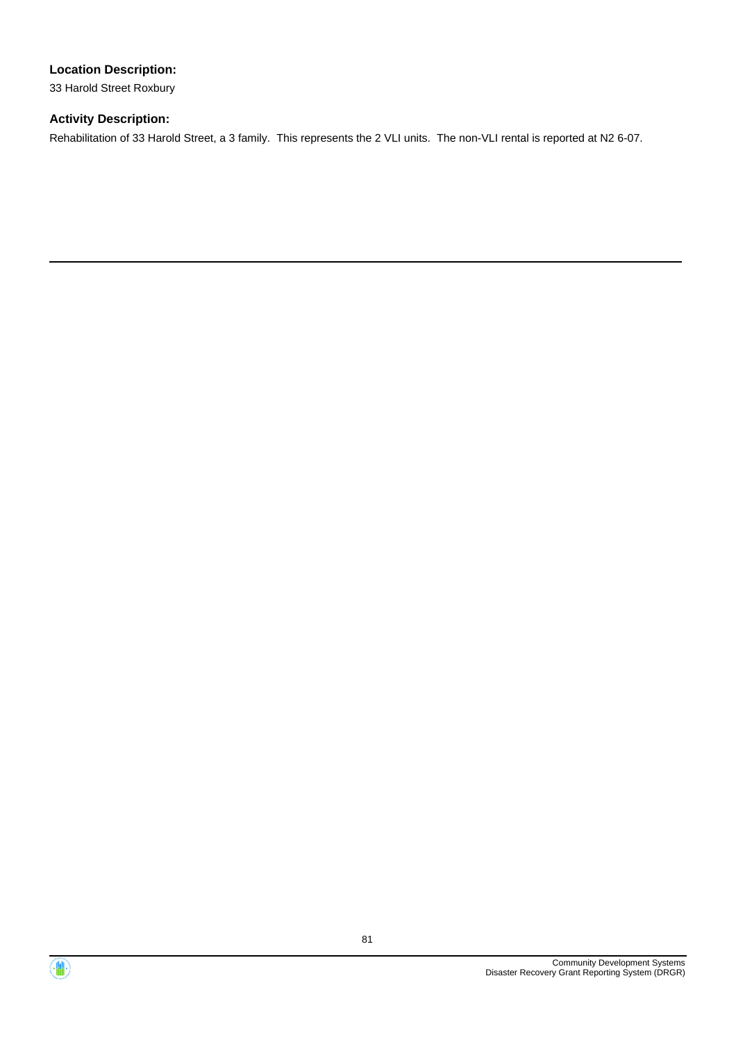**Location Description:**

33 Harold Street Roxbury

**Activity Description:**

Rehabilitation of 33 Harold Street, a 3 family.  This represents the 2 VLI units.  The non-VLI rental is reported at N2 6-07.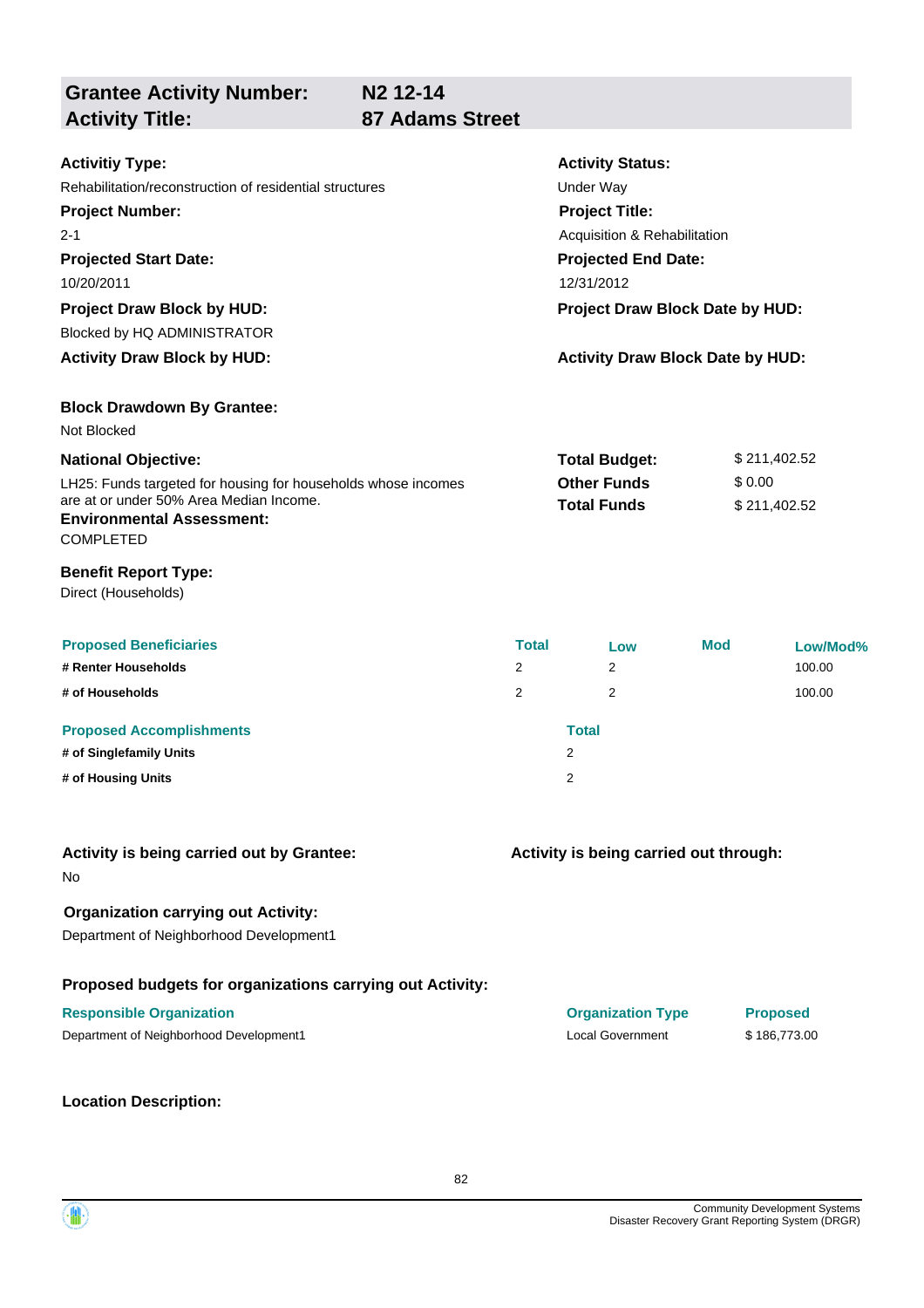## Grantee Activity Number: N2 12-14
## Activity Title: 87 Adams Street

**Activitiy Type:**
Rehabilitation/reconstruction of residential structures

**Activity Status:**
Under Way

**Project Number:**
2-1

**Project Title:**
Acquisition & Rehabilitation

**Projected Start Date:**
10/20/2011

**Projected End Date:**
12/31/2012

**Project Draw Block by HUD:**
Blocked by HQ ADMINISTRATOR

**Project Draw Block Date by HUD:**

**Activity Draw Block by HUD:**

**Activity Draw Block Date by HUD:**

**Block Drawdown By Grantee:**
Not Blocked

**National Objective:**
LH25: Funds targeted for housing for households whose incomes are at or under 50% Area Median Income.

**Total Budget:** $ 211,402.52
**Other Funds** $ 0.00
**Total Funds** $ 211,402.52

**Environmental Assessment:**
COMPLETED

**Benefit Report Type:**
Direct (Households)

| Proposed Beneficiaries | Total | Low | Mod | Low/Mod% |
|---|---|---|---|---|
| # Renter Households | 2 | 2 | | 100.00 |
| # of Households | 2 | 2 | | 100.00 |

| Proposed Accomplishments | Total |
|---|---|
| # of Singlefamily Units | 2 |
| # of Housing Units | 2 |

**Activity is being carried out by Grantee:**
No

**Activity is being carried out through:**

**Organization carrying out Activity:**
Department of Neighborhood Development1

**Proposed budgets for organizations carrying out Activity:**

| Responsible Organization | Organization Type | Proposed |
|---|---|---|
| Department of Neighborhood Development1 | Local Government | $ 186,773.00 |

**Location Description:**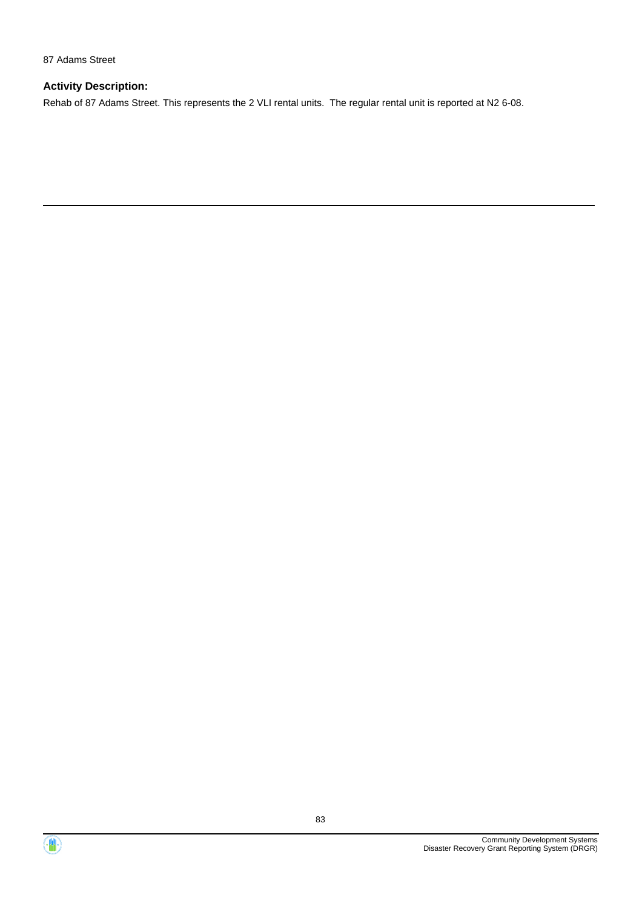87 Adams Street

### Activity Description:

Rehab of 87 Adams Street. This represents the 2 VLI rental units.  The regular rental unit is reported at N2 6-08.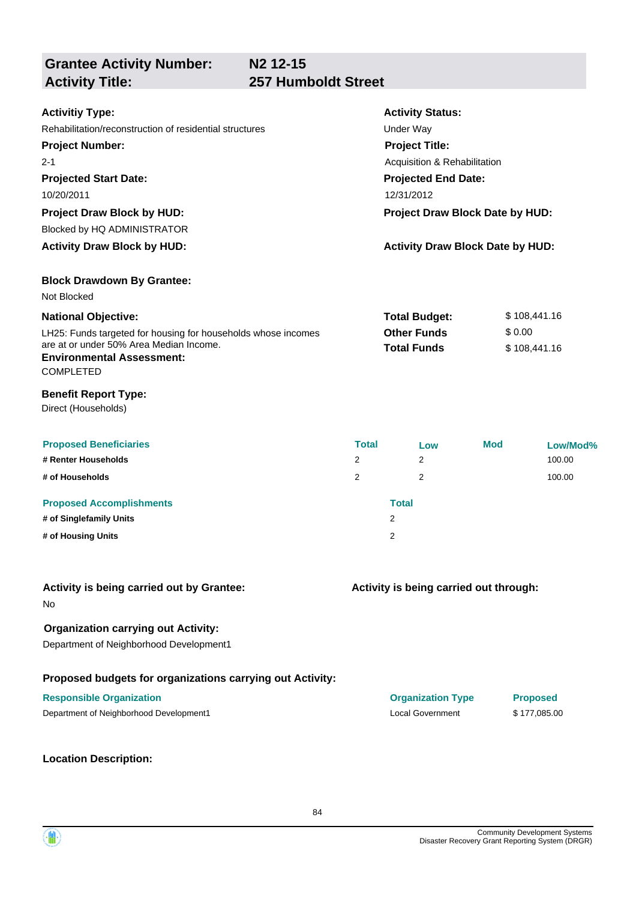## Grantee Activity Number: N2 12-15
## Activity Title: 257 Humboldt Street

**Activitiy Type:**
Rehabilitation/reconstruction of residential structures

**Activity Status:**
Under Way

**Project Number:**
2-1

**Project Title:**
Acquisition & Rehabilitation

**Projected Start Date:**
10/20/2011

**Projected End Date:**
12/31/2012

**Project Draw Block by HUD:**
Blocked by HQ ADMINISTRATOR

**Project Draw Block Date by HUD:**

**Activity Draw Block by HUD:**

**Activity Draw Block Date by HUD:**

**Block Drawdown By Grantee:**
Not Blocked

**National Objective:**
LH25: Funds targeted for housing for households whose incomes are at or under 50% Area Median Income.

| | |
|---|---|
| **Total Budget:** | $ 108,441.16 |
| **Other Funds** | $ 0.00 |
| **Total Funds** | $ 108,441.16 |

**Environmental Assessment:**
COMPLETED

**Benefit Report Type:**
Direct (Households)

| Proposed Beneficiaries | Total | Low | Mod | Low/Mod% |
|---|---|---|---|---|
| # Renter Households | 2 | 2 | | 100.00 |
| # of Households | 2 | 2 | | 100.00 |

| Proposed Accomplishments | Total |
|---|---|
| # of Singlefamily Units | 2 |
| # of Housing Units | 2 |

**Activity is being carried out by Grantee:**
No

**Activity is being carried out through:**

**Organization carrying out Activity:**
Department of Neighborhood Development1

**Proposed budgets for organizations carrying out Activity:**

| Responsible Organization | Organization Type | Proposed |
|---|---|---|
| Department of Neighborhood Development1 | Local Government | $ 177,085.00 |

**Location Description:**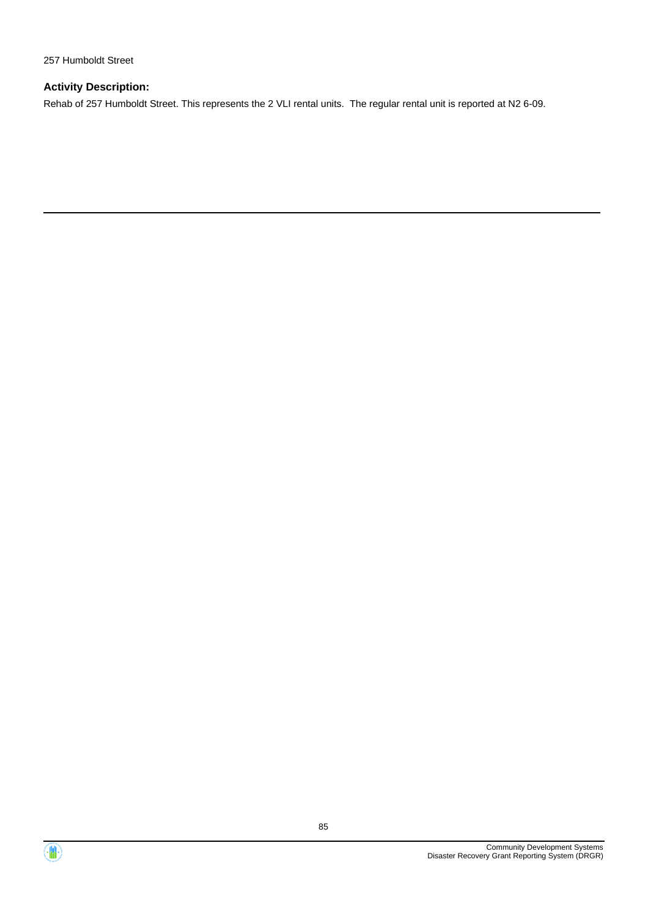257 Humboldt Street

**Activity Description:**

Rehab of 257 Humboldt Street. This represents the 2 VLI rental units.  The regular rental unit is reported at N2 6-09.

---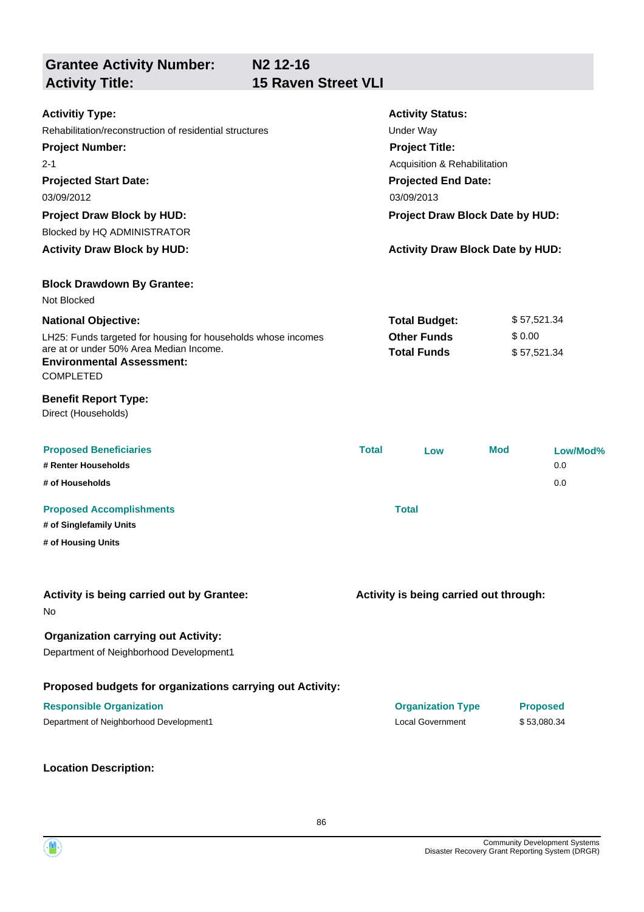| **Grantee Activity Number:** | **N2 12-16** |
|---|---|
| **Activity Title:** | **15 Raven Street VLI** |

**Activitiy Type:**
Rehabilitation/reconstruction of residential structures

**Activity Status:**
Under Way

**Project Number:**
2-1

**Project Title:**
Acquisition & Rehabilitation

**Projected Start Date:**
03/09/2012

**Projected End Date:**
03/09/2013

**Project Draw Block by HUD:**
Blocked by HQ ADMINISTRATOR

**Project Draw Block Date by HUD:**

**Activity Draw Block by HUD:**

**Activity Draw Block Date by HUD:**

**Block Drawdown By Grantee:**
Not Blocked

**National Objective:**
LH25: Funds targeted for housing for households whose incomes are at or under 50% Area Median Income.

| | |
|---|---|
| **Total Budget:** | $ 57,521.34 |
| **Other Funds** | $ 0.00 |
| **Total Funds** | $ 57,521.34 |

**Environmental Assessment:**
COMPLETED

**Benefit Report Type:**
Direct (Households)

| Proposed Beneficiaries | Total | Low | Mod | Low/Mod% |
|---|---|---|---|---|
| **# Renter Households** | | | | 0.0 |
| **# of Households** | | | | 0.0 |

| Proposed Accomplishments | Total |
|---|---|
| **# of Singlefamily Units** | |
| **# of Housing Units** | |

**Activity is being carried out by Grantee:**
No

**Activity is being carried out through:**

**Organization carrying out Activity:**
Department of Neighborhood Development1

**Proposed budgets for organizations carrying out Activity:**

| Responsible Organization | Organization Type | Proposed |
|---|---|---|
| Department of Neighborhood Development1 | Local Government | $ 53,080.34 |

**Location Description:**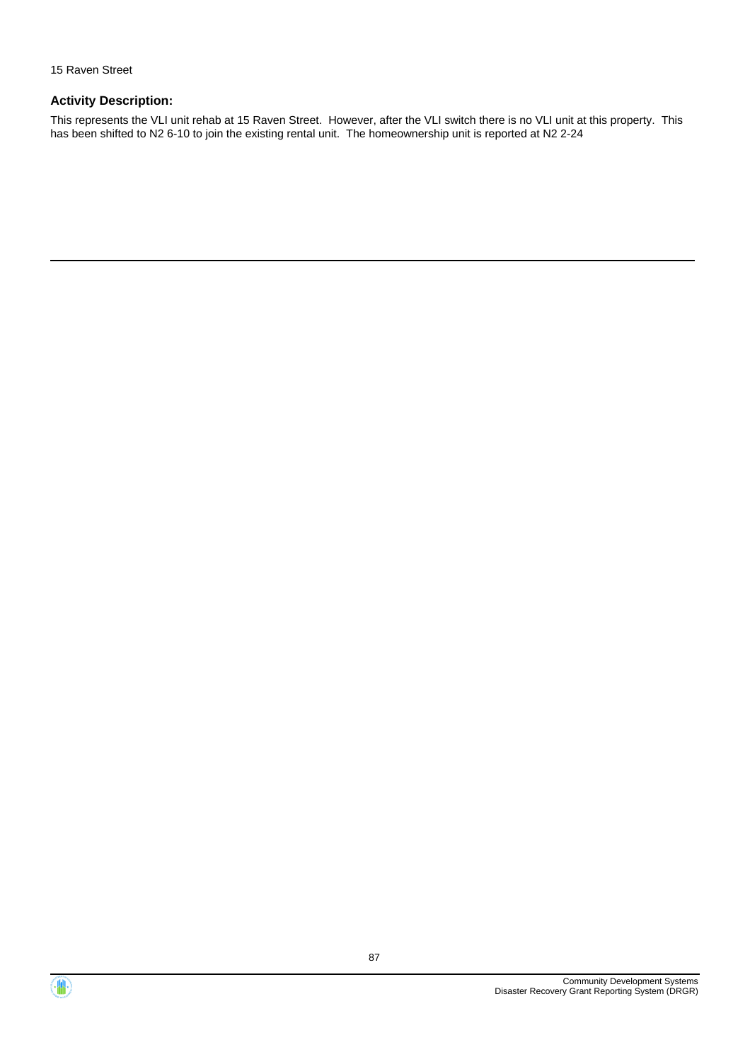15 Raven Street

**Activity Description:**

This represents the VLI unit rehab at 15 Raven Street. However, after the VLI switch there is no VLI unit at this property. This has been shifted to N2 6-10 to join the existing rental unit. The homeownership unit is reported at N2 2-24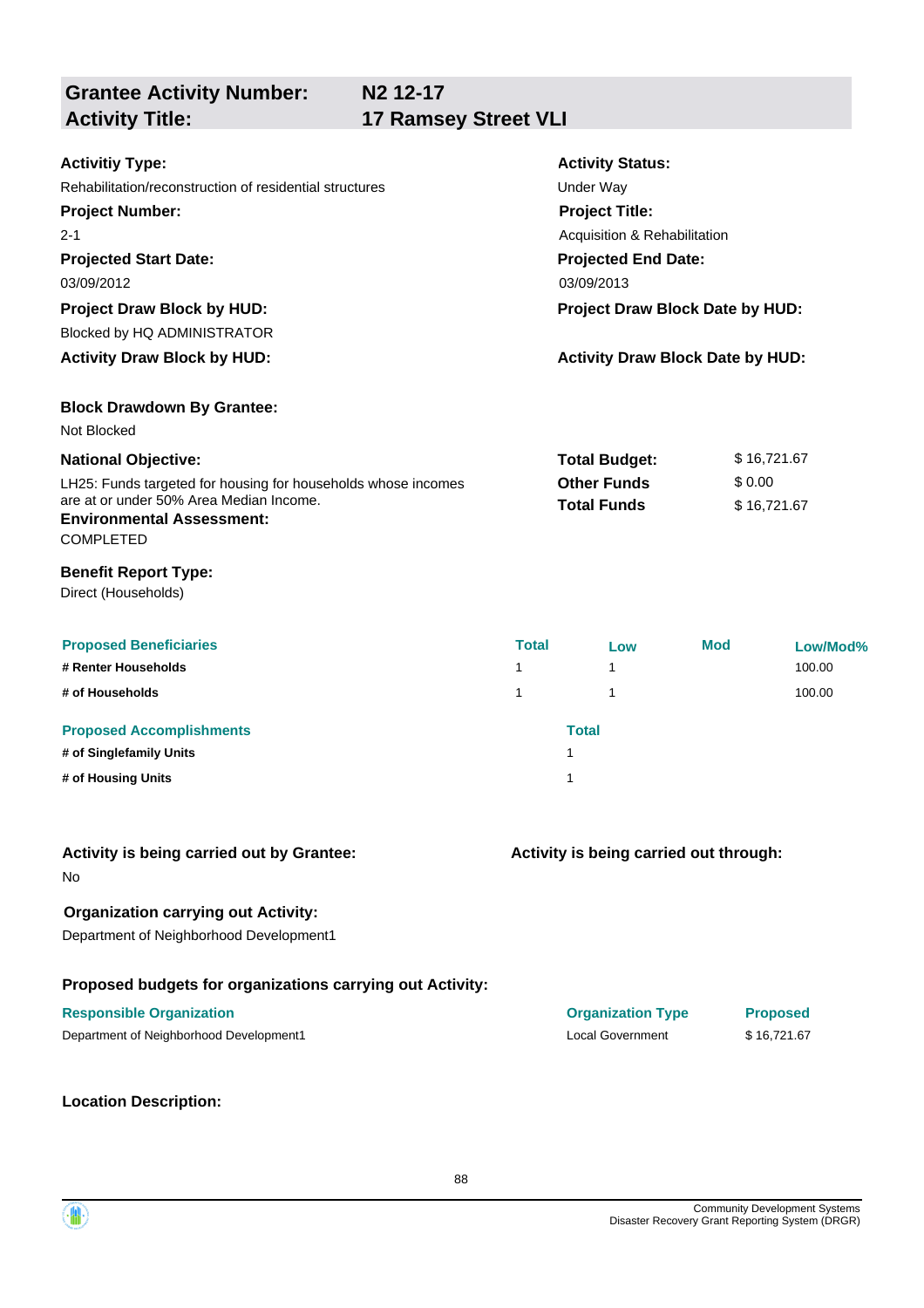**Grantee Activity Number:** N2 12-17
**Activity Title:** 17 Ramsey Street VLI

**Activitiy Type:**
Rehabilitation/reconstruction of residential structures

**Activity Status:**
Under Way

**Project Number:**
2-1

**Project Title:**
Acquisition & Rehabilitation

**Projected Start Date:**
03/09/2012

**Projected End Date:**
03/09/2013

**Project Draw Block by HUD:**
Blocked by HQ ADMINISTRATOR

**Project Draw Block Date by HUD:**

**Activity Draw Block by HUD:**

**Activity Draw Block Date by HUD:**

**Block Drawdown By Grantee:**
Not Blocked

**National Objective:**
LH25: Funds targeted for housing for households whose incomes are at or under 50% Area Median Income.

| | |
|---|---|
| **Total Budget:** | $ 16,721.67 |
| **Other Funds** | $ 0.00 |
| **Total Funds** | $ 16,721.67 |

**Environmental Assessment:**
COMPLETED

**Benefit Report Type:**
Direct (Households)

| Proposed Beneficiaries | Total | Low | Mod | Low/Mod% |
|---|---|---|---|---|
| # Renter Households | 1 | 1 | | 100.00 |
| # of Households | 1 | 1 | | 100.00 |

| Proposed Accomplishments | Total |
|---|---|
| # of Singlefamily Units | 1 |
| # of Housing Units | 1 |

**Activity is being carried out by Grantee:**
No

**Activity is being carried out through:**

**Organization carrying out Activity:**
Department of Neighborhood Development1

**Proposed budgets for organizations carrying out Activity:**

| Responsible Organization | Organization Type | Proposed |
|---|---|---|
| Department of Neighborhood Development1 | Local Government | $ 16,721.67 |

**Location Description:**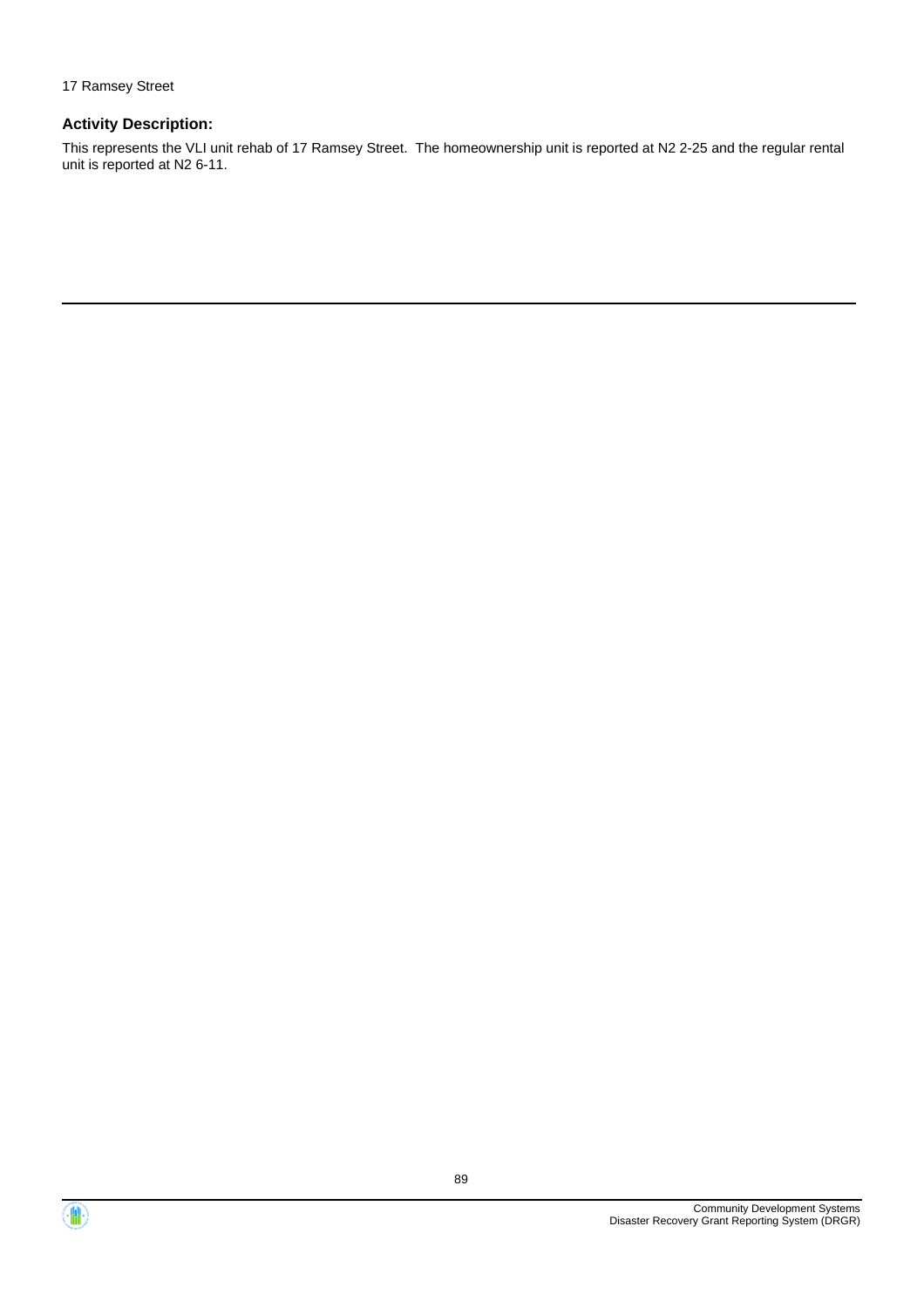17 Ramsey Street

**Activity Description:**

This represents the VLI unit rehab of 17 Ramsey Street. The homeownership unit is reported at N2 2-25 and the regular rental unit is reported at N2 6-11.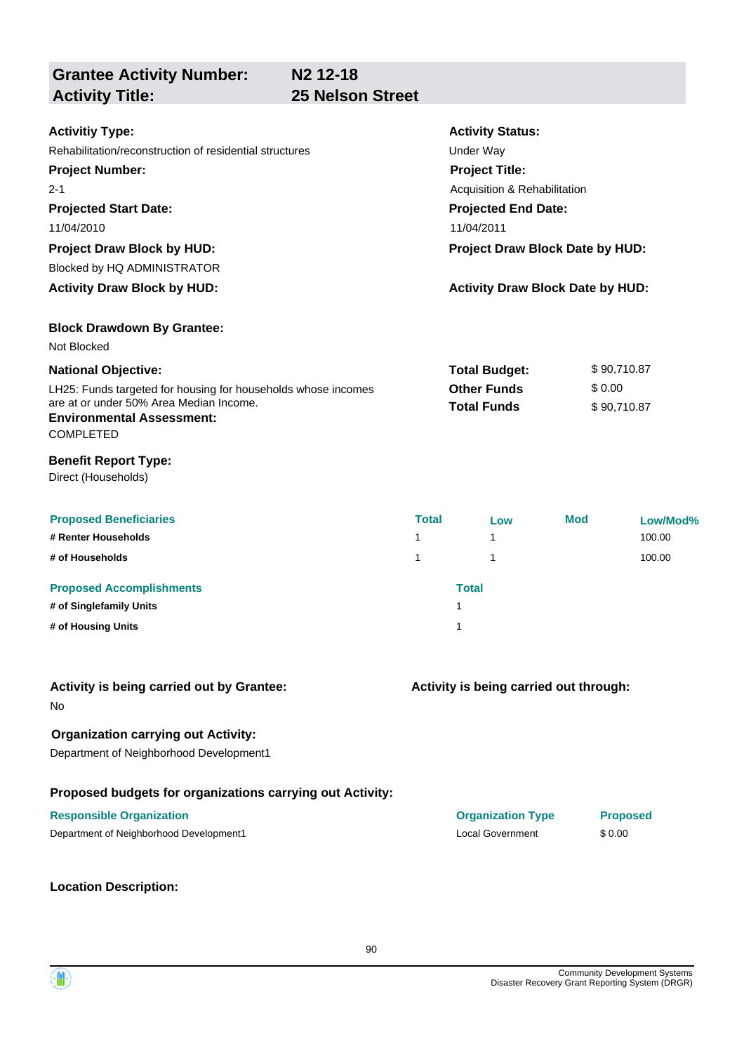## Grantee Activity Number: N2 12-18
## Activity Title: 25 Nelson Street

**Activitiy Type:**
Rehabilitation/reconstruction of residential structures

**Activity Status:**
Under Way

**Project Number:**
2-1

**Project Title:**
Acquisition & Rehabilitation

**Projected Start Date:**
11/04/2010

**Projected End Date:**
11/04/2011

**Project Draw Block by HUD:**
Blocked by HQ ADMINISTRATOR

**Project Draw Block Date by HUD:**

**Activity Draw Block by HUD:**

**Activity Draw Block Date by HUD:**

**Block Drawdown By Grantee:**
Not Blocked

**National Objective:**
LH25: Funds targeted for housing for households whose incomes are at or under 50% Area Median Income.

**Environmental Assessment:**
COMPLETED

| | |
|---|---|
| **Total Budget:** | $ 90,710.87 |
| **Other Funds** | $ 0.00 |
| **Total Funds** | $ 90,710.87 |

**Benefit Report Type:**
Direct (Households)

| Proposed Beneficiaries | Total | Low | Mod | Low/Mod% |
|---|---|---|---|---|
| # Renter Households | 1 | 1 | | 100.00 |
| # of Households | 1 | 1 | | 100.00 |

| Proposed Accomplishments | Total |
|---|---|
| # of Singlefamily Units | 1 |
| # of Housing Units | 1 |

**Activity is being carried out by Grantee:**
No

**Activity is being carried out through:**

**Organization carrying out Activity:**
Department of Neighborhood Development1

**Proposed budgets for organizations carrying out Activity:**

| Responsible Organization | Organization Type | Proposed |
|---|---|---|
| Department of Neighborhood Development1 | Local Government | $ 0.00 |

**Location Description:**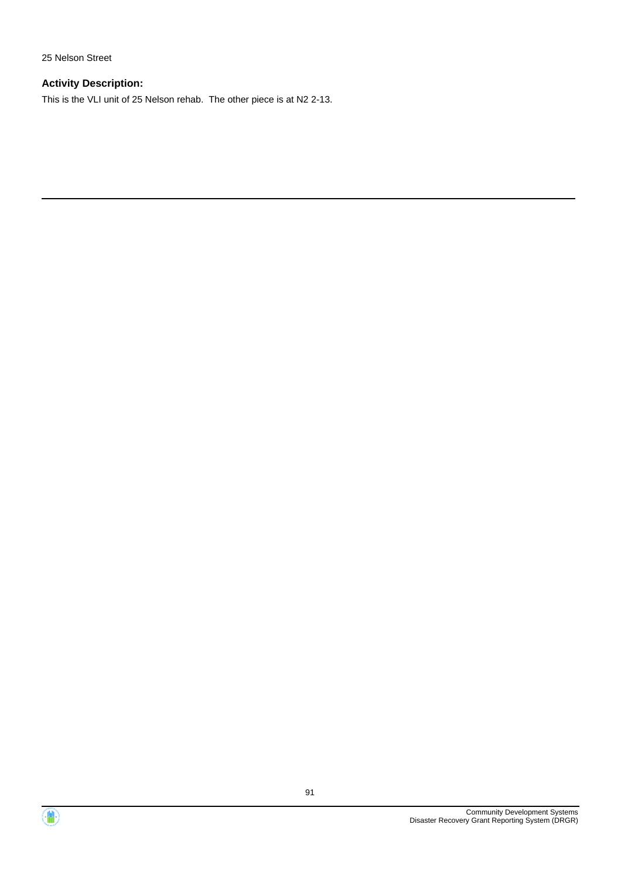25 Nelson Street

**Activity Description:**

This is the VLI unit of 25 Nelson rehab.  The other piece is at N2 2-13.

---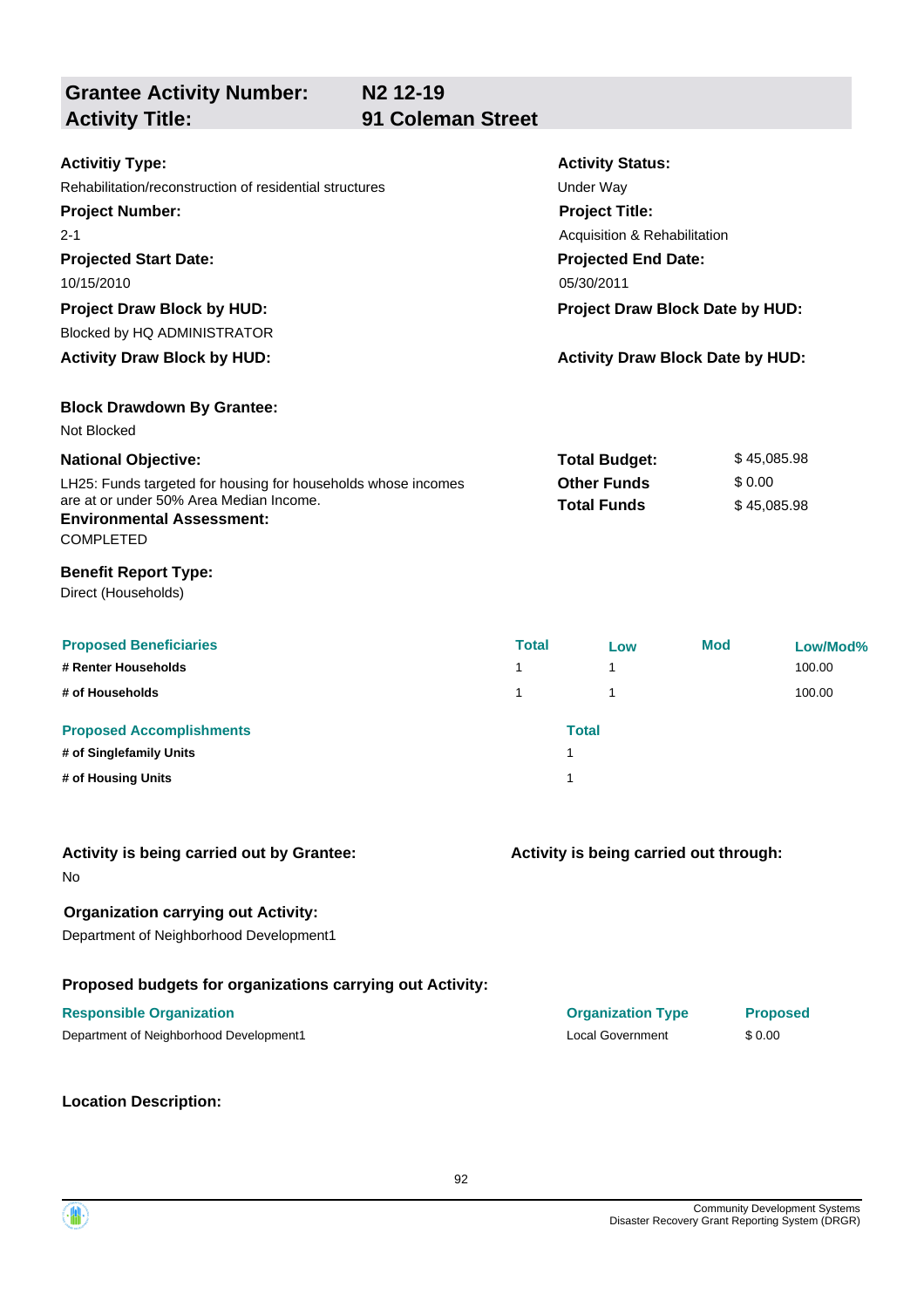## Grantee Activity Number: N2 12-19
## Activity Title: 91 Coleman Street

**Activitiy Type:**
Rehabilitation/reconstruction of residential structures

**Activity Status:**
Under Way

**Project Number:**
2-1

**Project Title:**
Acquisition & Rehabilitation

**Projected Start Date:**
10/15/2010

**Projected End Date:**
05/30/2011

**Project Draw Block by HUD:**
Blocked by HQ ADMINISTRATOR

**Project Draw Block Date by HUD:**

**Activity Draw Block by HUD:**

**Activity Draw Block Date by HUD:**

**Block Drawdown By Grantee:**
Not Blocked

**National Objective:**
LH25: Funds targeted for housing for households whose incomes are at or under 50% Area Median Income.

| | |
|---|---|
| **Total Budget:** | $ 45,085.98 |
| **Other Funds** | $ 0.00 |
| **Total Funds** | $ 45,085.98 |

**Environmental Assessment:**
COMPLETED

**Benefit Report Type:**
Direct (Households)

| Proposed Beneficiaries | Total | Low | Mod | Low/Mod% |
|---|---|---|---|---|
| # Renter Households | 1 | 1 | | 100.00 |
| # of Households | 1 | 1 | | 100.00 |

| Proposed Accomplishments | Total |
|---|---|
| # of Singlefamily Units | 1 |
| # of Housing Units | 1 |

**Activity is being carried out by Grantee:**
No

**Activity is being carried out through:**

**Organization carrying out Activity:**
Department of Neighborhood Development1

**Proposed budgets for organizations carrying out Activity:**

| Responsible Organization | Organization Type | Proposed |
|---|---|---|
| Department of Neighborhood Development1 | Local Government | $ 0.00 |

**Location Description:**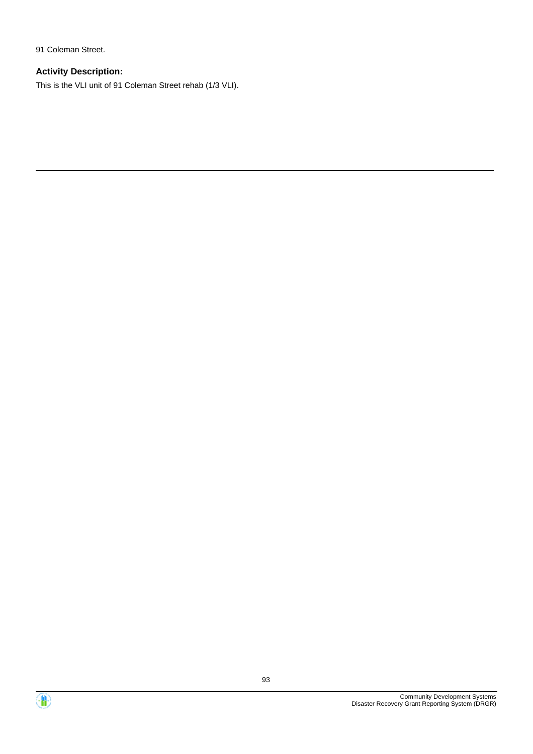91 Coleman Street.

**Activity Description:**

This is the VLI unit of 91 Coleman Street rehab (1/3 VLI).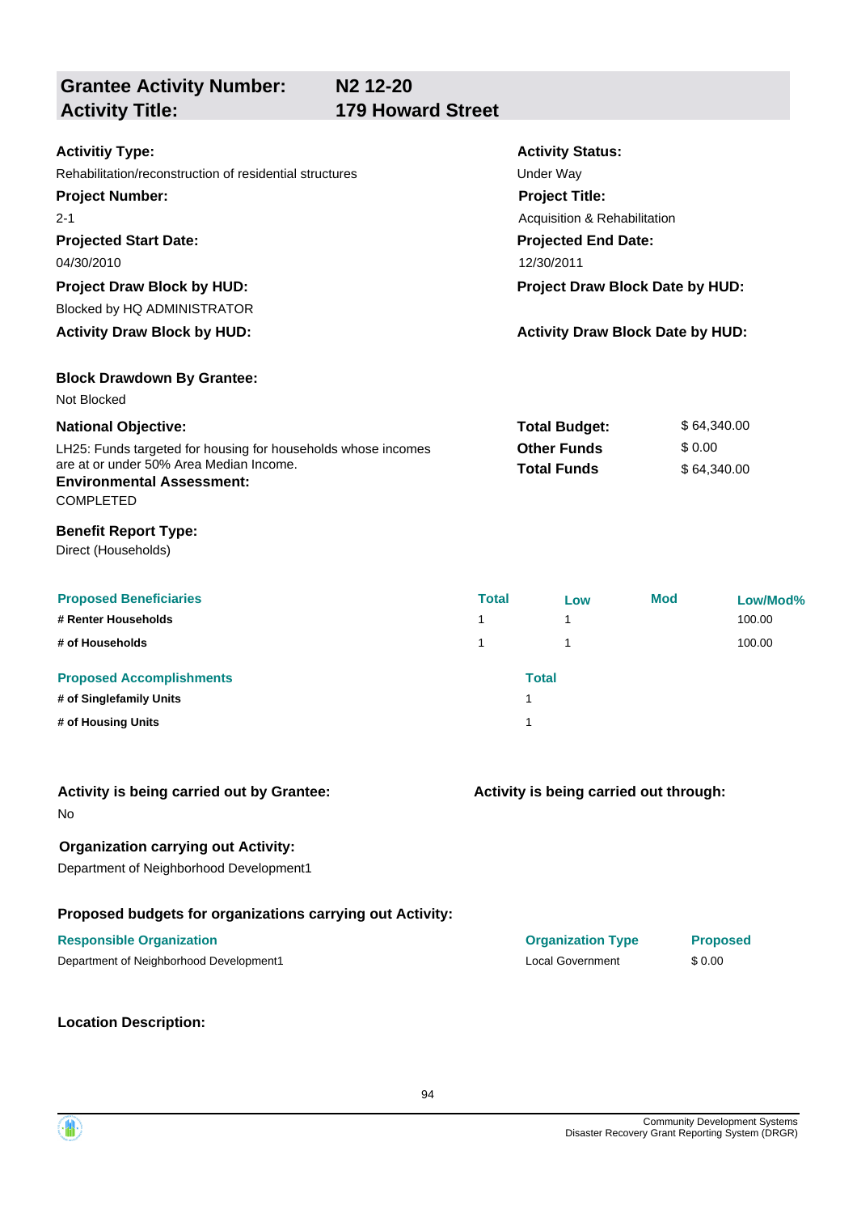## Grantee Activity Number: N2 12-20
## Activity Title: 179 Howard Street

**Activitiy Type:**
Rehabilitation/reconstruction of residential structures

**Activity Status:**
Under Way

**Project Number:**
2-1

**Project Title:**
Acquisition & Rehabilitation

**Projected Start Date:**
04/30/2010

**Projected End Date:**
12/30/2011

**Project Draw Block by HUD:**
Blocked by HQ ADMINISTRATOR

**Project Draw Block Date by HUD:**

**Activity Draw Block by HUD:**

**Activity Draw Block Date by HUD:**

**Block Drawdown By Grantee:**
Not Blocked

**National Objective:**
LH25: Funds targeted for housing for households whose incomes are at or under 50% Area Median Income.

| | |
|---|---|
| **Total Budget:** | $ 64,340.00 |
| **Other Funds** | $ 0.00 |
| **Total Funds** | $ 64,340.00 |

**Environmental Assessment:**
COMPLETED

**Benefit Report Type:**
Direct (Households)

| Proposed Beneficiaries | Total | Low | Mod | Low/Mod% |
|---|---|---|---|---|
| # Renter Households | 1 | 1 | | 100.00 |
| # of Households | 1 | 1 | | 100.00 |

| Proposed Accomplishments | Total |
|---|---|
| # of Singlefamily Units | 1 |
| # of Housing Units | 1 |

**Activity is being carried out by Grantee:**
No

**Activity is being carried out through:**

**Organization carrying out Activity:**
Department of Neighborhood Development1

**Proposed budgets for organizations carrying out Activity:**

| Responsible Organization | Organization Type | Proposed |
|---|---|---|
| Department of Neighborhood Development1 | Local Government | $ 0.00 |

**Location Description:**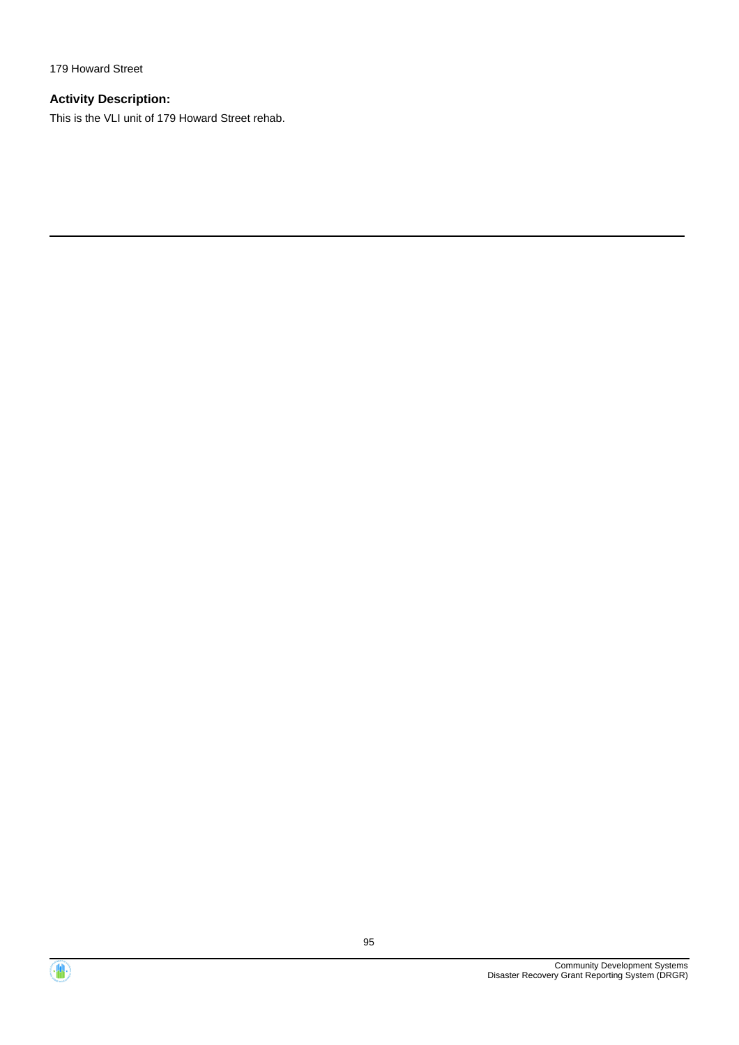179 Howard Street

**Activity Description:**

This is the VLI unit of 179 Howard Street rehab.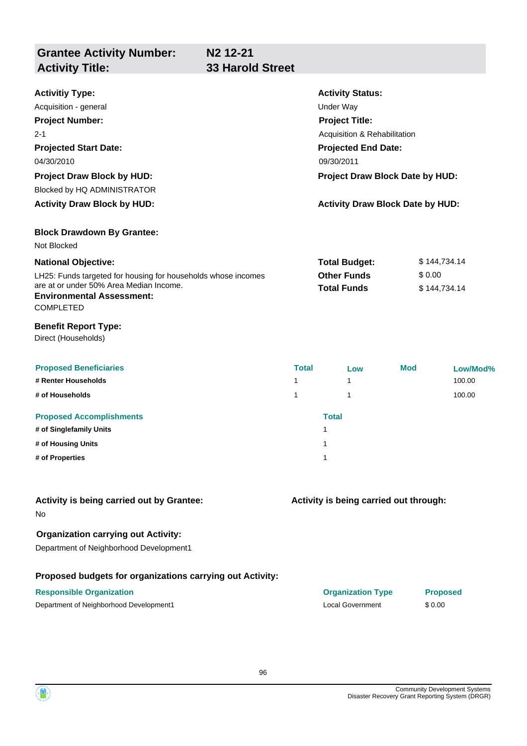| **Grantee Activity Number:** | **N2 12-21** |
|---|---|
| **Activity Title:** | **33 Harold Street** |

**Activitiy Type:**
Acquisition - general

**Activity Status:**
Under Way

**Project Number:**
2-1

**Project Title:**
Acquisition & Rehabilitation

**Projected Start Date:**
04/30/2010

**Projected End Date:**
09/30/2011

**Project Draw Block by HUD:**
Blocked by HQ ADMINISTRATOR

**Project Draw Block Date by HUD:**

**Activity Draw Block by HUD:**

**Activity Draw Block Date by HUD:**

**Block Drawdown By Grantee:**
Not Blocked

**National Objective:**
LH25: Funds targeted for housing for households whose incomes are at or under 50% Area Median Income.

| | |
|---|---|
| **Total Budget:** | $ 144,734.14 |
| **Other Funds** | $ 0.00 |
| **Total Funds** | $ 144,734.14 |

**Environmental Assessment:**
COMPLETED

**Benefit Report Type:**
Direct (Households)

| Proposed Beneficiaries | Total | Low | Mod | Low/Mod% |
|---|---|---|---|---|
| # Renter Households | 1 | 1 | | 100.00 |
| # of Households | 1 | 1 | | 100.00 |

| Proposed Accomplishments | Total |
|---|---|
| # of Singlefamily Units | 1 |
| # of Housing Units | 1 |
| # of Properties | 1 |

**Activity is being carried out by Grantee:**
No

**Activity is being carried out through:**

**Organization carrying out Activity:**
Department of Neighborhood Development1

**Proposed budgets for organizations carrying out Activity:**

| Responsible Organization | Organization Type | Proposed |
|---|---|---|
| Department of Neighborhood Development1 | Local Government | $ 0.00 |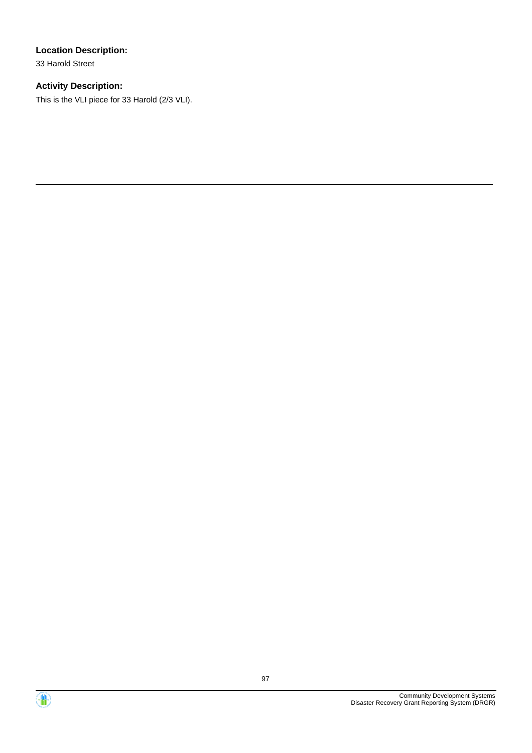**Location Description:**

33 Harold Street

**Activity Description:**

This is the VLI piece for 33 Harold (2/3 VLI).

---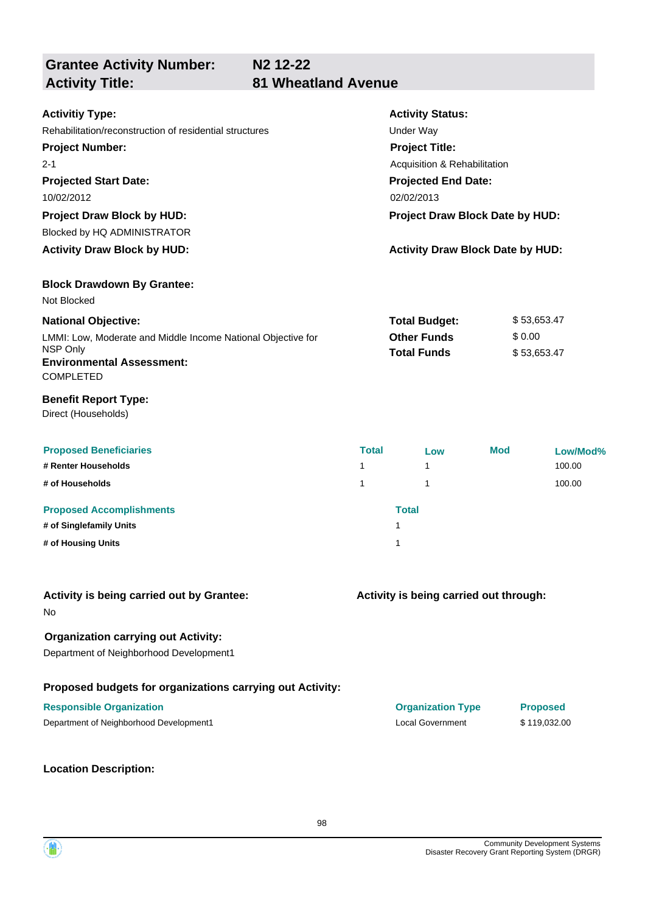## Grantee Activity Number: N2 12-22
## Activity Title: 81 Wheatland Avenue

**Activitiy Type:**
Rehabilitation/reconstruction of residential structures

**Activity Status:**
Under Way

**Project Number:**
2-1

**Project Title:**
Acquisition & Rehabilitation

**Projected Start Date:**
10/02/2012

**Projected End Date:**
02/02/2013

**Project Draw Block by HUD:**
Blocked by HQ ADMINISTRATOR

**Project Draw Block Date by HUD:**

**Activity Draw Block by HUD:**

**Activity Draw Block Date by HUD:**

**Block Drawdown By Grantee:**
Not Blocked

**National Objective:**
LMMI: Low, Moderate and Middle Income National Objective for NSP Only

**Total Budget:** $ 53,653.47
**Other Funds** $ 0.00
**Total Funds** $ 53,653.47

**Environmental Assessment:**
COMPLETED

**Benefit Report Type:**
Direct (Households)

| Proposed Beneficiaries | Total | Low | Mod | Low/Mod% |
|---|---|---|---|---|
| # Renter Households | 1 | 1 | | 100.00 |
| # of Households | 1 | 1 | | 100.00 |

| Proposed Accomplishments | Total |
|---|---|
| # of Singlefamily Units | 1 |
| # of Housing Units | 1 |

**Activity is being carried out by Grantee:**
No

**Activity is being carried out through:**

**Organization carrying out Activity:**
Department of Neighborhood Development1

**Proposed budgets for organizations carrying out Activity:**

| Responsible Organization | Organization Type | Proposed |
|---|---|---|
| Department of Neighborhood Development1 | Local Government | $ 119,032.00 |

**Location Description:**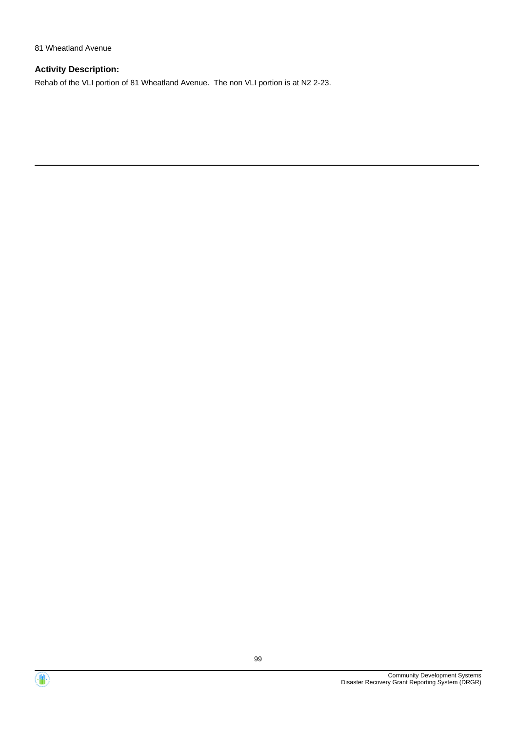81 Wheatland Avenue

**Activity Description:**

Rehab of the VLI portion of 81 Wheatland Avenue.  The non VLI portion is at N2 2-23.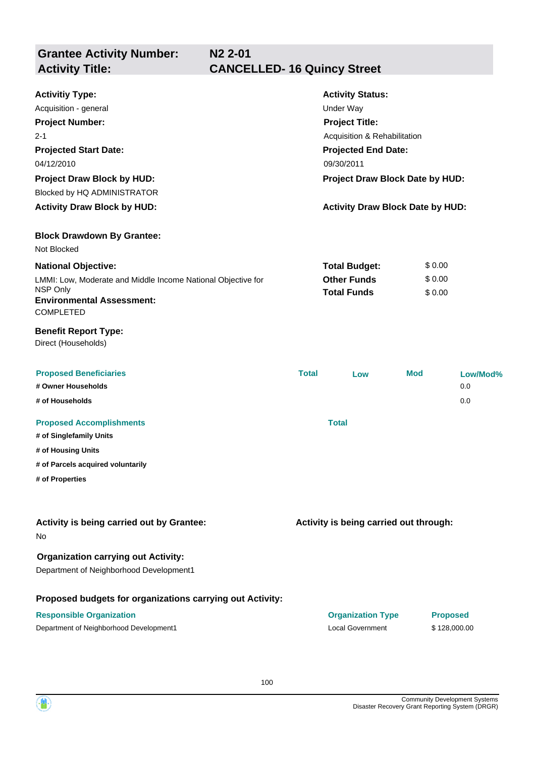| **Grantee Activity Number:** | **N2 2-01** |
|---|---|
| **Activity Title:** | **CANCELLED- 16 Quincy Street** |

**Activitiy Type:**
Acquisition - general

**Activity Status:**
Under Way

**Project Number:**
2-1

**Project Title:**
Acquisition & Rehabilitation

**Projected Start Date:**
04/12/2010

**Projected End Date:**
09/30/2011

**Project Draw Block by HUD:**
Blocked by HQ ADMINISTRATOR

**Project Draw Block Date by HUD:**

**Activity Draw Block by HUD:**

**Activity Draw Block Date by HUD:**

**Block Drawdown By Grantee:**
Not Blocked

**National Objective:**
LMMI: Low, Moderate and Middle Income National Objective for NSP Only

| | |
|---|---|
| **Total Budget:** | $ 0.00 |
| **Other Funds** | $ 0.00 |
| **Total Funds** | $ 0.00 |

**Environmental Assessment:**
COMPLETED

**Benefit Report Type:**
Direct (Households)

| Proposed Beneficiaries | Total | Low | Mod | Low/Mod% |
|---|---|---|---|---|
| **# Owner Households** | | | | 0.0 |
| **# of Households** | | | | 0.0 |

| Proposed Accomplishments | Total |
|---|---|
| **# of Singlefamily Units** | |
| **# of Housing Units** | |
| **# of Parcels acquired voluntarily** | |
| **# of Properties** | |

**Activity is being carried out by Grantee:**
No

**Activity is being carried out through:**

**Organization carrying out Activity:**
Department of Neighborhood Development1

**Proposed budgets for organizations carrying out Activity:**

| Responsible Organization | Organization Type | Proposed |
|---|---|---|
| Department of Neighborhood Development1 | Local Government | $ 128,000.00 |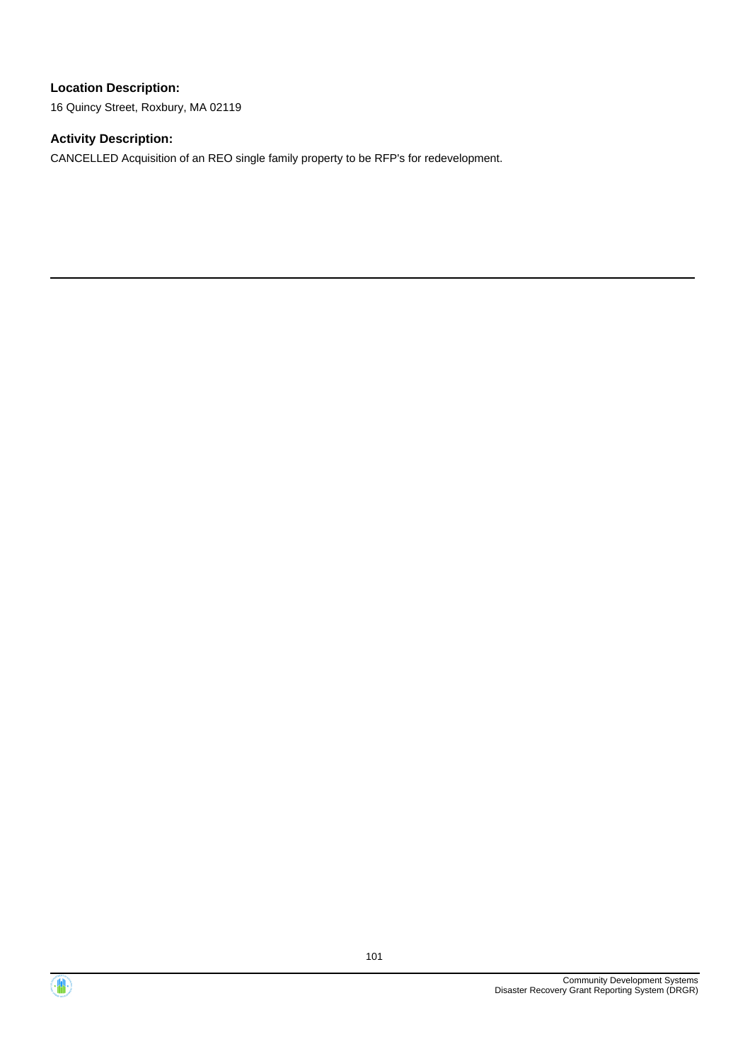**Location Description:**

16 Quincy Street, Roxbury, MA 02119

**Activity Description:**

CANCELLED Acquisition of an REO single family property to be RFP's for redevelopment.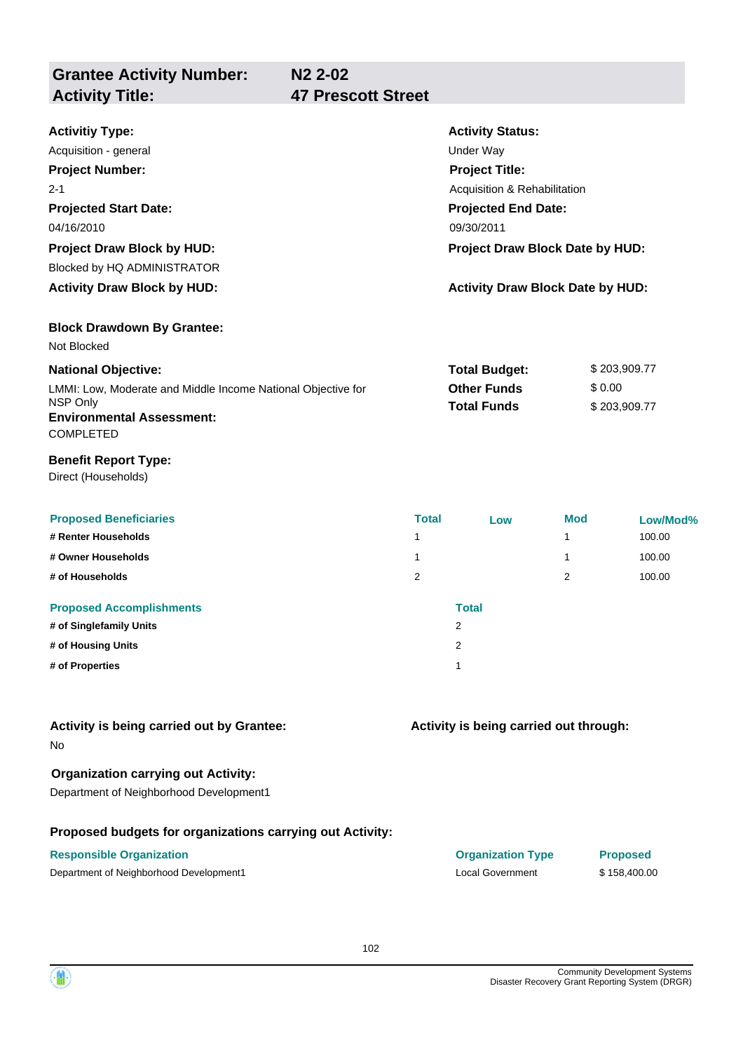## Grantee Activity Number: N2 2-02
## Activity Title: 47 Prescott Street

**Activitiy Type:**
Acquisition - general

**Activity Status:**
Under Way

**Project Number:**
2-1

**Project Title:**
Acquisition & Rehabilitation

**Projected Start Date:**
04/16/2010

**Projected End Date:**
09/30/2011

**Project Draw Block by HUD:**
Blocked by HQ ADMINISTRATOR

**Project Draw Block Date by HUD:**

**Activity Draw Block by HUD:**

**Activity Draw Block Date by HUD:**

**Block Drawdown By Grantee:**
Not Blocked

**National Objective:**
LMMI: Low, Moderate and Middle Income National Objective for NSP Only

| | |
|---|---|
| **Total Budget:** | $ 203,909.77 |
| **Other Funds** | $ 0.00 |
| **Total Funds** | $ 203,909.77 |

**Environmental Assessment:**
COMPLETED

**Benefit Report Type:**
Direct (Households)

| Proposed Beneficiaries | Total | Low | Mod | Low/Mod% |
|---|---|---|---|---|
| # Renter Households | 1 | | 1 | 100.00 |
| # Owner Households | 1 | | 1 | 100.00 |
| # of Households | 2 | | 2 | 100.00 |

| Proposed Accomplishments | Total |
|---|---|
| # of Singlefamily Units | 2 |
| # of Housing Units | 2 |
| # of Properties | 1 |

**Activity is being carried out by Grantee:**
No

**Activity is being carried out through:**

**Organization carrying out Activity:**
Department of Neighborhood Development1

**Proposed budgets for organizations carrying out Activity:**

| Responsible Organization | Organization Type | Proposed |
|---|---|---|
| Department of Neighborhood Development1 | Local Government | $ 158,400.00 |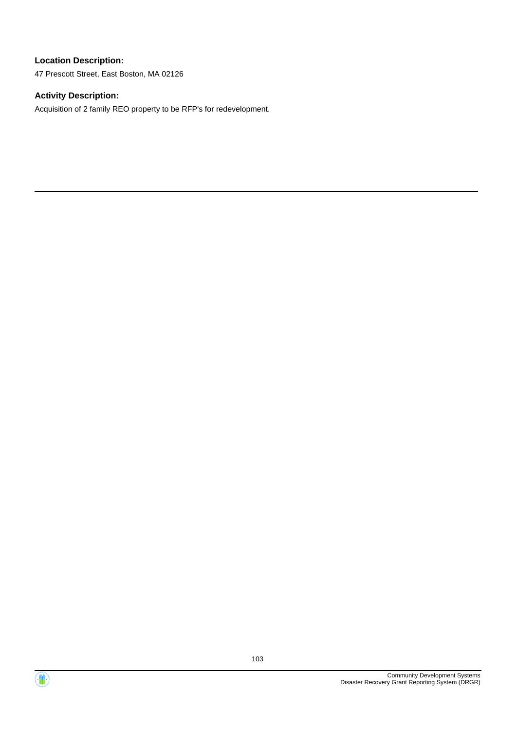**Location Description:**

47 Prescott Street, East Boston, MA 02126

**Activity Description:**

Acquisition of 2 family REO property to be RFP's for redevelopment.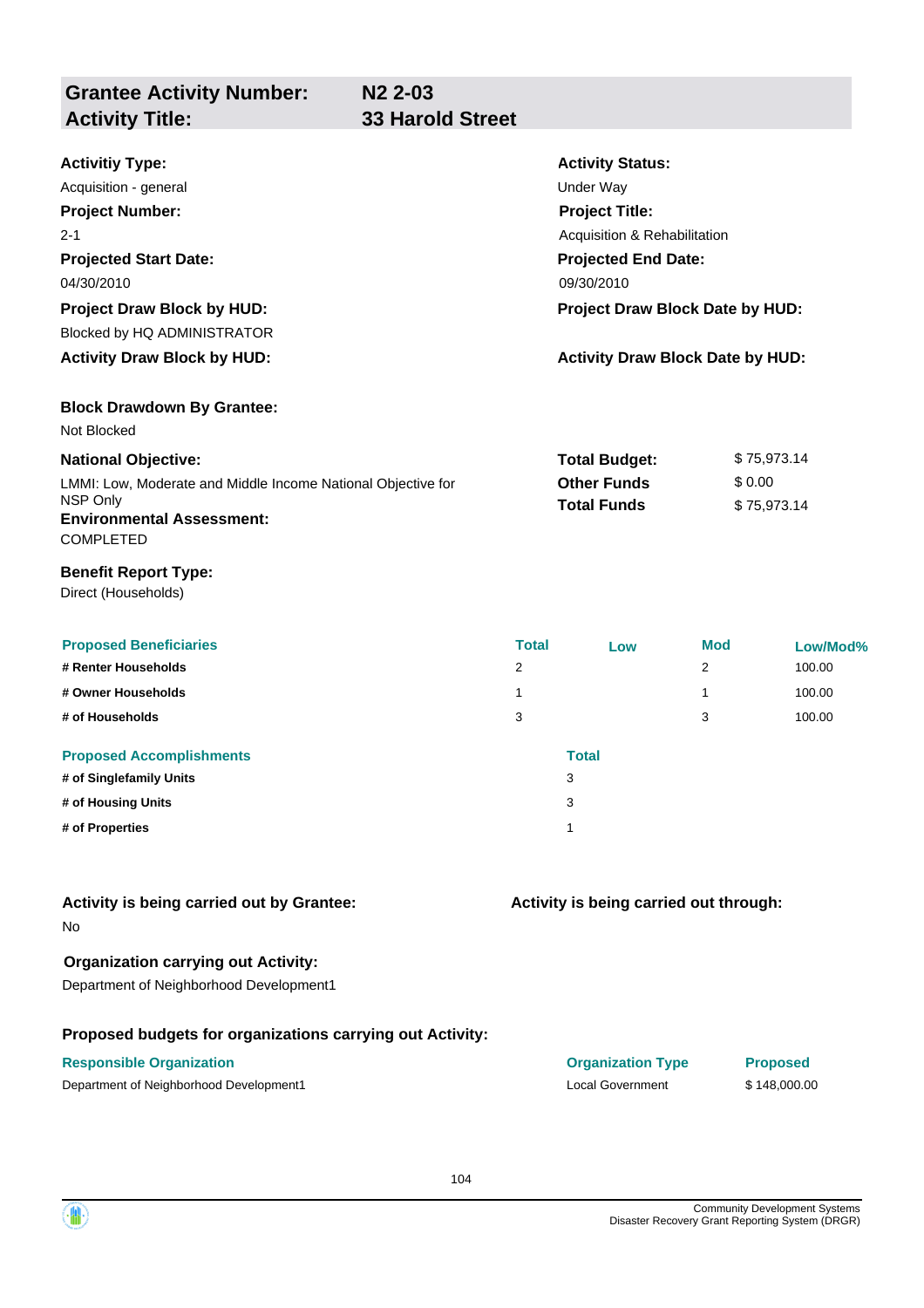| **Grantee Activity Number:** | **N2 2-03** |
|---|---|
| **Activity Title:** | **33 Harold Street** |

**Activitiy Type:**
Acquisition - general

**Activity Status:**
Under Way

**Project Number:**
2-1

**Project Title:**
Acquisition & Rehabilitation

**Projected Start Date:**
04/30/2010

**Projected End Date:**
09/30/2010

**Project Draw Block by HUD:**
Blocked by HQ ADMINISTRATOR

**Project Draw Block Date by HUD:**

**Activity Draw Block by HUD:**

**Activity Draw Block Date by HUD:**

**Block Drawdown By Grantee:**
Not Blocked

**National Objective:**
LMMI: Low, Moderate and Middle Income National Objective for NSP Only

| | |
|---|---|
| **Total Budget:** | $ 75,973.14 |
| **Other Funds** | $ 0.00 |
| **Total Funds** | $ 75,973.14 |

**Environmental Assessment:**
COMPLETED

**Benefit Report Type:**
Direct (Households)

| Proposed Beneficiaries | Total | Low | Mod | Low/Mod% |
|---|---|---|---|---|
| # Renter Households | 2 | | 2 | 100.00 |
| # Owner Households | 1 | | 1 | 100.00 |
| # of Households | 3 | | 3 | 100.00 |

| Proposed Accomplishments | Total |
|---|---|
| # of Singlefamily Units | 3 |
| # of Housing Units | 3 |
| # of Properties | 1 |

**Activity is being carried out by Grantee:**
No

**Activity is being carried out through:**

**Organization carrying out Activity:**
Department of Neighborhood Development1

**Proposed budgets for organizations carrying out Activity:**

| Responsible Organization | Organization Type | Proposed |
|---|---|---|
| Department of Neighborhood Development1 | Local Government | $ 148,000.00 |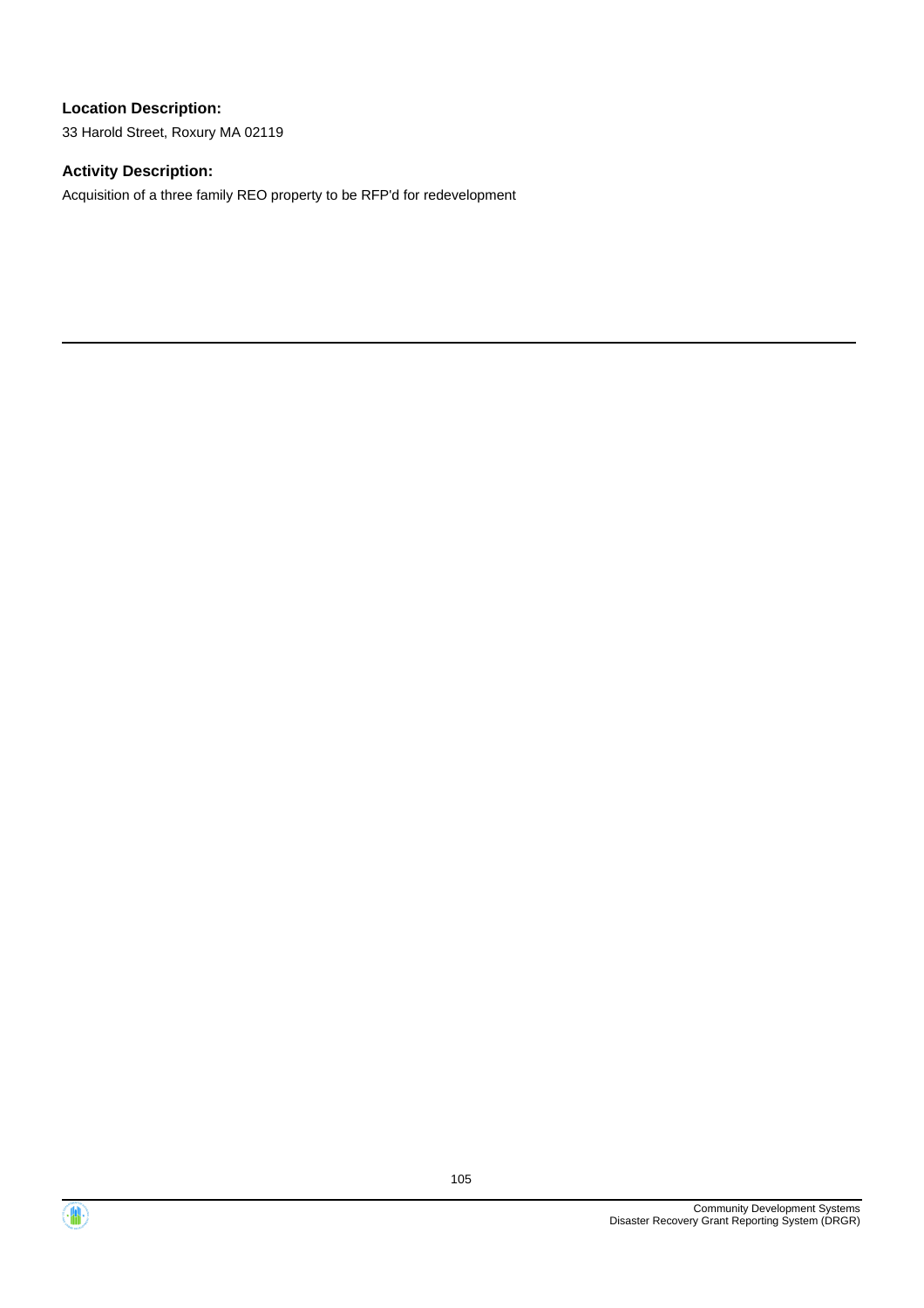**Location Description:**

33 Harold Street, Roxury MA 02119

**Activity Description:**

Acquisition of a three family REO property to be RFP'd for redevelopment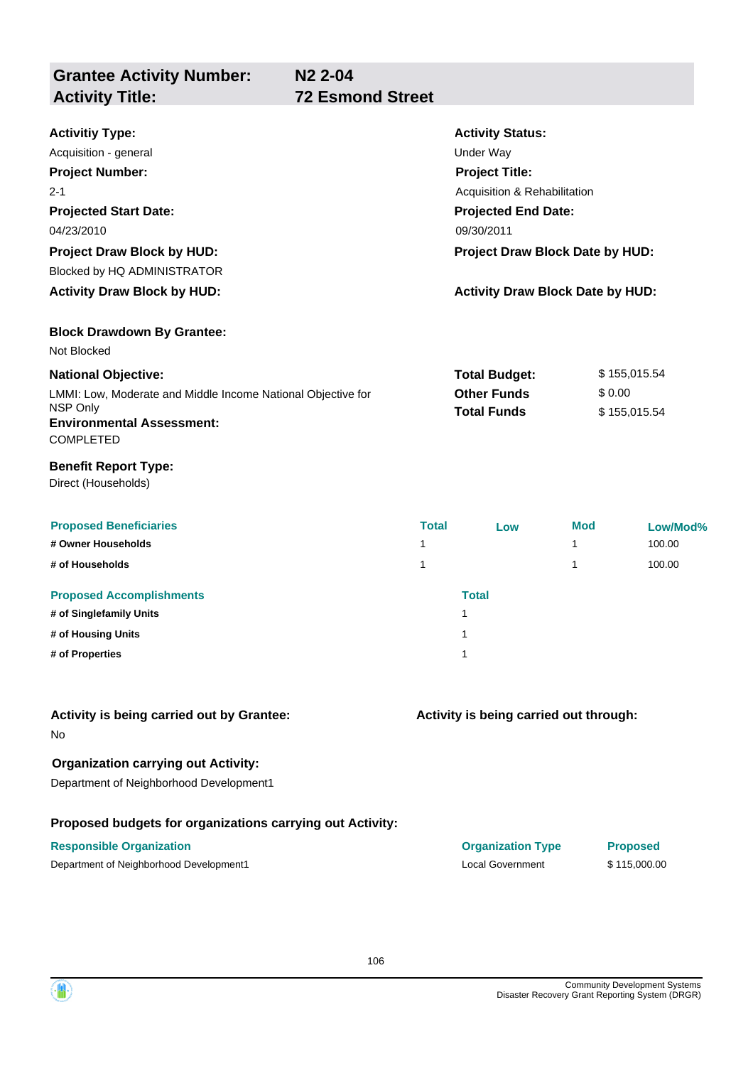## Grantee Activity Number: N2 2-04
## Activity Title: 72 Esmond Street

**Activitiy Type:**
Acquisition - general

**Activity Status:**
Under Way

**Project Number:**
2-1

**Project Title:**
Acquisition & Rehabilitation

**Projected Start Date:**
04/23/2010

**Projected End Date:**
09/30/2011

**Project Draw Block by HUD:**
Blocked by HQ ADMINISTRATOR

**Project Draw Block Date by HUD:**

**Activity Draw Block by HUD:**

**Activity Draw Block Date by HUD:**

**Block Drawdown By Grantee:**
Not Blocked

**National Objective:**
LMMI: Low, Moderate and Middle Income National Objective for NSP Only

**Total Budget:** $ 155,015.54
**Other Funds** $ 0.00
**Total Funds** $ 155,015.54

**Environmental Assessment:**
COMPLETED

**Benefit Report Type:**
Direct (Households)

| Proposed Beneficiaries | Total | Low | Mod | Low/Mod% |
|---|---|---|---|---|
| # Owner Households | 1 | | 1 | 100.00 |
| # of Households | 1 | | 1 | 100.00 |

| Proposed Accomplishments | Total |
|---|---|
| # of Singlefamily Units | 1 |
| # of Housing Units | 1 |
| # of Properties | 1 |

**Activity is being carried out by Grantee:**
No

**Activity is being carried out through:**

**Organization carrying out Activity:**
Department of Neighborhood Development1

**Proposed budgets for organizations carrying out Activity:**

| Responsible Organization | Organization Type | Proposed |
|---|---|---|
| Department of Neighborhood Development1 | Local Government | $ 115,000.00 |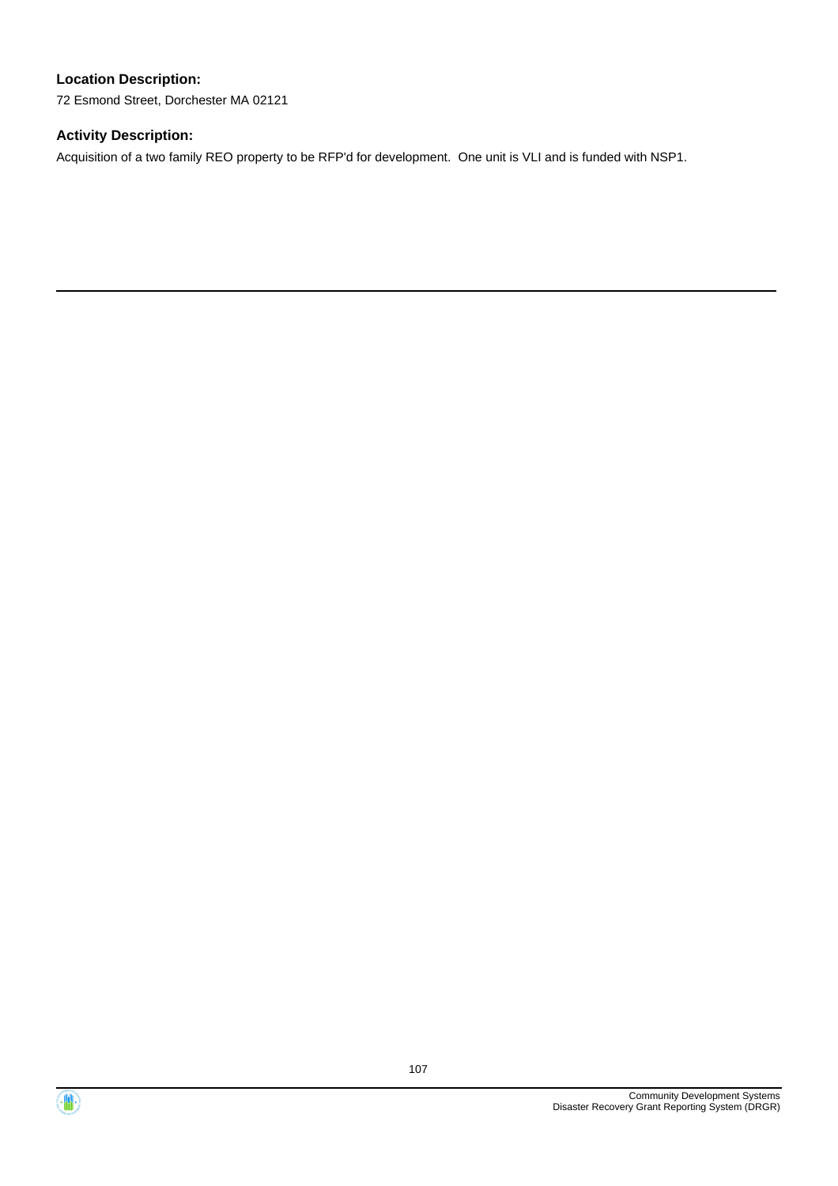**Location Description:**

72 Esmond Street, Dorchester MA 02121

**Activity Description:**

Acquisition of a two family REO property to be RFP'd for development. One unit is VLI and is funded with NSP1.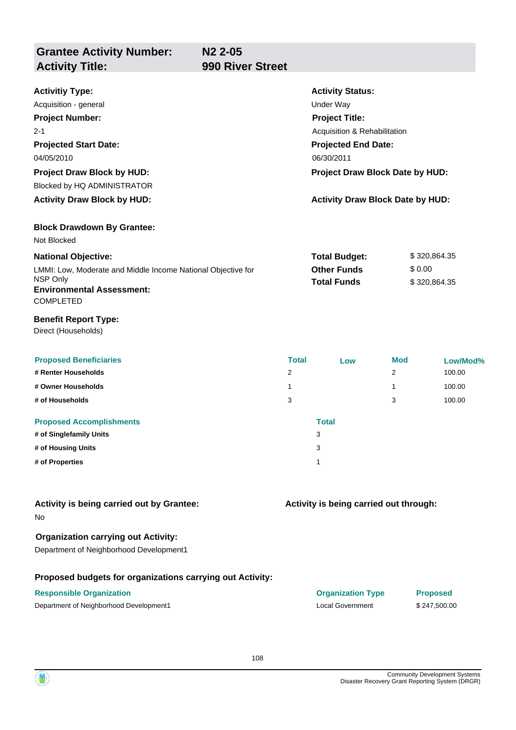| **Grantee Activity Number:** | **N2 2-05** |
|---|---|
| **Activity Title:** | **990 River Street** |

**Activitiy Type:**
Acquisition - general

**Activity Status:**
Under Way

**Project Number:**
2-1

**Project Title:**
Acquisition & Rehabilitation

**Projected Start Date:**
04/05/2010

**Projected End Date:**
06/30/2011

**Project Draw Block by HUD:**
Blocked by HQ ADMINISTRATOR

**Project Draw Block Date by HUD:**

**Activity Draw Block by HUD:**

**Activity Draw Block Date by HUD:**

**Block Drawdown By Grantee:**
Not Blocked

**National Objective:**
LMMI: Low, Moderate and Middle Income National Objective for NSP Only

| | |
|---|---|
| **Total Budget:** | $ 320,864.35 |
| **Other Funds** | $ 0.00 |
| **Total Funds** | $ 320,864.35 |

**Environmental Assessment:**
COMPLETED

**Benefit Report Type:**
Direct (Households)

| Proposed Beneficiaries | Total | Low | Mod | Low/Mod% |
|---|---|---|---|---|
| # Renter Households | 2 | | 2 | 100.00 |
| # Owner Households | 1 | | 1 | 100.00 |
| # of Households | 3 | | 3 | 100.00 |

| Proposed Accomplishments | Total |
|---|---|
| # of Singlefamily Units | 3 |
| # of Housing Units | 3 |
| # of Properties | 1 |

**Activity is being carried out by Grantee:**
No

**Activity is being carried out through:**

**Organization carrying out Activity:**
Department of Neighborhood Development1

**Proposed budgets for organizations carrying out Activity:**

| Responsible Organization | Organization Type | Proposed |
|---|---|---|
| Department of Neighborhood Development1 | Local Government | $ 247,500.00 |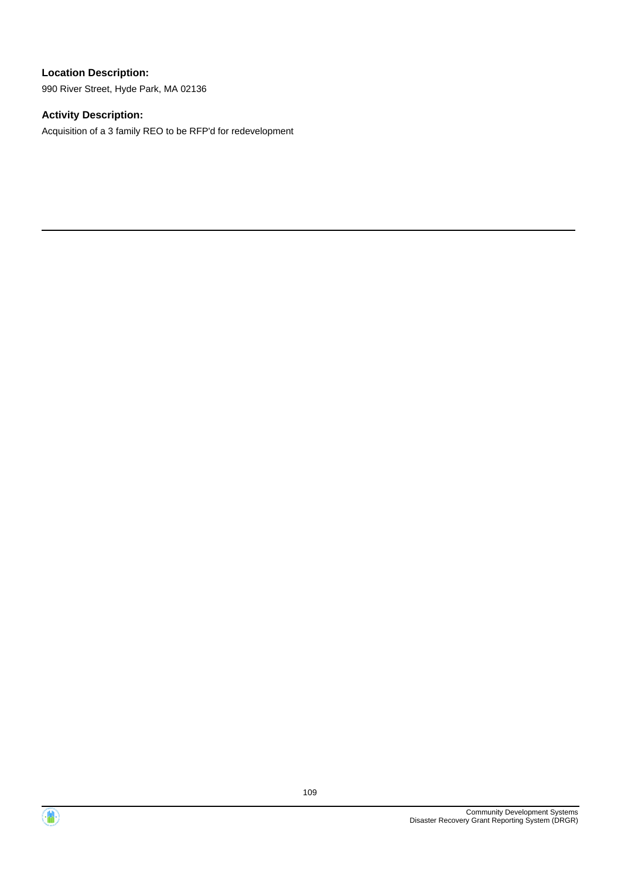**Location Description:**

990 River Street, Hyde Park, MA 02136

**Activity Description:**

Acquisition of a 3 family REO to be RFP'd for redevelopment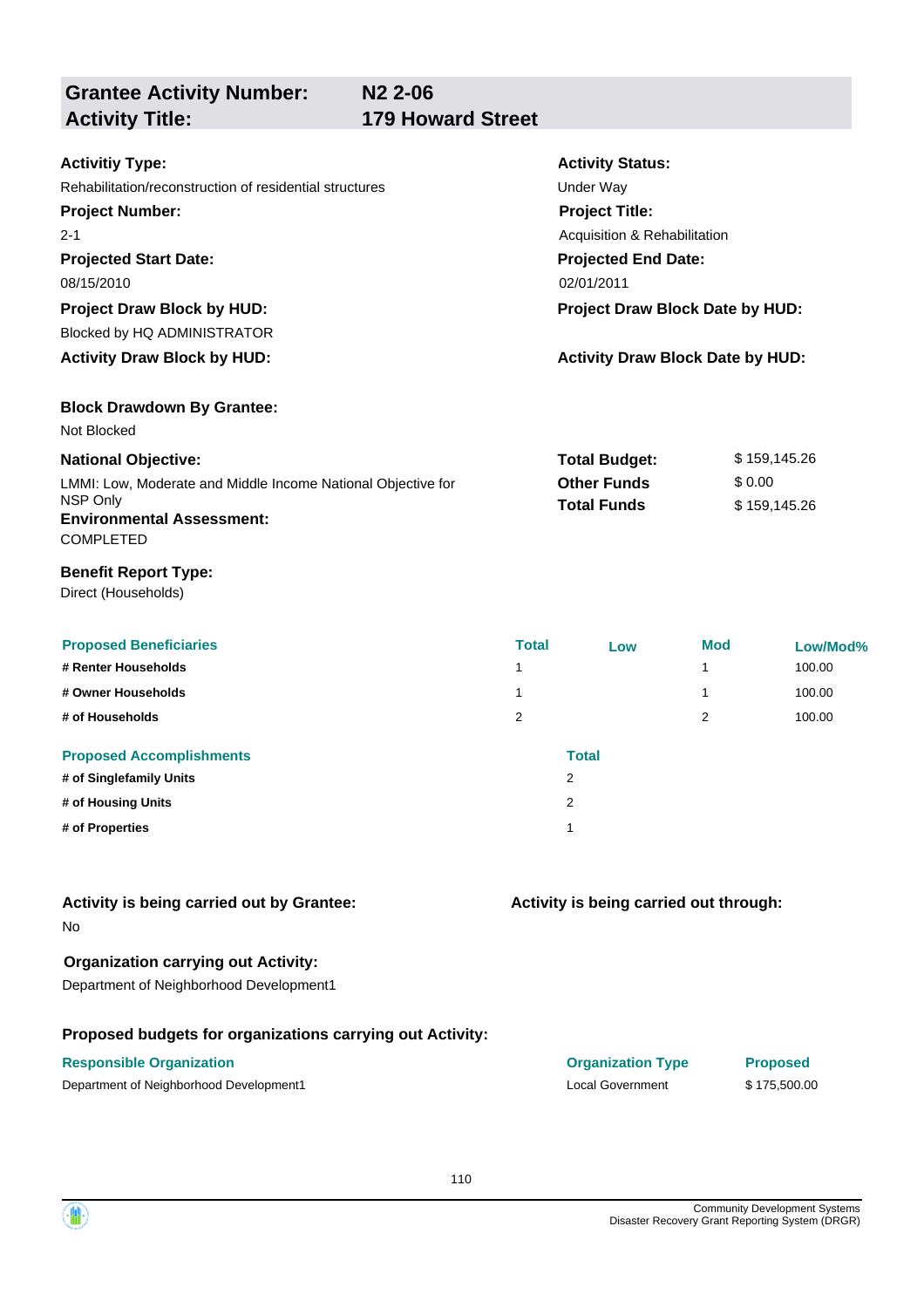## Grantee Activity Number: N2 2-06
## Activity Title: 179 Howard Street

**Activitiy Type:**
Rehabilitation/reconstruction of residential structures

**Activity Status:**
Under Way

**Project Number:**
2-1

**Project Title:**
Acquisition & Rehabilitation

**Projected Start Date:**
08/15/2010

**Projected End Date:**
02/01/2011

**Project Draw Block by HUD:**
Blocked by HQ ADMINISTRATOR

**Project Draw Block Date by HUD:**

**Activity Draw Block by HUD:**

**Activity Draw Block Date by HUD:**

**Block Drawdown By Grantee:**
Not Blocked

**National Objective:**
LMMI: Low, Moderate and Middle Income National Objective for NSP Only

| | |
|---|---|
| **Total Budget:** | $ 159,145.26 |
| **Other Funds** | $ 0.00 |
| **Total Funds** | $ 159,145.26 |

**Environmental Assessment:**
COMPLETED

**Benefit Report Type:**
Direct (Households)

| Proposed Beneficiaries | Total | Low | Mod | Low/Mod% |
|---|---|---|---|---|
| # Renter Households | 1 | | 1 | 100.00 |
| # Owner Households | 1 | | 1 | 100.00 |
| # of Households | 2 | | 2 | 100.00 |

| Proposed Accomplishments | Total |
|---|---|
| # of Singlefamily Units | 2 |
| # of Housing Units | 2 |
| # of Properties | 1 |

**Activity is being carried out by Grantee:**
No

**Activity is being carried out through:**

**Organization carrying out Activity:**
Department of Neighborhood Development1

**Proposed budgets for organizations carrying out Activity:**

| Responsible Organization | Organization Type | Proposed |
|---|---|---|
| Department of Neighborhood Development1 | Local Government | $ 175,500.00 |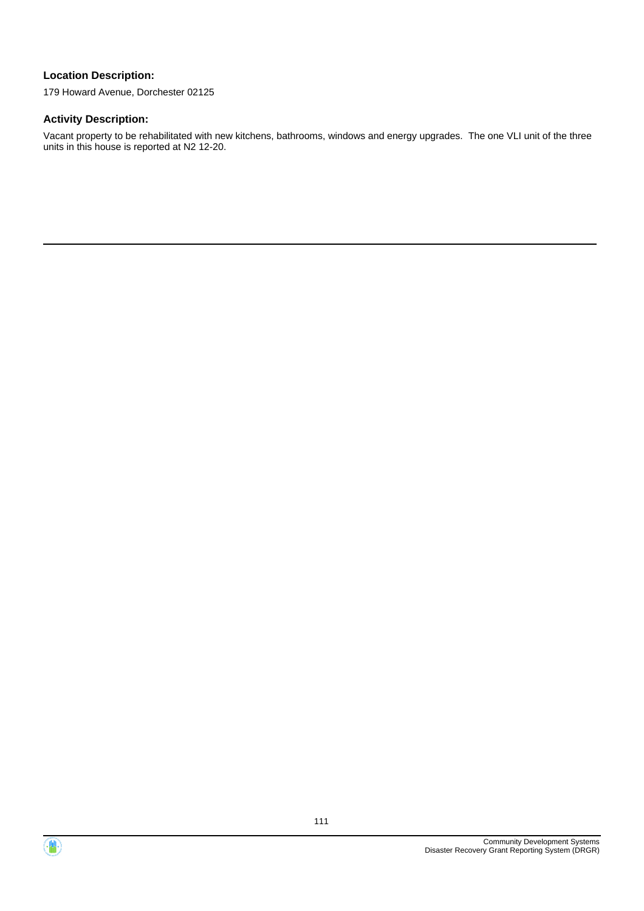**Location Description:**

179 Howard Avenue, Dorchester 02125

**Activity Description:**

Vacant property to be rehabilitated with new kitchens, bathrooms, windows and energy upgrades. The one VLI unit of the three units in this house is reported at N2 12-20.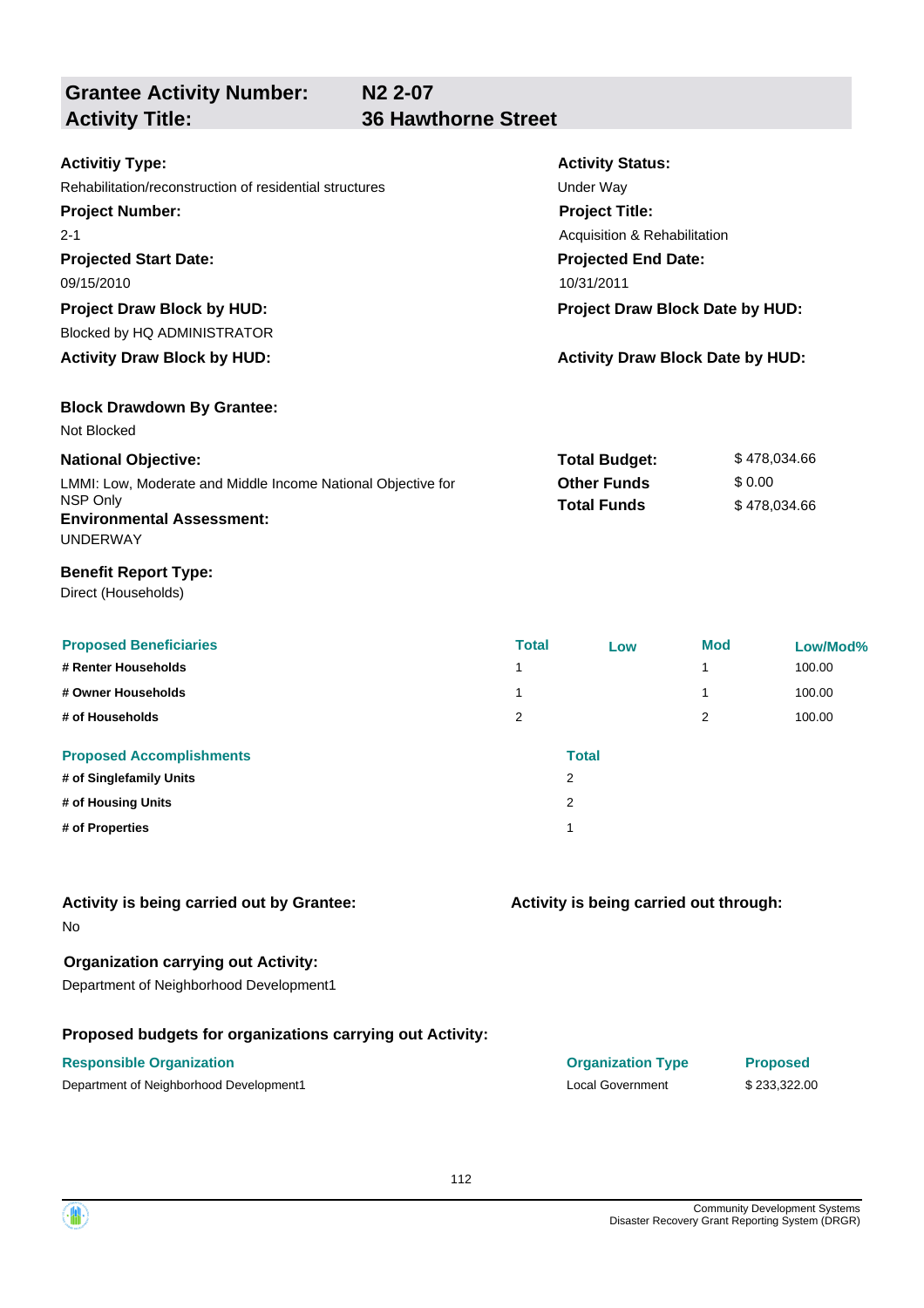| **Grantee Activity Number:** | **N2 2-07** |
|---|---|
| **Activity Title:** | **36 Hawthorne Street** |

**Activitiy Type:**
Rehabilitation/reconstruction of residential structures

**Activity Status:**
Under Way

**Project Number:**
2-1

**Project Title:**
Acquisition & Rehabilitation

**Projected Start Date:**
09/15/2010

**Projected End Date:**
10/31/2011

**Project Draw Block by HUD:**
Blocked by HQ ADMINISTRATOR

**Project Draw Block Date by HUD:**

**Activity Draw Block by HUD:**

**Activity Draw Block Date by HUD:**

**Block Drawdown By Grantee:**
Not Blocked

**National Objective:**
LMMI: Low, Moderate and Middle Income National Objective for NSP Only

| | |
|---|---|
| **Total Budget:** | $ 478,034.66 |
| **Other Funds** | $ 0.00 |
| **Total Funds** | $ 478,034.66 |

**Environmental Assessment:**
UNDERWAY

**Benefit Report Type:**
Direct (Households)

| Proposed Beneficiaries | Total | Low | Mod | Low/Mod% |
|---|---|---|---|---|
| **# Renter Households** | 1 | | 1 | 100.00 |
| **# Owner Households** | 1 | | 1 | 100.00 |
| **# of Households** | 2 | | 2 | 100.00 |

| Proposed Accomplishments | Total |
|---|---|
| **# of Singlefamily Units** | 2 |
| **# of Housing Units** | 2 |
| **# of Properties** | 1 |

**Activity is being carried out by Grantee:**
No

**Activity is being carried out through:**

**Organization carrying out Activity:**
Department of Neighborhood Development1

**Proposed budgets for organizations carrying out Activity:**

| Responsible Organization | Organization Type | Proposed |
|---|---|---|
| Department of Neighborhood Development1 | Local Government | $ 233,322.00 |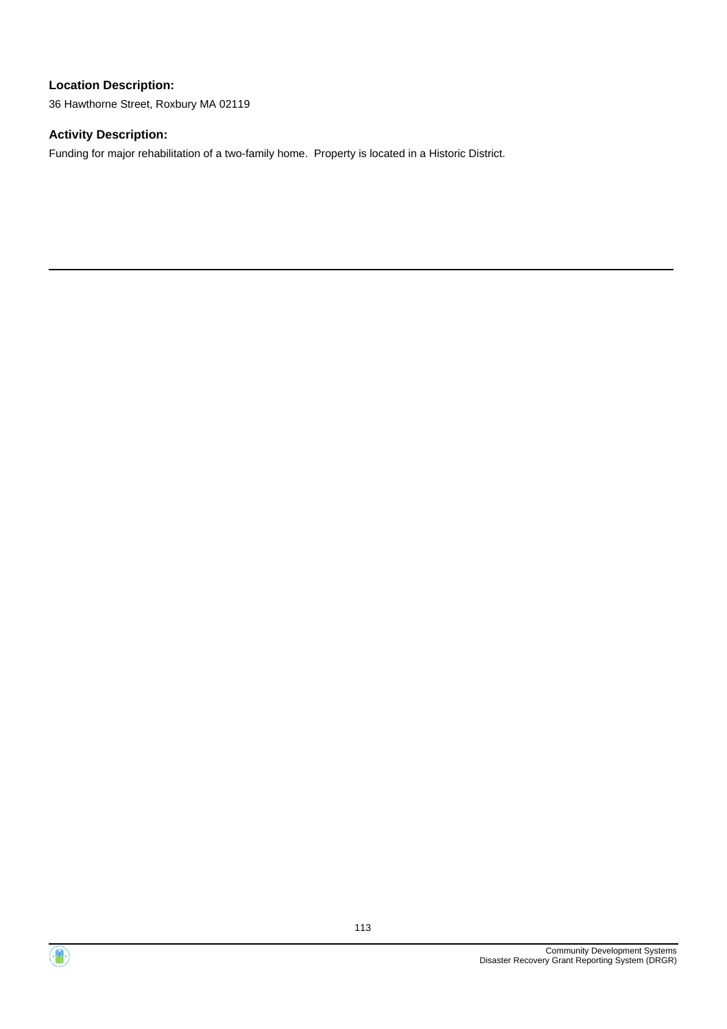**Location Description:**

36 Hawthorne Street, Roxbury MA 02119

**Activity Description:**

Funding for major rehabilitation of a two-family home. Property is located in a Historic District.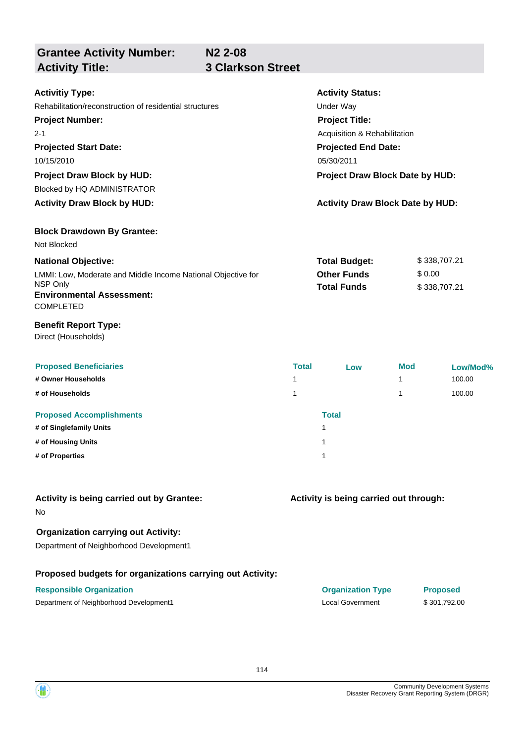## Grantee Activity Number: N2 2-08
## Activity Title: 3 Clarkson Street

**Activitiy Type:**
Rehabilitation/reconstruction of residential structures

**Activity Status:**
Under Way

**Project Number:**
2-1

**Project Title:**
Acquisition & Rehabilitation

**Projected Start Date:**
10/15/2010

**Projected End Date:**
05/30/2011

**Project Draw Block by HUD:**
Blocked by HQ ADMINISTRATOR

**Project Draw Block Date by HUD:**

**Activity Draw Block by HUD:**

**Activity Draw Block Date by HUD:**

**Block Drawdown By Grantee:**
Not Blocked

**National Objective:**
LMMI: Low, Moderate and Middle Income National Objective for NSP Only

**Total Budget:** $ 338,707.21
**Other Funds** $ 0.00
**Total Funds** $ 338,707.21

**Environmental Assessment:**
COMPLETED

**Benefit Report Type:**
Direct (Households)

| Proposed Beneficiaries | Total | Low | Mod | Low/Mod% |
|---|---|---|---|---|
| # Owner Households | 1 | | 1 | 100.00 |
| # of Households | 1 | | 1 | 100.00 |

| Proposed Accomplishments | Total |
|---|---|
| # of Singlefamily Units | 1 |
| # of Housing Units | 1 |
| # of Properties | 1 |

**Activity is being carried out by Grantee:**
No

**Activity is being carried out through:**

**Organization carrying out Activity:**
Department of Neighborhood Development1

**Proposed budgets for organizations carrying out Activity:**

| Responsible Organization | Organization Type | Proposed |
|---|---|---|
| Department of Neighborhood Development1 | Local Government | $ 301,792.00 |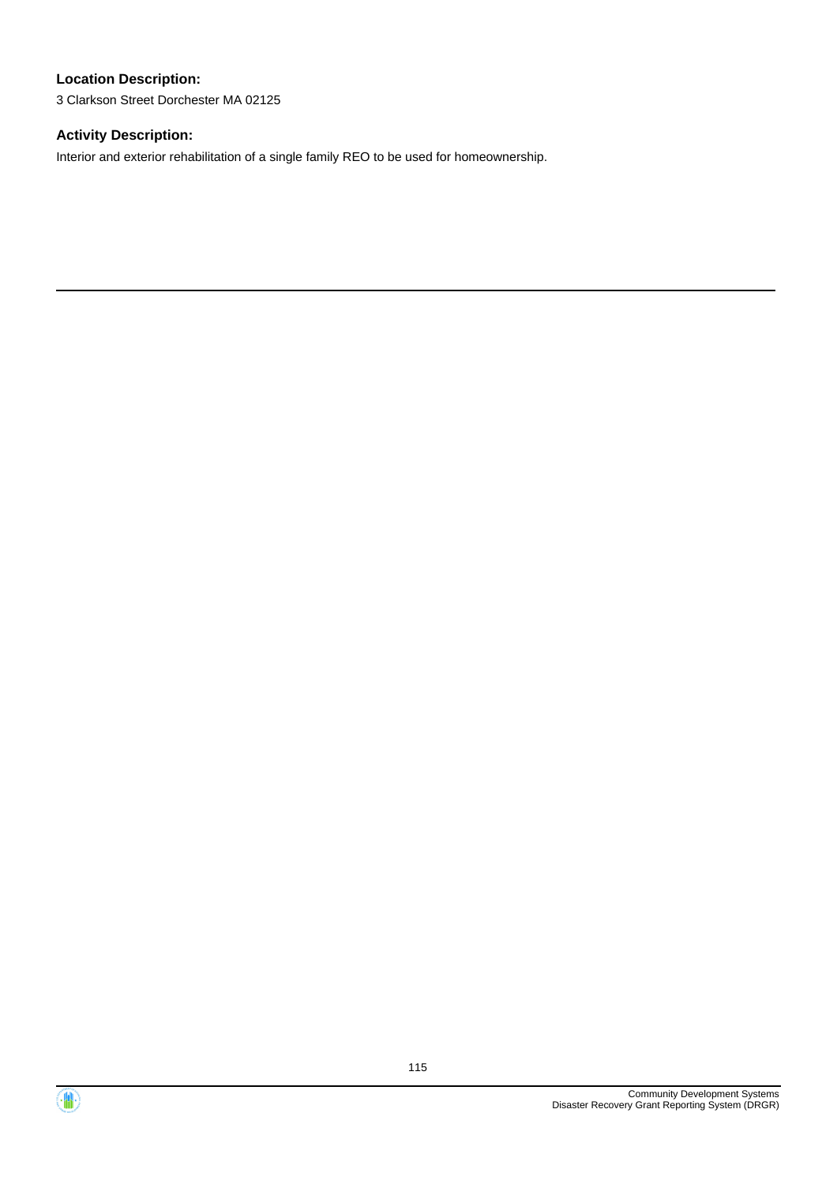**Location Description:**

3 Clarkson Street Dorchester MA 02125

**Activity Description:**

Interior and exterior rehabilitation of a single family REO to be used for homeownership.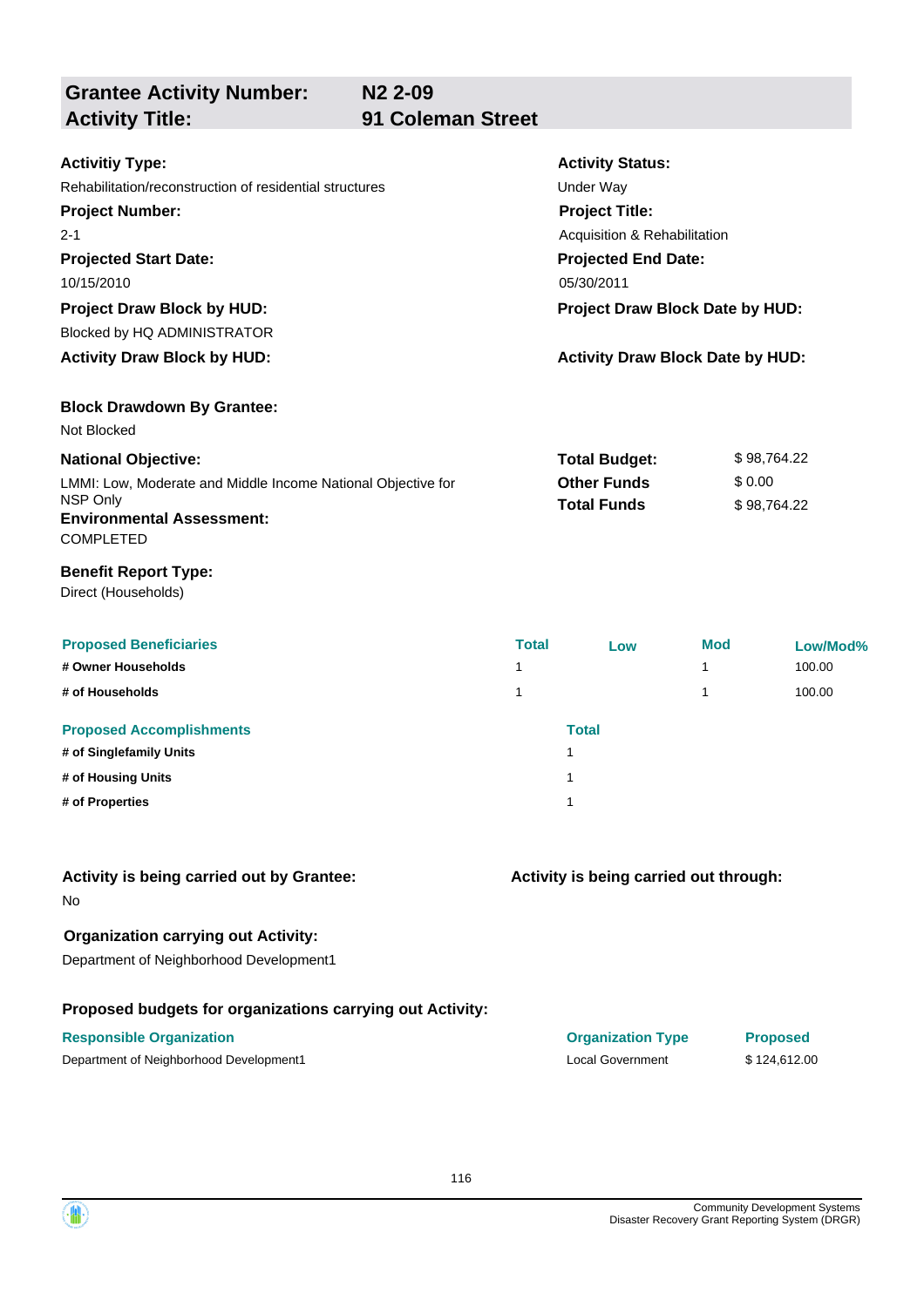## Grantee Activity Number: N2 2-09
## Activity Title: 91 Coleman Street

**Activitiy Type:**
Rehabilitation/reconstruction of residential structures

**Activity Status:**
Under Way

**Project Number:**
2-1

**Project Title:**
Acquisition & Rehabilitation

**Projected Start Date:**
10/15/2010

**Projected End Date:**
05/30/2011

**Project Draw Block by HUD:**
Blocked by HQ ADMINISTRATOR

**Project Draw Block Date by HUD:**

**Activity Draw Block by HUD:**

**Activity Draw Block Date by HUD:**

**Block Drawdown By Grantee:**
Not Blocked

**National Objective:**
LMMI: Low, Moderate and Middle Income National Objective for NSP Only

**Total Budget:** $ 98,764.22
**Other Funds** $ 0.00
**Total Funds** $ 98,764.22

**Environmental Assessment:**
COMPLETED

**Benefit Report Type:**
Direct (Households)

| Proposed Beneficiaries | Total | Low | Mod | Low/Mod% |
|---|---|---|---|---|
| # Owner Households | 1 | | 1 | 100.00 |
| # of Households | 1 | | 1 | 100.00 |

| Proposed Accomplishments | Total |
|---|---|
| # of Singlefamily Units | 1 |
| # of Housing Units | 1 |
| # of Properties | 1 |

**Activity is being carried out by Grantee:**
No

**Activity is being carried out through:**

**Organization carrying out Activity:**
Department of Neighborhood Development1

**Proposed budgets for organizations carrying out Activity:**

| Responsible Organization | Organization Type | Proposed |
|---|---|---|
| Department of Neighborhood Development1 | Local Government | $ 124,612.00 |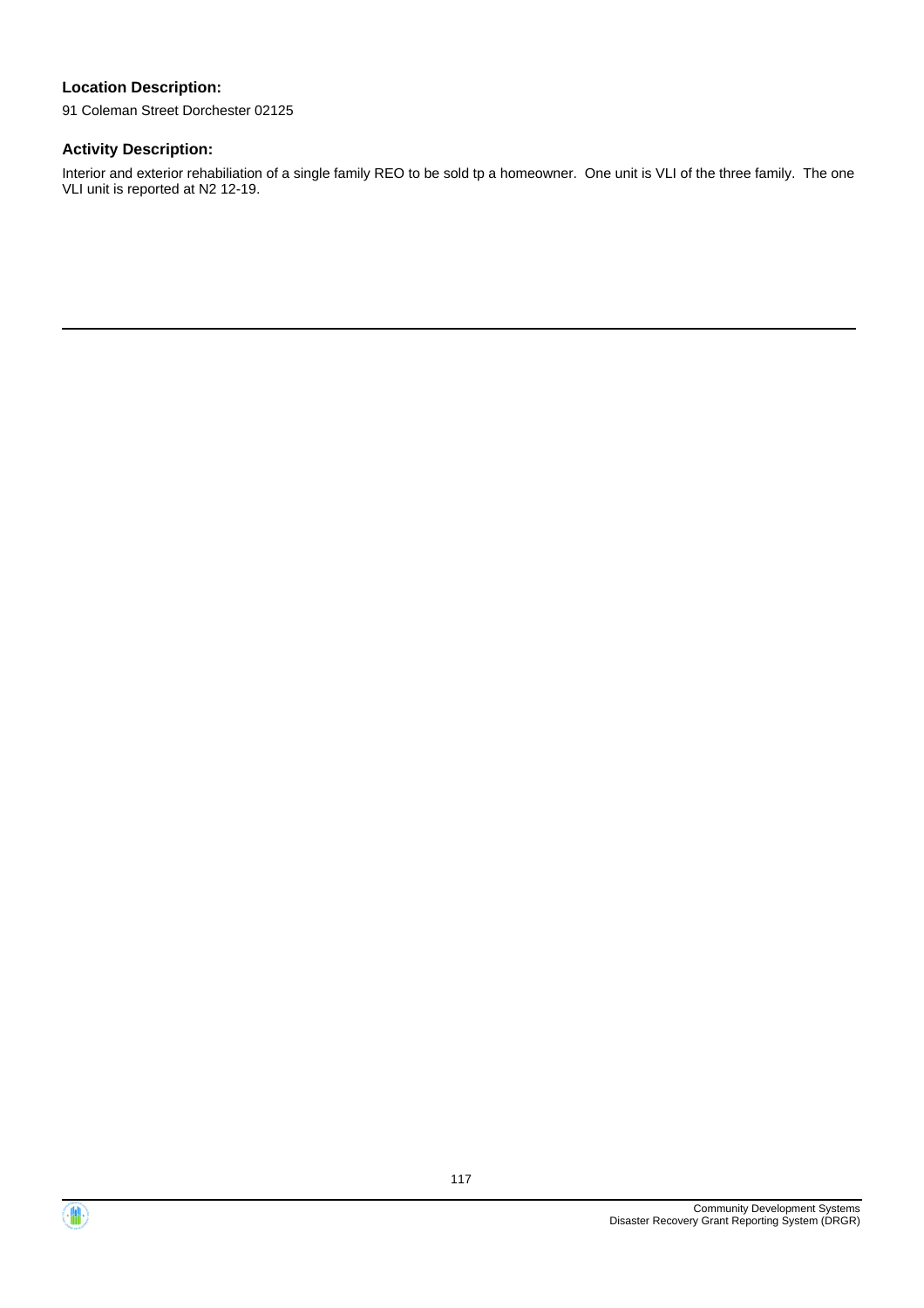**Location Description:**

91 Coleman Street Dorchester 02125

**Activity Description:**

Interior and exterior rehabiliation of a single family REO to be sold tp a homeowner. One unit is VLI of the three family. The one VLI unit is reported at N2 12-19.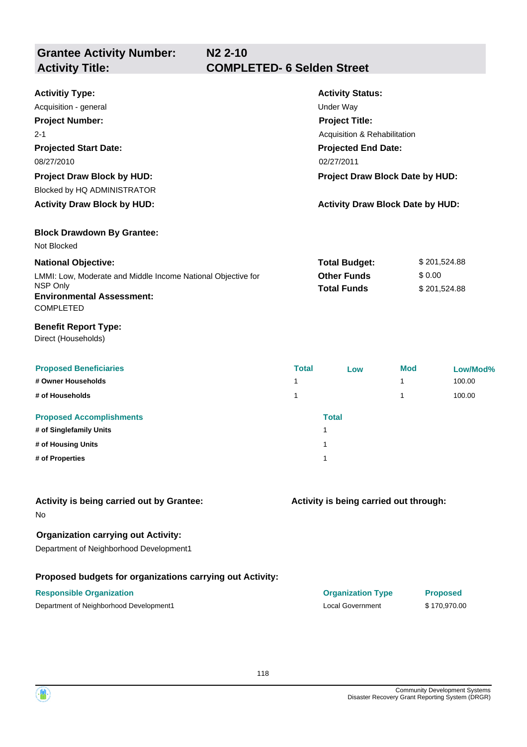## Grantee Activity Number: N2 2-10
## Activity Title: COMPLETED- 6 Selden Street

**Activitiy Type:**
Acquisition - general

**Activity Status:**
Under Way

**Project Number:**
2-1

**Project Title:**
Acquisition & Rehabilitation

**Projected Start Date:**
08/27/2010

**Projected End Date:**
02/27/2011

**Project Draw Block by HUD:**
Blocked by HQ ADMINISTRATOR

**Project Draw Block Date by HUD:**

**Activity Draw Block by HUD:**

**Activity Draw Block Date by HUD:**

**Block Drawdown By Grantee:**
Not Blocked

**National Objective:**
LMMI: Low, Moderate and Middle Income National Objective for NSP Only

| | |
|---|---|
| **Total Budget:** | $ 201,524.88 |
| **Other Funds** | $ 0.00 |
| **Total Funds** | $ 201,524.88 |

**Environmental Assessment:**
COMPLETED

**Benefit Report Type:**
Direct (Households)

| Proposed Beneficiaries | Total | Low | Mod | Low/Mod% |
|---|---|---|---|---|
| # Owner Households | 1 | | 1 | 100.00 |
| # of Households | 1 | | 1 | 100.00 |

| Proposed Accomplishments | Total |
|---|---|
| # of Singlefamily Units | 1 |
| # of Housing Units | 1 |
| # of Properties | 1 |

**Activity is being carried out by Grantee:**
No

**Activity is being carried out through:**

**Organization carrying out Activity:**
Department of Neighborhood Development1

**Proposed budgets for organizations carrying out Activity:**

| Responsible Organization | Organization Type | Proposed |
|---|---|---|
| Department of Neighborhood Development1 | Local Government | $ 170,970.00 |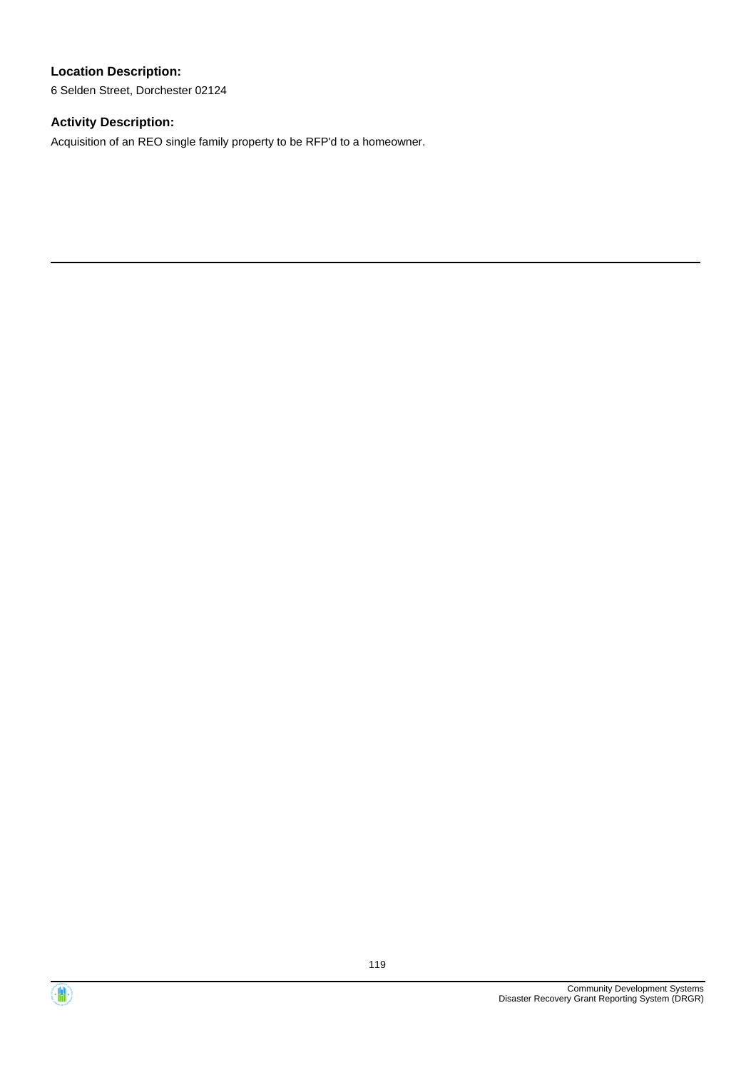**Location Description:**

6 Selden Street, Dorchester 02124

**Activity Description:**

Acquisition of an REO single family property to be RFP'd to a homeowner.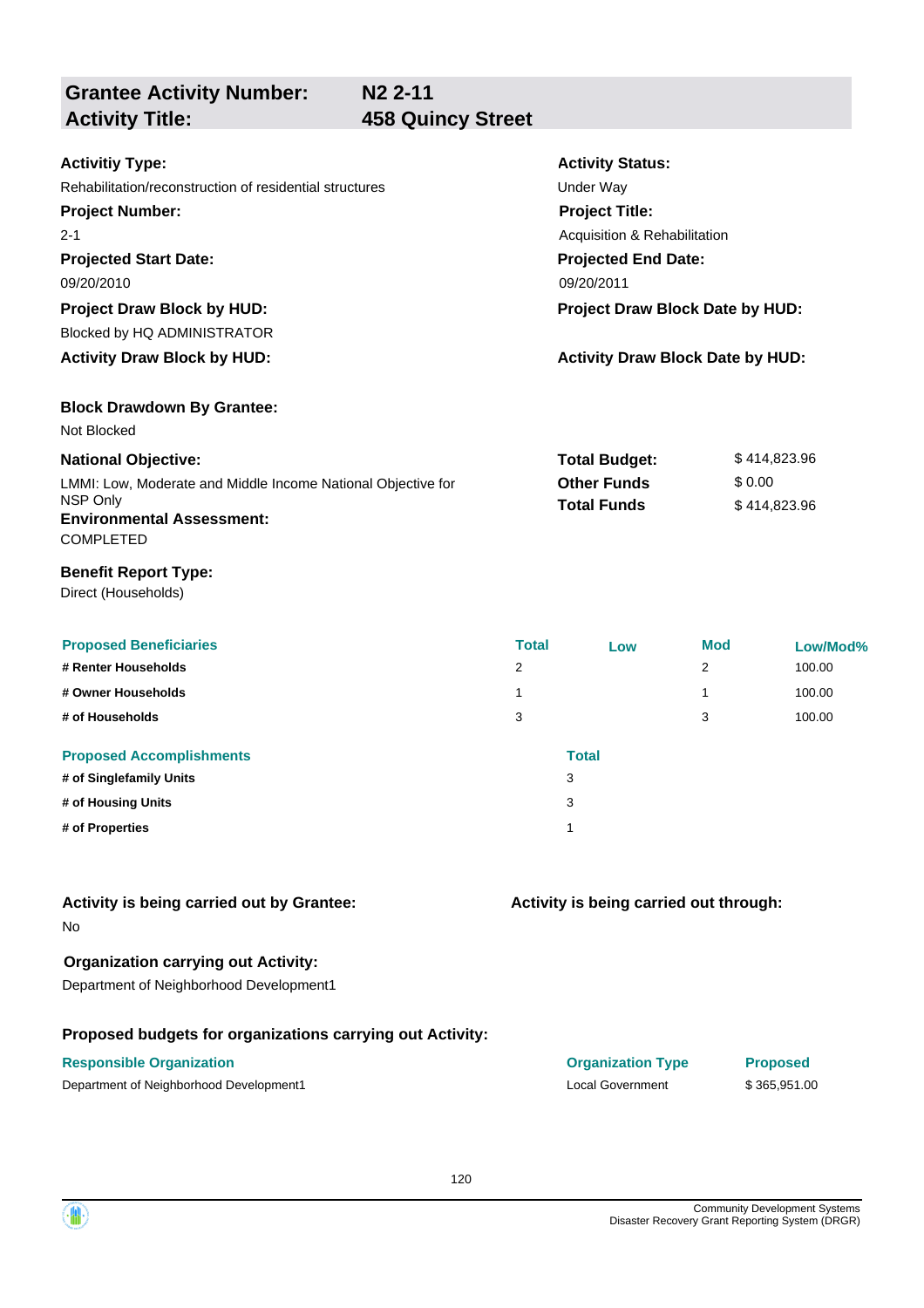## Grantee Activity Number: N2 2-11
## Activity Title: 458 Quincy Street

**Activitiy Type:**
Rehabilitation/reconstruction of residential structures

**Activity Status:**
Under Way

**Project Number:**
2-1

**Project Title:**
Acquisition & Rehabilitation

**Projected Start Date:**
09/20/2010

**Projected End Date:**
09/20/2011

**Project Draw Block by HUD:**
Blocked by HQ ADMINISTRATOR

**Project Draw Block Date by HUD:**

**Activity Draw Block by HUD:**

**Activity Draw Block Date by HUD:**

**Block Drawdown By Grantee:**
Not Blocked

**National Objective:**
LMMI: Low, Moderate and Middle Income National Objective for NSP Only

**Total Budget:** $ 414,823.96
**Other Funds** $ 0.00
**Total Funds** $ 414,823.96

**Environmental Assessment:**
COMPLETED

**Benefit Report Type:**
Direct (Households)

| Proposed Beneficiaries | Total | Low | Mod | Low/Mod% |
|---|---|---|---|---|
| # Renter Households | 2 | | 2 | 100.00 |
| # Owner Households | 1 | | 1 | 100.00 |
| # of Households | 3 | | 3 | 100.00 |

| Proposed Accomplishments | Total |
|---|---|
| # of Singlefamily Units | 3 |
| # of Housing Units | 3 |
| # of Properties | 1 |

**Activity is being carried out by Grantee:**
No

**Activity is being carried out through:**

**Organization carrying out Activity:**
Department of Neighborhood Development1

**Proposed budgets for organizations carrying out Activity:**

| Responsible Organization | Organization Type | Proposed |
|---|---|---|
| Department of Neighborhood Development1 | Local Government | $ 365,951.00 |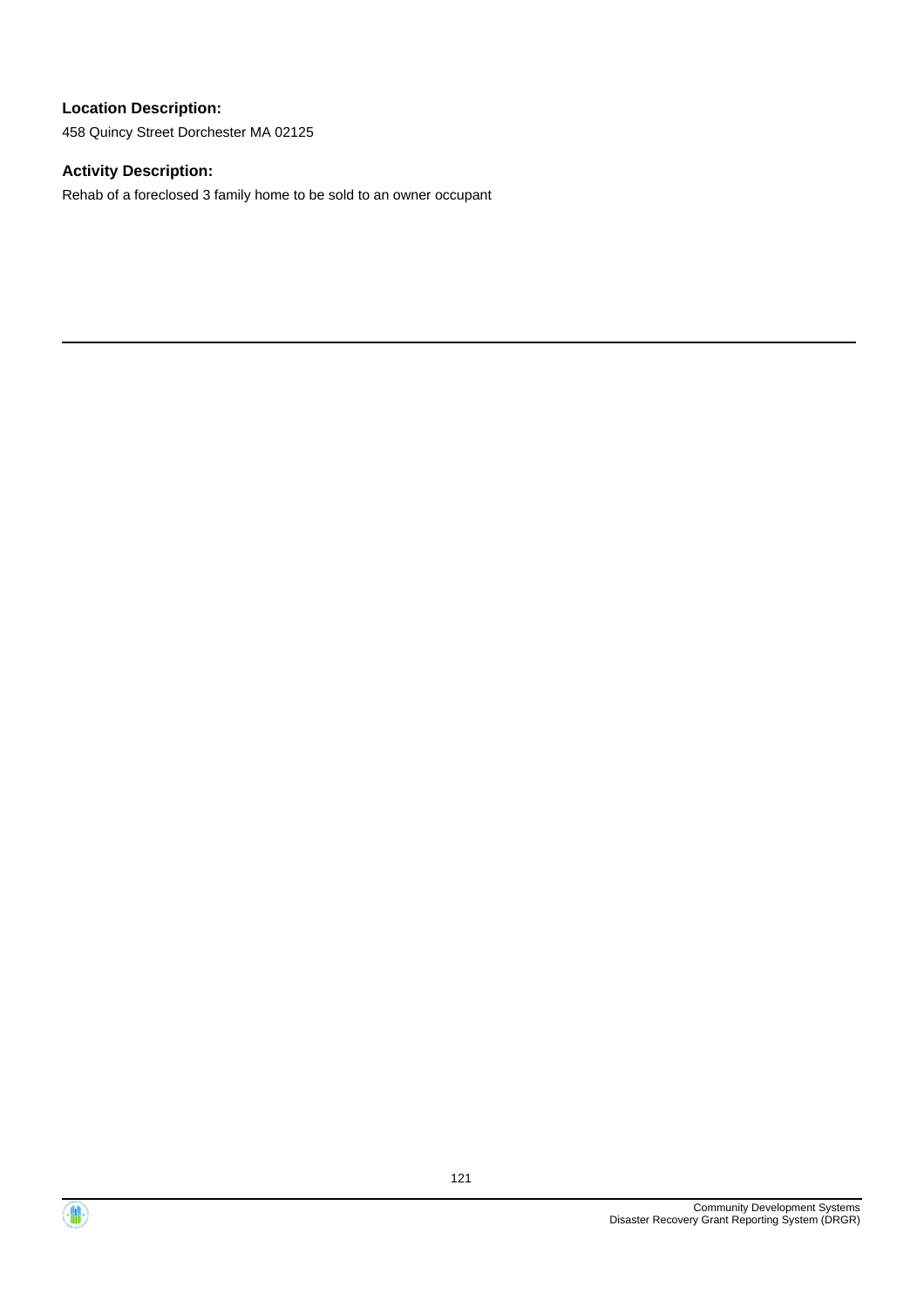**Location Description:**

458 Quincy Street Dorchester MA 02125

**Activity Description:**

Rehab of a foreclosed 3 family home to be sold to an owner occupant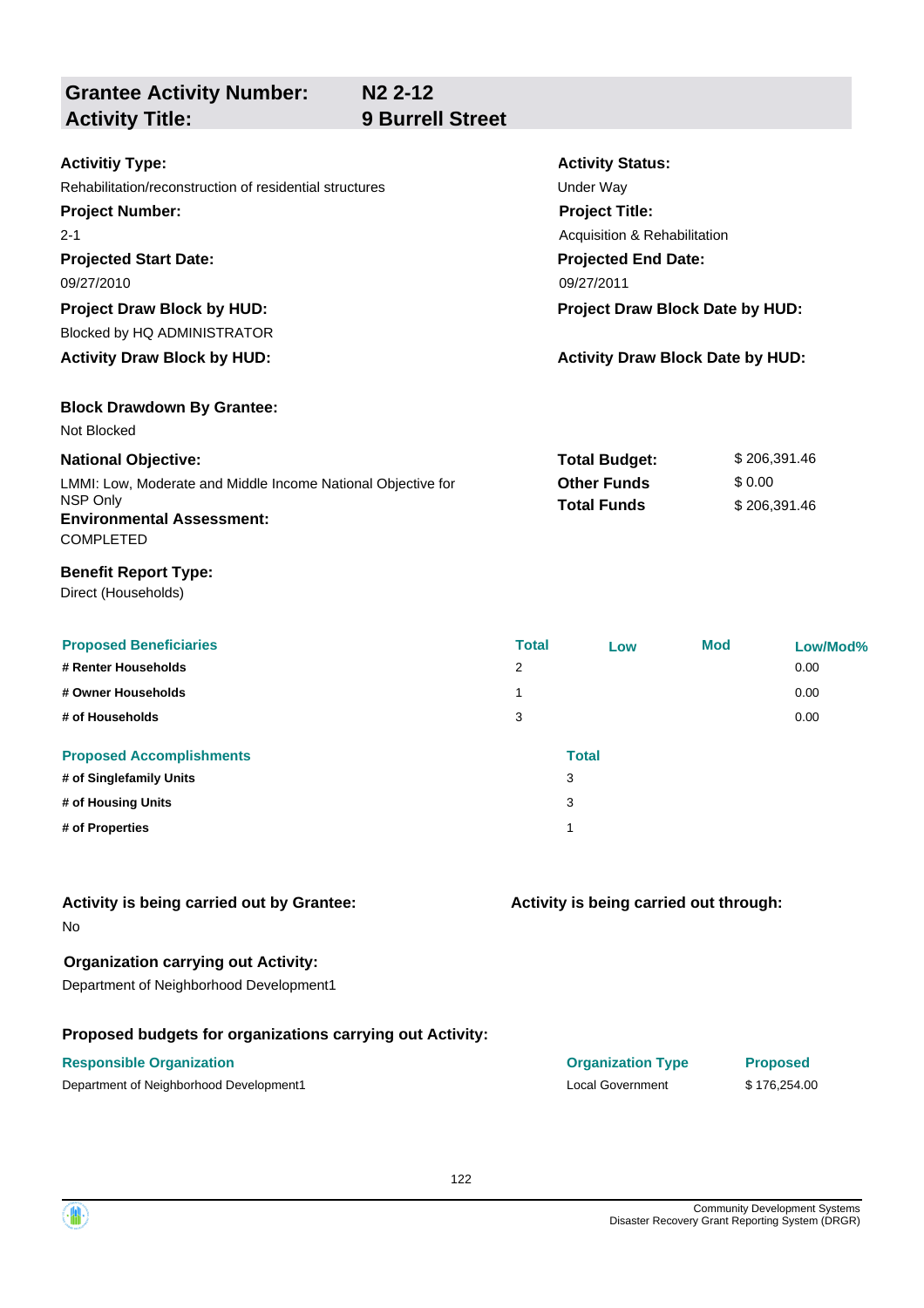## Grantee Activity Number: N2 2-12
## Activity Title: 9 Burrell Street

**Activitiy Type:**
Rehabilitation/reconstruction of residential structures

**Activity Status:**
Under Way

**Project Number:**
2-1

**Project Title:**
Acquisition & Rehabilitation

**Projected Start Date:**
09/27/2010

**Projected End Date:**
09/27/2011

**Project Draw Block by HUD:**
Blocked by HQ ADMINISTRATOR

**Project Draw Block Date by HUD:**

**Activity Draw Block by HUD:**

**Activity Draw Block Date by HUD:**

**Block Drawdown By Grantee:**
Not Blocked

**National Objective:**
LMMI: Low, Moderate and Middle Income National Objective for NSP Only

**Total Budget:** $ 206,391.46
**Other Funds** $ 0.00
**Total Funds** $ 206,391.46

**Environmental Assessment:**
COMPLETED

**Benefit Report Type:**
Direct (Households)

| Proposed Beneficiaries | Total | Low | Mod | Low/Mod% |
|---|---|---|---|---|
| # Renter Households | 2 | | | 0.00 |
| # Owner Households | 1 | | | 0.00 |
| # of Households | 3 | | | 0.00 |

| Proposed Accomplishments | Total |
|---|---|
| # of Singlefamily Units | 3 |
| # of Housing Units | 3 |
| # of Properties | 1 |

**Activity is being carried out by Grantee:**
No

**Activity is being carried out through:**

**Organization carrying out Activity:**
Department of Neighborhood Development1

**Proposed budgets for organizations carrying out Activity:**

| Responsible Organization | Organization Type | Proposed |
|---|---|---|
| Department of Neighborhood Development1 | Local Government | $ 176,254.00 |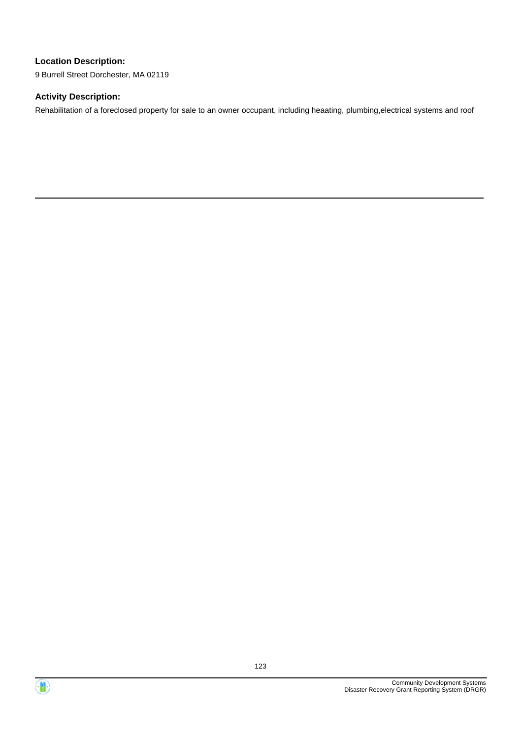**Location Description:**

9 Burrell Street Dorchester, MA 02119

**Activity Description:**

Rehabilitation of a foreclosed property for sale to an owner occupant, including heaating, plumbing,electrical systems and roof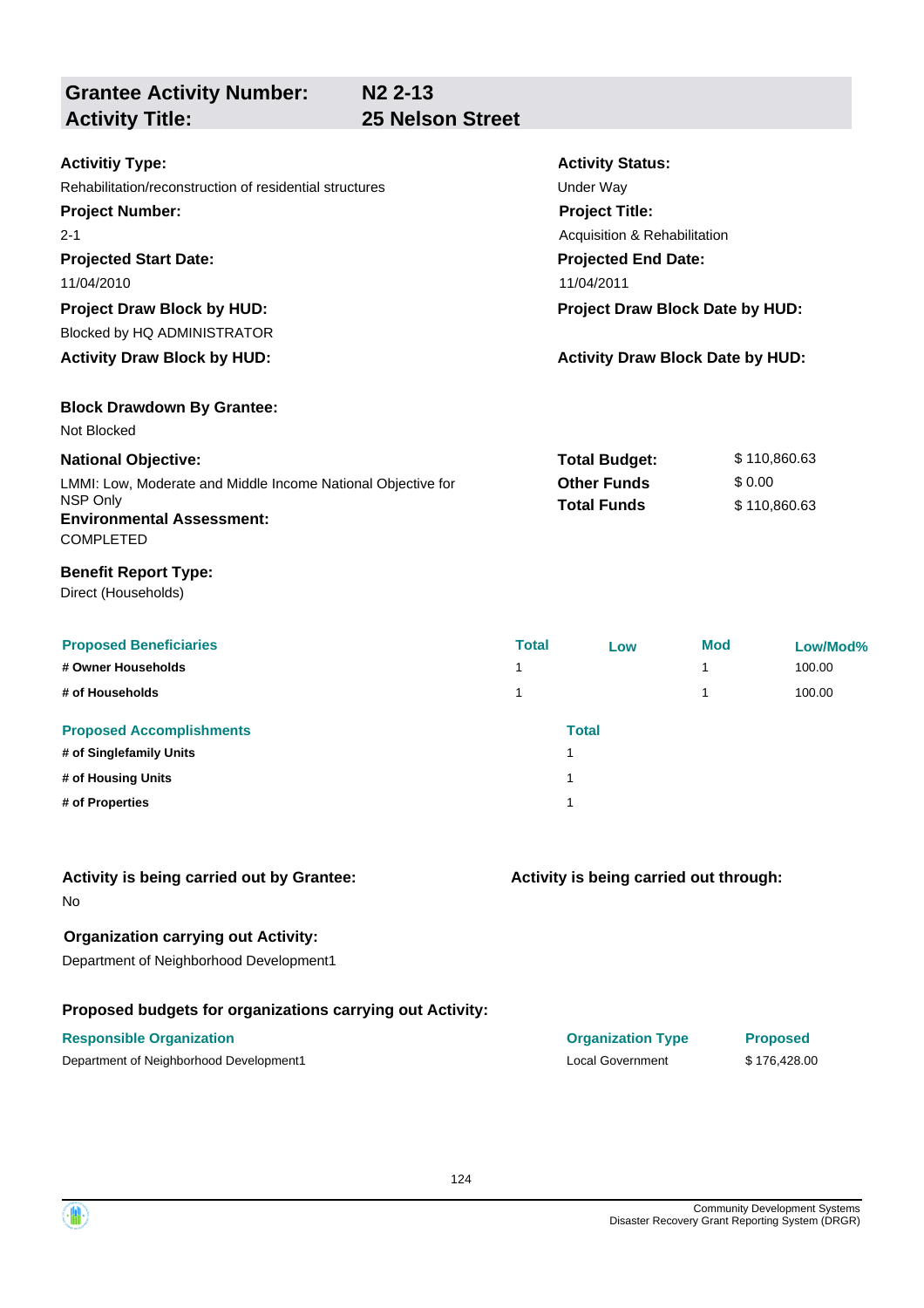## Grantee Activity Number: N2 2-13
## Activity Title: 25 Nelson Street

**Activitiy Type:**
Rehabilitation/reconstruction of residential structures

**Activity Status:**
Under Way

**Project Number:**
2-1

**Project Title:**
Acquisition & Rehabilitation

**Projected Start Date:**
11/04/2010

**Projected End Date:**
11/04/2011

**Project Draw Block by HUD:**
Blocked by HQ ADMINISTRATOR

**Project Draw Block Date by HUD:**

**Activity Draw Block by HUD:**

**Activity Draw Block Date by HUD:**

**Block Drawdown By Grantee:**
Not Blocked

**National Objective:**
LMMI: Low, Moderate and Middle Income National Objective for NSP Only

**Total Budget:** $ 110,860.63
**Other Funds** $ 0.00
**Total Funds** $ 110,860.63

**Environmental Assessment:**
COMPLETED

**Benefit Report Type:**
Direct (Households)

| Proposed Beneficiaries | Total | Low | Mod | Low/Mod% |
|---|---|---|---|---|
| # Owner Households | 1 | | 1 | 100.00 |
| # of Households | 1 | | 1 | 100.00 |

| Proposed Accomplishments | Total |
|---|---|
| # of Singlefamily Units | 1 |
| # of Housing Units | 1 |
| # of Properties | 1 |

**Activity is being carried out by Grantee:**
No

**Activity is being carried out through:**

**Organization carrying out Activity:**
Department of Neighborhood Development1

**Proposed budgets for organizations carrying out Activity:**

| Responsible Organization | Organization Type | Proposed |
|---|---|---|
| Department of Neighborhood Development1 | Local Government | $ 176,428.00 |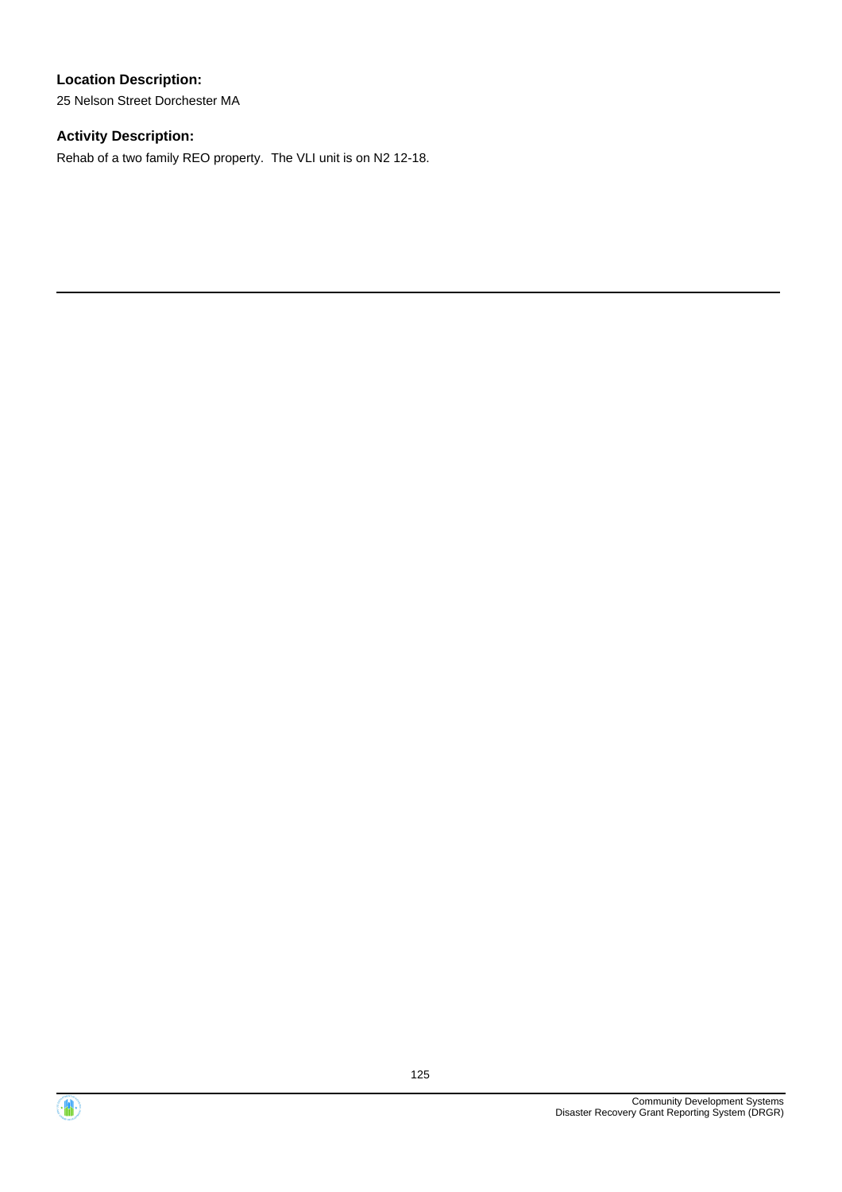**Location Description:**

25 Nelson Street Dorchester MA

**Activity Description:**

Rehab of a two family REO property.  The VLI unit is on N2 12-18.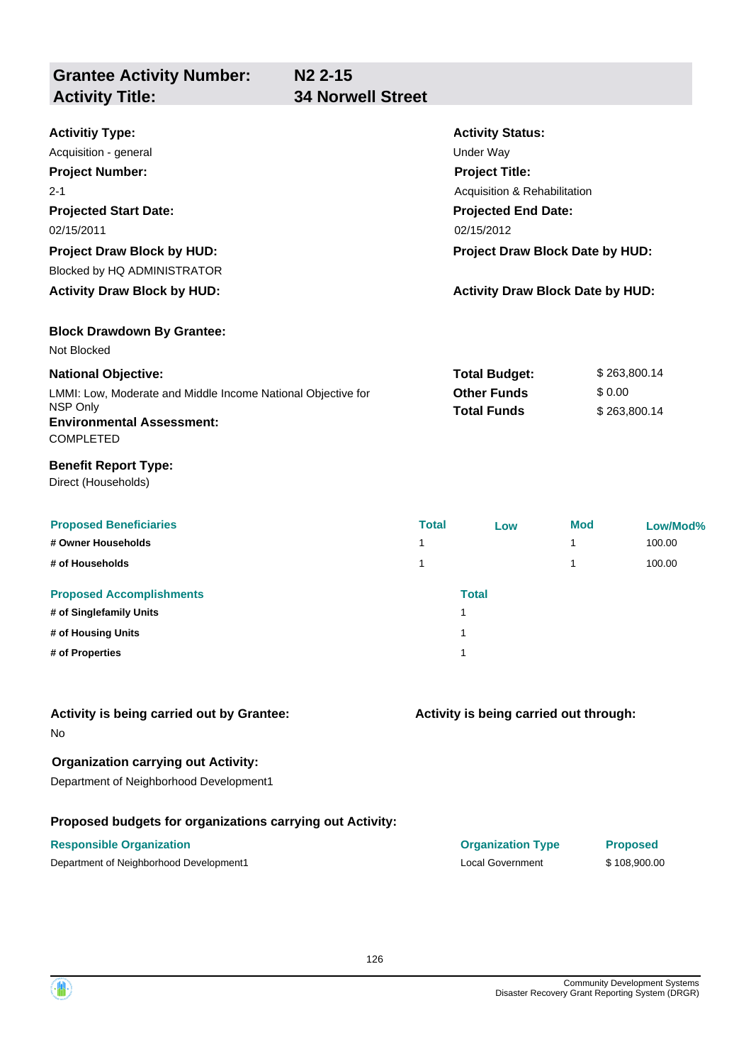| **Grantee Activity Number:** | **N2 2-15** |
|---|---|
| **Activity Title:** | **34 Norwell Street** |

**Activitiy Type:**
Acquisition - general

**Activity Status:**
Under Way

**Project Number:**
2-1

**Project Title:**
Acquisition & Rehabilitation

**Projected Start Date:**
02/15/2011

**Projected End Date:**
02/15/2012

**Project Draw Block by HUD:**
Blocked by HQ ADMINISTRATOR

**Project Draw Block Date by HUD:**

**Activity Draw Block by HUD:**

**Activity Draw Block Date by HUD:**

**Block Drawdown By Grantee:**
Not Blocked

**National Objective:**
LMMI: Low, Moderate and Middle Income National Objective for NSP Only

| | |
|---|---|
| **Total Budget:** | $ 263,800.14 |
| **Other Funds** | $ 0.00 |
| **Total Funds** | $ 263,800.14 |

**Environmental Assessment:**
COMPLETED

**Benefit Report Type:**
Direct (Households)

| Proposed Beneficiaries | Total | Low | Mod | Low/Mod% |
|---|---|---|---|---|
| # Owner Households | 1 | | 1 | 100.00 |
| # of Households | 1 | | 1 | 100.00 |

| Proposed Accomplishments | Total |
|---|---|
| # of Singlefamily Units | 1 |
| # of Housing Units | 1 |
| # of Properties | 1 |

**Activity is being carried out by Grantee:**
No

**Activity is being carried out through:**

**Organization carrying out Activity:**
Department of Neighborhood Development1

**Proposed budgets for organizations carrying out Activity:**

| Responsible Organization | Organization Type | Proposed |
|---|---|---|
| Department of Neighborhood Development1 | Local Government | $ 108,900.00 |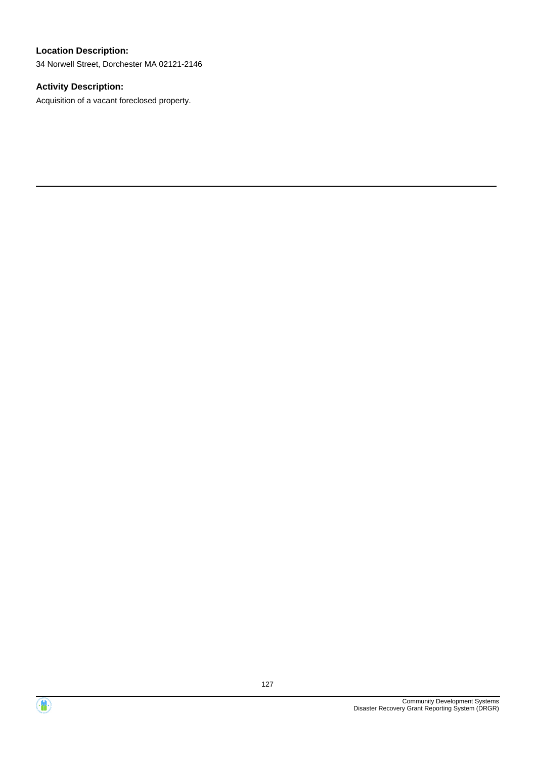**Location Description:**

34 Norwell Street, Dorchester MA 02121-2146

**Activity Description:**

Acquisition of a vacant foreclosed property.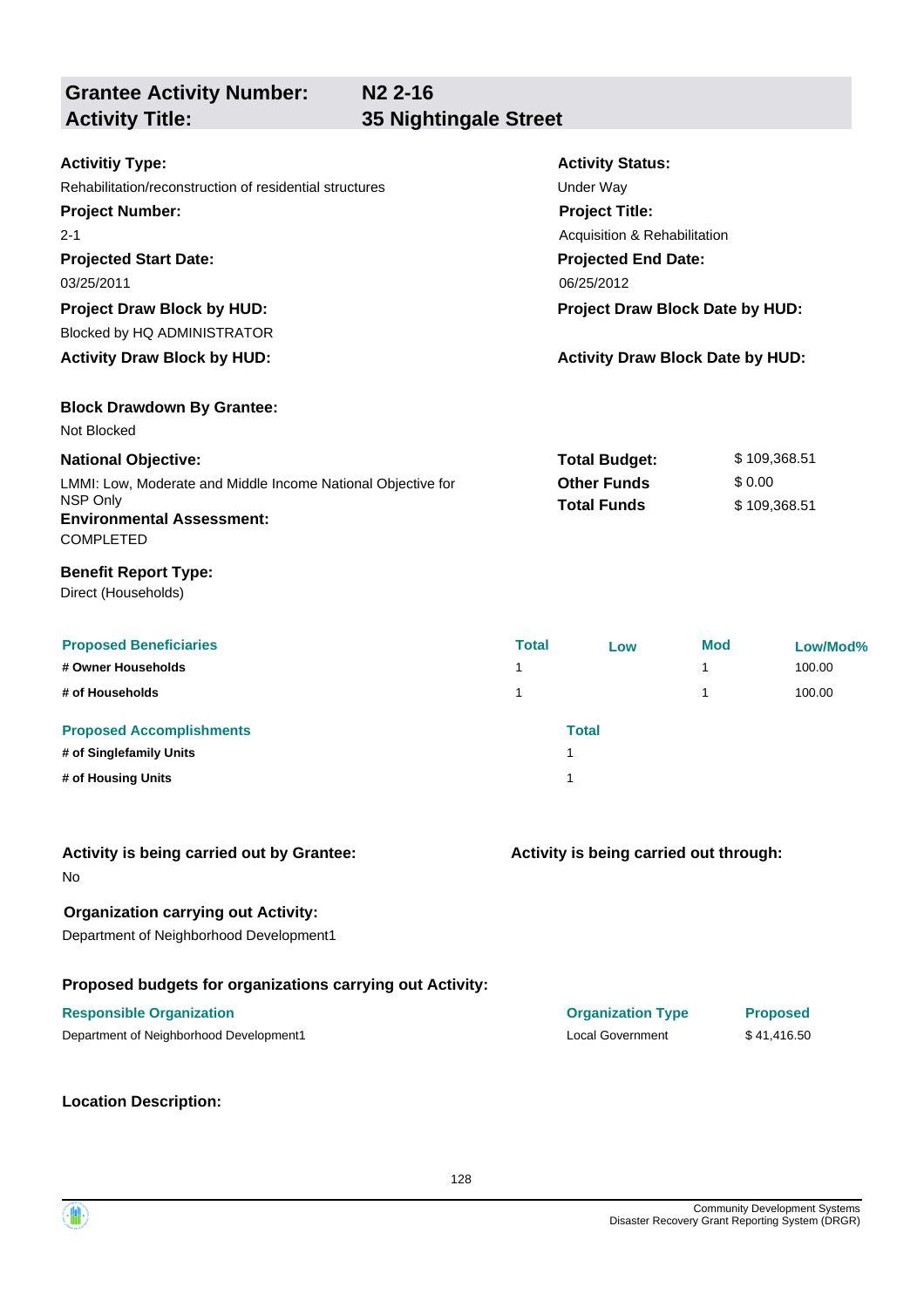## Grantee Activity Number: N2 2-16
## Activity Title: 35 Nightingale Street

**Activitiy Type:**
Rehabilitation/reconstruction of residential structures

**Activity Status:**
Under Way

**Project Number:**
2-1

**Project Title:**
Acquisition & Rehabilitation

**Projected Start Date:**
03/25/2011

**Projected End Date:**
06/25/2012

**Project Draw Block by HUD:**
Blocked by HQ ADMINISTRATOR

**Project Draw Block Date by HUD:**

**Activity Draw Block by HUD:**

**Activity Draw Block Date by HUD:**

**Block Drawdown By Grantee:**
Not Blocked

**National Objective:**
LMMI: Low, Moderate and Middle Income National Objective for NSP Only

**Total Budget:** $ 109,368.51
**Other Funds** $ 0.00
**Total Funds** $ 109,368.51

**Environmental Assessment:**
COMPLETED

**Benefit Report Type:**
Direct (Households)

| Proposed Beneficiaries | Total | Low | Mod | Low/Mod% |
|---|---|---|---|---|
| # Owner Households | 1 | | 1 | 100.00 |
| # of Households | 1 | | 1 | 100.00 |

| Proposed Accomplishments | Total |
|---|---|
| # of Singlefamily Units | 1 |
| # of Housing Units | 1 |

**Activity is being carried out by Grantee:**
No

**Activity is being carried out through:**

**Organization carrying out Activity:**
Department of Neighborhood Development1

**Proposed budgets for organizations carrying out Activity:**

| Responsible Organization | Organization Type | Proposed |
|---|---|---|
| Department of Neighborhood Development1 | Local Government | $ 41,416.50 |

**Location Description:**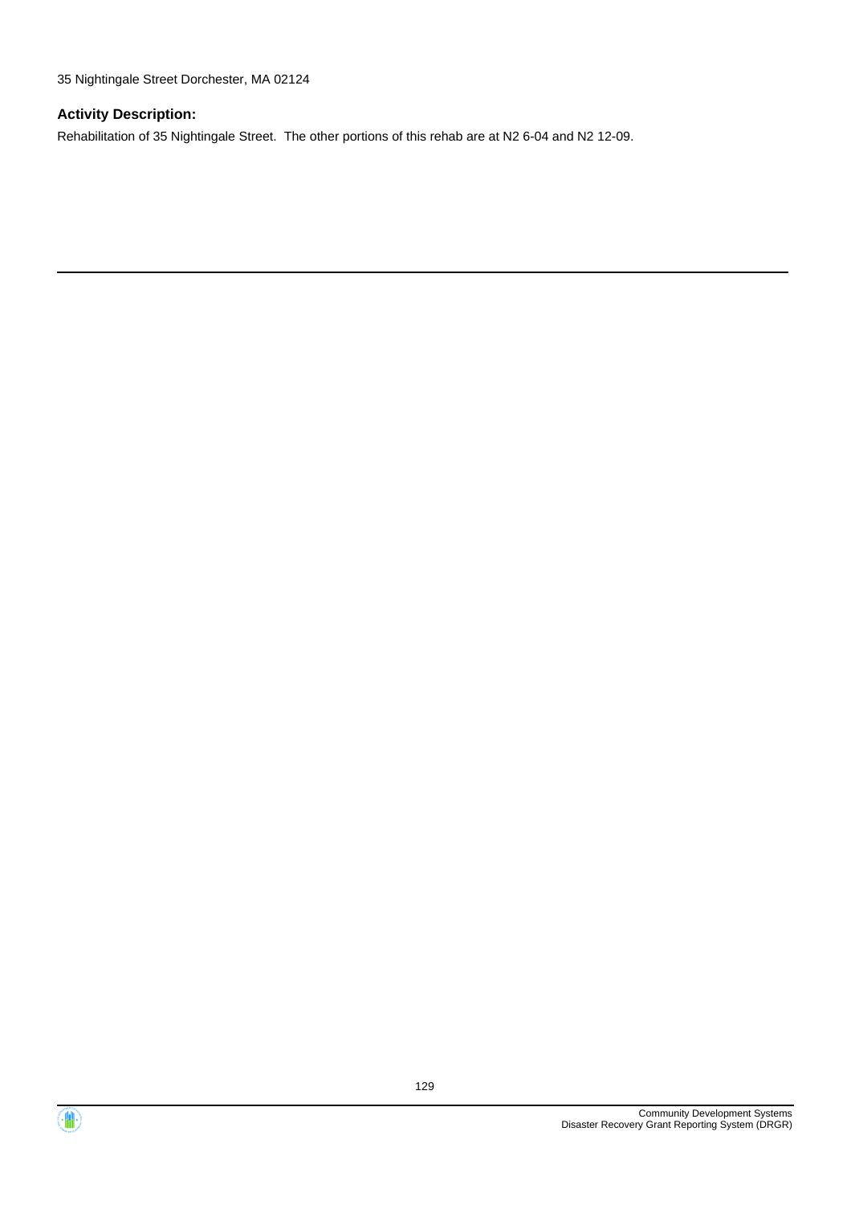35 Nightingale Street Dorchester, MA 02124

### Activity Description:

Rehabilitation of 35 Nightingale Street. The other portions of this rehab are at N2 6-04 and N2 12-09.

---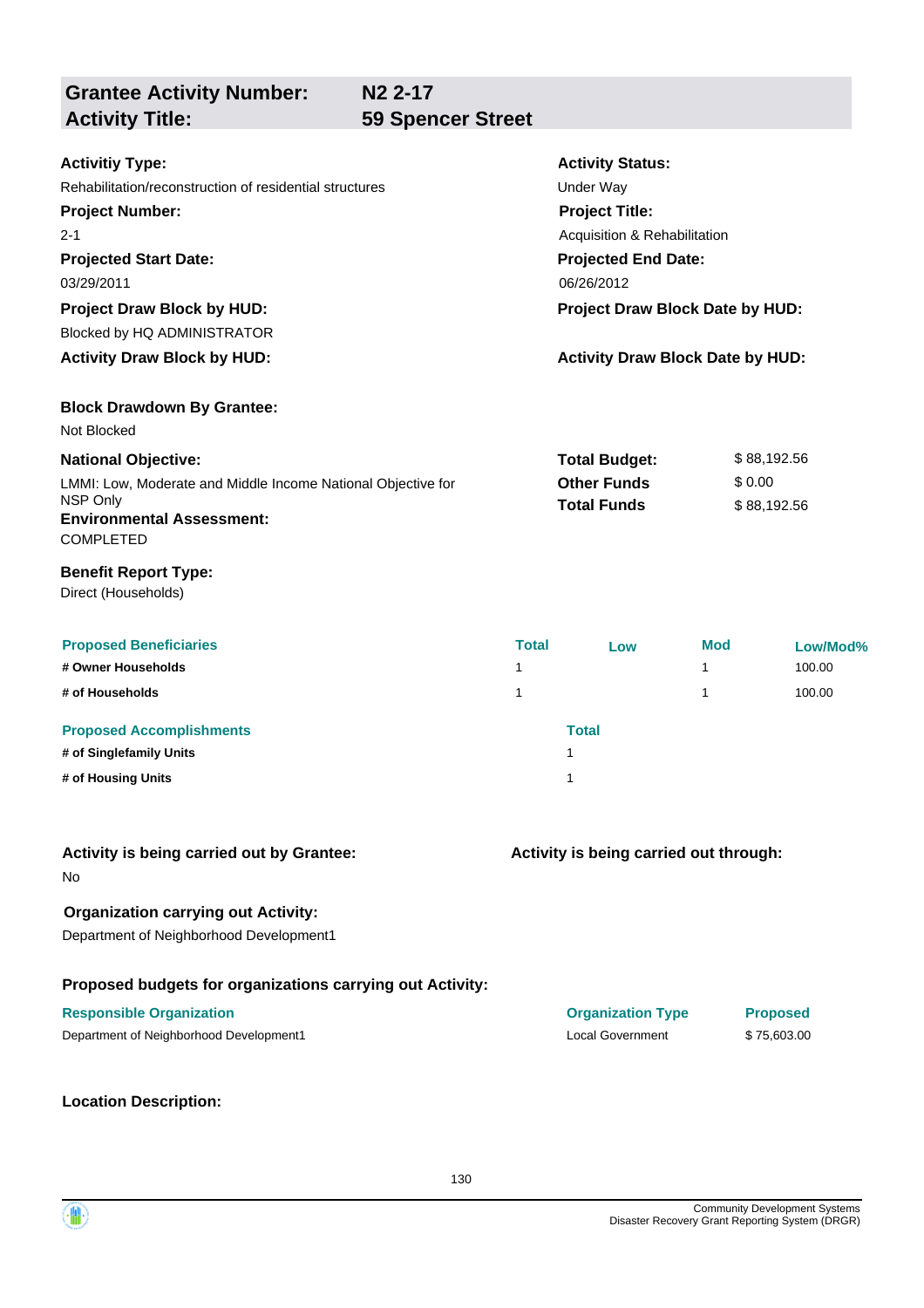| **Grantee Activity Number:** | **N2 2-17** |
|---|---|
| **Activity Title:** | **59 Spencer Street** |

**Activitiy Type:**
Rehabilitation/reconstruction of residential structures

**Activity Status:**
Under Way

**Project Number:**
2-1

**Project Title:**
Acquisition & Rehabilitation

**Projected Start Date:**
03/29/2011

**Projected End Date:**
06/26/2012

**Project Draw Block by HUD:**
Blocked by HQ ADMINISTRATOR

**Project Draw Block Date by HUD:**

**Activity Draw Block by HUD:**

**Activity Draw Block Date by HUD:**

**Block Drawdown By Grantee:**
Not Blocked

**National Objective:**
LMMI: Low, Moderate and Middle Income National Objective for NSP Only

**Total Budget:** $ 88,192.56
**Other Funds** $ 0.00
**Total Funds** $ 88,192.56

**Environmental Assessment:**
COMPLETED

**Benefit Report Type:**
Direct (Households)

| Proposed Beneficiaries | Total | Low | Mod | Low/Mod% |
|---|---|---|---|---|
| # Owner Households | 1 | | 1 | 100.00 |
| # of Households | 1 | | 1 | 100.00 |

| Proposed Accomplishments | Total |
|---|---|
| # of Singlefamily Units | 1 |
| # of Housing Units | 1 |

**Activity is being carried out by Grantee:**
No

**Activity is being carried out through:**

**Organization carrying out Activity:**
Department of Neighborhood Development1

**Proposed budgets for organizations carrying out Activity:**

| Responsible Organization | Organization Type | Proposed |
|---|---|---|
| Department of Neighborhood Development1 | Local Government | $ 75,603.00 |

**Location Description:**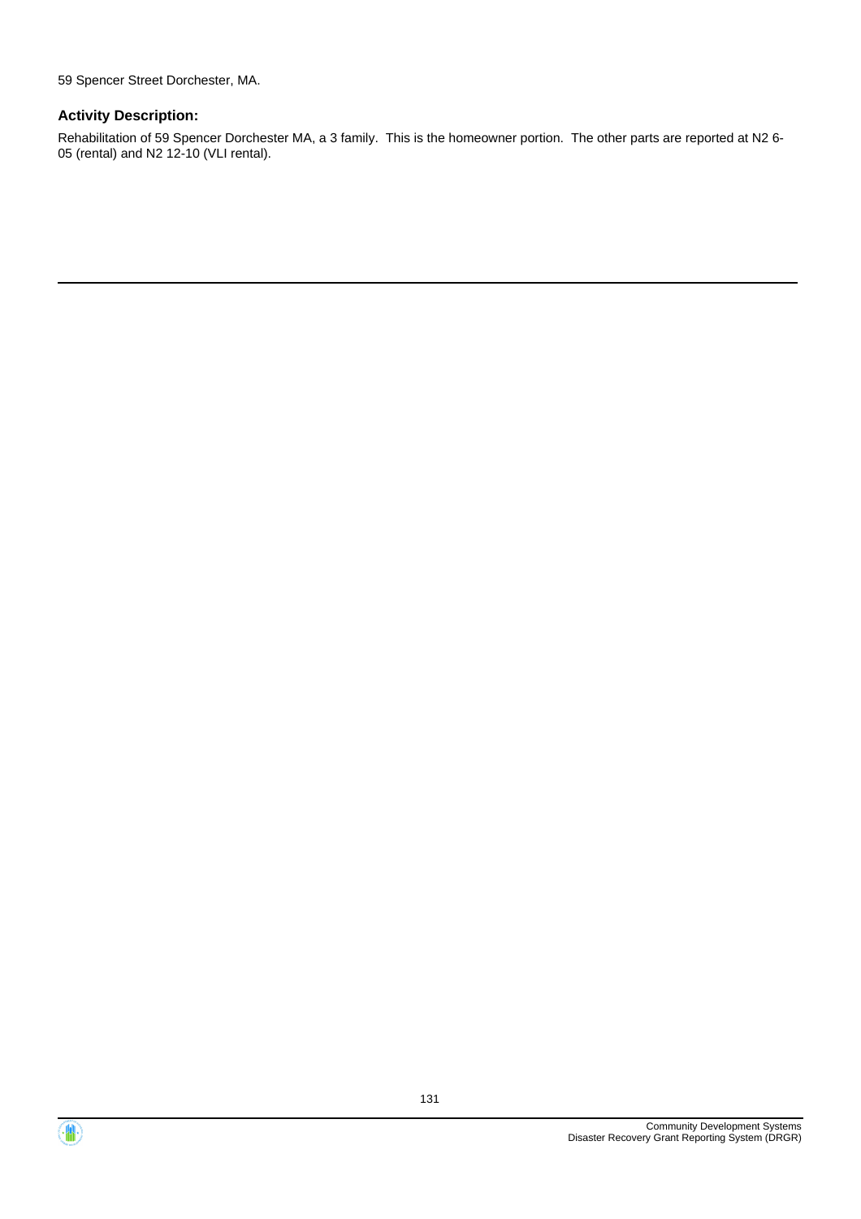59 Spencer Street Dorchester, MA.

### Activity Description:

Rehabilitation of 59 Spencer Dorchester MA, a 3 family. This is the homeowner portion. The other parts are reported at N2 6-05 (rental) and N2 12-10 (VLI rental).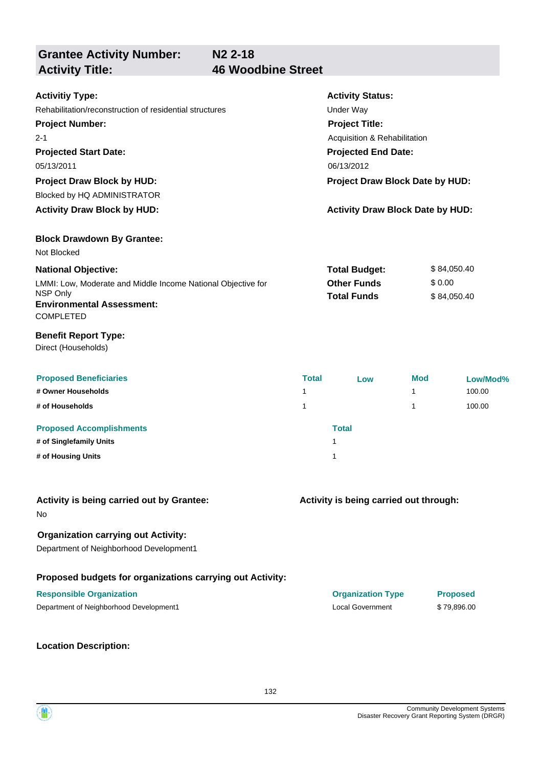## Grantee Activity Number: N2 2-18
## Activity Title: 46 Woodbine Street

**Activitiy Type:**
Rehabilitation/reconstruction of residential structures

**Activity Status:**
Under Way

**Project Number:**
2-1

**Project Title:**
Acquisition & Rehabilitation

**Projected Start Date:**
05/13/2011

**Projected End Date:**
06/13/2012

**Project Draw Block by HUD:**
Blocked by HQ ADMINISTRATOR

**Project Draw Block Date by HUD:**

**Activity Draw Block by HUD:**

**Activity Draw Block Date by HUD:**

**Block Drawdown By Grantee:**
Not Blocked

**National Objective:**
LMMI: Low, Moderate and Middle Income National Objective for NSP Only

**Total Budget:** $ 84,050.40
**Other Funds** $ 0.00
**Total Funds** $ 84,050.40

**Environmental Assessment:**
COMPLETED

**Benefit Report Type:**
Direct (Households)

| Proposed Beneficiaries | Total | Low | Mod | Low/Mod% |
|---|---|---|---|---|
| # Owner Households | 1 | | 1 | 100.00 |
| # of Households | 1 | | 1 | 100.00 |

| Proposed Accomplishments | Total |
|---|---|
| # of Singlefamily Units | 1 |
| # of Housing Units | 1 |

**Activity is being carried out by Grantee:**
No

**Activity is being carried out through:**

**Organization carrying out Activity:**
Department of Neighborhood Development1

**Proposed budgets for organizations carrying out Activity:**

| Responsible Organization | Organization Type | Proposed |
|---|---|---|
| Department of Neighborhood Development1 | Local Government | $ 79,896.00 |

**Location Description:**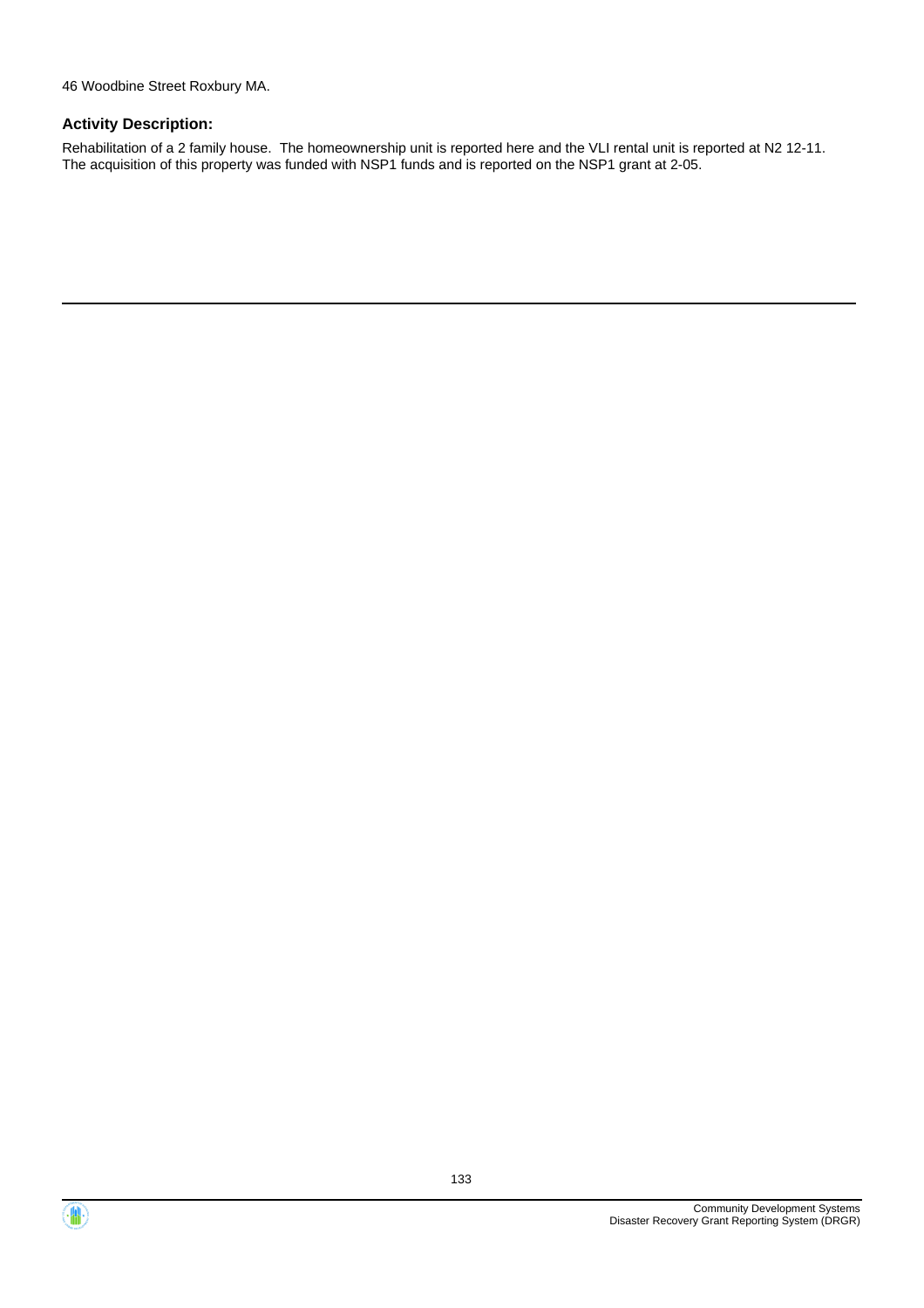46 Woodbine Street Roxbury MA.

### Activity Description:

Rehabilitation of a 2 family house. The homeownership unit is reported here and the VLI rental unit is reported at N2 12-11. The acquisition of this property was funded with NSP1 funds and is reported on the NSP1 grant at 2-05.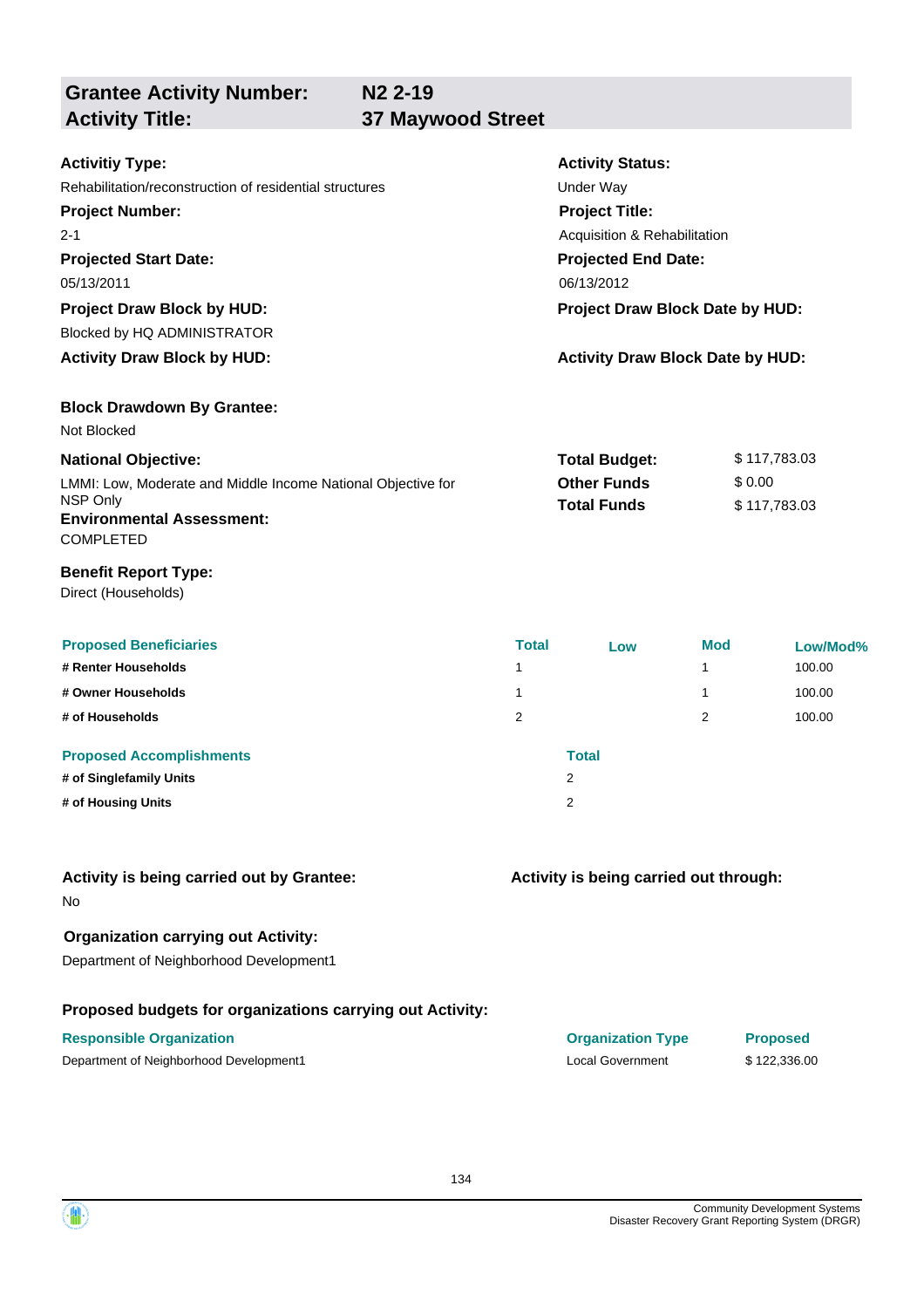## Grantee Activity Number: N2 2-19
## Activity Title: 37 Maywood Street

**Activitiy Type:**
Rehabilitation/reconstruction of residential structures

**Activity Status:**
Under Way

**Project Number:**
2-1

**Project Title:**
Acquisition & Rehabilitation

**Projected Start Date:**
05/13/2011

**Projected End Date:**
06/13/2012

**Project Draw Block by HUD:**
Blocked by HQ ADMINISTRATOR

**Project Draw Block Date by HUD:**

**Activity Draw Block by HUD:**

**Activity Draw Block Date by HUD:**

**Block Drawdown By Grantee:**
Not Blocked

**National Objective:**
LMMI: Low, Moderate and Middle Income National Objective for NSP Only

| | |
|---|---|
| **Total Budget:** | $ 117,783.03 |
| **Other Funds** | $ 0.00 |
| **Total Funds** | $ 117,783.03 |

**Environmental Assessment:**
COMPLETED

**Benefit Report Type:**
Direct (Households)

| Proposed Beneficiaries | Total | Low | Mod | Low/Mod% |
|---|---|---|---|---|
| # Renter Households | 1 | | 1 | 100.00 |
| # Owner Households | 1 | | 1 | 100.00 |
| # of Households | 2 | | 2 | 100.00 |

| Proposed Accomplishments | Total |
|---|---|
| # of Singlefamily Units | 2 |
| # of Housing Units | 2 |

**Activity is being carried out by Grantee:**
No

**Activity is being carried out through:**

**Organization carrying out Activity:**
Department of Neighborhood Development1

**Proposed budgets for organizations carrying out Activity:**

| Responsible Organization | Organization Type | Proposed |
|---|---|---|
| Department of Neighborhood Development1 | Local Government | $ 122,336.00 |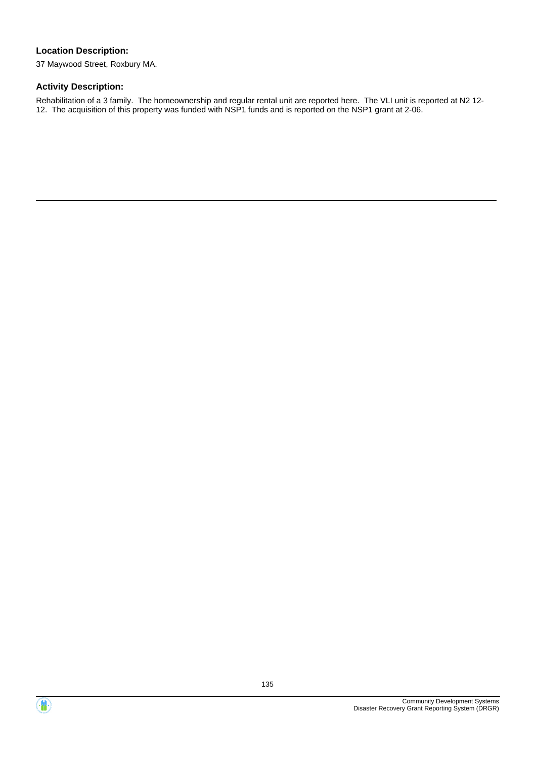### Location Description:

37 Maywood Street, Roxbury MA.

### Activity Description:

Rehabilitation of a 3 family. The homeownership and regular rental unit are reported here. The VLI unit is reported at N2 12-12. The acquisition of this property was funded with NSP1 funds and is reported on the NSP1 grant at 2-06.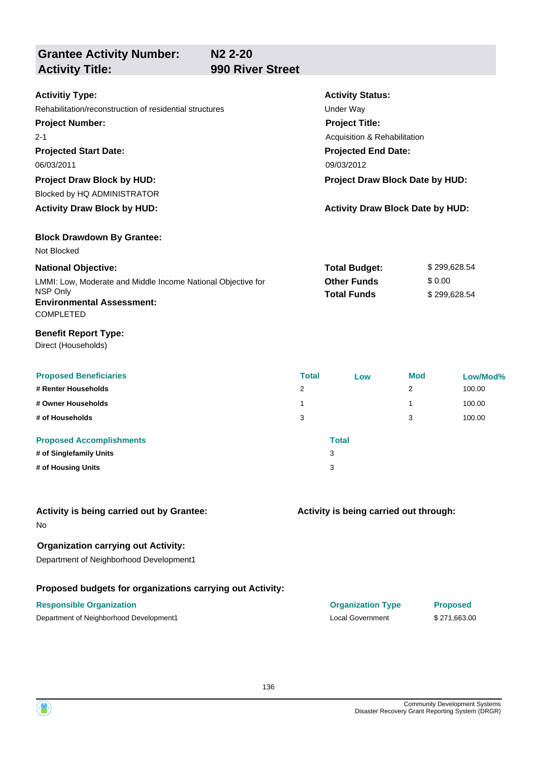## Grantee Activity Number: N2 2-20
## Activity Title: 990 River Street

**Activitiy Type:**
Rehabilitation/reconstruction of residential structures

**Activity Status:**
Under Way

**Project Number:**
2-1

**Project Title:**
Acquisition & Rehabilitation

**Projected Start Date:**
06/03/2011

**Projected End Date:**
09/03/2012

**Project Draw Block by HUD:**
Blocked by HQ ADMINISTRATOR

**Project Draw Block Date by HUD:**

**Activity Draw Block by HUD:**

**Activity Draw Block Date by HUD:**

**Block Drawdown By Grantee:**
Not Blocked

**National Objective:**
LMMI: Low, Moderate and Middle Income National Objective for NSP Only

| | |
|---|---|
| **Total Budget:** | $ 299,628.54 |
| **Other Funds** | $ 0.00 |
| **Total Funds** | $ 299,628.54 |

**Environmental Assessment:**
COMPLETED

**Benefit Report Type:**
Direct (Households)

| Proposed Beneficiaries | Total | Low | Mod | Low/Mod% |
|---|---|---|---|---|
| # Renter Households | 2 | | 2 | 100.00 |
| # Owner Households | 1 | | 1 | 100.00 |
| # of Households | 3 | | 3 | 100.00 |

| Proposed Accomplishments | Total |
|---|---|
| # of Singlefamily Units | 3 |
| # of Housing Units | 3 |

**Activity is being carried out by Grantee:**
No

**Activity is being carried out through:**

**Organization carrying out Activity:**
Department of Neighborhood Development1

**Proposed budgets for organizations carrying out Activity:**

| Responsible Organization | Organization Type | Proposed |
|---|---|---|
| Department of Neighborhood Development1 | Local Government | $ 271,663.00 |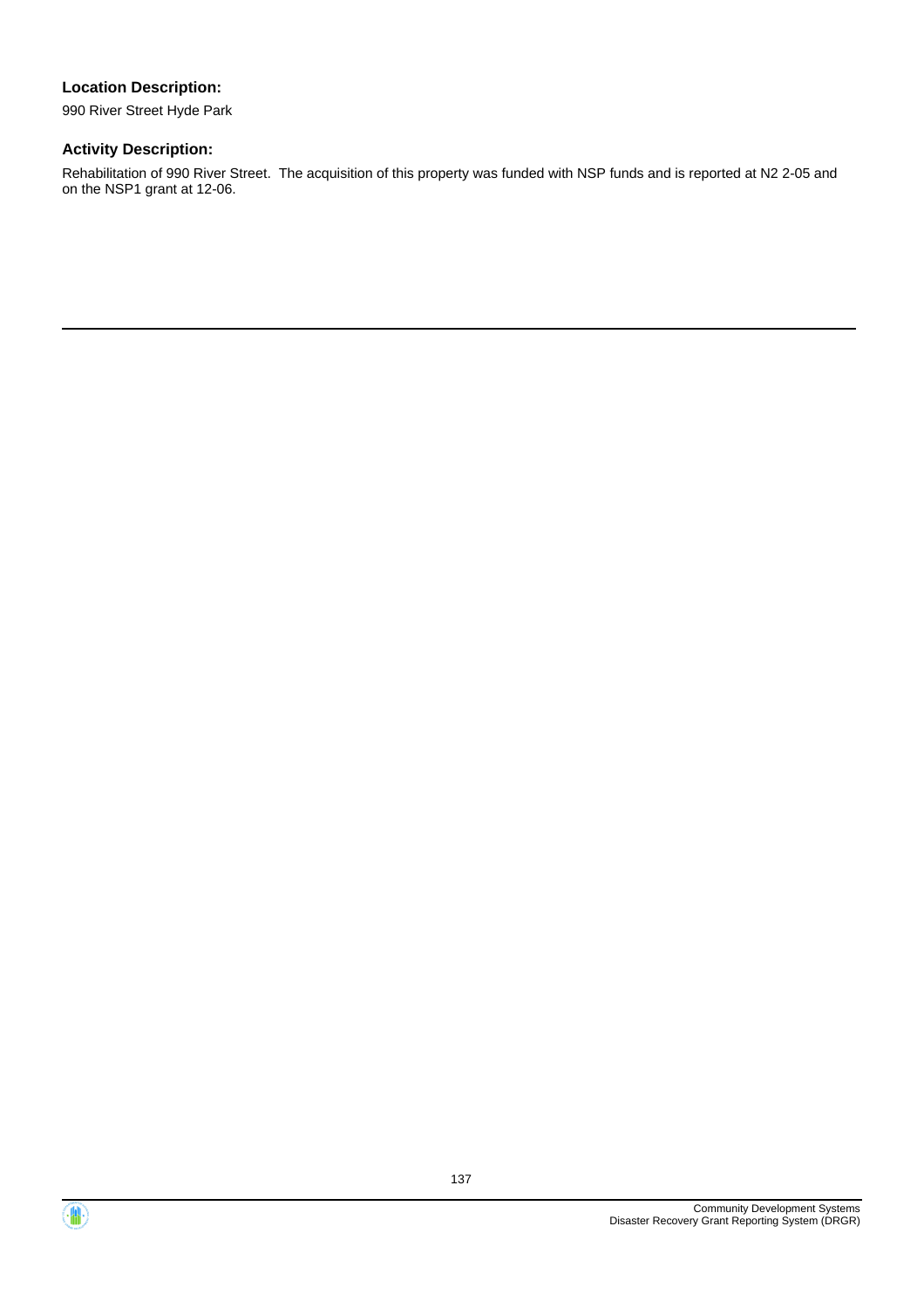**Location Description:**

990 River Street Hyde Park

**Activity Description:**

Rehabilitation of 990 River Street. The acquisition of this property was funded with NSP funds and is reported at N2 2-05 and on the NSP1 grant at 12-06.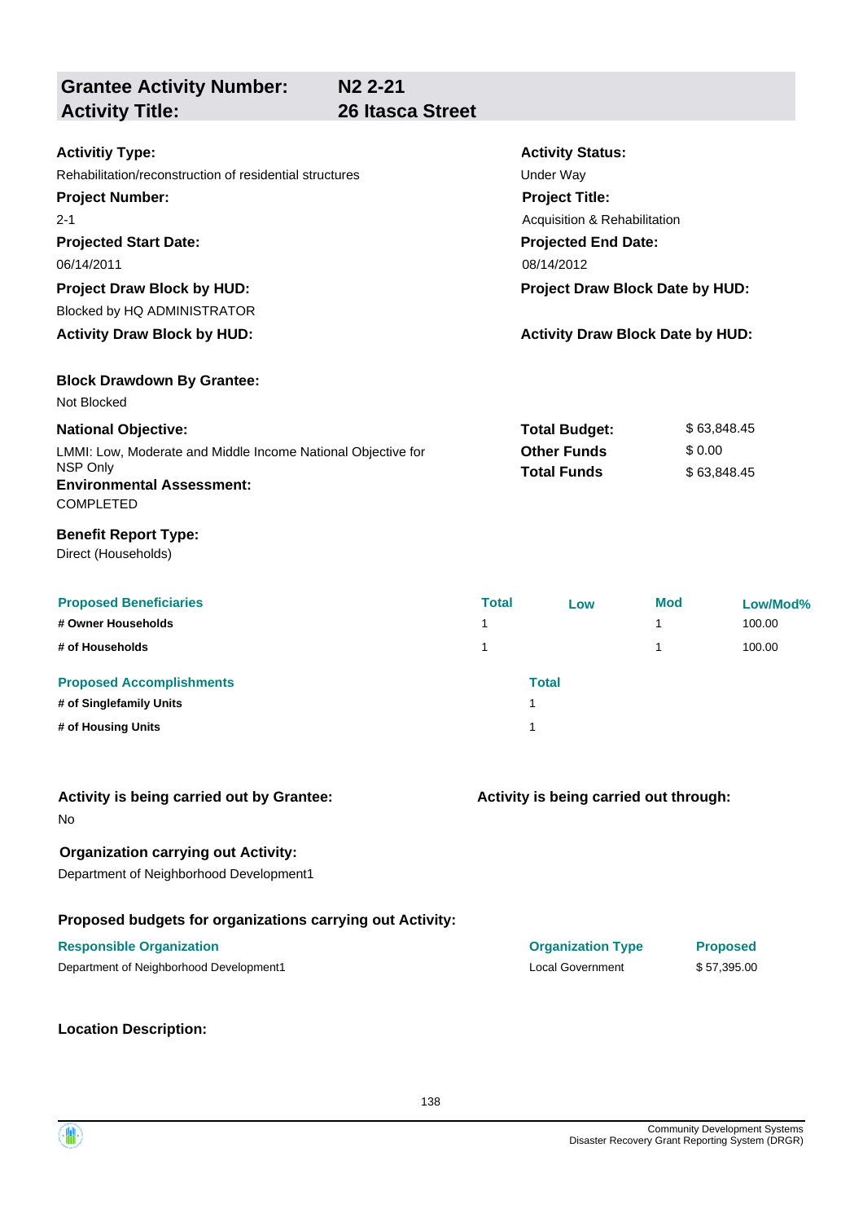## Grantee Activity Number: N2 2-21
## Activity Title: 26 Itasca Street

**Activitiy Type:**
Rehabilitation/reconstruction of residential structures

**Activity Status:**
Under Way

**Project Number:**
2-1

**Project Title:**
Acquisition & Rehabilitation

**Projected Start Date:**
06/14/2011

**Projected End Date:**
08/14/2012

**Project Draw Block by HUD:**
Blocked by HQ ADMINISTRATOR

**Project Draw Block Date by HUD:**

**Activity Draw Block by HUD:**

**Activity Draw Block Date by HUD:**

**Block Drawdown By Grantee:**
Not Blocked

**National Objective:**
LMMI: Low, Moderate and Middle Income National Objective for NSP Only

| | |
|---|---|
| **Total Budget:** | $ 63,848.45 |
| **Other Funds** | $ 0.00 |
| **Total Funds** | $ 63,848.45 |

**Environmental Assessment:**
COMPLETED

**Benefit Report Type:**
Direct (Households)

| Proposed Beneficiaries | Total | Low | Mod | Low/Mod% |
|---|---|---|---|---|
| # Owner Households | 1 | | 1 | 100.00 |
| # of Households | 1 | | 1 | 100.00 |

| Proposed Accomplishments | Total |
|---|---|
| # of Singlefamily Units | 1 |
| # of Housing Units | 1 |

**Activity is being carried out by Grantee:**
No

**Activity is being carried out through:**

**Organization carrying out Activity:**
Department of Neighborhood Development1

**Proposed budgets for organizations carrying out Activity:**

| Responsible Organization | Organization Type | Proposed |
|---|---|---|
| Department of Neighborhood Development1 | Local Government | $ 57,395.00 |

**Location Description:**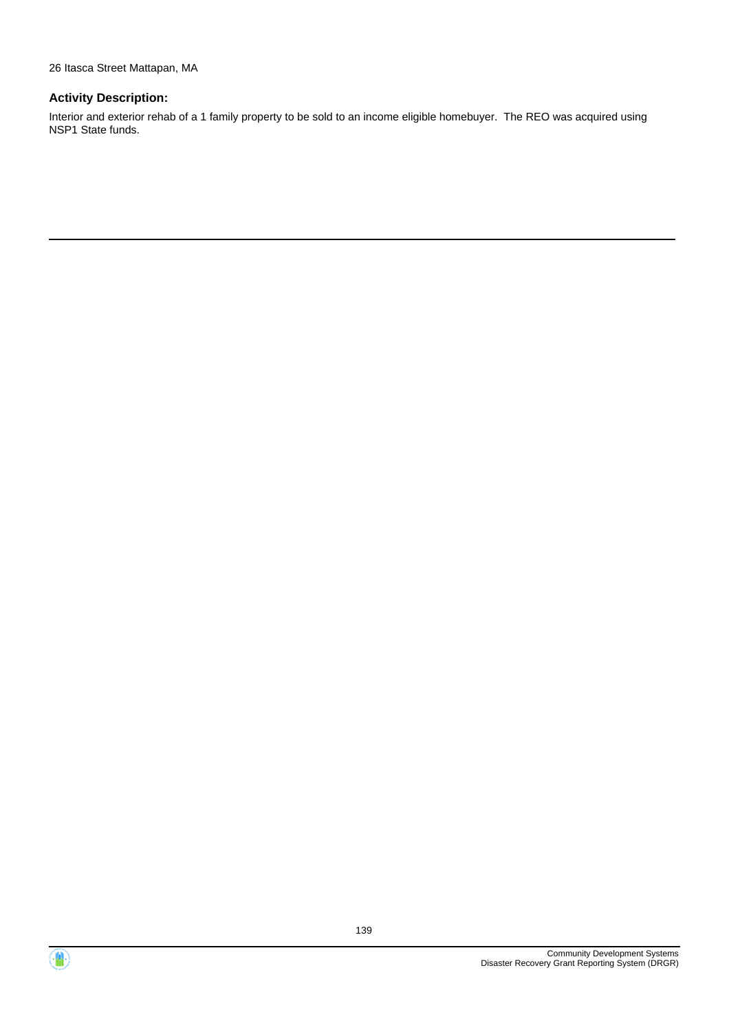26 Itasca Street Mattapan, MA

**Activity Description:**

Interior and exterior rehab of a 1 family property to be sold to an income eligible homebuyer.  The REO was acquired using NSP1 State funds.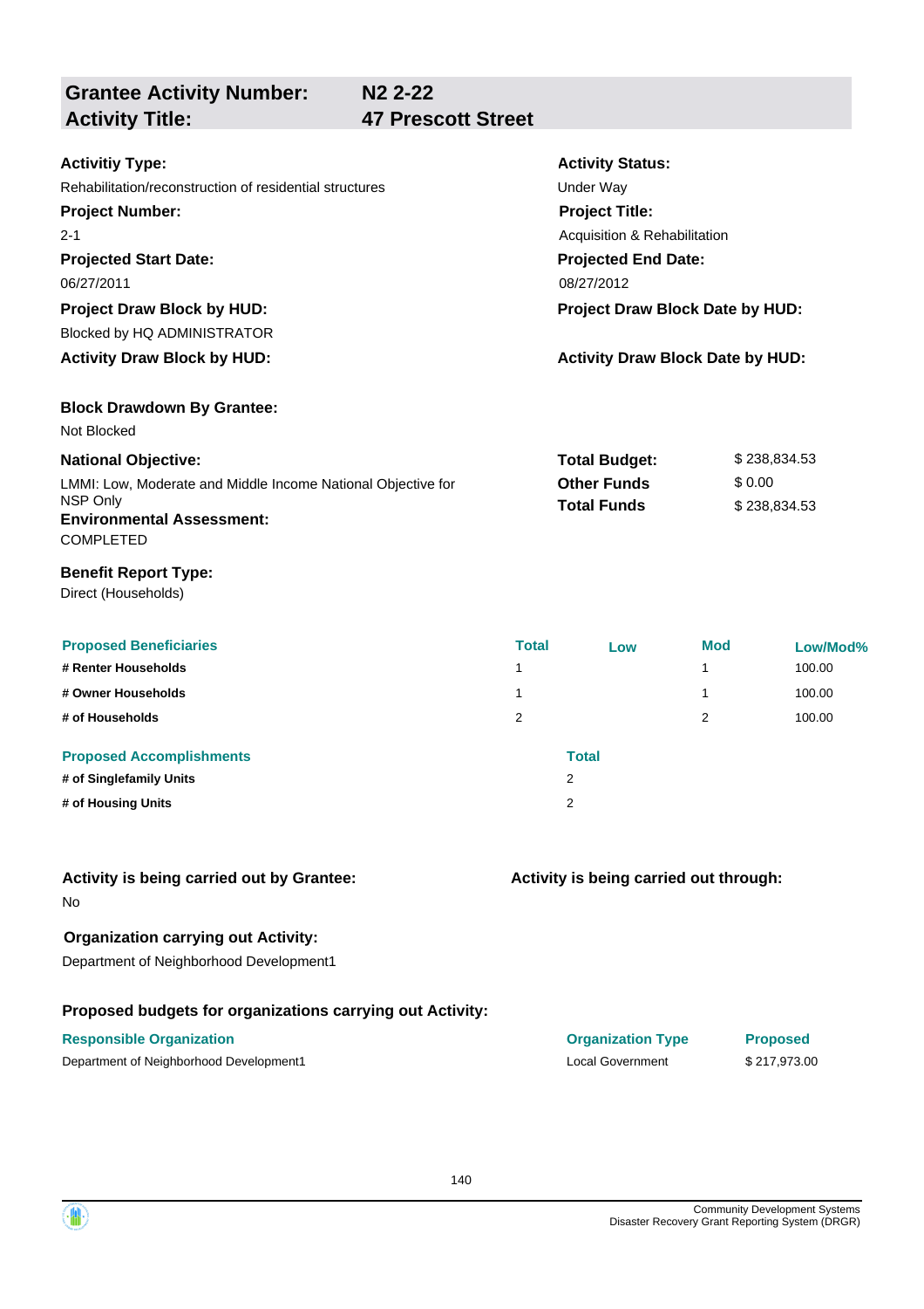| **Grantee Activity Number:** | **N2 2-22** |
|---|---|
| **Activity Title:** | **47 Prescott Street** |

**Activitiy Type:**
Rehabilitation/reconstruction of residential structures

**Activity Status:**
Under Way

**Project Number:**
2-1

**Project Title:**
Acquisition & Rehabilitation

**Projected Start Date:**
06/27/2011

**Projected End Date:**
08/27/2012

**Project Draw Block by HUD:**
Blocked by HQ ADMINISTRATOR

**Project Draw Block Date by HUD:**

**Activity Draw Block by HUD:**

**Activity Draw Block Date by HUD:**

**Block Drawdown By Grantee:**
Not Blocked

**National Objective:**
LMMI: Low, Moderate and Middle Income National Objective for NSP Only

| | |
|---|---|
| **Total Budget:** | $ 238,834.53 |
| **Other Funds** | $ 0.00 |
| **Total Funds** | $ 238,834.53 |

**Environmental Assessment:**
COMPLETED

**Benefit Report Type:**
Direct (Households)

| Proposed Beneficiaries | Total | Low | Mod | Low/Mod% |
|---|---|---|---|---|
| # Renter Households | 1 | | 1 | 100.00 |
| # Owner Households | 1 | | 1 | 100.00 |
| # of Households | 2 | | 2 | 100.00 |

| Proposed Accomplishments | Total |
|---|---|
| # of Singlefamily Units | 2 |
| # of Housing Units | 2 |

**Activity is being carried out by Grantee:**
No

**Activity is being carried out through:**

**Organization carrying out Activity:**
Department of Neighborhood Development1

**Proposed budgets for organizations carrying out Activity:**

| Responsible Organization | Organization Type | Proposed |
|---|---|---|
| Department of Neighborhood Development1 | Local Government | $ 217,973.00 |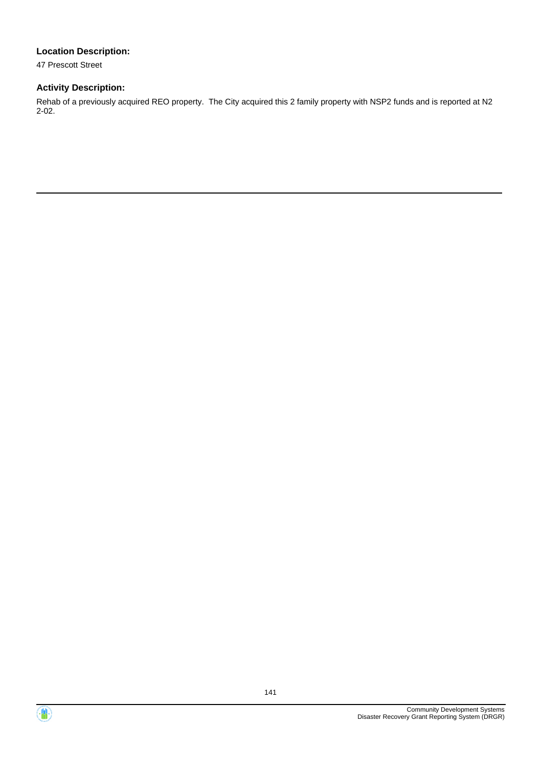**Location Description:**

47 Prescott Street

**Activity Description:**

Rehab of a previously acquired REO property. The City acquired this 2 family property with NSP2 funds and is reported at N2 2-02.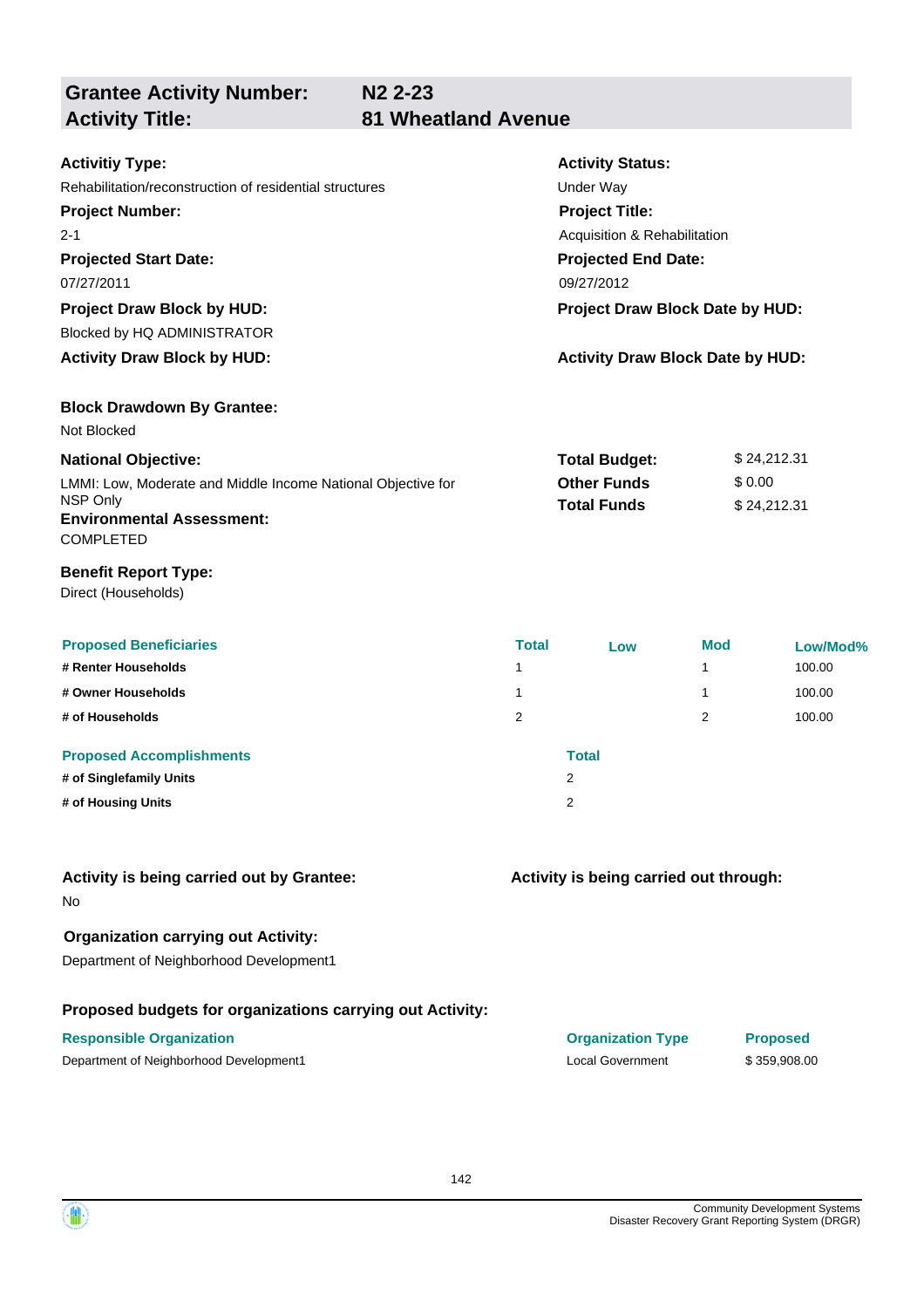| **Grantee Activity Number:** | **N2 2-23** |
|---|---|
| **Activity Title:** | **81 Wheatland Avenue** |

**Activitiy Type:**
Rehabilitation/reconstruction of residential structures

**Activity Status:**
Under Way

**Project Number:**
2-1

**Project Title:**
Acquisition & Rehabilitation

**Projected Start Date:**
07/27/2011

**Projected End Date:**
09/27/2012

**Project Draw Block by HUD:**
Blocked by HQ ADMINISTRATOR

**Project Draw Block Date by HUD:**

**Activity Draw Block by HUD:**

**Activity Draw Block Date by HUD:**

**Block Drawdown By Grantee:**
Not Blocked

**National Objective:**
LMMI: Low, Moderate and Middle Income National Objective for NSP Only

| | |
|---|---|
| **Total Budget:** | $ 24,212.31 |
| **Other Funds** | $ 0.00 |
| **Total Funds** | $ 24,212.31 |

**Environmental Assessment:**
COMPLETED

**Benefit Report Type:**
Direct (Households)

| Proposed Beneficiaries | Total | Low | Mod | Low/Mod% |
|---|---|---|---|---|
| # Renter Households | 1 | | 1 | 100.00 |
| # Owner Households | 1 | | 1 | 100.00 |
| # of Households | 2 | | 2 | 100.00 |

| Proposed Accomplishments | Total |
|---|---|
| # of Singlefamily Units | 2 |
| # of Housing Units | 2 |

**Activity is being carried out by Grantee:**
No

**Activity is being carried out through:**

**Organization carrying out Activity:**
Department of Neighborhood Development1

**Proposed budgets for organizations carrying out Activity:**

| Responsible Organization | Organization Type | Proposed |
|---|---|---|
| Department of Neighborhood Development1 | Local Government | $ 359,908.00 |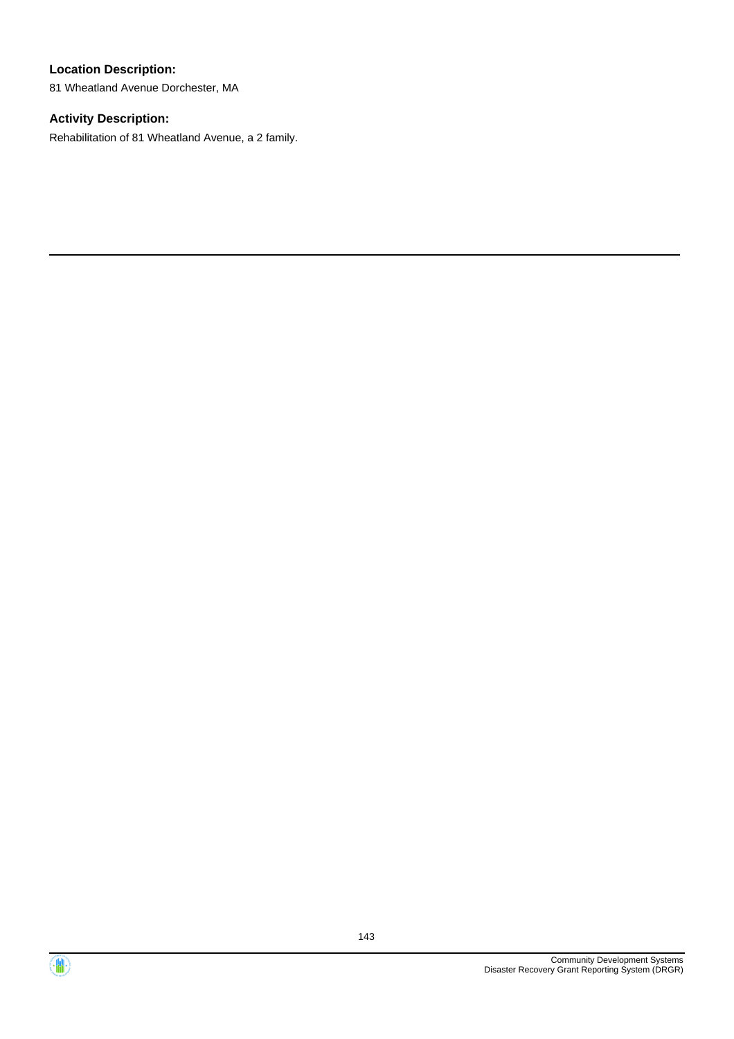### Location Description:

81 Wheatland Avenue Dorchester, MA

### Activity Description:

Rehabilitation of 81 Wheatland Avenue, a 2 family.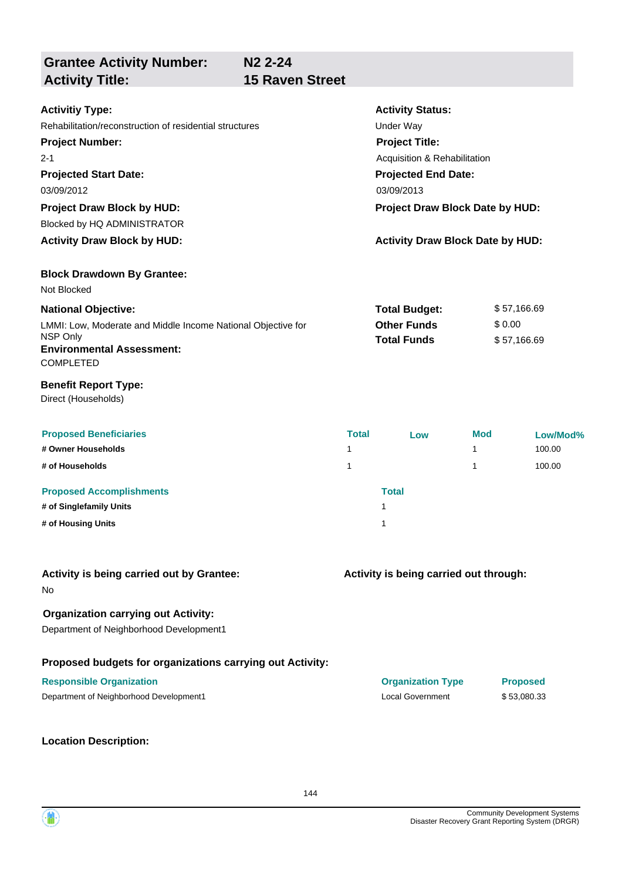## Grantee Activity Number: N2 2-24
## Activity Title: 15 Raven Street

**Activitiy Type:**
Rehabilitation/reconstruction of residential structures

**Activity Status:**
Under Way

**Project Number:**
2-1

**Project Title:**
Acquisition & Rehabilitation

**Projected Start Date:**
03/09/2012

**Projected End Date:**
03/09/2013

**Project Draw Block by HUD:**
Blocked by HQ ADMINISTRATOR

**Project Draw Block Date by HUD:**

**Activity Draw Block by HUD:**

**Activity Draw Block Date by HUD:**

**Block Drawdown By Grantee:**
Not Blocked

**National Objective:**
LMMI: Low, Moderate and Middle Income National Objective for NSP Only

| | |
|---|---|
| **Total Budget:** | $ 57,166.69 |
| **Other Funds** | $ 0.00 |
| **Total Funds** | $ 57,166.69 |

**Environmental Assessment:**
COMPLETED

**Benefit Report Type:**
Direct (Households)

| Proposed Beneficiaries | Total | Low | Mod | Low/Mod% |
|---|---|---|---|---|
| # Owner Households | 1 | | 1 | 100.00 |
| # of Households | 1 | | 1 | 100.00 |

| Proposed Accomplishments | Total |
|---|---|
| # of Singlefamily Units | 1 |
| # of Housing Units | 1 |

**Activity is being carried out by Grantee:**
No

**Activity is being carried out through:**

**Organization carrying out Activity:**
Department of Neighborhood Development1

**Proposed budgets for organizations carrying out Activity:**

| Responsible Organization | Organization Type | Proposed |
|---|---|---|
| Department of Neighborhood Development1 | Local Government | $ 53,080.33 |

**Location Description:**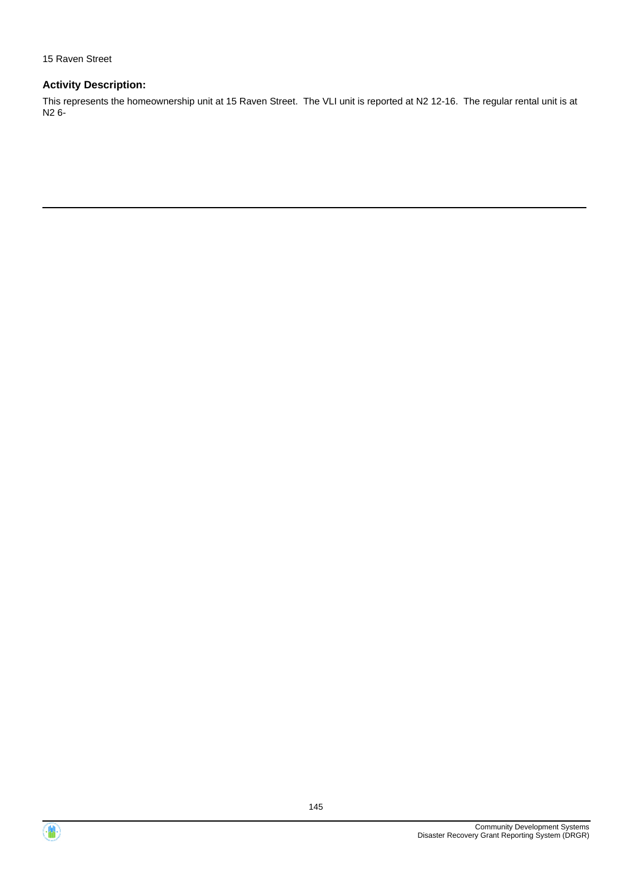15 Raven Street

### Activity Description:

This represents the homeownership unit at 15 Raven Street.  The VLI unit is reported at N2 12-16.  The regular rental unit is at N2 6-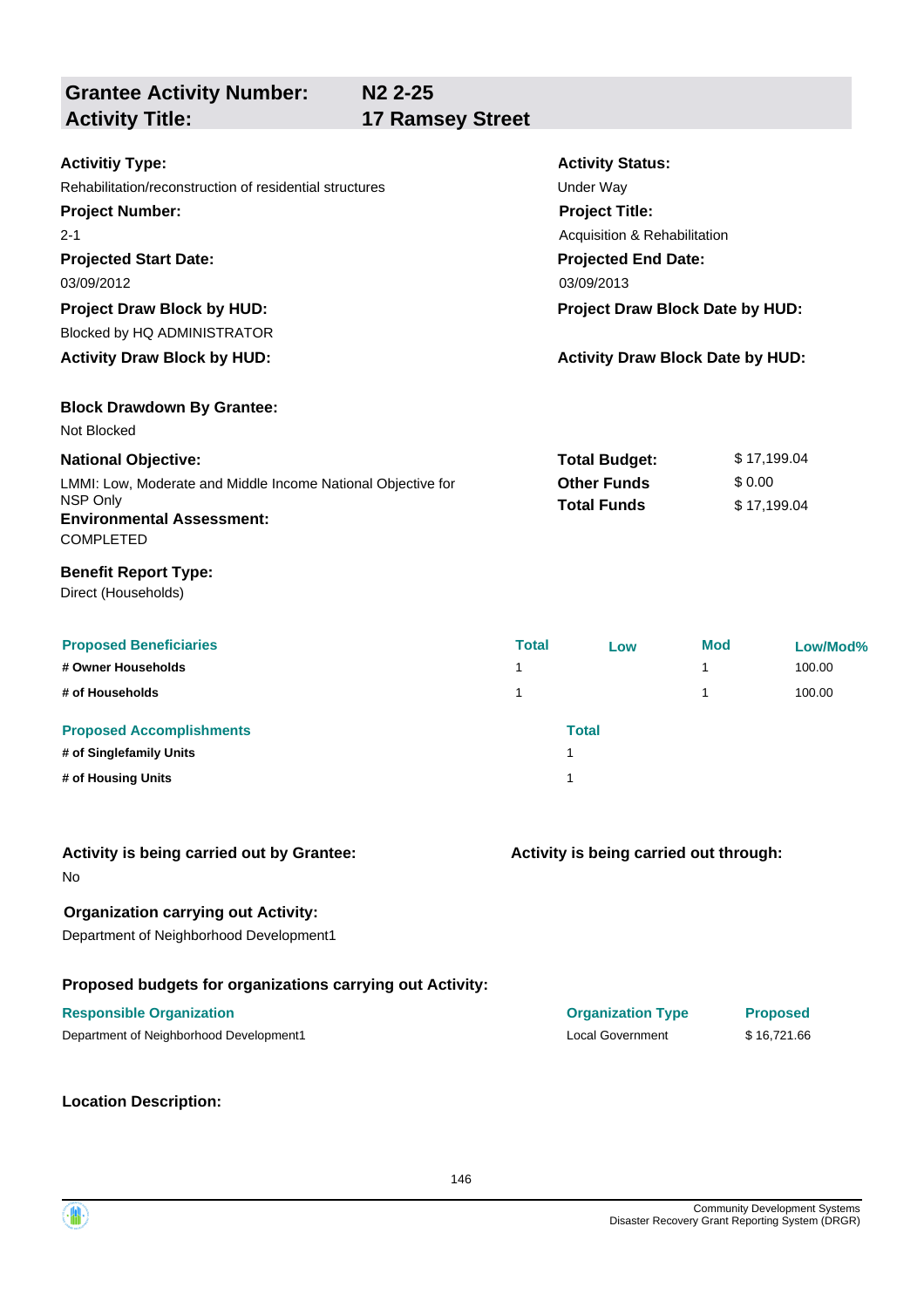## Grantee Activity Number: N2 2-25
## Activity Title: 17 Ramsey Street

**Activitiy Type:**
Rehabilitation/reconstruction of residential structures

**Activity Status:**
Under Way

**Project Number:**
2-1

**Project Title:**
Acquisition & Rehabilitation

**Projected Start Date:**
03/09/2012

**Projected End Date:**
03/09/2013

**Project Draw Block by HUD:**
Blocked by HQ ADMINISTRATOR

**Project Draw Block Date by HUD:**

**Activity Draw Block by HUD:**

**Activity Draw Block Date by HUD:**

**Block Drawdown By Grantee:**
Not Blocked

**National Objective:**
LMMI: Low, Moderate and Middle Income National Objective for NSP Only

| | |
|---|---|
| **Total Budget:** | $ 17,199.04 |
| **Other Funds** | $ 0.00 |
| **Total Funds** | $ 17,199.04 |

**Environmental Assessment:**
COMPLETED

**Benefit Report Type:**
Direct (Households)

| Proposed Beneficiaries | Total | Low | Mod | Low/Mod% |
|---|---|---|---|---|
| # Owner Households | 1 | | 1 | 100.00 |
| # of Households | 1 | | 1 | 100.00 |

| Proposed Accomplishments | Total |
|---|---|
| # of Singlefamily Units | 1 |
| # of Housing Units | 1 |

**Activity is being carried out by Grantee:**
No

**Activity is being carried out through:**

**Organization carrying out Activity:**
Department of Neighborhood Development1

**Proposed budgets for organizations carrying out Activity:**

| Responsible Organization | Organization Type | Proposed |
|---|---|---|
| Department of Neighborhood Development1 | Local Government | $ 16,721.66 |

**Location Description:**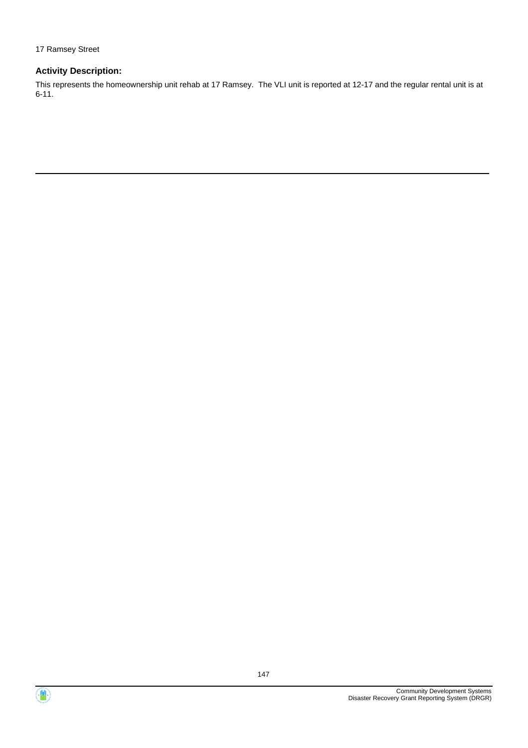17 Ramsey Street

### Activity Description:

This represents the homeownership unit rehab at 17 Ramsey.  The VLI unit is reported at 12-17 and the regular rental unit is at 6-11.

---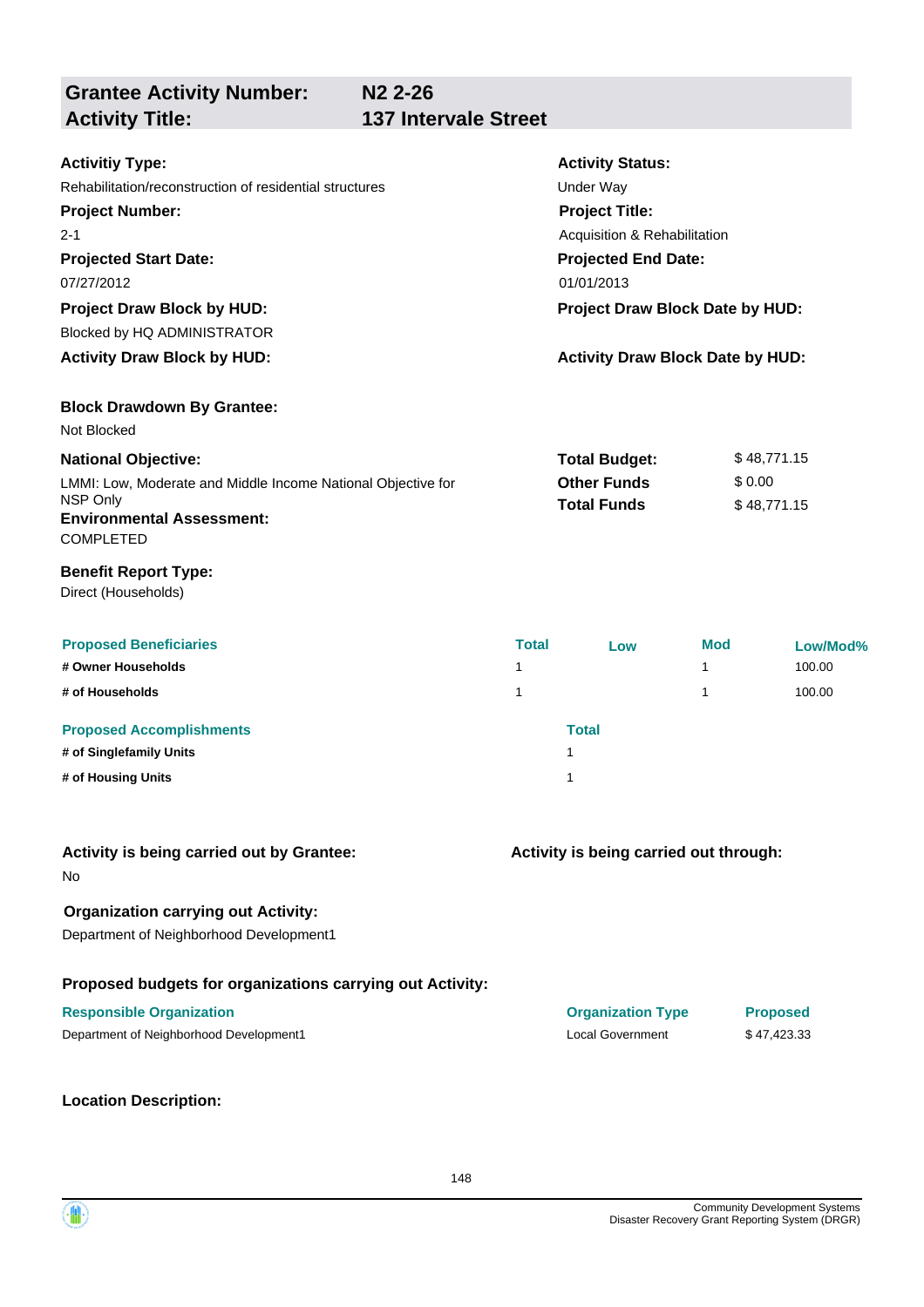## Grantee Activity Number: N2 2-26
## Activity Title: 137 Intervale Street

**Activitiy Type:**
Rehabilitation/reconstruction of residential structures

**Activity Status:**
Under Way

**Project Number:**
2-1

**Project Title:**
Acquisition & Rehabilitation

**Projected Start Date:**
07/27/2012

**Projected End Date:**
01/01/2013

**Project Draw Block by HUD:**
Blocked by HQ ADMINISTRATOR

**Project Draw Block Date by HUD:**

**Activity Draw Block by HUD:**

**Activity Draw Block Date by HUD:**

**Block Drawdown By Grantee:**
Not Blocked

**National Objective:**
LMMI: Low, Moderate and Middle Income National Objective for NSP Only

| | |
|---|---|
| **Total Budget:** | $ 48,771.15 |
| **Other Funds** | $ 0.00 |
| **Total Funds** | $ 48,771.15 |

**Environmental Assessment:**
COMPLETED

**Benefit Report Type:**
Direct (Households)

| Proposed Beneficiaries | Total | Low | Mod | Low/Mod% |
|---|---|---|---|---|
| # Owner Households | 1 | | 1 | 100.00 |
| # of Households | 1 | | 1 | 100.00 |

| Proposed Accomplishments | Total |
|---|---|
| # of Singlefamily Units | 1 |
| # of Housing Units | 1 |

**Activity is being carried out by Grantee:**
No

**Activity is being carried out through:**

**Organization carrying out Activity:**
Department of Neighborhood Development1

**Proposed budgets for organizations carrying out Activity:**

| Responsible Organization | Organization Type | Proposed |
|---|---|---|
| Department of Neighborhood Development1 | Local Government | $ 47,423.33 |

**Location Description:**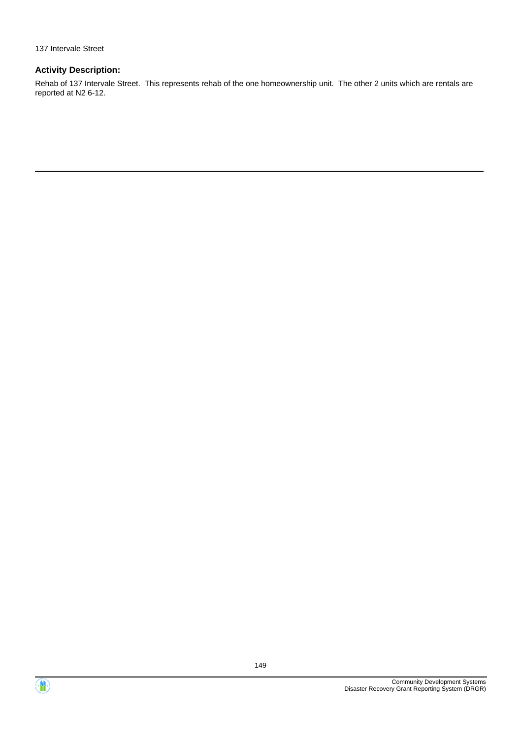137 Intervale Street

### Activity Description:

Rehab of 137 Intervale Street.  This represents rehab of the one homeownership unit.  The other 2 units which are rentals are reported at N2 6-12.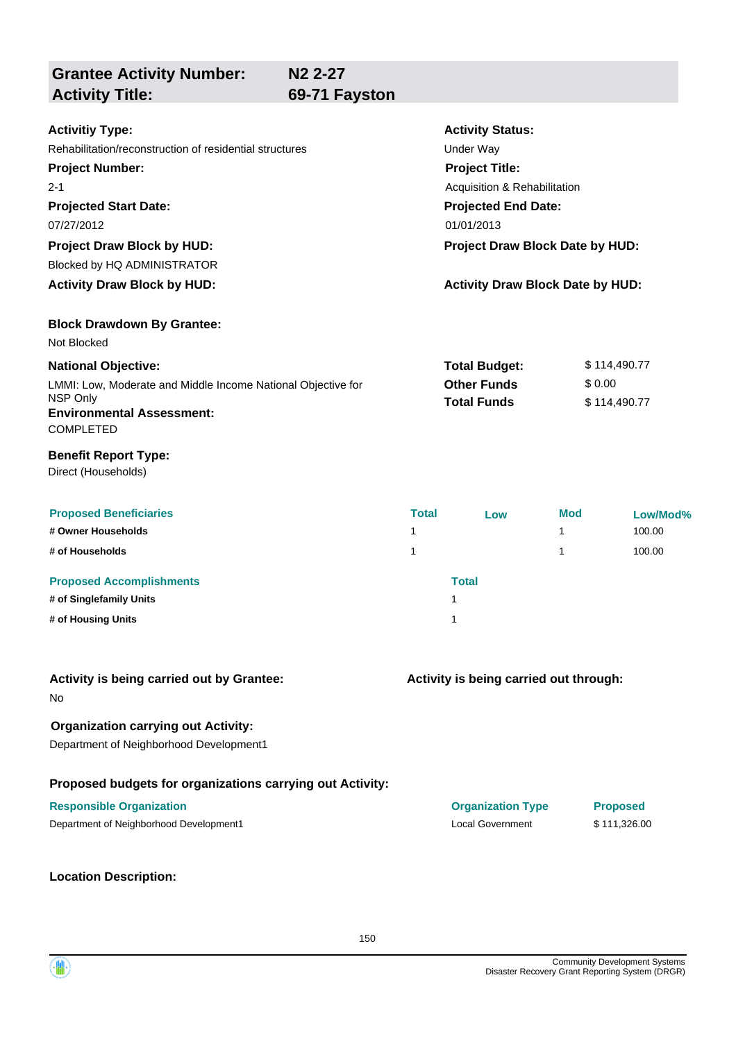| **Grantee Activity Number:** | **N2 2-27** |
|---|---|
| **Activity Title:** | **69-71 Fayston** |

**Activitiy Type:**
Rehabilitation/reconstruction of residential structures

**Activity Status:**
Under Way

**Project Number:**
2-1

**Project Title:**
Acquisition & Rehabilitation

**Projected Start Date:**
07/27/2012

**Projected End Date:**
01/01/2013

**Project Draw Block by HUD:**
Blocked by HQ ADMINISTRATOR

**Project Draw Block Date by HUD:**

**Activity Draw Block by HUD:**

**Activity Draw Block Date by HUD:**

**Block Drawdown By Grantee:**
Not Blocked

**National Objective:**
LMMI: Low, Moderate and Middle Income National Objective for NSP Only

| | |
|---|---|
| **Total Budget:** | $ 114,490.77 |
| **Other Funds** | $ 0.00 |
| **Total Funds** | $ 114,490.77 |

**Environmental Assessment:**
COMPLETED

**Benefit Report Type:**
Direct (Households)

| Proposed Beneficiaries | Total | Low | Mod | Low/Mod% |
|---|---|---|---|---|
| # Owner Households | 1 | | 1 | 100.00 |
| # of Households | 1 | | 1 | 100.00 |

| Proposed Accomplishments | Total |
|---|---|
| # of Singlefamily Units | 1 |
| # of Housing Units | 1 |

**Activity is being carried out by Grantee:**
No

**Activity is being carried out through:**

**Organization carrying out Activity:**
Department of Neighborhood Development1

**Proposed budgets for organizations carrying out Activity:**

| Responsible Organization | Organization Type | Proposed |
|---|---|---|
| Department of Neighborhood Development1 | Local Government | $ 111,326.00 |

**Location Description:**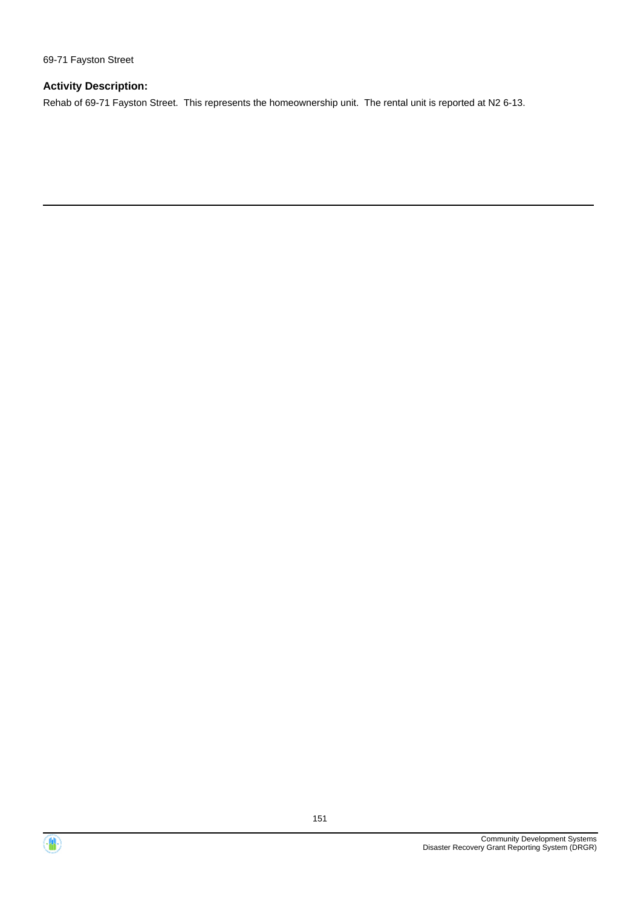69-71 Fayston Street

**Activity Description:**

Rehab of 69-71 Fayston Street.  This represents the homeownership unit.  The rental unit is reported at N2 6-13.

---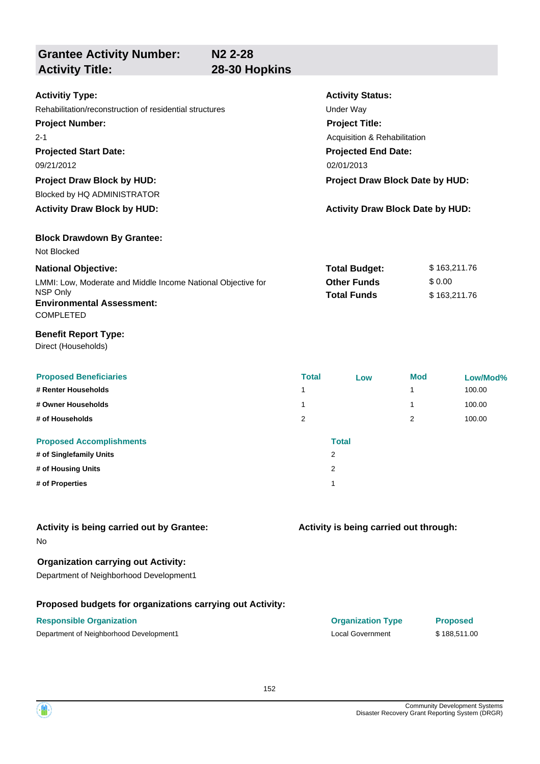## Grantee Activity Number: N2 2-28
## Activity Title: 28-30 Hopkins

**Activitiy Type:**
Rehabilitation/reconstruction of residential structures

**Activity Status:**
Under Way

**Project Number:**
2-1

**Project Title:**
Acquisition & Rehabilitation

**Projected Start Date:**
09/21/2012

**Projected End Date:**
02/01/2013

**Project Draw Block by HUD:**
Blocked by HQ ADMINISTRATOR

**Project Draw Block Date by HUD:**

**Activity Draw Block by HUD:**

**Activity Draw Block Date by HUD:**

**Block Drawdown By Grantee:**
Not Blocked

**National Objective:**
LMMI: Low, Moderate and Middle Income National Objective for NSP Only

| | |
|---|---|
| **Total Budget:** | $ 163,211.76 |
| **Other Funds** | $ 0.00 |
| **Total Funds** | $ 163,211.76 |

**Environmental Assessment:**
COMPLETED

**Benefit Report Type:**
Direct (Households)

| Proposed Beneficiaries | Total | Low | Mod | Low/Mod% |
|---|---|---|---|---|
| # Renter Households | 1 | | 1 | 100.00 |
| # Owner Households | 1 | | 1 | 100.00 |
| # of Households | 2 | | 2 | 100.00 |

| Proposed Accomplishments | Total |
|---|---|
| # of Singlefamily Units | 2 |
| # of Housing Units | 2 |
| # of Properties | 1 |

**Activity is being carried out by Grantee:**
No

**Activity is being carried out through:**

**Organization carrying out Activity:**
Department of Neighborhood Development1

**Proposed budgets for organizations carrying out Activity:**

| Responsible Organization | Organization Type | Proposed |
|---|---|---|
| Department of Neighborhood Development1 | Local Government | $ 188,511.00 |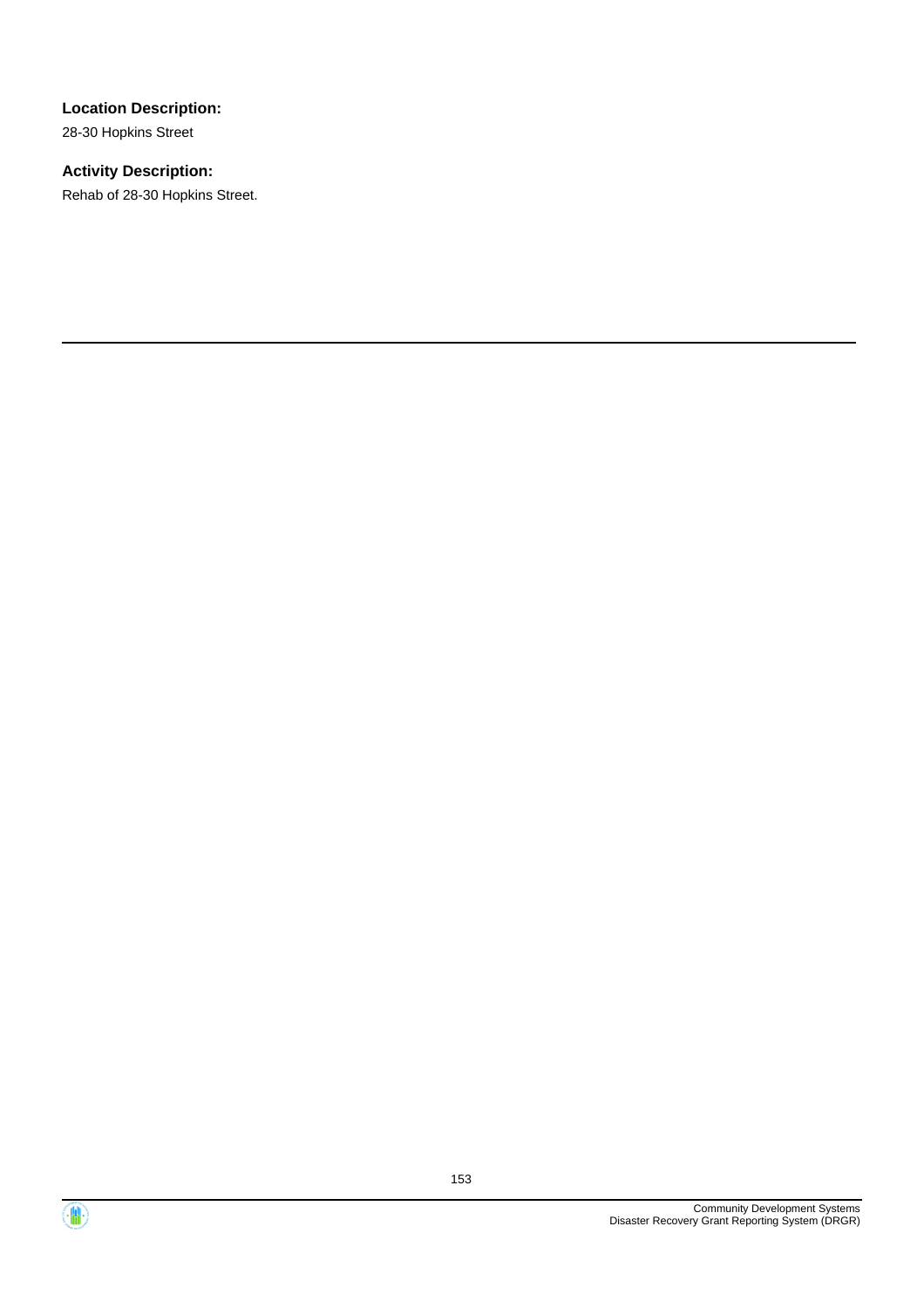**Location Description:**

28-30 Hopkins Street

**Activity Description:**

Rehab of 28-30 Hopkins Street.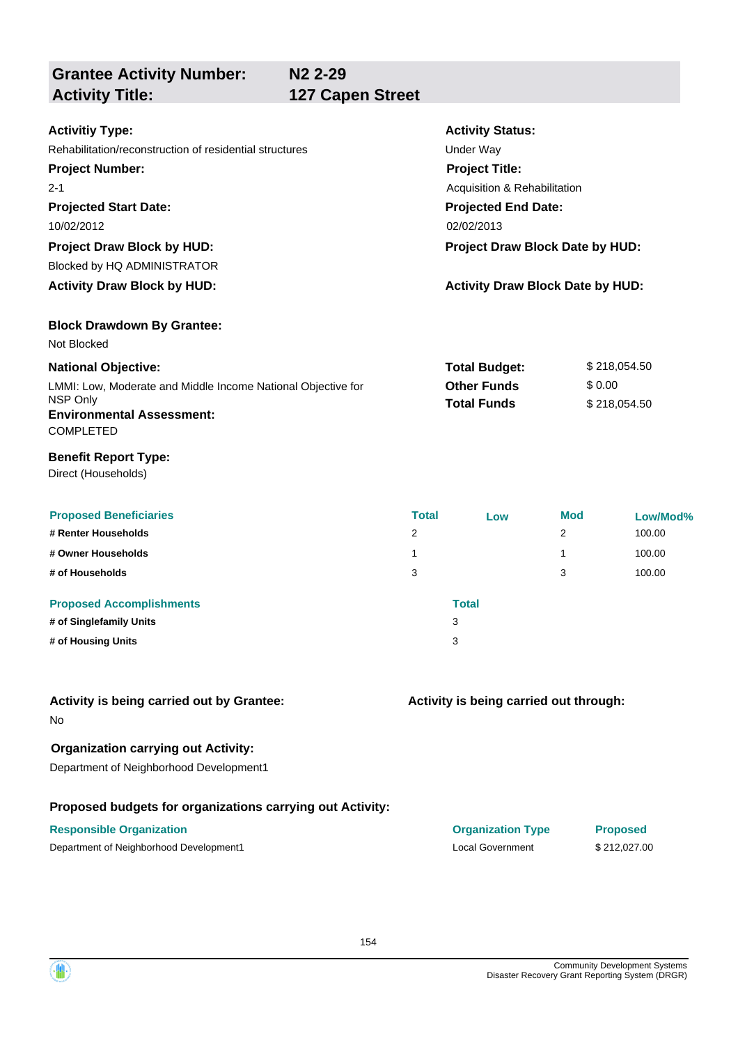## Grantee Activity Number: N2 2-29
## Activity Title: 127 Capen Street

**Activitiy Type:**
Rehabilitation/reconstruction of residential structures

**Activity Status:**
Under Way

**Project Number:**
2-1

**Project Title:**
Acquisition & Rehabilitation

**Projected Start Date:**
10/02/2012

**Projected End Date:**
02/02/2013

**Project Draw Block by HUD:**
Blocked by HQ ADMINISTRATOR

**Project Draw Block Date by HUD:**

**Activity Draw Block by HUD:**

**Activity Draw Block Date by HUD:**

**Block Drawdown By Grantee:**
Not Blocked

**National Objective:**
LMMI: Low, Moderate and Middle Income National Objective for NSP Only

**Total Budget:** $ 218,054.50
**Other Funds** $ 0.00
**Total Funds** $ 218,054.50

**Environmental Assessment:**
COMPLETED

**Benefit Report Type:**
Direct (Households)

| Proposed Beneficiaries | Total | Low | Mod | Low/Mod% |
|---|---|---|---|---|
| # Renter Households | 2 | | 2 | 100.00 |
| # Owner Households | 1 | | 1 | 100.00 |
| # of Households | 3 | | 3 | 100.00 |

| Proposed Accomplishments | Total |
|---|---|
| # of Singlefamily Units | 3 |
| # of Housing Units | 3 |

**Activity is being carried out by Grantee:**
No

**Activity is being carried out through:**

**Organization carrying out Activity:**
Department of Neighborhood Development1

**Proposed budgets for organizations carrying out Activity:**

| Responsible Organization | Organization Type | Proposed |
|---|---|---|
| Department of Neighborhood Development1 | Local Government | $ 212,027.00 |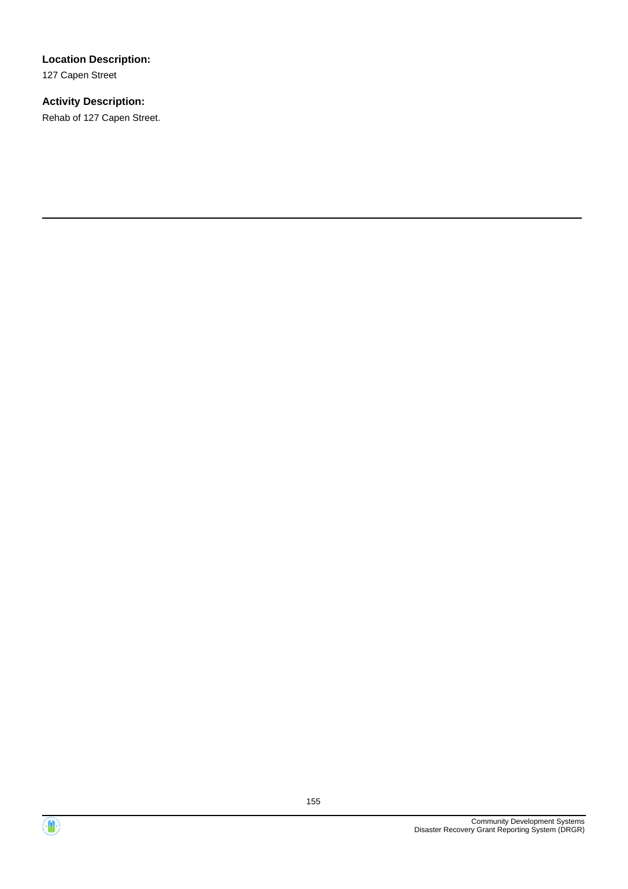**Location Description:**

127 Capen Street

**Activity Description:**

Rehab of 127 Capen Street.

---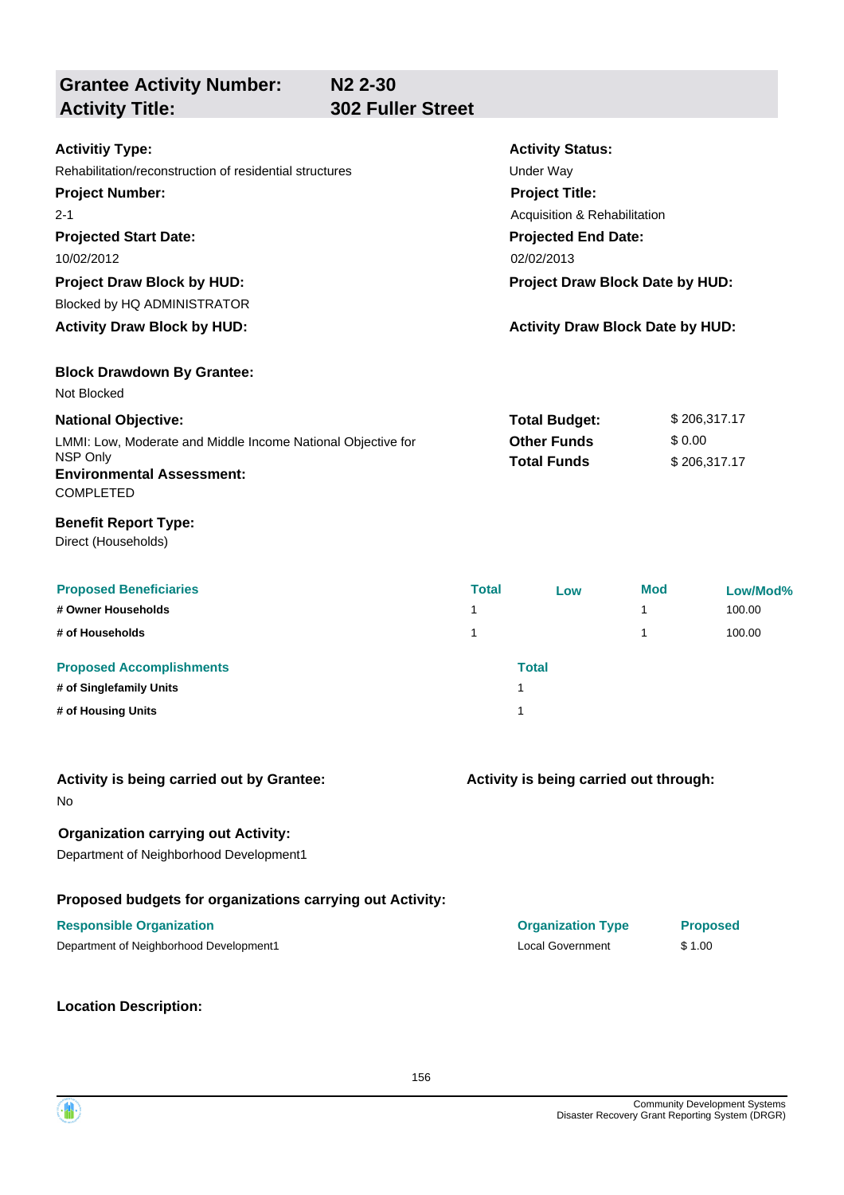| **Grantee Activity Number:** | **N2 2-30** |
|---|---|
| **Activity Title:** | **302 Fuller Street** |

**Activitiy Type:**
Rehabilitation/reconstruction of residential structures

**Activity Status:**
Under Way

**Project Number:**
2-1

**Project Title:**
Acquisition & Rehabilitation

**Projected Start Date:**
10/02/2012

**Projected End Date:**
02/02/2013

**Project Draw Block by HUD:**
Blocked by HQ ADMINISTRATOR

**Project Draw Block Date by HUD:**

**Activity Draw Block by HUD:**

**Activity Draw Block Date by HUD:**

**Block Drawdown By Grantee:**
Not Blocked

**National Objective:**
LMMI: Low, Moderate and Middle Income National Objective for NSP Only

| | |
|---|---|
| **Total Budget:** | $ 206,317.17 |
| **Other Funds** | $ 0.00 |
| **Total Funds** | $ 206,317.17 |

**Environmental Assessment:**
COMPLETED

**Benefit Report Type:**
Direct (Households)

| Proposed Beneficiaries | Total | Low | Mod | Low/Mod% |
|---|---|---|---|---|
| **# Owner Households** | 1 | | 1 | 100.00 |
| **# of Households** | 1 | | 1 | 100.00 |

| Proposed Accomplishments | Total |
|---|---|
| **# of Singlefamily Units** | 1 |
| **# of Housing Units** | 1 |

**Activity is being carried out by Grantee:**
No

**Activity is being carried out through:**

**Organization carrying out Activity:**
Department of Neighborhood Development1

**Proposed budgets for organizations carrying out Activity:**

| Responsible Organization | Organization Type | Proposed |
|---|---|---|
| Department of Neighborhood Development1 | Local Government | $ 1.00 |

**Location Description:**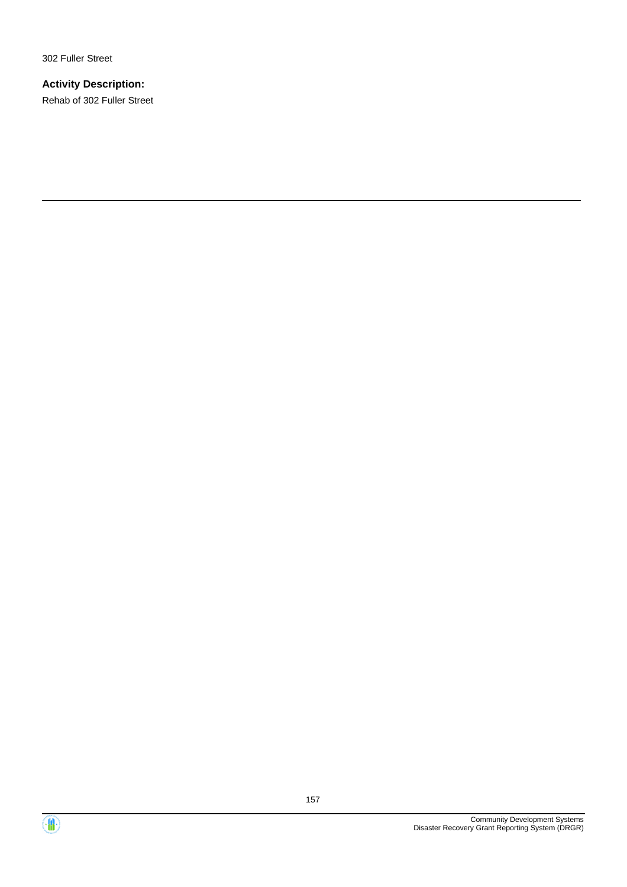302 Fuller Street

**Activity Description:**

Rehab of 302 Fuller Street

---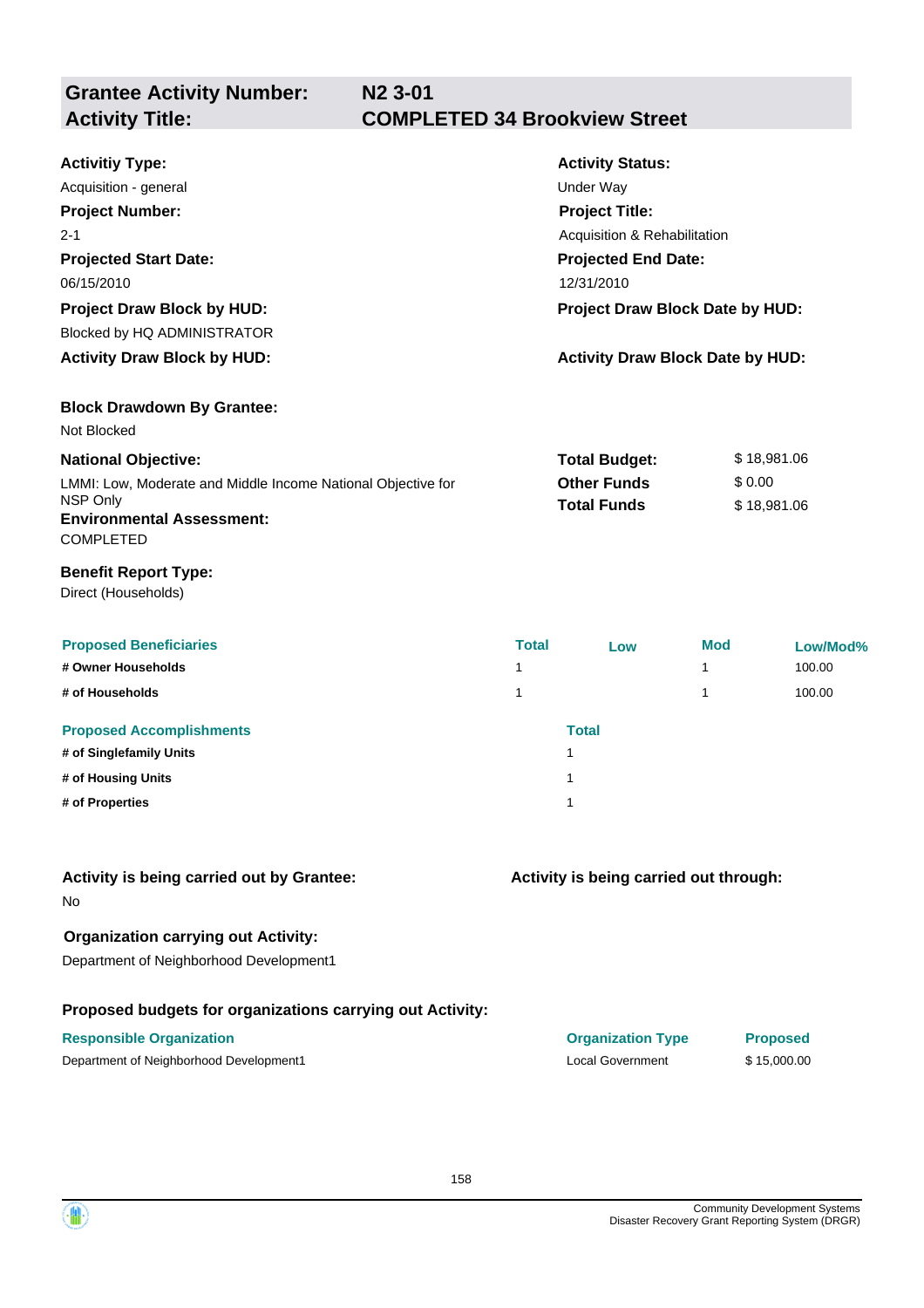| **Grantee Activity Number:** | **N2 3-01** |
|---|---|
| **Activity Title:** | **COMPLETED 34 Brookview Street** |

**Activitiy Type:**
Acquisition - general

**Activity Status:**
Under Way

**Project Number:**
2-1

**Project Title:**
Acquisition & Rehabilitation

**Projected Start Date:**
06/15/2010

**Projected End Date:**
12/31/2010

**Project Draw Block by HUD:**
Blocked by HQ ADMINISTRATOR

**Project Draw Block Date by HUD:**

**Activity Draw Block by HUD:**

**Activity Draw Block Date by HUD:**

**Block Drawdown By Grantee:**
Not Blocked

**National Objective:**
LMMI: Low, Moderate and Middle Income National Objective for NSP Only

| | |
|---|---|
| **Total Budget:** | $ 18,981.06 |
| **Other Funds** | $ 0.00 |
| **Total Funds** | $ 18,981.06 |

**Environmental Assessment:**
COMPLETED

**Benefit Report Type:**
Direct (Households)

| Proposed Beneficiaries | Total | Low | Mod | Low/Mod% |
|---|---|---|---|---|
| # Owner Households | 1 | | 1 | 100.00 |
| # of Households | 1 | | 1 | 100.00 |

| Proposed Accomplishments | Total |
|---|---|
| # of Singlefamily Units | 1 |
| # of Housing Units | 1 |
| # of Properties | 1 |

**Activity is being carried out by Grantee:**
No

**Activity is being carried out through:**

**Organization carrying out Activity:**
Department of Neighborhood Development1

**Proposed budgets for organizations carrying out Activity:**

| Responsible Organization | Organization Type | Proposed |
|---|---|---|
| Department of Neighborhood Development1 | Local Government | $ 15,000.00 |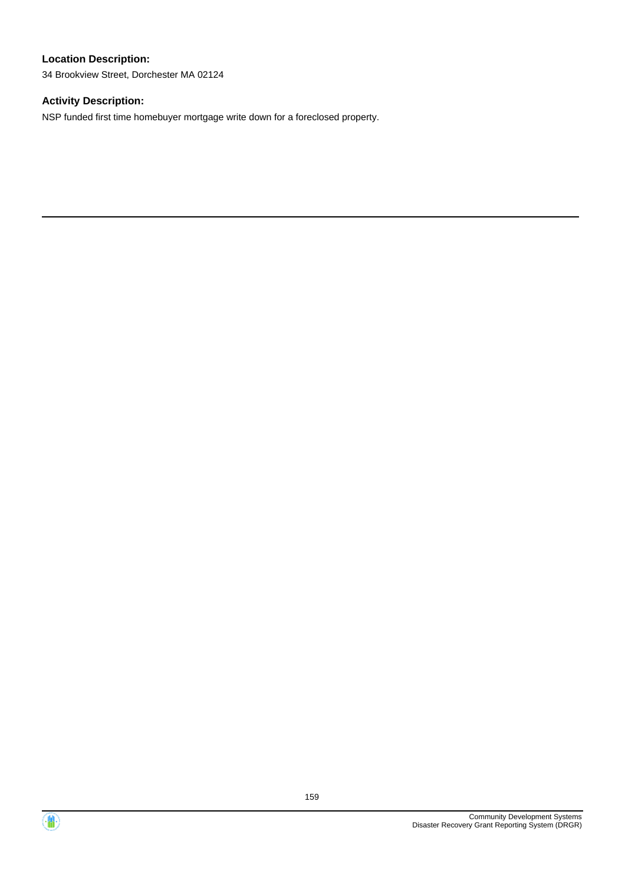**Location Description:**

34 Brookview Street, Dorchester MA 02124

**Activity Description:**

NSP funded first time homebuyer mortgage write down for a foreclosed property.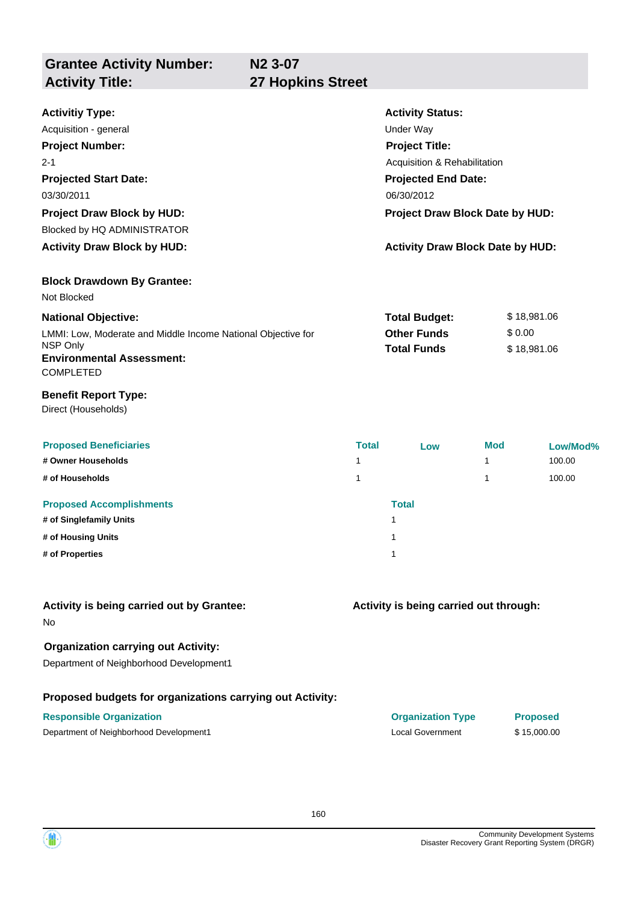| **Grantee Activity Number:** | **N2 3-07** |
|---|---|
| **Activity Title:** | **27 Hopkins Street** |

**Activitiy Type:**
Acquisition - general

**Activity Status:**
Under Way

**Project Number:**
2-1

**Project Title:**
Acquisition & Rehabilitation

**Projected Start Date:**
03/30/2011

**Projected End Date:**
06/30/2012

**Project Draw Block by HUD:**
Blocked by HQ ADMINISTRATOR

**Project Draw Block Date by HUD:**

**Activity Draw Block by HUD:**

**Activity Draw Block Date by HUD:**

**Block Drawdown By Grantee:**
Not Blocked

**National Objective:**
LMMI: Low, Moderate and Middle Income National Objective for NSP Only

| | |
|---|---|
| **Total Budget:** | $ 18,981.06 |
| **Other Funds** | $ 0.00 |
| **Total Funds** | $ 18,981.06 |

**Environmental Assessment:**
COMPLETED

**Benefit Report Type:**
Direct (Households)

| Proposed Beneficiaries | Total | Low | Mod | Low/Mod% |
|---|---|---|---|---|
| # Owner Households | 1 | | 1 | 100.00 |
| # of Households | 1 | | 1 | 100.00 |

| Proposed Accomplishments | Total |
|---|---|
| # of Singlefamily Units | 1 |
| # of Housing Units | 1 |
| # of Properties | 1 |

**Activity is being carried out by Grantee:**
No

**Activity is being carried out through:**

**Organization carrying out Activity:**
Department of Neighborhood Development1

**Proposed budgets for organizations carrying out Activity:**

| Responsible Organization | Organization Type | Proposed |
|---|---|---|
| Department of Neighborhood Development1 | Local Government | $ 15,000.00 |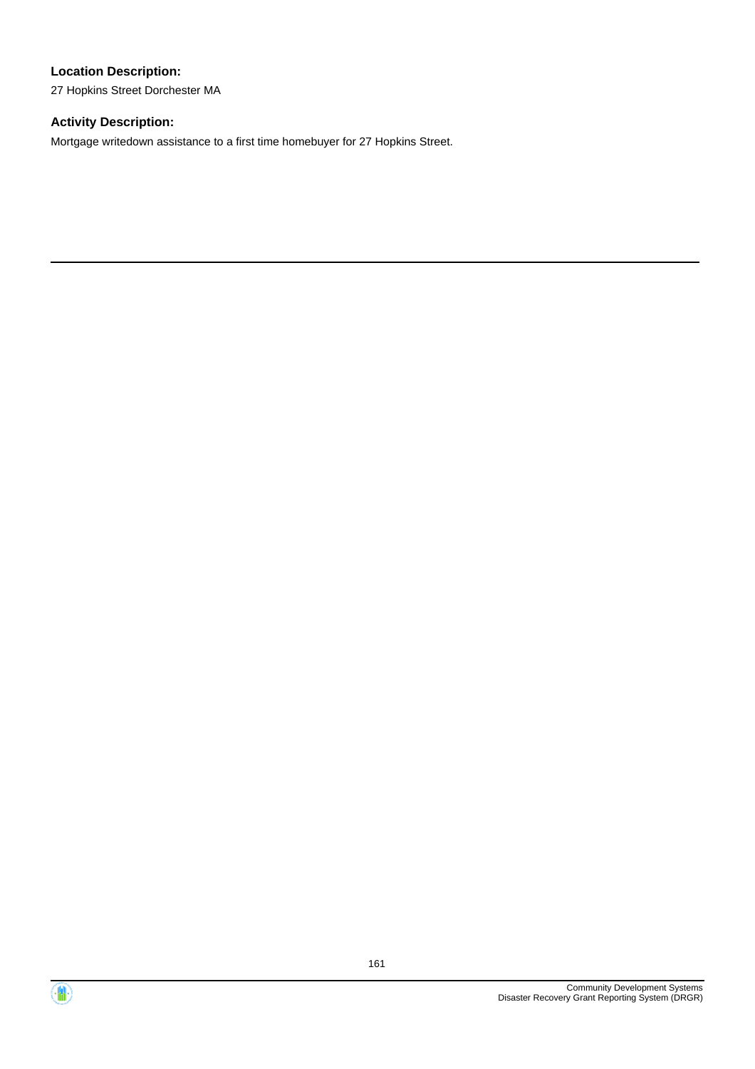**Location Description:**

27 Hopkins Street Dorchester MA

**Activity Description:**

Mortgage writedown assistance to a first time homebuyer for 27 Hopkins Street.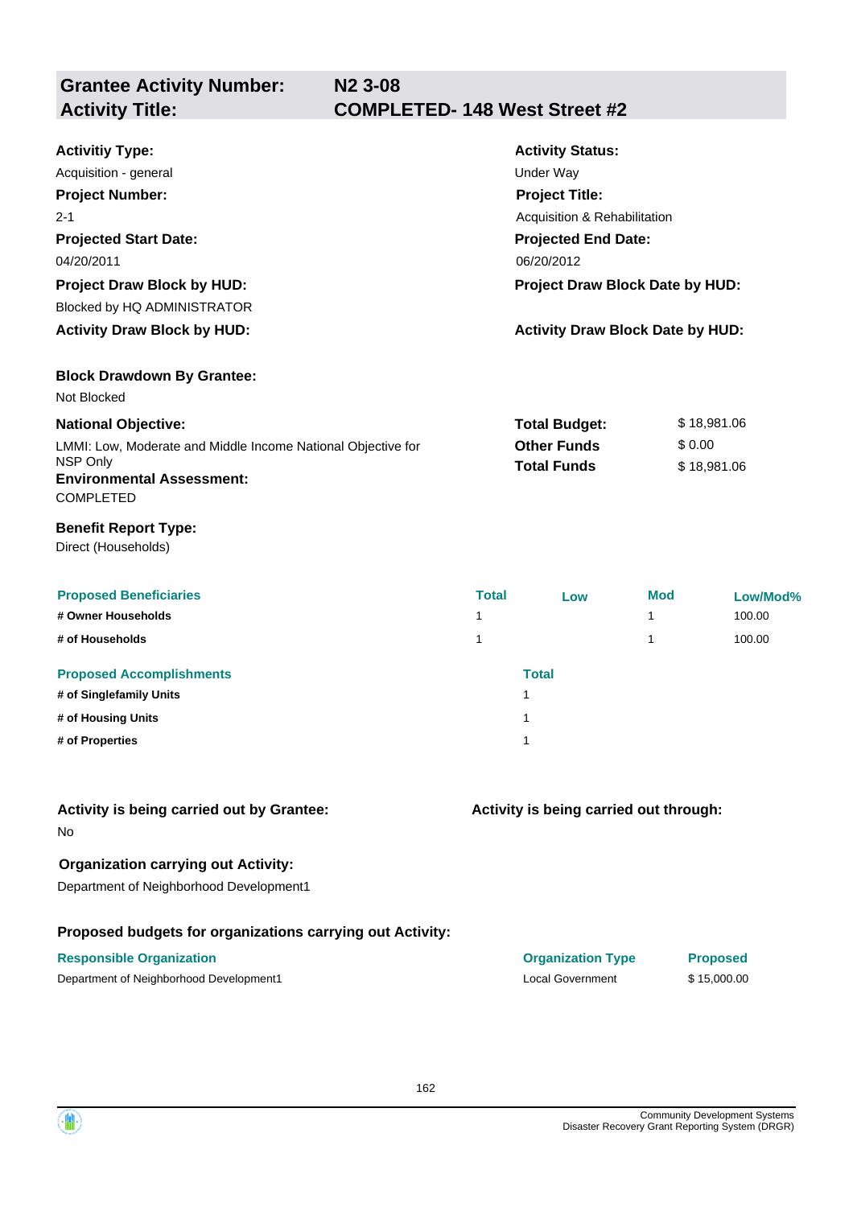| **Grantee Activity Number:** | **N2 3-08** |
|---|---|
| **Activity Title:** | **COMPLETED- 148 West Street #2** |

**Activitiy Type:**
Acquisition - general

**Activity Status:**
Under Way

**Project Number:**
2-1

**Project Title:**
Acquisition & Rehabilitation

**Projected Start Date:**
04/20/2011

**Projected End Date:**
06/20/2012

**Project Draw Block by HUD:**
Blocked by HQ ADMINISTRATOR

**Project Draw Block Date by HUD:**

**Activity Draw Block by HUD:**

**Activity Draw Block Date by HUD:**

**Block Drawdown By Grantee:**
Not Blocked

**National Objective:**
LMMI: Low, Moderate and Middle Income National Objective for NSP Only

| | |
|---|---|
| **Total Budget:** | $ 18,981.06 |
| **Other Funds** | $ 0.00 |
| **Total Funds** | $ 18,981.06 |

**Environmental Assessment:**
COMPLETED

**Benefit Report Type:**
Direct (Households)

| Proposed Beneficiaries | Total | Low | Mod | Low/Mod% |
|---|---|---|---|---|
| # Owner Households | 1 | | 1 | 100.00 |
| # of Households | 1 | | 1 | 100.00 |

| Proposed Accomplishments | Total |
|---|---|
| # of Singlefamily Units | 1 |
| # of Housing Units | 1 |
| # of Properties | 1 |

**Activity is being carried out by Grantee:**
No

**Activity is being carried out through:**

**Organization carrying out Activity:**
Department of Neighborhood Development1

**Proposed budgets for organizations carrying out Activity:**

| Responsible Organization | Organization Type | Proposed |
|---|---|---|
| Department of Neighborhood Development1 | Local Government | $ 15,000.00 |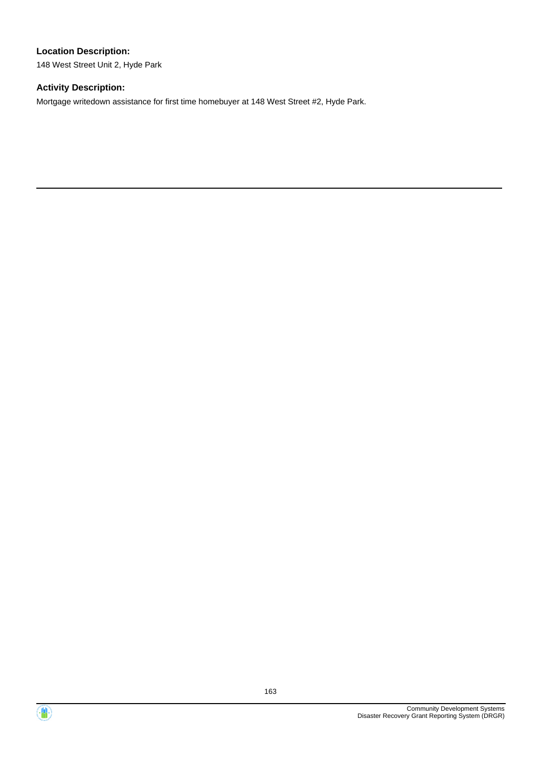**Location Description:**

148 West Street Unit 2, Hyde Park

**Activity Description:**

Mortgage writedown assistance for first time homebuyer at 148 West Street #2, Hyde Park.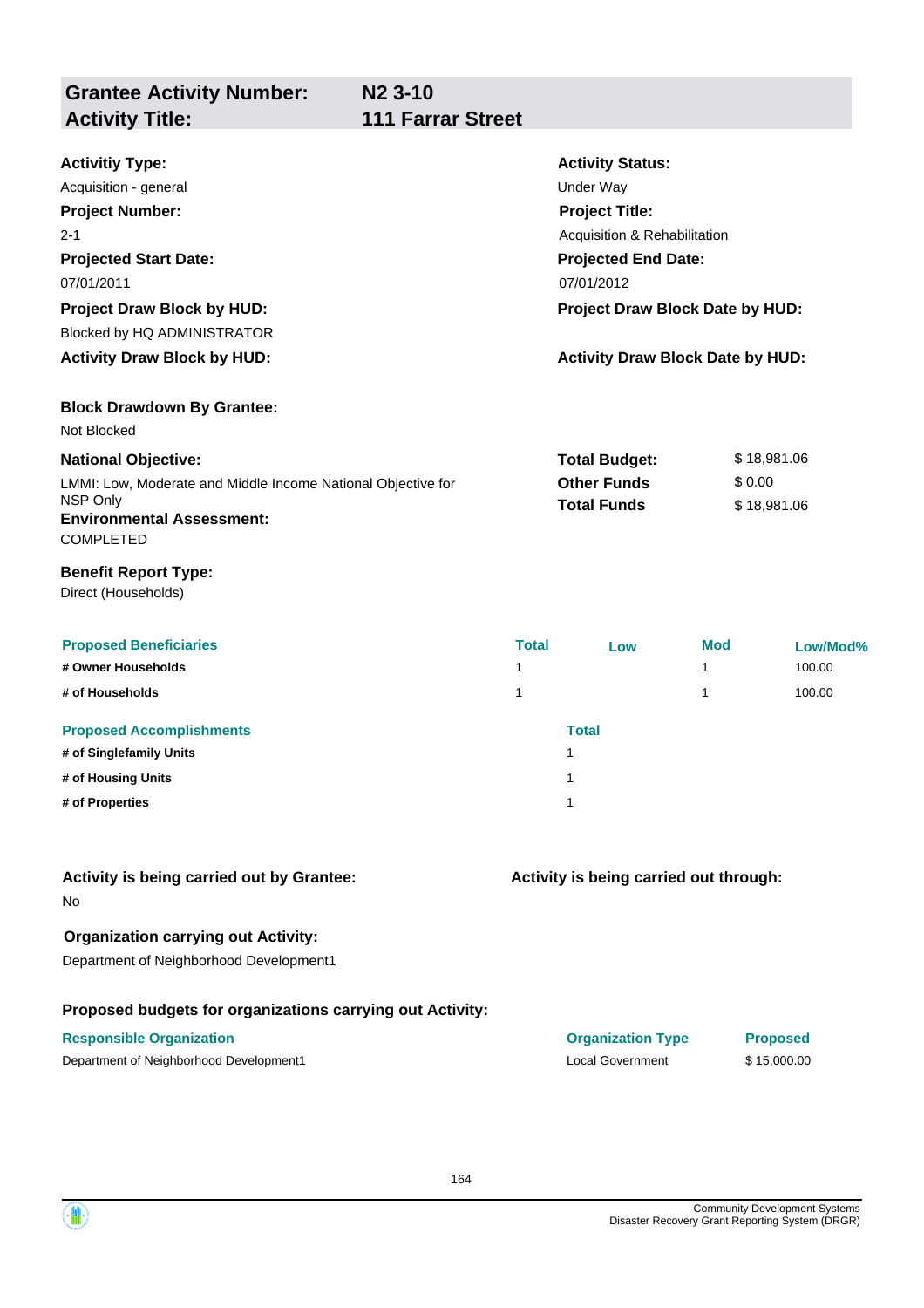## Grantee Activity Number: N2 3-10
## Activity Title: 111 Farrar Street

**Activitiy Type:**
Acquisition - general

**Activity Status:**
Under Way

**Project Number:**
2-1

**Project Title:**
Acquisition & Rehabilitation

**Projected Start Date:**
07/01/2011

**Projected End Date:**
07/01/2012

**Project Draw Block by HUD:**
Blocked by HQ ADMINISTRATOR

**Project Draw Block Date by HUD:**

**Activity Draw Block by HUD:**

**Activity Draw Block Date by HUD:**

**Block Drawdown By Grantee:**
Not Blocked

**National Objective:**
LMMI: Low, Moderate and Middle Income National Objective for NSP Only

| | |
|---|---|
| **Total Budget:** | $ 18,981.06 |
| **Other Funds** | $ 0.00 |
| **Total Funds** | $ 18,981.06 |

**Environmental Assessment:**
COMPLETED

**Benefit Report Type:**
Direct (Households)

| Proposed Beneficiaries | Total | Low | Mod | Low/Mod% |
|---|---|---|---|---|
| # Owner Households | 1 | | 1 | 100.00 |
| # of Households | 1 | | 1 | 100.00 |

| Proposed Accomplishments | Total |
|---|---|
| # of Singlefamily Units | 1 |
| # of Housing Units | 1 |
| # of Properties | 1 |

**Activity is being carried out by Grantee:**
No

**Activity is being carried out through:**

**Organization carrying out Activity:**
Department of Neighborhood Development1

**Proposed budgets for organizations carrying out Activity:**

| Responsible Organization | Organization Type | Proposed |
|---|---|---|
| Department of Neighborhood Development1 | Local Government | $ 15,000.00 |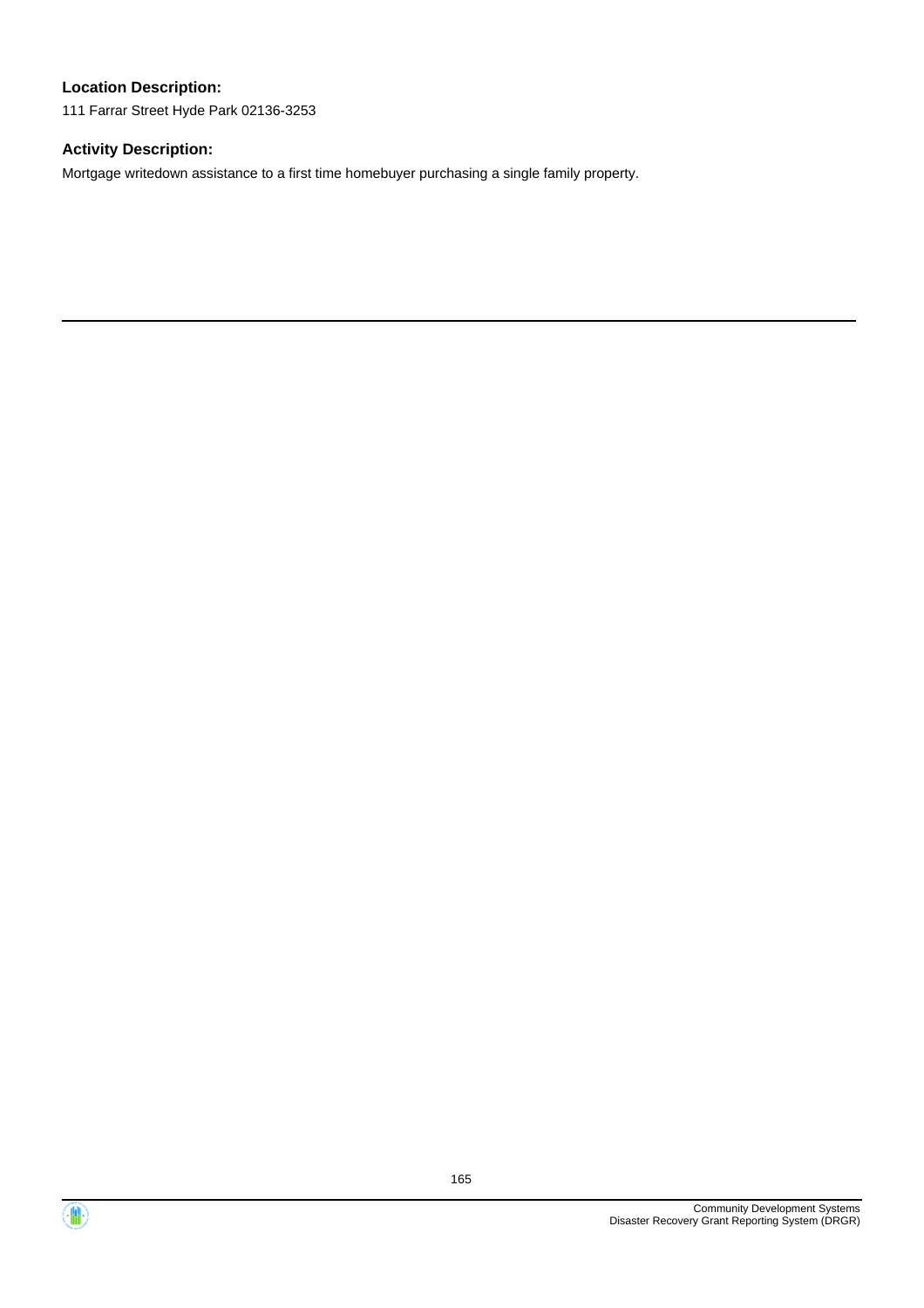**Location Description:**

111 Farrar Street Hyde Park 02136-3253

**Activity Description:**

Mortgage writedown assistance to a first time homebuyer purchasing a single family property.

---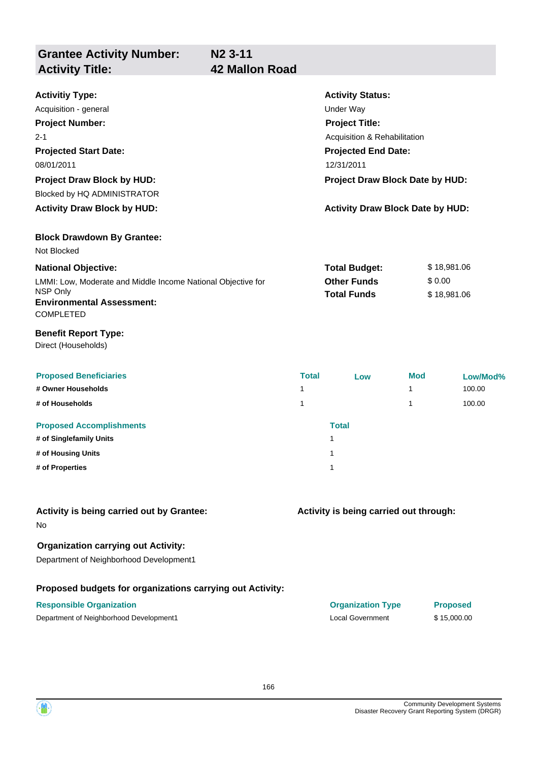## Grantee Activity Number: N2 3-11
## Activity Title: 42 Mallon Road

**Activitiy Type:**
Acquisition - general

**Activity Status:**
Under Way

**Project Number:**
2-1

**Project Title:**
Acquisition & Rehabilitation

**Projected Start Date:**
08/01/2011

**Projected End Date:**
12/31/2011

**Project Draw Block by HUD:**
Blocked by HQ ADMINISTRATOR

**Project Draw Block Date by HUD:**

**Activity Draw Block by HUD:**

**Activity Draw Block Date by HUD:**

**Block Drawdown By Grantee:**
Not Blocked

**National Objective:**
LMMI: Low, Moderate and Middle Income National Objective for NSP Only

| | |
|---|---|
| **Total Budget:** | $ 18,981.06 |
| **Other Funds** | $ 0.00 |
| **Total Funds** | $ 18,981.06 |

**Environmental Assessment:**
COMPLETED

**Benefit Report Type:**
Direct (Households)

| Proposed Beneficiaries | Total | Low | Mod | Low/Mod% |
|---|---|---|---|---|
| # Owner Households | 1 | | 1 | 100.00 |
| # of Households | 1 | | 1 | 100.00 |

| Proposed Accomplishments | Total |
|---|---|
| # of Singlefamily Units | 1 |
| # of Housing Units | 1 |
| # of Properties | 1 |

**Activity is being carried out by Grantee:**
No

**Activity is being carried out through:**

**Organization carrying out Activity:**
Department of Neighborhood Development1

**Proposed budgets for organizations carrying out Activity:**

| Responsible Organization | Organization Type | Proposed |
|---|---|---|
| Department of Neighborhood Development1 | Local Government | $ 15,000.00 |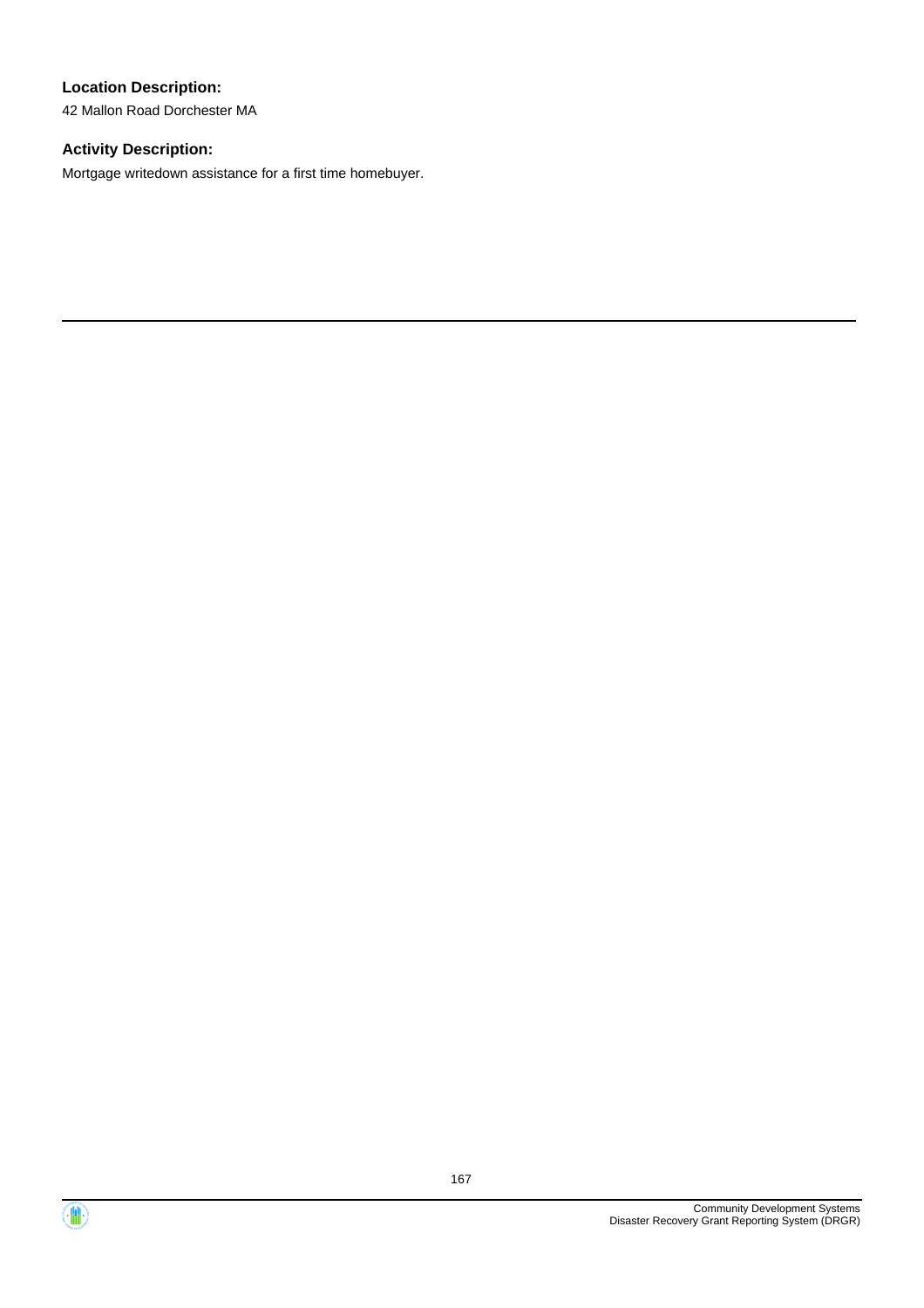**Location Description:**

42 Mallon Road Dorchester MA

**Activity Description:**

Mortgage writedown assistance for a first time homebuyer.

---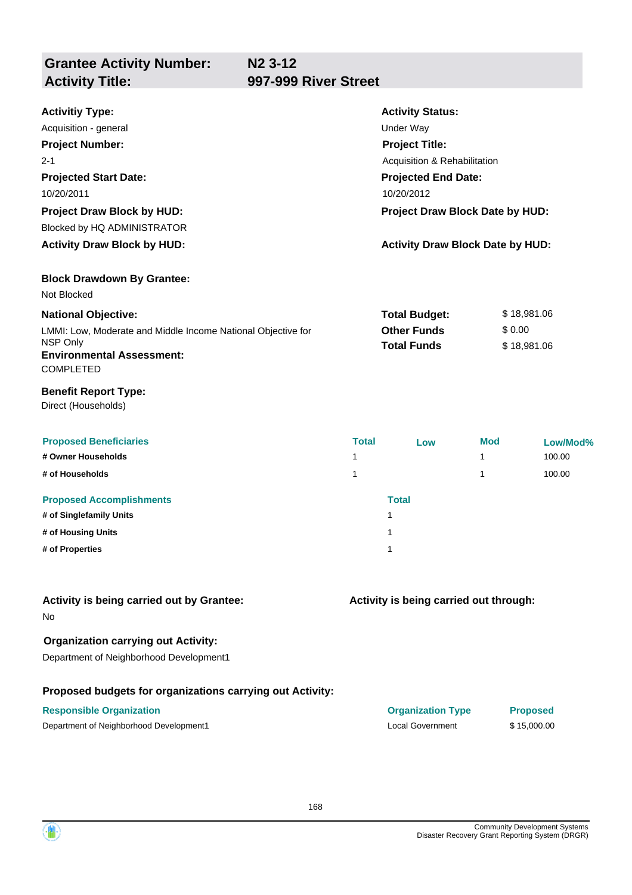**Grantee Activity Number:** N2 3-12
**Activity Title:** 997-999 River Street

**Activitiy Type:**
Acquisition - general

**Activity Status:**
Under Way

**Project Number:**
2-1

**Project Title:**
Acquisition & Rehabilitation

**Projected Start Date:**
10/20/2011

**Projected End Date:**
10/20/2012

**Project Draw Block by HUD:**
Blocked by HQ ADMINISTRATOR

**Project Draw Block Date by HUD:**

**Activity Draw Block by HUD:**

**Activity Draw Block Date by HUD:**

**Block Drawdown By Grantee:**
Not Blocked

**National Objective:**
LMMI: Low, Moderate and Middle Income National Objective for NSP Only

**Total Budget:** $ 18,981.06
**Other Funds** $ 0.00
**Total Funds** $ 18,981.06

**Environmental Assessment:**
COMPLETED

**Benefit Report Type:**
Direct (Households)

| Proposed Beneficiaries | Total | Low | Mod | Low/Mod% |
|---|---|---|---|---|
| # Owner Households | 1 | | 1 | 100.00 |
| # of Households | 1 | | 1 | 100.00 |

| Proposed Accomplishments | Total |
|---|---|
| # of Singlefamily Units | 1 |
| # of Housing Units | 1 |
| # of Properties | 1 |

**Activity is being carried out by Grantee:**
No

**Activity is being carried out through:**

**Organization carrying out Activity:**
Department of Neighborhood Development1

**Proposed budgets for organizations carrying out Activity:**

| Responsible Organization | Organization Type | Proposed |
|---|---|---|
| Department of Neighborhood Development1 | Local Government | $ 15,000.00 |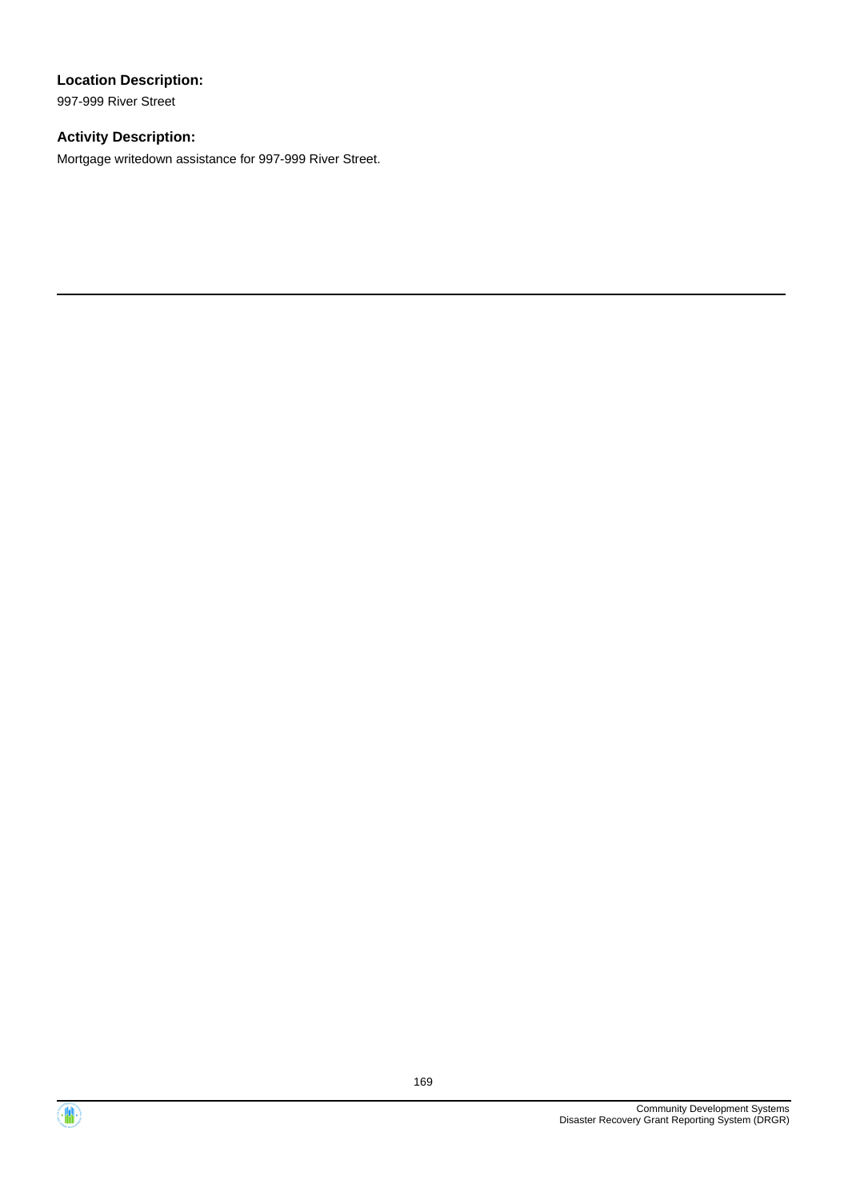**Location Description:**

997-999 River Street

**Activity Description:**

Mortgage writedown assistance for 997-999 River Street.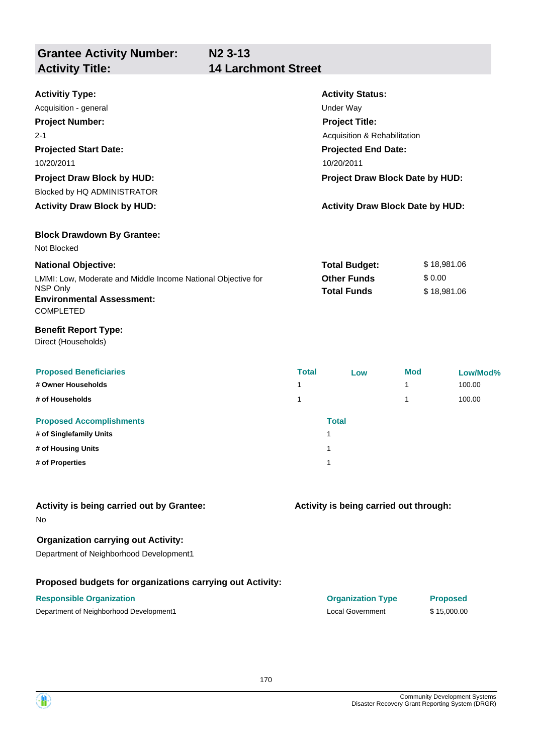| **Grantee Activity Number:** | **N2 3-13** |
|---|---|
| **Activity Title:** | **14 Larchmont Street** |

**Activitiy Type:**
Acquisition - general

**Activity Status:**
Under Way

**Project Number:**
2-1

**Project Title:**
Acquisition & Rehabilitation

**Projected Start Date:**
10/20/2011

**Projected End Date:**
10/20/2011

**Project Draw Block by HUD:**
Blocked by HQ ADMINISTRATOR

**Project Draw Block Date by HUD:**

**Activity Draw Block by HUD:**

**Activity Draw Block Date by HUD:**

**Block Drawdown By Grantee:**
Not Blocked

**National Objective:**
LMMI: Low, Moderate and Middle Income National Objective for NSP Only

| | |
|---|---|
| **Total Budget:** | $ 18,981.06 |
| **Other Funds** | $ 0.00 |
| **Total Funds** | $ 18,981.06 |

**Environmental Assessment:**
COMPLETED

**Benefit Report Type:**
Direct (Households)

| Proposed Beneficiaries | Total | Low | Mod | Low/Mod% |
|---|---|---|---|---|
| # Owner Households | 1 | | 1 | 100.00 |
| # of Households | 1 | | 1 | 100.00 |

| Proposed Accomplishments | Total |
|---|---|
| # of Singlefamily Units | 1 |
| # of Housing Units | 1 |
| # of Properties | 1 |

**Activity is being carried out by Grantee:**
No

**Activity is being carried out through:**

**Organization carrying out Activity:**
Department of Neighborhood Development1

**Proposed budgets for organizations carrying out Activity:**

| Responsible Organization | Organization Type | Proposed |
|---|---|---|
| Department of Neighborhood Development1 | Local Government | $ 15,000.00 |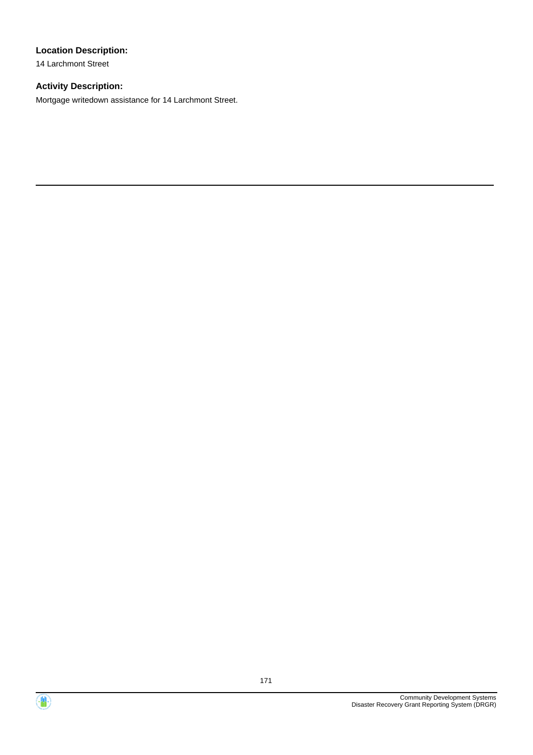**Location Description:**

14 Larchmont Street

**Activity Description:**

Mortgage writedown assistance for 14 Larchmont Street.

---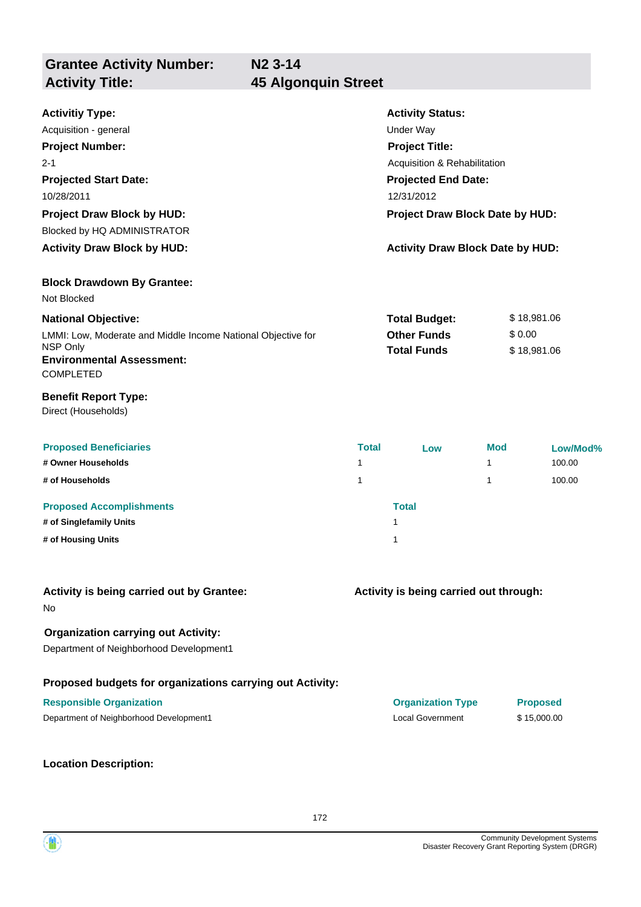| **Grantee Activity Number:** | **N2 3-14** |
|---|---|
| **Activity Title:** | **45 Algonquin Street** |

**Activitiy Type:**
Acquisition - general

**Activity Status:**
Under Way

**Project Number:**
2-1

**Project Title:**
Acquisition & Rehabilitation

**Projected Start Date:**
10/28/2011

**Projected End Date:**
12/31/2012

**Project Draw Block by HUD:**
Blocked by HQ ADMINISTRATOR

**Project Draw Block Date by HUD:**

**Activity Draw Block by HUD:**

**Activity Draw Block Date by HUD:**

**Block Drawdown By Grantee:**
Not Blocked

**National Objective:**
LMMI: Low, Moderate and Middle Income National Objective for NSP Only

| | |
|---|---|
| **Total Budget:** | $ 18,981.06 |
| **Other Funds** | $ 0.00 |
| **Total Funds** | $ 18,981.06 |

**Environmental Assessment:**
COMPLETED

**Benefit Report Type:**
Direct (Households)

| Proposed Beneficiaries | Total | Low | Mod | Low/Mod% |
|---|---|---|---|---|
| **# Owner Households** | 1 | | 1 | 100.00 |
| **# of Households** | 1 | | 1 | 100.00 |

| Proposed Accomplishments | Total |
|---|---|
| **# of Singlefamily Units** | 1 |
| **# of Housing Units** | 1 |

**Activity is being carried out by Grantee:**
No

**Activity is being carried out through:**

**Organization carrying out Activity:**
Department of Neighborhood Development1

**Proposed budgets for organizations carrying out Activity:**

| Responsible Organization | Organization Type | Proposed |
|---|---|---|
| Department of Neighborhood Development1 | Local Government | $ 15,000.00 |

**Location Description:**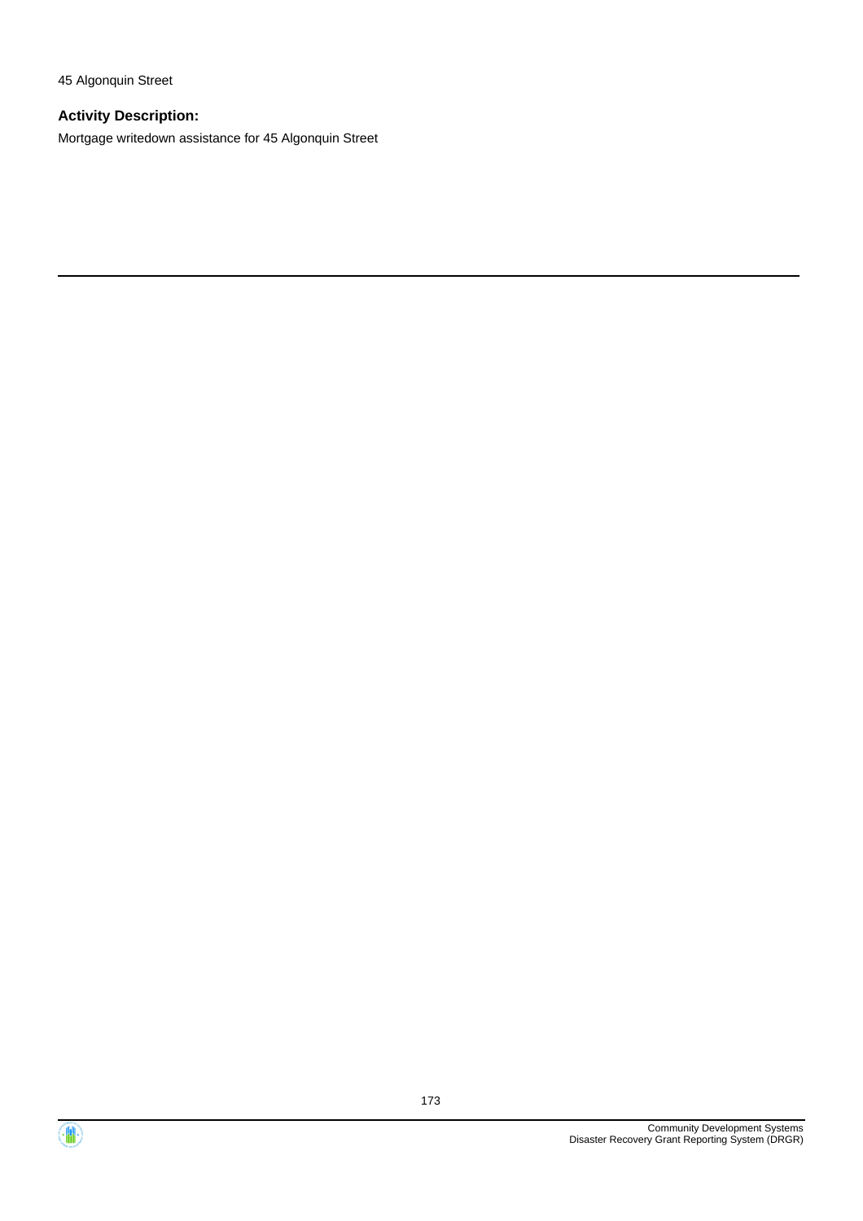45 Algonquin Street

**Activity Description:**

Mortgage writedown assistance for 45 Algonquin Street

---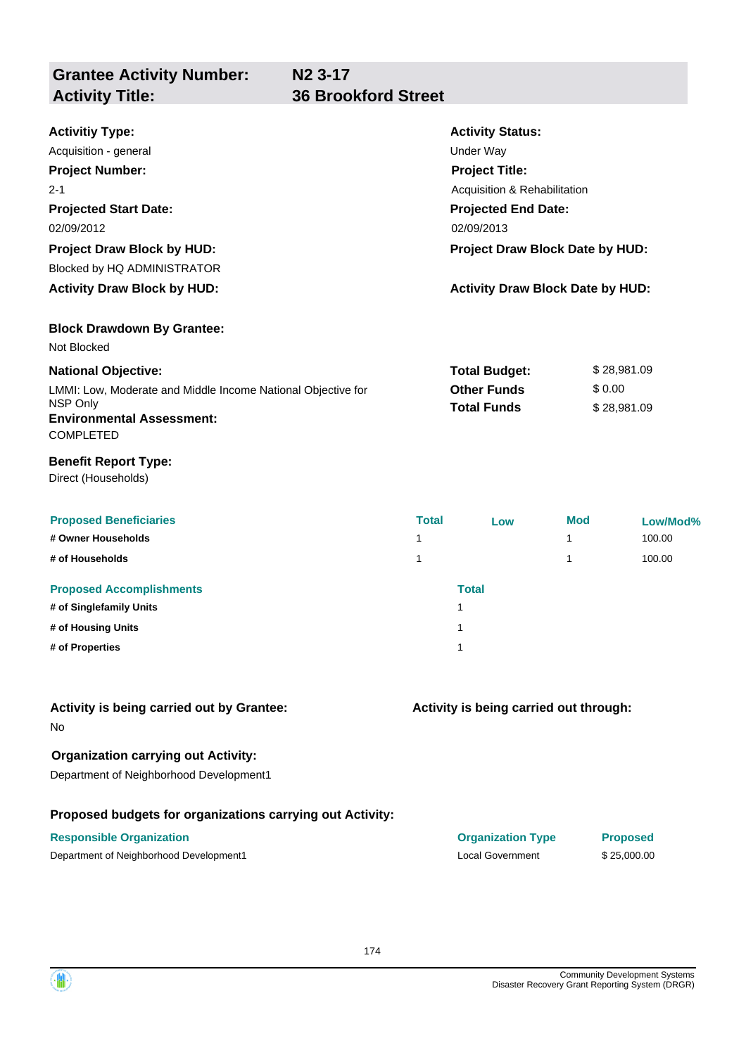| **Grantee Activity Number:** | **N2 3-17** |
|---|---|
| **Activity Title:** | **36 Brookford Street** |

**Activitiy Type:**
Acquisition - general

**Activity Status:**
Under Way

**Project Number:**
2-1

**Project Title:**
Acquisition & Rehabilitation

**Projected Start Date:**
02/09/2012

**Projected End Date:**
02/09/2013

**Project Draw Block by HUD:**
Blocked by HQ ADMINISTRATOR

**Project Draw Block Date by HUD:**

**Activity Draw Block by HUD:**

**Activity Draw Block Date by HUD:**

**Block Drawdown By Grantee:**
Not Blocked

**National Objective:**
LMMI: Low, Moderate and Middle Income National Objective for NSP Only

**Environmental Assessment:**
COMPLETED

| | |
|---|---|
| **Total Budget:** | $ 28,981.09 |
| **Other Funds** | $ 0.00 |
| **Total Funds** | $ 28,981.09 |

**Benefit Report Type:**
Direct (Households)

| Proposed Beneficiaries | Total | Low | Mod | Low/Mod% |
|---|---|---|---|---|
| # Owner Households | 1 | | 1 | 100.00 |
| # of Households | 1 | | 1 | 100.00 |

| Proposed Accomplishments | Total |
|---|---|
| # of Singlefamily Units | 1 |
| # of Housing Units | 1 |
| # of Properties | 1 |

**Activity is being carried out by Grantee:**
No

**Activity is being carried out through:**

**Organization carrying out Activity:**
Department of Neighborhood Development1

**Proposed budgets for organizations carrying out Activity:**

| Responsible Organization | Organization Type | Proposed |
|---|---|---|
| Department of Neighborhood Development1 | Local Government | $ 25,000.00 |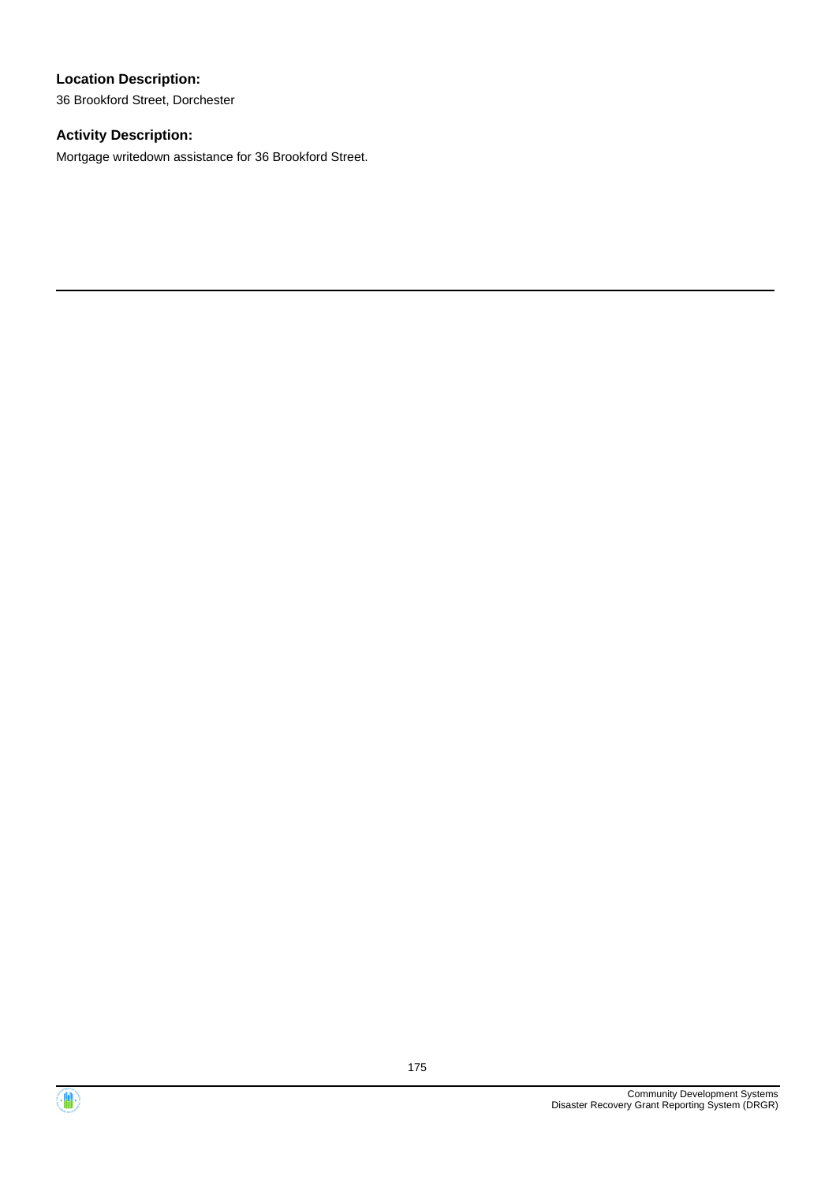**Location Description:**

36 Brookford Street, Dorchester

**Activity Description:**

Mortgage writedown assistance for 36 Brookford Street.

---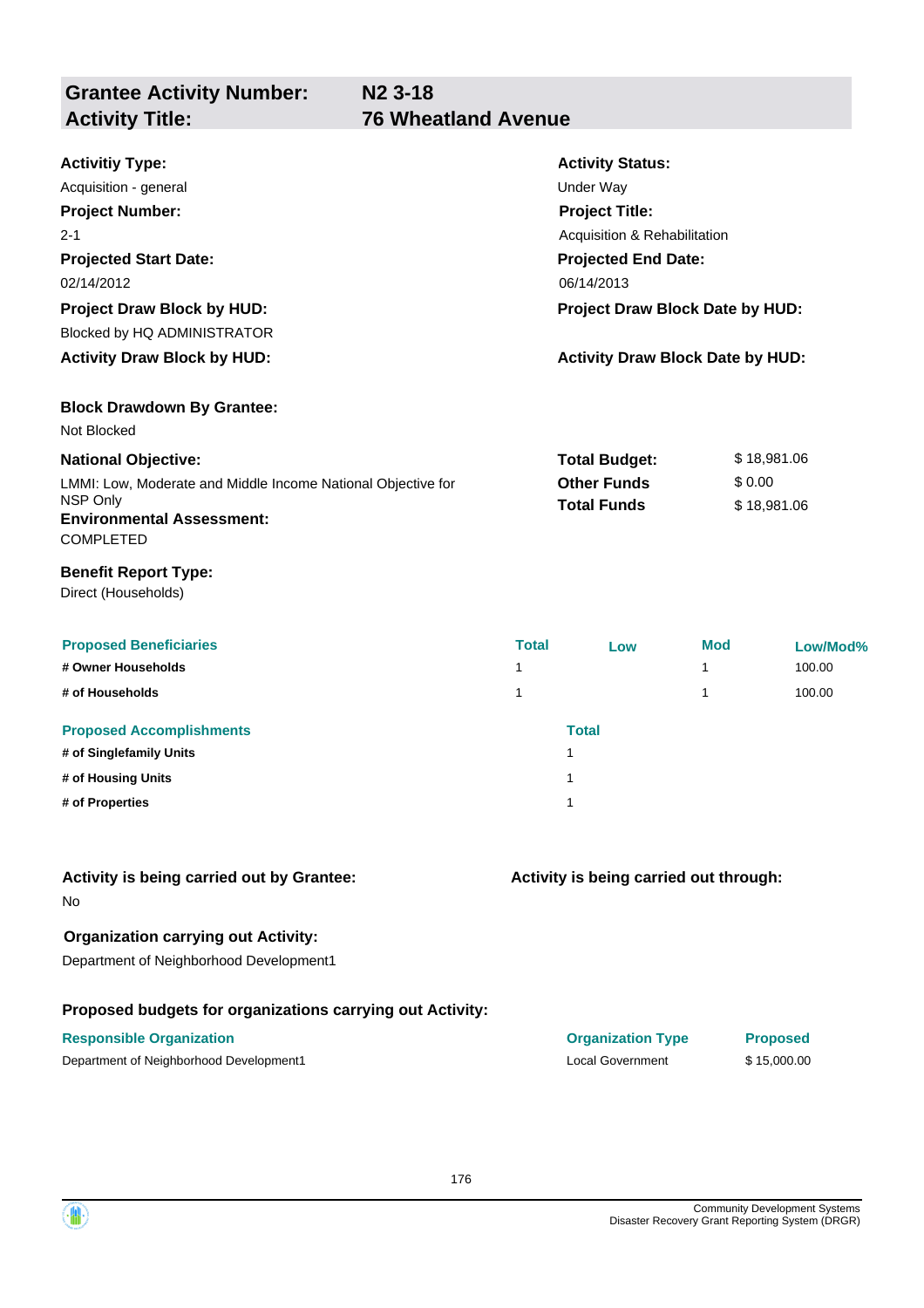## Grantee Activity Number: N2 3-18
## Activity Title: 76 Wheatland Avenue

**Activitiy Type:**
Acquisition - general

**Activity Status:**
Under Way

**Project Number:**
2-1

**Project Title:**
Acquisition & Rehabilitation

**Projected Start Date:**
02/14/2012

**Projected End Date:**
06/14/2013

**Project Draw Block by HUD:**
Blocked by HQ ADMINISTRATOR

**Project Draw Block Date by HUD:**

**Activity Draw Block by HUD:**

**Activity Draw Block Date by HUD:**

**Block Drawdown By Grantee:**
Not Blocked

**National Objective:**
LMMI: Low, Moderate and Middle Income National Objective for NSP Only

**Total Budget:** $ 18,981.06
**Other Funds** $ 0.00
**Total Funds** $ 18,981.06

**Environmental Assessment:**
COMPLETED

**Benefit Report Type:**
Direct (Households)

| Proposed Beneficiaries | Total | Low | Mod | Low/Mod% |
|---|---|---|---|---|
| # Owner Households | 1 | | 1 | 100.00 |
| # of Households | 1 | | 1 | 100.00 |

| Proposed Accomplishments | Total |
|---|---|
| # of Singlefamily Units | 1 |
| # of Housing Units | 1 |
| # of Properties | 1 |

**Activity is being carried out by Grantee:**
No

**Activity is being carried out through:**

**Organization carrying out Activity:**
Department of Neighborhood Development1

**Proposed budgets for organizations carrying out Activity:**

| Responsible Organization | Organization Type | Proposed |
|---|---|---|
| Department of Neighborhood Development1 | Local Government | $ 15,000.00 |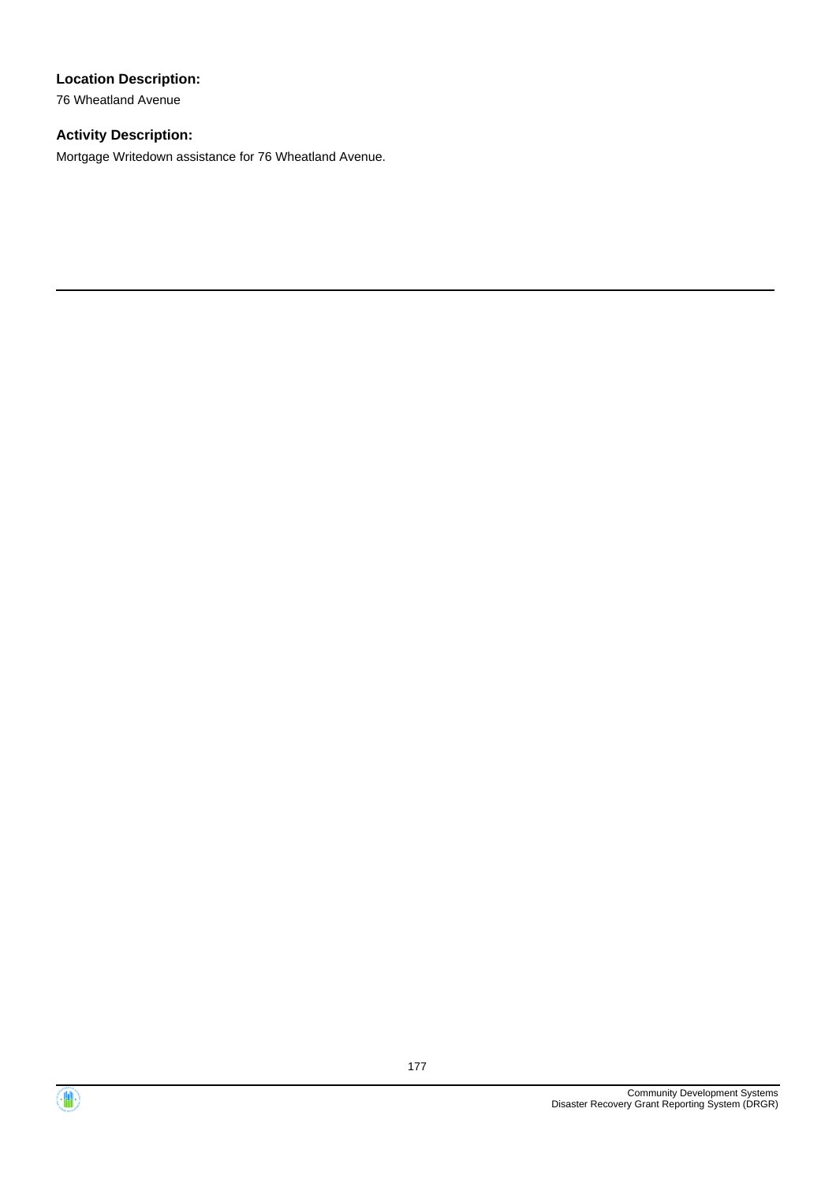**Location Description:**

76 Wheatland Avenue

**Activity Description:**

Mortgage Writedown assistance for 76 Wheatland Avenue.

---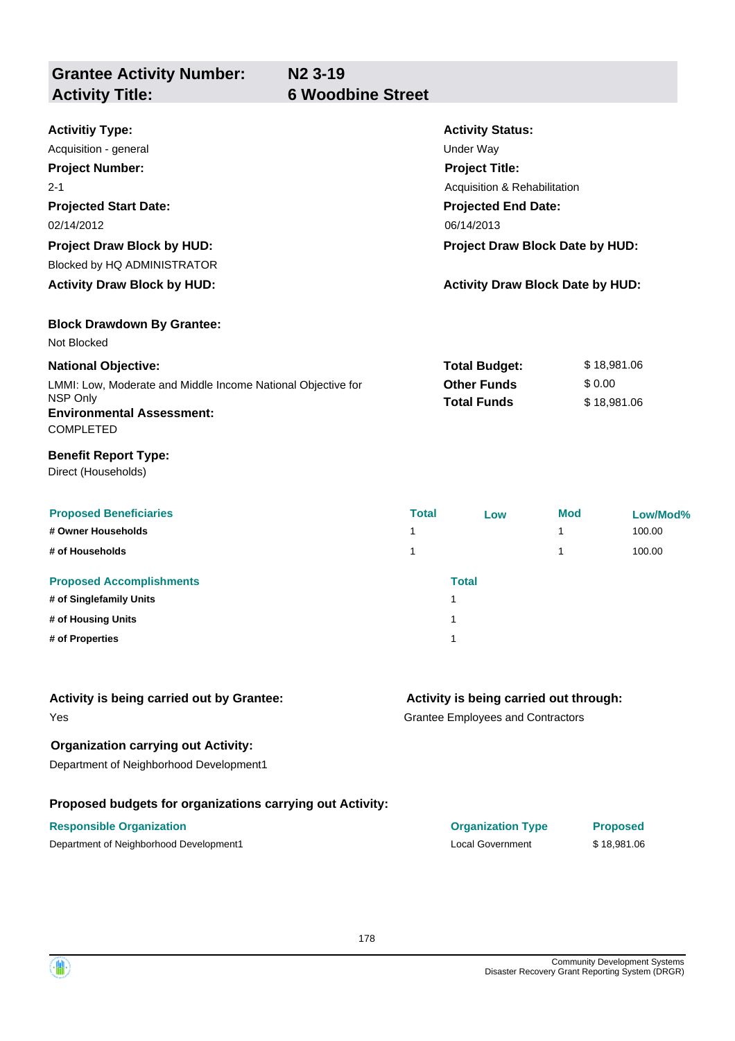| **Grantee Activity Number:** | **N2 3-19** |
|---|---|
| **Activity Title:** | **6 Woodbine Street** |

**Activitiy Type:**
Acquisition - general

**Activity Status:**
Under Way

**Project Number:**
2-1

**Project Title:**
Acquisition & Rehabilitation

**Projected Start Date:**
02/14/2012

**Projected End Date:**
06/14/2013

**Project Draw Block by HUD:**
Blocked by HQ ADMINISTRATOR

**Project Draw Block Date by HUD:**

**Activity Draw Block by HUD:**

**Activity Draw Block Date by HUD:**

**Block Drawdown By Grantee:**
Not Blocked

**National Objective:**
LMMI: Low, Moderate and Middle Income National Objective for NSP Only

| | |
|---|---|
| **Total Budget:** | $ 18,981.06 |
| **Other Funds** | $ 0.00 |
| **Total Funds** | $ 18,981.06 |

**Environmental Assessment:**
COMPLETED

**Benefit Report Type:**
Direct (Households)

| Proposed Beneficiaries | Total | Low | Mod | Low/Mod% |
|---|---|---|---|---|
| # Owner Households | 1 | | 1 | 100.00 |
| # of Households | 1 | | 1 | 100.00 |

| Proposed Accomplishments | Total |
|---|---|
| # of Singlefamily Units | 1 |
| # of Housing Units | 1 |
| # of Properties | 1 |

**Activity is being carried out by Grantee:**
Yes

**Activity is being carried out through:**
Grantee Employees and Contractors

**Organization carrying out Activity:**
Department of Neighborhood Development1

**Proposed budgets for organizations carrying out Activity:**

| Responsible Organization | Organization Type | Proposed |
|---|---|---|
| Department of Neighborhood Development1 | Local Government | $ 18,981.06 |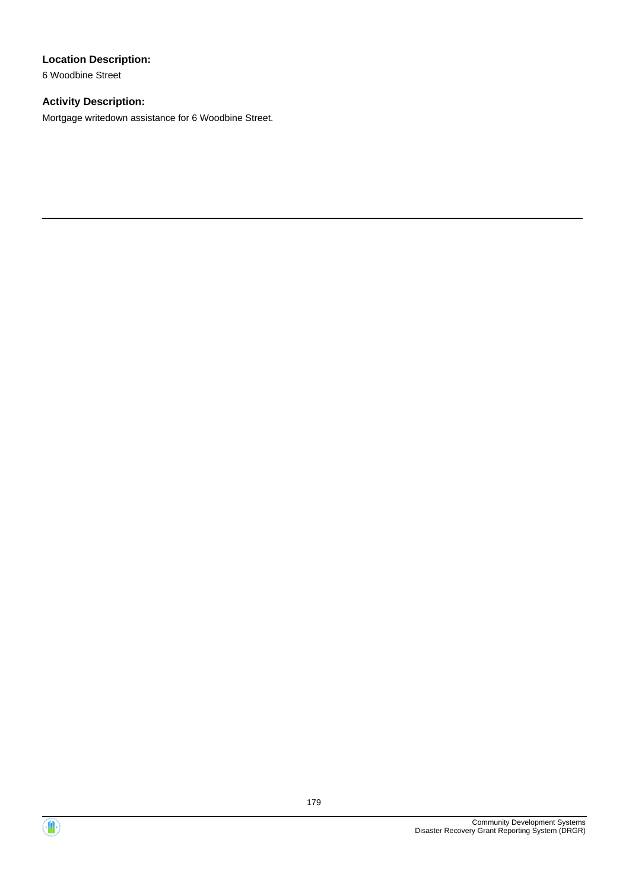**Location Description:**

6 Woodbine Street

**Activity Description:**

Mortgage writedown assistance for 6 Woodbine Street.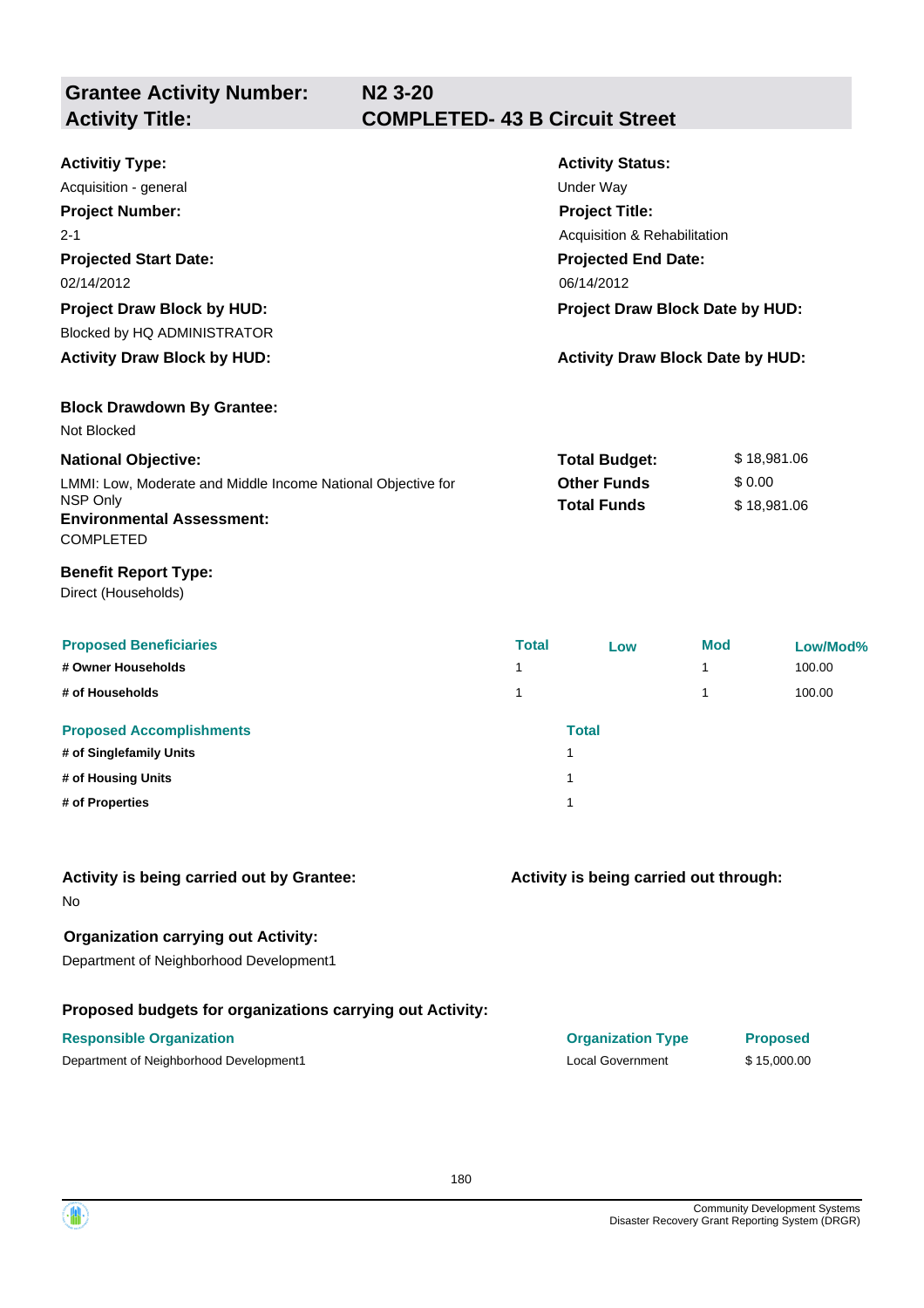**Grantee Activity Number:** N2 3-20
**Activity Title:** COMPLETED- 43 B Circuit Street

**Activitiy Type:**
Acquisition - general

**Activity Status:**
Under Way

**Project Number:**
2-1

**Project Title:**
Acquisition & Rehabilitation

**Projected Start Date:**
02/14/2012

**Projected End Date:**
06/14/2012

**Project Draw Block by HUD:**
Blocked by HQ ADMINISTRATOR

**Project Draw Block Date by HUD:**

**Activity Draw Block by HUD:**

**Activity Draw Block Date by HUD:**

**Block Drawdown By Grantee:**
Not Blocked

**National Objective:**
LMMI: Low, Moderate and Middle Income National Objective for NSP Only

**Total Budget:** $ 18,981.06
**Other Funds** $ 0.00
**Total Funds** $ 18,981.06

**Environmental Assessment:**
COMPLETED

**Benefit Report Type:**
Direct (Households)

| Proposed Beneficiaries | Total | Low | Mod | Low/Mod% |
|---|---|---|---|---|
| # Owner Households | 1 | | 1 | 100.00 |
| # of Households | 1 | | 1 | 100.00 |

| Proposed Accomplishments | Total |
|---|---|
| # of Singlefamily Units | 1 |
| # of Housing Units | 1 |
| # of Properties | 1 |

**Activity is being carried out by Grantee:**
No

**Activity is being carried out through:**

**Organization carrying out Activity:**
Department of Neighborhood Development1

**Proposed budgets for organizations carrying out Activity:**

| Responsible Organization | Organization Type | Proposed |
|---|---|---|
| Department of Neighborhood Development1 | Local Government | $ 15,000.00 |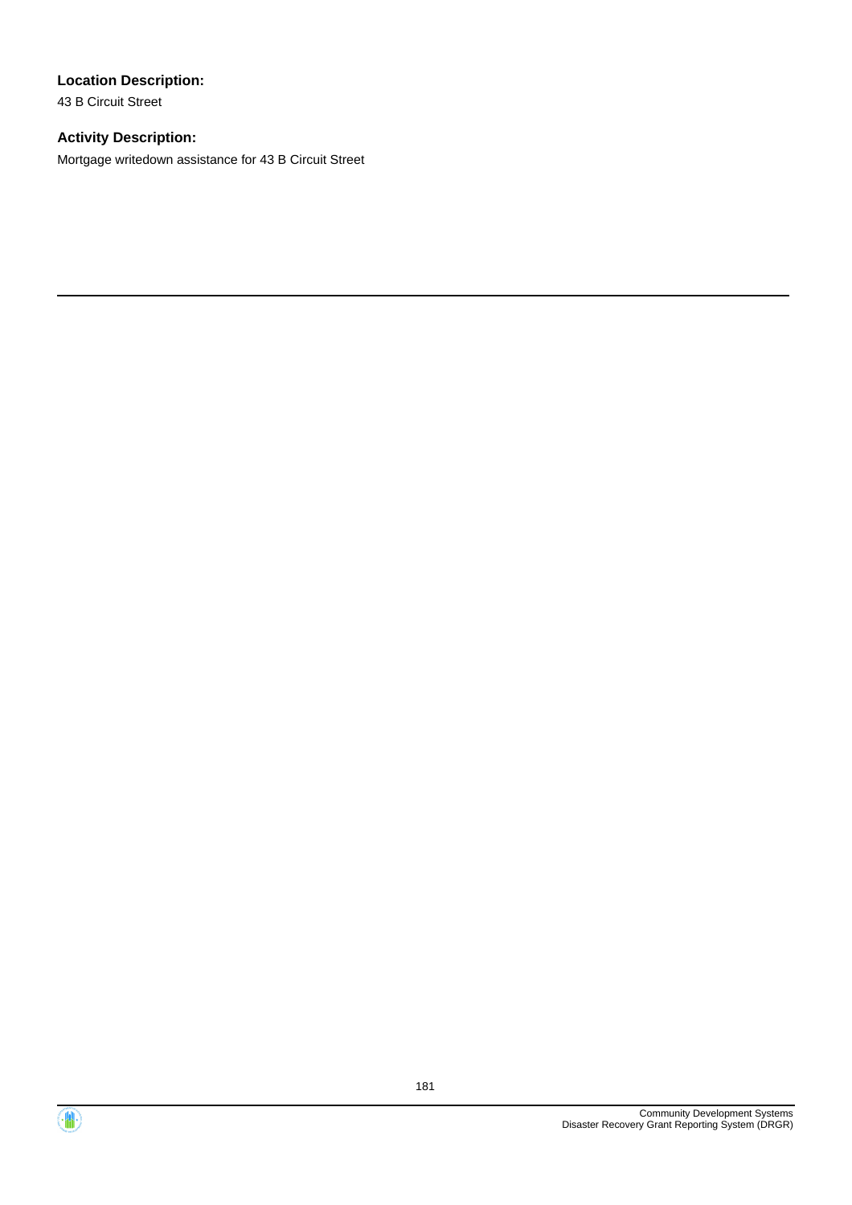**Location Description:**

43 B Circuit Street

**Activity Description:**

Mortgage writedown assistance for 43 B Circuit Street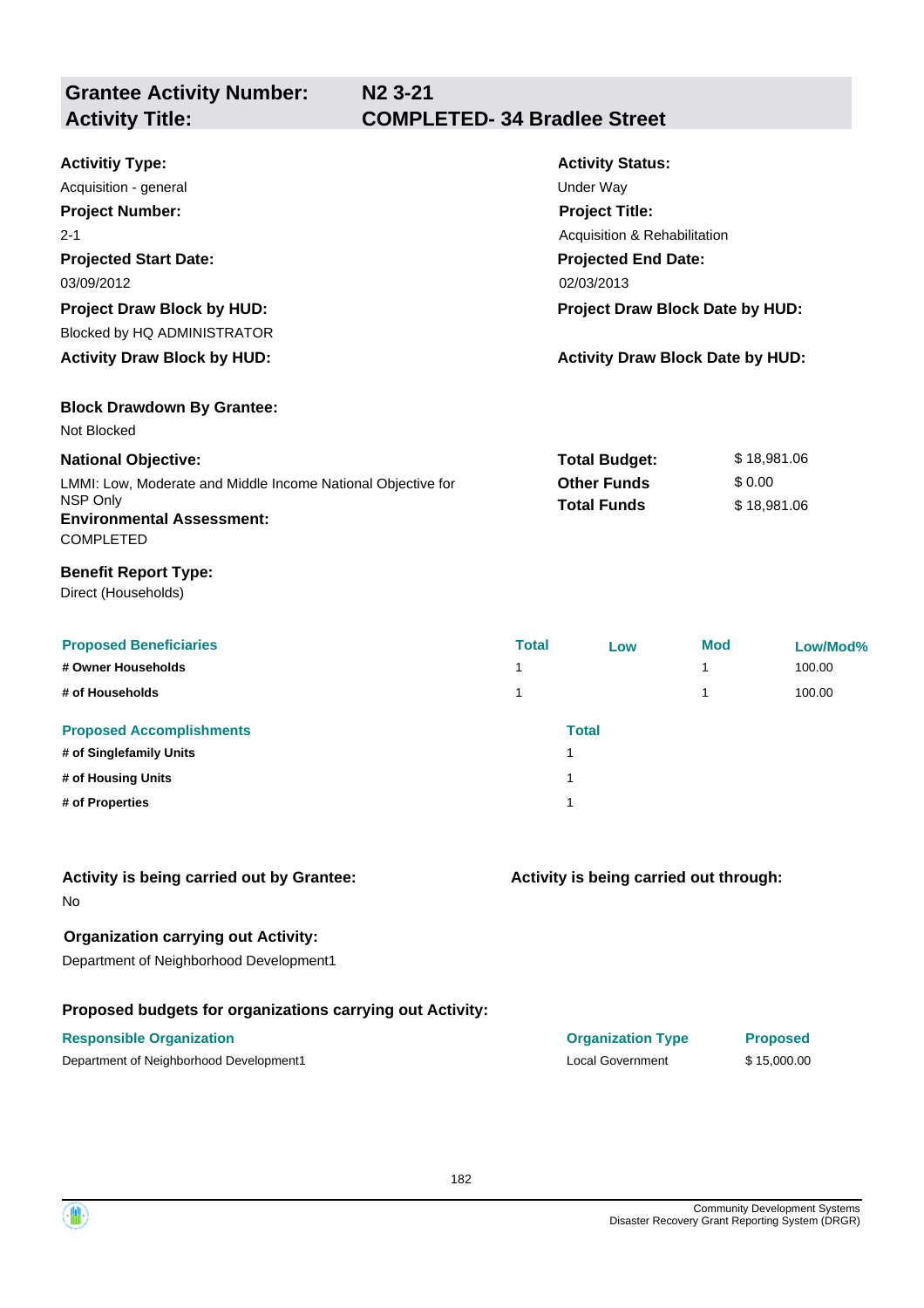| **Grantee Activity Number:** | **N2 3-21** |
|---|---|
| **Activity Title:** | **COMPLETED- 34 Bradlee Street** |

**Activitiy Type:**
Acquisition - general

**Activity Status:**
Under Way

**Project Number:**
2-1

**Project Title:**
Acquisition & Rehabilitation

**Projected Start Date:**
03/09/2012

**Projected End Date:**
02/03/2013

**Project Draw Block by HUD:**
Blocked by HQ ADMINISTRATOR

**Project Draw Block Date by HUD:**

**Activity Draw Block by HUD:**

**Activity Draw Block Date by HUD:**

**Block Drawdown By Grantee:**
Not Blocked

**National Objective:**
LMMI: Low, Moderate and Middle Income National Objective for NSP Only

| | |
|---|---|
| **Total Budget:** | $ 18,981.06 |
| **Other Funds** | $ 0.00 |
| **Total Funds** | $ 18,981.06 |

**Environmental Assessment:**
COMPLETED

**Benefit Report Type:**
Direct (Households)

| Proposed Beneficiaries | Total | Low | Mod | Low/Mod% |
|---|---|---|---|---|
| # Owner Households | 1 | | 1 | 100.00 |
| # of Households | 1 | | 1 | 100.00 |

| Proposed Accomplishments | Total |
|---|---|
| # of Singlefamily Units | 1 |
| # of Housing Units | 1 |
| # of Properties | 1 |

**Activity is being carried out by Grantee:**
No

**Activity is being carried out through:**

**Organization carrying out Activity:**
Department of Neighborhood Development1

**Proposed budgets for organizations carrying out Activity:**

| Responsible Organization | Organization Type | Proposed |
|---|---|---|
| Department of Neighborhood Development1 | Local Government | $ 15,000.00 |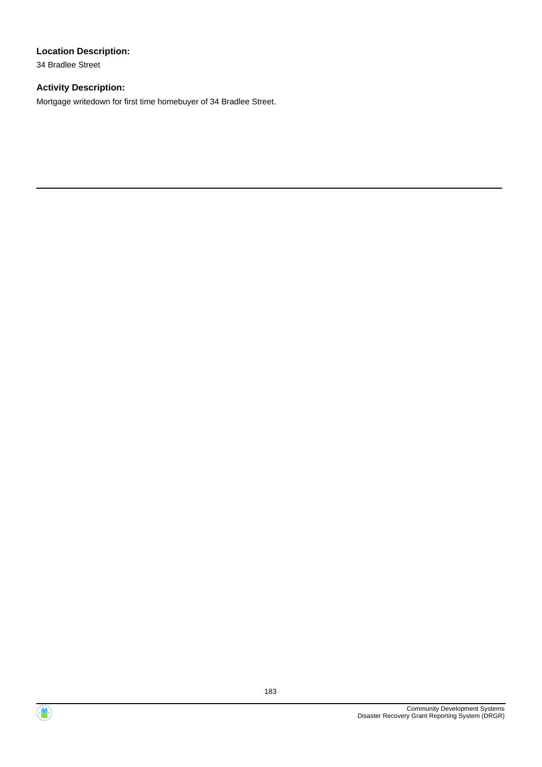**Location Description:**

34 Bradlee Street

**Activity Description:**

Mortgage writedown for first time homebuyer of 34 Bradlee Street.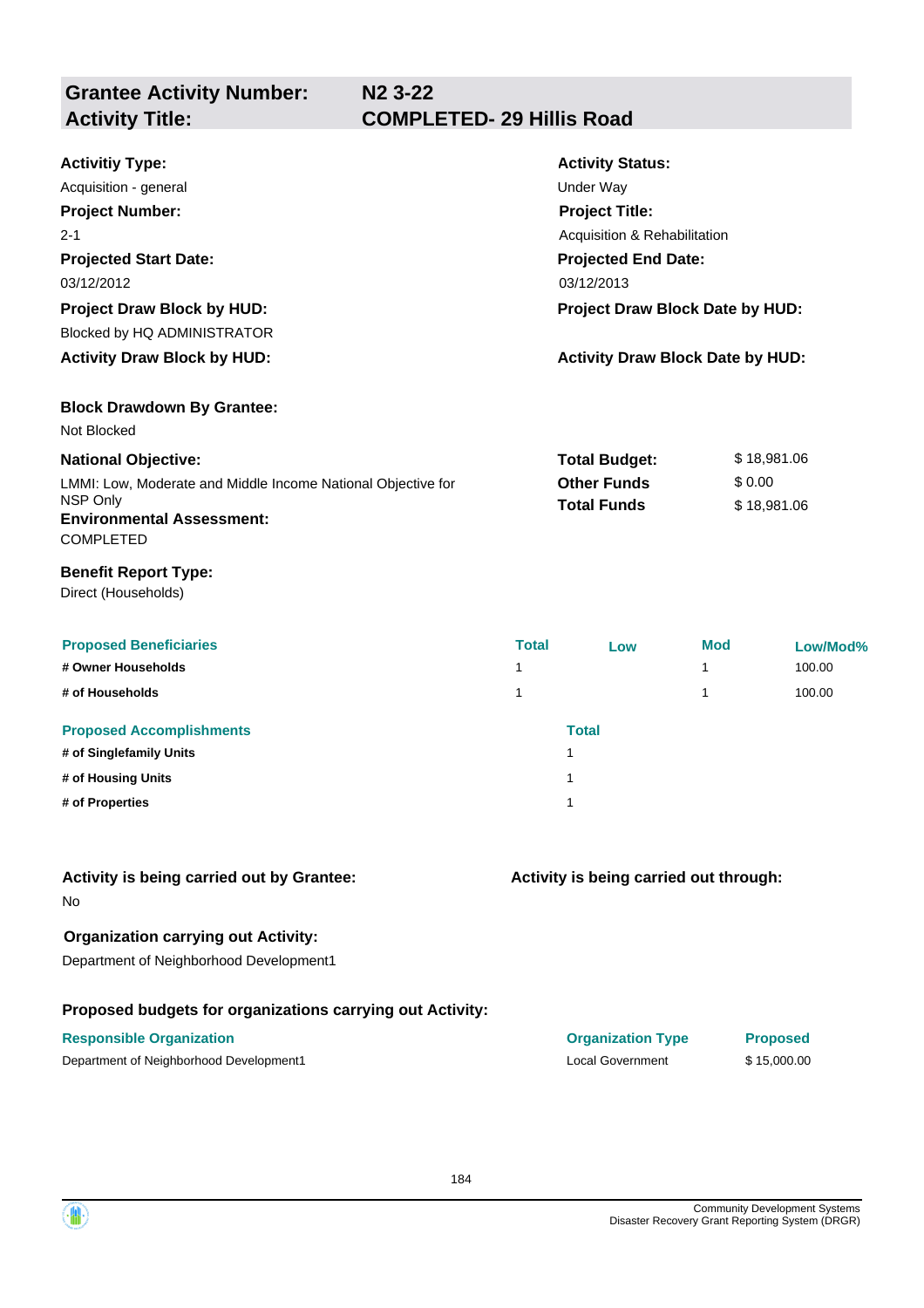| **Grantee Activity Number:** | **N2 3-22** |
|---|---|
| **Activity Title:** | **COMPLETED- 29 Hillis Road** |

**Activitiy Type:**
Acquisition - general

**Activity Status:**
Under Way

**Project Number:**
2-1

**Project Title:**
Acquisition & Rehabilitation

**Projected Start Date:**
03/12/2012

**Projected End Date:**
03/12/2013

**Project Draw Block by HUD:**
Blocked by HQ ADMINISTRATOR

**Project Draw Block Date by HUD:**

**Activity Draw Block by HUD:**

**Activity Draw Block Date by HUD:**

**Block Drawdown By Grantee:**
Not Blocked

**National Objective:**
LMMI: Low, Moderate and Middle Income National Objective for NSP Only

| | |
|---|---|
| **Total Budget:** | $ 18,981.06 |
| **Other Funds** | $ 0.00 |
| **Total Funds** | $ 18,981.06 |

**Environmental Assessment:**
COMPLETED

**Benefit Report Type:**
Direct (Households)

| Proposed Beneficiaries | Total | Low | Mod | Low/Mod% |
|---|---|---|---|---|
| # Owner Households | 1 | | 1 | 100.00 |
| # of Households | 1 | | 1 | 100.00 |

| Proposed Accomplishments | Total |
|---|---|
| # of Singlefamily Units | 1 |
| # of Housing Units | 1 |
| # of Properties | 1 |

**Activity is being carried out by Grantee:**
No

**Activity is being carried out through:**

**Organization carrying out Activity:**
Department of Neighborhood Development1

**Proposed budgets for organizations carrying out Activity:**

| Responsible Organization | Organization Type | Proposed |
|---|---|---|
| Department of Neighborhood Development1 | Local Government | $ 15,000.00 |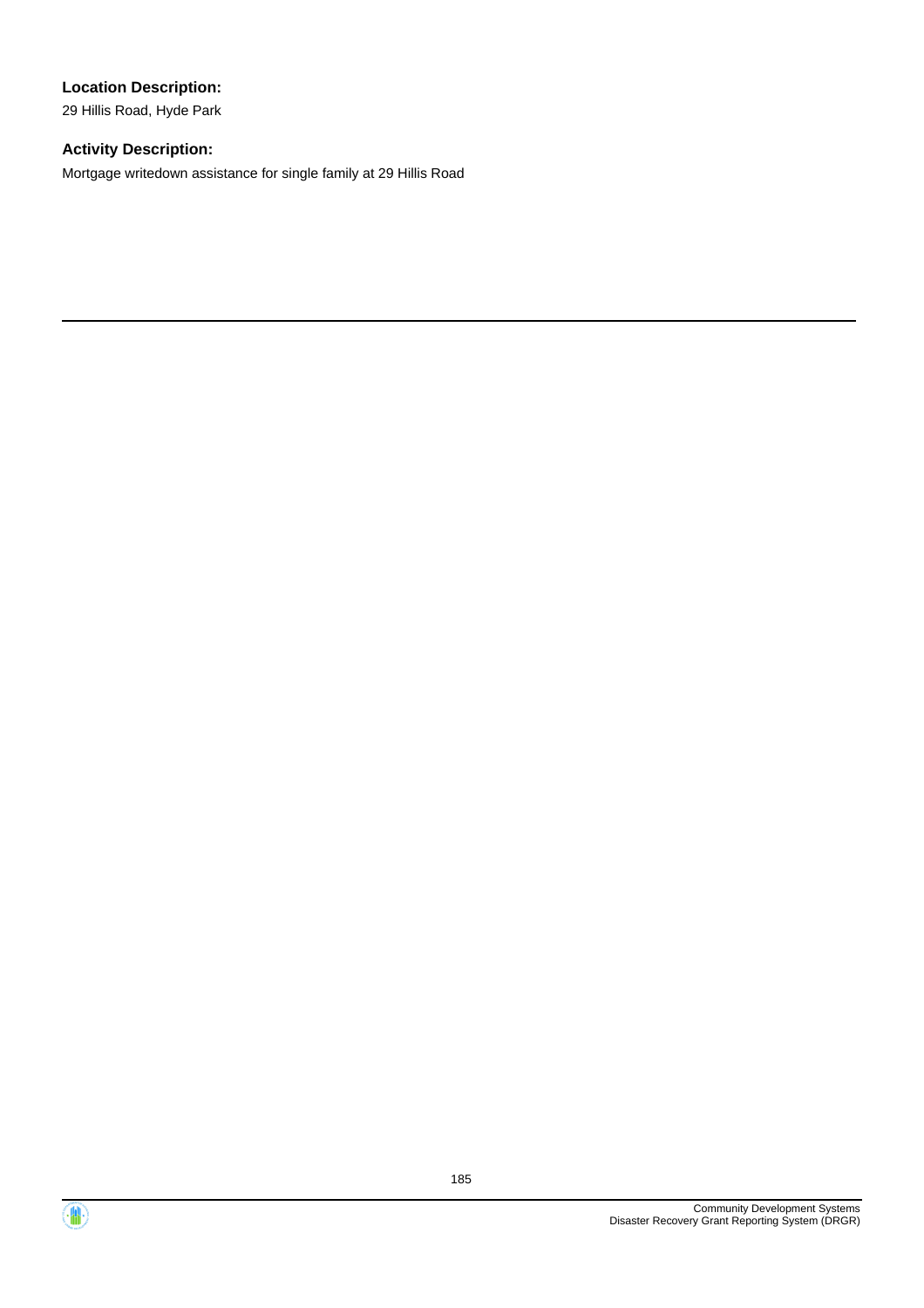**Location Description:**

29 Hillis Road, Hyde Park

**Activity Description:**

Mortgage writedown assistance for single family at 29 Hillis Road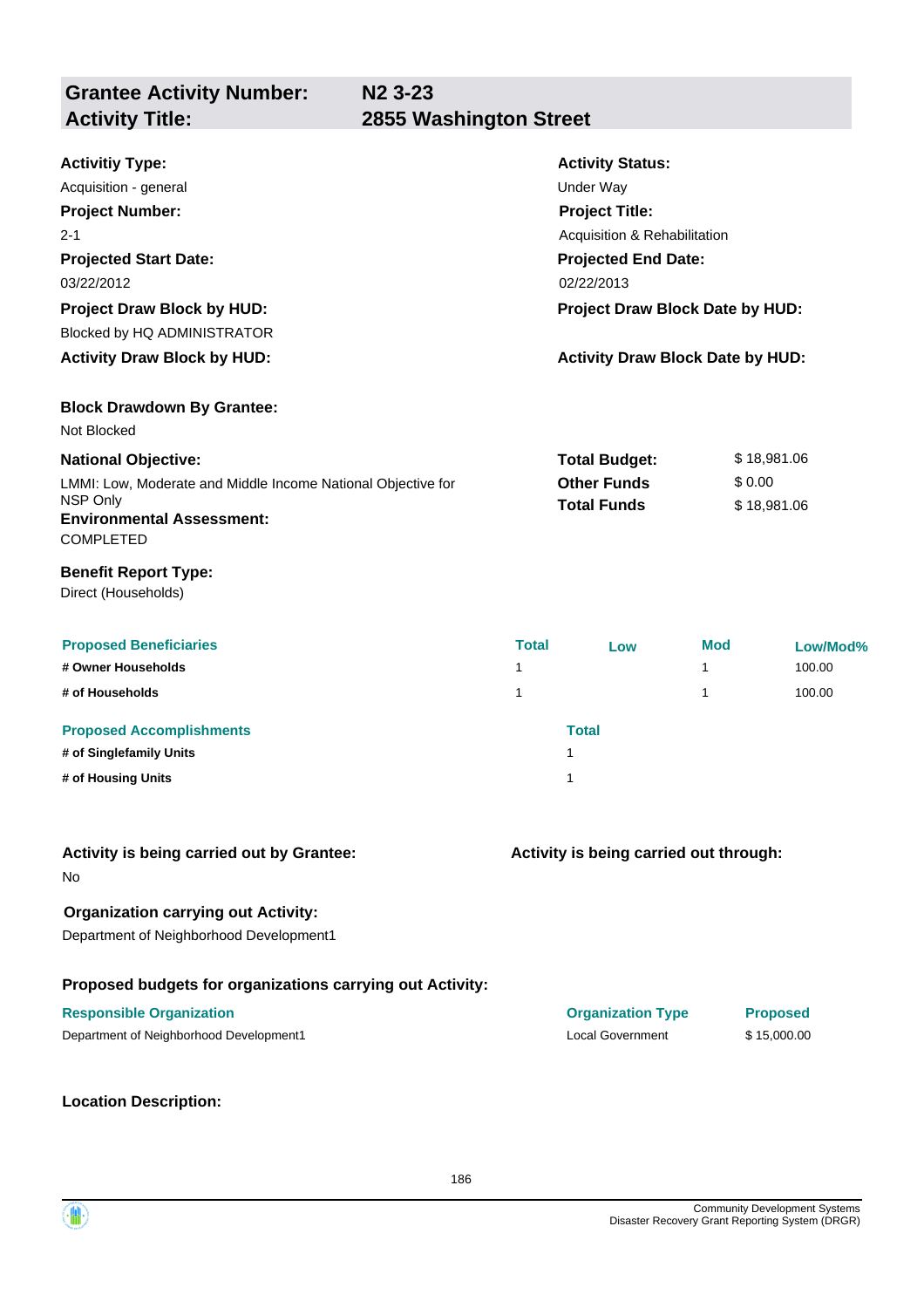## Grantee Activity Number: N2 3-23
## Activity Title: 2855 Washington Street

**Activitiy Type:**
Acquisition - general

**Activity Status:**
Under Way

**Project Number:**
2-1

**Project Title:**
Acquisition & Rehabilitation

**Projected Start Date:**
03/22/2012

**Projected End Date:**
02/22/2013

**Project Draw Block by HUD:**
Blocked by HQ ADMINISTRATOR

**Project Draw Block Date by HUD:**

**Activity Draw Block by HUD:**

**Activity Draw Block Date by HUD:**

**Block Drawdown By Grantee:**
Not Blocked

**National Objective:**
LMMI: Low, Moderate and Middle Income National Objective for NSP Only

| | |
|---|---|
| **Total Budget:** | $ 18,981.06 |
| **Other Funds** | $ 0.00 |
| **Total Funds** | $ 18,981.06 |

**Environmental Assessment:**
COMPLETED

**Benefit Report Type:**
Direct (Households)

| Proposed Beneficiaries | Total | Low | Mod | Low/Mod% |
|---|---|---|---|---|
| # Owner Households | 1 | | 1 | 100.00 |
| # of Households | 1 | | 1 | 100.00 |

| Proposed Accomplishments | Total |
|---|---|
| # of Singlefamily Units | 1 |
| # of Housing Units | 1 |

**Activity is being carried out by Grantee:**
No

**Activity is being carried out through:**

**Organization carrying out Activity:**
Department of Neighborhood Development1

**Proposed budgets for organizations carrying out Activity:**

| Responsible Organization | Organization Type | Proposed |
|---|---|---|
| Department of Neighborhood Development1 | Local Government | $ 15,000.00 |

**Location Description:**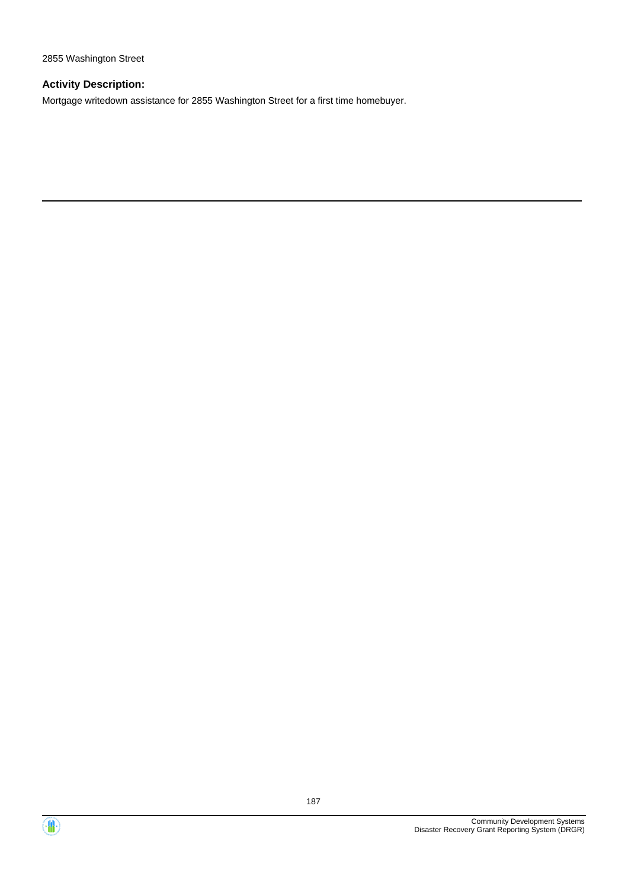2855 Washington Street

**Activity Description:**

Mortgage writedown assistance for 2855 Washington Street for a first time homebuyer.

---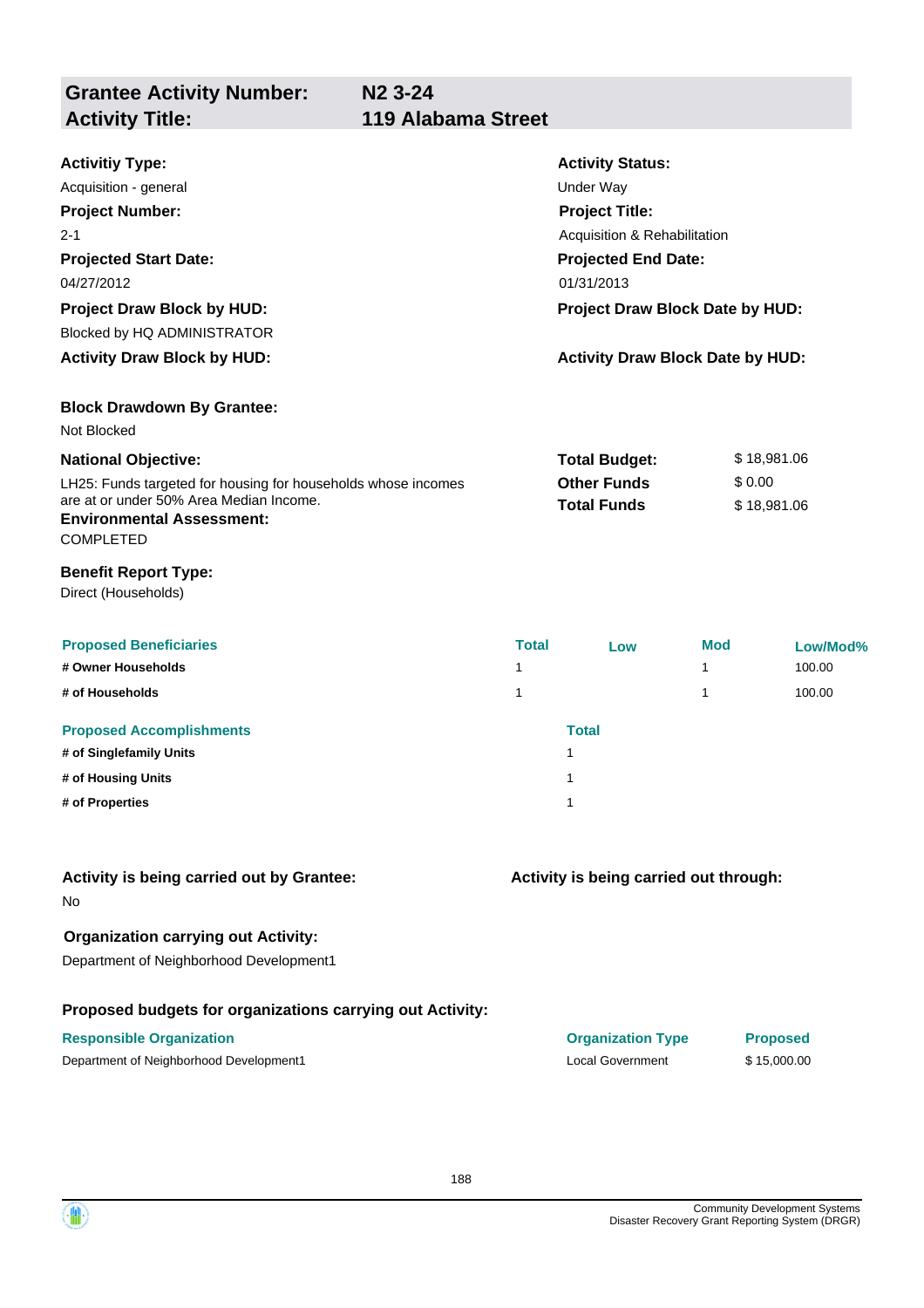| **Grantee Activity Number:** | **N2 3-24** |
|---|---|
| **Activity Title:** | **119 Alabama Street** |

**Activitiy Type:**
Acquisition - general

**Activity Status:**
Under Way

**Project Number:**
2-1

**Project Title:**
Acquisition & Rehabilitation

**Projected Start Date:**
04/27/2012

**Projected End Date:**
01/31/2013

**Project Draw Block by HUD:**
Blocked by HQ ADMINISTRATOR

**Project Draw Block Date by HUD:**

**Activity Draw Block by HUD:**

**Activity Draw Block Date by HUD:**

**Block Drawdown By Grantee:**
Not Blocked

**National Objective:**
LH25: Funds targeted for housing for households whose incomes are at or under 50% Area Median Income.

| | |
|---|---|
| **Total Budget:** | $ 18,981.06 |
| **Other Funds** | $ 0.00 |
| **Total Funds** | $ 18,981.06 |

**Environmental Assessment:**
COMPLETED

**Benefit Report Type:**
Direct (Households)

| Proposed Beneficiaries | Total | Low | Mod | Low/Mod% |
|---|---|---|---|---|
| **# Owner Households** | 1 | | 1 | 100.00 |
| **# of Households** | 1 | | 1 | 100.00 |

| Proposed Accomplishments | Total |
|---|---|
| **# of Singlefamily Units** | 1 |
| **# of Housing Units** | 1 |
| **# of Properties** | 1 |

**Activity is being carried out by Grantee:**
No

**Activity is being carried out through:**

**Organization carrying out Activity:**
Department of Neighborhood Development1

**Proposed budgets for organizations carrying out Activity:**

| Responsible Organization | Organization Type | Proposed |
|---|---|---|
| Department of Neighborhood Development1 | Local Government | $ 15,000.00 |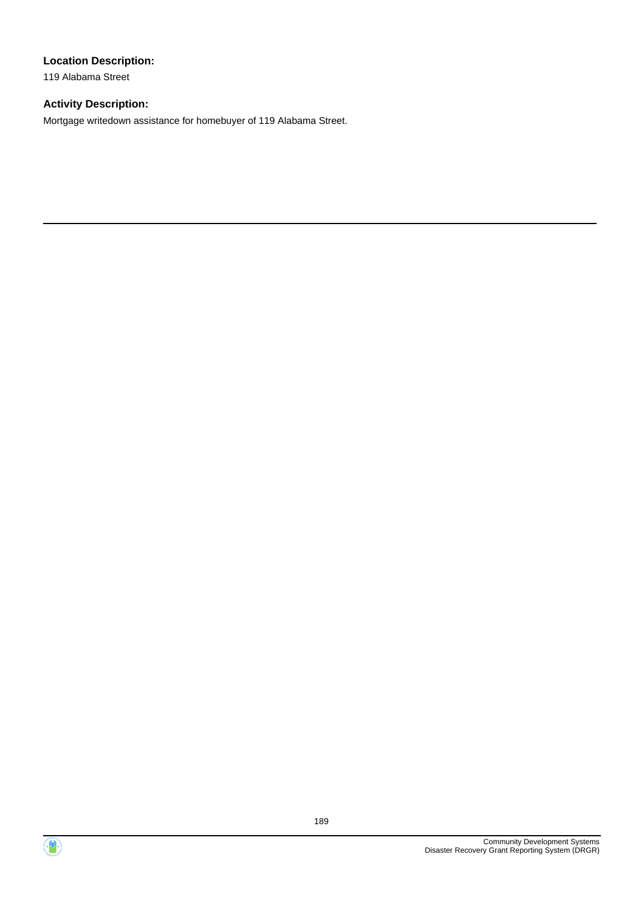**Location Description:**

119 Alabama Street

**Activity Description:**

Mortgage writedown assistance for homebuyer of 119 Alabama Street.

---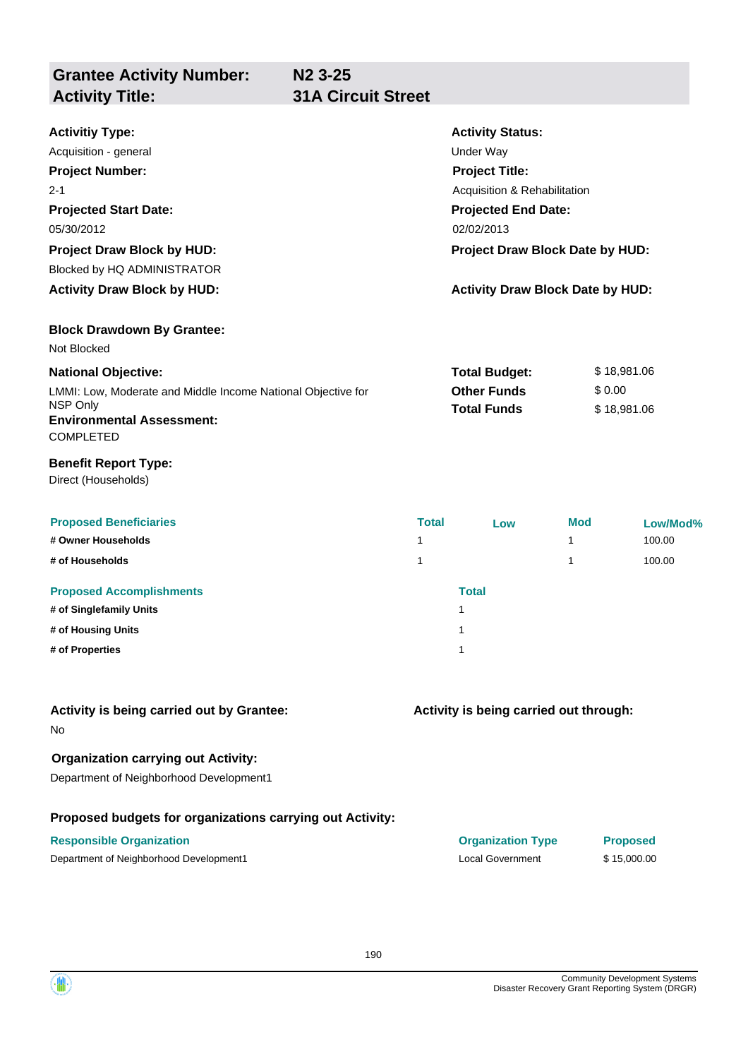## Grantee Activity Number: N2 3-25
## Activity Title: 31A Circuit Street

**Activitiy Type:**
Acquisition - general

**Activity Status:**
Under Way

**Project Number:**
2-1

**Project Title:**
Acquisition & Rehabilitation

**Projected Start Date:**
05/30/2012

**Projected End Date:**
02/02/2013

**Project Draw Block by HUD:**
Blocked by HQ ADMINISTRATOR

**Project Draw Block Date by HUD:**

**Activity Draw Block by HUD:**

**Activity Draw Block Date by HUD:**

**Block Drawdown By Grantee:**
Not Blocked

**National Objective:**
LMMI: Low, Moderate and Middle Income National Objective for NSP Only

**Total Budget:** $ 18,981.06
**Other Funds** $ 0.00
**Total Funds** $ 18,981.06

**Environmental Assessment:**
COMPLETED

**Benefit Report Type:**
Direct (Households)

| Proposed Beneficiaries | Total | Low | Mod | Low/Mod% |
|---|---|---|---|---|
| # Owner Households | 1 | | 1 | 100.00 |
| # of Households | 1 | | 1 | 100.00 |

| Proposed Accomplishments | Total |
|---|---|
| # of Singlefamily Units | 1 |
| # of Housing Units | 1 |
| # of Properties | 1 |

**Activity is being carried out by Grantee:**
No

**Activity is being carried out through:**

**Organization carrying out Activity:**
Department of Neighborhood Development1

**Proposed budgets for organizations carrying out Activity:**

| Responsible Organization | Organization Type | Proposed |
|---|---|---|
| Department of Neighborhood Development1 | Local Government | $ 15,000.00 |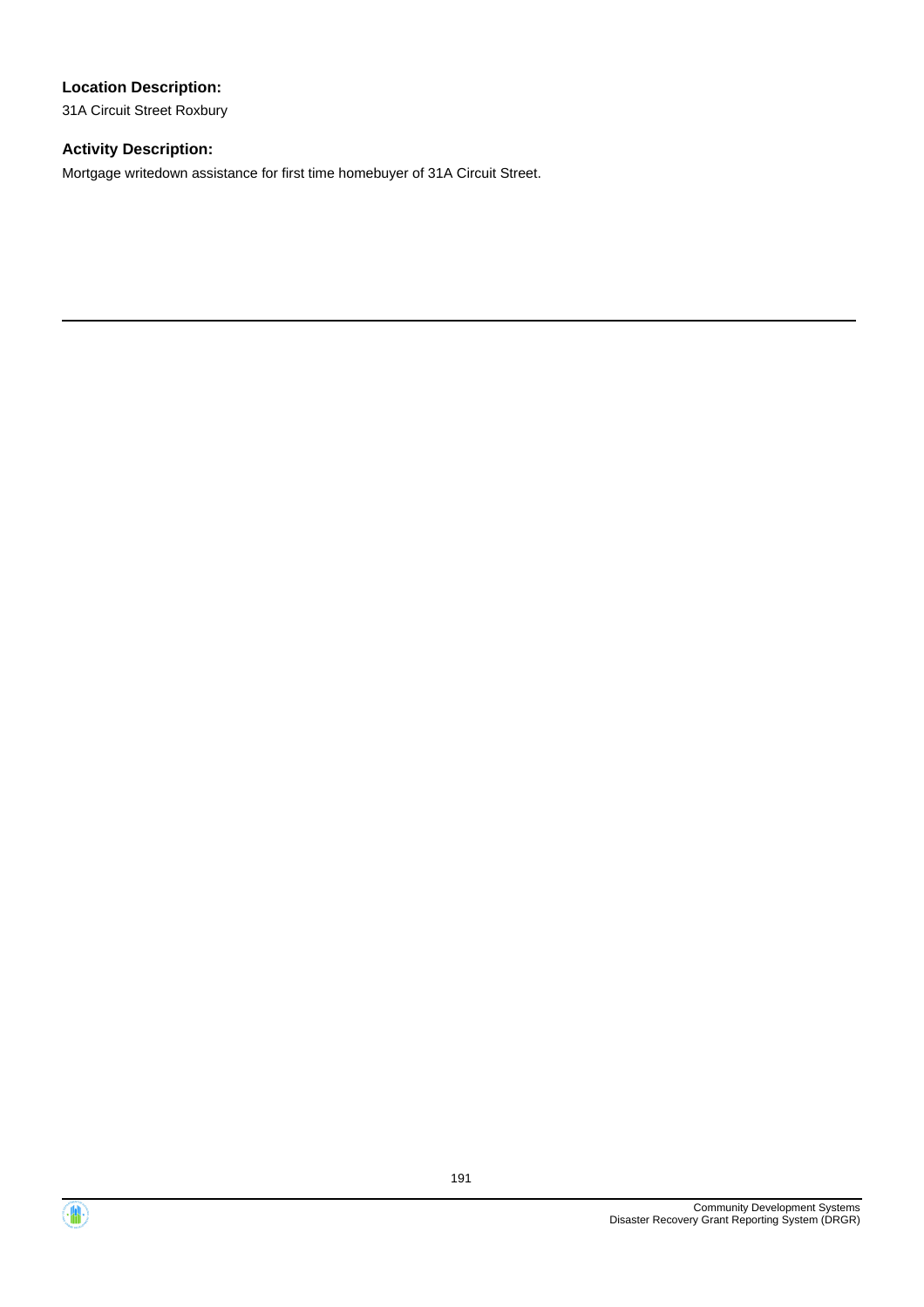**Location Description:**

31A Circuit Street Roxbury

**Activity Description:**

Mortgage writedown assistance for first time homebuyer of 31A Circuit Street.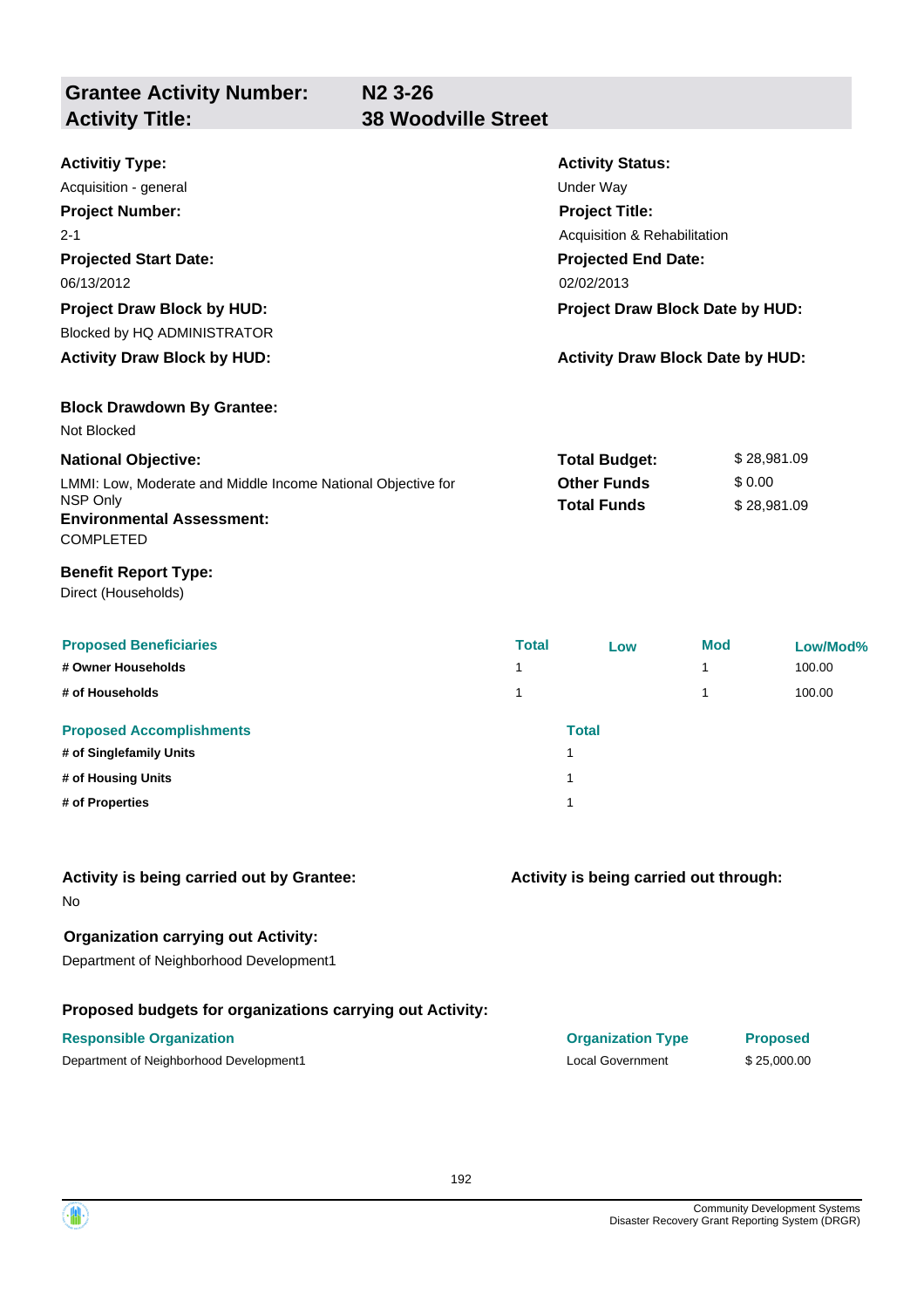| Grantee Activity Number: | N2 3-26 |
|---|---|
| **Activity Title:** | **38 Woodville Street** |

**Activitiy Type:**
Acquisition - general

**Activity Status:**
Under Way

**Project Number:**
2-1

**Project Title:**
Acquisition & Rehabilitation

**Projected Start Date:**
06/13/2012

**Projected End Date:**
02/02/2013

**Project Draw Block by HUD:**
Blocked by HQ ADMINISTRATOR

**Project Draw Block Date by HUD:**

**Activity Draw Block by HUD:**

**Activity Draw Block Date by HUD:**

**Block Drawdown By Grantee:**
Not Blocked

**National Objective:**
LMMI: Low, Moderate and Middle Income National Objective for NSP Only

| | |
|---|---|
| **Total Budget:** | $ 28,981.09 |
| **Other Funds** | $ 0.00 |
| **Total Funds** | $ 28,981.09 |

**Environmental Assessment:**
COMPLETED

**Benefit Report Type:**
Direct (Households)

| Proposed Beneficiaries | Total | Low | Mod | Low/Mod% |
|---|---|---|---|---|
| # Owner Households | 1 | | 1 | 100.00 |
| # of Households | 1 | | 1 | 100.00 |

| Proposed Accomplishments | Total |
|---|---|
| # of Singlefamily Units | 1 |
| # of Housing Units | 1 |
| # of Properties | 1 |

**Activity is being carried out by Grantee:**
No

**Activity is being carried out through:**

**Organization carrying out Activity:**
Department of Neighborhood Development1

**Proposed budgets for organizations carrying out Activity:**

| Responsible Organization | Organization Type | Proposed |
|---|---|---|
| Department of Neighborhood Development1 | Local Government | $ 25,000.00 |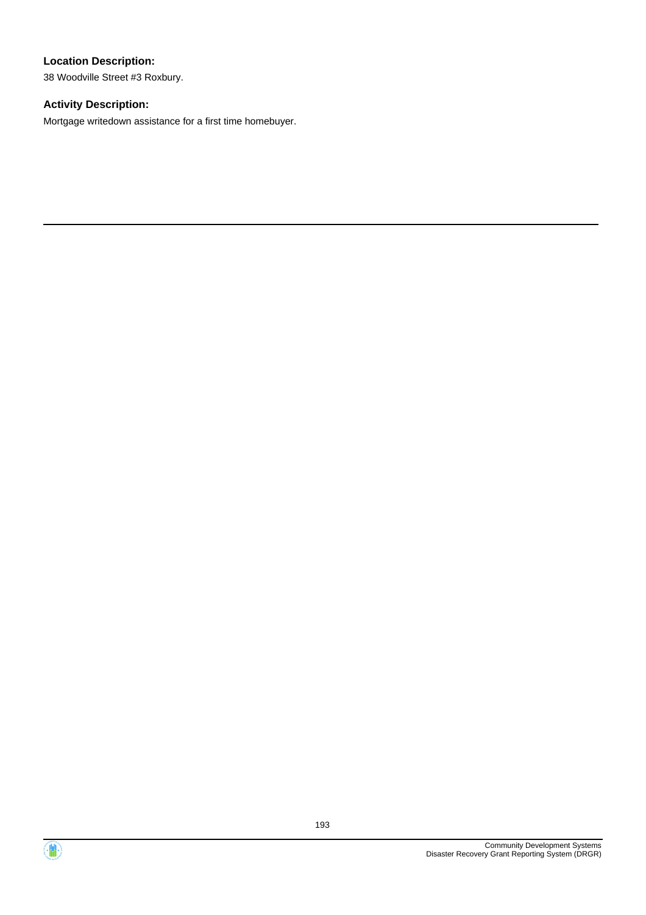**Location Description:**

38 Woodville Street #3 Roxbury.

**Activity Description:**

Mortgage writedown assistance for a first time homebuyer.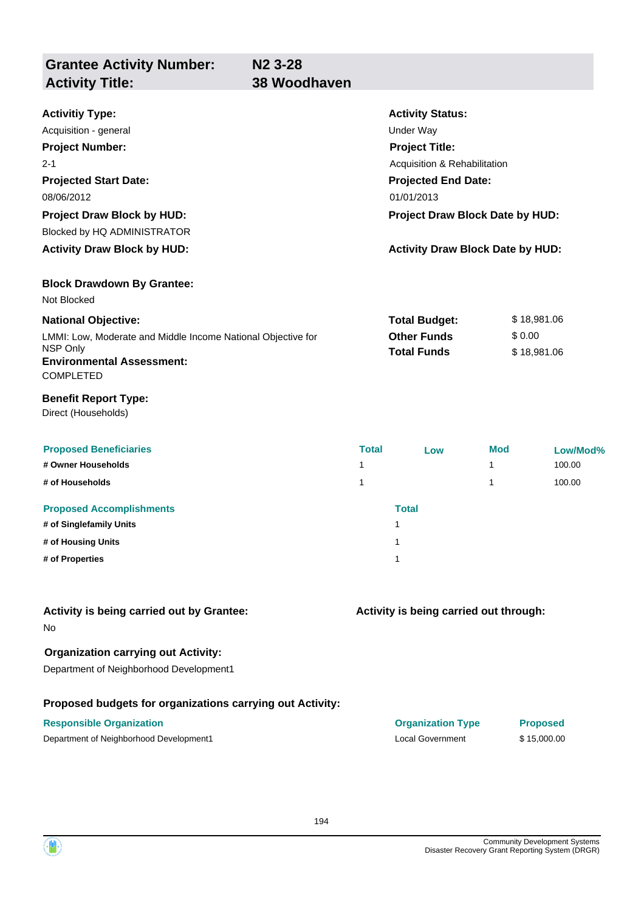## Grantee Activity Number: N2 3-28
## Activity Title: 38 Woodhaven

**Activitiy Type:**
Acquisition - general

**Activity Status:**
Under Way

**Project Number:**
2-1

**Project Title:**
Acquisition & Rehabilitation

**Projected Start Date:**
08/06/2012

**Projected End Date:**
01/01/2013

**Project Draw Block by HUD:**
Blocked by HQ ADMINISTRATOR

**Project Draw Block Date by HUD:**

**Activity Draw Block by HUD:**

**Activity Draw Block Date by HUD:**

**Block Drawdown By Grantee:**
Not Blocked

**National Objective:**
LMMI: Low, Moderate and Middle Income National Objective for NSP Only

**Environmental Assessment:**
COMPLETED

| | |
|---|---|
| **Total Budget:** | $ 18,981.06 |
| **Other Funds** | $ 0.00 |
| **Total Funds** | $ 18,981.06 |

**Benefit Report Type:**
Direct (Households)

| Proposed Beneficiaries | Total | Low | Mod | Low/Mod% |
|---|---|---|---|---|
| # Owner Households | 1 | | 1 | 100.00 |
| # of Households | 1 | | 1 | 100.00 |

| Proposed Accomplishments | Total |
|---|---|
| # of Singlefamily Units | 1 |
| # of Housing Units | 1 |
| # of Properties | 1 |

**Activity is being carried out by Grantee:**
No

**Activity is being carried out through:**

**Organization carrying out Activity:**
Department of Neighborhood Development1

**Proposed budgets for organizations carrying out Activity:**

| Responsible Organization | Organization Type | Proposed |
|---|---|---|
| Department of Neighborhood Development1 | Local Government | $ 15,000.00 |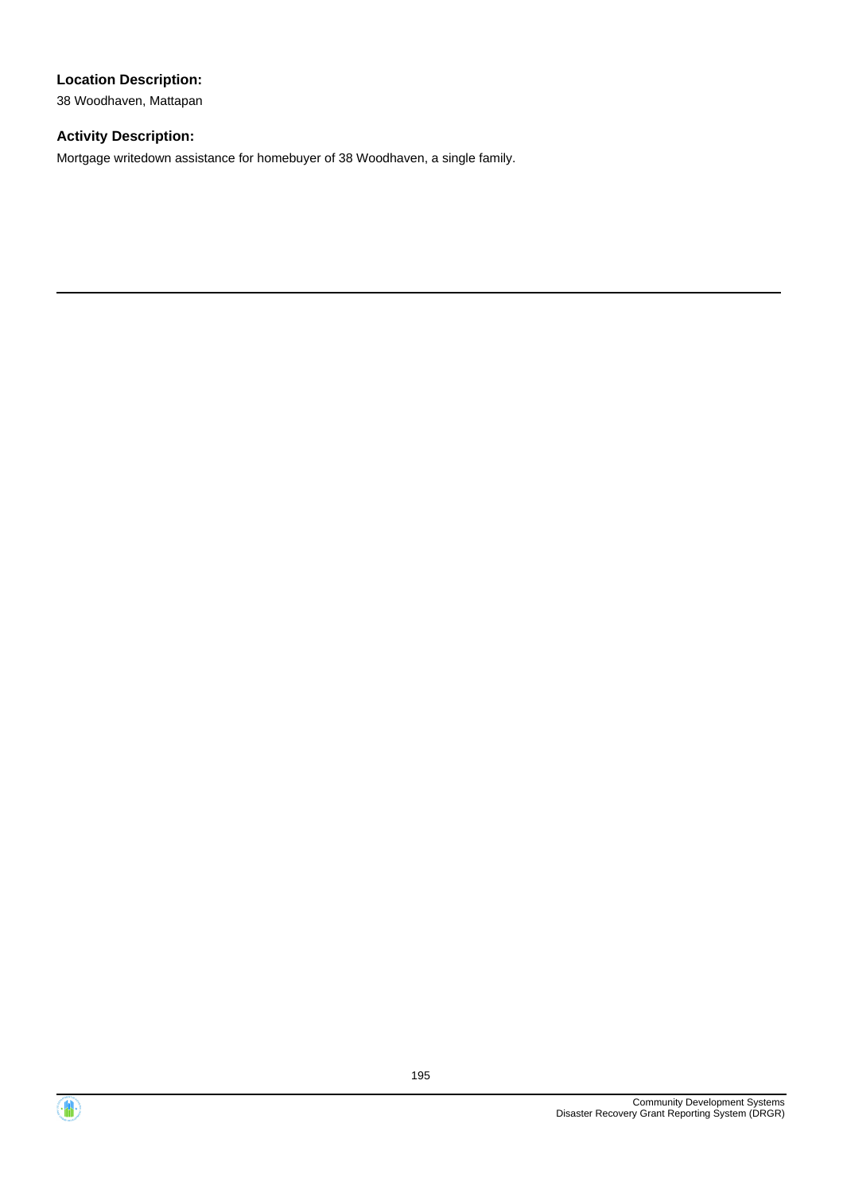**Location Description:**

38 Woodhaven, Mattapan

**Activity Description:**

Mortgage writedown assistance for homebuyer of 38 Woodhaven, a single family.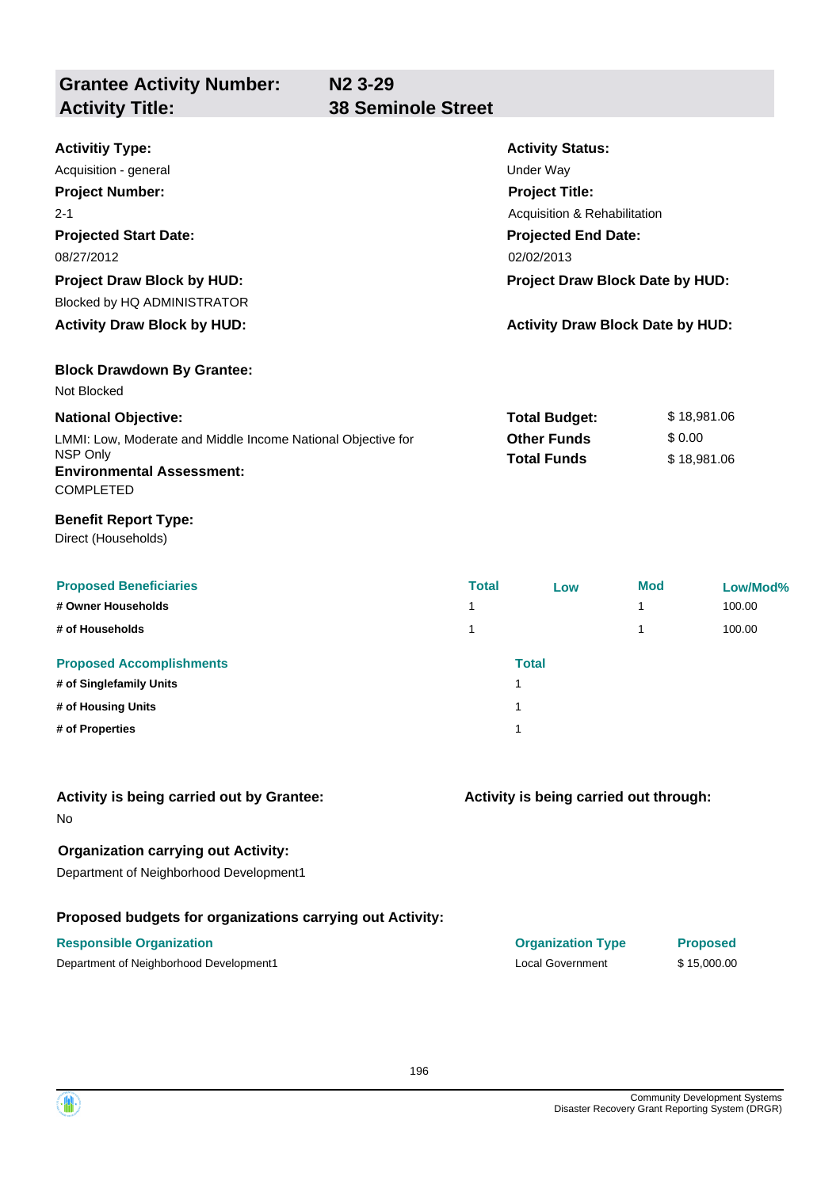## Grantee Activity Number: N2 3-29
## Activity Title: 38 Seminole Street

**Activitiy Type:**
Acquisition - general

**Activity Status:**
Under Way

**Project Number:**
2-1

**Project Title:**
Acquisition & Rehabilitation

**Projected Start Date:**
08/27/2012

**Projected End Date:**
02/02/2013

**Project Draw Block by HUD:**
Blocked by HQ ADMINISTRATOR

**Project Draw Block Date by HUD:**

**Activity Draw Block by HUD:**

**Activity Draw Block Date by HUD:**

**Block Drawdown By Grantee:**
Not Blocked

**National Objective:**
LMMI: Low, Moderate and Middle Income National Objective for NSP Only

| | |
|---|---|
| **Total Budget:** | $ 18,981.06 |
| **Other Funds** | $ 0.00 |
| **Total Funds** | $ 18,981.06 |

**Environmental Assessment:**
COMPLETED

**Benefit Report Type:**
Direct (Households)

| Proposed Beneficiaries | Total | Low | Mod | Low/Mod% |
|---|---|---|---|---|
| # Owner Households | 1 | | 1 | 100.00 |
| # of Households | 1 | | 1 | 100.00 |

| Proposed Accomplishments | Total |
|---|---|
| # of Singlefamily Units | 1 |
| # of Housing Units | 1 |
| # of Properties | 1 |

**Activity is being carried out by Grantee:**
No

**Activity is being carried out through:**

**Organization carrying out Activity:**
Department of Neighborhood Development1

**Proposed budgets for organizations carrying out Activity:**

| Responsible Organization | Organization Type | Proposed |
|---|---|---|
| Department of Neighborhood Development1 | Local Government | $ 15,000.00 |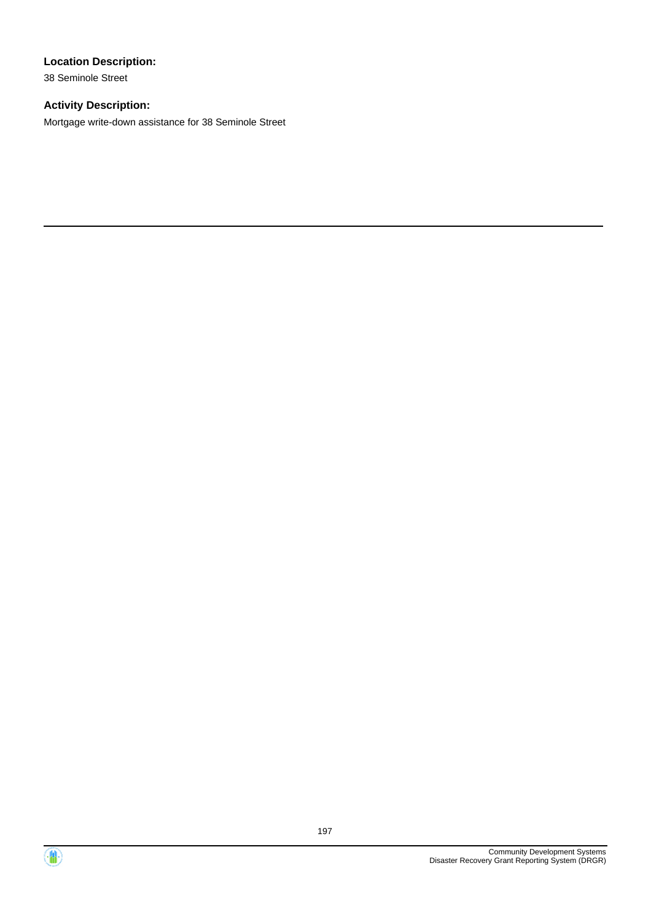**Location Description:**

38 Seminole Street

**Activity Description:**

Mortgage write-down assistance for 38 Seminole Street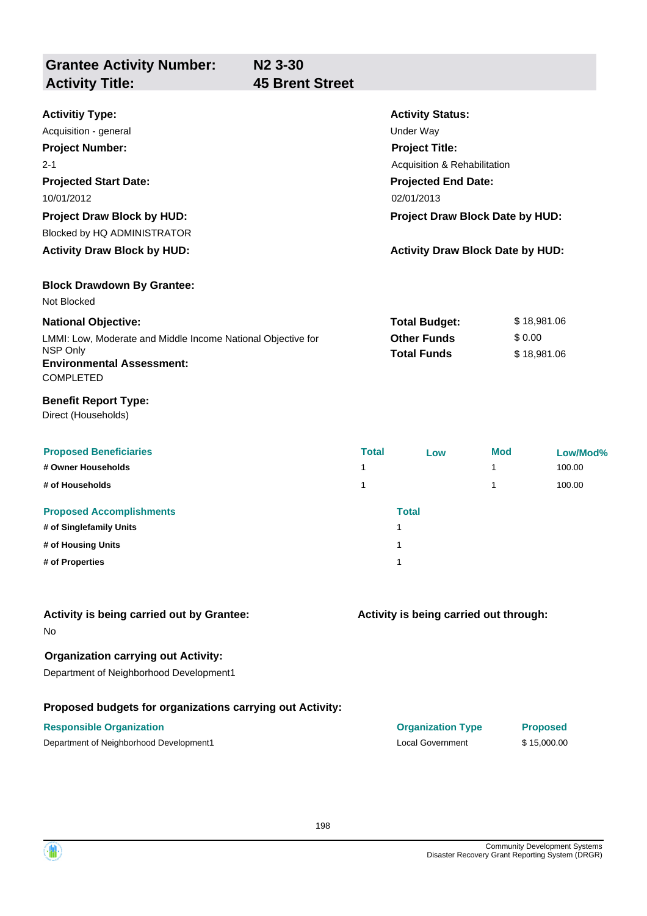## Grantee Activity Number: N2 3-30
## Activity Title: 45 Brent Street

**Activitiy Type:**
Acquisition - general

**Activity Status:**
Under Way

**Project Number:**
2-1

**Project Title:**
Acquisition & Rehabilitation

**Projected Start Date:**
10/01/2012

**Projected End Date:**
02/01/2013

**Project Draw Block by HUD:**
Blocked by HQ ADMINISTRATOR

**Project Draw Block Date by HUD:**

**Activity Draw Block by HUD:**

**Activity Draw Block Date by HUD:**

**Block Drawdown By Grantee:**
Not Blocked

**National Objective:**
LMMI: Low, Moderate and Middle Income National Objective for NSP Only

| | |
|---|---|
| **Total Budget:** | $ 18,981.06 |
| **Other Funds** | $ 0.00 |
| **Total Funds** | $ 18,981.06 |

**Environmental Assessment:**
COMPLETED

**Benefit Report Type:**
Direct (Households)

| Proposed Beneficiaries | Total | Low | Mod | Low/Mod% |
|---|---|---|---|---|
| # Owner Households | 1 | | 1 | 100.00 |
| # of Households | 1 | | 1 | 100.00 |

| Proposed Accomplishments | Total |
|---|---|
| # of Singlefamily Units | 1 |
| # of Housing Units | 1 |
| # of Properties | 1 |

**Activity is being carried out by Grantee:**
No

**Activity is being carried out through:**

**Organization carrying out Activity:**
Department of Neighborhood Development1

**Proposed budgets for organizations carrying out Activity:**

| Responsible Organization | Organization Type | Proposed |
|---|---|---|
| Department of Neighborhood Development1 | Local Government | $ 15,000.00 |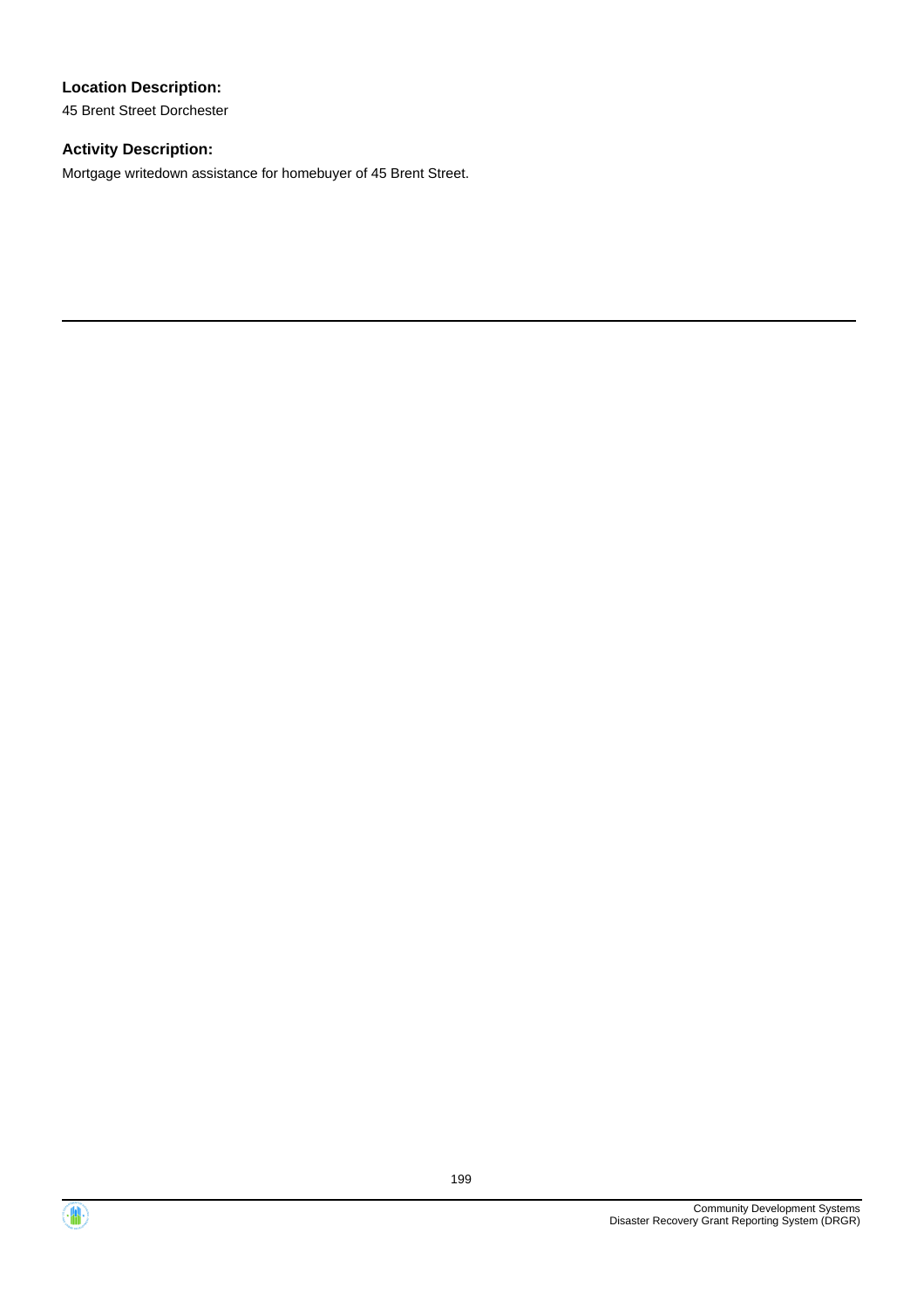**Location Description:**

45 Brent Street Dorchester

**Activity Description:**

Mortgage writedown assistance for homebuyer of 45 Brent Street.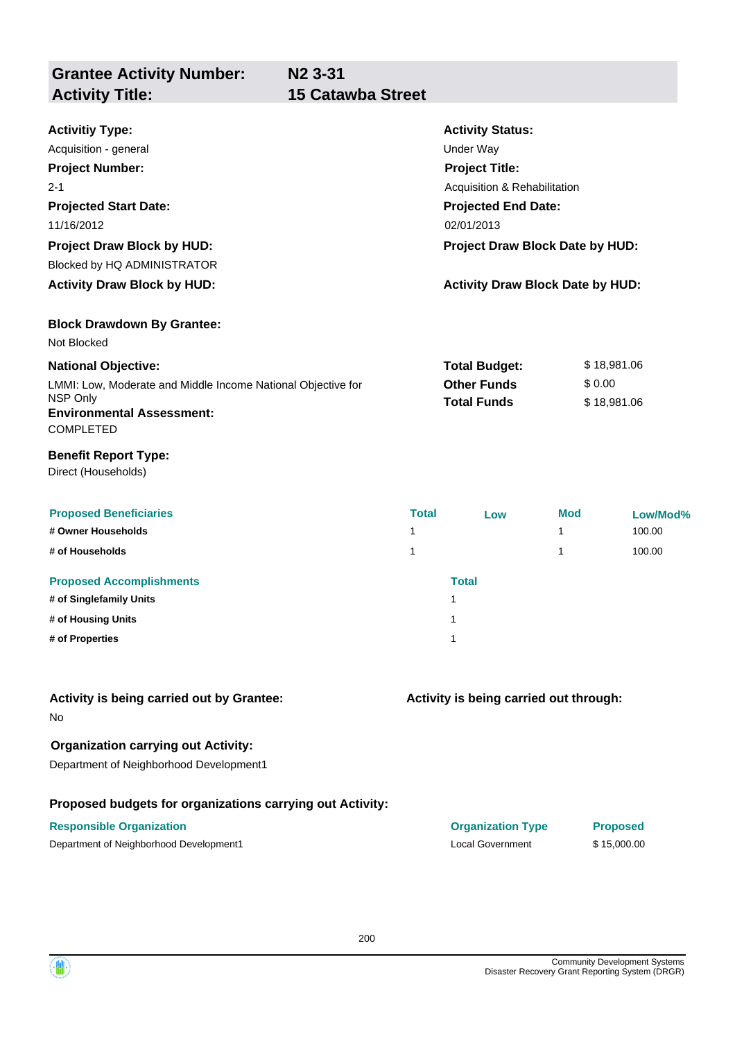| **Grantee Activity Number:** | **N2 3-31** |
|---|---|
| **Activity Title:** | **15 Catawba Street** |

**Activitiy Type:**
Acquisition - general

**Activity Status:**
Under Way

**Project Number:**
2-1

**Project Title:**
Acquisition & Rehabilitation

**Projected Start Date:**
11/16/2012

**Projected End Date:**
02/01/2013

**Project Draw Block by HUD:**
Blocked by HQ ADMINISTRATOR

**Project Draw Block Date by HUD:**

**Activity Draw Block by HUD:**

**Activity Draw Block Date by HUD:**

**Block Drawdown By Grantee:**
Not Blocked

**National Objective:**
LMMI: Low, Moderate and Middle Income National Objective for NSP Only

| | |
|---|---|
| **Total Budget:** | $ 18,981.06 |
| **Other Funds** | $ 0.00 |
| **Total Funds** | $ 18,981.06 |

**Environmental Assessment:**
COMPLETED

**Benefit Report Type:**
Direct (Households)

| Proposed Beneficiaries | Total | Low | Mod | Low/Mod% |
|---|---|---|---|---|
| **# Owner Households** | 1 | | 1 | 100.00 |
| **# of Households** | 1 | | 1 | 100.00 |

| Proposed Accomplishments | Total |
|---|---|
| **# of Singlefamily Units** | 1 |
| **# of Housing Units** | 1 |
| **# of Properties** | 1 |

**Activity is being carried out by Grantee:**
No

**Activity is being carried out through:**

**Organization carrying out Activity:**
Department of Neighborhood Development1

**Proposed budgets for organizations carrying out Activity:**

| Responsible Organization | Organization Type | Proposed |
|---|---|---|
| Department of Neighborhood Development1 | Local Government | $ 15,000.00 |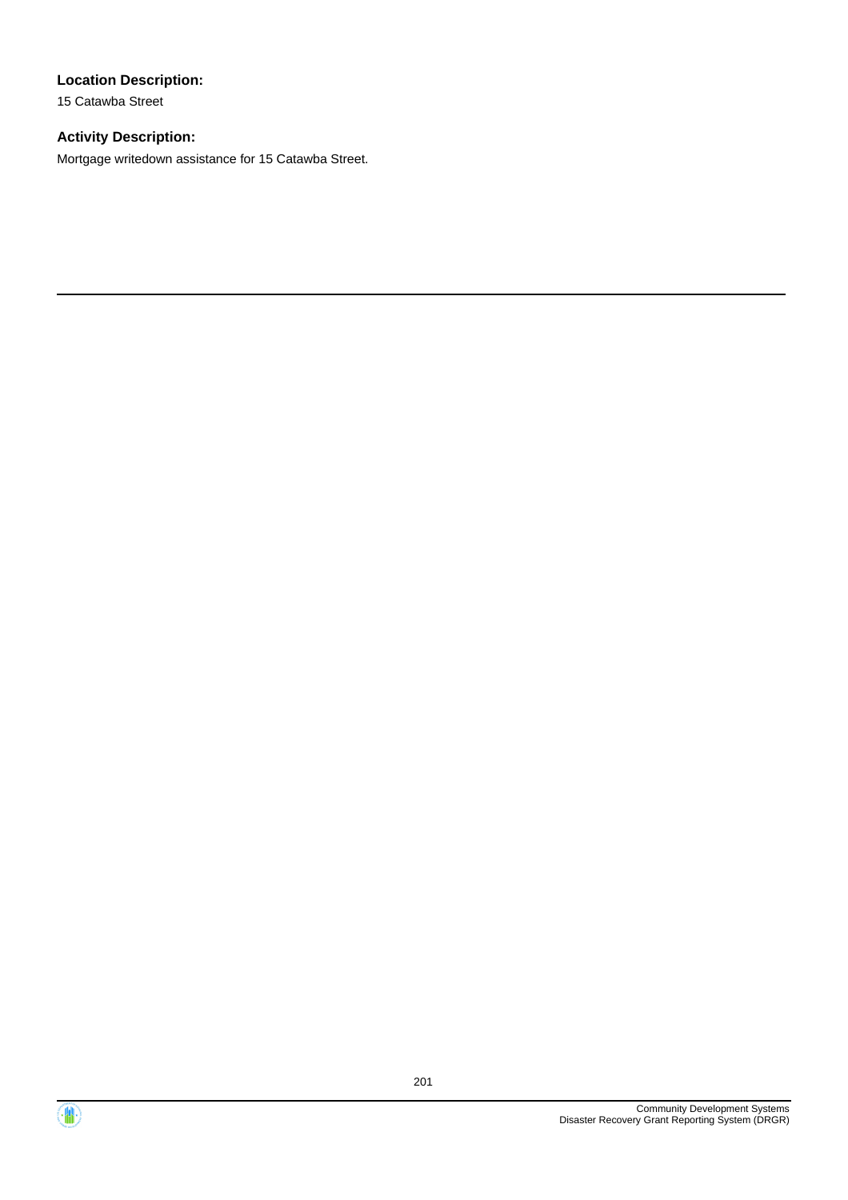**Location Description:**

15 Catawba Street

**Activity Description:**

Mortgage writedown assistance for 15 Catawba Street.

---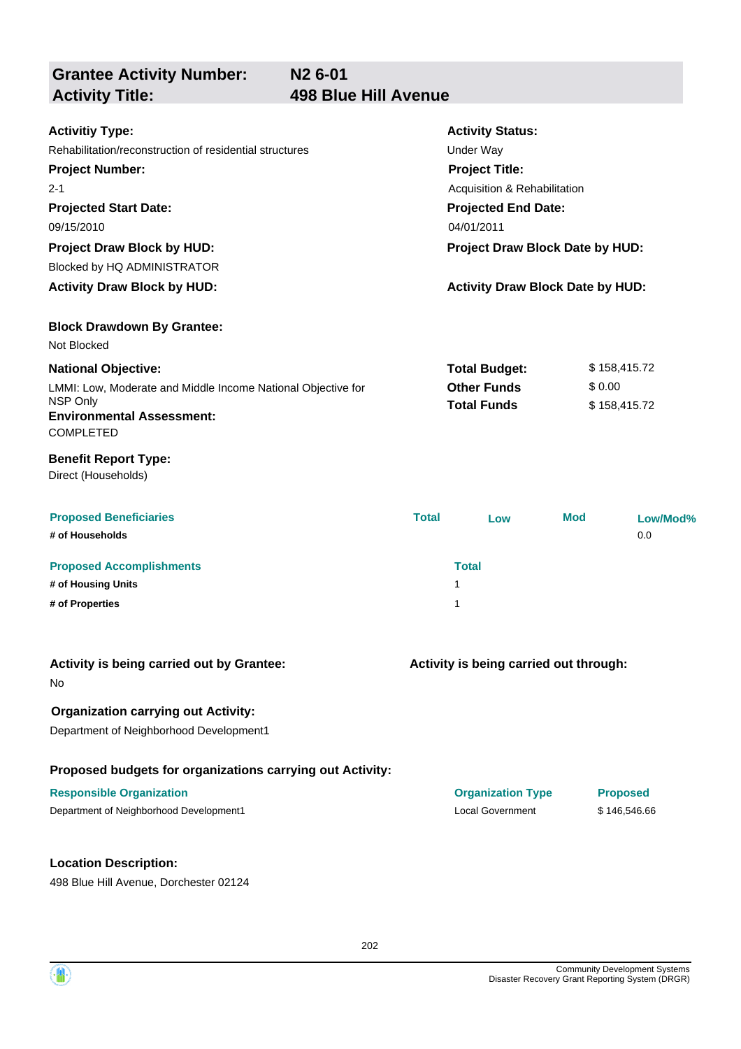| **Grantee Activity Number:** | **N2 6-01** |
|---|---|
| **Activity Title:** | **498 Blue Hill Avenue** |

**Activitiy Type:**
Rehabilitation/reconstruction of residential structures

**Activity Status:**
Under Way

**Project Number:**
2-1

**Project Title:**
Acquisition & Rehabilitation

**Projected Start Date:**
09/15/2010

**Projected End Date:**
04/01/2011

**Project Draw Block by HUD:**
Blocked by HQ ADMINISTRATOR

**Project Draw Block Date by HUD:**

**Activity Draw Block by HUD:**

**Activity Draw Block Date by HUD:**

**Block Drawdown By Grantee:**
Not Blocked

**National Objective:**
LMMI: Low, Moderate and Middle Income National Objective for NSP Only

| | |
|---|---|
| **Total Budget:** | $ 158,415.72 |
| **Other Funds** | $ 0.00 |
| **Total Funds** | $ 158,415.72 |

**Environmental Assessment:**
COMPLETED

**Benefit Report Type:**
Direct (Households)

| Proposed Beneficiaries | Total | Low | Mod | Low/Mod% |
|---|---|---|---|---|
| # of Households | | | | 0.0 |

| Proposed Accomplishments | Total |
|---|---|
| # of Housing Units | 1 |
| # of Properties | 1 |

**Activity is being carried out by Grantee:**
No

**Activity is being carried out through:**

**Organization carrying out Activity:**
Department of Neighborhood Development1

**Proposed budgets for organizations carrying out Activity:**

| Responsible Organization | Organization Type | Proposed |
|---|---|---|
| Department of Neighborhood Development1 | Local Government | $ 146,546.66 |

**Location Description:**
498 Blue Hill Avenue, Dorchester 02124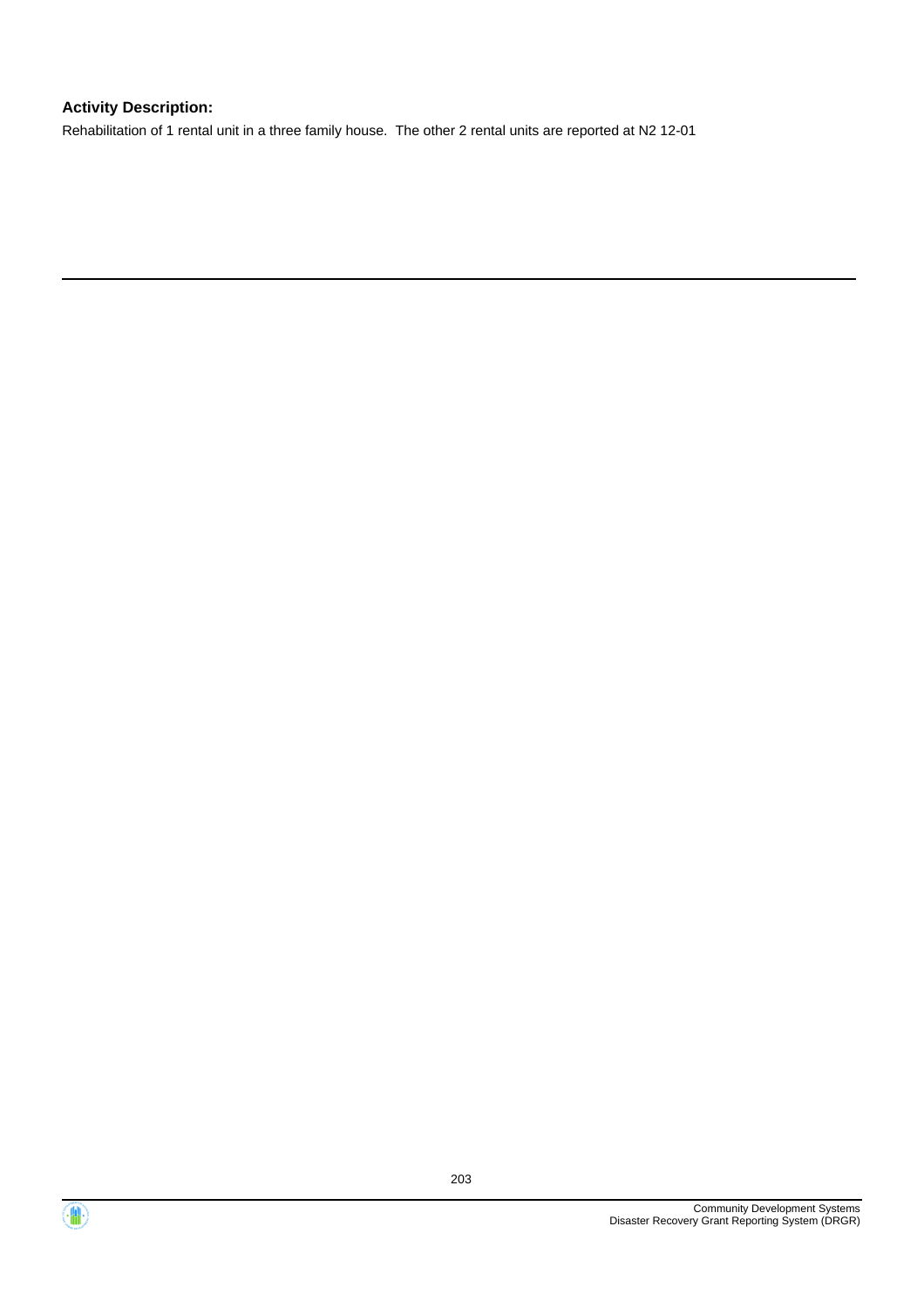**Activity Description:**

Rehabilitation of 1 rental unit in a three family house.  The other 2 rental units are reported at N2 12-01

---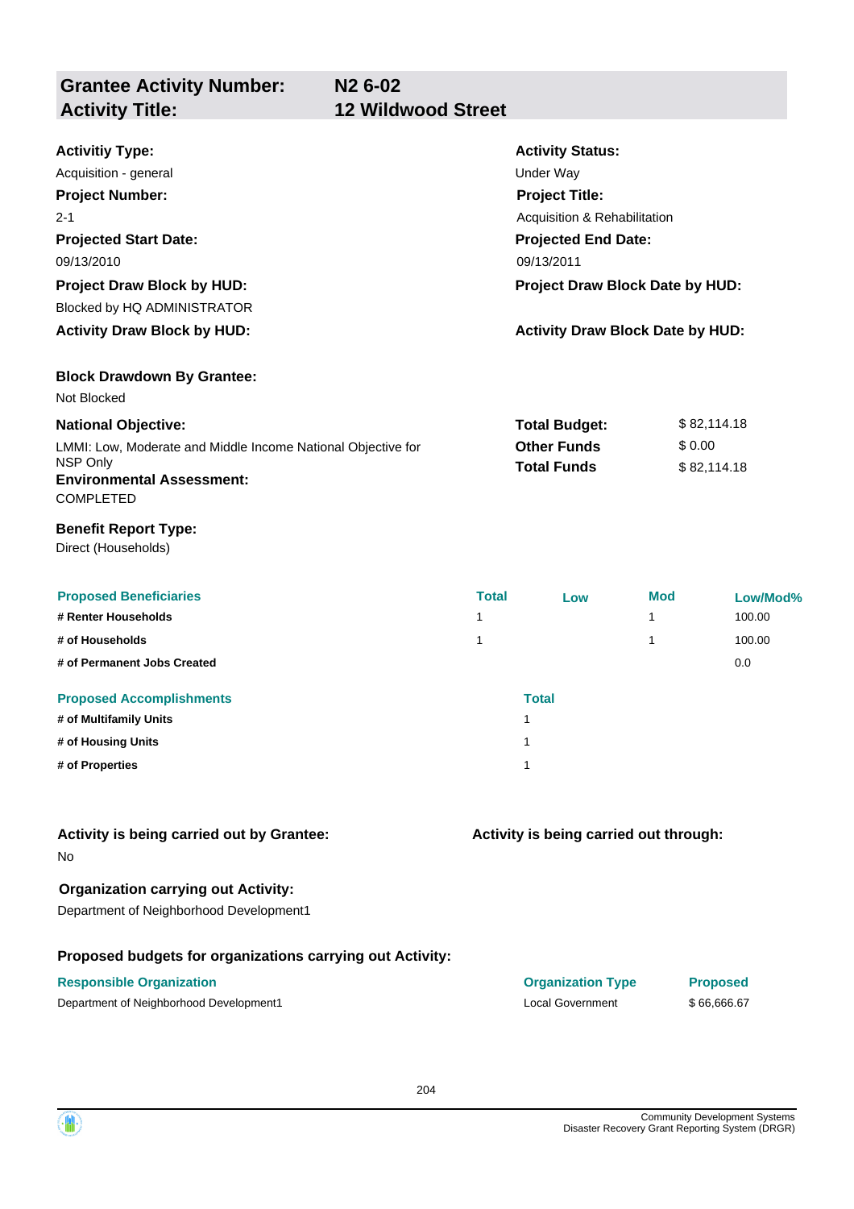## Grantee Activity Number: N2 6-02
## Activity Title: 12 Wildwood Street

**Activitiy Type:**
Acquisition - general

**Activity Status:**
Under Way

**Project Number:**
2-1

**Project Title:**
Acquisition & Rehabilitation

**Projected Start Date:**
09/13/2010

**Projected End Date:**
09/13/2011

**Project Draw Block by HUD:**
Blocked by HQ ADMINISTRATOR

**Project Draw Block Date by HUD:**

**Activity Draw Block by HUD:**

**Activity Draw Block Date by HUD:**

**Block Drawdown By Grantee:**
Not Blocked

**National Objective:**
LMMI: Low, Moderate and Middle Income National Objective for NSP Only

| | |
|---|---|
| **Total Budget:** | $ 82,114.18 |
| **Other Funds** | $ 0.00 |
| **Total Funds** | $ 82,114.18 |

**Environmental Assessment:**
COMPLETED

**Benefit Report Type:**
Direct (Households)

| Proposed Beneficiaries | Total | Low | Mod | Low/Mod% |
|---|---|---|---|---|
| # Renter Households | 1 | | 1 | 100.00 |
| # of Households | 1 | | 1 | 100.00 |
| # of Permanent Jobs Created | | | | 0.0 |

| Proposed Accomplishments | Total |
|---|---|
| # of Multifamily Units | 1 |
| # of Housing Units | 1 |
| # of Properties | 1 |

**Activity is being carried out by Grantee:**
No

**Activity is being carried out through:**

**Organization carrying out Activity:**
Department of Neighborhood Development1

**Proposed budgets for organizations carrying out Activity:**

| Responsible Organization | Organization Type | Proposed |
|---|---|---|
| Department of Neighborhood Development1 | Local Government | $ 66,666.67 |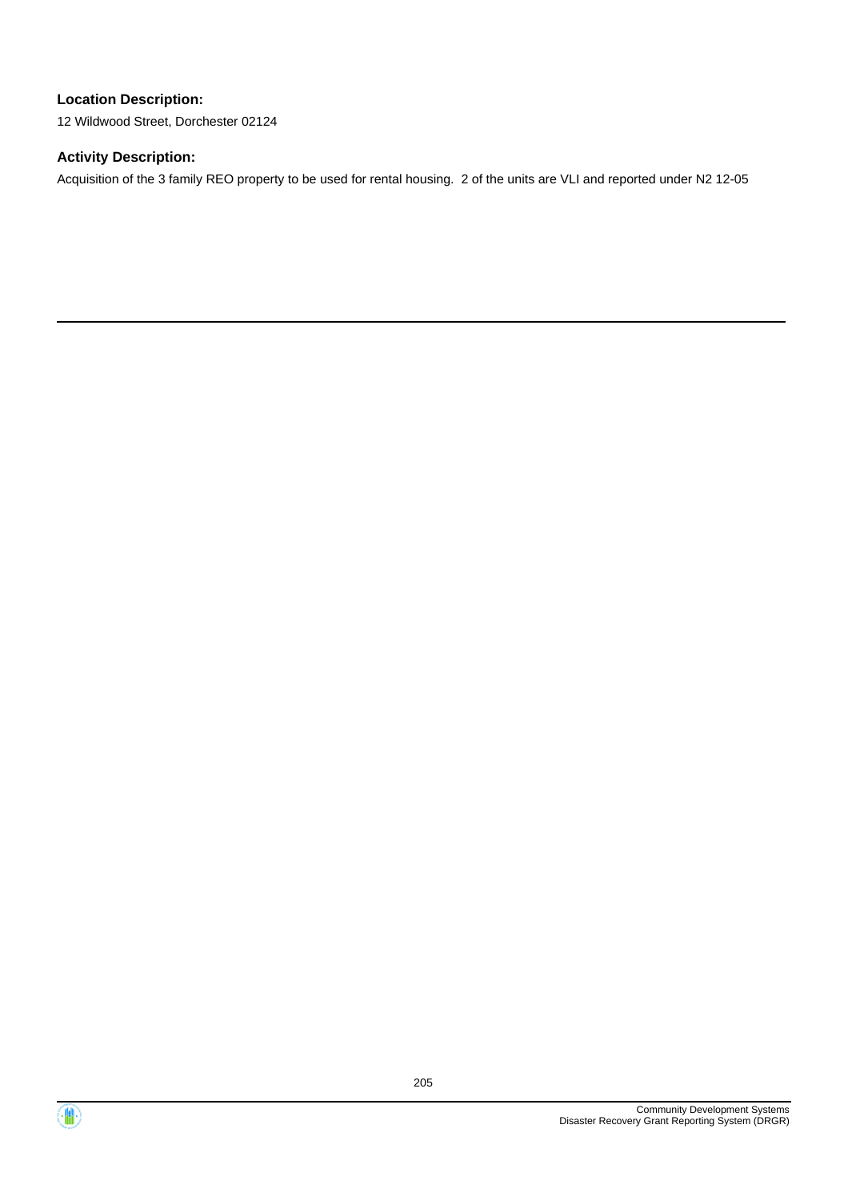**Location Description:**

12 Wildwood Street, Dorchester 02124

**Activity Description:**

Acquisition of the 3 family REO property to be used for rental housing.  2 of the units are VLI and reported under N2 12-05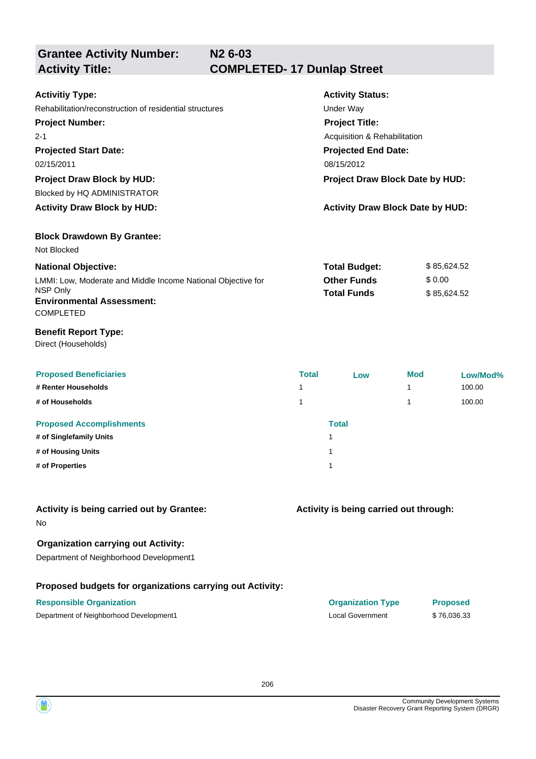| **Grantee Activity Number:** | **N2 6-03** |
|---|---|
| **Activity Title:** | **COMPLETED- 17 Dunlap Street** |

**Activitiy Type:**
Rehabilitation/reconstruction of residential structures

**Activity Status:**
Under Way

**Project Number:**
2-1

**Project Title:**
Acquisition & Rehabilitation

**Projected Start Date:**
02/15/2011

**Projected End Date:**
08/15/2012

**Project Draw Block by HUD:**
Blocked by HQ ADMINISTRATOR

**Project Draw Block Date by HUD:**

**Activity Draw Block by HUD:**

**Activity Draw Block Date by HUD:**

**Block Drawdown By Grantee:**
Not Blocked

**National Objective:**
LMMI: Low, Moderate and Middle Income National Objective for NSP Only

| | |
|---|---|
| **Total Budget:** | $ 85,624.52 |
| **Other Funds** | $ 0.00 |
| **Total Funds** | $ 85,624.52 |

**Environmental Assessment:**
COMPLETED

**Benefit Report Type:**
Direct (Households)

| Proposed Beneficiaries | Total | Low | Mod | Low/Mod% |
|---|---|---|---|---|
| # Renter Households | 1 | | 1 | 100.00 |
| # of Households | 1 | | 1 | 100.00 |

| Proposed Accomplishments | Total |
|---|---|
| # of Singlefamily Units | 1 |
| # of Housing Units | 1 |
| # of Properties | 1 |

**Activity is being carried out by Grantee:**
No

**Activity is being carried out through:**

**Organization carrying out Activity:**
Department of Neighborhood Development1

**Proposed budgets for organizations carrying out Activity:**

| Responsible Organization | Organization Type | Proposed |
|---|---|---|
| Department of Neighborhood Development1 | Local Government | $ 76,036.33 |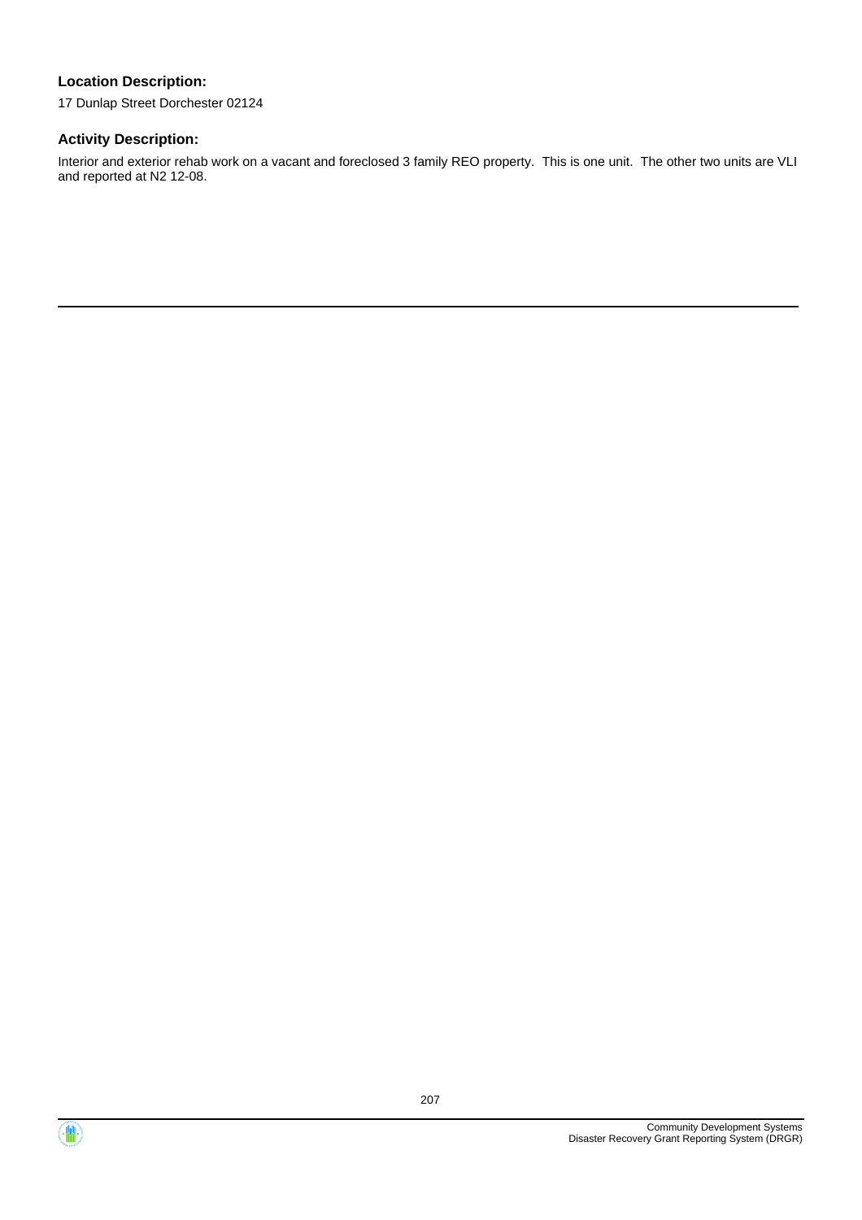**Location Description:**

17 Dunlap Street Dorchester 02124

**Activity Description:**

Interior and exterior rehab work on a vacant and foreclosed 3 family REO property. This is one unit. The other two units are VLI and reported at N2 12-08.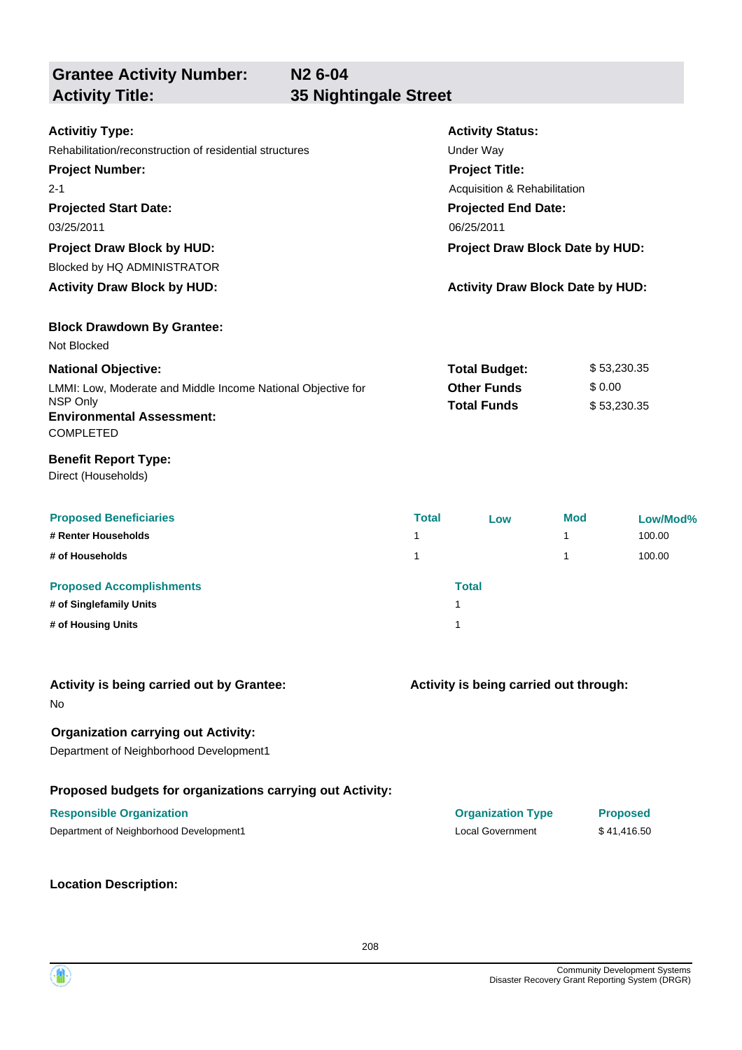## Grantee Activity Number: N2 6-04
## Activity Title: 35 Nightingale Street

**Activitiy Type:**
Rehabilitation/reconstruction of residential structures

**Activity Status:**
Under Way

**Project Number:**
2-1

**Project Title:**
Acquisition & Rehabilitation

**Projected Start Date:**
03/25/2011

**Projected End Date:**
06/25/2011

**Project Draw Block by HUD:**
Blocked by HQ ADMINISTRATOR

**Project Draw Block Date by HUD:**

**Activity Draw Block by HUD:**

**Activity Draw Block Date by HUD:**

**Block Drawdown By Grantee:**
Not Blocked

**National Objective:**
LMMI: Low, Moderate and Middle Income National Objective for NSP Only

| | |
|---|---|
| **Total Budget:** | $ 53,230.35 |
| **Other Funds** | $ 0.00 |
| **Total Funds** | $ 53,230.35 |

**Environmental Assessment:**
COMPLETED

**Benefit Report Type:**
Direct (Households)

| Proposed Beneficiaries | Total | Low | Mod | Low/Mod% |
|---|---|---|---|---|
| # Renter Households | 1 | | 1 | 100.00 |
| # of Households | 1 | | 1 | 100.00 |

| Proposed Accomplishments | Total |
|---|---|
| # of Singlefamily Units | 1 |
| # of Housing Units | 1 |

**Activity is being carried out by Grantee:**
No

**Activity is being carried out through:**

**Organization carrying out Activity:**
Department of Neighborhood Development1

**Proposed budgets for organizations carrying out Activity:**

| Responsible Organization | Organization Type | Proposed |
|---|---|---|
| Department of Neighborhood Development1 | Local Government | $ 41,416.50 |

**Location Description:**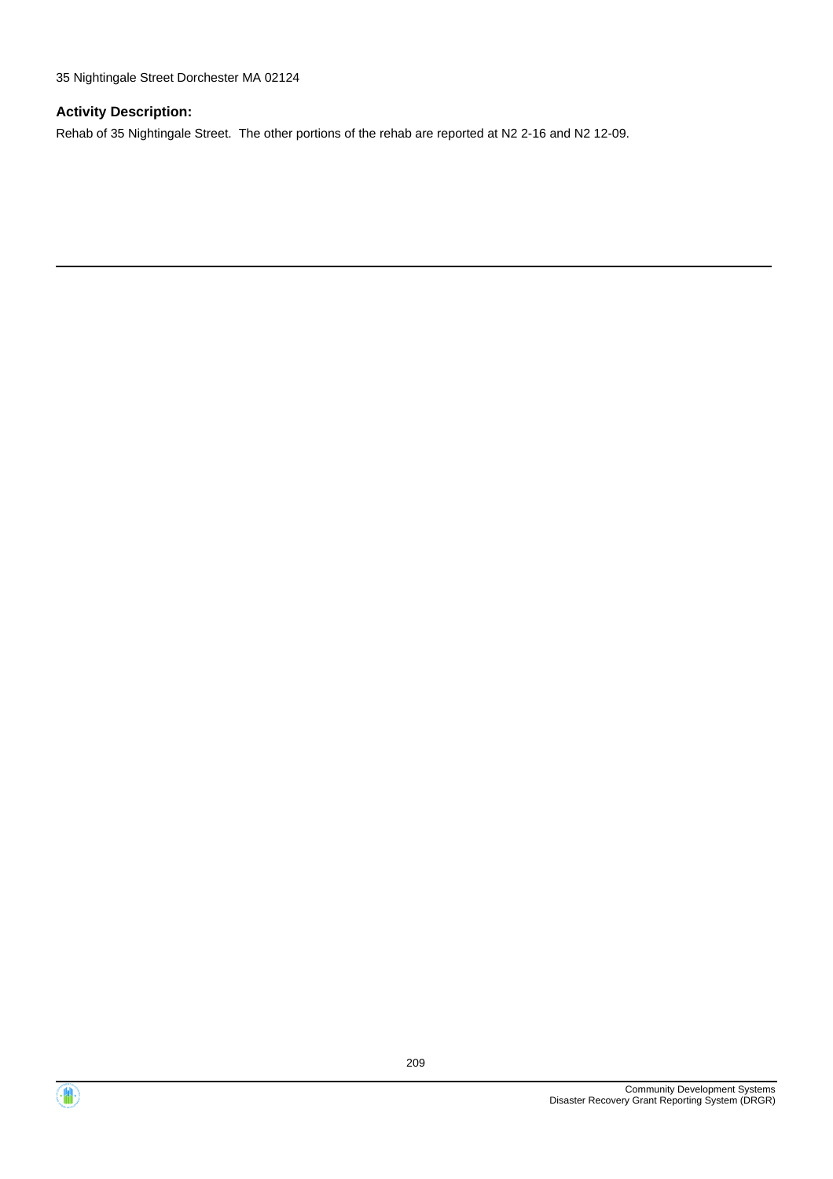35 Nightingale Street Dorchester MA 02124

**Activity Description:**

Rehab of 35 Nightingale Street.  The other portions of the rehab are reported at N2 2-16 and N2 12-09.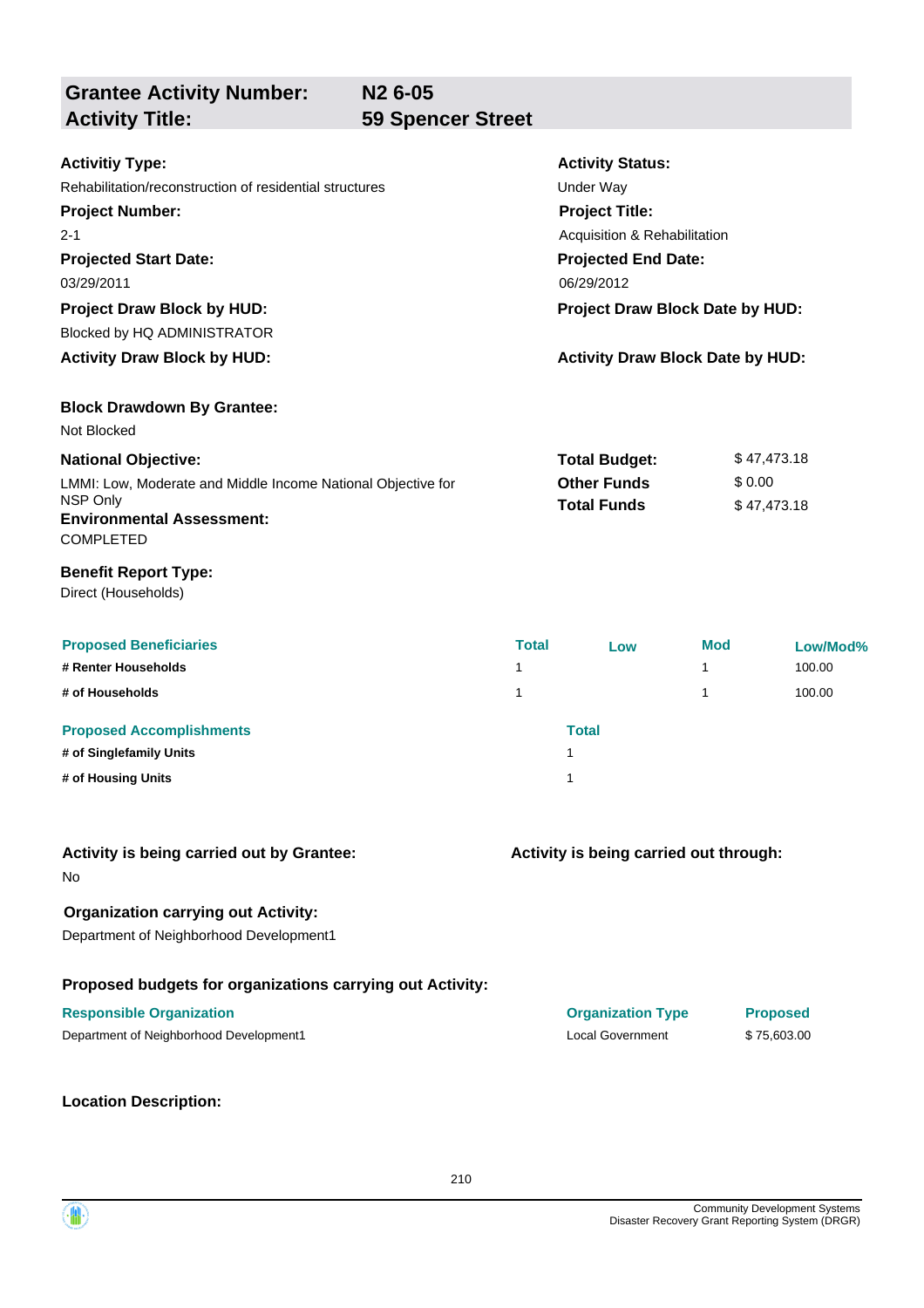## Grantee Activity Number: N2 6-05
## Activity Title: 59 Spencer Street

**Activitiy Type:**
Rehabilitation/reconstruction of residential structures

**Activity Status:**
Under Way

**Project Number:**
2-1

**Project Title:**
Acquisition & Rehabilitation

**Projected Start Date:**
03/29/2011

**Projected End Date:**
06/29/2012

**Project Draw Block by HUD:**
Blocked by HQ ADMINISTRATOR

**Project Draw Block Date by HUD:**

**Activity Draw Block by HUD:**

**Activity Draw Block Date by HUD:**

**Block Drawdown By Grantee:**
Not Blocked

**National Objective:**
LMMI: Low, Moderate and Middle Income National Objective for NSP Only

| | |
|---|---|
| **Total Budget:** | $ 47,473.18 |
| **Other Funds** | $ 0.00 |
| **Total Funds** | $ 47,473.18 |

**Environmental Assessment:**
COMPLETED

**Benefit Report Type:**
Direct (Households)

| Proposed Beneficiaries | Total | Low | Mod | Low/Mod% |
|---|---|---|---|---|
| # Renter Households | 1 | | 1 | 100.00 |
| # of Households | 1 | | 1 | 100.00 |

| Proposed Accomplishments | Total |
|---|---|
| # of Singlefamily Units | 1 |
| # of Housing Units | 1 |

**Activity is being carried out by Grantee:**
No

**Activity is being carried out through:**

**Organization carrying out Activity:**
Department of Neighborhood Development1

**Proposed budgets for organizations carrying out Activity:**

| Responsible Organization | Organization Type | Proposed |
|---|---|---|
| Department of Neighborhood Development1 | Local Government | $ 75,603.00 |

**Location Description:**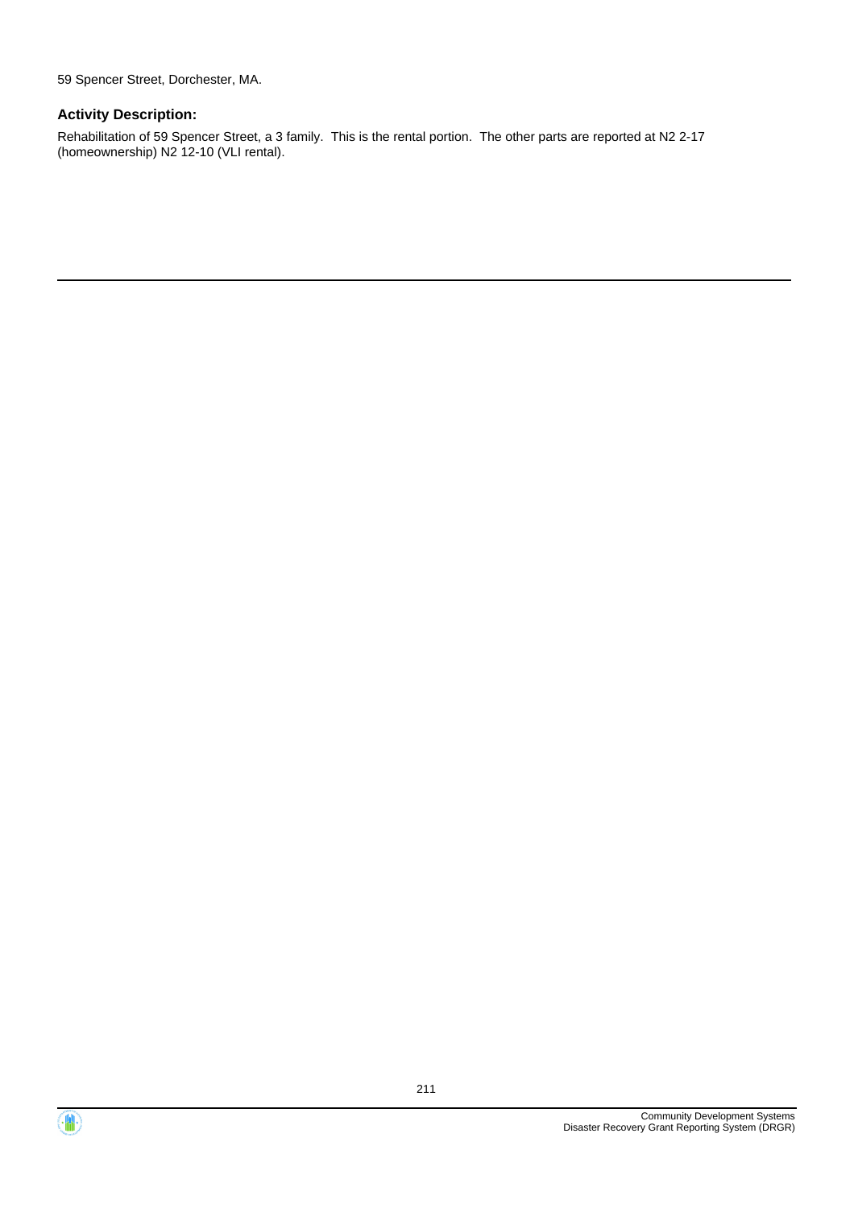59 Spencer Street, Dorchester, MA.

### Activity Description:

Rehabilitation of 59 Spencer Street, a 3 family. This is the rental portion. The other parts are reported at N2 2-17 (homeownership) N2 12-10 (VLI rental).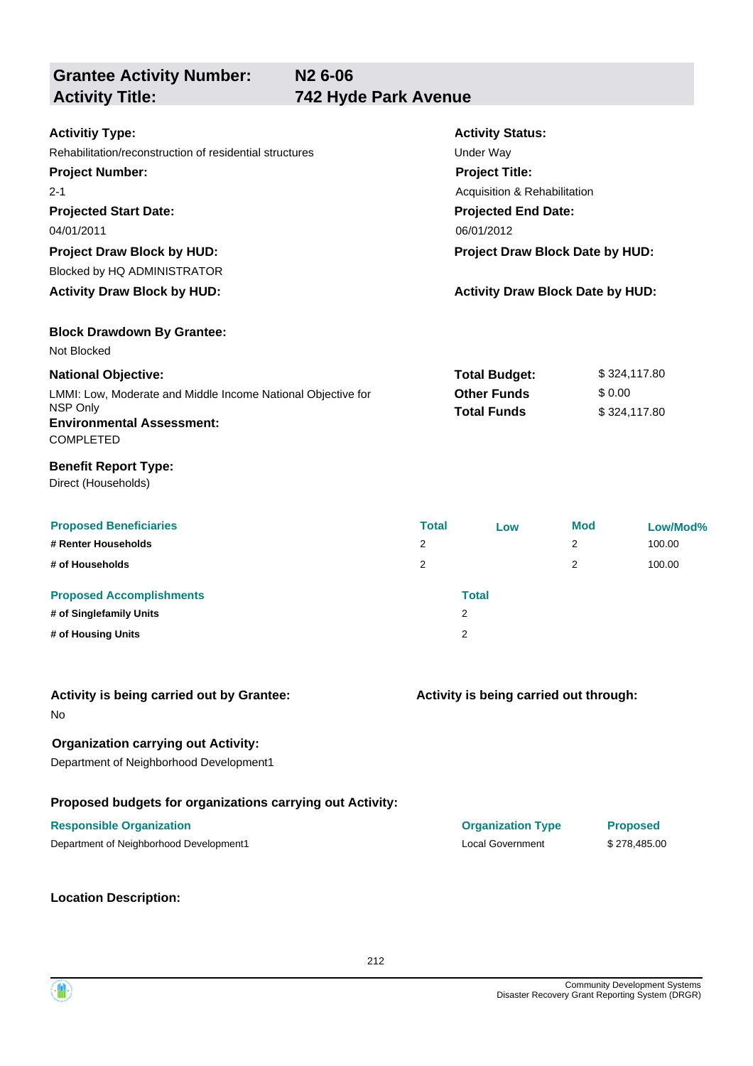| **Grantee Activity Number:** | **N2 6-06** |
|---|---|
| **Activity Title:** | **742 Hyde Park Avenue** |

**Activitiy Type:**
Rehabilitation/reconstruction of residential structures

**Activity Status:**
Under Way

**Project Number:**
2-1

**Project Title:**
Acquisition & Rehabilitation

**Projected Start Date:**
04/01/2011

**Projected End Date:**
06/01/2012

**Project Draw Block by HUD:**
Blocked by HQ ADMINISTRATOR

**Project Draw Block Date by HUD:**

**Activity Draw Block by HUD:**

**Activity Draw Block Date by HUD:**

**Block Drawdown By Grantee:**
Not Blocked

**National Objective:**
LMMI: Low, Moderate and Middle Income National Objective for NSP Only

| | |
|---|---|
| **Total Budget:** | $ 324,117.80 |
| **Other Funds** | $ 0.00 |
| **Total Funds** | $ 324,117.80 |

**Environmental Assessment:**
COMPLETED

**Benefit Report Type:**
Direct (Households)

| Proposed Beneficiaries | Total | Low | Mod | Low/Mod% |
|---|---|---|---|---|
| **# Renter Households** | 2 | | 2 | 100.00 |
| **# of Households** | 2 | | 2 | 100.00 |

| Proposed Accomplishments | Total |
|---|---|
| **# of Singlefamily Units** | 2 |
| **# of Housing Units** | 2 |

**Activity is being carried out by Grantee:**
No

**Activity is being carried out through:**

**Organization carrying out Activity:**
Department of Neighborhood Development1

**Proposed budgets for organizations carrying out Activity:**

| Responsible Organization | Organization Type | Proposed |
|---|---|---|
| Department of Neighborhood Development1 | Local Government | $ 278,485.00 |

**Location Description:**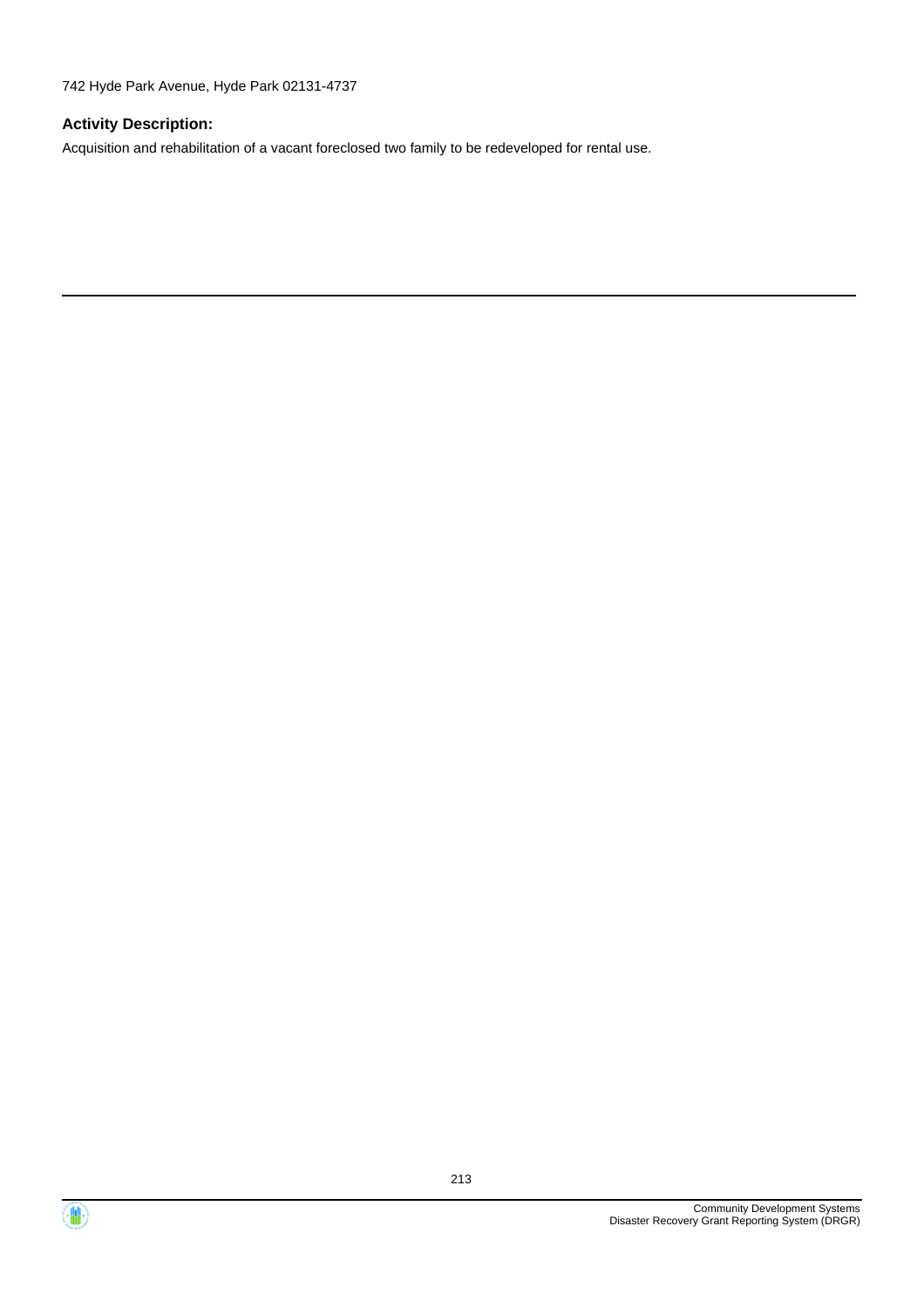742 Hyde Park Avenue, Hyde Park 02131-4737

**Activity Description:**

Acquisition and rehabilitation of a vacant foreclosed two family to be redeveloped for rental use.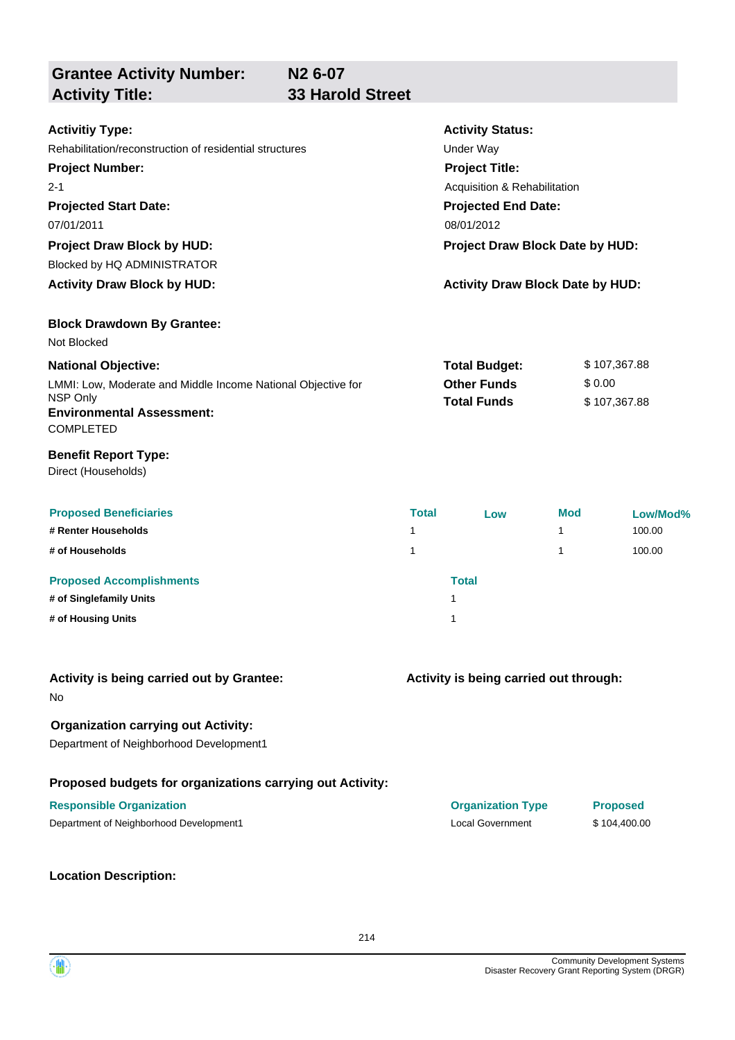## Grantee Activity Number: N2 6-07
## Activity Title: 33 Harold Street

**Activitiy Type:**
Rehabilitation/reconstruction of residential structures

**Activity Status:**
Under Way

**Project Number:**
2-1

**Project Title:**
Acquisition & Rehabilitation

**Projected Start Date:**
07/01/2011

**Projected End Date:**
08/01/2012

**Project Draw Block by HUD:**
Blocked by HQ ADMINISTRATOR

**Project Draw Block Date by HUD:**

**Activity Draw Block by HUD:**

**Activity Draw Block Date by HUD:**

**Block Drawdown By Grantee:**
Not Blocked

**National Objective:**
LMMI: Low, Moderate and Middle Income National Objective for NSP Only

| | |
|---|---|
| **Total Budget:** | $ 107,367.88 |
| **Other Funds** | $ 0.00 |
| **Total Funds** | $ 107,367.88 |

**Environmental Assessment:**
COMPLETED

**Benefit Report Type:**
Direct (Households)

| Proposed Beneficiaries | Total | Low | Mod | Low/Mod% |
|---|---|---|---|---|
| # Renter Households | 1 | | 1 | 100.00 |
| # of Households | 1 | | 1 | 100.00 |

| Proposed Accomplishments | Total |
|---|---|
| # of Singlefamily Units | 1 |
| # of Housing Units | 1 |

**Activity is being carried out by Grantee:**
No

**Activity is being carried out through:**

**Organization carrying out Activity:**
Department of Neighborhood Development1

**Proposed budgets for organizations carrying out Activity:**

| Responsible Organization | Organization Type | Proposed |
|---|---|---|
| Department of Neighborhood Development1 | Local Government | $ 104,400.00 |

**Location Description:**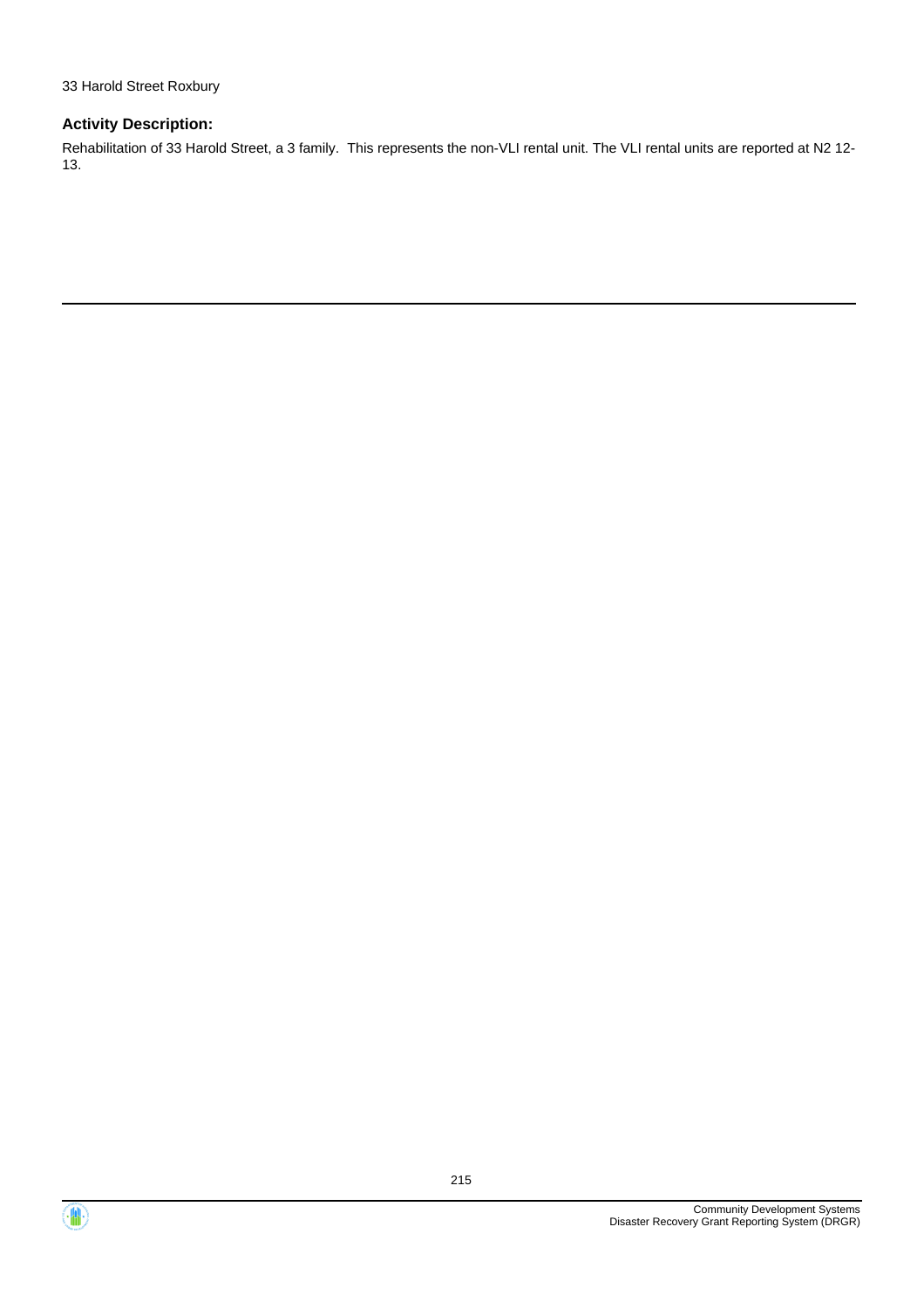33 Harold Street Roxbury

### Activity Description:

Rehabilitation of 33 Harold Street, a 3 family.  This represents the non-VLI rental unit. The VLI rental units are reported at N2 12-13.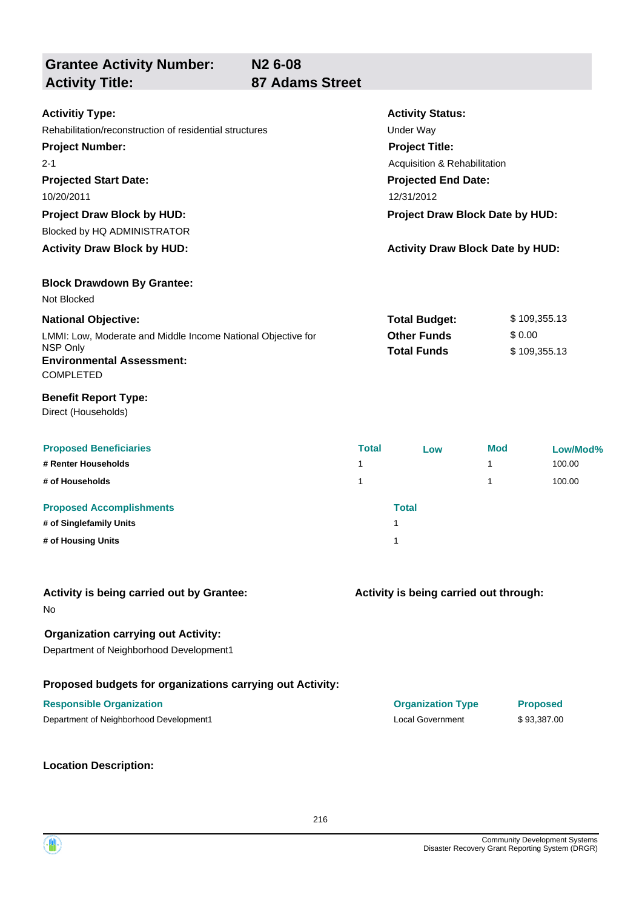## Grantee Activity Number: N2 6-08
## Activity Title: 87 Adams Street

**Activitiy Type:**
Rehabilitation/reconstruction of residential structures

**Activity Status:**
Under Way

**Project Number:**
2-1

**Project Title:**
Acquisition & Rehabilitation

**Projected Start Date:**
10/20/2011

**Projected End Date:**
12/31/2012

**Project Draw Block by HUD:**
Blocked by HQ ADMINISTRATOR

**Project Draw Block Date by HUD:**

**Activity Draw Block by HUD:**

**Activity Draw Block Date by HUD:**

**Block Drawdown By Grantee:**
Not Blocked

**National Objective:**
LMMI: Low, Moderate and Middle Income National Objective for NSP Only

**Total Budget:** $ 109,355.13
**Other Funds** $ 0.00
**Total Funds** $ 109,355.13

**Environmental Assessment:**
COMPLETED

**Benefit Report Type:**
Direct (Households)

| Proposed Beneficiaries | Total | Low | Mod | Low/Mod% |
|---|---|---|---|---|
| # Renter Households | 1 | | 1 | 100.00 |
| # of Households | 1 | | 1 | 100.00 |

| Proposed Accomplishments | Total |
|---|---|
| # of Singlefamily Units | 1 |
| # of Housing Units | 1 |

**Activity is being carried out by Grantee:**
No

**Activity is being carried out through:**

**Organization carrying out Activity:**
Department of Neighborhood Development1

**Proposed budgets for organizations carrying out Activity:**

| Responsible Organization | Organization Type | Proposed |
|---|---|---|
| Department of Neighborhood Development1 | Local Government | $ 93,387.00 |

**Location Description:**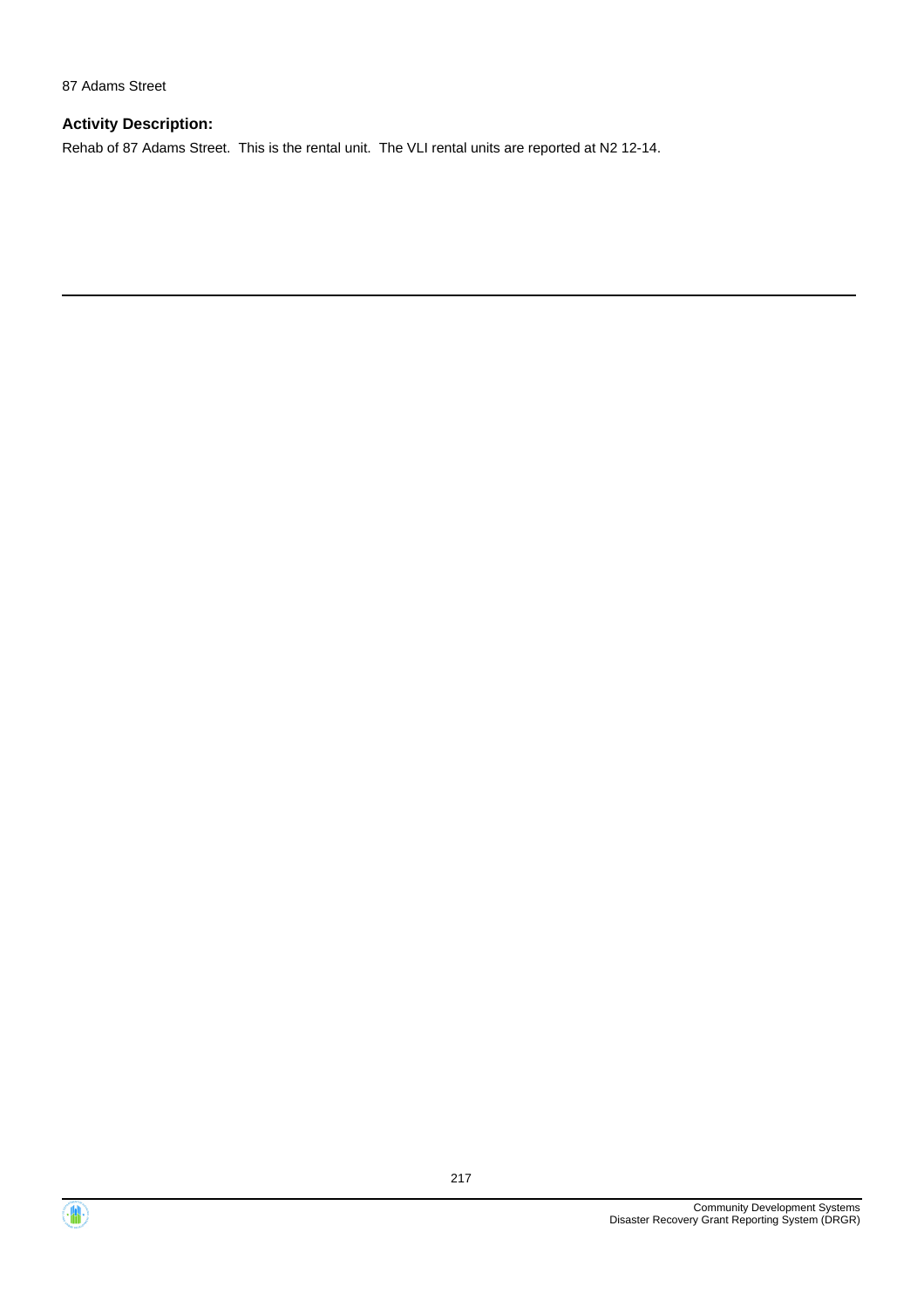87 Adams Street

**Activity Description:**

Rehab of 87 Adams Street. This is the rental unit. The VLI rental units are reported at N2 12-14.

---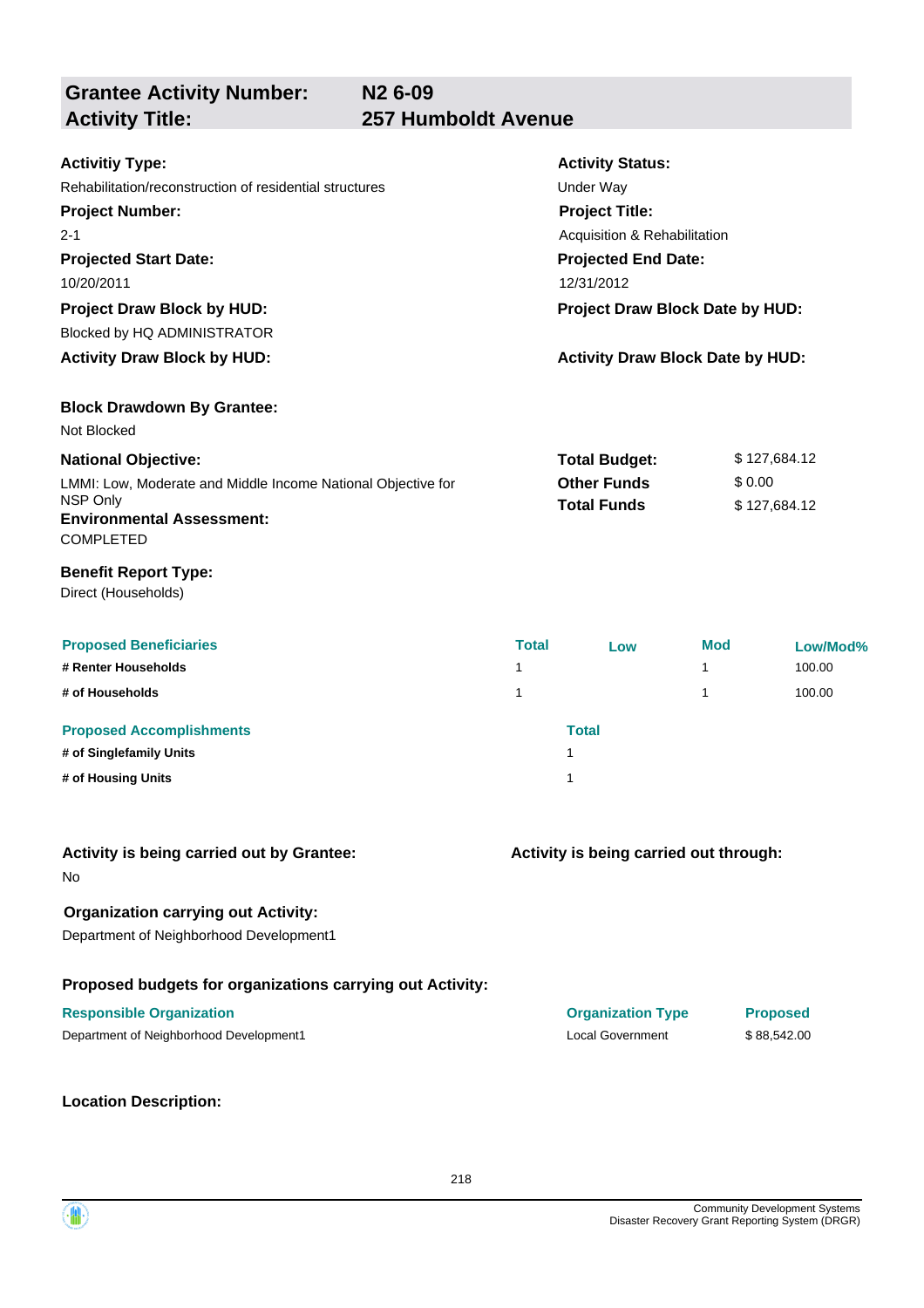## Grantee Activity Number: N2 6-09
## Activity Title: 257 Humboldt Avenue

**Activitiy Type:**
Rehabilitation/reconstruction of residential structures

**Activity Status:**
Under Way

**Project Number:**
2-1

**Project Title:**
Acquisition & Rehabilitation

**Projected Start Date:**
10/20/2011

**Projected End Date:**
12/31/2012

**Project Draw Block by HUD:**
Blocked by HQ ADMINISTRATOR

**Project Draw Block Date by HUD:**

**Activity Draw Block by HUD:**

**Activity Draw Block Date by HUD:**

**Block Drawdown By Grantee:**
Not Blocked

**National Objective:**
LMMI: Low, Moderate and Middle Income National Objective for NSP Only

**Total Budget:** $ 127,684.12
**Other Funds** $ 0.00
**Total Funds** $ 127,684.12

**Environmental Assessment:**
COMPLETED

**Benefit Report Type:**
Direct (Households)

| Proposed Beneficiaries | Total | Low | Mod | Low/Mod% |
|---|---|---|---|---|
| # Renter Households | 1 | | 1 | 100.00 |
| # of Households | 1 | | 1 | 100.00 |

| Proposed Accomplishments | Total |
|---|---|
| # of Singlefamily Units | 1 |
| # of Housing Units | 1 |

**Activity is being carried out by Grantee:**
No

**Activity is being carried out through:**

**Organization carrying out Activity:**
Department of Neighborhood Development1

**Proposed budgets for organizations carrying out Activity:**

| Responsible Organization | Organization Type | Proposed |
|---|---|---|
| Department of Neighborhood Development1 | Local Government | $ 88,542.00 |

**Location Description:**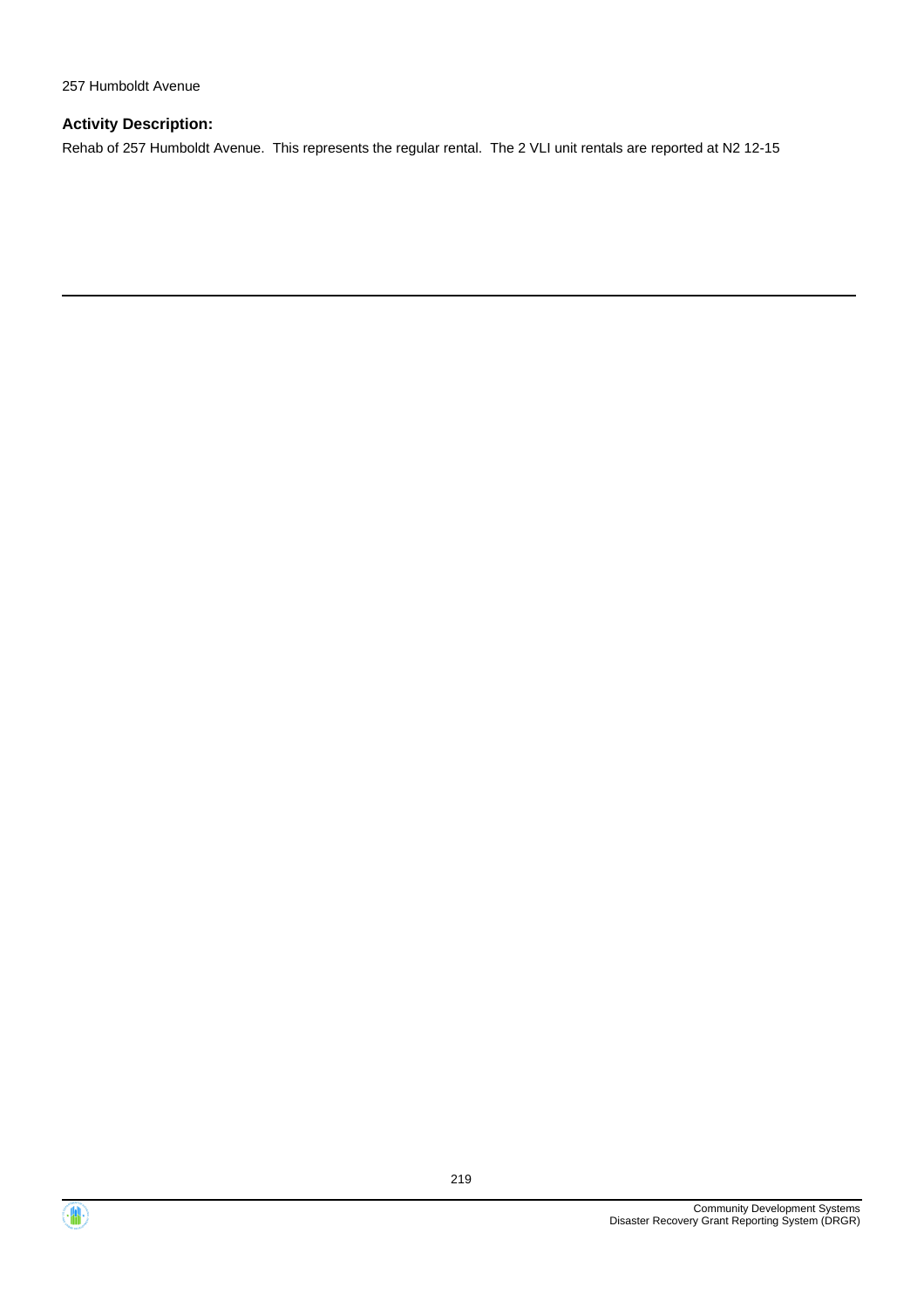257 Humboldt Avenue

### Activity Description:

Rehab of 257 Humboldt Avenue. This represents the regular rental. The 2 VLI unit rentals are reported at N2 12-15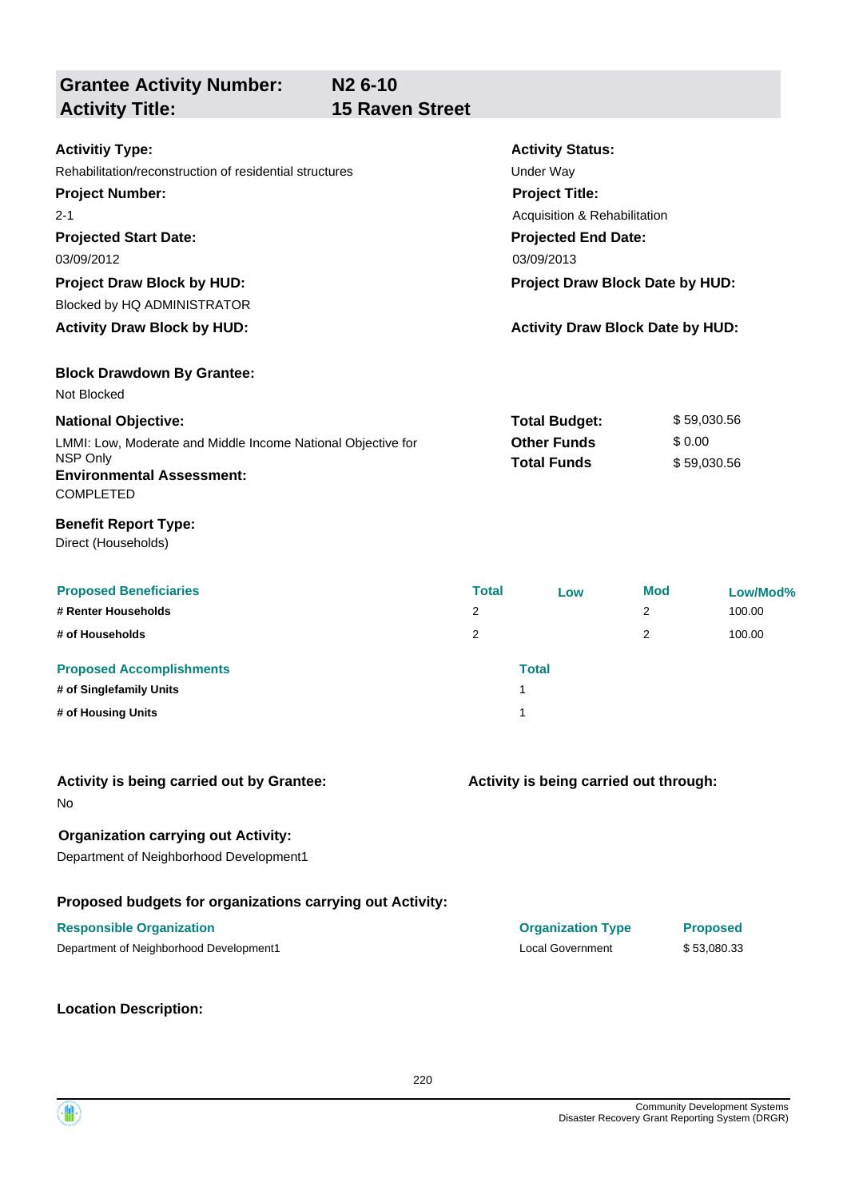## Grantee Activity Number: N2 6-10
## Activity Title: 15 Raven Street

**Activitiy Type:**
Rehabilitation/reconstruction of residential structures

**Activity Status:**
Under Way

**Project Number:**
2-1

**Project Title:**
Acquisition & Rehabilitation

**Projected Start Date:**
03/09/2012

**Projected End Date:**
03/09/2013

**Project Draw Block by HUD:**
Blocked by HQ ADMINISTRATOR

**Project Draw Block Date by HUD:**

**Activity Draw Block by HUD:**

**Activity Draw Block Date by HUD:**

**Block Drawdown By Grantee:**
Not Blocked

**National Objective:**
LMMI: Low, Moderate and Middle Income National Objective for NSP Only

| | |
|---|---|
| **Total Budget:** | $ 59,030.56 |
| **Other Funds** | $ 0.00 |
| **Total Funds** | $ 59,030.56 |

**Environmental Assessment:**
COMPLETED

**Benefit Report Type:**
Direct (Households)

| Proposed Beneficiaries | Total | Low | Mod | Low/Mod% |
|---|---|---|---|---|
| # Renter Households | 2 | | 2 | 100.00 |
| # of Households | 2 | | 2 | 100.00 |

| Proposed Accomplishments | Total |
|---|---|
| # of Singlefamily Units | 1 |
| # of Housing Units | 1 |

**Activity is being carried out by Grantee:**
No

**Activity is being carried out through:**

**Organization carrying out Activity:**
Department of Neighborhood Development1

**Proposed budgets for organizations carrying out Activity:**

| Responsible Organization | Organization Type | Proposed |
|---|---|---|
| Department of Neighborhood Development1 | Local Government | $ 53,080.33 |

**Location Description:**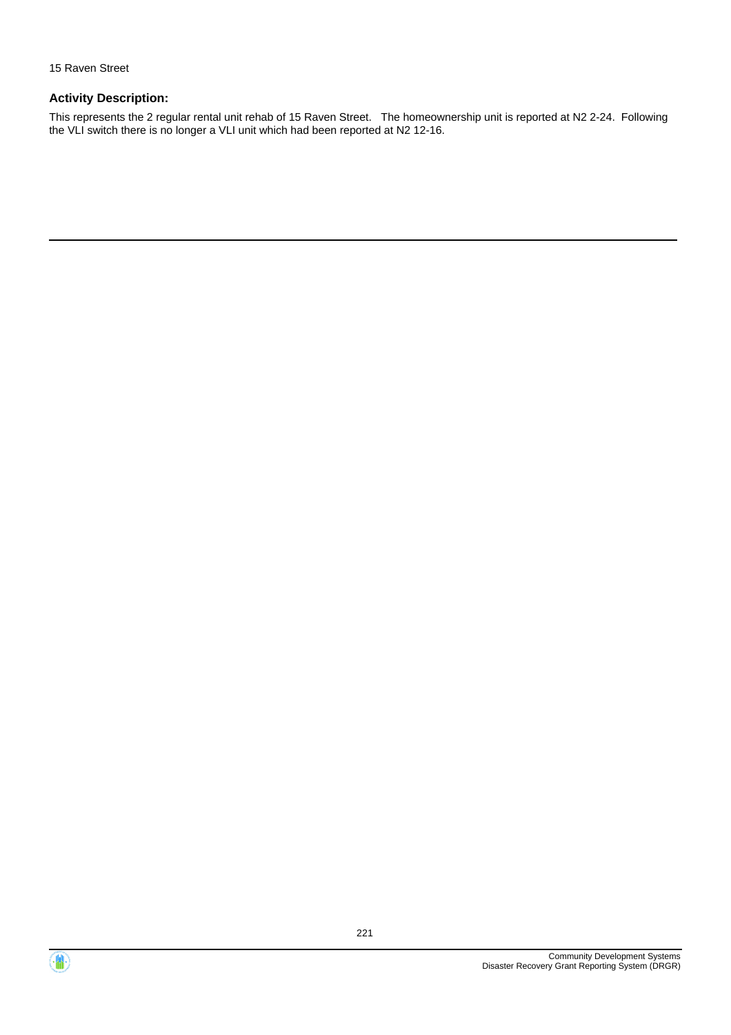15 Raven Street

### Activity Description:

This represents the 2 regular rental unit rehab of 15 Raven Street.   The homeownership unit is reported at N2 2-24.  Following the VLI switch there is no longer a VLI unit which had been reported at N2 12-16.

---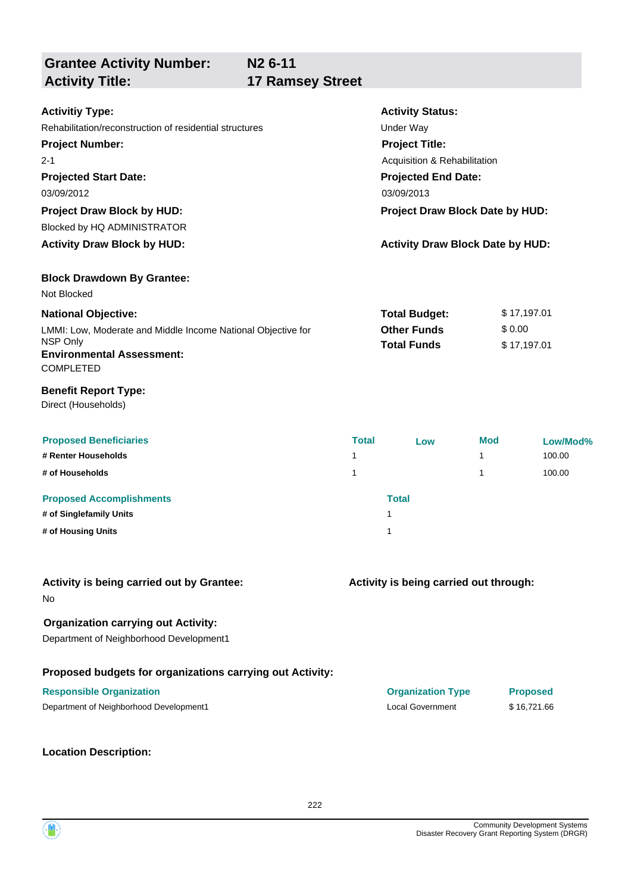## Grantee Activity Number: N2 6-11
## Activity Title: 17 Ramsey Street

**Activitiy Type:**
Rehabilitation/reconstruction of residential structures

**Activity Status:**
Under Way

**Project Number:**
2-1

**Project Title:**
Acquisition & Rehabilitation

**Projected Start Date:**
03/09/2012

**Projected End Date:**
03/09/2013

**Project Draw Block by HUD:**
Blocked by HQ ADMINISTRATOR

**Project Draw Block Date by HUD:**

**Activity Draw Block by HUD:**

**Activity Draw Block Date by HUD:**

**Block Drawdown By Grantee:**
Not Blocked

**National Objective:**
LMMI: Low, Moderate and Middle Income National Objective for NSP Only

**Total Budget:** $ 17,197.01
**Other Funds** $ 0.00
**Total Funds** $ 17,197.01

**Environmental Assessment:**
COMPLETED

**Benefit Report Type:**
Direct (Households)

| Proposed Beneficiaries | Total | Low | Mod | Low/Mod% |
|---|---|---|---|---|
| # Renter Households | 1 | | 1 | 100.00 |
| # of Households | 1 | | 1 | 100.00 |

| Proposed Accomplishments | Total |
|---|---|
| # of Singlefamily Units | 1 |
| # of Housing Units | 1 |

**Activity is being carried out by Grantee:**
No

**Activity is being carried out through:**

**Organization carrying out Activity:**
Department of Neighborhood Development1

**Proposed budgets for organizations carrying out Activity:**

| Responsible Organization | Organization Type | Proposed |
|---|---|---|
| Department of Neighborhood Development1 | Local Government | $ 16,721.66 |

**Location Description:**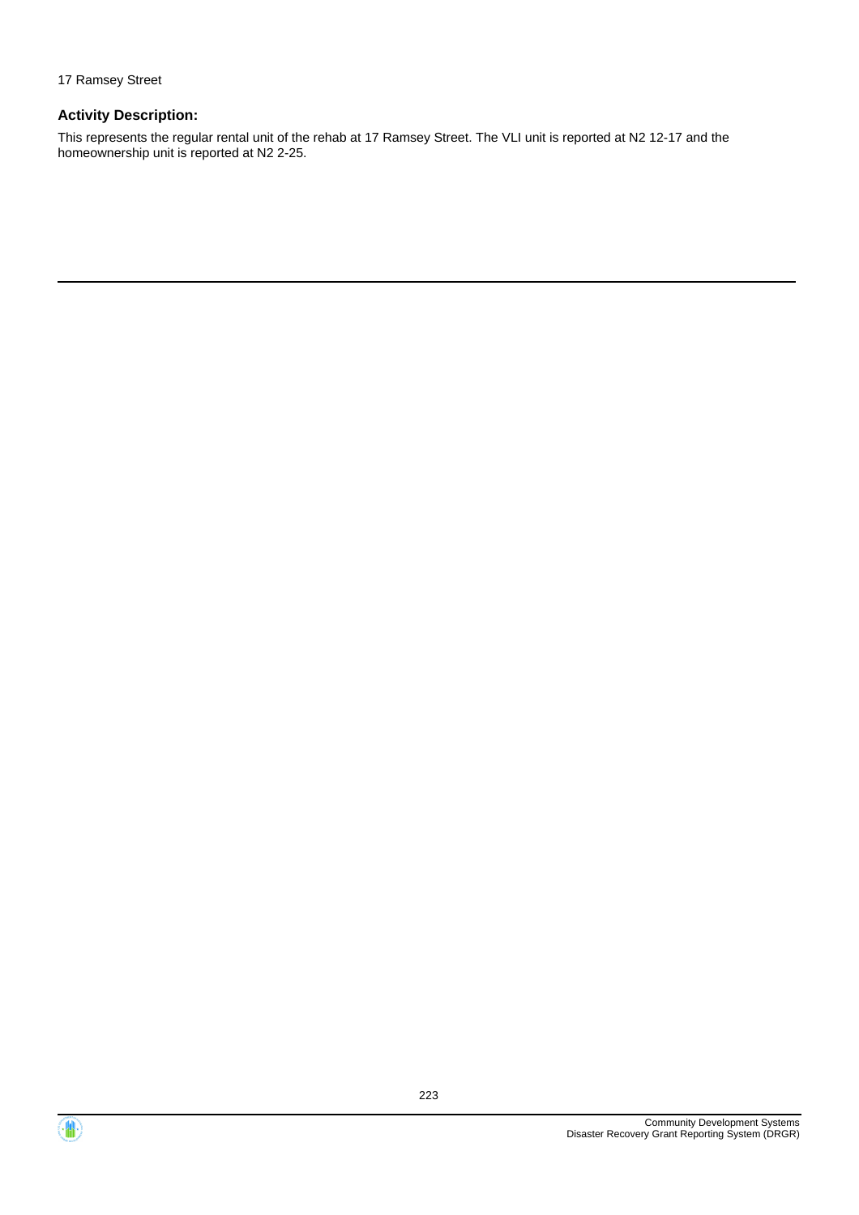17 Ramsey Street

**Activity Description:**

This represents the regular rental unit of the rehab at 17 Ramsey Street. The VLI unit is reported at N2 12-17 and the homeownership unit is reported at N2 2-25.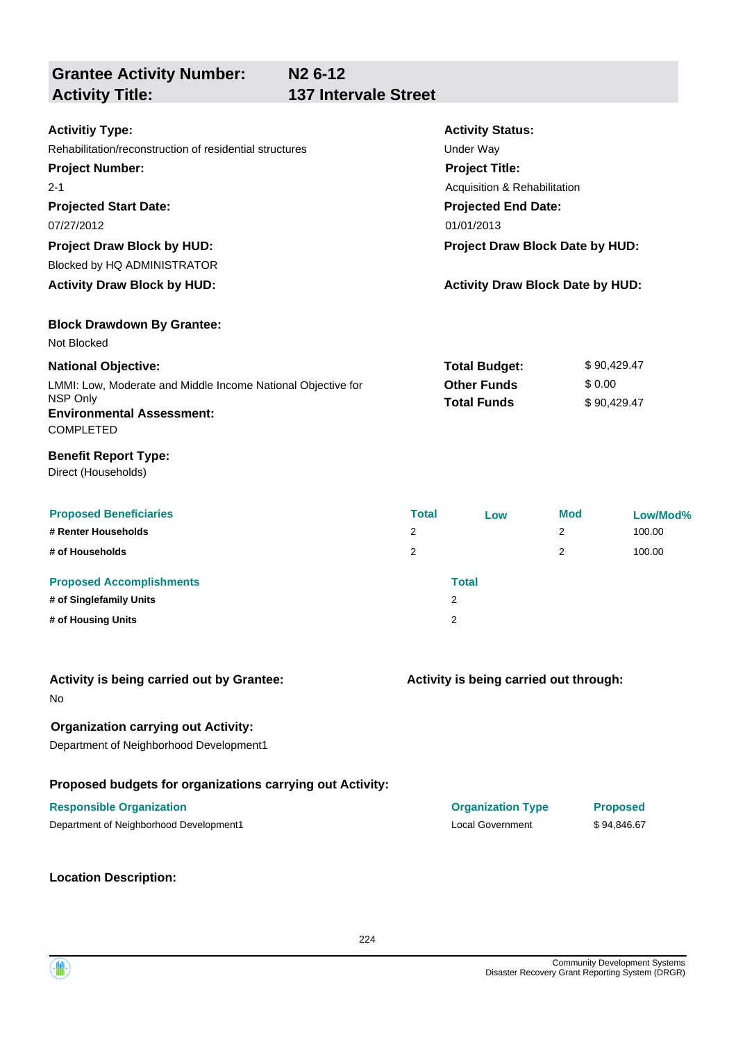## Grantee Activity Number: N2 6-12
## Activity Title: 137 Intervale Street

**Activitiy Type:**
Rehabilitation/reconstruction of residential structures

**Activity Status:**
Under Way

**Project Number:**
2-1

**Project Title:**
Acquisition & Rehabilitation

**Projected Start Date:**
07/27/2012

**Projected End Date:**
01/01/2013

**Project Draw Block by HUD:**
Blocked by HQ ADMINISTRATOR

**Project Draw Block Date by HUD:**

**Activity Draw Block by HUD:**

**Activity Draw Block Date by HUD:**

**Block Drawdown By Grantee:**
Not Blocked

**National Objective:**
LMMI: Low, Moderate and Middle Income National Objective for NSP Only

**Total Budget:** $ 90,429.47
**Other Funds** $ 0.00
**Total Funds** $ 90,429.47

**Environmental Assessment:**
COMPLETED

**Benefit Report Type:**
Direct (Households)

| Proposed Beneficiaries | Total | Low | Mod | Low/Mod% |
|---|---|---|---|---|
| # Renter Households | 2 | | 2 | 100.00 |
| # of Households | 2 | | 2 | 100.00 |

| Proposed Accomplishments | Total |
|---|---|
| # of Singlefamily Units | 2 |
| # of Housing Units | 2 |

**Activity is being carried out by Grantee:**
No

**Activity is being carried out through:**

**Organization carrying out Activity:**
Department of Neighborhood Development1

**Proposed budgets for organizations carrying out Activity:**

| Responsible Organization | Organization Type | Proposed |
|---|---|---|
| Department of Neighborhood Development1 | Local Government | $ 94,846.67 |

**Location Description:**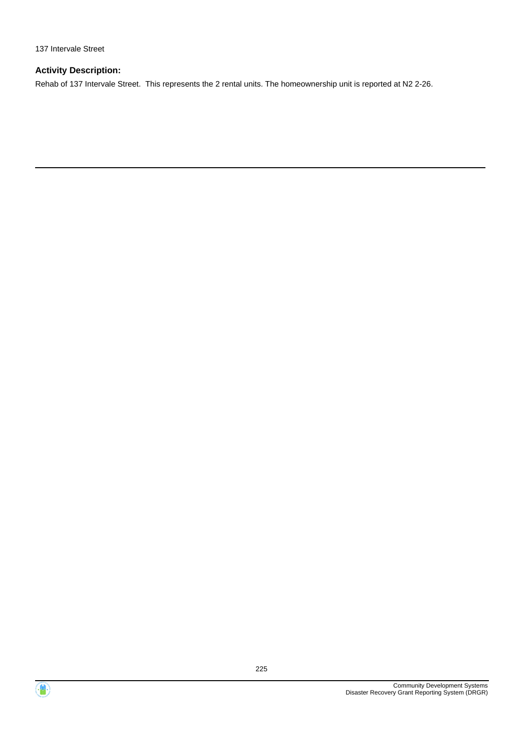137 Intervale Street

**Activity Description:**

Rehab of 137 Intervale Street.  This represents the 2 rental units. The homeownership unit is reported at N2 2-26.

---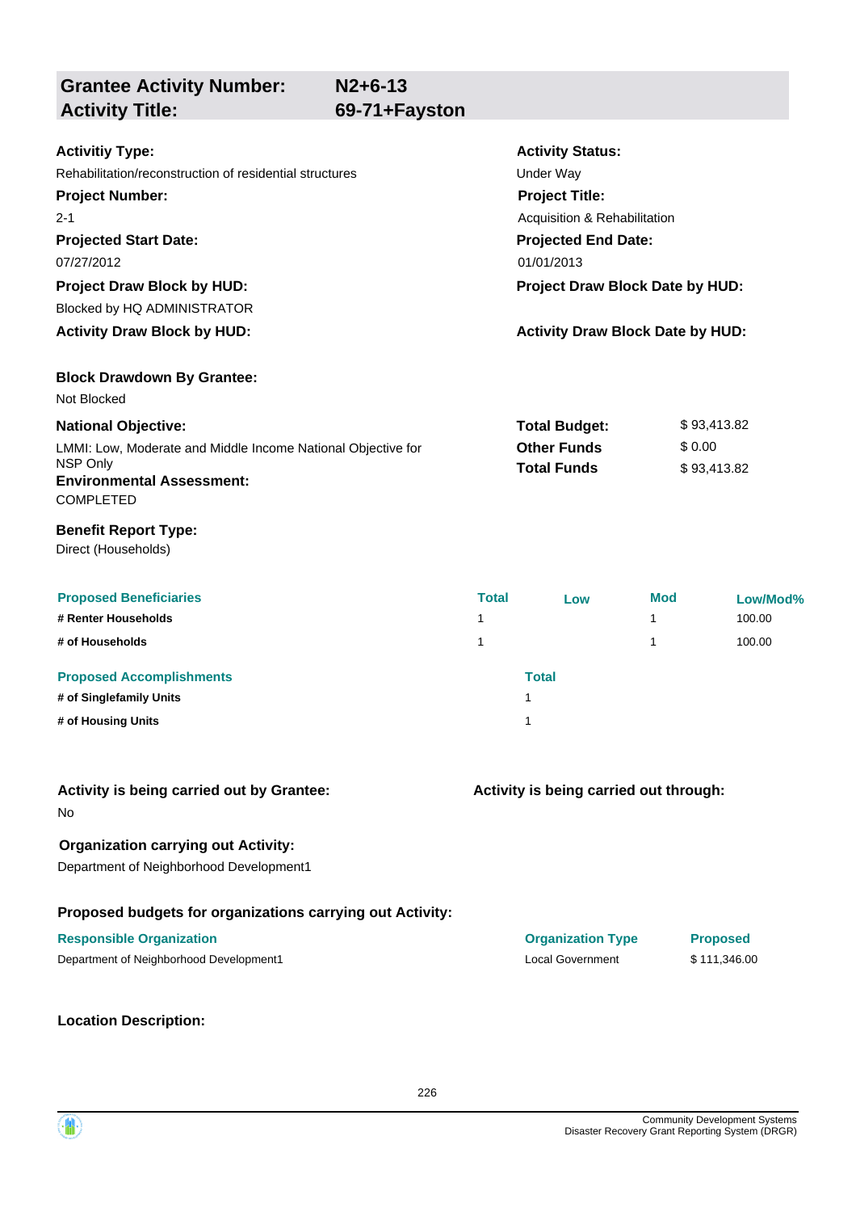## Grantee Activity Number: N2+6-13
## Activity Title: 69-71+Fayston

**Activitiy Type:**
Rehabilitation/reconstruction of residential structures

**Activity Status:**
Under Way

**Project Number:**
2-1

**Project Title:**
Acquisition & Rehabilitation

**Projected Start Date:**
07/27/2012

**Projected End Date:**
01/01/2013

**Project Draw Block by HUD:**
Blocked by HQ ADMINISTRATOR

**Project Draw Block Date by HUD:**

**Activity Draw Block by HUD:**

**Activity Draw Block Date by HUD:**

**Block Drawdown By Grantee:**
Not Blocked

**National Objective:**
LMMI: Low, Moderate and Middle Income National Objective for NSP Only

**Total Budget:** $ 93,413.82
**Other Funds** $ 0.00
**Total Funds** $ 93,413.82

**Environmental Assessment:**
COMPLETED

**Benefit Report Type:**
Direct (Households)

| Proposed Beneficiaries | Total | Low | Mod | Low/Mod% |
|---|---|---|---|---|
| # Renter Households | 1 | | 1 | 100.00 |
| # of Households | 1 | | 1 | 100.00 |

| Proposed Accomplishments | Total |
|---|---|
| # of Singlefamily Units | 1 |
| # of Housing Units | 1 |

**Activity is being carried out by Grantee:**
No

**Activity is being carried out through:**

**Organization carrying out Activity:**
Department of Neighborhood Development1

**Proposed budgets for organizations carrying out Activity:**

| Responsible Organization | Organization Type | Proposed |
|---|---|---|
| Department of Neighborhood Development1 | Local Government | $ 111,346.00 |

**Location Description:**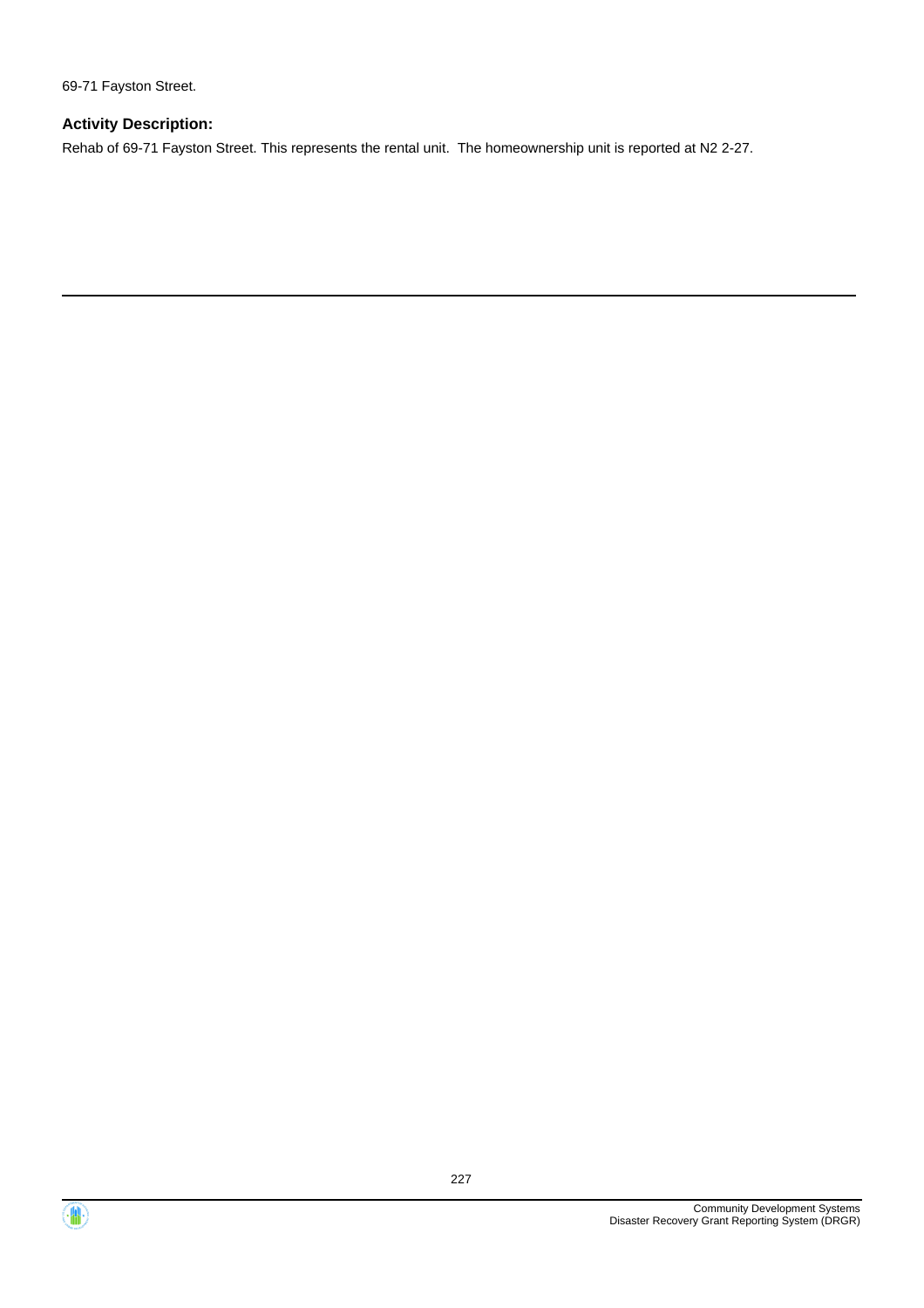69-71 Fayston Street.

### Activity Description:

Rehab of 69-71 Fayston Street. This represents the rental unit. The homeownership unit is reported at N2 2-27.

---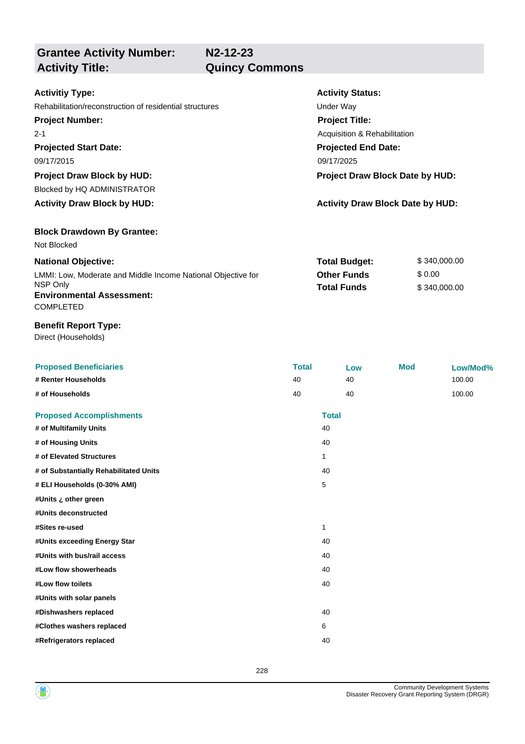| **Grantee Activity Number:** | **N2-12-23** |
|---|---|
| **Activity Title:** | **Quincy Commons** |

**Activitiy Type:**
Rehabilitation/reconstruction of residential structures

**Activity Status:**
Under Way

**Project Number:**
2-1

**Project Title:**
Acquisition & Rehabilitation

**Projected Start Date:**
09/17/2015

**Projected End Date:**
09/17/2025

**Project Draw Block by HUD:**
Blocked by HQ ADMINISTRATOR

**Project Draw Block Date by HUD:**

**Activity Draw Block by HUD:**

**Activity Draw Block Date by HUD:**

**Block Drawdown By Grantee:**
Not Blocked

**National Objective:**
LMMI: Low, Moderate and Middle Income National Objective for NSP Only

| | |
|---|---|
| **Total Budget:** | $ 340,000.00 |
| **Other Funds** | $ 0.00 |
| **Total Funds** | $ 340,000.00 |

**Environmental Assessment:**
COMPLETED

**Benefit Report Type:**
Direct (Households)

| **Proposed Beneficiaries** | **Total** | **Low** | **Mod** | **Low/Mod%** |
|---|---|---|---|---|
| **# Renter Households** | 40 | 40 | | 100.00 |
| **# of Households** | 40 | 40 | | 100.00 |

| **Proposed Accomplishments** | **Total** |
|---|---|
| **# of Multifamily Units** | 40 |
| **# of Housing Units** | 40 |
| **# of Elevated Structures** | 1 |
| **# of Substantially Rehabilitated Units** | 40 |
| **# ELI Households (0-30% AMI)** | 5 |
| **#Units ¿ other green** | |
| **#Units deconstructed** | |
| **#Sites re-used** | 1 |
| **#Units exceeding Energy Star** | 40 |
| **#Units with bus/rail access** | 40 |
| **#Low flow showerheads** | 40 |
| **#Low flow toilets** | 40 |
| **#Units with solar panels** | |
| **#Dishwashers replaced** | 40 |
| **#Clothes washers replaced** | 6 |
| **#Refrigerators replaced** | 40 |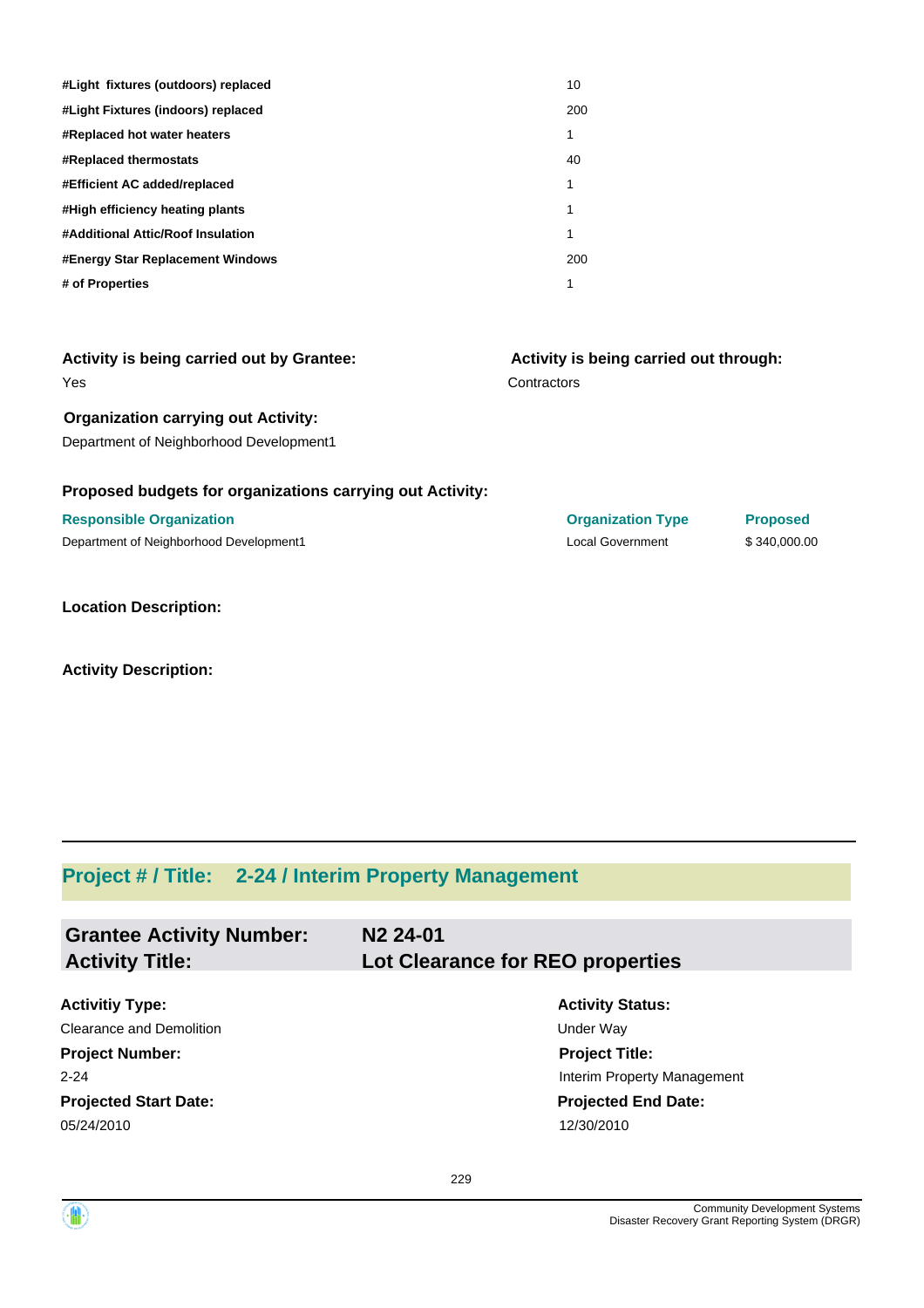| | |
|---|---|
| **#Light fixtures (outdoors) replaced** | 10 |
| **#Light Fixtures (indoors) replaced** | 200 |
| **#Replaced hot water heaters** | 1 |
| **#Replaced thermostats** | 40 |
| **#Efficient AC added/replaced** | 1 |
| **#High efficiency heating plants** | 1 |
| **#Additional Attic/Roof Insulation** | 1 |
| **#Energy Star Replacement Windows** | 200 |
| **# of Properties** | 1 |

**Activity is being carried out by Grantee:**
Yes

**Activity is being carried out through:**
Contractors

**Organization carrying out Activity:**
Department of Neighborhood Development1

**Proposed budgets for organizations carrying out Activity:**

| Responsible Organization | Organization Type | Proposed |
|---|---|---|
| Department of Neighborhood Development1 | Local Government | $ 340,000.00 |

**Location Description:**

**Activity Description:**

## Project # / Title: 2-24 / Interim Property Management

### Grantee Activity Number: N2 24-01
### Activity Title: Lot Clearance for REO properties

**Activitiy Type:**
Clearance and Demolition

**Activity Status:**
Under Way

**Project Number:**
2-24

**Project Title:**
Interim Property Management

**Projected Start Date:**
05/24/2010

**Projected End Date:**
12/30/2010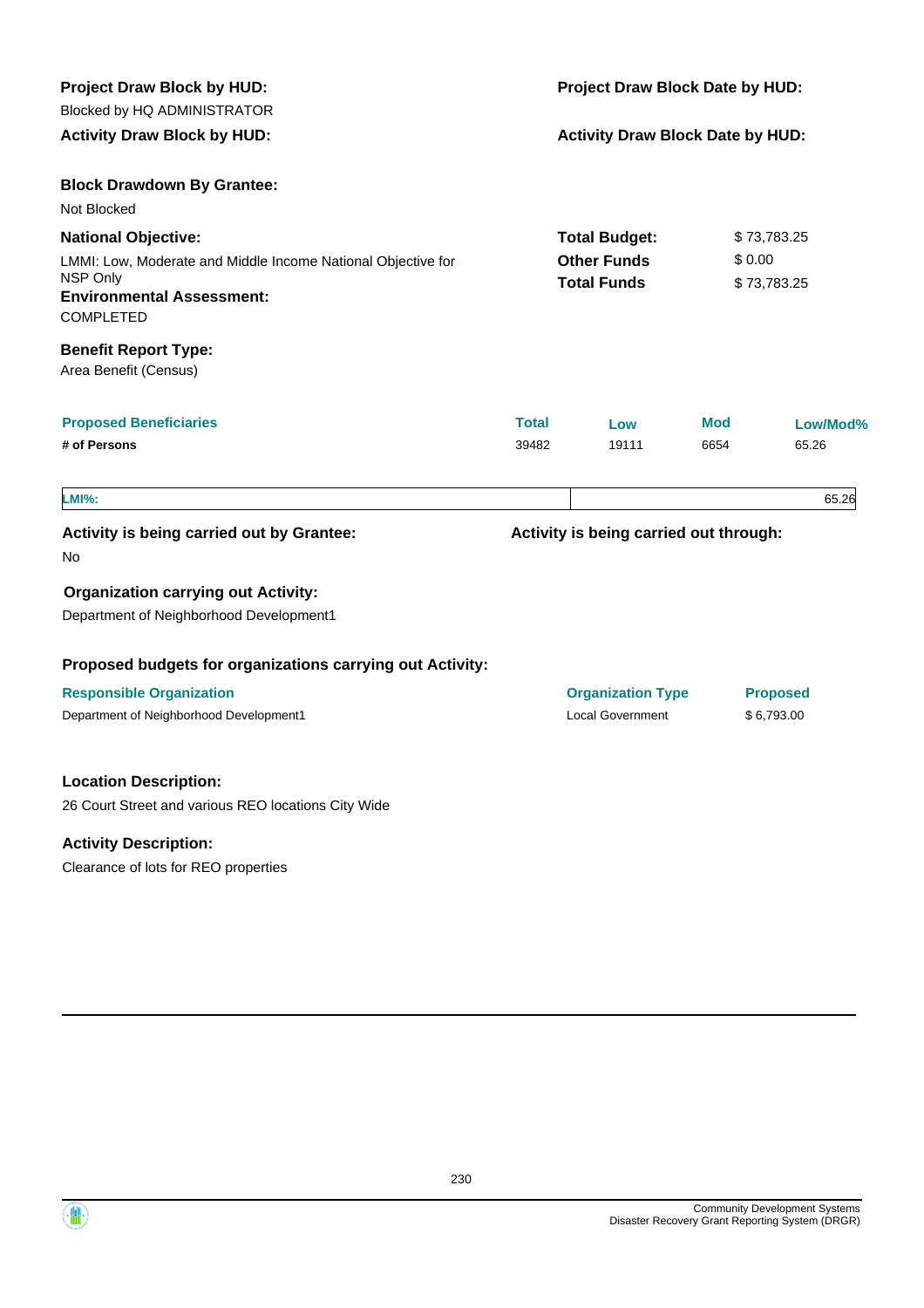**Project Draw Block by HUD:**

Blocked by HQ ADMINISTRATOR

**Project Draw Block Date by HUD:**

**Activity Draw Block by HUD:**

**Activity Draw Block Date by HUD:**

**Block Drawdown By Grantee:**

Not Blocked

**National Objective:**

LMMI: Low, Moderate and Middle Income National Objective for NSP Only

**Environmental Assessment:**

COMPLETED

| | |
|---|---|
| **Total Budget:** | $ 73,783.25 |
| **Other Funds** | $ 0.00 |
| **Total Funds** | $ 73,783.25 |

**Benefit Report Type:**

Area Benefit (Census)

| Proposed Beneficiaries | Total | Low | Mod | Low/Mod% |
|---|---|---|---|---|
| # of Persons | 39482 | 19111 | 6654 | 65.26 |

| LMI%: | 65.26 |
|---|---|

**Activity is being carried out by Grantee:**

No

**Activity is being carried out through:**

**Organization carrying out Activity:**

Department of Neighborhood Development1

**Proposed budgets for organizations carrying out Activity:**

| Responsible Organization | Organization Type | Proposed |
|---|---|---|
| Department of Neighborhood Development1 | Local Government | $ 6,793.00 |

**Location Description:**

26 Court Street and various REO locations City Wide

**Activity Description:**

Clearance of lots for REO properties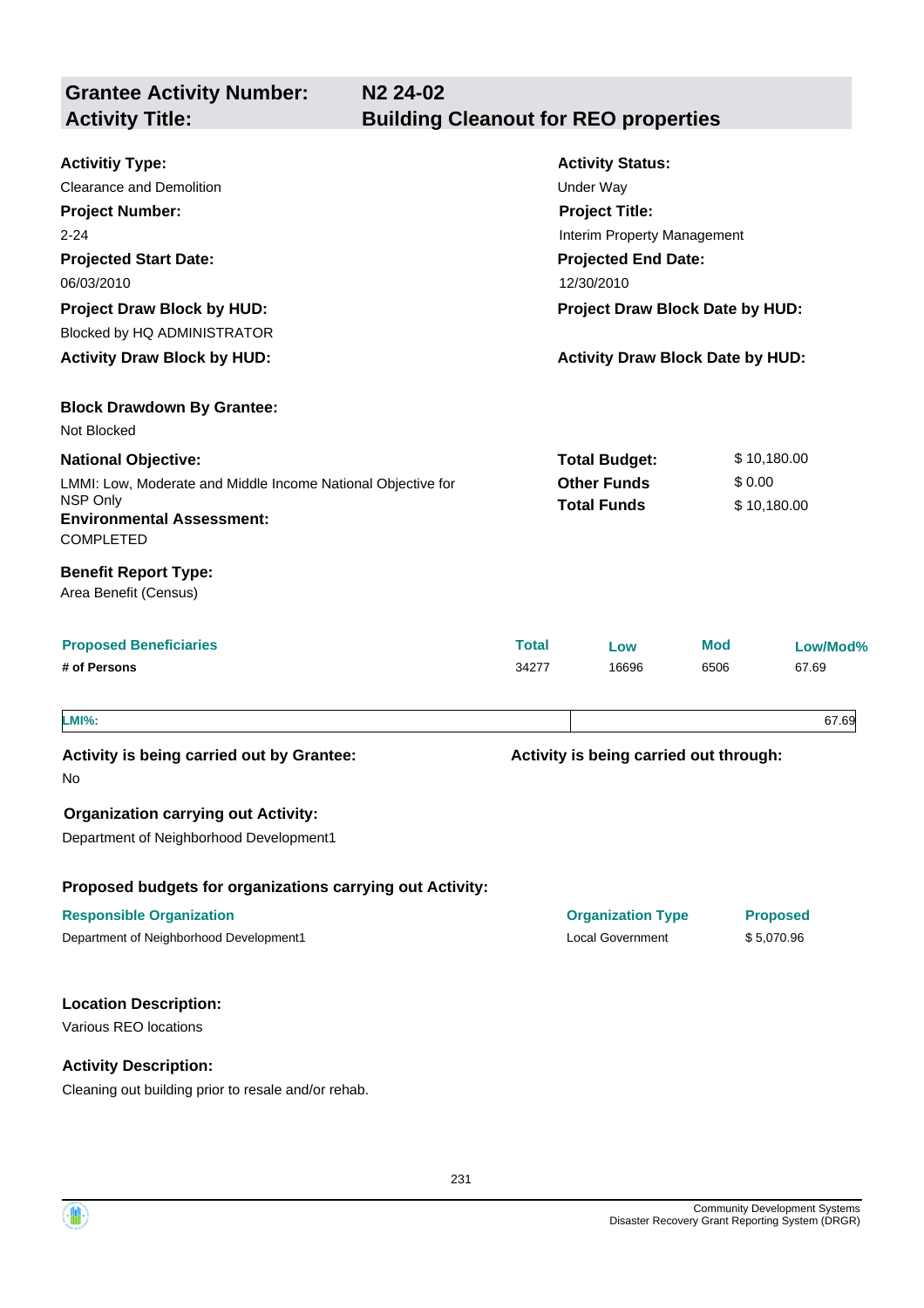## Grantee Activity Number: N2 24-02
## Activity Title: Building Cleanout for REO properties

**Activitiy Type:**
Clearance and Demolition

**Activity Status:**
Under Way

**Project Number:**
2-24

**Project Title:**
Interim Property Management

**Projected Start Date:**
06/03/2010

**Projected End Date:**
12/30/2010

**Project Draw Block by HUD:**
Blocked by HQ ADMINISTRATOR

**Project Draw Block Date by HUD:**

**Activity Draw Block by HUD:**

**Activity Draw Block Date by HUD:**

**Block Drawdown By Grantee:**
Not Blocked

**National Objective:**
LMMI: Low, Moderate and Middle Income National Objective for NSP Only

**Total Budget:** $ 10,180.00
**Other Funds** $ 0.00
**Total Funds** $ 10,180.00

**Environmental Assessment:**
COMPLETED

**Benefit Report Type:**
Area Benefit (Census)

| Proposed Beneficiaries | Total | Low | Mod | Low/Mod% |
|---|---|---|---|---|
| # of Persons | 34277 | 16696 | 6506 | 67.69 |

| LMI%: | 67.69 |
|---|---|

**Activity is being carried out by Grantee:**
No

**Activity is being carried out through:**

**Organization carrying out Activity:**
Department of Neighborhood Development1

**Proposed budgets for organizations carrying out Activity:**

| Responsible Organization | Organization Type | Proposed |
|---|---|---|
| Department of Neighborhood Development1 | Local Government | $ 5,070.96 |

**Location Description:**
Various REO locations

**Activity Description:**
Cleaning out building prior to resale and/or rehab.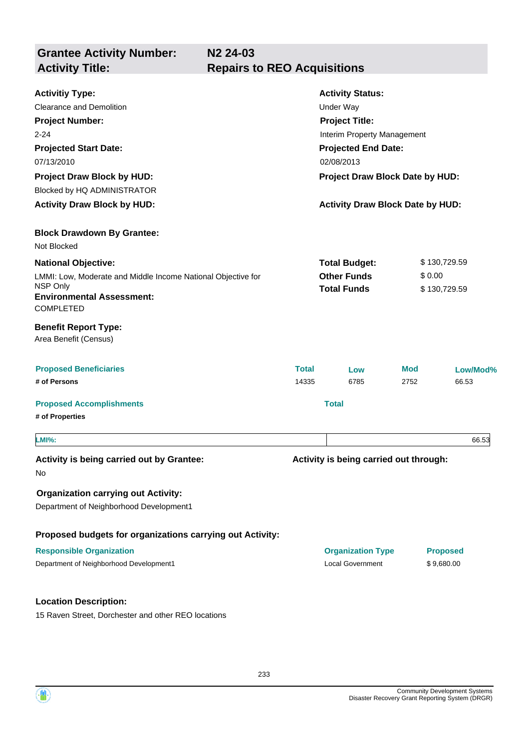| **Grantee Activity Number:** | **N2 24-03** |
|---|---|
| **Activity Title:** | **Repairs to REO Acquisitions** |

**Activitiy Type:**
Clearance and Demolition

**Activity Status:**
Under Way

**Project Number:**
2-24

**Project Title:**
Interim Property Management

**Projected Start Date:**
07/13/2010

**Projected End Date:**
02/08/2013

**Project Draw Block by HUD:**
Blocked by HQ ADMINISTRATOR

**Project Draw Block Date by HUD:**

**Activity Draw Block by HUD:**

**Activity Draw Block Date by HUD:**

**Block Drawdown By Grantee:**
Not Blocked

**National Objective:**
LMMI: Low, Moderate and Middle Income National Objective for NSP Only

| | |
|---|---|
| **Total Budget:** | $ 130,729.59 |
| **Other Funds** | $ 0.00 |
| **Total Funds** | $ 130,729.59 |

**Environmental Assessment:**
COMPLETED

**Benefit Report Type:**
Area Benefit (Census)

| Proposed Beneficiaries | Total | Low | Mod | Low/Mod% |
|---|---|---|---|---|
| # of Persons | 14335 | 6785 | 2752 | 66.53 |

| Proposed Accomplishments | Total |
|---|---|
| # of Properties | |

| LMI%: | 66.53 |
|---|---|

**Activity is being carried out by Grantee:**
No

**Activity is being carried out through:**

**Organization carrying out Activity:**
Department of Neighborhood Development1

**Proposed budgets for organizations carrying out Activity:**

| Responsible Organization | Organization Type | Proposed |
|---|---|---|
| Department of Neighborhood Development1 | Local Government | $ 9,680.00 |

**Location Description:**
15 Raven Street, Dorchester and other REO locations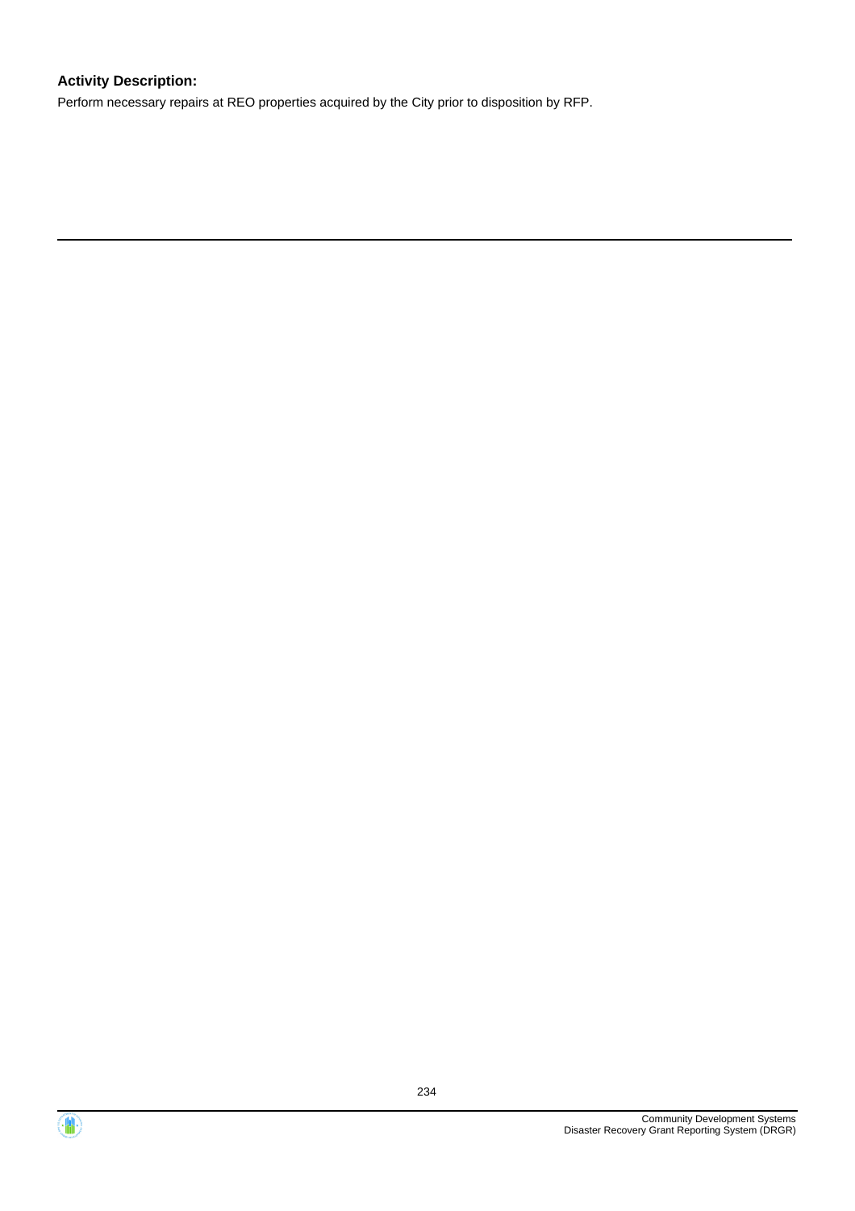**Activity Description:**

Perform necessary repairs at REO properties acquired by the City prior to disposition by RFP.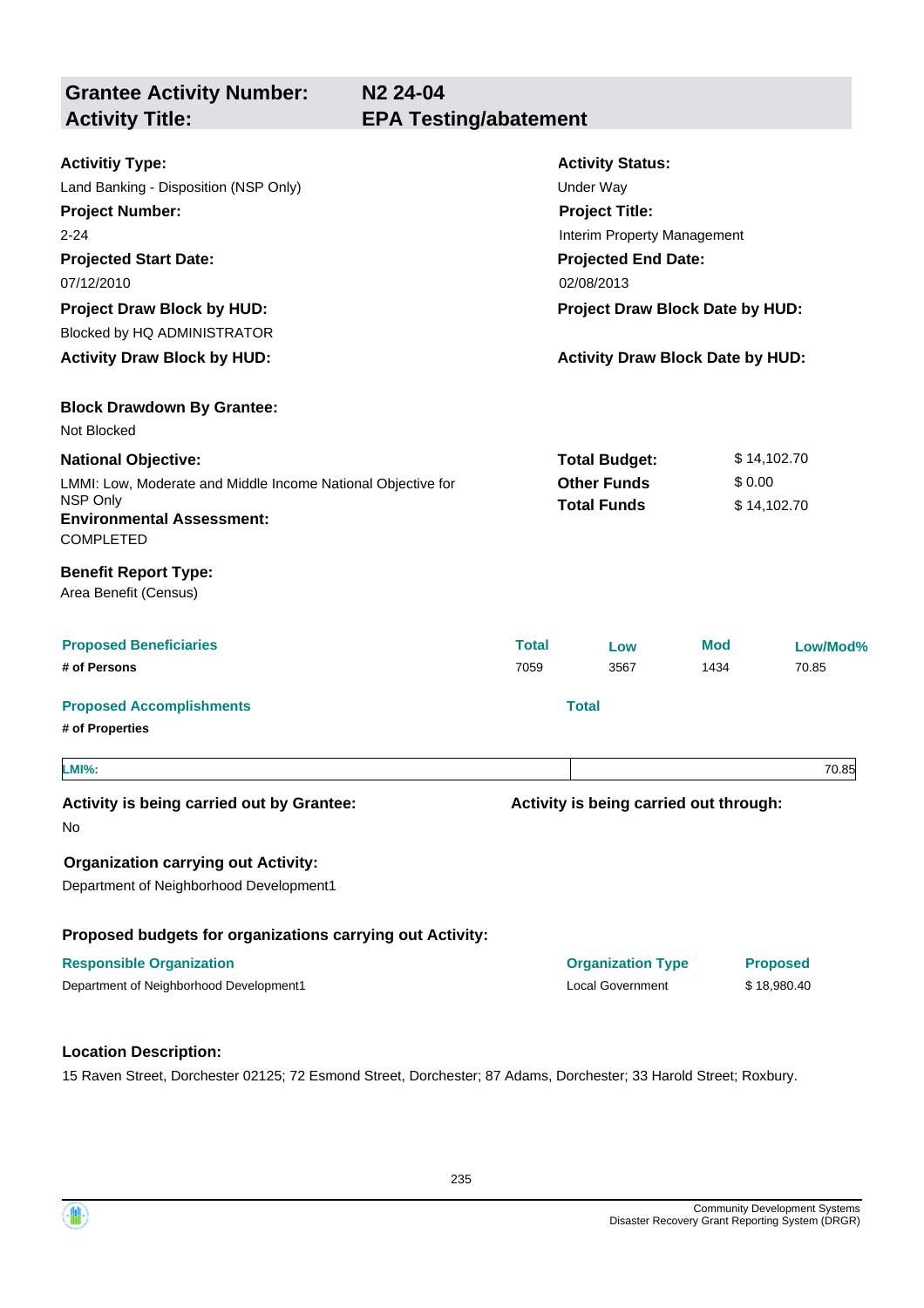## Grantee Activity Number: N2 24-04
## Activity Title: EPA Testing/abatement

**Activitiy Type:**
Land Banking - Disposition (NSP Only)

**Activity Status:**
Under Way

**Project Number:**
2-24

**Project Title:**
Interim Property Management

**Projected Start Date:**
07/12/2010

**Projected End Date:**
02/08/2013

**Project Draw Block by HUD:**
Blocked by HQ ADMINISTRATOR

**Project Draw Block Date by HUD:**

**Activity Draw Block by HUD:**

**Activity Draw Block Date by HUD:**

**Block Drawdown By Grantee:**
Not Blocked

**National Objective:**
LMMI: Low, Moderate and Middle Income National Objective for NSP Only

**Total Budget:** $ 14,102.70
**Other Funds** $ 0.00
**Total Funds** $ 14,102.70

**Environmental Assessment:**
COMPLETED

**Benefit Report Type:**
Area Benefit (Census)

| Proposed Beneficiaries | Total | Low | Mod | Low/Mod% |
|---|---|---|---|---|
| # of Persons | 7059 | 3567 | 1434 | 70.85 |

| Proposed Accomplishments | Total |
|---|---|
| # of Properties | |

| LMI%: | 70.85 |
|---|---|

**Activity is being carried out by Grantee:**
No

**Activity is being carried out through:**

**Organization carrying out Activity:**
Department of Neighborhood Development1

**Proposed budgets for organizations carrying out Activity:**

| Responsible Organization | Organization Type | Proposed |
|---|---|---|
| Department of Neighborhood Development1 | Local Government | $ 18,980.40 |

**Location Description:**
15 Raven Street, Dorchester 02125; 72 Esmond Street, Dorchester; 87 Adams, Dorchester; 33 Harold Street; Roxbury.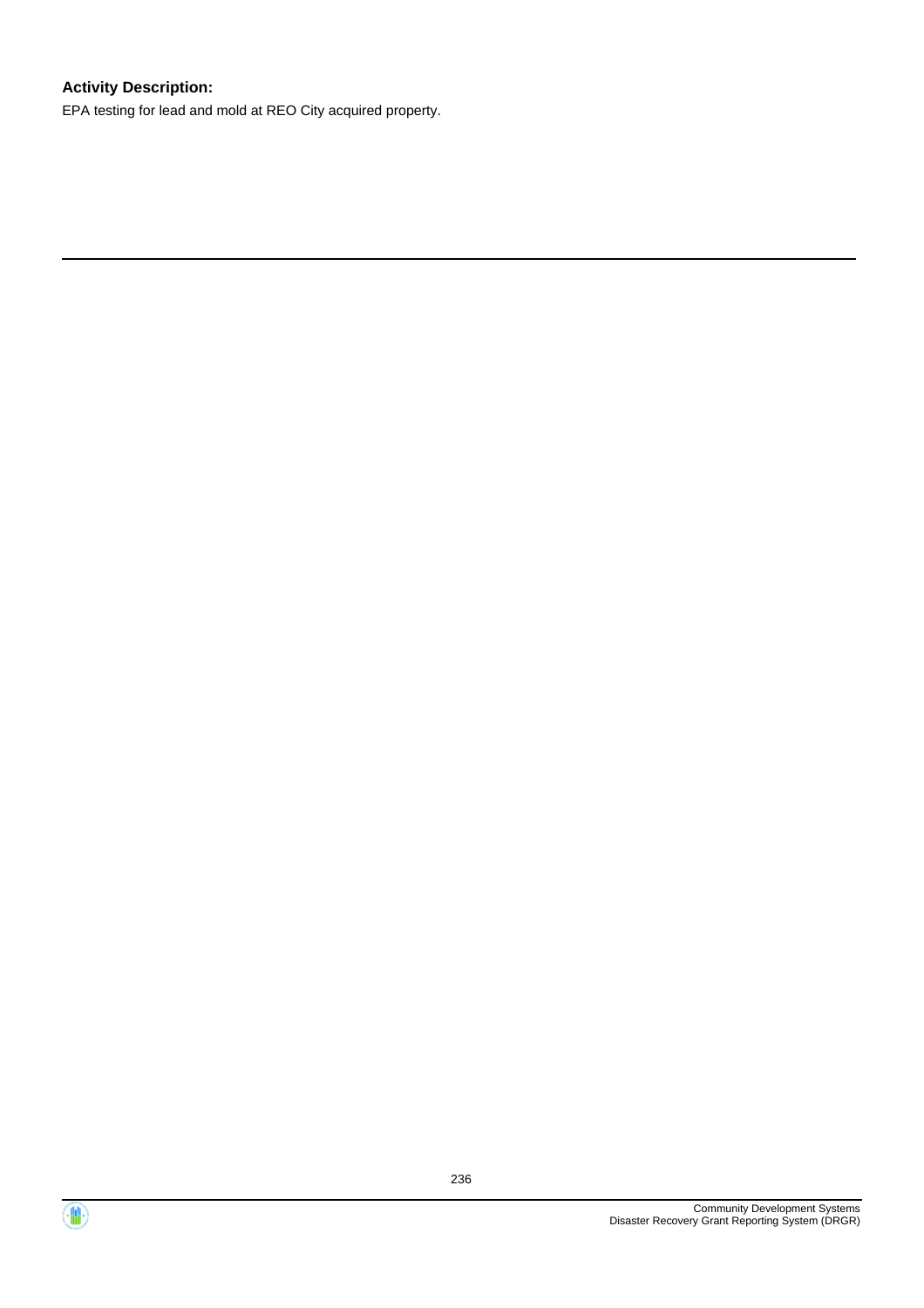**Activity Description:**

EPA testing for lead and mold at REO City acquired property.

---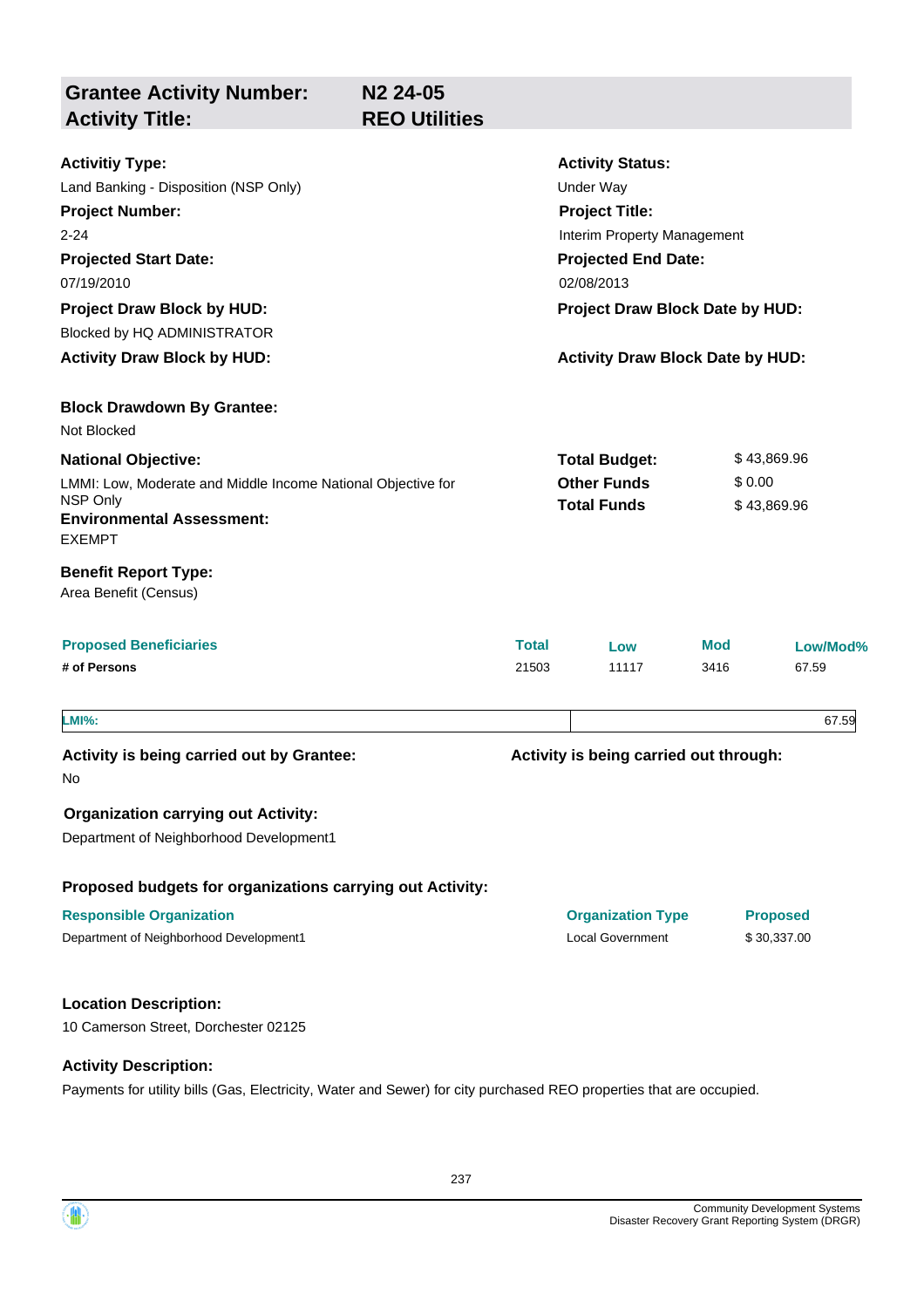| **Grantee Activity Number:** | **N2 24-05** |
|---|---|
| **Activity Title:** | **REO Utilities** |

**Activitiy Type:**
Land Banking - Disposition (NSP Only)

**Activity Status:**
Under Way

**Project Number:**
2-24

**Project Title:**
Interim Property Management

**Projected Start Date:**
07/19/2010

**Projected End Date:**
02/08/2013

**Project Draw Block by HUD:**
Blocked by HQ ADMINISTRATOR

**Project Draw Block Date by HUD:**

**Activity Draw Block by HUD:**

**Activity Draw Block Date by HUD:**

**Block Drawdown By Grantee:**
Not Blocked

**National Objective:**
LMMI: Low, Moderate and Middle Income National Objective for NSP Only

| | |
|---|---|
| **Total Budget:** | $ 43,869.96 |
| **Other Funds** | $ 0.00 |
| **Total Funds** | $ 43,869.96 |

**Environmental Assessment:**
EXEMPT

**Benefit Report Type:**
Area Benefit (Census)

| Proposed Beneficiaries | Total | Low | Mod | Low/Mod% |
|---|---|---|---|---|
| # of Persons | 21503 | 11117 | 3416 | 67.59 |

| LMI%: | 67.59 |
|---|---|

**Activity is being carried out by Grantee:**
No

**Activity is being carried out through:**

**Organization carrying out Activity:**
Department of Neighborhood Development1

**Proposed budgets for organizations carrying out Activity:**

| Responsible Organization | Organization Type | Proposed |
|---|---|---|
| Department of Neighborhood Development1 | Local Government | $ 30,337.00 |

**Location Description:**
10 Camerson Street, Dorchester 02125

**Activity Description:**
Payments for utility bills (Gas, Electricity, Water and Sewer) for city purchased REO properties that are occupied.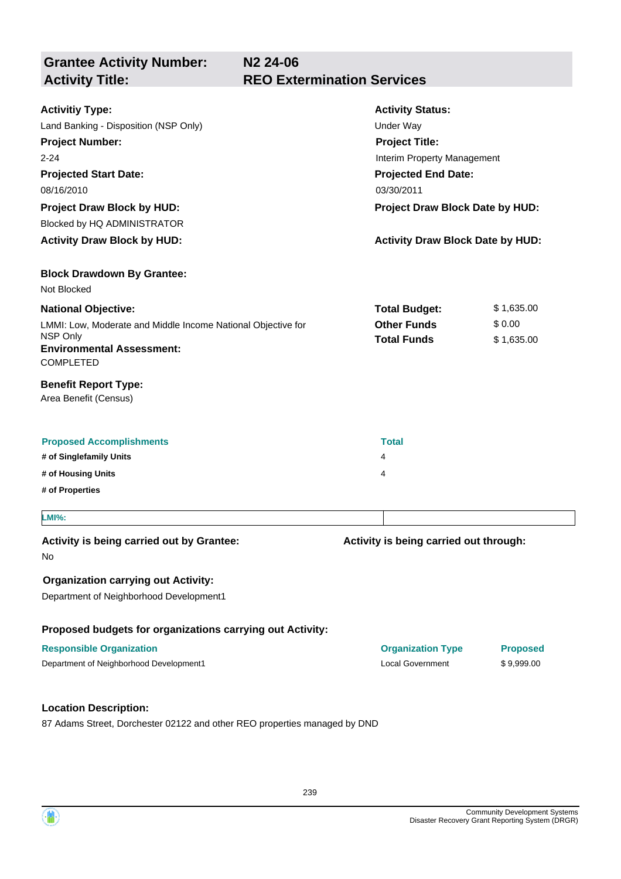| **Grantee Activity Number:** | **N2 24-06** |
|---|---|
| **Activity Title:** | **REO Extermination Services** |

**Activitiy Type:**
Land Banking - Disposition (NSP Only)

**Activity Status:**
Under Way

**Project Number:**
2-24

**Project Title:**
Interim Property Management

**Projected Start Date:**
08/16/2010

**Projected End Date:**
03/30/2011

**Project Draw Block by HUD:**
Blocked by HQ ADMINISTRATOR

**Project Draw Block Date by HUD:**

**Activity Draw Block by HUD:**

**Activity Draw Block Date by HUD:**

**Block Drawdown By Grantee:**
Not Blocked

**National Objective:**
LMMI: Low, Moderate and Middle Income National Objective for NSP Only

| | |
|---|---|
| **Total Budget:** | $ 1,635.00 |
| **Other Funds** | $ 0.00 |
| **Total Funds** | $ 1,635.00 |

**Environmental Assessment:**
COMPLETED

**Benefit Report Type:**
Area Benefit (Census)

| Proposed Accomplishments | Total |
|---|---|
| # of Singlefamily Units | 4 |
| # of Housing Units | 4 |
| # of Properties | |

| LMI%: | |
|---|---|

**Activity is being carried out by Grantee:**
No

**Activity is being carried out through:**

**Organization carrying out Activity:**
Department of Neighborhood Development1

**Proposed budgets for organizations carrying out Activity:**

| Responsible Organization | Organization Type | Proposed |
|---|---|---|
| Department of Neighborhood Development1 | Local Government | $ 9,999.00 |

**Location Description:**
87 Adams Street, Dorchester 02122 and other REO properties managed by DND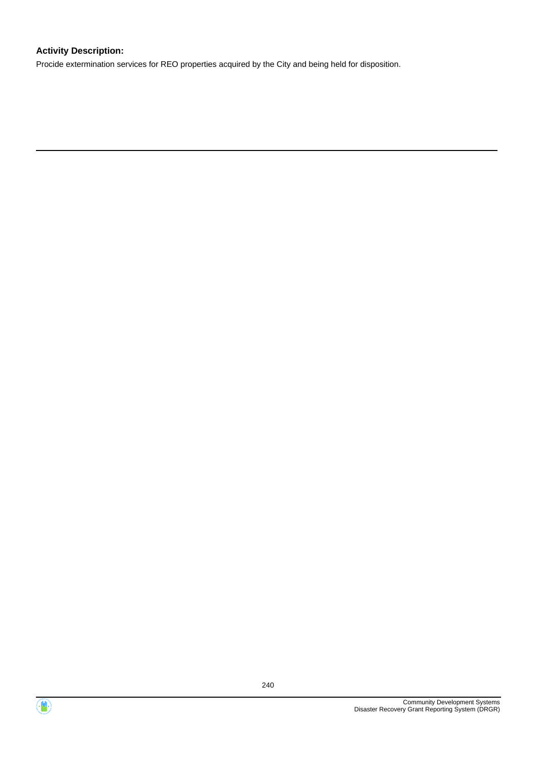**Activity Description:**

Procide extermination services for REO properties acquired by the City and being held for disposition.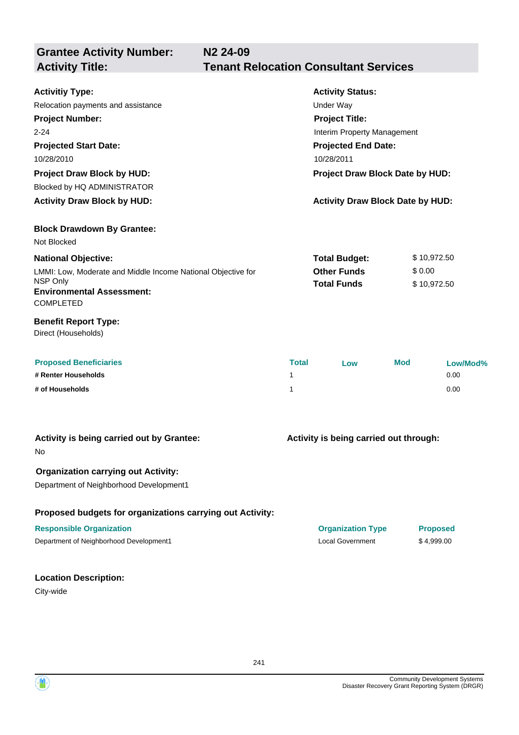| **Grantee Activity Number:** | **N2 24-09** |
|---|---|
| **Activity Title:** | **Tenant Relocation Consultant Services** |

**Activitiy Type:**
Relocation payments and assistance

**Activity Status:**
Under Way

**Project Number:**
2-24

**Project Title:**
Interim Property Management

**Projected Start Date:**
10/28/2010

**Projected End Date:**
10/28/2011

**Project Draw Block by HUD:**
Blocked by HQ ADMINISTRATOR

**Project Draw Block Date by HUD:**

**Activity Draw Block by HUD:**

**Activity Draw Block Date by HUD:**

**Block Drawdown By Grantee:**
Not Blocked

**National Objective:**
LMMI: Low, Moderate and Middle Income National Objective for NSP Only

| | |
|---|---|
| **Total Budget:** | $ 10,972.50 |
| **Other Funds** | $ 0.00 |
| **Total Funds** | $ 10,972.50 |

**Environmental Assessment:**
COMPLETED

**Benefit Report Type:**
Direct (Households)

| Proposed Beneficiaries | Total | Low | Mod | Low/Mod% |
|---|---|---|---|---|
| # Renter Households | 1 | | | 0.00 |
| # of Households | 1 | | | 0.00 |

**Activity is being carried out by Grantee:**
No

**Activity is being carried out through:**

**Organization carrying out Activity:**
Department of Neighborhood Development1

**Proposed budgets for organizations carrying out Activity:**

| Responsible Organization | Organization Type | Proposed |
|---|---|---|
| Department of Neighborhood Development1 | Local Government | $ 4,999.00 |

**Location Description:**
City-wide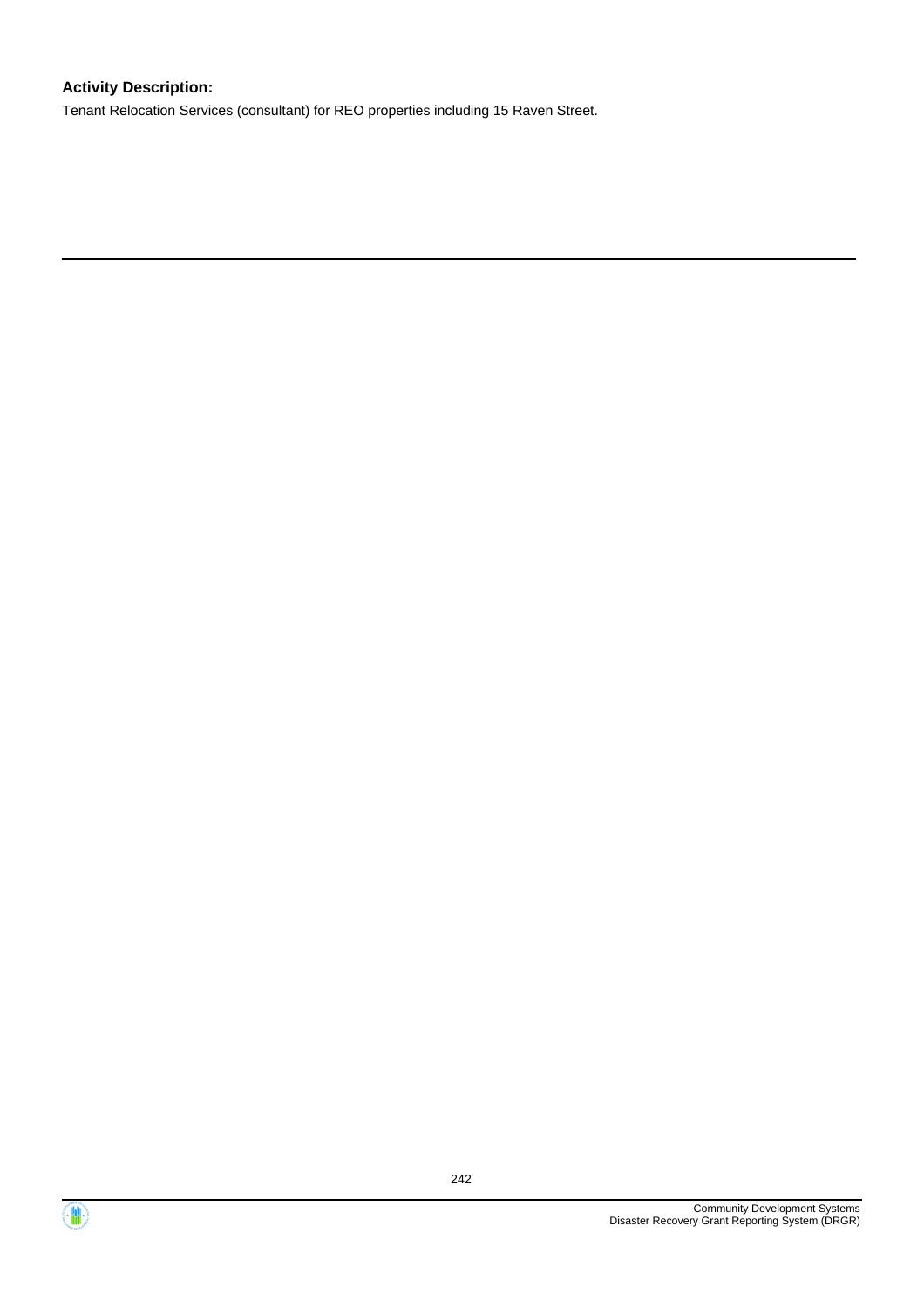**Activity Description:**

Tenant Relocation Services (consultant) for REO properties including 15 Raven Street.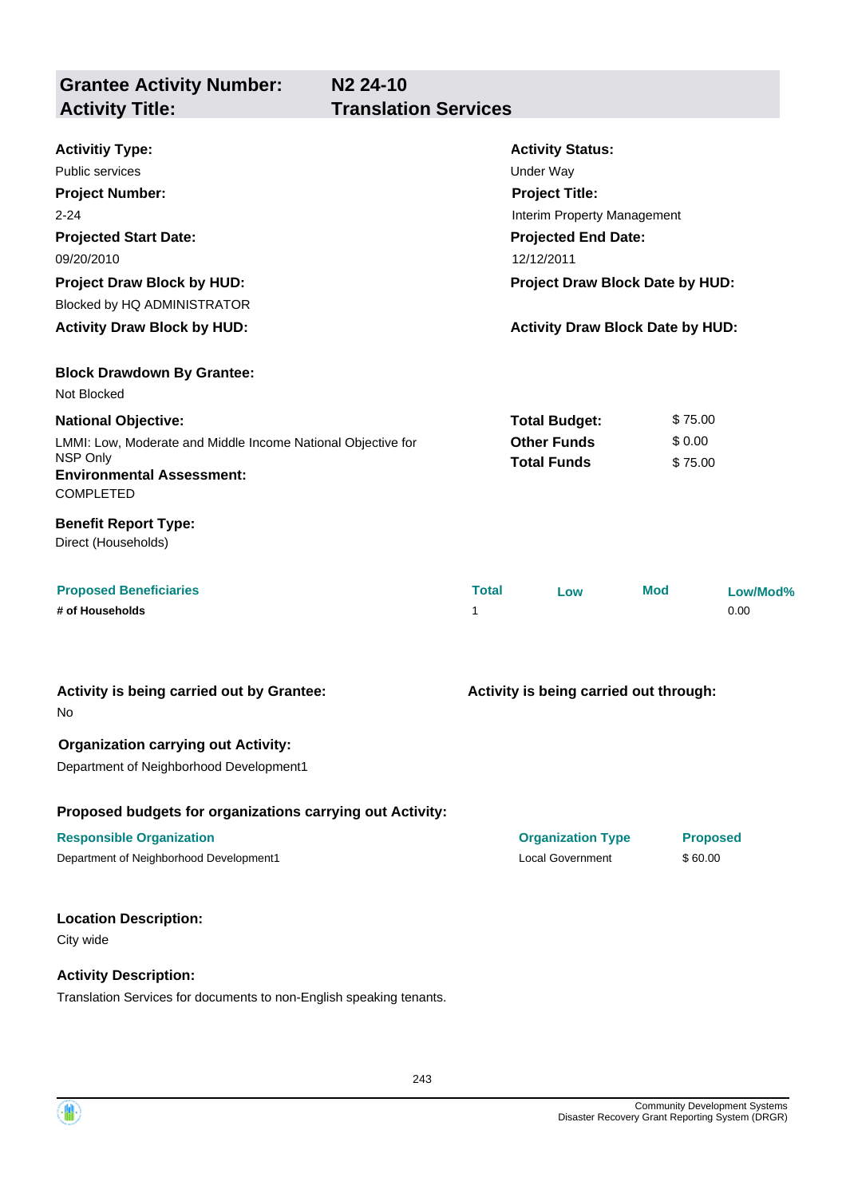## Grantee Activity Number: N2 24-10
## Activity Title: Translation Services

**Activitiy Type:**
Public services

**Activity Status:**
Under Way

**Project Number:**
2-24

**Project Title:**
Interim Property Management

**Projected Start Date:**
09/20/2010

**Projected End Date:**
12/12/2011

**Project Draw Block by HUD:**
Blocked by HQ ADMINISTRATOR

**Project Draw Block Date by HUD:**

**Activity Draw Block by HUD:**

**Activity Draw Block Date by HUD:**

**Block Drawdown By Grantee:**
Not Blocked

**National Objective:**
LMMI: Low, Moderate and Middle Income National Objective for NSP Only

| | |
|---|---|
| **Total Budget:** | $ 75.00 |
| **Other Funds** | $ 0.00 |
| **Total Funds** | $ 75.00 |

**Environmental Assessment:**
COMPLETED

**Benefit Report Type:**
Direct (Households)

| Proposed Beneficiaries | Total | Low | Mod | Low/Mod% |
|---|---|---|---|---|
| # of Households | 1 | | | 0.00 |

**Activity is being carried out by Grantee:**
No

**Activity is being carried out through:**

**Organization carrying out Activity:**
Department of Neighborhood Development1

**Proposed budgets for organizations carrying out Activity:**

| Responsible Organization | Organization Type | Proposed |
|---|---|---|
| Department of Neighborhood Development1 | Local Government | $ 60.00 |

**Location Description:**
City wide

**Activity Description:**
Translation Services for documents to non-English speaking tenants.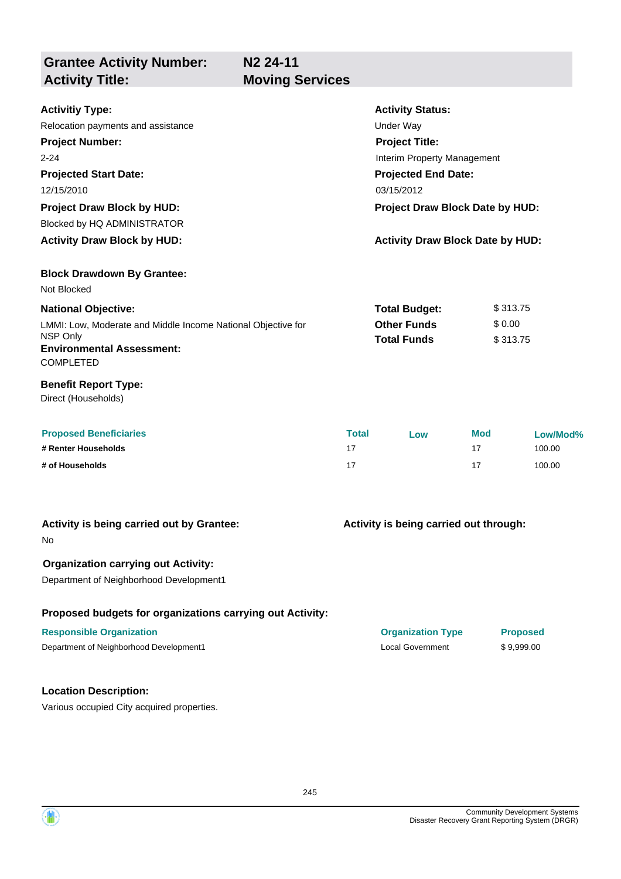| **Grantee Activity Number:** | **N2 24-11** |
|---|---|
| **Activity Title:** | **Moving Services** |

**Activitiy Type:**
Relocation payments and assistance

**Activity Status:**
Under Way

**Project Number:**
2-24

**Project Title:**
Interim Property Management

**Projected Start Date:**
12/15/2010

**Projected End Date:**
03/15/2012

**Project Draw Block by HUD:**
Blocked by HQ ADMINISTRATOR

**Project Draw Block Date by HUD:**

**Activity Draw Block by HUD:**

**Activity Draw Block Date by HUD:**

**Block Drawdown By Grantee:**
Not Blocked

**National Objective:**
LMMI: Low, Moderate and Middle Income National Objective for NSP Only

| | |
|---|---|
| **Total Budget:** | $ 313.75 |
| **Other Funds** | $ 0.00 |
| **Total Funds** | $ 313.75 |

**Environmental Assessment:**
COMPLETED

**Benefit Report Type:**
Direct (Households)

| Proposed Beneficiaries | Total | Low | Mod | Low/Mod% |
|---|---|---|---|---|
| **# Renter Households** | 17 | | 17 | 100.00 |
| **# of Households** | 17 | | 17 | 100.00 |

**Activity is being carried out by Grantee:**
No

**Activity is being carried out through:**

**Organization carrying out Activity:**
Department of Neighborhood Development1

**Proposed budgets for organizations carrying out Activity:**

| Responsible Organization | Organization Type | Proposed |
|---|---|---|
| Department of Neighborhood Development1 | Local Government | $ 9,999.00 |

**Location Description:**
Various occupied City acquired properties.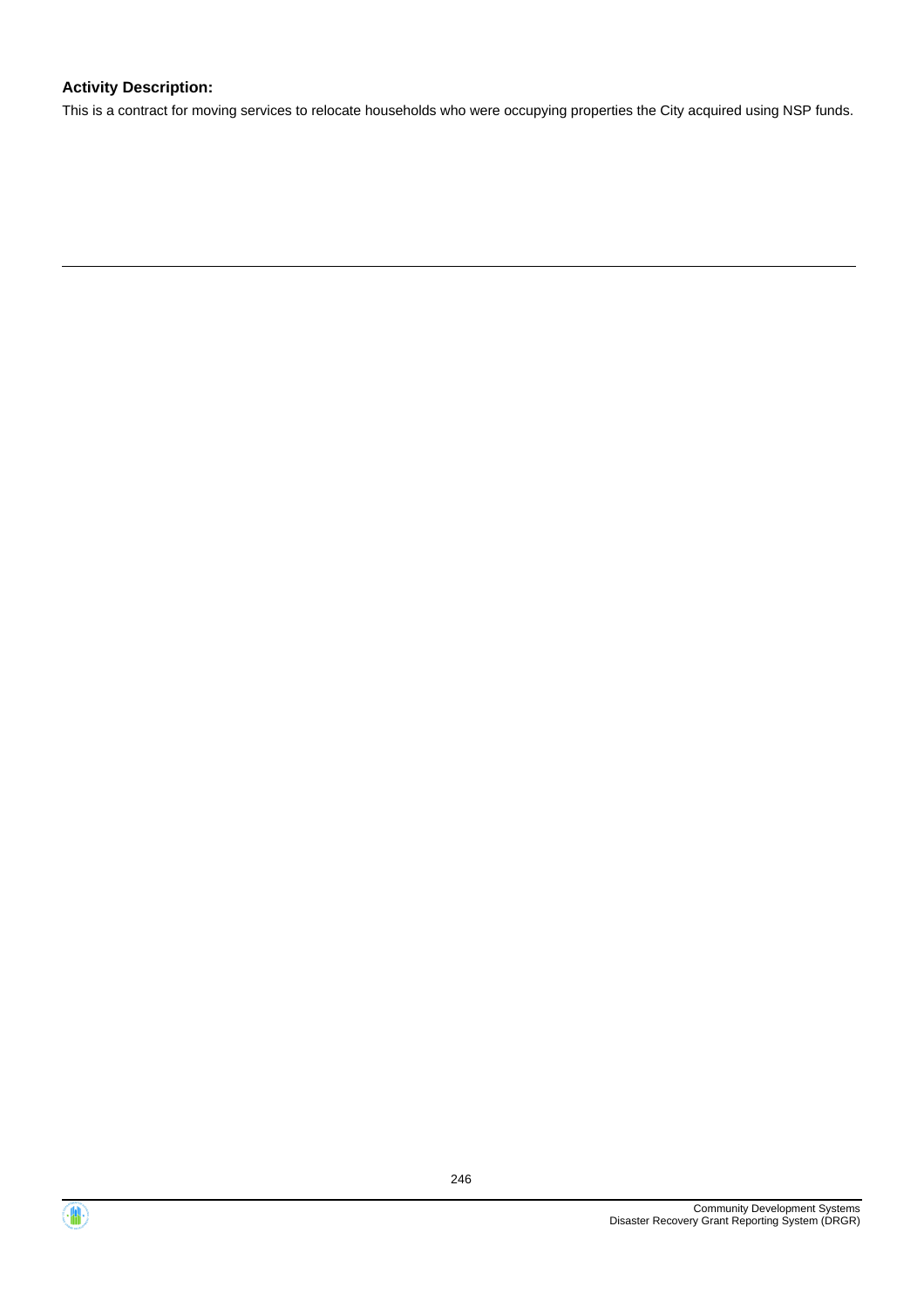**Activity Description:**

This is a contract for moving services to relocate households who were occupying properties the City acquired using NSP funds.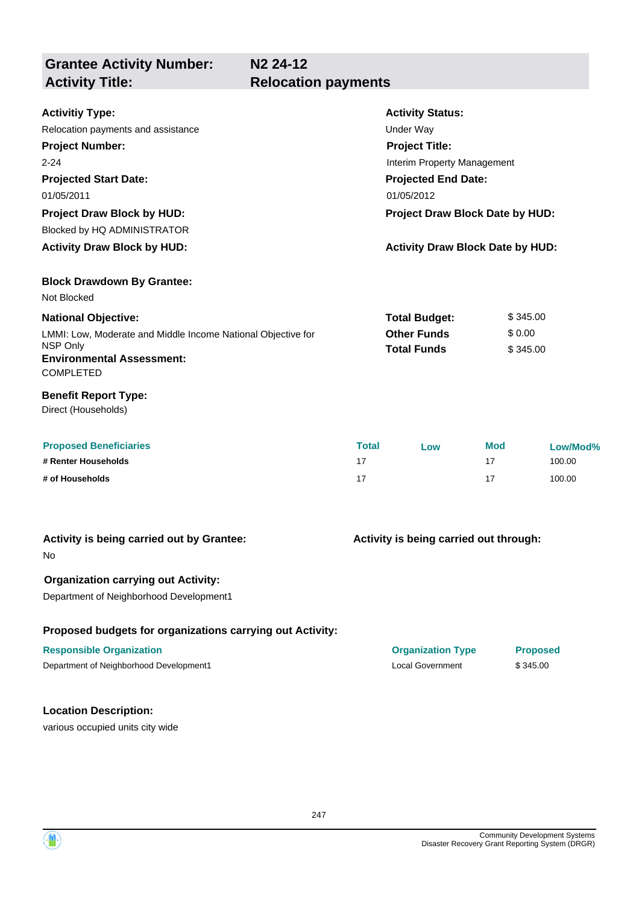| **Grantee Activity Number:** | **N2 24-12** |
|---|---|
| **Activity Title:** | **Relocation payments** |

**Activitiy Type:**
Relocation payments and assistance

**Activity Status:**
Under Way

**Project Number:**
2-24

**Project Title:**
Interim Property Management

**Projected Start Date:**
01/05/2011

**Projected End Date:**
01/05/2012

**Project Draw Block by HUD:**
Blocked by HQ ADMINISTRATOR

**Project Draw Block Date by HUD:**

**Activity Draw Block by HUD:**

**Activity Draw Block Date by HUD:**

**Block Drawdown By Grantee:**
Not Blocked

**National Objective:**
LMMI: Low, Moderate and Middle Income National Objective for NSP Only

| | |
|---|---|
| **Total Budget:** | $ 345.00 |
| **Other Funds** | $ 0.00 |
| **Total Funds** | $ 345.00 |

**Environmental Assessment:**
COMPLETED

**Benefit Report Type:**
Direct (Households)

| Proposed Beneficiaries | Total | Low | Mod | Low/Mod% |
|---|---|---|---|---|
| # Renter Households | 17 | | 17 | 100.00 |
| # of Households | 17 | | 17 | 100.00 |

**Activity is being carried out by Grantee:**
No

**Activity is being carried out through:**

**Organization carrying out Activity:**
Department of Neighborhood Development1

**Proposed budgets for organizations carrying out Activity:**

| Responsible Organization | Organization Type | Proposed |
|---|---|---|
| Department of Neighborhood Development1 | Local Government | $ 345.00 |

**Location Description:**
various occupied units city wide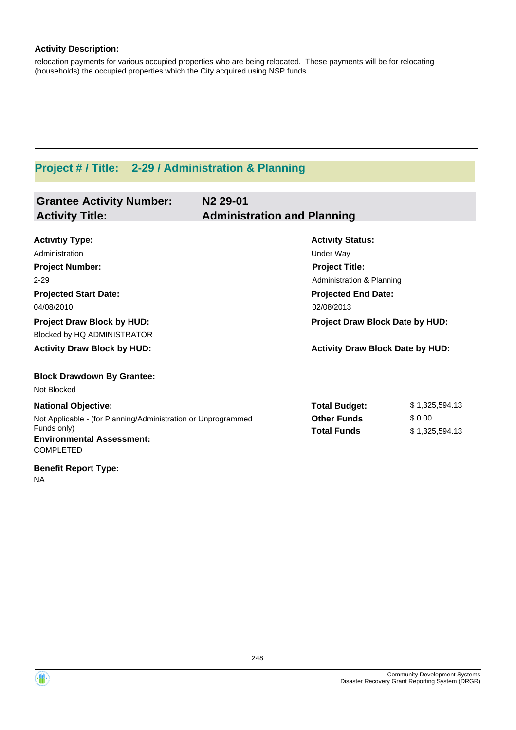**Activity Description:**

relocation payments for various occupied properties who are being relocated. These payments will be for relocating (households) the occupied properties which the City acquired using NSP funds.

---

## Project # / Title: 2-29 / Administration & Planning

### Grantee Activity Number: N2 29-01
### Activity Title: Administration and Planning

**Activitiy Type:**
Administration

**Activity Status:**
Under Way

**Project Number:**
2-29

**Project Title:**
Administration & Planning

**Projected Start Date:**
04/08/2010

**Projected End Date:**
02/08/2013

**Project Draw Block by HUD:**
Blocked by HQ ADMINISTRATOR

**Project Draw Block Date by HUD:**

**Activity Draw Block by HUD:**

**Activity Draw Block Date by HUD:**

**Block Drawdown By Grantee:**
Not Blocked

**National Objective:**
Not Applicable - (for Planning/Administration or Unprogrammed Funds only)

| | |
|---|---|
| **Total Budget:** | $ 1,325,594.13 |
| **Other Funds** | $ 0.00 |
| **Total Funds** | $ 1,325,594.13 |

**Environmental Assessment:**
COMPLETED

**Benefit Report Type:**
NA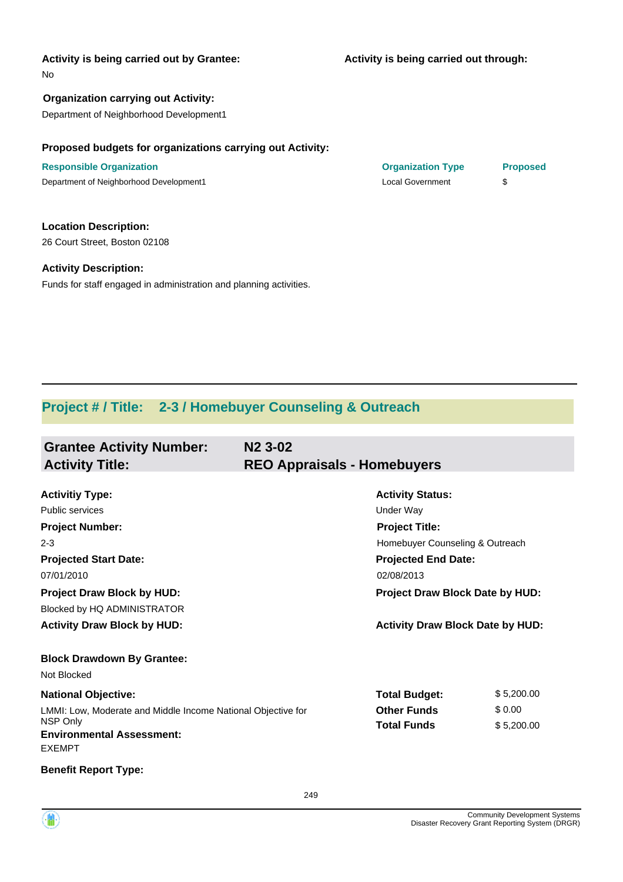**Activity is being carried out by Grantee:**

No

**Activity is being carried out through:**

**Organization carrying out Activity:**

Department of Neighborhood Development1

**Proposed budgets for organizations carrying out Activity:**

| Responsible Organization | Organization Type | Proposed |
|---|---|---|
| Department of Neighborhood Development1 | Local Government | $ |

**Location Description:**

26 Court Street, Boston 02108

**Activity Description:**

Funds for staff engaged in administration and planning activities.

---

## Project # / Title: 2-3 / Homebuyer Counseling & Outreach

### Grantee Activity Number: N2 3-02
### Activity Title: REO Appraisals - Homebuyers

**Activitiy Type:**

Public services

**Activity Status:**

Under Way

**Project Number:**

2-3

**Project Title:**

Homebuyer Counseling & Outreach

**Projected Start Date:**

07/01/2010

**Projected End Date:**

02/08/2013

**Project Draw Block by HUD:**

Blocked by HQ ADMINISTRATOR

**Project Draw Block Date by HUD:**

**Activity Draw Block by HUD:**

**Activity Draw Block Date by HUD:**

**Block Drawdown By Grantee:**

Not Blocked

**National Objective:**

LMMI: Low, Moderate and Middle Income National Objective for NSP Only

**Environmental Assessment:**

EXEMPT

| | |
|---|---|
| **Total Budget:** | $ 5,200.00 |
| **Other Funds** | $ 0.00 |
| **Total Funds** | $ 5,200.00 |

**Benefit Report Type:**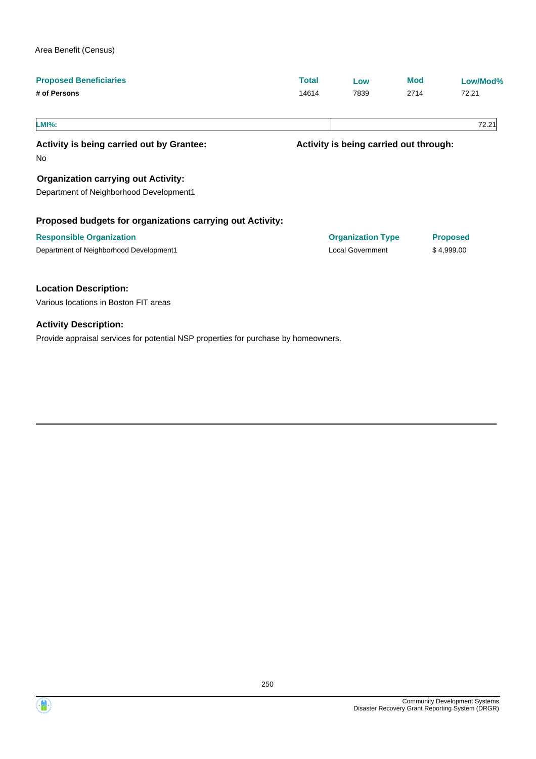Area Benefit (Census)

| Proposed Beneficiaries | Total | Low | Mod | Low/Mod% |
|---|---|---|---|---|
| # of Persons | 14614 | 7839 | 2714 | 72.21 |

| LMI%: | 72.21 |
|---|---|

**Activity is being carried out by Grantee:**

No

**Activity is being carried out through:**

**Organization carrying out Activity:**

Department of Neighborhood Development1

**Proposed budgets for organizations carrying out Activity:**

| Responsible Organization | Organization Type | Proposed |
|---|---|---|
| Department of Neighborhood Development1 | Local Government | $ 4,999.00 |

**Location Description:**

Various locations in Boston FIT areas

**Activity Description:**

Provide appraisal services for potential NSP properties for purchase by homeowners.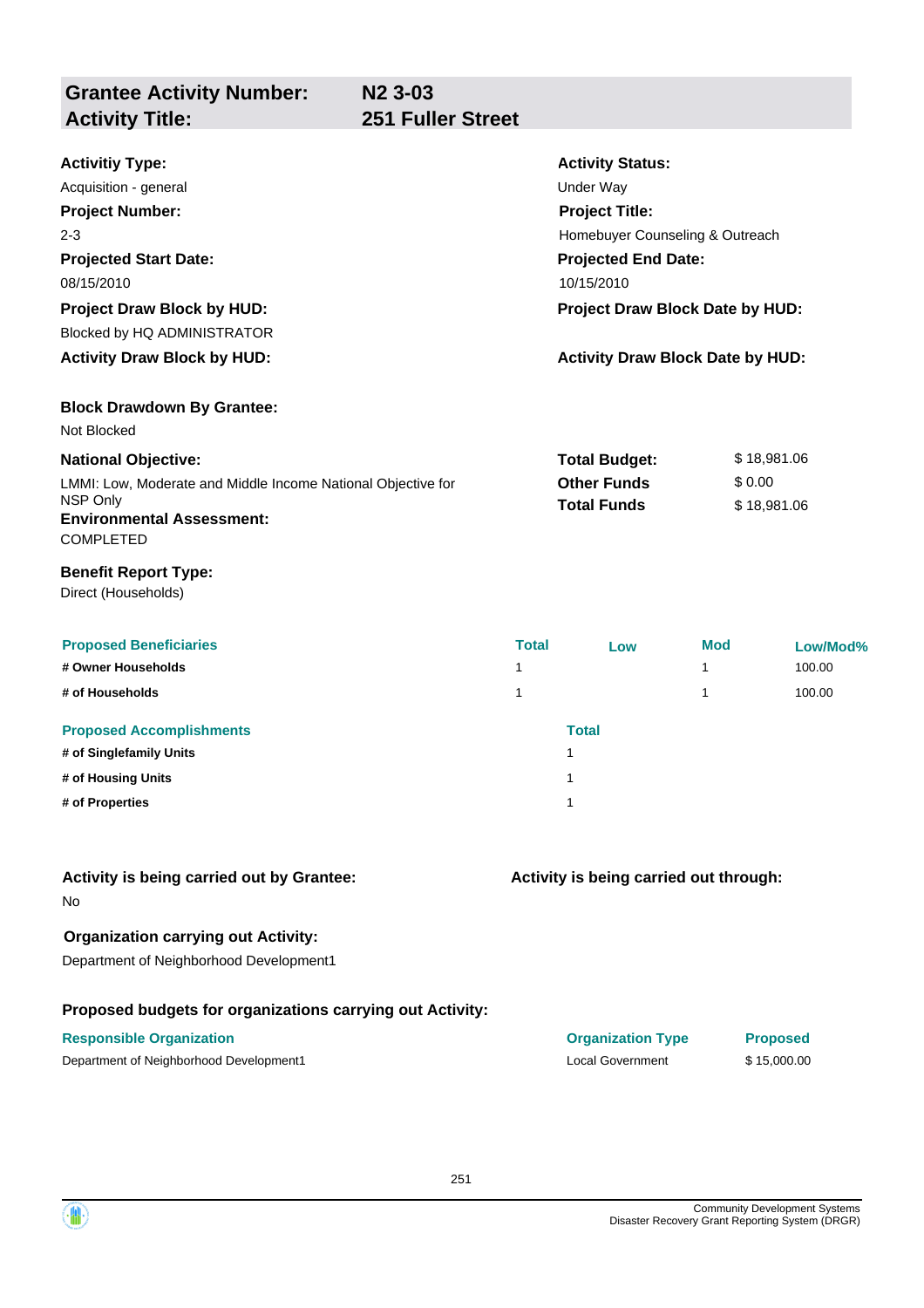## Grantee Activity Number: N2 3-03
## Activity Title: 251 Fuller Street

**Activitiy Type:**
Acquisition - general

**Activity Status:**
Under Way

**Project Number:**
2-3

**Project Title:**
Homebuyer Counseling & Outreach

**Projected Start Date:**
08/15/2010

**Projected End Date:**
10/15/2010

**Project Draw Block by HUD:**
Blocked by HQ ADMINISTRATOR

**Project Draw Block Date by HUD:**

**Activity Draw Block by HUD:**

**Activity Draw Block Date by HUD:**

**Block Drawdown By Grantee:**
Not Blocked

**National Objective:**
LMMI: Low, Moderate and Middle Income National Objective for NSP Only

| | |
|---|---|
| **Total Budget:** | $ 18,981.06 |
| **Other Funds** | $ 0.00 |
| **Total Funds** | $ 18,981.06 |

**Environmental Assessment:**
COMPLETED

**Benefit Report Type:**
Direct (Households)

| Proposed Beneficiaries | Total | Low | Mod | Low/Mod% |
|---|---|---|---|---|
| # Owner Households | 1 | | 1 | 100.00 |
| # of Households | 1 | | 1 | 100.00 |

| Proposed Accomplishments | Total |
|---|---|
| # of Singlefamily Units | 1 |
| # of Housing Units | 1 |
| # of Properties | 1 |

**Activity is being carried out by Grantee:**
No

**Activity is being carried out through:**

**Organization carrying out Activity:**
Department of Neighborhood Development1

**Proposed budgets for organizations carrying out Activity:**

| Responsible Organization | Organization Type | Proposed |
|---|---|---|
| Department of Neighborhood Development1 | Local Government | $ 15,000.00 |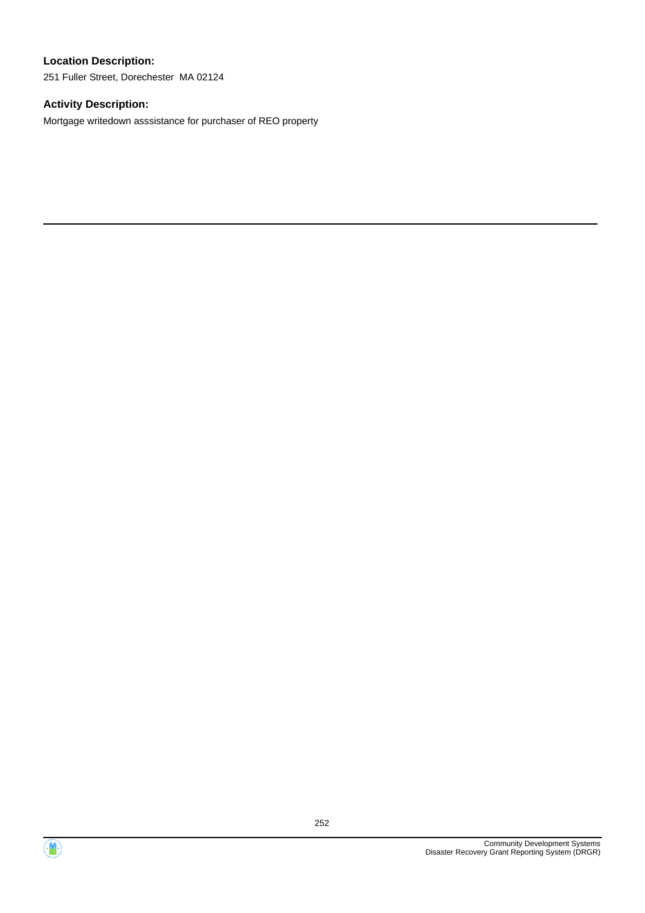**Location Description:**

251 Fuller Street, Dorechester  MA 02124

**Activity Description:**

Mortgage writedown asssistance for purchaser of REO property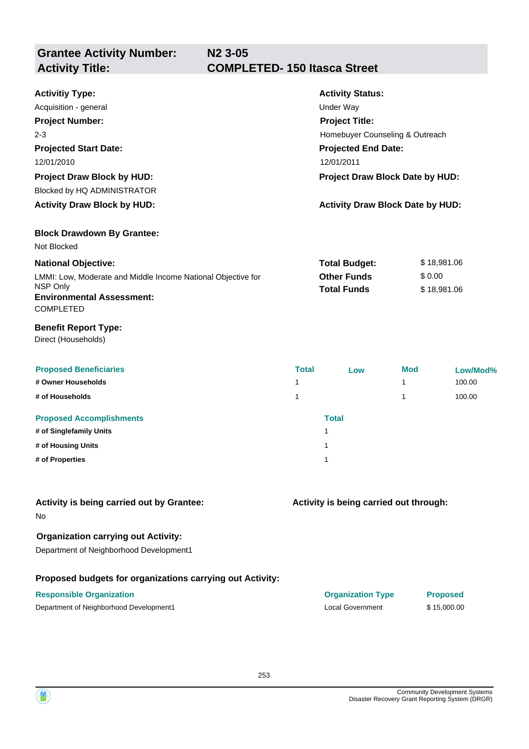## Grantee Activity Number: N2 3-05
## Activity Title: COMPLETED- 150 Itasca Street

**Activitiy Type:**
Acquisition - general

**Activity Status:**
Under Way

**Project Number:**
2-3

**Project Title:**
Homebuyer Counseling & Outreach

**Projected Start Date:**
12/01/2010

**Projected End Date:**
12/01/2011

**Project Draw Block by HUD:**
Blocked by HQ ADMINISTRATOR

**Project Draw Block Date by HUD:**

**Activity Draw Block by HUD:**

**Activity Draw Block Date by HUD:**

**Block Drawdown By Grantee:**
Not Blocked

**National Objective:**
LMMI: Low, Moderate and Middle Income National Objective for NSP Only

| | |
|---|---|
| **Total Budget:** | $ 18,981.06 |
| **Other Funds** | $ 0.00 |
| **Total Funds** | $ 18,981.06 |

**Environmental Assessment:**
COMPLETED

**Benefit Report Type:**
Direct (Households)

| Proposed Beneficiaries | Total | Low | Mod | Low/Mod% |
|---|---|---|---|---|
| # Owner Households | 1 | | 1 | 100.00 |
| # of Households | 1 | | 1 | 100.00 |

| Proposed Accomplishments | Total |
|---|---|
| # of Singlefamily Units | 1 |
| # of Housing Units | 1 |
| # of Properties | 1 |

**Activity is being carried out by Grantee:**
No

**Activity is being carried out through:**

**Organization carrying out Activity:**
Department of Neighborhood Development1

**Proposed budgets for organizations carrying out Activity:**

| Responsible Organization | Organization Type | Proposed |
|---|---|---|
| Department of Neighborhood Development1 | Local Government | $ 15,000.00 |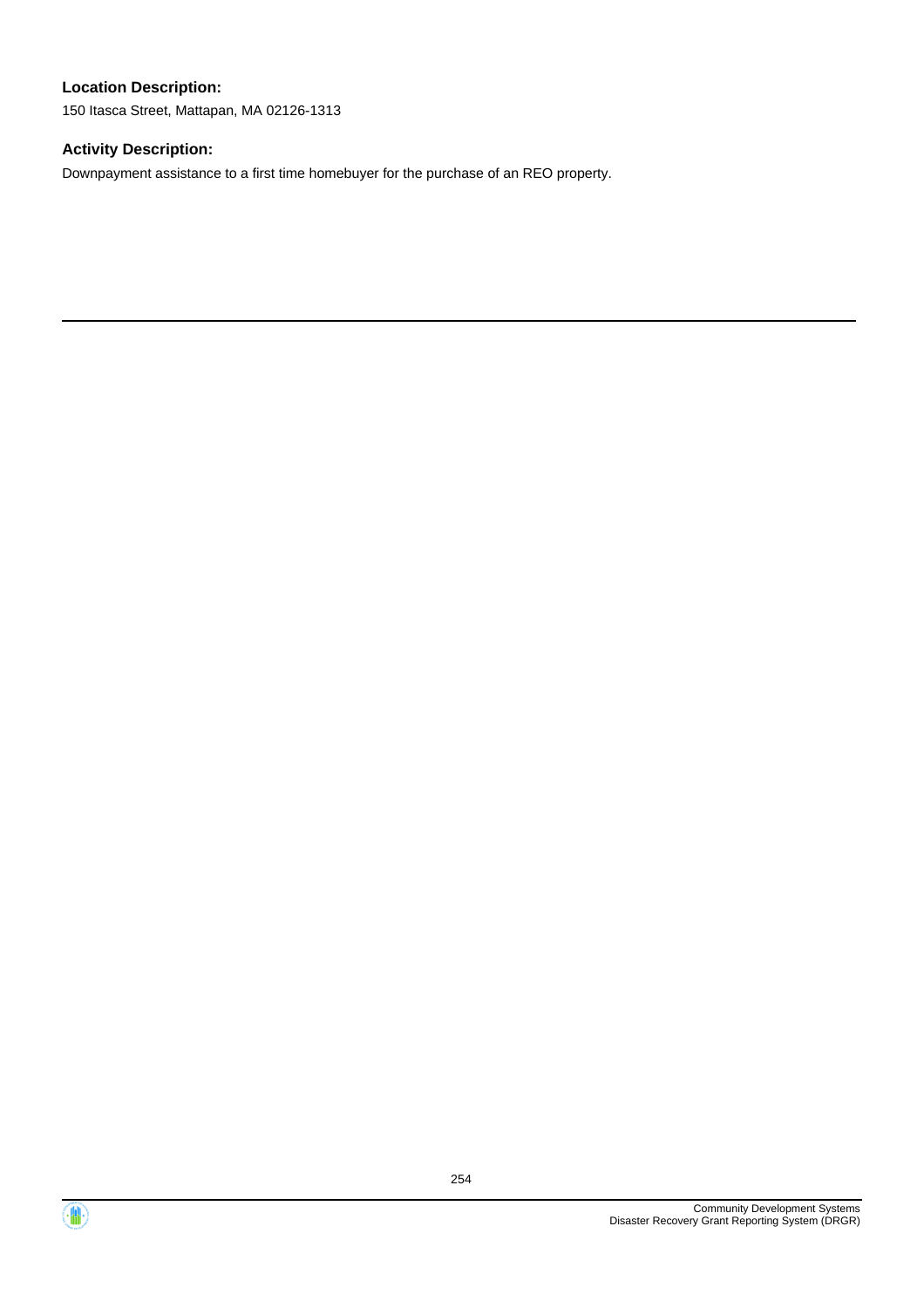**Location Description:**

150 Itasca Street, Mattapan, MA 02126-1313

**Activity Description:**

Downpayment assistance to a first time homebuyer for the purchase of an REO property.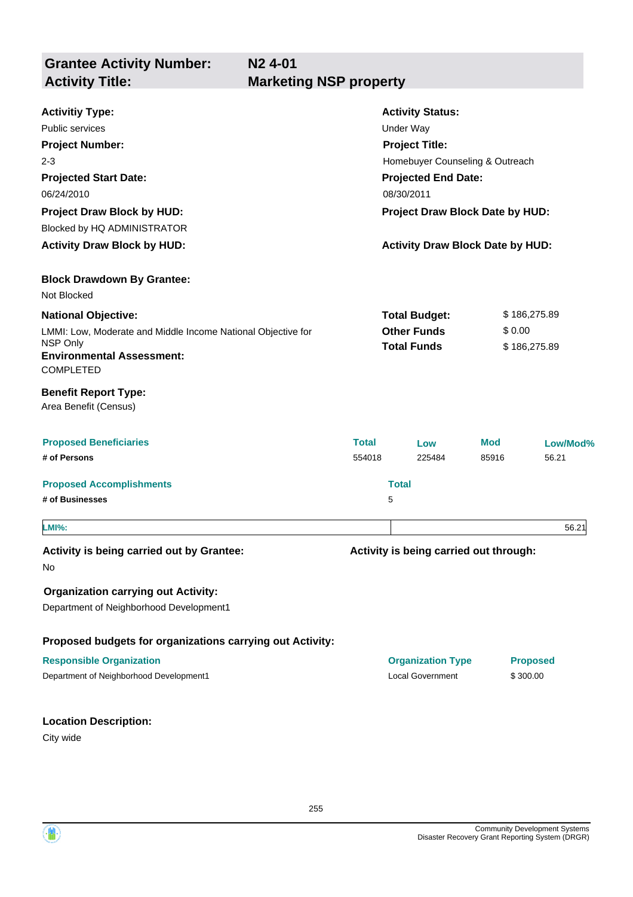| **Grantee Activity Number:** | **N2 4-01** |
|---|---|
| **Activity Title:** | **Marketing NSP property** |

**Activitiy Type:**
Public services

**Activity Status:**
Under Way

**Project Number:**
2-3

**Project Title:**
Homebuyer Counseling & Outreach

**Projected Start Date:**
06/24/2010

**Projected End Date:**
08/30/2011

**Project Draw Block by HUD:**
Blocked by HQ ADMINISTRATOR

**Project Draw Block Date by HUD:**

**Activity Draw Block by HUD:**

**Activity Draw Block Date by HUD:**

**Block Drawdown By Grantee:**
Not Blocked

**National Objective:**
LMMI: Low, Moderate and Middle Income National Objective for NSP Only

| | |
|---|---|
| **Total Budget:** | $ 186,275.89 |
| **Other Funds** | $ 0.00 |
| **Total Funds** | $ 186,275.89 |

**Environmental Assessment:**
COMPLETED

**Benefit Report Type:**
Area Benefit (Census)

| Proposed Beneficiaries | Total | Low | Mod | Low/Mod% |
|---|---|---|---|---|
| # of Persons | 554018 | 225484 | 85916 | 56.21 |

| Proposed Accomplishments | Total |
|---|---|
| # of Businesses | 5 |

| LMI%: | 56.21 |
|---|---|

**Activity is being carried out by Grantee:**
No

**Activity is being carried out through:**

**Organization carrying out Activity:**
Department of Neighborhood Development1

**Proposed budgets for organizations carrying out Activity:**

| Responsible Organization | Organization Type | Proposed |
|---|---|---|
| Department of Neighborhood Development1 | Local Government | $ 300.00 |

**Location Description:**
City wide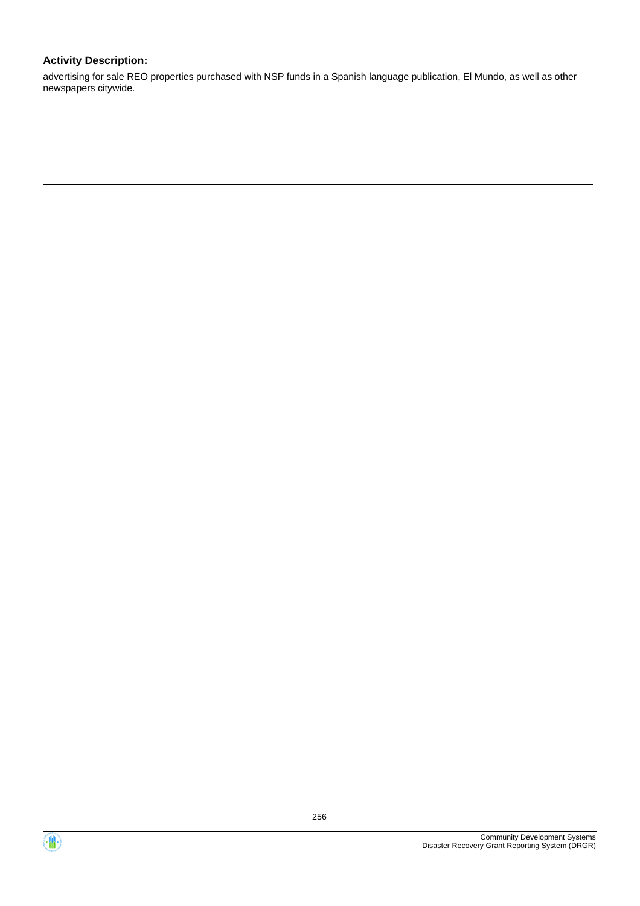**Activity Description:**

advertising for sale REO properties purchased with NSP funds in a Spanish language publication, El Mundo, as well as other newspapers citywide.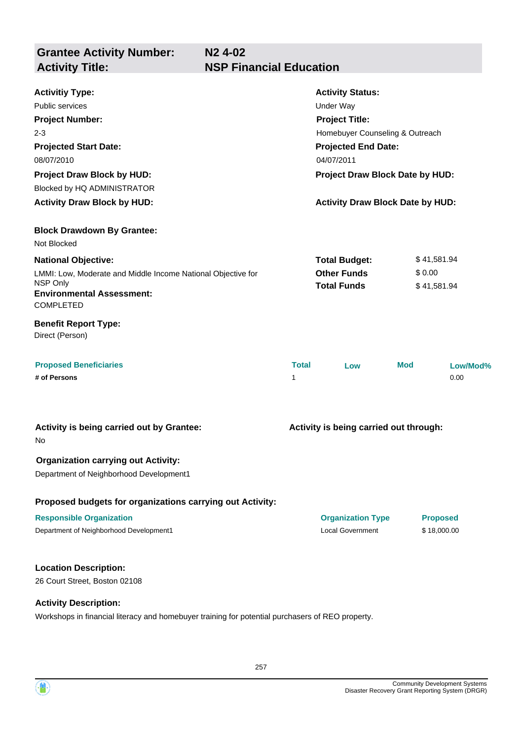| **Grantee Activity Number:** | **N2 4-02** |
|---|---|
| **Activity Title:** | **NSP Financial Education** |

**Activitiy Type:**
Public services

**Activity Status:**
Under Way

**Project Number:**
2-3

**Project Title:**
Homebuyer Counseling & Outreach

**Projected Start Date:**
08/07/2010

**Projected End Date:**
04/07/2011

**Project Draw Block by HUD:**
Blocked by HQ ADMINISTRATOR

**Project Draw Block Date by HUD:**

**Activity Draw Block by HUD:**

**Activity Draw Block Date by HUD:**

**Block Drawdown By Grantee:**
Not Blocked

**National Objective:**
LMMI: Low, Moderate and Middle Income National Objective for NSP Only

| | |
|---|---|
| **Total Budget:** | $ 41,581.94 |
| **Other Funds** | $ 0.00 |
| **Total Funds** | $ 41,581.94 |

**Environmental Assessment:**
COMPLETED

**Benefit Report Type:**
Direct (Person)

| Proposed Beneficiaries | Total | Low | Mod | Low/Mod% |
|---|---|---|---|---|
| **# of Persons** | 1 | | | 0.00 |

**Activity is being carried out by Grantee:**
No

**Activity is being carried out through:**

**Organization carrying out Activity:**
Department of Neighborhood Development1

**Proposed budgets for organizations carrying out Activity:**

| Responsible Organization | Organization Type | Proposed |
|---|---|---|
| Department of Neighborhood Development1 | Local Government | $ 18,000.00 |

**Location Description:**
26 Court Street, Boston 02108

**Activity Description:**
Workshops in financial literacy and homebuyer training for potential purchasers of REO property.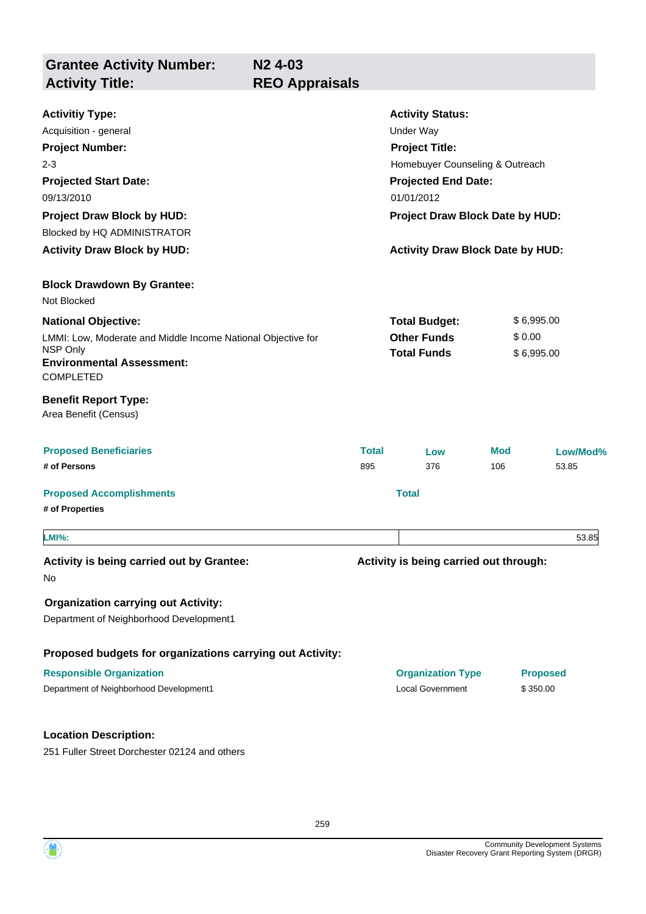| **Grantee Activity Number:** | **N2 4-03** |
|---|---|
| **Activity Title:** | **REO Appraisals** |

**Activitiy Type:**
Acquisition - general

**Activity Status:**
Under Way

**Project Number:**
2-3

**Project Title:**
Homebuyer Counseling & Outreach

**Projected Start Date:**
09/13/2010

**Projected End Date:**
01/01/2012

**Project Draw Block by HUD:**
Blocked by HQ ADMINISTRATOR

**Project Draw Block Date by HUD:**

**Activity Draw Block by HUD:**

**Activity Draw Block Date by HUD:**

**Block Drawdown By Grantee:**
Not Blocked

**National Objective:**
LMMI: Low, Moderate and Middle Income National Objective for NSP Only

| | |
|---|---|
| **Total Budget:** | $ 6,995.00 |
| **Other Funds** | $ 0.00 |
| **Total Funds** | $ 6,995.00 |

**Environmental Assessment:**
COMPLETED

**Benefit Report Type:**
Area Benefit (Census)

| Proposed Beneficiaries | Total | Low | Mod | Low/Mod% |
|---|---|---|---|---|
| # of Persons | 895 | 376 | 106 | 53.85 |

| Proposed Accomplishments | Total |
|---|---|
| # of Properties | |

| LMI%: | 53.85 |
|---|---|

**Activity is being carried out by Grantee:**
No

**Activity is being carried out through:**

**Organization carrying out Activity:**
Department of Neighborhood Development1

**Proposed budgets for organizations carrying out Activity:**

| Responsible Organization | Organization Type | Proposed |
|---|---|---|
| Department of Neighborhood Development1 | Local Government | $ 350.00 |

**Location Description:**
251 Fuller Street Dorchester 02124 and others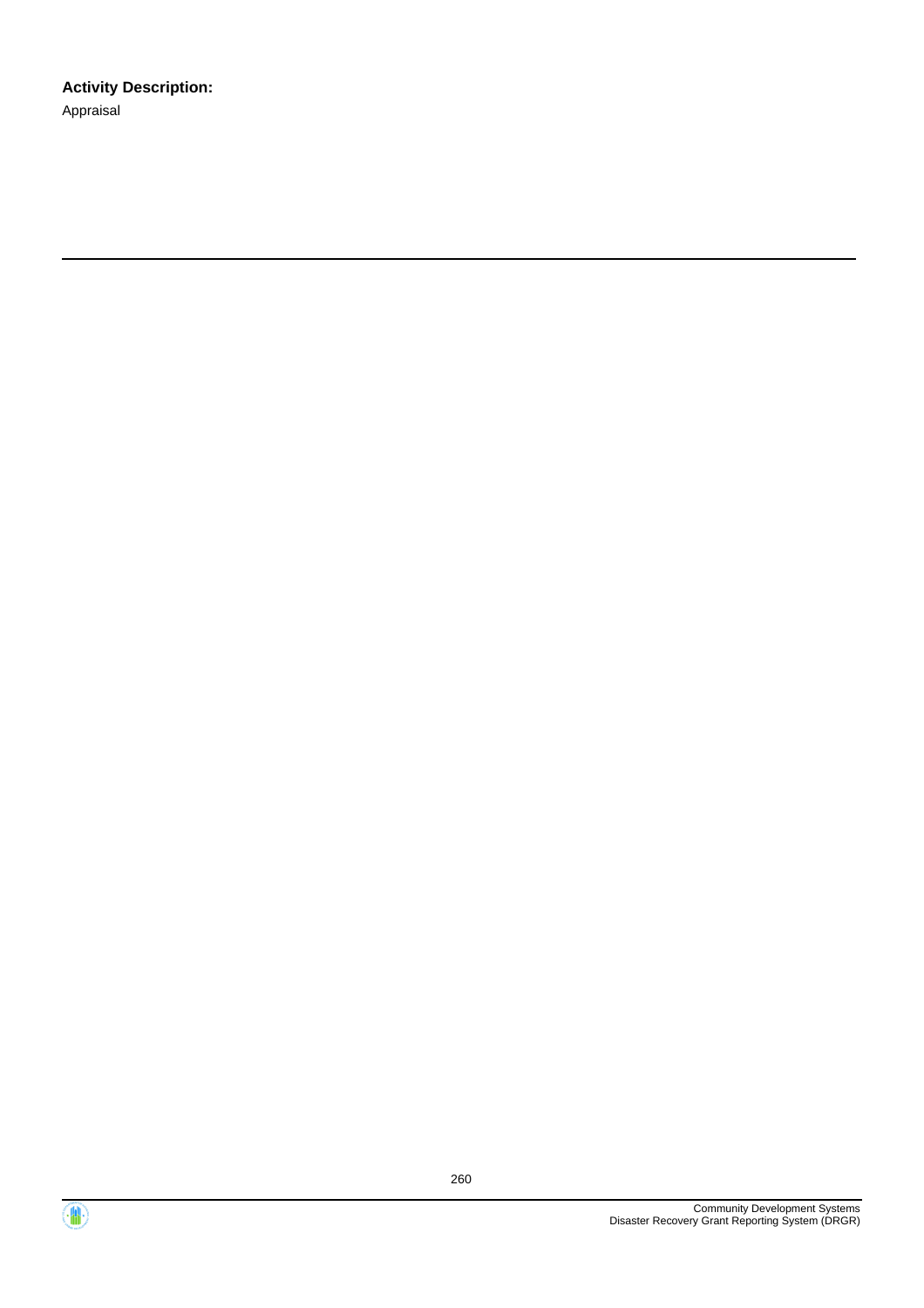**Activity Description:**

Appraisal

---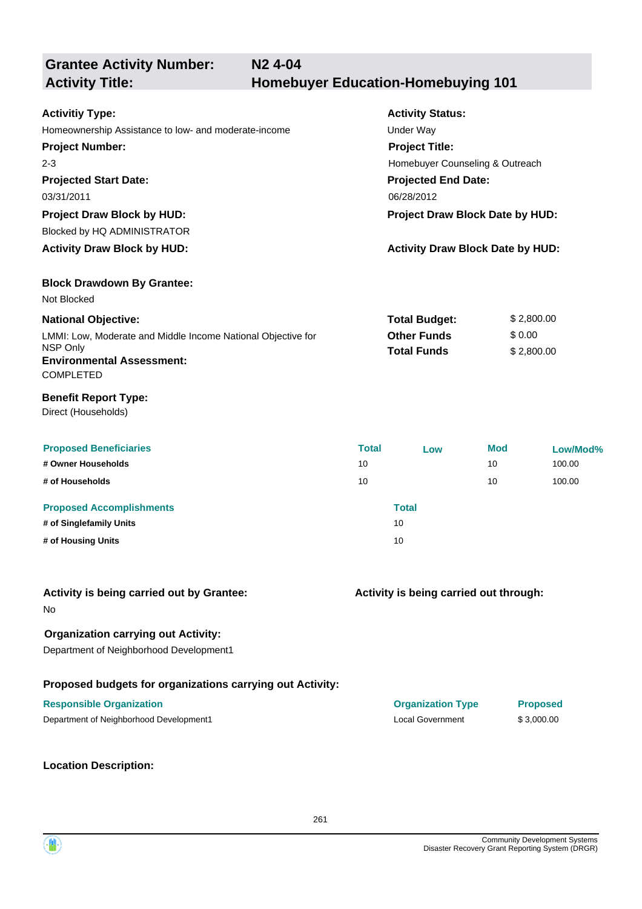## Grantee Activity Number: N2 4-04
## Activity Title: Homebuyer Education-Homebuying 101

**Activitiy Type:**
Homeownership Assistance to low- and moderate-income

**Activity Status:**
Under Way

**Project Number:**
2-3

**Project Title:**
Homebuyer Counseling & Outreach

**Projected Start Date:**
03/31/2011

**Projected End Date:**
06/28/2012

**Project Draw Block by HUD:**
Blocked by HQ ADMINISTRATOR

**Project Draw Block Date by HUD:**

**Activity Draw Block by HUD:**

**Activity Draw Block Date by HUD:**

**Block Drawdown By Grantee:**
Not Blocked

**National Objective:**
LMMI: Low, Moderate and Middle Income National Objective for NSP Only

| | |
|---|---|
| **Total Budget:** | $ 2,800.00 |
| **Other Funds** | $ 0.00 |
| **Total Funds** | $ 2,800.00 |

**Environmental Assessment:**
COMPLETED

**Benefit Report Type:**
Direct (Households)

| Proposed Beneficiaries | Total | Low | Mod | Low/Mod% |
|---|---|---|---|---|
| **# Owner Households** | 10 | | 10 | 100.00 |
| **# of Households** | 10 | | 10 | 100.00 |

| Proposed Accomplishments | Total |
|---|---|
| **# of Singlefamily Units** | 10 |
| **# of Housing Units** | 10 |

**Activity is being carried out by Grantee:**
No

**Activity is being carried out through:**

**Organization carrying out Activity:**
Department of Neighborhood Development1

**Proposed budgets for organizations carrying out Activity:**

| Responsible Organization | Organization Type | Proposed |
|---|---|---|
| Department of Neighborhood Development1 | Local Government | $ 3,000.00 |

**Location Description:**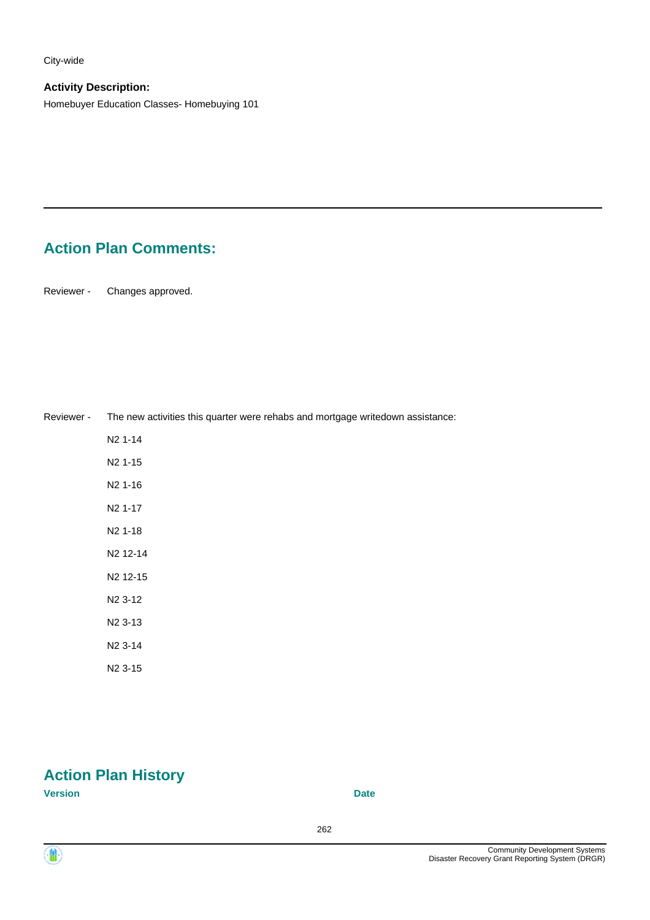City-wide

**Activity Description:**

Homebuyer Education Classes- Homebuying 101

## Action Plan Comments:

Reviewer - Changes approved.

Reviewer - The new activities this quarter were rehabs and mortgage writedown assistance:

N2 1-14

N2 1-15

N2 1-16

N2 1-17

N2 1-18

N2 12-14

N2 12-15

N2 3-12

N2 3-13

N2 3-14

N2 3-15

## Action Plan History

| Version | Date |
| --- | --- |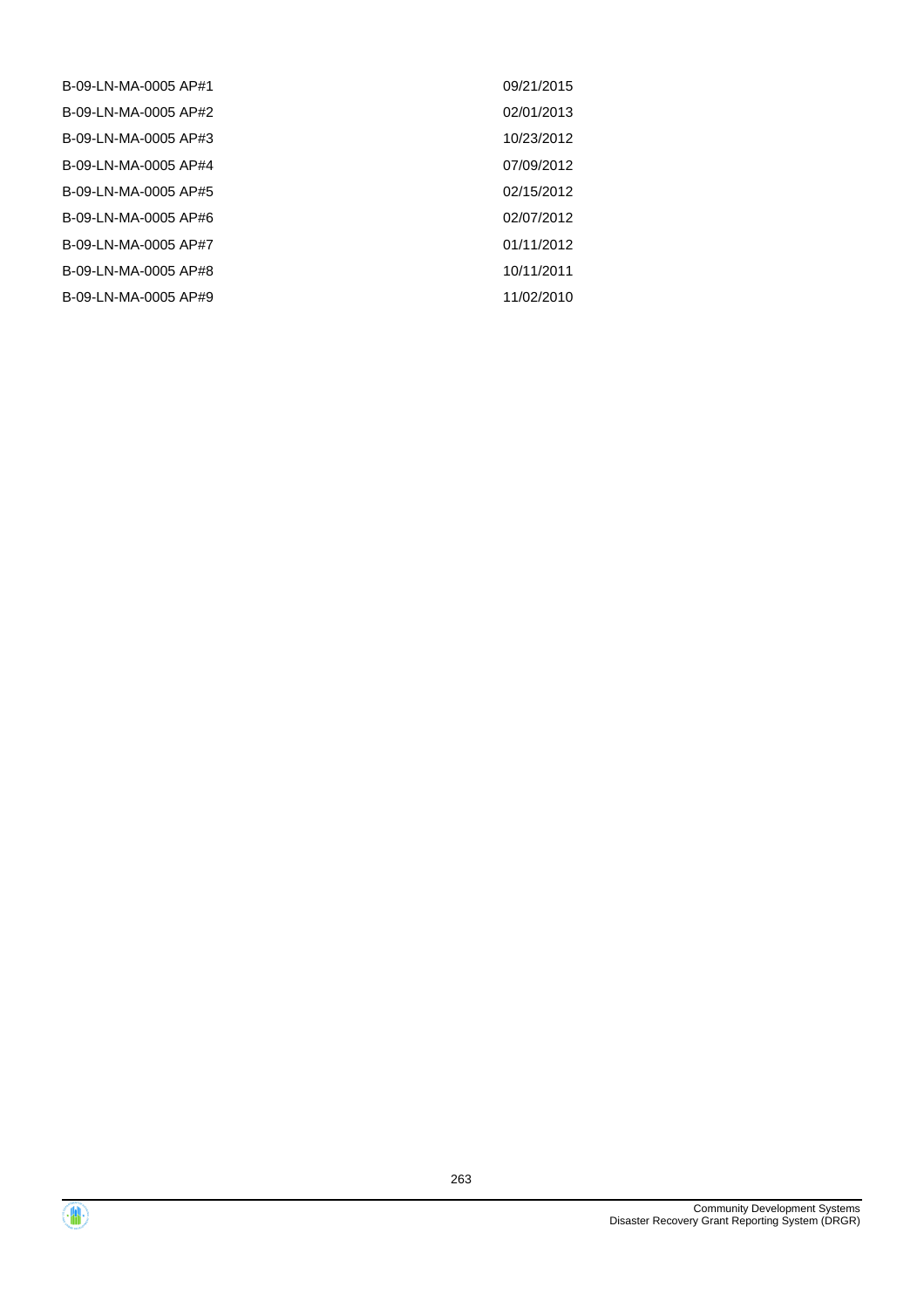| | |
|---|---|
| B-09-LN-MA-0005 AP#1 | 09/21/2015 |
| B-09-LN-MA-0005 AP#2 | 02/01/2013 |
| B-09-LN-MA-0005 AP#3 | 10/23/2012 |
| B-09-LN-MA-0005 AP#4 | 07/09/2012 |
| B-09-LN-MA-0005 AP#5 | 02/15/2012 |
| B-09-LN-MA-0005 AP#6 | 02/07/2012 |
| B-09-LN-MA-0005 AP#7 | 01/11/2012 |
| B-09-LN-MA-0005 AP#8 | 10/11/2011 |
| B-09-LN-MA-0005 AP#9 | 11/02/2010 |